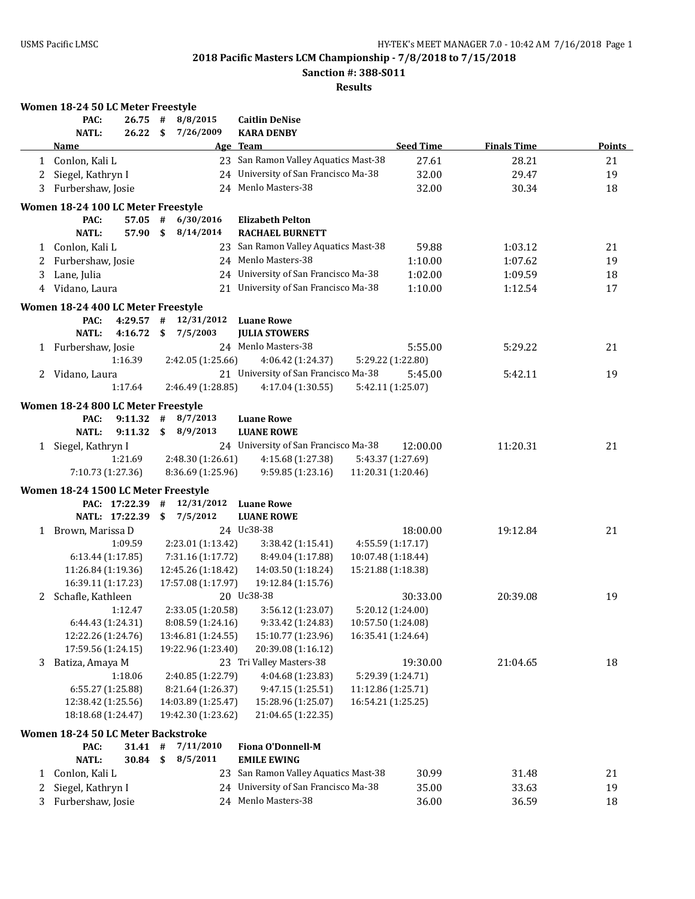**2018 Pacific Masters LCM Championship - 7/8/2018 to 7/15/2018**

**Sanction #: 388-S011**

**Results**

### Women 18-24 50 LC Meter Freestyle

| | | | | |
|---|---|---|---|---|
| PAC: | 26.75 | # | 8/8/2015 | Caitlin DeNise |
| NATL: | 26.22 | $ | 7/26/2009 | KARA DENBY |

| | Name | Age | Team | Seed Time | Finals Time | Points |
|---|---|---|---|---|---|---|
| 1 | Conlon, Kali L | 23 | San Ramon Valley Aquatics Mast-38 | 27.61 | 28.21 | 21 |
| 2 | Siegel, Kathryn I | 24 | University of San Francisco Ma-38 | 32.00 | 29.47 | 19 |
| 3 | Furbershaw, Josie | 24 | Menlo Masters-38 | 32.00 | 30.34 | 18 |

### Women 18-24 100 LC Meter Freestyle

| | | | | |
|---|---|---|---|---|
| PAC: | 57.05 | # | 6/30/2016 | Elizabeth Pelton |
| NATL: | 57.90 | $ | 8/14/2014 | RACHAEL BURNETT |

| | Name | Age | Team | Seed Time | Finals Time | Points |
|---|---|---|---|---|---|---|
| 1 | Conlon, Kali L | 23 | San Ramon Valley Aquatics Mast-38 | 59.88 | 1:03.12 | 21 |
| 2 | Furbershaw, Josie | 24 | Menlo Masters-38 | 1:10.00 | 1:07.62 | 19 |
| 3 | Lane, Julia | 24 | University of San Francisco Ma-38 | 1:02.00 | 1:09.59 | 18 |
| 4 | Vidano, Laura | 21 | University of San Francisco Ma-38 | 1:10.00 | 1:12.54 | 17 |

### Women 18-24 400 LC Meter Freestyle

| | | | | |
|---|---|---|---|---|
| PAC: | 4:29.57 | # | 12/31/2012 | Luane Rowe |
| NATL: | 4:16.72 | $ | 7/5/2003 | JULIA STOWERS |

| | Name | Age | Team | Seed Time | Finals Time | Points |
|---|---|---|---|---|---|---|
| 1 | Furbershaw, Josie | 24 | Menlo Masters-38 | 5:55.00 | 5:29.22 | 21 |
| | 1:16.39 | 2:42.05 (1:25.66) | 4:06.42 (1:24.37) | 5:29.22 (1:22.80) | | |
| 2 | Vidano, Laura | 21 | University of San Francisco Ma-38 | 5:45.00 | 5:42.11 | 19 |
| | 1:17.64 | 2:46.49 (1:28.85) | 4:17.04 (1:30.55) | 5:42.11 (1:25.07) | | |

### Women 18-24 800 LC Meter Freestyle

| | | | | |
|---|---|---|---|---|
| PAC: | 9:11.32 | # | 8/7/2013 | Luane Rowe |
| NATL: | 9:11.32 | $ | 8/9/2013 | LUANE ROWE |

| | Name | Age | Team | Seed Time | Finals Time | Points |
|---|---|---|---|---|---|---|
| 1 | Siegel, Kathryn I | 24 | University of San Francisco Ma-38 | 12:00.00 | 11:20.31 | 21 |
| | 1:21.69 | 2:48.30 (1:26.61) | 4:15.68 (1:27.38) | 5:43.37 (1:27.69) | | |
| | 7:10.73 (1:27.36) | 8:36.69 (1:25.96) | 9:59.85 (1:23.16) | 11:20.31 (1:20.46) | | |

### Women 18-24 1500 LC Meter Freestyle

| | | | | |
|---|---|---|---|---|
| PAC: | 17:22.39 | # | 12/31/2012 | Luane Rowe |
| NATL: | 17:22.39 | $ | 7/5/2012 | LUANE ROWE |

| | Name | Age | Team | Seed Time | Finals Time | Points |
|---|---|---|---|---|---|---|
| 1 | Brown, Marissa D | 24 | Uc38-38 | 18:00.00 | 19:12.84 | 21 |
| | 1:09.59 | 2:23.01 (1:13.42) | 3:38.42 (1:15.41) | 4:55.59 (1:17.17) | | |
| | 6:13.44 (1:17.85) | 7:31.16 (1:17.72) | 8:49.04 (1:17.88) | 10:07.48 (1:18.44) | | |
| | 11:26.84 (1:19.36) | 12:45.26 (1:18.42) | 14:03.50 (1:18.24) | 15:21.88 (1:18.38) | | |
| | 16:39.11 (1:17.23) | 17:57.08 (1:17.97) | 19:12.84 (1:15.76) | | | |
| 2 | Schafle, Kathleen | 20 | Uc38-38 | 30:33.00 | 20:39.08 | 19 |
| | 1:12.47 | 2:33.05 (1:20.58) | 3:56.12 (1:23.07) | 5:20.12 (1:24.00) | | |
| | 6:44.43 (1:24.31) | 8:08.59 (1:24.16) | 9:33.42 (1:24.83) | 10:57.50 (1:24.08) | | |
| | 12:22.26 (1:24.76) | 13:46.81 (1:24.55) | 15:10.77 (1:23.96) | 16:35.41 (1:24.64) | | |
| | 17:59.56 (1:24.15) | 19:22.96 (1:23.40) | 20:39.08 (1:16.12) | | | |
| 3 | Batiza, Amaya M | 23 | Tri Valley Masters-38 | 19:30.00 | 21:04.65 | 18 |
| | 1:18.06 | 2:40.85 (1:22.79) | 4:04.68 (1:23.83) | 5:29.39 (1:24.71) | | |
| | 6:55.27 (1:25.88) | 8:21.64 (1:26.37) | 9:47.15 (1:25.51) | 11:12.86 (1:25.71) | | |
| | 12:38.42 (1:25.56) | 14:03.89 (1:25.47) | 15:28.96 (1:25.07) | 16:54.21 (1:25.25) | | |
| | 18:18.68 (1:24.47) | 19:42.30 (1:23.62) | 21:04.65 (1:22.35) | | | |

### Women 18-24 50 LC Meter Backstroke

| | | | | |
|---|---|---|---|---|
| PAC: | 31.41 | # | 7/11/2010 | Fiona O'Donnell-M |
| NATL: | 30.84 | $ | 8/5/2011 | EMILE EWING |

| | Name | Age | Team | Seed Time | Finals Time | Points |
|---|---|---|---|---|---|---|
| 1 | Conlon, Kali L | 23 | San Ramon Valley Aquatics Mast-38 | 30.99 | 31.48 | 21 |
| 2 | Siegel, Kathryn I | 24 | University of San Francisco Ma-38 | 35.00 | 33.63 | 19 |
| 3 | Furbershaw, Josie | 24 | Menlo Masters-38 | 36.00 | 36.59 | 18 |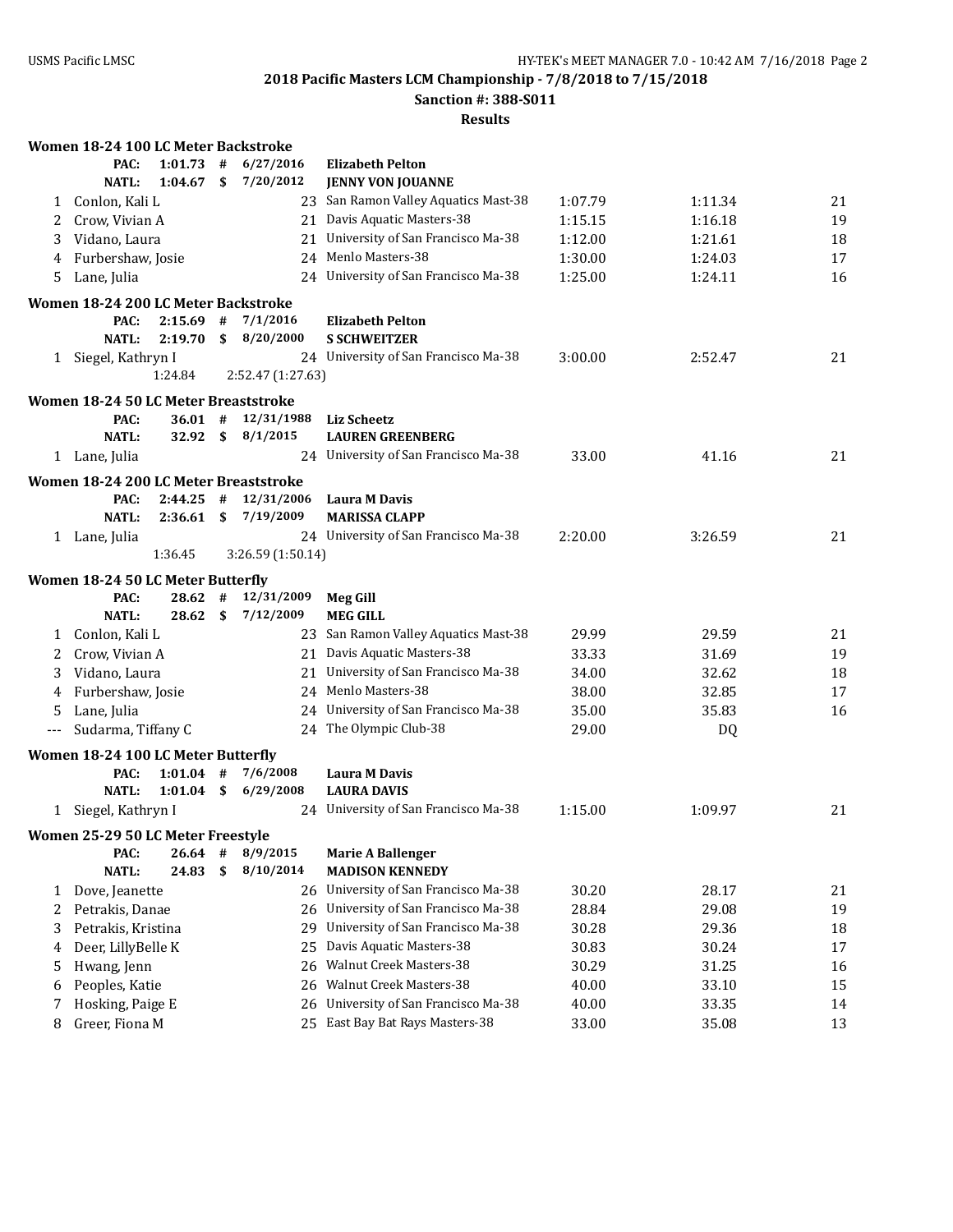**2018 Pacific Masters LCM Championship - 7/8/2018 to 7/15/2018**

**Sanction #: 388-S011**

**Results**

### Women 18-24 100 LC Meter Backstroke

| | | | | | | |
|---|---|---|---|---|---|---|
| **PAC:** | **1:01.73 #** | **6/27/2016** | **Elizabeth Pelton** | | | |
| **NATL:** | **1:04.67 $** | **7/20/2012** | **JENNY VON JOUANNE** | | | |
| 1 | Conlon, Kali L | 23 | San Ramon Valley Aquatics Mast-38 | 1:07.79 | 1:11.34 | 21 |
| 2 | Crow, Vivian A | 21 | Davis Aquatic Masters-38 | 1:15.15 | 1:16.18 | 19 |
| 3 | Vidano, Laura | 21 | University of San Francisco Ma-38 | 1:12.00 | 1:21.61 | 18 |
| 4 | Furbershaw, Josie | 24 | Menlo Masters-38 | 1:30.00 | 1:24.03 | 17 |
| 5 | Lane, Julia | 24 | University of San Francisco Ma-38 | 1:25.00 | 1:24.11 | 16 |

### Women 18-24 200 LC Meter Backstroke

| | | | | | | |
|---|---|---|---|---|---|---|
| **PAC:** | **2:15.69 #** | **7/1/2016** | **Elizabeth Pelton** | | | |
| **NATL:** | **2:19.70 $** | **8/20/2000** | **S SCHWEITZER** | | | |
| 1 | Siegel, Kathryn I | 24 | University of San Francisco Ma-38 | 3:00.00 | 2:52.47 | 21 |
| | 1:24.84 | 2:52.47 (1:27.63) | | | | |

### Women 18-24 50 LC Meter Breaststroke

| | | | | | | |
|---|---|---|---|---|---|---|
| **PAC:** | **36.01 #** | **12/31/1988** | **Liz Scheetz** | | | |
| **NATL:** | **32.92 $** | **8/1/2015** | **LAUREN GREENBERG** | | | |
| 1 | Lane, Julia | 24 | University of San Francisco Ma-38 | 33.00 | 41.16 | 21 |

### Women 18-24 200 LC Meter Breaststroke

| | | | | | | |
|---|---|---|---|---|---|---|
| **PAC:** | **2:44.25 #** | **12/31/2006** | **Laura M Davis** | | | |
| **NATL:** | **2:36.61 $** | **7/19/2009** | **MARISSA CLAPP** | | | |
| 1 | Lane, Julia | 24 | University of San Francisco Ma-38 | 2:20.00 | 3:26.59 | 21 |
| | 1:36.45 | 3:26.59 (1:50.14) | | | | |

### Women 18-24 50 LC Meter Butterfly

| | | | | | | |
|---|---|---|---|---|---|---|
| **PAC:** | **28.62 #** | **12/31/2009** | **Meg Gill** | | | |
| **NATL:** | **28.62 $** | **7/12/2009** | **MEG GILL** | | | |
| 1 | Conlon, Kali L | 23 | San Ramon Valley Aquatics Mast-38 | 29.99 | 29.59 | 21 |
| 2 | Crow, Vivian A | 21 | Davis Aquatic Masters-38 | 33.33 | 31.69 | 19 |
| 3 | Vidano, Laura | 21 | University of San Francisco Ma-38 | 34.00 | 32.62 | 18 |
| 4 | Furbershaw, Josie | 24 | Menlo Masters-38 | 38.00 | 32.85 | 17 |
| 5 | Lane, Julia | 24 | University of San Francisco Ma-38 | 35.00 | 35.83 | 16 |
| --- | Sudarma, Tiffany C | 24 | The Olympic Club-38 | 29.00 | DQ | |

### Women 18-24 100 LC Meter Butterfly

| | | | | | | |
|---|---|---|---|---|---|---|
| **PAC:** | **1:01.04 #** | **7/6/2008** | **Laura M Davis** | | | |
| **NATL:** | **1:01.04 $** | **6/29/2008** | **LAURA DAVIS** | | | |
| 1 | Siegel, Kathryn I | 24 | University of San Francisco Ma-38 | 1:15.00 | 1:09.97 | 21 |

### Women 25-29 50 LC Meter Freestyle

| | | | | | | |
|---|---|---|---|---|---|---|
| **PAC:** | **26.64 #** | **8/9/2015** | **Marie A Ballenger** | | | |
| **NATL:** | **24.83 $** | **8/10/2014** | **MADISON KENNEDY** | | | |
| 1 | Dove, Jeanette | 26 | University of San Francisco Ma-38 | 30.20 | 28.17 | 21 |
| 2 | Petrakis, Danae | 26 | University of San Francisco Ma-38 | 28.84 | 29.08 | 19 |
| 3 | Petrakis, Kristina | 29 | University of San Francisco Ma-38 | 30.28 | 29.36 | 18 |
| 4 | Deer, LillyBelle K | 25 | Davis Aquatic Masters-38 | 30.83 | 30.24 | 17 |
| 5 | Hwang, Jenn | 26 | Walnut Creek Masters-38 | 30.29 | 31.25 | 16 |
| 6 | Peoples, Katie | 26 | Walnut Creek Masters-38 | 40.00 | 33.10 | 15 |
| 7 | Hosking, Paige E | 26 | University of San Francisco Ma-38 | 40.00 | 33.35 | 14 |
| 8 | Greer, Fiona M | 25 | East Bay Bat Rays Masters-38 | 33.00 | 35.08 | 13 |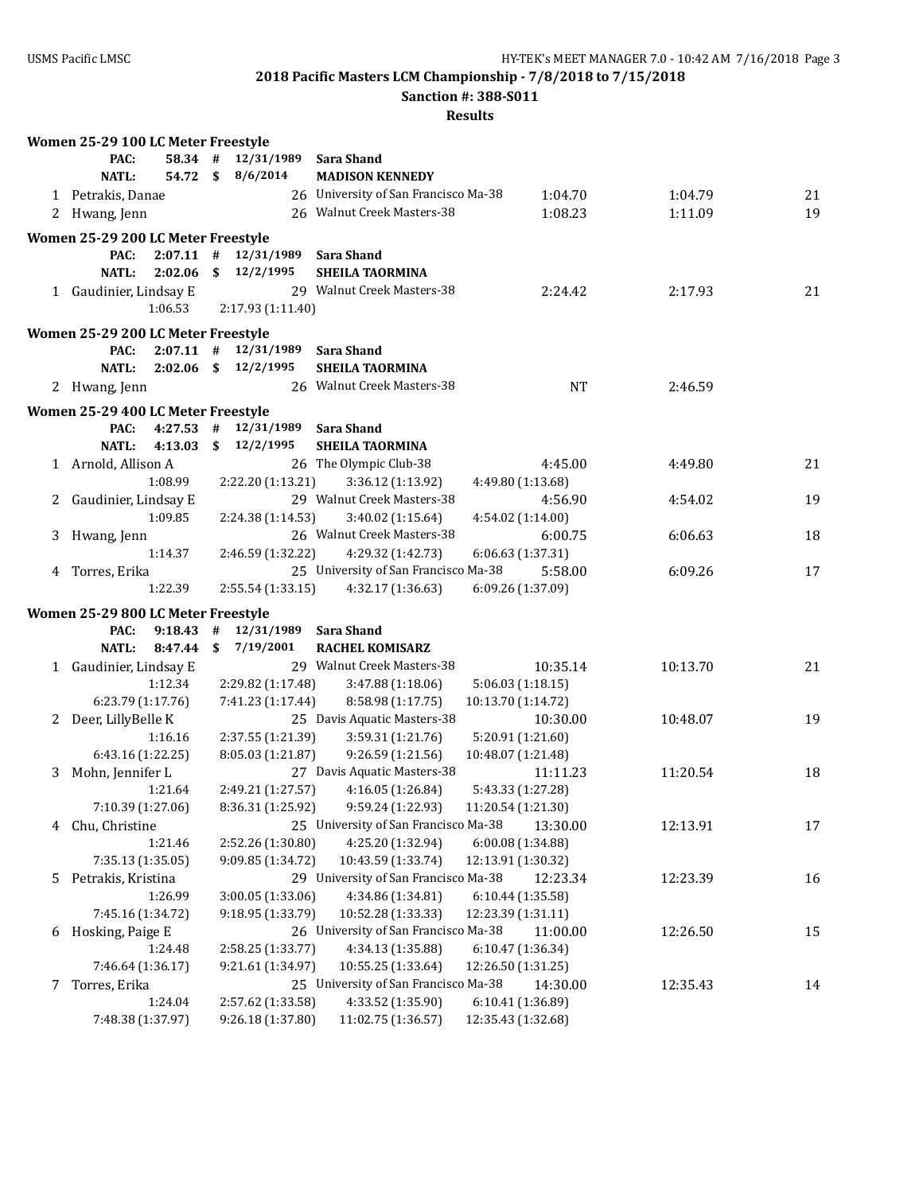2018 Pacific Masters LCM Championship - 7/8/2018 to 7/15/2018

Sanction #: 388-S011

Results

### Women 25-29 100 LC Meter Freestyle

PAC: 58.34 # 12/31/1989 **Sara Shand**
NATL: 54.72 $ 8/6/2014 **MADISON KENNEDY**

| Place | Name | Age | Team | Seed Time | Finals Time | Points |
|---|---|---|---|---|---|---|
| 1 | Petrakis, Danae | 26 | University of San Francisco Ma-38 | 1:04.70 | 1:04.79 | 21 |
| 2 | Hwang, Jenn | 26 | Walnut Creek Masters-38 | 1:08.23 | 1:11.09 | 19 |

### Women 25-29 200 LC Meter Freestyle

PAC: 2:07.11 # 12/31/1989 **Sara Shand**
NATL: 2:02.06 $ 12/2/1995 **SHEILA TAORMINA**

| Place | Name | Age | Team | Seed Time | Finals Time | Points |
|---|---|---|---|---|---|---|
| 1 | Gaudinier, Lindsay E | 29 | Walnut Creek Masters-38 | 2:24.42 | 2:17.93 | 21 |

Splits: 1:06.53, 2:17.93 (1:11.40)

### Women 25-29 200 LC Meter Freestyle

PAC: 2:07.11 # 12/31/1989 **Sara Shand**
NATL: 2:02.06 $ 12/2/1995 **SHEILA TAORMINA**

| Place | Name | Age | Team | Seed Time | Finals Time | Points |
|---|---|---|---|---|---|---|
| 2 | Hwang, Jenn | 26 | Walnut Creek Masters-38 | NT | 2:46.59 | |

### Women 25-29 400 LC Meter Freestyle

PAC: 4:27.53 # 12/31/1989 **Sara Shand**
NATL: 4:13.03 $ 12/2/1995 **SHEILA TAORMINA**

| Place | Name | Age | Team | Seed Time | Finals Time | Points |
|---|---|---|---|---|---|---|
| 1 | Arnold, Allison A | 26 | The Olympic Club-38 | 4:45.00 | 4:49.80 | 21 |
| | 1:08.99 | | 2:22.20 (1:13.21) | 3:36.12 (1:13.92) | 4:49.80 (1:13.68) | |
| 2 | Gaudinier, Lindsay E | 29 | Walnut Creek Masters-38 | 4:56.90 | 4:54.02 | 19 |
| | 1:09.85 | | 2:24.38 (1:14.53) | 3:40.02 (1:15.64) | 4:54.02 (1:14.00) | |
| 3 | Hwang, Jenn | 26 | Walnut Creek Masters-38 | 6:00.75 | 6:06.63 | 18 |
| | 1:14.37 | | 2:46.59 (1:32.22) | 4:29.32 (1:42.73) | 6:06.63 (1:37.31) | |
| 4 | Torres, Erika | 25 | University of San Francisco Ma-38 | 5:58.00 | 6:09.26 | 17 |
| | 1:22.39 | | 2:55.54 (1:33.15) | 4:32.17 (1:36.63) | 6:09.26 (1:37.09) | |

### Women 25-29 800 LC Meter Freestyle

PAC: 9:18.43 # 12/31/1989 **Sara Shand**
NATL: 8:47.44 $ 7/19/2001 **RACHEL KOMISARZ**

| Place | Name | Age | Team | Seed Time | Finals Time | Points |
|---|---|---|---|---|---|---|
| 1 | Gaudinier, Lindsay E | 29 | Walnut Creek Masters-38 | 10:35.14 | 10:13.70 | 21 |
| | 1:12.34 | | 2:29.82 (1:17.48) | 3:47.88 (1:18.06) | 5:06.03 (1:18.15) | |
| | 6:23.79 (1:17.76) | | 7:41.23 (1:17.44) | 8:58.98 (1:17.75) | 10:13.70 (1:14.72) | |
| 2 | Deer, LillyBelle K | 25 | Davis Aquatic Masters-38 | 10:30.00 | 10:48.07 | 19 |
| | 1:16.16 | | 2:37.55 (1:21.39) | 3:59.31 (1:21.76) | 5:20.91 (1:21.60) | |
| | 6:43.16 (1:22.25) | | 8:05.03 (1:21.87) | 9:26.59 (1:21.56) | 10:48.07 (1:21.48) | |
| 3 | Mohn, Jennifer L | 27 | Davis Aquatic Masters-38 | 11:11.23 | 11:20.54 | 18 |
| | 1:21.64 | | 2:49.21 (1:27.57) | 4:16.05 (1:26.84) | 5:43.33 (1:27.28) | |
| | 7:10.39 (1:27.06) | | 8:36.31 (1:25.92) | 9:59.24 (1:22.93) | 11:20.54 (1:21.30) | |
| 4 | Chu, Christine | 25 | University of San Francisco Ma-38 | 13:30.00 | 12:13.91 | 17 |
| | 1:21.46 | | 2:52.26 (1:30.80) | 4:25.20 (1:32.94) | 6:00.08 (1:34.88) | |
| | 7:35.13 (1:35.05) | | 9:09.85 (1:34.72) | 10:43.59 (1:33.74) | 12:13.91 (1:30.32) | |
| 5 | Petrakis, Kristina | 29 | University of San Francisco Ma-38 | 12:23.34 | 12:23.39 | 16 |
| | 1:26.99 | | 3:00.05 (1:33.06) | 4:34.86 (1:34.81) | 6:10.44 (1:35.58) | |
| | 7:45.16 (1:34.72) | | 9:18.95 (1:33.79) | 10:52.28 (1:33.33) | 12:23.39 (1:31.11) | |
| 6 | Hosking, Paige E | 26 | University of San Francisco Ma-38 | 11:00.00 | 12:26.50 | 15 |
| | 1:24.48 | | 2:58.25 (1:33.77) | 4:34.13 (1:35.88) | 6:10.47 (1:36.34) | |
| | 7:46.64 (1:36.17) | | 9:21.61 (1:34.97) | 10:55.25 (1:33.64) | 12:26.50 (1:31.25) | |
| 7 | Torres, Erika | 25 | University of San Francisco Ma-38 | 14:30.00 | 12:35.43 | 14 |
| | 1:24.04 | | 2:57.62 (1:33.58) | 4:33.52 (1:35.90) | 6:10.41 (1:36.89) | |
| | 7:48.38 (1:37.97) | | 9:26.18 (1:37.80) | 11:02.75 (1:36.57) | 12:35.43 (1:32.68) | |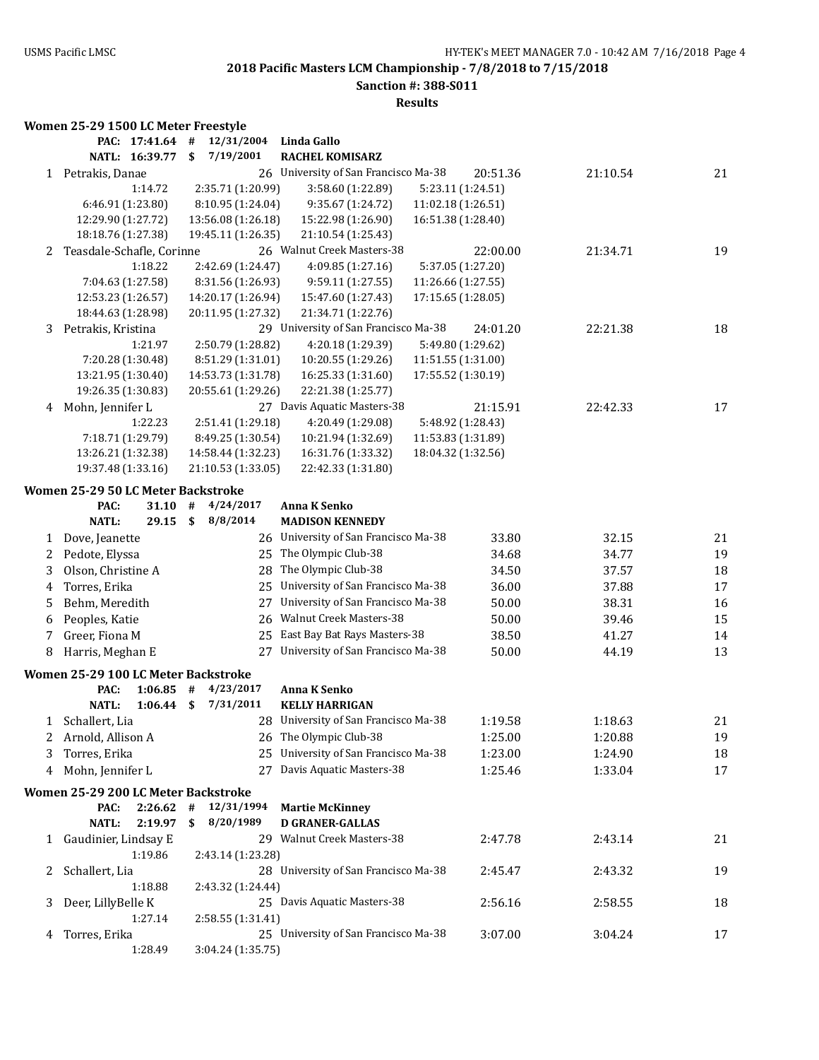## 2018 Pacific Masters LCM Championship - 7/8/2018 to 7/15/2018

**Sanction #: 388-S011**

**Results**

### Women 25-29 1500 LC Meter Freestyle

| | | | | | | |
|---|---|---|---|---|---|---|
| PAC: 17:41.64 # | 12/31/2004 | Linda Gallo | | | | |
| NATL: 16:39.77 $ | 7/19/2001 | RACHEL KOMISARZ | | | | |
| 1 Petrakis, Danae | 26 | University of San Francisco Ma-38 | 20:51.36 | 21:10.54 | 21 | |
| 1:14.72 | 2:35.71 (1:20.99) | 3:58.60 (1:22.89) | 5:23.11 (1:24.51) | | | |
| 6:46.91 (1:23.80) | 8:10.95 (1:24.04) | 9:35.67 (1:24.72) | 11:02.18 (1:26.51) | | | |
| 12:29.90 (1:27.72) | 13:56.08 (1:26.18) | 15:22.98 (1:26.90) | 16:51.38 (1:28.40) | | | |
| 18:18.76 (1:27.38) | 19:45.11 (1:26.35) | 21:10.54 (1:25.43) | | | | |
| 2 Teasdale-Schafle, Corinne | 26 | Walnut Creek Masters-38 | 22:00.00 | 21:34.71 | 19 | |
| 1:18.22 | 2:42.69 (1:24.47) | 4:09.85 (1:27.16) | 5:37.05 (1:27.20) | | | |
| 7:04.63 (1:27.58) | 8:31.56 (1:26.93) | 9:59.11 (1:27.55) | 11:26.66 (1:27.55) | | | |
| 12:53.23 (1:26.57) | 14:20.17 (1:26.94) | 15:47.60 (1:27.43) | 17:15.65 (1:28.05) | | | |
| 18:44.63 (1:28.98) | 20:11.95 (1:27.32) | 21:34.71 (1:22.76) | | | | |
| 3 Petrakis, Kristina | 29 | University of San Francisco Ma-38 | 24:01.20 | 22:21.38 | 18 | |
| 1:21.97 | 2:50.79 (1:28.82) | 4:20.18 (1:29.39) | 5:49.80 (1:29.62) | | | |
| 7:20.28 (1:30.48) | 8:51.29 (1:31.01) | 10:20.55 (1:29.26) | 11:51.55 (1:31.00) | | | |
| 13:21.95 (1:30.40) | 14:53.73 (1:31.78) | 16:25.33 (1:31.60) | 17:55.52 (1:30.19) | | | |
| 19:26.35 (1:30.83) | 20:55.61 (1:29.26) | 22:21.38 (1:25.77) | | | | |
| 4 Mohn, Jennifer L | 27 | Davis Aquatic Masters-38 | 21:15.91 | 22:42.33 | 17 | |
| 1:22.23 | 2:51.41 (1:29.18) | 4:20.49 (1:29.08) | 5:48.92 (1:28.43) | | | |
| 7:18.71 (1:29.79) | 8:49.25 (1:30.54) | 10:21.94 (1:32.69) | 11:53.83 (1:31.89) | | | |
| 13:26.21 (1:32.38) | 14:58.44 (1:32.23) | 16:31.76 (1:33.32) | 18:04.32 (1:32.56) | | | |
| 19:37.48 (1:33.16) | 21:10.53 (1:33.05) | 22:42.33 (1:31.80) | | | | |

### Women 25-29 50 LC Meter Backstroke

| | | | | | | |
|---|---|---|---|---|---|---|
| PAC: | 31.10 # | 4/24/2017 | Anna K Senko | | | |
| NATL: | 29.15 $ | 8/8/2014 | MADISON KENNEDY | | | |
| 1 | Dove, Jeanette | 26 | University of San Francisco Ma-38 | 33.80 | 32.15 | 21 |
| 2 | Pedote, Elyssa | 25 | The Olympic Club-38 | 34.68 | 34.77 | 19 |
| 3 | Olson, Christine A | 28 | The Olympic Club-38 | 34.50 | 37.57 | 18 |
| 4 | Torres, Erika | 25 | University of San Francisco Ma-38 | 36.00 | 37.88 | 17 |
| 5 | Behm, Meredith | 27 | University of San Francisco Ma-38 | 50.00 | 38.31 | 16 |
| 6 | Peoples, Katie | 26 | Walnut Creek Masters-38 | 50.00 | 39.46 | 15 |
| 7 | Greer, Fiona M | 25 | East Bay Bat Rays Masters-38 | 38.50 | 41.27 | 14 |
| 8 | Harris, Meghan E | 27 | University of San Francisco Ma-38 | 50.00 | 44.19 | 13 |

### Women 25-29 100 LC Meter Backstroke

| | | | | | | |
|---|---|---|---|---|---|---|
| PAC: | 1:06.85 # | 4/23/2017 | Anna K Senko | | | |
| NATL: | 1:06.44 $ | 7/31/2011 | KELLY HARRIGAN | | | |
| 1 | Schallert, Lia | 28 | University of San Francisco Ma-38 | 1:19.58 | 1:18.63 | 21 |
| 2 | Arnold, Allison A | 26 | The Olympic Club-38 | 1:25.00 | 1:20.88 | 19 |
| 3 | Torres, Erika | 25 | University of San Francisco Ma-38 | 1:23.00 | 1:24.90 | 18 |
| 4 | Mohn, Jennifer L | 27 | Davis Aquatic Masters-38 | 1:25.46 | 1:33.04 | 17 |

### Women 25-29 200 LC Meter Backstroke

| | | | | | | |
|---|---|---|---|---|---|---|
| PAC: | 2:26.62 # | 12/31/1994 | Martie McKinney | | | |
| NATL: | 2:19.97 $ | 8/20/1989 | D GRANER-GALLAS | | | |
| 1 | Gaudinier, Lindsay E | 29 | Walnut Creek Masters-38 | 2:47.78 | 2:43.14 | 21 |
| | 1:19.86 | 2:43.14 (1:23.28) | | | | |
| 2 | Schallert, Lia | 28 | University of San Francisco Ma-38 | 2:45.47 | 2:43.32 | 19 |
| | 1:18.88 | 2:43.32 (1:24.44) | | | | |
| 3 | Deer, LillyBelle K | 25 | Davis Aquatic Masters-38 | 2:56.16 | 2:58.55 | 18 |
| | 1:27.14 | 2:58.55 (1:31.41) | | | | |
| 4 | Torres, Erika | 25 | University of San Francisco Ma-38 | 3:07.00 | 3:04.24 | 17 |
| | 1:28.49 | 3:04.24 (1:35.75) | | | | |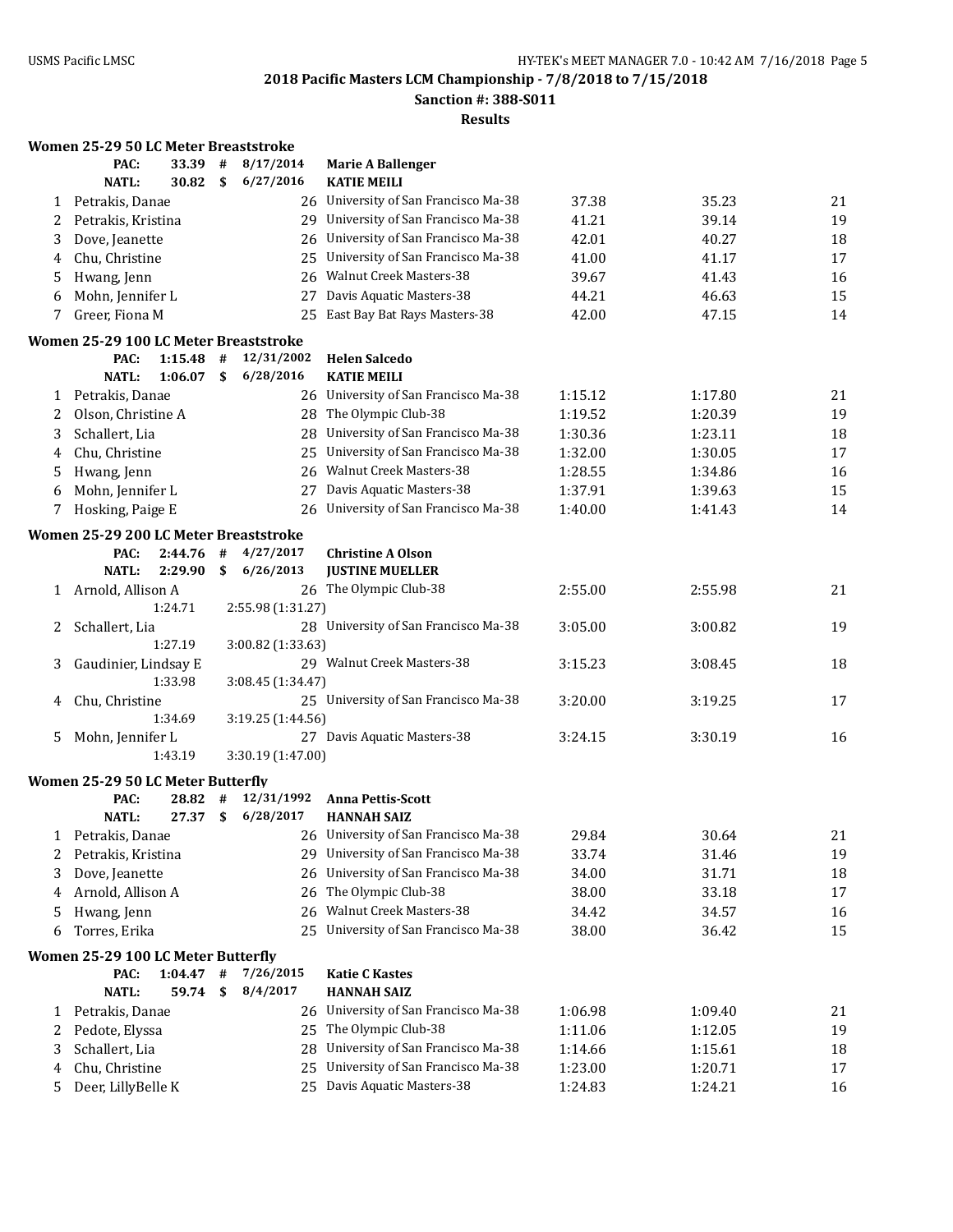## 2018 Pacific Masters LCM Championship - 7/8/2018 to 7/15/2018

**Sanction #: 388-S011**

**Results**

### Women 25-29 50 LC Meter Breaststroke

| | | | | | |
|---|---|---|---|---|---|
| **PAC:** | **33.39** | **#** | **8/17/2014** | **Marie A Ballenger** | |
| **NATL:** | **30.82** | **$** | **6/27/2016** | **KATIE MEILI** | |

| Place | Name | Age | Team | Seed | Finals | Points |
|---|---|---|---|---|---|---|
| 1 | Petrakis, Danae | 26 | University of San Francisco Ma-38 | 37.38 | 35.23 | 21 |
| 2 | Petrakis, Kristina | 29 | University of San Francisco Ma-38 | 41.21 | 39.14 | 19 |
| 3 | Dove, Jeanette | 26 | University of San Francisco Ma-38 | 42.01 | 40.27 | 18 |
| 4 | Chu, Christine | 25 | University of San Francisco Ma-38 | 41.00 | 41.17 | 17 |
| 5 | Hwang, Jenn | 26 | Walnut Creek Masters-38 | 39.67 | 41.43 | 16 |
| 6 | Mohn, Jennifer L | 27 | Davis Aquatic Masters-38 | 44.21 | 46.63 | 15 |
| 7 | Greer, Fiona M | 25 | East Bay Bat Rays Masters-38 | 42.00 | 47.15 | 14 |

### Women 25-29 100 LC Meter Breaststroke

| | | | | | |
|---|---|---|---|---|---|
| **PAC:** | **1:15.48** | **#** | **12/31/2002** | **Helen Salcedo** | |
| **NATL:** | **1:06.07** | **$** | **6/28/2016** | **KATIE MEILI** | |

| Place | Name | Age | Team | Seed | Finals | Points |
|---|---|---|---|---|---|---|
| 1 | Petrakis, Danae | 26 | University of San Francisco Ma-38 | 1:15.12 | 1:17.80 | 21 |
| 2 | Olson, Christine A | 28 | The Olympic Club-38 | 1:19.52 | 1:20.39 | 19 |
| 3 | Schallert, Lia | 28 | University of San Francisco Ma-38 | 1:30.36 | 1:23.11 | 18 |
| 4 | Chu, Christine | 25 | University of San Francisco Ma-38 | 1:32.00 | 1:30.05 | 17 |
| 5 | Hwang, Jenn | 26 | Walnut Creek Masters-38 | 1:28.55 | 1:34.86 | 16 |
| 6 | Mohn, Jennifer L | 27 | Davis Aquatic Masters-38 | 1:37.91 | 1:39.63 | 15 |
| 7 | Hosking, Paige E | 26 | University of San Francisco Ma-38 | 1:40.00 | 1:41.43 | 14 |

### Women 25-29 200 LC Meter Breaststroke

| | | | | | |
|---|---|---|---|---|---|
| **PAC:** | **2:44.76** | **#** | **4/27/2017** | **Christine A Olson** | |
| **NATL:** | **2:29.90** | **$** | **6/26/2013** | **JUSTINE MUELLER** | |

| Place | Name | Age | Team | Seed | Finals | Points |
|---|---|---|---|---|---|---|
| 1 | Arnold, Allison A | 26 | The Olympic Club-38 | 2:55.00 | 2:55.98 | 21 |
| | 1:24.71 | 2:55.98 (1:31.27) | | | | |
| 2 | Schallert, Lia | 28 | University of San Francisco Ma-38 | 3:05.00 | 3:00.82 | 19 |
| | 1:27.19 | 3:00.82 (1:33.63) | | | | |
| 3 | Gaudinier, Lindsay E | 29 | Walnut Creek Masters-38 | 3:15.23 | 3:08.45 | 18 |
| | 1:33.98 | 3:08.45 (1:34.47) | | | | |
| 4 | Chu, Christine | 25 | University of San Francisco Ma-38 | 3:20.00 | 3:19.25 | 17 |
| | 1:34.69 | 3:19.25 (1:44.56) | | | | |
| 5 | Mohn, Jennifer L | 27 | Davis Aquatic Masters-38 | 3:24.15 | 3:30.19 | 16 |
| | 1:43.19 | 3:30.19 (1:47.00) | | | | |

### Women 25-29 50 LC Meter Butterfly

| | | | | | |
|---|---|---|---|---|---|
| **PAC:** | **28.82** | **#** | **12/31/1992** | **Anna Pettis-Scott** | |
| **NATL:** | **27.37** | **$** | **6/28/2017** | **HANNAH SAIZ** | |

| Place | Name | Age | Team | Seed | Finals | Points |
|---|---|---|---|---|---|---|
| 1 | Petrakis, Danae | 26 | University of San Francisco Ma-38 | 29.84 | 30.64 | 21 |
| 2 | Petrakis, Kristina | 29 | University of San Francisco Ma-38 | 33.74 | 31.46 | 19 |
| 3 | Dove, Jeanette | 26 | University of San Francisco Ma-38 | 34.00 | 31.71 | 18 |
| 4 | Arnold, Allison A | 26 | The Olympic Club-38 | 38.00 | 33.18 | 17 |
| 5 | Hwang, Jenn | 26 | Walnut Creek Masters-38 | 34.42 | 34.57 | 16 |
| 6 | Torres, Erika | 25 | University of San Francisco Ma-38 | 38.00 | 36.42 | 15 |

### Women 25-29 100 LC Meter Butterfly

| | | | | | |
|---|---|---|---|---|---|
| **PAC:** | **1:04.47** | **#** | **7/26/2015** | **Katie C Kastes** | |
| **NATL:** | **59.74** | **$** | **8/4/2017** | **HANNAH SAIZ** | |

| Place | Name | Age | Team | Seed | Finals | Points |
|---|---|---|---|---|---|---|
| 1 | Petrakis, Danae | 26 | University of San Francisco Ma-38 | 1:06.98 | 1:09.40 | 21 |
| 2 | Pedote, Elyssa | 25 | The Olympic Club-38 | 1:11.06 | 1:12.05 | 19 |
| 3 | Schallert, Lia | 28 | University of San Francisco Ma-38 | 1:14.66 | 1:15.61 | 18 |
| 4 | Chu, Christine | 25 | University of San Francisco Ma-38 | 1:23.00 | 1:20.71 | 17 |
| 5 | Deer, LillyBelle K | 25 | Davis Aquatic Masters-38 | 1:24.83 | 1:24.21 | 16 |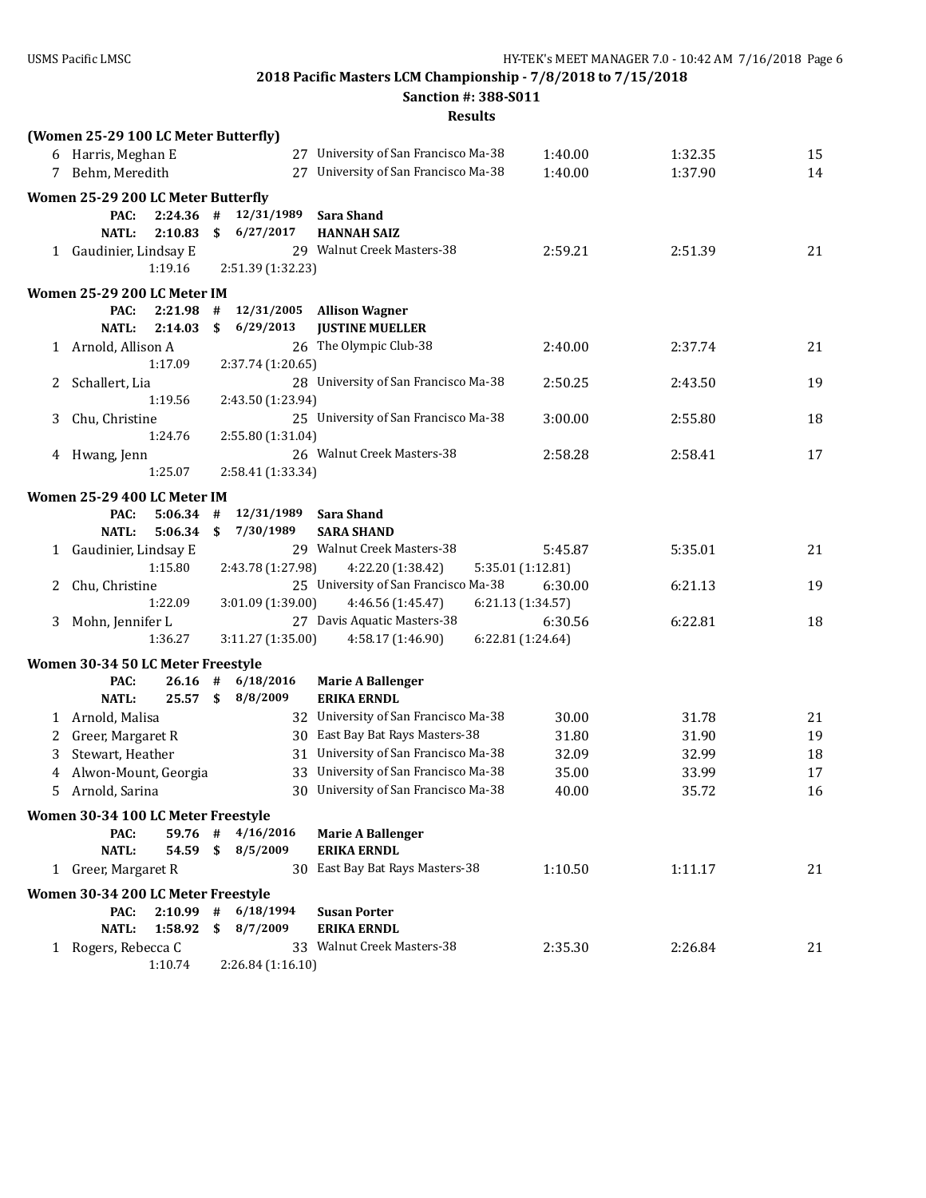**2018 Pacific Masters LCM Championship - 7/8/2018 to 7/15/2018**

**Sanction #: 388-S011**

**Results**

**(Women 25-29 100 LC Meter Butterfly)**

| | Name | Age | Team | Seed Time | Finals Time | Points |
|---|---|---|---|---|---|---|
| 6 | Harris, Meghan E | 27 | University of San Francisco Ma-38 | 1:40.00 | 1:32.35 | 15 |
| 7 | Behm, Meredith | 27 | University of San Francisco Ma-38 | 1:40.00 | 1:37.90 | 14 |

**Women 25-29 200 LC Meter Butterfly**

PAC: 2:24.36 # 12/31/1989 **Sara Shand**
NATL: 2:10.83 $ 6/27/2017 **HANNAH SAIZ**

| | Name | Age | Team | Seed Time | Finals Time | Points |
|---|---|---|---|---|---|---|
| 1 | Gaudinier, Lindsay E | 29 | Walnut Creek Masters-38 | 2:59.21 | 2:51.39 | 21 |
| | 1:19.16 | 2:51.39 (1:32.23) | | | | |

**Women 25-29 200 LC Meter IM**

PAC: 2:21.98 # 12/31/2005 **Allison Wagner**
NATL: 2:14.03 $ 6/29/2013 **JUSTINE MUELLER**

| | Name | Age | Team | Seed Time | Finals Time | Points |
|---|---|---|---|---|---|---|
| 1 | Arnold, Allison A | 26 | The Olympic Club-38 | 2:40.00 | 2:37.74 | 21 |
| | 1:17.09 | 2:37.74 (1:20.65) | | | | |
| 2 | Schallert, Lia | 28 | University of San Francisco Ma-38 | 2:50.25 | 2:43.50 | 19 |
| | 1:19.56 | 2:43.50 (1:23.94) | | | | |
| 3 | Chu, Christine | 25 | University of San Francisco Ma-38 | 3:00.00 | 2:55.80 | 18 |
| | 1:24.76 | 2:55.80 (1:31.04) | | | | |
| 4 | Hwang, Jenn | 26 | Walnut Creek Masters-38 | 2:58.28 | 2:58.41 | 17 |
| | 1:25.07 | 2:58.41 (1:33.34) | | | | |

**Women 25-29 400 LC Meter IM**

PAC: 5:06.34 # 12/31/1989 **Sara Shand**
NATL: 5:06.34 $ 7/30/1989 **SARA SHAND**

| | Name | Age | Team | Seed Time | Finals Time | Points |
|---|---|---|---|---|---|---|
| 1 | Gaudinier, Lindsay E | 29 | Walnut Creek Masters-38 | 5:45.87 | 5:35.01 | 21 |
| | 1:15.80 | 2:43.78 (1:27.98) | 4:22.20 (1:38.42) | 5:35.01 (1:12.81) | | |
| 2 | Chu, Christine | 25 | University of San Francisco Ma-38 | 6:30.00 | 6:21.13 | 19 |
| | 1:22.09 | 3:01.09 (1:39.00) | 4:46.56 (1:45.47) | 6:21.13 (1:34.57) | | |
| 3 | Mohn, Jennifer L | 27 | Davis Aquatic Masters-38 | 6:30.56 | 6:22.81 | 18 |
| | 1:36.27 | 3:11.27 (1:35.00) | 4:58.17 (1:46.90) | 6:22.81 (1:24.64) | | |

**Women 30-34 50 LC Meter Freestyle**

PAC: 26.16 # 6/18/2016 **Marie A Ballenger**
NATL: 25.57 $ 8/8/2009 **ERIKA ERNDL**

| | Name | Age | Team | Seed Time | Finals Time | Points |
|---|---|---|---|---|---|---|
| 1 | Arnold, Malisa | 32 | University of San Francisco Ma-38 | 30.00 | 31.78 | 21 |
| 2 | Greer, Margaret R | 30 | East Bay Bat Rays Masters-38 | 31.80 | 31.90 | 19 |
| 3 | Stewart, Heather | 31 | University of San Francisco Ma-38 | 32.09 | 32.99 | 18 |
| 4 | Alwon-Mount, Georgia | 33 | University of San Francisco Ma-38 | 35.00 | 33.99 | 17 |
| 5 | Arnold, Sarina | 30 | University of San Francisco Ma-38 | 40.00 | 35.72 | 16 |

**Women 30-34 100 LC Meter Freestyle**

PAC: 59.76 # 4/16/2016 **Marie A Ballenger**
NATL: 54.59 $ 8/5/2009 **ERIKA ERNDL**

| | Name | Age | Team | Seed Time | Finals Time | Points |
|---|---|---|---|---|---|---|
| 1 | Greer, Margaret R | 30 | East Bay Bat Rays Masters-38 | 1:10.50 | 1:11.17 | 21 |

**Women 30-34 200 LC Meter Freestyle**

PAC: 2:10.99 # 6/18/1994 **Susan Porter**
NATL: 1:58.92 $ 8/7/2009 **ERIKA ERNDL**

| | Name | Age | Team | Seed Time | Finals Time | Points |
|---|---|---|---|---|---|---|
| 1 | Rogers, Rebecca C | 33 | Walnut Creek Masters-38 | 2:35.30 | 2:26.84 | 21 |
| | 1:10.74 | 2:26.84 (1:16.10) | | | | |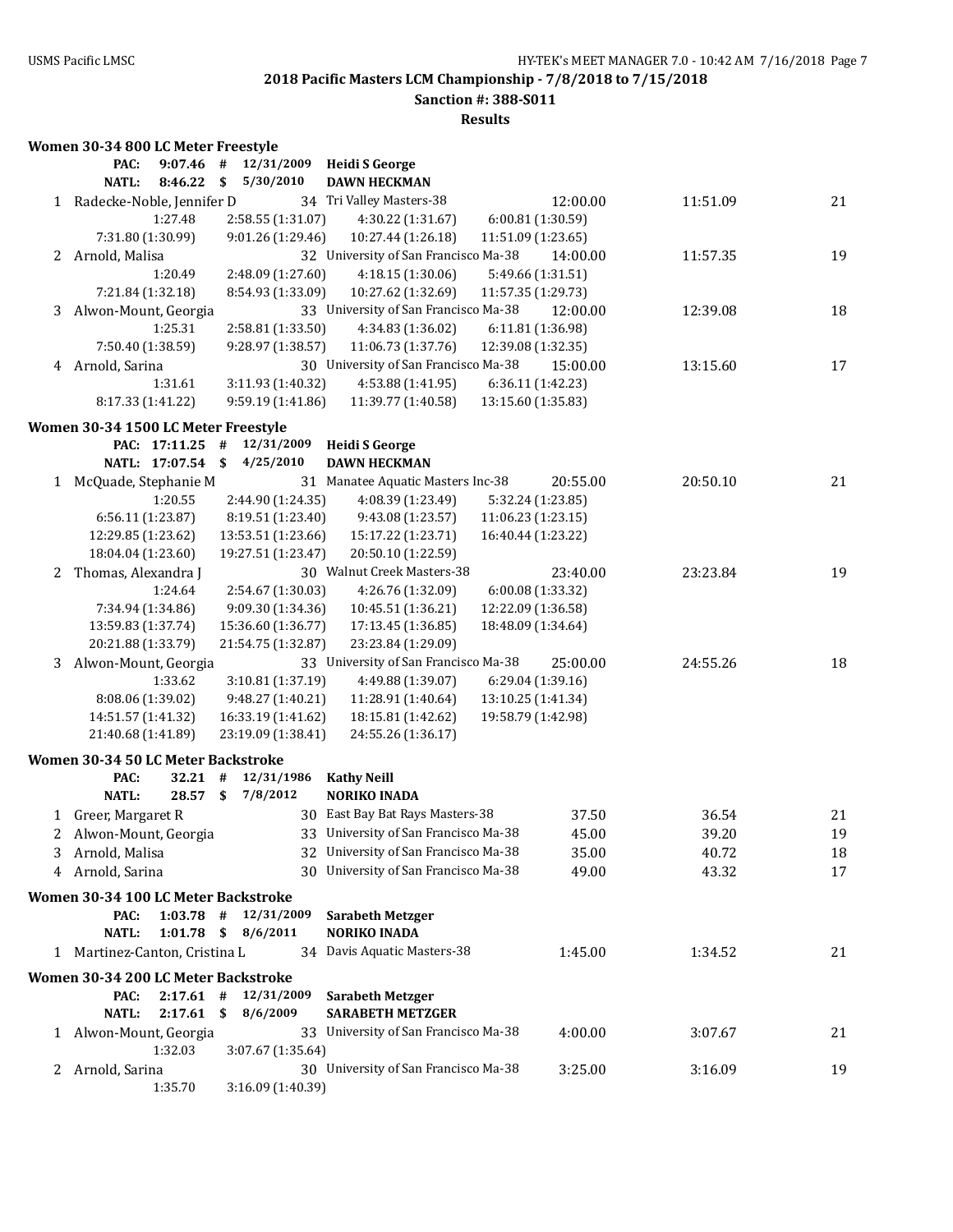## 2018 Pacific Masters LCM Championship - 7/8/2018 to 7/15/2018

**Sanction #: 388-S011**

**Results**

### Women 30-34 800 LC Meter Freestyle

| | | | | |
|---|---|---|---|---|
| PAC: | 9:07.46 | # | 12/31/2009 | Heidi S George |
| NATL: | 8:46.22 | $ | 5/30/2010 | DAWN HECKMAN |

| Place | Name | Age | Team | Seed Time | Finals Time | Points |
|---|---|---|---|---|---|---|
| 1 | Radecke-Noble, Jennifer D | 34 | Tri Valley Masters-38 | 12:00.00 | 11:51.09 | 21 |
| | 1:27.48 | 2:58.55 (1:31.07) | 4:30.22 (1:31.67) | 6:00.81 (1:30.59) | | |
| | 7:31.80 (1:30.99) | 9:01.26 (1:29.46) | 10:27.44 (1:26.18) | 11:51.09 (1:23.65) | | |
| 2 | Arnold, Malisa | 32 | University of San Francisco Ma-38 | 14:00.00 | 11:57.35 | 19 |
| | 1:20.49 | 2:48.09 (1:27.60) | 4:18.15 (1:30.06) | 5:49.66 (1:31.51) | | |
| | 7:21.84 (1:32.18) | 8:54.93 (1:33.09) | 10:27.62 (1:32.69) | 11:57.35 (1:29.73) | | |
| 3 | Alwon-Mount, Georgia | 33 | University of San Francisco Ma-38 | 12:00.00 | 12:39.08 | 18 |
| | 1:25.31 | 2:58.81 (1:33.50) | 4:34.83 (1:36.02) | 6:11.81 (1:36.98) | | |
| | 7:50.40 (1:38.59) | 9:28.97 (1:38.57) | 11:06.73 (1:37.76) | 12:39.08 (1:32.35) | | |
| 4 | Arnold, Sarina | 30 | University of San Francisco Ma-38 | 15:00.00 | 13:15.60 | 17 |
| | 1:31.61 | 3:11.93 (1:40.32) | 4:53.88 (1:41.95) | 6:36.11 (1:42.23) | | |
| | 8:17.33 (1:41.22) | 9:59.19 (1:41.86) | 11:39.77 (1:40.58) | 13:15.60 (1:35.83) | | |

### Women 30-34 1500 LC Meter Freestyle

| | | | | |
|---|---|---|---|---|
| PAC: | 17:11.25 | # | 12/31/2009 | Heidi S George |
| NATL: | 17:07.54 | $ | 4/25/2010 | DAWN HECKMAN |

| Place | Name | Age | Team | Seed Time | Finals Time | Points |
|---|---|---|---|---|---|---|
| 1 | McQuade, Stephanie M | 31 | Manatee Aquatic Masters Inc-38 | 20:55.00 | 20:50.10 | 21 |
| | 1:20.55 | 2:44.90 (1:24.35) | 4:08.39 (1:23.49) | 5:32.24 (1:23.85) | | |
| | 6:56.11 (1:23.87) | 8:19.51 (1:23.40) | 9:43.08 (1:23.57) | 11:06.23 (1:23.15) | | |
| | 12:29.85 (1:23.62) | 13:53.51 (1:23.66) | 15:17.22 (1:23.71) | 16:40.44 (1:23.22) | | |
| | 18:04.04 (1:23.60) | 19:27.51 (1:23.47) | 20:50.10 (1:22.59) | | | |
| 2 | Thomas, Alexandra J | 30 | Walnut Creek Masters-38 | 23:40.00 | 23:23.84 | 19 |
| | 1:24.64 | 2:54.67 (1:30.03) | 4:26.76 (1:32.09) | 6:00.08 (1:33.32) | | |
| | 7:34.94 (1:34.86) | 9:09.30 (1:34.36) | 10:45.51 (1:36.21) | 12:22.09 (1:36.58) | | |
| | 13:59.83 (1:37.74) | 15:36.60 (1:36.77) | 17:13.45 (1:36.85) | 18:48.09 (1:34.64) | | |
| | 20:21.88 (1:33.79) | 21:54.75 (1:32.87) | 23:23.84 (1:29.09) | | | |
| 3 | Alwon-Mount, Georgia | 33 | University of San Francisco Ma-38 | 25:00.00 | 24:55.26 | 18 |
| | 1:33.62 | 3:10.81 (1:37.19) | 4:49.88 (1:39.07) | 6:29.04 (1:39.16) | | |
| | 8:08.06 (1:39.02) | 9:48.27 (1:40.21) | 11:28.91 (1:40.64) | 13:10.25 (1:41.34) | | |
| | 14:51.57 (1:41.32) | 16:33.19 (1:41.62) | 18:15.81 (1:42.62) | 19:58.79 (1:42.98) | | |
| | 21:40.68 (1:41.89) | 23:19.09 (1:38.41) | 24:55.26 (1:36.17) | | | |

### Women 30-34 50 LC Meter Backstroke

| | | | | |
|---|---|---|---|---|
| PAC: | 32.21 | # | 12/31/1986 | Kathy Neill |
| NATL: | 28.57 | $ | 7/8/2012 | NORIKO INADA |

| Place | Name | Age | Team | Seed Time | Finals Time | Points |
|---|---|---|---|---|---|---|
| 1 | Greer, Margaret R | 30 | East Bay Bat Rays Masters-38 | 37.50 | 36.54 | 21 |
| 2 | Alwon-Mount, Georgia | 33 | University of San Francisco Ma-38 | 45.00 | 39.20 | 19 |
| 3 | Arnold, Malisa | 32 | University of San Francisco Ma-38 | 35.00 | 40.72 | 18 |
| 4 | Arnold, Sarina | 30 | University of San Francisco Ma-38 | 49.00 | 43.32 | 17 |

### Women 30-34 100 LC Meter Backstroke

| | | | | |
|---|---|---|---|---|
| PAC: | 1:03.78 | # | 12/31/2009 | Sarabeth Metzger |
| NATL: | 1:01.78 | $ | 8/6/2011 | NORIKO INADA |

| Place | Name | Age | Team | Seed Time | Finals Time | Points |
|---|---|---|---|---|---|---|
| 1 | Martinez-Canton, Cristina L | 34 | Davis Aquatic Masters-38 | 1:45.00 | 1:34.52 | 21 |

### Women 30-34 200 LC Meter Backstroke

| | | | | |
|---|---|---|---|---|
| PAC: | 2:17.61 | # | 12/31/2009 | Sarabeth Metzger |
| NATL: | 2:17.61 | $ | 8/6/2009 | SARABETH METZGER |

| Place | Name | Age | Team | Seed Time | Finals Time | Points |
|---|---|---|---|---|---|---|
| 1 | Alwon-Mount, Georgia | 33 | University of San Francisco Ma-38 | 4:00.00 | 3:07.67 | 21 |
| | 1:32.03 | 3:07.67 (1:35.64) | | | | |
| 2 | Arnold, Sarina | 30 | University of San Francisco Ma-38 | 3:25.00 | 3:16.09 | 19 |
| | 1:35.70 | 3:16.09 (1:40.39) | | | | |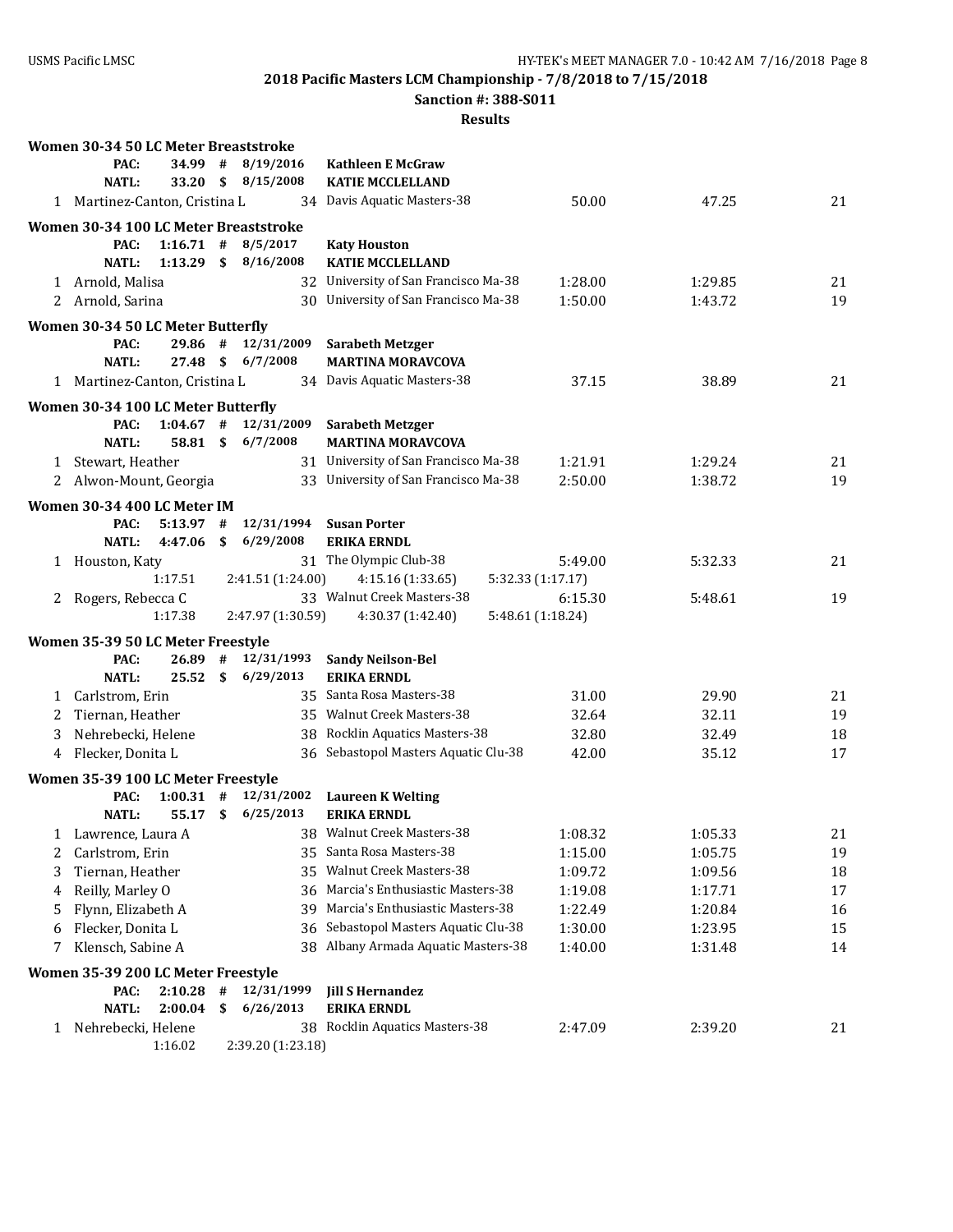**2018 Pacific Masters LCM Championship - 7/8/2018 to 7/15/2018**

**Sanction #: 388-S011**

**Results**

### Women 30-34 50 LC Meter Breaststroke

| | | | | | |
|---|---|---|---|---|---|
| PAC: | 34.99 # | 8/19/2016 | Kathleen E McGraw | | |
| NATL: | 33.20 $ | 8/15/2008 | KATIE MCCLELLAND | | |
| 1 Martinez-Canton, Cristina L | 34 | Davis Aquatic Masters-38 | 50.00 | 47.25 | 21 |

### Women 30-34 100 LC Meter Breaststroke

| | | | | | |
|---|---|---|---|---|---|
| PAC: | 1:16.71 # | 8/5/2017 | Katy Houston | | |
| NATL: | 1:13.29 $ | 8/16/2008 | KATIE MCCLELLAND | | |
| 1 Arnold, Malisa | 32 | University of San Francisco Ma-38 | 1:28.00 | 1:29.85 | 21 |
| 2 Arnold, Sarina | 30 | University of San Francisco Ma-38 | 1:50.00 | 1:43.72 | 19 |

### Women 30-34 50 LC Meter Butterfly

| | | | | | |
|---|---|---|---|---|---|
| PAC: | 29.86 # | 12/31/2009 | Sarabeth Metzger | | |
| NATL: | 27.48 $ | 6/7/2008 | MARTINA MORAVCOVA | | |
| 1 Martinez-Canton, Cristina L | 34 | Davis Aquatic Masters-38 | 37.15 | 38.89 | 21 |

### Women 30-34 100 LC Meter Butterfly

| | | | | | |
|---|---|---|---|---|---|
| PAC: | 1:04.67 # | 12/31/2009 | Sarabeth Metzger | | |
| NATL: | 58.81 $ | 6/7/2008 | MARTINA MORAVCOVA | | |
| 1 Stewart, Heather | 31 | University of San Francisco Ma-38 | 1:21.91 | 1:29.24 | 21 |
| 2 Alwon-Mount, Georgia | 33 | University of San Francisco Ma-38 | 2:50.00 | 1:38.72 | 19 |

### Women 30-34 400 LC Meter IM

| | | | | | |
|---|---|---|---|---|---|
| PAC: | 5:13.97 # | 12/31/1994 | Susan Porter | | |
| NATL: | 4:47.06 $ | 6/29/2008 | ERIKA ERNDL | | |
| 1 Houston, Katy | 31 | The Olympic Club-38 | 5:49.00 | 5:32.33 | 21 |
| 1:17.51 | 2:41.51 (1:24.00) | 4:15.16 (1:33.65) | 5:32.33 (1:17.17) | | |
| 2 Rogers, Rebecca C | 33 | Walnut Creek Masters-38 | 6:15.30 | 5:48.61 | 19 |
| 1:17.38 | 2:47.97 (1:30.59) | 4:30.37 (1:42.40) | 5:48.61 (1:18.24) | | |

### Women 35-39 50 LC Meter Freestyle

| | | | | | |
|---|---|---|---|---|---|
| PAC: | 26.89 # | 12/31/1993 | Sandy Neilson-Bel | | |
| NATL: | 25.52 $ | 6/29/2013 | ERIKA ERNDL | | |
| 1 Carlstrom, Erin | 35 | Santa Rosa Masters-38 | 31.00 | 29.90 | 21 |
| 2 Tiernan, Heather | 35 | Walnut Creek Masters-38 | 32.64 | 32.11 | 19 |
| 3 Nehrebecki, Helene | 38 | Rocklin Aquatics Masters-38 | 32.80 | 32.49 | 18 |
| 4 Flecker, Donita L | 36 | Sebastopol Masters Aquatic Clu-38 | 42.00 | 35.12 | 17 |

### Women 35-39 100 LC Meter Freestyle

| | | | | | |
|---|---|---|---|---|---|
| PAC: | 1:00.31 # | 12/31/2002 | Laureen K Welting | | |
| NATL: | 55.17 $ | 6/25/2013 | ERIKA ERNDL | | |
| 1 Lawrence, Laura A | 38 | Walnut Creek Masters-38 | 1:08.32 | 1:05.33 | 21 |
| 2 Carlstrom, Erin | 35 | Santa Rosa Masters-38 | 1:15.00 | 1:05.75 | 19 |
| 3 Tiernan, Heather | 35 | Walnut Creek Masters-38 | 1:09.72 | 1:09.56 | 18 |
| 4 Reilly, Marley O | 36 | Marcia's Enthusiastic Masters-38 | 1:19.08 | 1:17.71 | 17 |
| 5 Flynn, Elizabeth A | 39 | Marcia's Enthusiastic Masters-38 | 1:22.49 | 1:20.84 | 16 |
| 6 Flecker, Donita L | 36 | Sebastopol Masters Aquatic Clu-38 | 1:30.00 | 1:23.95 | 15 |
| 7 Klensch, Sabine A | 38 | Albany Armada Aquatic Masters-38 | 1:40.00 | 1:31.48 | 14 |

### Women 35-39 200 LC Meter Freestyle

| | | | | | |
|---|---|---|---|---|---|
| PAC: | 2:10.28 # | 12/31/1999 | Jill S Hernandez | | |
| NATL: | 2:00.04 $ | 6/26/2013 | ERIKA ERNDL | | |
| 1 Nehrebecki, Helene | 38 | Rocklin Aquatics Masters-38 | 2:47.09 | 2:39.20 | 21 |
| 1:16.02 | 2:39.20 (1:23.18) | | | | |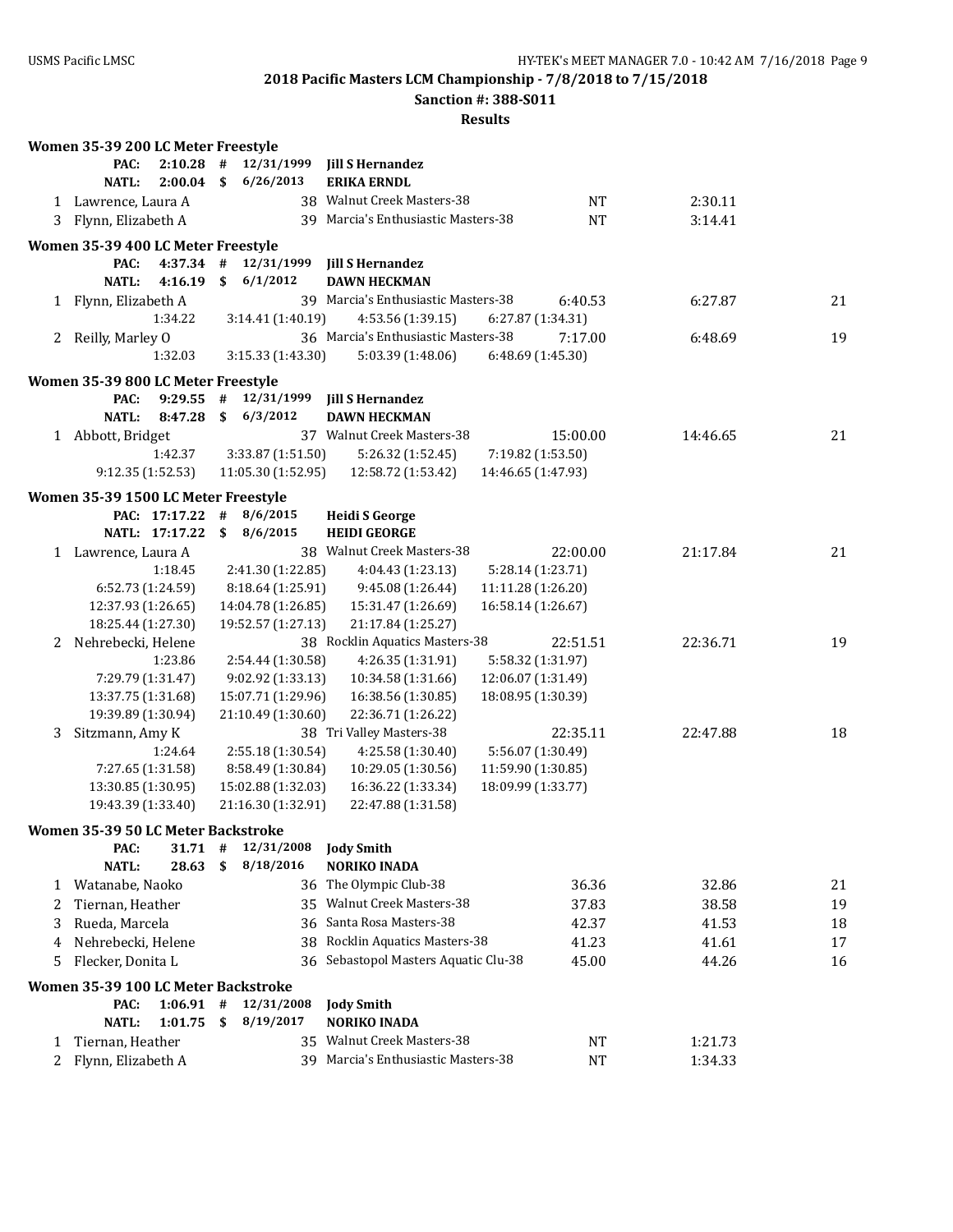**2018 Pacific Masters LCM Championship - 7/8/2018 to 7/15/2018**

**Sanction #: 388-S011**

**Results**

### Women 35-39 200 LC Meter Freestyle

**PAC: 2:10.28 # 12/31/1999 Jill S Hernandez**
**NATL: 2:00.04 $ 6/26/2013 ERIKA ERNDL**

| Place | Name | Age | Team | Seed Time | Finals Time | Points |
|---|---|---|---|---|---|---|
| 1 | Lawrence, Laura A | 38 | Walnut Creek Masters-38 | NT | 2:30.11 | |
| 3 | Flynn, Elizabeth A | 39 | Marcia's Enthusiastic Masters-38 | NT | 3:14.41 | |

### Women 35-39 400 LC Meter Freestyle

**PAC: 4:37.34 # 12/31/1999 Jill S Hernandez**
**NATL: 4:16.19 $ 6/1/2012 DAWN HECKMAN**

| Place | Name | Age | Team | Seed Time | Finals Time | Points |
|---|---|---|---|---|---|---|
| 1 | Flynn, Elizabeth A | 39 | Marcia's Enthusiastic Masters-38 | 6:40.53 | 6:27.87 | 21 |
| | 1:34.22 | 3:14.41 (1:40.19) | 4:53.56 (1:39.15) | 6:27.87 (1:34.31) | | |
| 2 | Reilly, Marley O | 36 | Marcia's Enthusiastic Masters-38 | 7:17.00 | 6:48.69 | 19 |
| | 1:32.03 | 3:15.33 (1:43.30) | 5:03.39 (1:48.06) | 6:48.69 (1:45.30) | | |

### Women 35-39 800 LC Meter Freestyle

**PAC: 9:29.55 # 12/31/1999 Jill S Hernandez**
**NATL: 8:47.28 $ 6/3/2012 DAWN HECKMAN**

| Place | Name | Age | Team | Seed Time | Finals Time | Points |
|---|---|---|---|---|---|---|
| 1 | Abbott, Bridget | 37 | Walnut Creek Masters-38 | 15:00.00 | 14:46.65 | 21 |
| | 1:42.37 | 3:33.87 (1:51.50) | 5:26.32 (1:52.45) | 7:19.82 (1:53.50) | | |
| | 9:12.35 (1:52.53) | 11:05.30 (1:52.95) | 12:58.72 (1:53.42) | 14:46.65 (1:47.93) | | |

### Women 35-39 1500 LC Meter Freestyle

**PAC: 17:17.22 # 8/6/2015 Heidi S George**
**NATL: 17:17.22 $ 8/6/2015 HEIDI GEORGE**

| Place | Name | Age | Team | Seed Time | Finals Time | Points |
|---|---|---|---|---|---|---|
| 1 | Lawrence, Laura A | 38 | Walnut Creek Masters-38 | 22:00.00 | 21:17.84 | 21 |
| | 1:18.45 | 2:41.30 (1:22.85) | 4:04.43 (1:23.13) | 5:28.14 (1:23.71) | | |
| | 6:52.73 (1:24.59) | 8:18.64 (1:25.91) | 9:45.08 (1:26.44) | 11:11.28 (1:26.20) | | |
| | 12:37.93 (1:26.65) | 14:04.78 (1:26.85) | 15:31.47 (1:26.69) | 16:58.14 (1:26.67) | | |
| | 18:25.44 (1:27.30) | 19:52.57 (1:27.13) | 21:17.84 (1:25.27) | | | |
| 2 | Nehrebecki, Helene | 38 | Rocklin Aquatics Masters-38 | 22:51.51 | 22:36.71 | 19 |
| | 1:23.86 | 2:54.44 (1:30.58) | 4:26.35 (1:31.91) | 5:58.32 (1:31.97) | | |
| | 7:29.79 (1:31.47) | 9:02.92 (1:33.13) | 10:34.58 (1:31.66) | 12:06.07 (1:31.49) | | |
| | 13:37.75 (1:31.68) | 15:07.71 (1:29.96) | 16:38.56 (1:30.85) | 18:08.95 (1:30.39) | | |
| | 19:39.89 (1:30.94) | 21:10.49 (1:30.60) | 22:36.71 (1:26.22) | | | |
| 3 | Sitzmann, Amy K | 38 | Tri Valley Masters-38 | 22:35.11 | 22:47.88 | 18 |
| | 1:24.64 | 2:55.18 (1:30.54) | 4:25.58 (1:30.40) | 5:56.07 (1:30.49) | | |
| | 7:27.65 (1:31.58) | 8:58.49 (1:30.84) | 10:29.05 (1:30.56) | 11:59.90 (1:30.85) | | |
| | 13:30.85 (1:30.95) | 15:02.88 (1:32.03) | 16:36.22 (1:33.34) | 18:09.99 (1:33.77) | | |
| | 19:43.39 (1:33.40) | 21:16.30 (1:32.91) | 22:47.88 (1:31.58) | | | |

### Women 35-39 50 LC Meter Backstroke

**PAC: 31.71 # 12/31/2008 Jody Smith**
**NATL: 28.63 $ 8/18/2016 NORIKO INADA**

| Place | Name | Age | Team | Seed Time | Finals Time | Points |
|---|---|---|---|---|---|---|
| 1 | Watanabe, Naoko | 36 | The Olympic Club-38 | 36.36 | 32.86 | 21 |
| 2 | Tiernan, Heather | 35 | Walnut Creek Masters-38 | 37.83 | 38.58 | 19 |
| 3 | Rueda, Marcela | 36 | Santa Rosa Masters-38 | 42.37 | 41.53 | 18 |
| 4 | Nehrebecki, Helene | 38 | Rocklin Aquatics Masters-38 | 41.23 | 41.61 | 17 |
| 5 | Flecker, Donita L | 36 | Sebastopol Masters Aquatic Clu-38 | 45.00 | 44.26 | 16 |

### Women 35-39 100 LC Meter Backstroke

**PAC: 1:06.91 # 12/31/2008 Jody Smith**
**NATL: 1:01.75 $ 8/19/2017 NORIKO INADA**

| Place | Name | Age | Team | Seed Time | Finals Time | Points |
|---|---|---|---|---|---|---|
| 1 | Tiernan, Heather | 35 | Walnut Creek Masters-38 | NT | 1:21.73 | |
| 2 | Flynn, Elizabeth A | 39 | Marcia's Enthusiastic Masters-38 | NT | 1:34.33 | |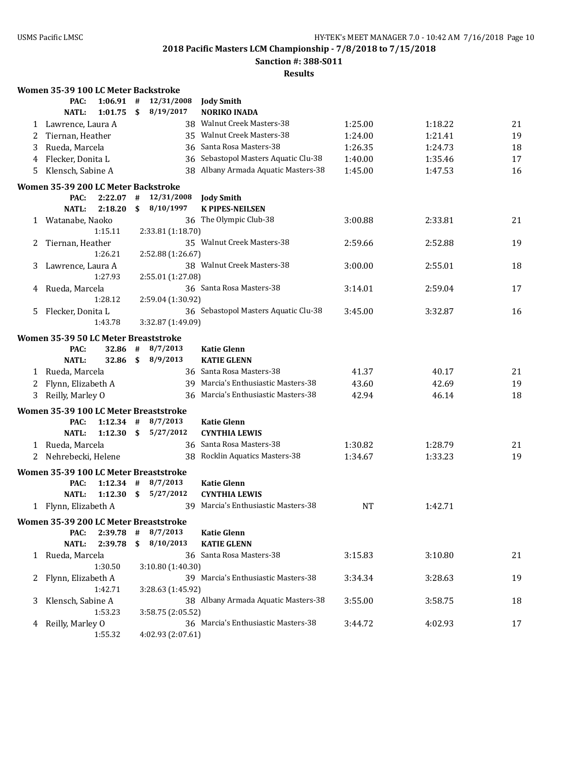## 2018 Pacific Masters LCM Championship - 7/8/2018 to 7/15/2018

**Sanction #: 388-S011**

**Results**

### Women 35-39 100 LC Meter Backstroke

| | | | | |
|---|---|---|---|---|
| **PAC:** | **1:06.91** | **#** | **12/31/2008** | **Jody Smith** |
| **NATL:** | **1:01.75** | **$** | **8/19/2017** | **NORIKO INADA** |

| Place | Name | Age | Team | Seed Time | Finals Time | Points |
|---|---|---|---|---|---|---|
| 1 | Lawrence, Laura A | 38 | Walnut Creek Masters-38 | 1:25.00 | 1:18.22 | 21 |
| 2 | Tiernan, Heather | 35 | Walnut Creek Masters-38 | 1:24.00 | 1:21.41 | 19 |
| 3 | Rueda, Marcela | 36 | Santa Rosa Masters-38 | 1:26.35 | 1:24.73 | 18 |
| 4 | Flecker, Donita L | 36 | Sebastopol Masters Aquatic Clu-38 | 1:40.00 | 1:35.46 | 17 |
| 5 | Klensch, Sabine A | 38 | Albany Armada Aquatic Masters-38 | 1:45.00 | 1:47.53 | 16 |

### Women 35-39 200 LC Meter Backstroke

| | | | | |
|---|---|---|---|---|
| **PAC:** | **2:22.07** | **#** | **12/31/2008** | **Jody Smith** |
| **NATL:** | **2:18.20** | **$** | **8/10/1997** | **K PIPES-NEILSEN** |

| Place | Name | Age | Team | Seed Time | Finals Time | Points |
|---|---|---|---|---|---|---|
| 1 | Watanabe, Naoko | 36 | The Olympic Club-38 | 3:00.88 | 2:33.81 | 21 |
| | 1:15.11 | | 2:33.81 (1:18.70) | | | |
| 2 | Tiernan, Heather | 35 | Walnut Creek Masters-38 | 2:59.66 | 2:52.88 | 19 |
| | 1:26.21 | | 2:52.88 (1:26.67) | | | |
| 3 | Lawrence, Laura A | 38 | Walnut Creek Masters-38 | 3:00.00 | 2:55.01 | 18 |
| | 1:27.93 | | 2:55.01 (1:27.08) | | | |
| 4 | Rueda, Marcela | 36 | Santa Rosa Masters-38 | 3:14.01 | 2:59.04 | 17 |
| | 1:28.12 | | 2:59.04 (1:30.92) | | | |
| 5 | Flecker, Donita L | 36 | Sebastopol Masters Aquatic Clu-38 | 3:45.00 | 3:32.87 | 16 |
| | 1:43.78 | | 3:32.87 (1:49.09) | | | |

### Women 35-39 50 LC Meter Breaststroke

| | | | | |
|---|---|---|---|---|
| **PAC:** | **32.86** | **#** | **8/7/2013** | **Katie Glenn** |
| **NATL:** | **32.86** | **$** | **8/9/2013** | **KATIE GLENN** |

| Place | Name | Age | Team | Seed Time | Finals Time | Points |
|---|---|---|---|---|---|---|
| 1 | Rueda, Marcela | 36 | Santa Rosa Masters-38 | 41.37 | 40.17 | 21 |
| 2 | Flynn, Elizabeth A | 39 | Marcia's Enthusiastic Masters-38 | 43.60 | 42.69 | 19 |
| 3 | Reilly, Marley O | 36 | Marcia's Enthusiastic Masters-38 | 42.94 | 46.14 | 18 |

### Women 35-39 100 LC Meter Breaststroke

| | | | | |
|---|---|---|---|---|
| **PAC:** | **1:12.34** | **#** | **8/7/2013** | **Katie Glenn** |
| **NATL:** | **1:12.30** | **$** | **5/27/2012** | **CYNTHIA LEWIS** |

| Place | Name | Age | Team | Seed Time | Finals Time | Points |
|---|---|---|---|---|---|---|
| 1 | Rueda, Marcela | 36 | Santa Rosa Masters-38 | 1:30.82 | 1:28.79 | 21 |
| 2 | Nehrebecki, Helene | 38 | Rocklin Aquatics Masters-38 | 1:34.67 | 1:33.23 | 19 |

### Women 35-39 100 LC Meter Breaststroke

| | | | | |
|---|---|---|---|---|
| **PAC:** | **1:12.34** | **#** | **8/7/2013** | **Katie Glenn** |
| **NATL:** | **1:12.30** | **$** | **5/27/2012** | **CYNTHIA LEWIS** |

| Place | Name | Age | Team | Seed Time | Finals Time | Points |
|---|---|---|---|---|---|---|
| 1 | Flynn, Elizabeth A | 39 | Marcia's Enthusiastic Masters-38 | NT | 1:42.71 | |

### Women 35-39 200 LC Meter Breaststroke

| | | | | |
|---|---|---|---|---|
| **PAC:** | **2:39.78** | **#** | **8/7/2013** | **Katie Glenn** |
| **NATL:** | **2:39.78** | **$** | **8/10/2013** | **KATIE GLENN** |

| Place | Name | Age | Team | Seed Time | Finals Time | Points |
|---|---|---|---|---|---|---|
| 1 | Rueda, Marcela | 36 | Santa Rosa Masters-38 | 3:15.83 | 3:10.80 | 21 |
| | 1:30.50 | | 3:10.80 (1:40.30) | | | |
| 2 | Flynn, Elizabeth A | 39 | Marcia's Enthusiastic Masters-38 | 3:34.34 | 3:28.63 | 19 |
| | 1:42.71 | | 3:28.63 (1:45.92) | | | |
| 3 | Klensch, Sabine A | 38 | Albany Armada Aquatic Masters-38 | 3:55.00 | 3:58.75 | 18 |
| | 1:53.23 | | 3:58.75 (2:05.52) | | | |
| 4 | Reilly, Marley O | 36 | Marcia's Enthusiastic Masters-38 | 3:44.72 | 4:02.93 | 17 |
| | 1:55.32 | | 4:02.93 (2:07.61) | | | |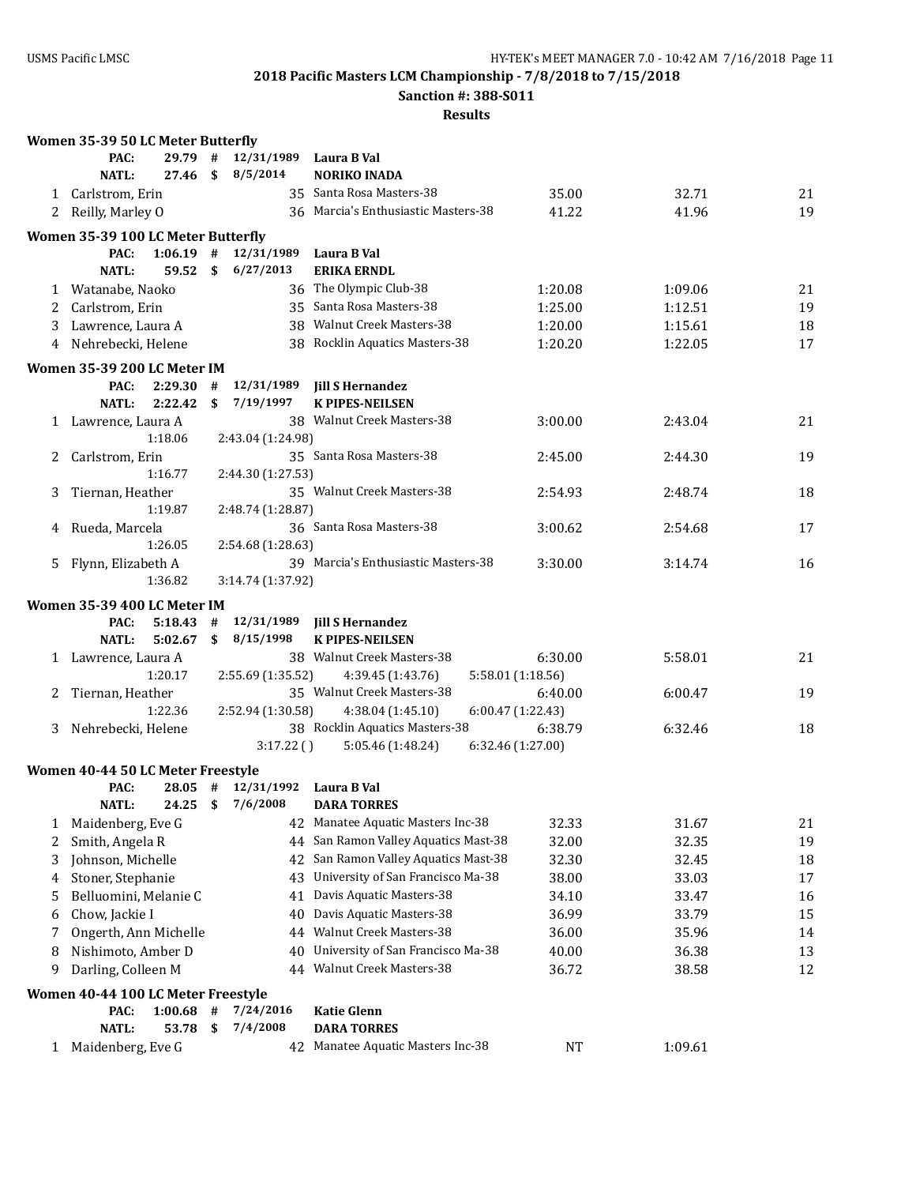**2018 Pacific Masters LCM Championship - 7/8/2018 to 7/15/2018**

**Sanction #: 388-S011**

**Results**

### Women 35-39 50 LC Meter Butterfly

PAC: 29.79 # 12/31/1989 Laura B Val
NATL: 27.46 $ 8/5/2014 NORIKO INADA

| Place | Name | Age | Team | Seed Time | Finals Time | Points |
|---|---|---|---|---|---|---|
| 1 | Carlstrom, Erin | 35 | Santa Rosa Masters-38 | 35.00 | 32.71 | 21 |
| 2 | Reilly, Marley O | 36 | Marcia's Enthusiastic Masters-38 | 41.22 | 41.96 | 19 |

### Women 35-39 100 LC Meter Butterfly

PAC: 1:06.19 # 12/31/1989 Laura B Val
NATL: 59.52 $ 6/27/2013 ERIKA ERNDL

| Place | Name | Age | Team | Seed Time | Finals Time | Points |
|---|---|---|---|---|---|---|
| 1 | Watanabe, Naoko | 36 | The Olympic Club-38 | 1:20.08 | 1:09.06 | 21 |
| 2 | Carlstrom, Erin | 35 | Santa Rosa Masters-38 | 1:25.00 | 1:12.51 | 19 |
| 3 | Lawrence, Laura A | 38 | Walnut Creek Masters-38 | 1:20.00 | 1:15.61 | 18 |
| 4 | Nehrebecki, Helene | 38 | Rocklin Aquatics Masters-38 | 1:20.20 | 1:22.05 | 17 |

### Women 35-39 200 LC Meter IM

PAC: 2:29.30 # 12/31/1989 Jill S Hernandez
NATL: 2:22.42 $ 7/19/1997 K PIPES-NEILSEN

| Place | Name | Age | Team | Seed Time | Finals Time | Points |
|---|---|---|---|---|---|---|
| 1 | Lawrence, Laura A | 38 | Walnut Creek Masters-38 | 3:00.00 | 2:43.04 | 21 |
| | 1:18.06 | | 2:43.04 (1:24.98) | | | |
| 2 | Carlstrom, Erin | 35 | Santa Rosa Masters-38 | 2:45.00 | 2:44.30 | 19 |
| | 1:16.77 | | 2:44.30 (1:27.53) | | | |
| 3 | Tiernan, Heather | 35 | Walnut Creek Masters-38 | 2:54.93 | 2:48.74 | 18 |
| | 1:19.87 | | 2:48.74 (1:28.87) | | | |
| 4 | Rueda, Marcela | 36 | Santa Rosa Masters-38 | 3:00.62 | 2:54.68 | 17 |
| | 1:26.05 | | 2:54.68 (1:28.63) | | | |
| 5 | Flynn, Elizabeth A | 39 | Marcia's Enthusiastic Masters-38 | 3:30.00 | 3:14.74 | 16 |
| | 1:36.82 | | 3:14.74 (1:37.92) | | | |

### Women 35-39 400 LC Meter IM

PAC: 5:18.43 # 12/31/1989 Jill S Hernandez
NATL: 5:02.67 $ 8/15/1998 K PIPES-NEILSEN

| Place | Name | Age | Team | Seed Time | Finals Time | Points |
|---|---|---|---|---|---|---|
| 1 | Lawrence, Laura A | 38 | Walnut Creek Masters-38 | 6:30.00 | 5:58.01 | 21 |
| | 1:20.17 | 2:55.69 (1:35.52) | 4:39.45 (1:43.76) | 5:58.01 (1:18.56) | | |
| 2 | Tiernan, Heather | 35 | Walnut Creek Masters-38 | 6:40.00 | 6:00.47 | 19 |
| | 1:22.36 | 2:52.94 (1:30.58) | 4:38.04 (1:45.10) | 6:00.47 (1:22.43) | | |
| 3 | Nehrebecki, Helene | 38 | Rocklin Aquatics Masters-38 | 6:38.79 | 6:32.46 | 18 |
| | | 3:17.22 ( ) | 5:05.46 (1:48.24) | 6:32.46 (1:27.00) | | |

### Women 40-44 50 LC Meter Freestyle

PAC: 28.05 # 12/31/1992 Laura B Val
NATL: 24.25 $ 7/6/2008 DARA TORRES

| Place | Name | Age | Team | Seed Time | Finals Time | Points |
|---|---|---|---|---|---|---|
| 1 | Maidenberg, Eve G | 42 | Manatee Aquatic Masters Inc-38 | 32.33 | 31.67 | 21 |
| 2 | Smith, Angela R | 44 | San Ramon Valley Aquatics Mast-38 | 32.00 | 32.35 | 19 |
| 3 | Johnson, Michelle | 42 | San Ramon Valley Aquatics Mast-38 | 32.30 | 32.45 | 18 |
| 4 | Stoner, Stephanie | 43 | University of San Francisco Ma-38 | 38.00 | 33.03 | 17 |
| 5 | Belluomini, Melanie C | 41 | Davis Aquatic Masters-38 | 34.10 | 33.47 | 16 |
| 6 | Chow, Jackie I | 40 | Davis Aquatic Masters-38 | 36.99 | 33.79 | 15 |
| 7 | Ongerth, Ann Michelle | 44 | Walnut Creek Masters-38 | 36.00 | 35.96 | 14 |
| 8 | Nishimoto, Amber D | 40 | University of San Francisco Ma-38 | 40.00 | 36.38 | 13 |
| 9 | Darling, Colleen M | 44 | Walnut Creek Masters-38 | 36.72 | 38.58 | 12 |

### Women 40-44 100 LC Meter Freestyle

PAC: 1:00.68 # 7/24/2016 Katie Glenn
NATL: 53.78 $ 7/4/2008 DARA TORRES

| Place | Name | Age | Team | Seed Time | Finals Time | Points |
|---|---|---|---|---|---|---|
| 1 | Maidenberg, Eve G | 42 | Manatee Aquatic Masters Inc-38 | NT | 1:09.61 | |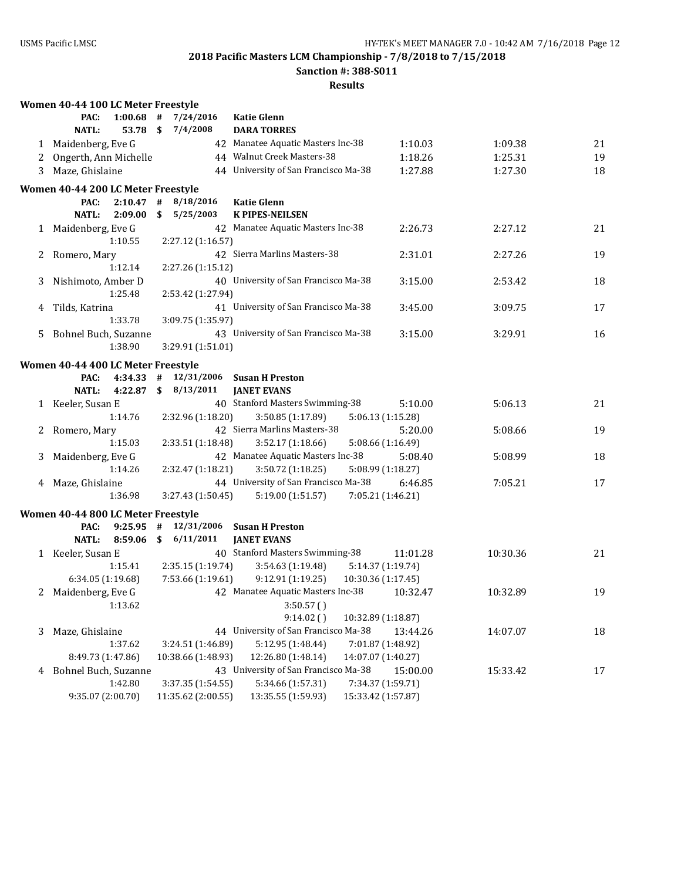2018 Pacific Masters LCM Championship - 7/8/2018 to 7/15/2018

Sanction #: 388-S011

Results

### Women 40-44 100 LC Meter Freestyle

PAC: 1:00.68 # 7/24/2016 **Katie Glenn**

NATL: 53.78 $ 7/4/2008 **DARA TORRES**

| Place | Name | Age | Team | Seed Time | Finals Time | Points |
|---|---|---|---|---|---|---|
| 1 | Maidenberg, Eve G | 42 | Manatee Aquatic Masters Inc-38 | 1:10.03 | 1:09.38 | 21 |
| 2 | Ongerth, Ann Michelle | 44 | Walnut Creek Masters-38 | 1:18.26 | 1:25.31 | 19 |
| 3 | Maze, Ghislaine | 44 | University of San Francisco Ma-38 | 1:27.88 | 1:27.30 | 18 |

### Women 40-44 200 LC Meter Freestyle

PAC: 2:10.47 # 8/18/2016 **Katie Glenn**

NATL: 2:09.00 $ 5/25/2003 **K PIPES-NEILSEN**

| Place | Name | Age | Team | Seed Time | Finals Time | Points |
|---|---|---|---|---|---|---|
| 1 | Maidenberg, Eve G | 42 | Manatee Aquatic Masters Inc-38 | 2:26.73 | 2:27.12 | 21 |
| | 1:10.55 | 2:27.12 (1:16.57) | | | | |
| 2 | Romero, Mary | 42 | Sierra Marlins Masters-38 | 2:31.01 | 2:27.26 | 19 |
| | 1:12.14 | 2:27.26 (1:15.12) | | | | |
| 3 | Nishimoto, Amber D | 40 | University of San Francisco Ma-38 | 3:15.00 | 2:53.42 | 18 |
| | 1:25.48 | 2:53.42 (1:27.94) | | | | |
| 4 | Tilds, Katrina | 41 | University of San Francisco Ma-38 | 3:45.00 | 3:09.75 | 17 |
| | 1:33.78 | 3:09.75 (1:35.97) | | | | |
| 5 | Bohnel Buch, Suzanne | 43 | University of San Francisco Ma-38 | 3:15.00 | 3:29.91 | 16 |
| | 1:38.90 | 3:29.91 (1:51.01) | | | | |

### Women 40-44 400 LC Meter Freestyle

PAC: 4:34.33 # 12/31/2006 **Susan H Preston**

NATL: 4:22.87 $ 8/13/2011 **JANET EVANS**

| Place | Name | Age | Team | Seed Time | Finals Time | Points |
|---|---|---|---|---|---|---|
| 1 | Keeler, Susan E | 40 | Stanford Masters Swimming-38 | 5:10.00 | 5:06.13 | 21 |
| | 1:14.76 | 2:32.96 (1:18.20) | 3:50.85 (1:17.89) | 5:06.13 (1:15.28) | | |
| 2 | Romero, Mary | 42 | Sierra Marlins Masters-38 | 5:20.00 | 5:08.66 | 19 |
| | 1:15.03 | 2:33.51 (1:18.48) | 3:52.17 (1:18.66) | 5:08.66 (1:16.49) | | |
| 3 | Maidenberg, Eve G | 42 | Manatee Aquatic Masters Inc-38 | 5:08.40 | 5:08.99 | 18 |
| | 1:14.26 | 2:32.47 (1:18.21) | 3:50.72 (1:18.25) | 5:08.99 (1:18.27) | | |
| 4 | Maze, Ghislaine | 44 | University of San Francisco Ma-38 | 6:46.85 | 7:05.21 | 17 |
| | 1:36.98 | 3:27.43 (1:50.45) | 5:19.00 (1:51.57) | 7:05.21 (1:46.21) | | |

### Women 40-44 800 LC Meter Freestyle

PAC: 9:25.95 # 12/31/2006 **Susan H Preston**

NATL: 8:59.06 $ 6/11/2011 **JANET EVANS**

| Place | Name | Age | Team | Seed Time | Finals Time | Points |
|---|---|---|---|---|---|---|
| 1 | Keeler, Susan E | 40 | Stanford Masters Swimming-38 | 11:01.28 | 10:30.36 | 21 |
| | 1:15.41 | 2:35.15 (1:19.74) | 3:54.63 (1:19.48) | 5:14.37 (1:19.74) | | |
| | 6:34.05 (1:19.68) | 7:53.66 (1:19.61) | 9:12.91 (1:19.25) | 10:30.36 (1:17.45) | | |
| 2 | Maidenberg, Eve G | 42 | Manatee Aquatic Masters Inc-38 | 10:32.47 | 10:32.89 | 19 |
| | 1:13.62 | | 3:50.57 ( ) | | | |
| | | | 9:14.02 ( ) | 10:32.89 (1:18.87) | | |
| 3 | Maze, Ghislaine | 44 | University of San Francisco Ma-38 | 13:44.26 | 14:07.07 | 18 |
| | 1:37.62 | 3:24.51 (1:46.89) | 5:12.95 (1:48.44) | 7:01.87 (1:48.92) | | |
| | 8:49.73 (1:47.86) | 10:38.66 (1:48.93) | 12:26.80 (1:48.14) | 14:07.07 (1:40.27) | | |
| 4 | Bohnel Buch, Suzanne | 43 | University of San Francisco Ma-38 | 15:00.00 | 15:33.42 | 17 |
| | 1:42.80 | 3:37.35 (1:54.55) | 5:34.66 (1:57.31) | 7:34.37 (1:59.71) | | |
| | 9:35.07 (2:00.70) | 11:35.62 (2:00.55) | 13:35.55 (1:59.93) | 15:33.42 (1:57.87) | | |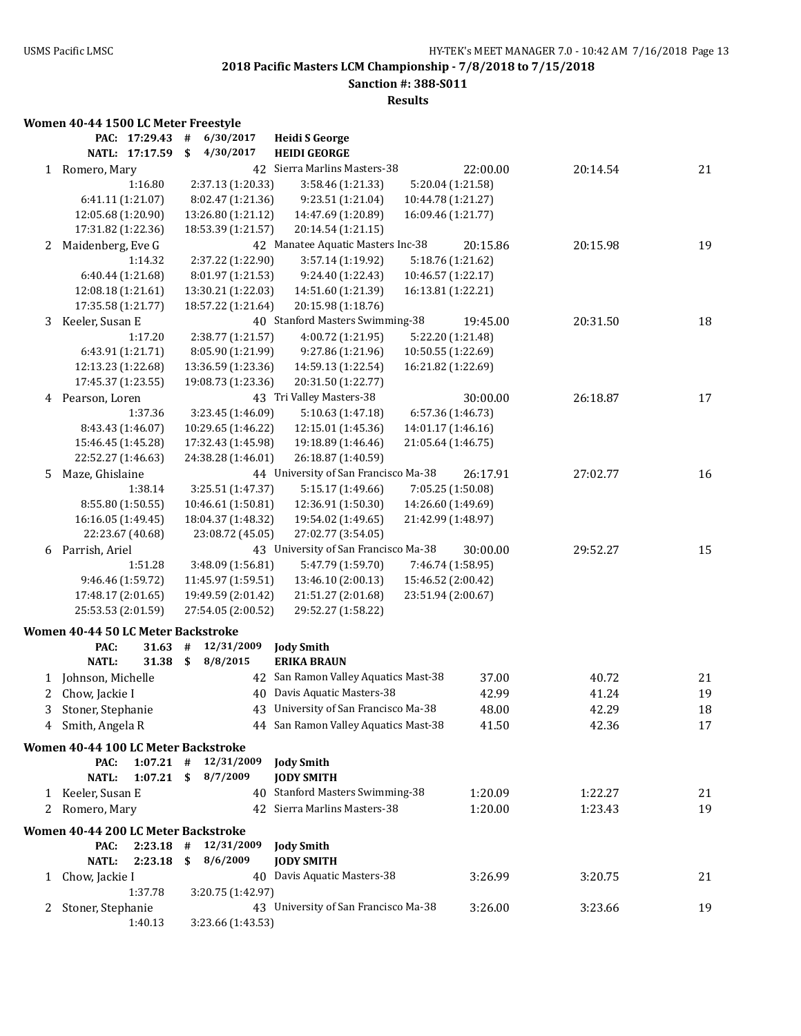## 2018 Pacific Masters LCM Championship - 7/8/2018 to 7/15/2018

**Sanction #: 388-S011**

**Results**

### Women 40-44 1500 LC Meter Freestyle

| | | | | | | |
|---|---|---|---|---|---|---|
| PAC: 17:29.43 | # | 6/30/2017 | Heidi S George | | | |
| NATL: 17:17.59 | $ | 4/30/2017 | HEIDI GEORGE | | | |

| Place | Name | Age | Team | Seed Time | Finals Time | Points |
|---|---|---|---|---|---|---|
| 1 | Romero, Mary | 42 | Sierra Marlins Masters-38 | 22:00.00 | 20:14.54 | 21 |
| | 1:16.80 | 2:37.13 (1:20.33) | 3:58.46 (1:21.33) | 5:20.04 (1:21.58) | | |
| | 6:41.11 (1:21.07) | 8:02.47 (1:21.36) | 9:23.51 (1:21.04) | 10:44.78 (1:21.27) | | |
| | 12:05.68 (1:20.90) | 13:26.80 (1:21.12) | 14:47.69 (1:20.89) | 16:09.46 (1:21.77) | | |
| | 17:31.82 (1:22.36) | 18:53.39 (1:21.57) | 20:14.54 (1:21.15) | | | |
| 2 | Maidenberg, Eve G | 42 | Manatee Aquatic Masters Inc-38 | 20:15.86 | 20:15.98 | 19 |
| | 1:14.32 | 2:37.22 (1:22.90) | 3:57.14 (1:19.92) | 5:18.76 (1:21.62) | | |
| | 6:40.44 (1:21.68) | 8:01.97 (1:21.53) | 9:24.40 (1:22.43) | 10:46.57 (1:22.17) | | |
| | 12:08.18 (1:21.61) | 13:30.21 (1:22.03) | 14:51.60 (1:21.39) | 16:13.81 (1:22.21) | | |
| | 17:35.58 (1:21.77) | 18:57.22 (1:21.64) | 20:15.98 (1:18.76) | | | |
| 3 | Keeler, Susan E | 40 | Stanford Masters Swimming-38 | 19:45.00 | 20:31.50 | 18 |
| | 1:17.20 | 2:38.77 (1:21.57) | 4:00.72 (1:21.95) | 5:22.20 (1:21.48) | | |
| | 6:43.91 (1:21.71) | 8:05.90 (1:21.99) | 9:27.86 (1:21.96) | 10:50.55 (1:22.69) | | |
| | 12:13.23 (1:22.68) | 13:36.59 (1:23.36) | 14:59.13 (1:22.54) | 16:21.82 (1:22.69) | | |
| | 17:45.37 (1:23.55) | 19:08.73 (1:23.36) | 20:31.50 (1:22.77) | | | |
| 4 | Pearson, Loren | 43 | Tri Valley Masters-38 | 30:00.00 | 26:18.87 | 17 |
| | 1:37.36 | 3:23.45 (1:46.09) | 5:10.63 (1:47.18) | 6:57.36 (1:46.73) | | |
| | 8:43.43 (1:46.07) | 10:29.65 (1:46.22) | 12:15.01 (1:45.36) | 14:01.17 (1:46.16) | | |
| | 15:46.45 (1:45.28) | 17:32.43 (1:45.98) | 19:18.89 (1:46.46) | 21:05.64 (1:46.75) | | |
| | 22:52.27 (1:46.63) | 24:38.28 (1:46.01) | 26:18.87 (1:40.59) | | | |
| 5 | Maze, Ghislaine | 44 | University of San Francisco Ma-38 | 26:17.91 | 27:02.77 | 16 |
| | 1:38.14 | 3:25.51 (1:47.37) | 5:15.17 (1:49.66) | 7:05.25 (1:50.08) | | |
| | 8:55.80 (1:50.55) | 10:46.61 (1:50.81) | 12:36.91 (1:50.30) | 14:26.60 (1:49.69) | | |
| | 16:16.05 (1:49.45) | 18:04.37 (1:48.32) | 19:54.02 (1:49.65) | 21:42.99 (1:48.97) | | |
| | 22:23.67 (40.68) | 23:08.72 (45.05) | 27:02.77 (3:54.05) | | | |
| 6 | Parrish, Ariel | 43 | University of San Francisco Ma-38 | 30:00.00 | 29:52.27 | 15 |
| | 1:51.28 | 3:48.09 (1:56.81) | 5:47.79 (1:59.70) | 7:46.74 (1:58.95) | | |
| | 9:46.46 (1:59.72) | 11:45.97 (1:59.51) | 13:46.10 (2:00.13) | 15:46.52 (2:00.42) | | |
| | 17:48.17 (2:01.65) | 19:49.59 (2:01.42) | 21:51.27 (2:01.68) | 23:51.94 (2:00.67) | | |
| | 25:53.53 (2:01.59) | 27:54.05 (2:00.52) | 29:52.27 (1:58.22) | | | |

### Women 40-44 50 LC Meter Backstroke

| | | | | | | |
|---|---|---|---|---|---|---|
| PAC: 31.63 | # | 12/31/2009 | Jody Smith | | | |
| NATL: 31.38 | $ | 8/8/2015 | ERIKA BRAUN | | | |

| Place | Name | Age | Team | Seed Time | Finals Time | Points |
|---|---|---|---|---|---|---|
| 1 | Johnson, Michelle | 42 | San Ramon Valley Aquatics Mast-38 | 37.00 | 40.72 | 21 |
| 2 | Chow, Jackie I | 40 | Davis Aquatic Masters-38 | 42.99 | 41.24 | 19 |
| 3 | Stoner, Stephanie | 43 | University of San Francisco Ma-38 | 48.00 | 42.29 | 18 |
| 4 | Smith, Angela R | 44 | San Ramon Valley Aquatics Mast-38 | 41.50 | 42.36 | 17 |

### Women 40-44 100 LC Meter Backstroke

| | | | | | | |
|---|---|---|---|---|---|---|
| PAC: 1:07.21 | # | 12/31/2009 | Jody Smith | | | |
| NATL: 1:07.21 | $ | 8/7/2009 | JODY SMITH | | | |

| Place | Name | Age | Team | Seed Time | Finals Time | Points |
|---|---|---|---|---|---|---|
| 1 | Keeler, Susan E | 40 | Stanford Masters Swimming-38 | 1:20.09 | 1:22.27 | 21 |
| 2 | Romero, Mary | 42 | Sierra Marlins Masters-38 | 1:20.00 | 1:23.43 | 19 |

### Women 40-44 200 LC Meter Backstroke

| | | | | | | |
|---|---|---|---|---|---|---|
| PAC: 2:23.18 | # | 12/31/2009 | Jody Smith | | | |
| NATL: 2:23.18 | $ | 8/6/2009 | JODY SMITH | | | |

| Place | Name | Age | Team | Seed Time | Finals Time | Points |
|---|---|---|---|---|---|---|
| 1 | Chow, Jackie I | 40 | Davis Aquatic Masters-38 | 3:26.99 | 3:20.75 | 21 |
| | 1:37.78 | 3:20.75 (1:42.97) | | | | |
| 2 | Stoner, Stephanie | 43 | University of San Francisco Ma-38 | 3:26.00 | 3:23.66 | 19 |
| | 1:40.13 | 3:23.66 (1:43.53) | | | | |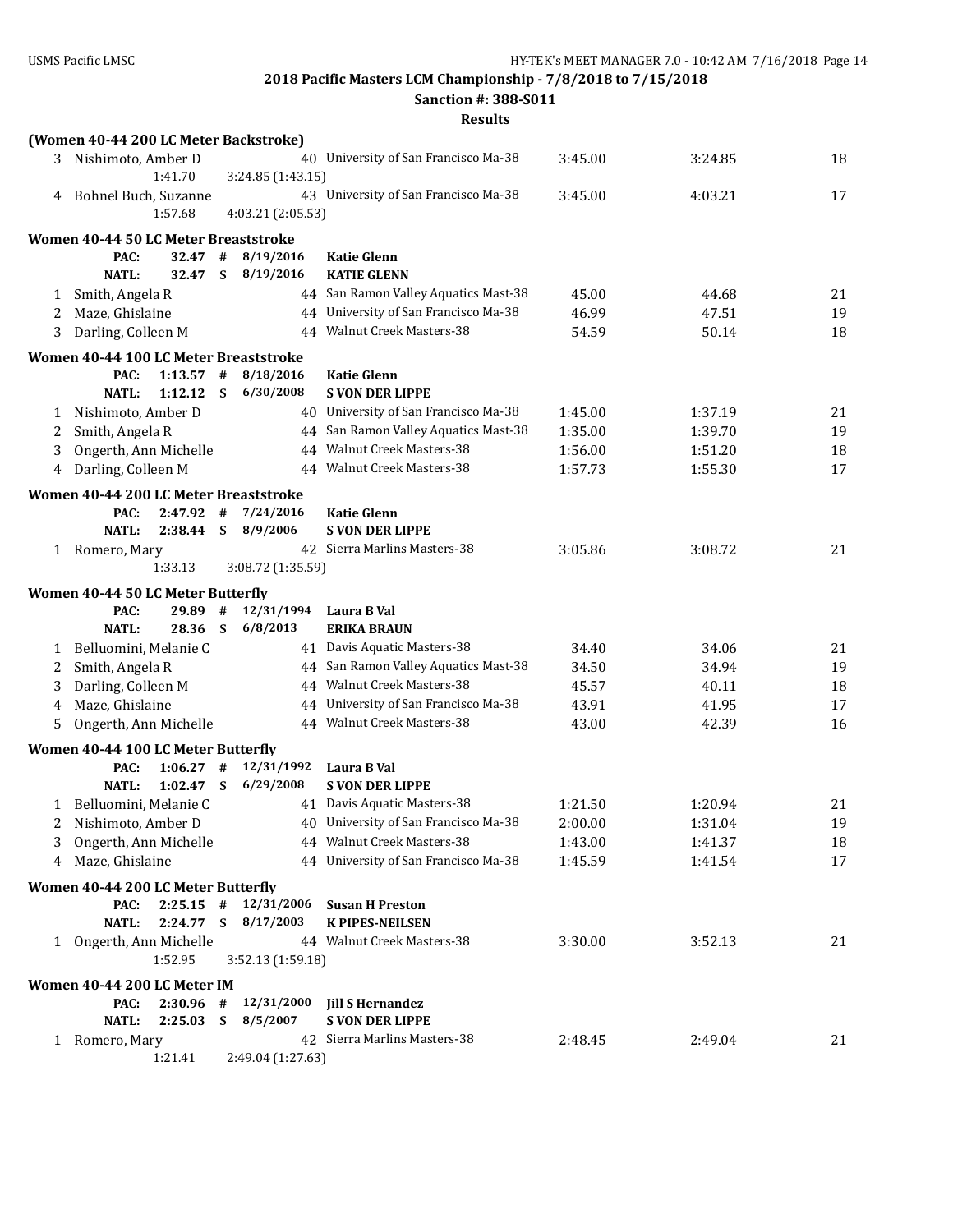**2018 Pacific Masters LCM Championship - 7/8/2018 to 7/15/2018**

**Sanction #: 388-S011**

**Results**

**(Women 40-44 200 LC Meter Backstroke)**

| | Name | Age | Team | Seed Time | Finals Time | Points |
|---|---|---|---|---|---|---|
| 3 | Nishimoto, Amber D | 40 | University of San Francisco Ma-38 | 3:45.00 | 3:24.85 | 18 |
| | 1:41.70 | | 3:24.85 (1:43.15) | | | |
| 4 | Bohnel Buch, Suzanne | 43 | University of San Francisco Ma-38 | 3:45.00 | 4:03.21 | 17 |
| | 1:57.68 | | 4:03.21 (2:05.53) | | | |

**Women 40-44 50 LC Meter Breaststroke**

PAC: 32.47 # 8/19/2016 **Katie Glenn**
NATL: 32.47 $ 8/19/2016 **KATIE GLENN**

| | Name | Age | Team | Seed Time | Finals Time | Points |
|---|---|---|---|---|---|---|
| 1 | Smith, Angela R | 44 | San Ramon Valley Aquatics Mast-38 | 45.00 | 44.68 | 21 |
| 2 | Maze, Ghislaine | 44 | University of San Francisco Ma-38 | 46.99 | 47.51 | 19 |
| 3 | Darling, Colleen M | 44 | Walnut Creek Masters-38 | 54.59 | 50.14 | 18 |

**Women 40-44 100 LC Meter Breaststroke**

PAC: 1:13.57 # 8/18/2016 **Katie Glenn**
NATL: 1:12.12 $ 6/30/2008 **S VON DER LIPPE**

| | Name | Age | Team | Seed Time | Finals Time | Points |
|---|---|---|---|---|---|---|
| 1 | Nishimoto, Amber D | 40 | University of San Francisco Ma-38 | 1:45.00 | 1:37.19 | 21 |
| 2 | Smith, Angela R | 44 | San Ramon Valley Aquatics Mast-38 | 1:35.00 | 1:39.70 | 19 |
| 3 | Ongerth, Ann Michelle | 44 | Walnut Creek Masters-38 | 1:56.00 | 1:51.20 | 18 |
| 4 | Darling, Colleen M | 44 | Walnut Creek Masters-38 | 1:57.73 | 1:55.30 | 17 |

**Women 40-44 200 LC Meter Breaststroke**

PAC: 2:47.92 # 7/24/2016 **Katie Glenn**
NATL: 2:38.44 $ 8/9/2006 **S VON DER LIPPE**

| | Name | Age | Team | Seed Time | Finals Time | Points |
|---|---|---|---|---|---|---|
| 1 | Romero, Mary | 42 | Sierra Marlins Masters-38 | 3:05.86 | 3:08.72 | 21 |
| | 1:33.13 | | 3:08.72 (1:35.59) | | | |

**Women 40-44 50 LC Meter Butterfly**

PAC: 29.89 # 12/31/1994 **Laura B Val**
NATL: 28.36 $ 6/8/2013 **ERIKA BRAUN**

| | Name | Age | Team | Seed Time | Finals Time | Points |
|---|---|---|---|---|---|---|
| 1 | Belluomini, Melanie C | 41 | Davis Aquatic Masters-38 | 34.40 | 34.06 | 21 |
| 2 | Smith, Angela R | 44 | San Ramon Valley Aquatics Mast-38 | 34.50 | 34.94 | 19 |
| 3 | Darling, Colleen M | 44 | Walnut Creek Masters-38 | 45.57 | 40.11 | 18 |
| 4 | Maze, Ghislaine | 44 | University of San Francisco Ma-38 | 43.91 | 41.95 | 17 |
| 5 | Ongerth, Ann Michelle | 44 | Walnut Creek Masters-38 | 43.00 | 42.39 | 16 |

**Women 40-44 100 LC Meter Butterfly**

PAC: 1:06.27 # 12/31/1992 **Laura B Val**
NATL: 1:02.47 $ 6/29/2008 **S VON DER LIPPE**

| | Name | Age | Team | Seed Time | Finals Time | Points |
|---|---|---|---|---|---|---|
| 1 | Belluomini, Melanie C | 41 | Davis Aquatic Masters-38 | 1:21.50 | 1:20.94 | 21 |
| 2 | Nishimoto, Amber D | 40 | University of San Francisco Ma-38 | 2:00.00 | 1:31.04 | 19 |
| 3 | Ongerth, Ann Michelle | 44 | Walnut Creek Masters-38 | 1:43.00 | 1:41.37 | 18 |
| 4 | Maze, Ghislaine | 44 | University of San Francisco Ma-38 | 1:45.59 | 1:41.54 | 17 |

**Women 40-44 200 LC Meter Butterfly**

PAC: 2:25.15 # 12/31/2006 **Susan H Preston**
NATL: 2:24.77 $ 8/17/2003 **K PIPES-NEILSEN**

| | Name | Age | Team | Seed Time | Finals Time | Points |
|---|---|---|---|---|---|---|
| 1 | Ongerth, Ann Michelle | 44 | Walnut Creek Masters-38 | 3:30.00 | 3:52.13 | 21 |
| | 1:52.95 | | 3:52.13 (1:59.18) | | | |

**Women 40-44 200 LC Meter IM**

PAC: 2:30.96 # 12/31/2000 **Jill S Hernandez**
NATL: 2:25.03 $ 8/5/2007 **S VON DER LIPPE**

| | Name | Age | Team | Seed Time | Finals Time | Points |
|---|---|---|---|---|---|---|
| 1 | Romero, Mary | 42 | Sierra Marlins Masters-38 | 2:48.45 | 2:49.04 | 21 |
| | 1:21.41 | | 2:49.04 (1:27.63) | | | |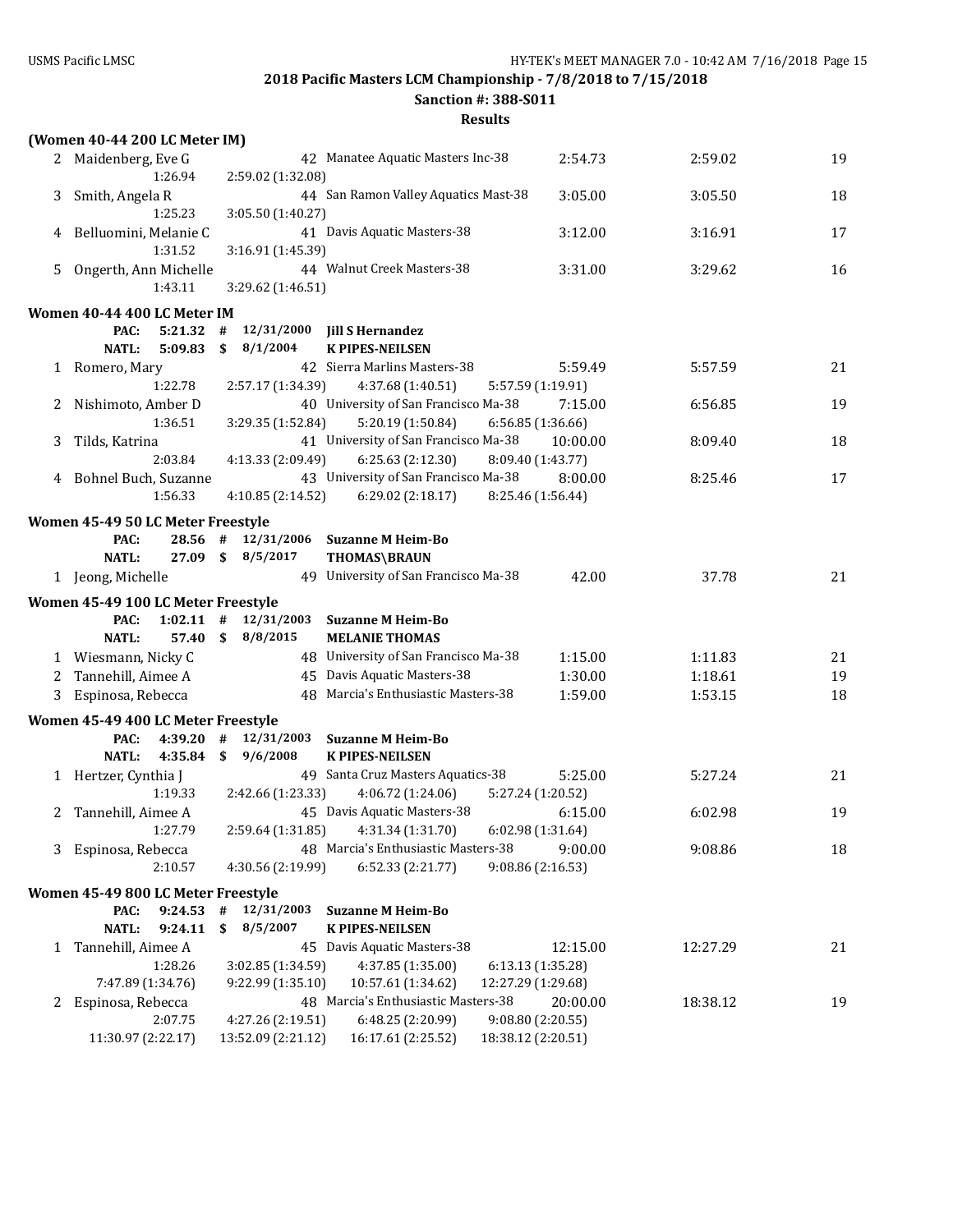**2018 Pacific Masters LCM Championship - 7/8/2018 to 7/15/2018**

**Sanction #: 388-S011**

**Results**

**(Women 40-44 200 LC Meter IM)**

| | Name | Age | Team | Seed Time | Finals Time | Points |
|---|---|---|---|---|---|---|
| 2 | Maidenberg, Eve G | 42 | Manatee Aquatic Masters Inc-38 | 2:54.73 | 2:59.02 | 19 |
| | 1:26.94 | 2:59.02 (1:32.08) | | | | |
| 3 | Smith, Angela R | 44 | San Ramon Valley Aquatics Mast-38 | 3:05.00 | 3:05.50 | 18 |
| | 1:25.23 | 3:05.50 (1:40.27) | | | | |
| 4 | Belluomini, Melanie C | 41 | Davis Aquatic Masters-38 | 3:12.00 | 3:16.91 | 17 |
| | 1:31.52 | 3:16.91 (1:45.39) | | | | |
| 5 | Ongerth, Ann Michelle | 44 | Walnut Creek Masters-38 | 3:31.00 | 3:29.62 | 16 |
| | 1:43.11 | 3:29.62 (1:46.51) | | | | |

**Women 40-44 400 LC Meter IM**

PAC: 5:21.32 # 12/31/2000 **Jill S Hernandez**
NATL: 5:09.83 $ 8/1/2004 **K PIPES-NEILSEN**

| | Name | Age | Team | Seed Time | Finals Time | Points |
|---|---|---|---|---|---|---|
| 1 | Romero, Mary | 42 | Sierra Marlins Masters-38 | 5:59.49 | 5:57.59 | 21 |
| | 1:22.78 | 2:57.17 (1:34.39) | 4:37.68 (1:40.51) | 5:57.59 (1:19.91) | | |
| 2 | Nishimoto, Amber D | 40 | University of San Francisco Ma-38 | 7:15.00 | 6:56.85 | 19 |
| | 1:36.51 | 3:29.35 (1:52.84) | 5:20.19 (1:50.84) | 6:56.85 (1:36.66) | | |
| 3 | Tilds, Katrina | 41 | University of San Francisco Ma-38 | 10:00.00 | 8:09.40 | 18 |
| | 2:03.84 | 4:13.33 (2:09.49) | 6:25.63 (2:12.30) | 8:09.40 (1:43.77) | | |
| 4 | Bohnel Buch, Suzanne | 43 | University of San Francisco Ma-38 | 8:00.00 | 8:25.46 | 17 |
| | 1:56.33 | 4:10.85 (2:14.52) | 6:29.02 (2:18.17) | 8:25.46 (1:56.44) | | |

**Women 45-49 50 LC Meter Freestyle**

PAC: 28.56 # 12/31/2006 **Suzanne M Heim-Bo**
NATL: 27.09 $ 8/5/2017 **THOMAS\BRAUN**

| | Name | Age | Team | Seed Time | Finals Time | Points |
|---|---|---|---|---|---|---|
| 1 | Jeong, Michelle | 49 | University of San Francisco Ma-38 | 42.00 | 37.78 | 21 |

**Women 45-49 100 LC Meter Freestyle**

PAC: 1:02.11 # 12/31/2003 **Suzanne M Heim-Bo**
NATL: 57.40 $ 8/8/2015 **MELANIE THOMAS**

| | Name | Age | Team | Seed Time | Finals Time | Points |
|---|---|---|---|---|---|---|
| 1 | Wiesmann, Nicky C | 48 | University of San Francisco Ma-38 | 1:15.00 | 1:11.83 | 21 |
| 2 | Tannehill, Aimee A | 45 | Davis Aquatic Masters-38 | 1:30.00 | 1:18.61 | 19 |
| 3 | Espinosa, Rebecca | 48 | Marcia's Enthusiastic Masters-38 | 1:59.00 | 1:53.15 | 18 |

**Women 45-49 400 LC Meter Freestyle**

PAC: 4:39.20 # 12/31/2003 **Suzanne M Heim-Bo**
NATL: 4:35.84 $ 9/6/2008 **K PIPES-NEILSEN**

| | Name | Age | Team | Seed Time | Finals Time | Points |
|---|---|---|---|---|---|---|
| 1 | Hertzer, Cynthia J | 49 | Santa Cruz Masters Aquatics-38 | 5:25.00 | 5:27.24 | 21 |
| | 1:19.33 | 2:42.66 (1:23.33) | 4:06.72 (1:24.06) | 5:27.24 (1:20.52) | | |
| 2 | Tannehill, Aimee A | 45 | Davis Aquatic Masters-38 | 6:15.00 | 6:02.98 | 19 |
| | 1:27.79 | 2:59.64 (1:31.85) | 4:31.34 (1:31.70) | 6:02.98 (1:31.64) | | |
| 3 | Espinosa, Rebecca | 48 | Marcia's Enthusiastic Masters-38 | 9:00.00 | 9:08.86 | 18 |
| | 2:10.57 | 4:30.56 (2:19.99) | 6:52.33 (2:21.77) | 9:08.86 (2:16.53) | | |

**Women 45-49 800 LC Meter Freestyle**

PAC: 9:24.53 # 12/31/2003 **Suzanne M Heim-Bo**
NATL: 9:24.11 $ 8/5/2007 **K PIPES-NEILSEN**

| | Name | Age | Team | Seed Time | Finals Time | Points |
|---|---|---|---|---|---|---|
| 1 | Tannehill, Aimee A | 45 | Davis Aquatic Masters-38 | 12:15.00 | 12:27.29 | 21 |
| | 1:28.26 | 3:02.85 (1:34.59) | 4:37.85 (1:35.00) | 6:13.13 (1:35.28) | | |
| | 7:47.89 (1:34.76) | 9:22.99 (1:35.10) | 10:57.61 (1:34.62) | 12:27.29 (1:29.68) | | |
| 2 | Espinosa, Rebecca | 48 | Marcia's Enthusiastic Masters-38 | 20:00.00 | 18:38.12 | 19 |
| | 2:07.75 | 4:27.26 (2:19.51) | 6:48.25 (2:20.99) | 9:08.80 (2:20.55) | | |
| | 11:30.97 (2:22.17) | 13:52.09 (2:21.12) | 16:17.61 (2:25.52) | 18:38.12 (2:20.51) | | |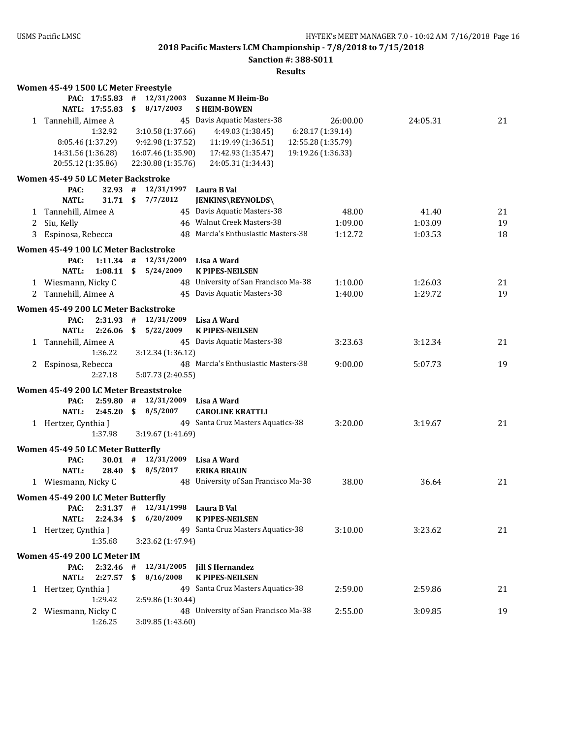## 2018 Pacific Masters LCM Championship - 7/8/2018 to 7/15/2018

**Sanction #: 388-S011**

**Results**

### Women 45-49 1500 LC Meter Freestyle

| | | | | | | | |
|---|---|---|---|---|---|---|---|
| | PAC: 17:55.83 | # | 12/31/2003 | Suzanne M Heim-Bo | | | |
| | NATL: 17:55.83 | $ | 8/17/2003 | S HEIM-BOWEN | | | |
| 1 | Tannehill, Aimee A | | 45 | Davis Aquatic Masters-38 | 26:00.00 | 24:05.31 | 21 |

1:32.92 | 3:10.58 (1:37.66) | 4:49.03 (1:38.45) | 6:28.17 (1:39.14)
8:05.46 (1:37.29) | 9:42.98 (1:37.52) | 11:19.49 (1:36.51) | 12:55.28 (1:35.79)
14:31.56 (1:36.28) | 16:07.46 (1:35.90) | 17:42.93 (1:35.47) | 19:19.26 (1:36.33)
20:55.12 (1:35.86) | 22:30.88 (1:35.76) | 24:05.31 (1:34.43)

### Women 45-49 50 LC Meter Backstroke

| | | | | | | | |
|---|---|---|---|---|---|---|---|
| | PAC: 32.93 | # | 12/31/1997 | Laura B Val | | | |
| | NATL: 31.71 | $ | 7/7/2012 | JENKINS\REYNOLDS\ | | | |
| 1 | Tannehill, Aimee A | | 45 | Davis Aquatic Masters-38 | 48.00 | 41.40 | 21 |
| 2 | Siu, Kelly | | 46 | Walnut Creek Masters-38 | 1:09.00 | 1:03.09 | 19 |
| 3 | Espinosa, Rebecca | | 48 | Marcia's Enthusiastic Masters-38 | 1:12.72 | 1:03.53 | 18 |

### Women 45-49 100 LC Meter Backstroke

| | | | | | | | |
|---|---|---|---|---|---|---|---|
| | PAC: 1:11.34 | # | 12/31/2009 | Lisa A Ward | | | |
| | NATL: 1:08.11 | $ | 5/24/2009 | K PIPES-NEILSEN | | | |
| 1 | Wiesmann, Nicky C | | 48 | University of San Francisco Ma-38 | 1:10.00 | 1:26.03 | 21 |
| 2 | Tannehill, Aimee A | | 45 | Davis Aquatic Masters-38 | 1:40.00 | 1:29.72 | 19 |

### Women 45-49 200 LC Meter Backstroke

| | | | | | | | |
|---|---|---|---|---|---|---|---|
| | PAC: 2:31.93 | # | 12/31/2009 | Lisa A Ward | | | |
| | NATL: 2:26.06 | $ | 5/22/2009 | K PIPES-NEILSEN | | | |
| 1 | Tannehill, Aimee A | | 45 | Davis Aquatic Masters-38 | 3:23.63 | 3:12.34 | 21 |
| | 1:36.22 | | 3:12.34 (1:36.12) | | | | |
| 2 | Espinosa, Rebecca | | 48 | Marcia's Enthusiastic Masters-38 | 9:00.00 | 5:07.73 | 19 |
| | 2:27.18 | | 5:07.73 (2:40.55) | | | | |

### Women 45-49 200 LC Meter Breaststroke

| | | | | | | | |
|---|---|---|---|---|---|---|---|
| | PAC: 2:59.80 | # | 12/31/2009 | Lisa A Ward | | | |
| | NATL: 2:45.20 | $ | 8/5/2007 | CAROLINE KRATTLI | | | |
| 1 | Hertzer, Cynthia J | | 49 | Santa Cruz Masters Aquatics-38 | 3:20.00 | 3:19.67 | 21 |
| | 1:37.98 | | 3:19.67 (1:41.69) | | | | |

### Women 45-49 50 LC Meter Butterfly

| | | | | | | | |
|---|---|---|---|---|---|---|---|
| | PAC: 30.01 | # | 12/31/2009 | Lisa A Ward | | | |
| | NATL: 28.40 | $ | 8/5/2017 | ERIKA BRAUN | | | |
| 1 | Wiesmann, Nicky C | | 48 | University of San Francisco Ma-38 | 38.00 | 36.64 | 21 |

### Women 45-49 200 LC Meter Butterfly

| | | | | | | | |
|---|---|---|---|---|---|---|---|
| | PAC: 2:31.37 | # | 12/31/1998 | Laura B Val | | | |
| | NATL: 2:24.34 | $ | 6/20/2009 | K PIPES-NEILSEN | | | |
| 1 | Hertzer, Cynthia J | | 49 | Santa Cruz Masters Aquatics-38 | 3:10.00 | 3:23.62 | 21 |
| | 1:35.68 | | 3:23.62 (1:47.94) | | | | |

### Women 45-49 200 LC Meter IM

| | | | | | | | |
|---|---|---|---|---|---|---|---|
| | PAC: 2:32.46 | # | 12/31/2005 | Jill S Hernandez | | | |
| | NATL: 2:27.57 | $ | 8/16/2008 | K PIPES-NEILSEN | | | |
| 1 | Hertzer, Cynthia J | | 49 | Santa Cruz Masters Aquatics-38 | 2:59.00 | 2:59.86 | 21 |
| | 1:29.42 | | 2:59.86 (1:30.44) | | | | |
| 2 | Wiesmann, Nicky C | | 48 | University of San Francisco Ma-38 | 2:55.00 | 3:09.85 | 19 |
| | 1:26.25 | | 3:09.85 (1:43.60) | | | | |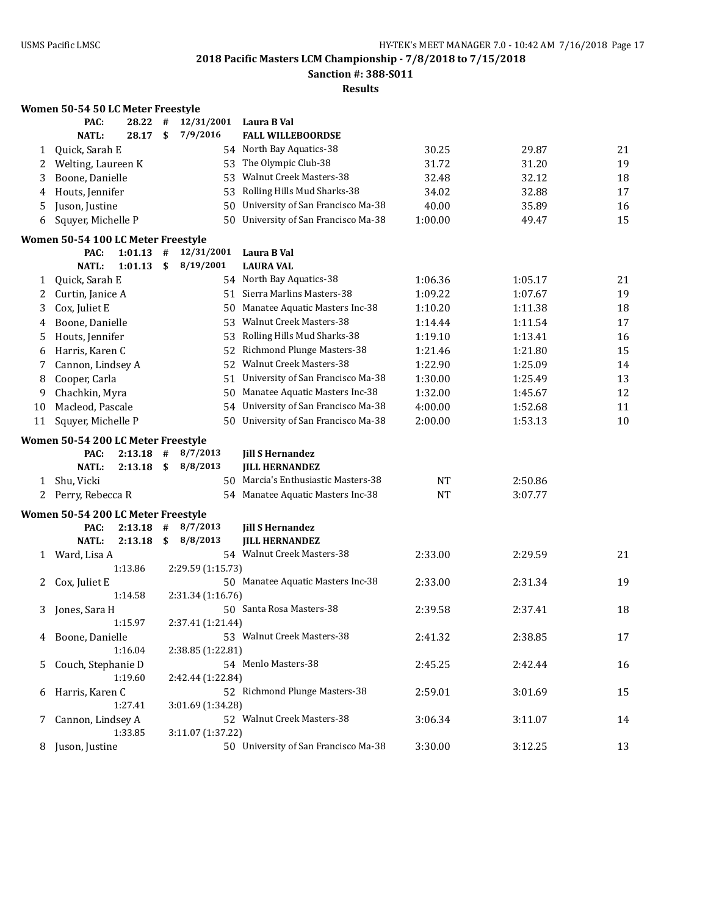**2018 Pacific Masters LCM Championship - 7/8/2018 to 7/15/2018**

**Sanction #: 388-S011**

**Results**

### Women 50-54 50 LC Meter Freestyle

| | Name | Age | Team | Seed Time | Finals Time | Points |
|---|---|---|---|---|---|---|
| | **PAC:** 28.22 # 12/31/2001 | | **Laura B Val** | | | |
| | **NATL:** 28.17 $ 7/9/2016 | | **FALL WILLEBOORDSE** | | | |
| 1 | Quick, Sarah E | 54 | North Bay Aquatics-38 | 30.25 | 29.87 | 21 |
| 2 | Welting, Laureen K | 53 | The Olympic Club-38 | 31.72 | 31.20 | 19 |
| 3 | Boone, Danielle | 53 | Walnut Creek Masters-38 | 32.48 | 32.12 | 18 |
| 4 | Houts, Jennifer | 53 | Rolling Hills Mud Sharks-38 | 34.02 | 32.88 | 17 |
| 5 | Juson, Justine | 50 | University of San Francisco Ma-38 | 40.00 | 35.89 | 16 |
| 6 | Squyer, Michelle P | 50 | University of San Francisco Ma-38 | 1:00.00 | 49.47 | 15 |

### Women 50-54 100 LC Meter Freestyle

| | Name | Age | Team | Seed Time | Finals Time | Points |
|---|---|---|---|---|---|---|
| | **PAC:** 1:01.13 # 12/31/2001 | | **Laura B Val** | | | |
| | **NATL:** 1:01.13 $ 8/19/2001 | | **LAURA VAL** | | | |
| 1 | Quick, Sarah E | 54 | North Bay Aquatics-38 | 1:06.36 | 1:05.17 | 21 |
| 2 | Curtin, Janice A | 51 | Sierra Marlins Masters-38 | 1:09.22 | 1:07.67 | 19 |
| 3 | Cox, Juliet E | 50 | Manatee Aquatic Masters Inc-38 | 1:10.20 | 1:11.38 | 18 |
| 4 | Boone, Danielle | 53 | Walnut Creek Masters-38 | 1:14.44 | 1:11.54 | 17 |
| 5 | Houts, Jennifer | 53 | Rolling Hills Mud Sharks-38 | 1:19.10 | 1:13.41 | 16 |
| 6 | Harris, Karen C | 52 | Richmond Plunge Masters-38 | 1:21.46 | 1:21.80 | 15 |
| 7 | Cannon, Lindsey A | 52 | Walnut Creek Masters-38 | 1:22.90 | 1:25.09 | 14 |
| 8 | Cooper, Carla | 51 | University of San Francisco Ma-38 | 1:30.00 | 1:25.49 | 13 |
| 9 | Chachkin, Myra | 50 | Manatee Aquatic Masters Inc-38 | 1:32.00 | 1:45.67 | 12 |
| 10 | Macleod, Pascale | 54 | University of San Francisco Ma-38 | 4:00.00 | 1:52.68 | 11 |
| 11 | Squyer, Michelle P | 50 | University of San Francisco Ma-38 | 2:00.00 | 1:53.13 | 10 |

### Women 50-54 200 LC Meter Freestyle

| | Name | Age | Team | Seed Time | Finals Time | Points |
|---|---|---|---|---|---|---|
| | **PAC:** 2:13.18 # 8/7/2013 | | **Jill S Hernandez** | | | |
| | **NATL:** 2:13.18 $ 8/8/2013 | | **JILL HERNANDEZ** | | | |
| 1 | Shu, Vicki | 50 | Marcia's Enthusiastic Masters-38 | NT | 2:50.86 | |
| 2 | Perry, Rebecca R | 54 | Manatee Aquatic Masters Inc-38 | NT | 3:07.77 | |

### Women 50-54 200 LC Meter Freestyle

| | Name | Age | Team | Seed Time | Finals Time | Points |
|---|---|---|---|---|---|---|
| | **PAC:** 2:13.18 # 8/7/2013 | | **Jill S Hernandez** | | | |
| | **NATL:** 2:13.18 $ 8/8/2013 | | **JILL HERNANDEZ** | | | |
| 1 | Ward, Lisa A | 54 | Walnut Creek Masters-38 | 2:33.00 | 2:29.59 | 21 |
| | 1:13.86 2:29.59 (1:15.73) | | | | | |
| 2 | Cox, Juliet E | 50 | Manatee Aquatic Masters Inc-38 | 2:33.00 | 2:31.34 | 19 |
| | 1:14.58 2:31.34 (1:16.76) | | | | | |
| 3 | Jones, Sara H | 50 | Santa Rosa Masters-38 | 2:39.58 | 2:37.41 | 18 |
| | 1:15.97 2:37.41 (1:21.44) | | | | | |
| 4 | Boone, Danielle | 53 | Walnut Creek Masters-38 | 2:41.32 | 2:38.85 | 17 |
| | 1:16.04 2:38.85 (1:22.81) | | | | | |
| 5 | Couch, Stephanie D | 54 | Menlo Masters-38 | 2:45.25 | 2:42.44 | 16 |
| | 1:19.60 2:42.44 (1:22.84) | | | | | |
| 6 | Harris, Karen C | 52 | Richmond Plunge Masters-38 | 2:59.01 | 3:01.69 | 15 |
| | 1:27.41 3:01.69 (1:34.28) | | | | | |
| 7 | Cannon, Lindsey A | 52 | Walnut Creek Masters-38 | 3:06.34 | 3:11.07 | 14 |
| | 1:33.85 3:11.07 (1:37.22) | | | | | |
| 8 | Juson, Justine | 50 | University of San Francisco Ma-38 | 3:30.00 | 3:12.25 | 13 |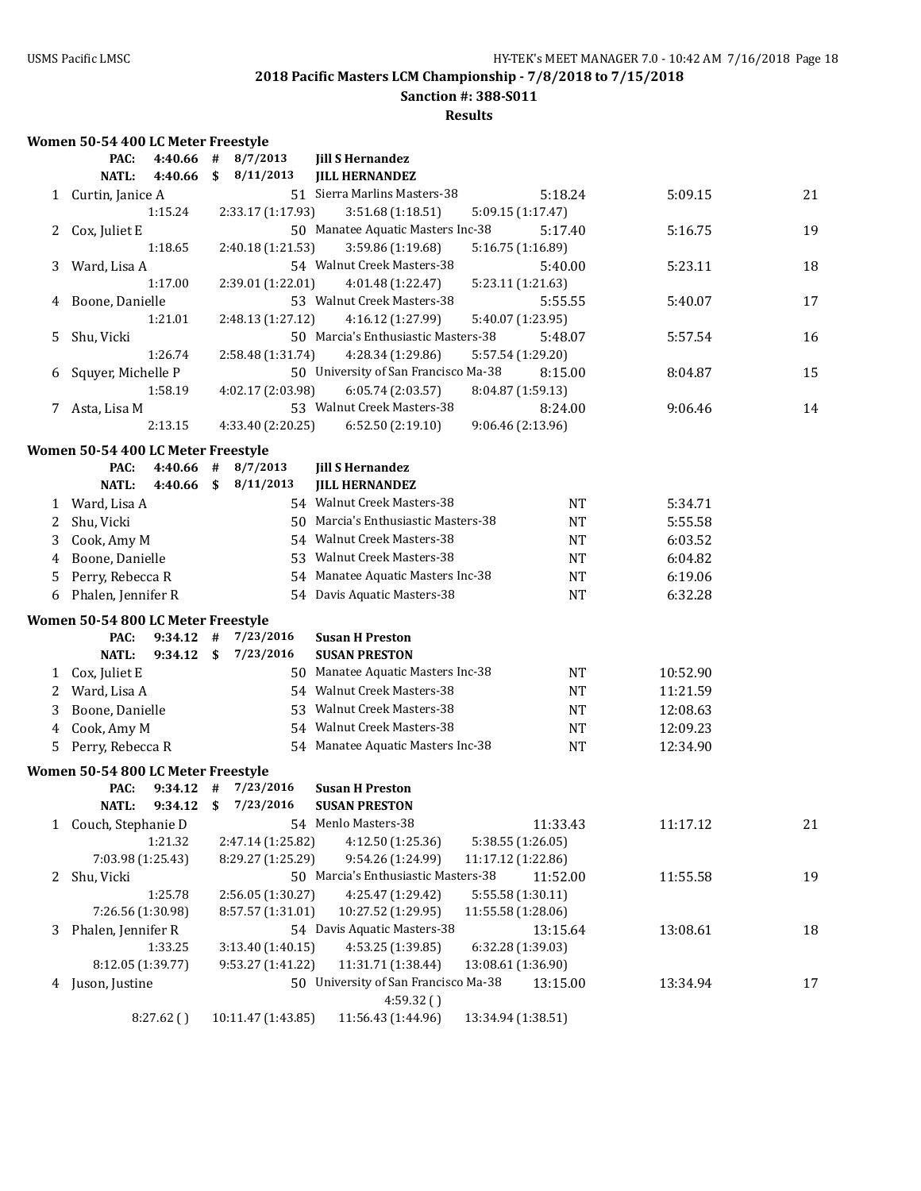## 2018 Pacific Masters LCM Championship - 7/8/2018 to 7/15/2018

**Sanction #: 388-S011**

**Results**

### Women 50-54 400 LC Meter Freestyle

| | | | | |
|---|---|---|---|---|
| **PAC:** | **4:40.66** | **#** | **8/7/2013** | **Jill S Hernandez** |
| **NATL:** | **4:40.66** | **$** | **8/11/2013** | **JILL HERNANDEZ** |

| Place | Name | Age | Team | Seed Time | Finals Time | Points |
|---|---|---|---|---|---|---|
| 1 | Curtin, Janice A | 51 | Sierra Marlins Masters-38 | 5:18.24 | 5:09.15 | 21 |
| | 1:15.24 | 2:33.17 (1:17.93) | 3:51.68 (1:18.51) | 5:09.15 (1:17.47) | | |
| 2 | Cox, Juliet E | 50 | Manatee Aquatic Masters Inc-38 | 5:17.40 | 5:16.75 | 19 |
| | 1:18.65 | 2:40.18 (1:21.53) | 3:59.86 (1:19.68) | 5:16.75 (1:16.89) | | |
| 3 | Ward, Lisa A | 54 | Walnut Creek Masters-38 | 5:40.00 | 5:23.11 | 18 |
| | 1:17.00 | 2:39.01 (1:22.01) | 4:01.48 (1:22.47) | 5:23.11 (1:21.63) | | |
| 4 | Boone, Danielle | 53 | Walnut Creek Masters-38 | 5:55.55 | 5:40.07 | 17 |
| | 1:21.01 | 2:48.13 (1:27.12) | 4:16.12 (1:27.99) | 5:40.07 (1:23.95) | | |
| 5 | Shu, Vicki | 50 | Marcia's Enthusiastic Masters-38 | 5:48.07 | 5:57.54 | 16 |
| | 1:26.74 | 2:58.48 (1:31.74) | 4:28.34 (1:29.86) | 5:57.54 (1:29.20) | | |
| 6 | Squyer, Michelle P | 50 | University of San Francisco Ma-38 | 8:15.00 | 8:04.87 | 15 |
| | 1:58.19 | 4:02.17 (2:03.98) | 6:05.74 (2:03.57) | 8:04.87 (1:59.13) | | |
| 7 | Asta, Lisa M | 53 | Walnut Creek Masters-38 | 8:24.00 | 9:06.46 | 14 |
| | 2:13.15 | 4:33.40 (2:20.25) | 6:52.50 (2:19.10) | 9:06.46 (2:13.96) | | |

### Women 50-54 400 LC Meter Freestyle

| | | | | |
|---|---|---|---|---|
| **PAC:** | **4:40.66** | **#** | **8/7/2013** | **Jill S Hernandez** |
| **NATL:** | **4:40.66** | **$** | **8/11/2013** | **JILL HERNANDEZ** |

| Place | Name | Age | Team | Seed Time | Finals Time |
|---|---|---|---|---|---|
| 1 | Ward, Lisa A | 54 | Walnut Creek Masters-38 | NT | 5:34.71 |
| 2 | Shu, Vicki | 50 | Marcia's Enthusiastic Masters-38 | NT | 5:55.58 |
| 3 | Cook, Amy M | 54 | Walnut Creek Masters-38 | NT | 6:03.52 |
| 4 | Boone, Danielle | 53 | Walnut Creek Masters-38 | NT | 6:04.82 |
| 5 | Perry, Rebecca R | 54 | Manatee Aquatic Masters Inc-38 | NT | 6:19.06 |
| 6 | Phalen, Jennifer R | 54 | Davis Aquatic Masters-38 | NT | 6:32.28 |

### Women 50-54 800 LC Meter Freestyle

| | | | | |
|---|---|---|---|---|
| **PAC:** | **9:34.12** | **#** | **7/23/2016** | **Susan H Preston** |
| **NATL:** | **9:34.12** | **$** | **7/23/2016** | **SUSAN PRESTON** |

| Place | Name | Age | Team | Seed Time | Finals Time |
|---|---|---|---|---|---|
| 1 | Cox, Juliet E | 50 | Manatee Aquatic Masters Inc-38 | NT | 10:52.90 |
| 2 | Ward, Lisa A | 54 | Walnut Creek Masters-38 | NT | 11:21.59 |
| 3 | Boone, Danielle | 53 | Walnut Creek Masters-38 | NT | 12:08.63 |
| 4 | Cook, Amy M | 54 | Walnut Creek Masters-38 | NT | 12:09.23 |
| 5 | Perry, Rebecca R | 54 | Manatee Aquatic Masters Inc-38 | NT | 12:34.90 |

### Women 50-54 800 LC Meter Freestyle

| | | | | |
|---|---|---|---|---|
| **PAC:** | **9:34.12** | **#** | **7/23/2016** | **Susan H Preston** |
| **NATL:** | **9:34.12** | **$** | **7/23/2016** | **SUSAN PRESTON** |

| Place | Name | Age | Team | Seed Time | Finals Time | Points |
|---|---|---|---|---|---|---|
| 1 | Couch, Stephanie D | 54 | Menlo Masters-38 | 11:33.43 | 11:17.12 | 21 |
| | 1:21.32 | 2:47.14 (1:25.82) | 4:12.50 (1:25.36) | 5:38.55 (1:26.05) | | |
| | 7:03.98 (1:25.43) | 8:29.27 (1:25.29) | 9:54.26 (1:24.99) | 11:17.12 (1:22.86) | | |
| 2 | Shu, Vicki | 50 | Marcia's Enthusiastic Masters-38 | 11:52.00 | 11:55.58 | 19 |
| | 1:25.78 | 2:56.05 (1:30.27) | 4:25.47 (1:29.42) | 5:55.58 (1:30.11) | | |
| | 7:26.56 (1:30.98) | 8:57.57 (1:31.01) | 10:27.52 (1:29.95) | 11:55.58 (1:28.06) | | |
| 3 | Phalen, Jennifer R | 54 | Davis Aquatic Masters-38 | 13:15.64 | 13:08.61 | 18 |
| | 1:33.25 | 3:13.40 (1:40.15) | 4:53.25 (1:39.85) | 6:32.28 (1:39.03) | | |
| | 8:12.05 (1:39.77) | 9:53.27 (1:41.22) | 11:31.71 (1:38.44) | 13:08.61 (1:36.90) | | |
| 4 | Juson, Justine | 50 | University of San Francisco Ma-38 | 13:15.00 | 13:34.94 | 17 |
| | | | 4:59.32 ( ) | | | |
| | 8:27.62 ( ) | 10:11.47 (1:43.85) | 11:56.43 (1:44.96) | 13:34.94 (1:38.51) | | |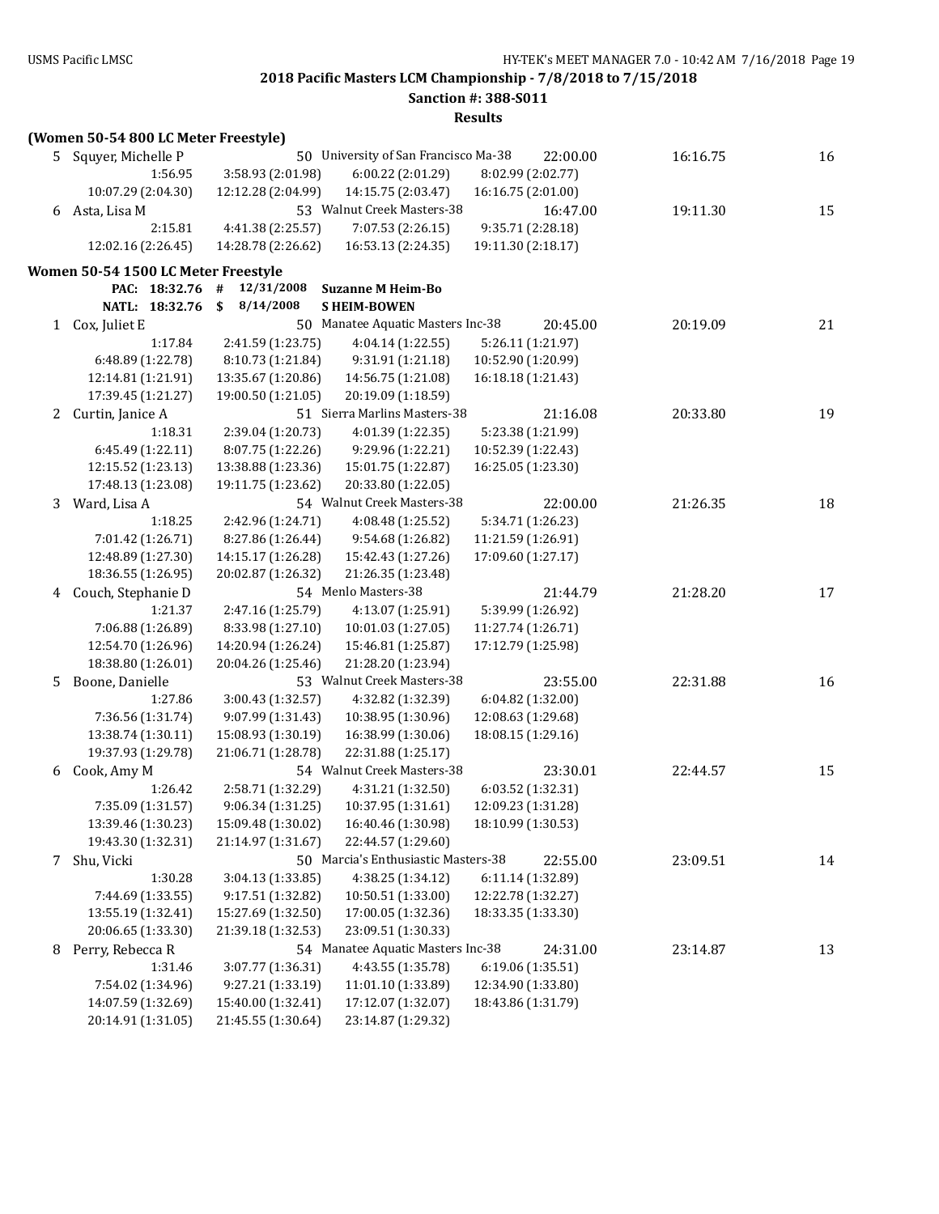2018 Pacific Masters LCM Championship - 7/8/2018 to 7/15/2018

Sanction #: 388-S011

Results

**(Women 50-54 800 LC Meter Freestyle)**

| Place | Name | Age | Team | Seed Time | Finals Time | Points |
|---|---|---|---|---|---|---|
| 5 | Squyer, Michelle P | 50 | University of San Francisco Ma-38 | 22:00.00 | 16:16.75 | 16 |
| | 1:56.95 | 3:58.93 (2:01.98) | 6:00.22 (2:01.29) | 8:02.99 (2:02.77) | | |
| | 10:07.29 (2:04.30) | 12:12.28 (2:04.99) | 14:15.75 (2:03.47) | 16:16.75 (2:01.00) | | |
| 6 | Asta, Lisa M | 53 | Walnut Creek Masters-38 | 16:47.00 | 19:11.30 | 15 |
| | 2:15.81 | 4:41.38 (2:25.57) | 7:07.53 (2:26.15) | 9:35.71 (2:28.18) | | |
| | 12:02.16 (2:26.45) | 14:28.78 (2:26.62) | 16:53.13 (2:24.35) | 19:11.30 (2:18.17) | | |

**Women 50-54 1500 LC Meter Freestyle**

PAC: 18:32.76 # 12/31/2008 Suzanne M Heim-Bo

NATL: 18:32.76 $ 8/14/2008 S HEIM-BOWEN

| Place | Name | Age | Team | Seed Time | Finals Time | Points |
|---|---|---|---|---|---|---|
| 1 | Cox, Juliet E | 50 | Manatee Aquatic Masters Inc-38 | 20:45.00 | 20:19.09 | 21 |
| | 1:17.84 | 2:41.59 (1:23.75) | 4:04.14 (1:22.55) | 5:26.11 (1:21.97) | | |
| | 6:48.89 (1:22.78) | 8:10.73 (1:21.84) | 9:31.91 (1:21.18) | 10:52.90 (1:20.99) | | |
| | 12:14.81 (1:21.91) | 13:35.67 (1:20.86) | 14:56.75 (1:21.08) | 16:18.18 (1:21.43) | | |
| | 17:39.45 (1:21.27) | 19:00.50 (1:21.05) | 20:19.09 (1:18.59) | | | |
| 2 | Curtin, Janice A | 51 | Sierra Marlins Masters-38 | 21:16.08 | 20:33.80 | 19 |
| | 1:18.31 | 2:39.04 (1:20.73) | 4:01.39 (1:22.35) | 5:23.38 (1:21.99) | | |
| | 6:45.49 (1:22.11) | 8:07.75 (1:22.26) | 9:29.96 (1:22.21) | 10:52.39 (1:22.43) | | |
| | 12:15.52 (1:23.13) | 13:38.88 (1:23.36) | 15:01.75 (1:22.87) | 16:25.05 (1:23.30) | | |
| | 17:48.13 (1:23.08) | 19:11.75 (1:23.62) | 20:33.80 (1:22.05) | | | |
| 3 | Ward, Lisa A | 54 | Walnut Creek Masters-38 | 22:00.00 | 21:26.35 | 18 |
| | 1:18.25 | 2:42.96 (1:24.71) | 4:08.48 (1:25.52) | 5:34.71 (1:26.23) | | |
| | 7:01.42 (1:26.71) | 8:27.86 (1:26.44) | 9:54.68 (1:26.82) | 11:21.59 (1:26.91) | | |
| | 12:48.89 (1:27.30) | 14:15.17 (1:26.28) | 15:42.43 (1:27.26) | 17:09.60 (1:27.17) | | |
| | 18:36.55 (1:26.95) | 20:02.87 (1:26.32) | 21:26.35 (1:23.48) | | | |
| 4 | Couch, Stephanie D | 54 | Menlo Masters-38 | 21:44.79 | 21:28.20 | 17 |
| | 1:21.37 | 2:47.16 (1:25.79) | 4:13.07 (1:25.91) | 5:39.99 (1:26.92) | | |
| | 7:06.88 (1:26.89) | 8:33.98 (1:27.10) | 10:01.03 (1:27.05) | 11:27.74 (1:26.71) | | |
| | 12:54.70 (1:26.96) | 14:20.94 (1:26.24) | 15:46.81 (1:25.87) | 17:12.79 (1:25.98) | | |
| | 18:38.80 (1:26.01) | 20:04.26 (1:25.46) | 21:28.20 (1:23.94) | | | |
| 5 | Boone, Danielle | 53 | Walnut Creek Masters-38 | 23:55.00 | 22:31.88 | 16 |
| | 1:27.86 | 3:00.43 (1:32.57) | 4:32.82 (1:32.39) | 6:04.82 (1:32.00) | | |
| | 7:36.56 (1:31.74) | 9:07.99 (1:31.43) | 10:38.95 (1:30.96) | 12:08.63 (1:29.68) | | |
| | 13:38.74 (1:30.11) | 15:08.93 (1:30.19) | 16:38.99 (1:30.06) | 18:08.15 (1:29.16) | | |
| | 19:37.93 (1:29.78) | 21:06.71 (1:28.78) | 22:31.88 (1:25.17) | | | |
| 6 | Cook, Amy M | 54 | Walnut Creek Masters-38 | 23:30.01 | 22:44.57 | 15 |
| | 1:26.42 | 2:58.71 (1:32.29) | 4:31.21 (1:32.50) | 6:03.52 (1:32.31) | | |
| | 7:35.09 (1:31.57) | 9:06.34 (1:31.25) | 10:37.95 (1:31.61) | 12:09.23 (1:31.28) | | |
| | 13:39.46 (1:30.23) | 15:09.48 (1:30.02) | 16:40.46 (1:30.98) | 18:10.99 (1:30.53) | | |
| | 19:43.30 (1:32.31) | 21:14.97 (1:31.67) | 22:44.57 (1:29.60) | | | |
| 7 | Shu, Vicki | 50 | Marcia's Enthusiastic Masters-38 | 22:55.00 | 23:09.51 | 14 |
| | 1:30.28 | 3:04.13 (1:33.85) | 4:38.25 (1:34.12) | 6:11.14 (1:32.89) | | |
| | 7:44.69 (1:33.55) | 9:17.51 (1:32.82) | 10:50.51 (1:33.00) | 12:22.78 (1:32.27) | | |
| | 13:55.19 (1:32.41) | 15:27.69 (1:32.50) | 17:00.05 (1:32.36) | 18:33.35 (1:33.30) | | |
| | 20:06.65 (1:33.30) | 21:39.18 (1:32.53) | 23:09.51 (1:30.33) | | | |
| 8 | Perry, Rebecca R | 54 | Manatee Aquatic Masters Inc-38 | 24:31.00 | 23:14.87 | 13 |
| | 1:31.46 | 3:07.77 (1:36.31) | 4:43.55 (1:35.78) | 6:19.06 (1:35.51) | | |
| | 7:54.02 (1:34.96) | 9:27.21 (1:33.19) | 11:01.10 (1:33.89) | 12:34.90 (1:33.80) | | |
| | 14:07.59 (1:32.69) | 15:40.00 (1:32.41) | 17:12.07 (1:32.07) | 18:43.86 (1:31.79) | | |
| | 20:14.91 (1:31.05) | 21:45.55 (1:30.64) | 23:14.87 (1:29.32) | | | |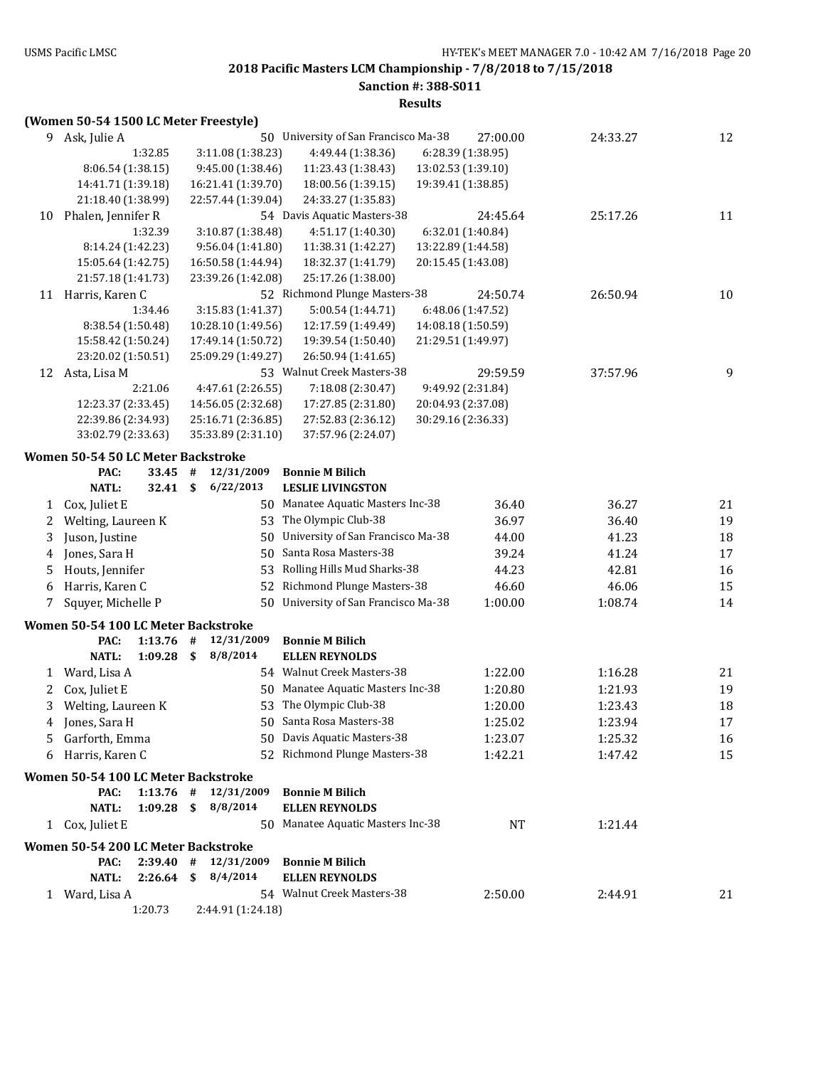**2018 Pacific Masters LCM Championship - 7/8/2018 to 7/15/2018**

**Sanction #: 388-S011**

**Results**

### (Women 50-54 1500 LC Meter Freestyle)

| | Name | Age | Team | Seed Time | Finals Time | Points |
|---|---|---|---|---|---|---|
| 9 | Ask, Julie A | 50 | University of San Francisco Ma-38 | 27:00.00 | 24:33.27 | 12 |
| | 1:32.85 | 3:11.08 (1:38.23) | 4:49.44 (1:38.36) | 6:28.39 (1:38.95) | | |
| | 8:06.54 (1:38.15) | 9:45.00 (1:38.46) | 11:23.43 (1:38.43) | 13:02.53 (1:39.10) | | |
| | 14:41.71 (1:39.18) | 16:21.41 (1:39.70) | 18:00.56 (1:39.15) | 19:39.41 (1:38.85) | | |
| | 21:18.40 (1:38.99) | 22:57.44 (1:39.04) | 24:33.27 (1:35.83) | | | |
| 10 | Phalen, Jennifer R | 54 | Davis Aquatic Masters-38 | 24:45.64 | 25:17.26 | 11 |
| | 1:32.39 | 3:10.87 (1:38.48) | 4:51.17 (1:40.30) | 6:32.01 (1:40.84) | | |
| | 8:14.24 (1:42.23) | 9:56.04 (1:41.80) | 11:38.31 (1:42.27) | 13:22.89 (1:44.58) | | |
| | 15:05.64 (1:42.75) | 16:50.58 (1:44.94) | 18:32.37 (1:41.79) | 20:15.45 (1:43.08) | | |
| | 21:57.18 (1:41.73) | 23:39.26 (1:42.08) | 25:17.26 (1:38.00) | | | |
| 11 | Harris, Karen C | 52 | Richmond Plunge Masters-38 | 24:50.74 | 26:50.94 | 10 |
| | 1:34.46 | 3:15.83 (1:41.37) | 5:00.54 (1:44.71) | 6:48.06 (1:47.52) | | |
| | 8:38.54 (1:50.48) | 10:28.10 (1:49.56) | 12:17.59 (1:49.49) | 14:08.18 (1:50.59) | | |
| | 15:58.42 (1:50.24) | 17:49.14 (1:50.72) | 19:39.54 (1:50.40) | 21:29.51 (1:49.97) | | |
| | 23:20.02 (1:50.51) | 25:09.29 (1:49.27) | 26:50.94 (1:41.65) | | | |
| 12 | Asta, Lisa M | 53 | Walnut Creek Masters-38 | 29:59.59 | 37:57.96 | 9 |
| | 2:21.06 | 4:47.61 (2:26.55) | 7:18.08 (2:30.47) | 9:49.92 (2:31.84) | | |
| | 12:23.37 (2:33.45) | 14:56.05 (2:32.68) | 17:27.85 (2:31.80) | 20:04.93 (2:37.08) | | |
| | 22:39.86 (2:34.93) | 25:16.71 (2:36.85) | 27:52.83 (2:36.12) | 30:29.16 (2:36.33) | | |
| | 33:02.79 (2:33.63) | 35:33.89 (2:31.10) | 37:57.96 (2:24.07) | | | |

### Women 50-54 50 LC Meter Backstroke

PAC: 33.45 # 12/31/2009 **Bonnie M Bilich**
NATL: 32.41 $ 6/22/2013 **LESLIE LIVINGSTON**

| | Name | Age | Team | Seed Time | Finals Time | Points |
|---|---|---|---|---|---|---|
| 1 | Cox, Juliet E | 50 | Manatee Aquatic Masters Inc-38 | 36.40 | 36.27 | 21 |
| 2 | Welting, Laureen K | 53 | The Olympic Club-38 | 36.97 | 36.40 | 19 |
| 3 | Juson, Justine | 50 | University of San Francisco Ma-38 | 44.00 | 41.23 | 18 |
| 4 | Jones, Sara H | 50 | Santa Rosa Masters-38 | 39.24 | 41.24 | 17 |
| 5 | Houts, Jennifer | 53 | Rolling Hills Mud Sharks-38 | 44.23 | 42.81 | 16 |
| 6 | Harris, Karen C | 52 | Richmond Plunge Masters-38 | 46.60 | 46.06 | 15 |
| 7 | Squyer, Michelle P | 50 | University of San Francisco Ma-38 | 1:00.00 | 1:08.74 | 14 |

### Women 50-54 100 LC Meter Backstroke

PAC: 1:13.76 # 12/31/2009 **Bonnie M Bilich**
NATL: 1:09.28 $ 8/8/2014 **ELLEN REYNOLDS**

| | Name | Age | Team | Seed Time | Finals Time | Points |
|---|---|---|---|---|---|---|
| 1 | Ward, Lisa A | 54 | Walnut Creek Masters-38 | 1:22.00 | 1:16.28 | 21 |
| 2 | Cox, Juliet E | 50 | Manatee Aquatic Masters Inc-38 | 1:20.80 | 1:21.93 | 19 |
| 3 | Welting, Laureen K | 53 | The Olympic Club-38 | 1:20.00 | 1:23.43 | 18 |
| 4 | Jones, Sara H | 50 | Santa Rosa Masters-38 | 1:25.02 | 1:23.94 | 17 |
| 5 | Garforth, Emma | 50 | Davis Aquatic Masters-38 | 1:23.07 | 1:25.32 | 16 |
| 6 | Harris, Karen C | 52 | Richmond Plunge Masters-38 | 1:42.21 | 1:47.42 | 15 |

### Women 50-54 100 LC Meter Backstroke

PAC: 1:13.76 # 12/31/2009 **Bonnie M Bilich**
NATL: 1:09.28 $ 8/8/2014 **ELLEN REYNOLDS**

| | Name | Age | Team | Seed Time | Finals Time | Points |
|---|---|---|---|---|---|---|
| 1 | Cox, Juliet E | 50 | Manatee Aquatic Masters Inc-38 | NT | 1:21.44 | |

### Women 50-54 200 LC Meter Backstroke

PAC: 2:39.40 # 12/31/2009 **Bonnie M Bilich**
NATL: 2:26.64 $ 8/4/2014 **ELLEN REYNOLDS**

| | Name | Age | Team | Seed Time | Finals Time | Points |
|---|---|---|---|---|---|---|
| 1 | Ward, Lisa A | 54 | Walnut Creek Masters-38 | 2:50.00 | 2:44.91 | 21 |
| | 1:20.73 | 2:44.91 (1:24.18) | | | | |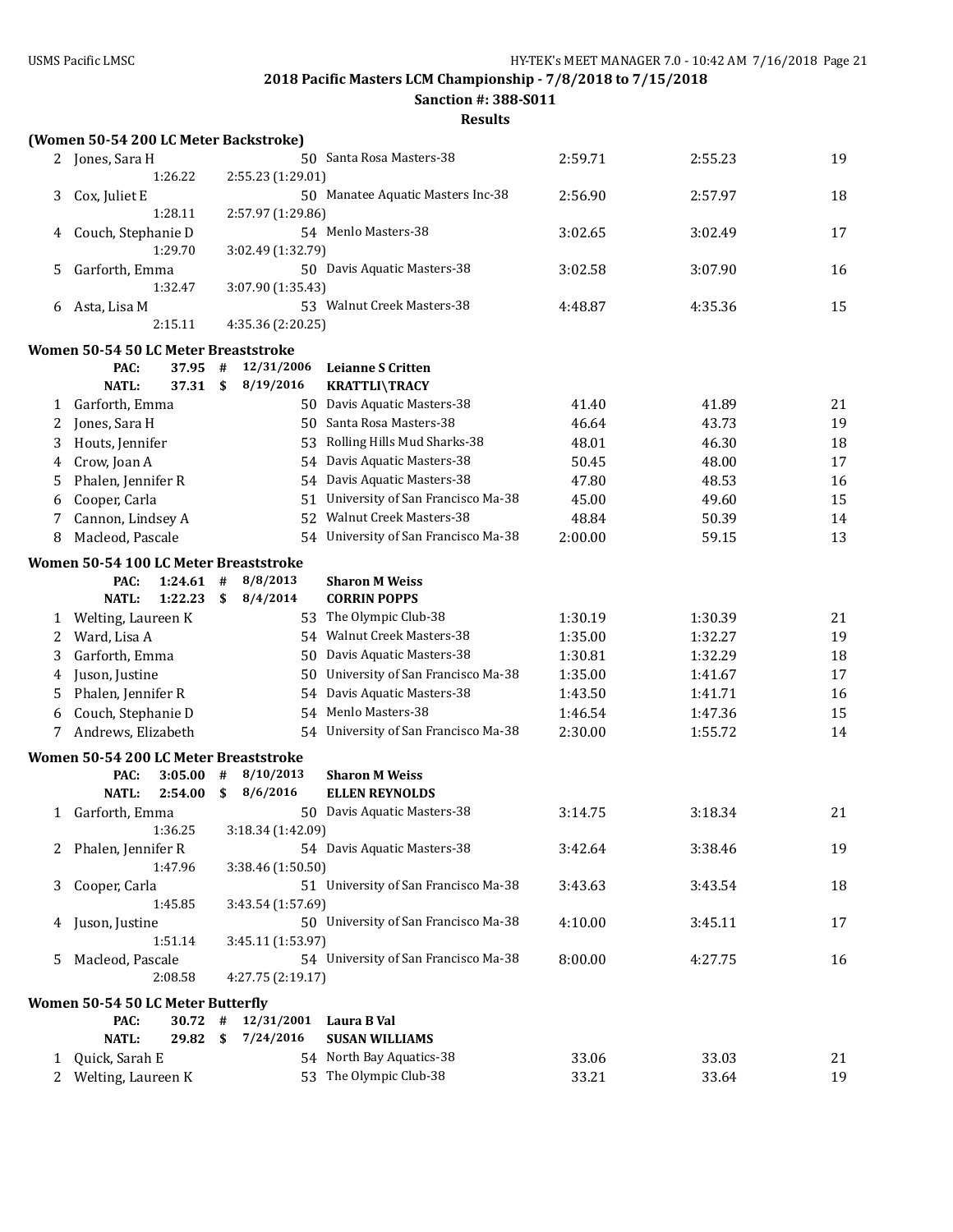2018 Pacific Masters LCM Championship - 7/8/2018 to 7/15/2018

Sanction #: 388-S011

Results

### (Women 50-54 200 LC Meter Backstroke)

| Place | Name | Age | Team | Seed Time | Finals Time | Points |
|---|---|---|---|---|---|---|
| 2 | Jones, Sara H | 50 | Santa Rosa Masters-38 | 2:59.71 | 2:55.23 | 19 |
| | 1:26.22 | | 2:55.23 (1:29.01) | | | |
| 3 | Cox, Juliet E | 50 | Manatee Aquatic Masters Inc-38 | 2:56.90 | 2:57.97 | 18 |
| | 1:28.11 | | 2:57.97 (1:29.86) | | | |
| 4 | Couch, Stephanie D | 54 | Menlo Masters-38 | 3:02.65 | 3:02.49 | 17 |
| | 1:29.70 | | 3:02.49 (1:32.79) | | | |
| 5 | Garforth, Emma | 50 | Davis Aquatic Masters-38 | 3:02.58 | 3:07.90 | 16 |
| | 1:32.47 | | 3:07.90 (1:35.43) | | | |
| 6 | Asta, Lisa M | 53 | Walnut Creek Masters-38 | 4:48.87 | 4:35.36 | 15 |
| | 2:15.11 | | 4:35.36 (2:20.25) | | | |

### Women 50-54 50 LC Meter Breaststroke

PAC: 37.95 # 12/31/2006 Leianne S Critten

NATL: 37.31 $ 8/19/2016 KRATTLI\TRACY

| Place | Name | Age | Team | Seed Time | Finals Time | Points |
|---|---|---|---|---|---|---|
| 1 | Garforth, Emma | 50 | Davis Aquatic Masters-38 | 41.40 | 41.89 | 21 |
| 2 | Jones, Sara H | 50 | Santa Rosa Masters-38 | 46.64 | 43.73 | 19 |
| 3 | Houts, Jennifer | 53 | Rolling Hills Mud Sharks-38 | 48.01 | 46.30 | 18 |
| 4 | Crow, Joan A | 54 | Davis Aquatic Masters-38 | 50.45 | 48.00 | 17 |
| 5 | Phalen, Jennifer R | 54 | Davis Aquatic Masters-38 | 47.80 | 48.53 | 16 |
| 6 | Cooper, Carla | 51 | University of San Francisco Ma-38 | 45.00 | 49.60 | 15 |
| 7 | Cannon, Lindsey A | 52 | Walnut Creek Masters-38 | 48.84 | 50.39 | 14 |
| 8 | Macleod, Pascale | 54 | University of San Francisco Ma-38 | 2:00.00 | 59.15 | 13 |

### Women 50-54 100 LC Meter Breaststroke

PAC: 1:24.61 # 8/8/2013 Sharon M Weiss

NATL: 1:22.23 $ 8/4/2014 CORRIN POPPS

| Place | Name | Age | Team | Seed Time | Finals Time | Points |
|---|---|---|---|---|---|---|
| 1 | Welting, Laureen K | 53 | The Olympic Club-38 | 1:30.19 | 1:30.39 | 21 |
| 2 | Ward, Lisa A | 54 | Walnut Creek Masters-38 | 1:35.00 | 1:32.27 | 19 |
| 3 | Garforth, Emma | 50 | Davis Aquatic Masters-38 | 1:30.81 | 1:32.29 | 18 |
| 4 | Juson, Justine | 50 | University of San Francisco Ma-38 | 1:35.00 | 1:41.67 | 17 |
| 5 | Phalen, Jennifer R | 54 | Davis Aquatic Masters-38 | 1:43.50 | 1:41.71 | 16 |
| 6 | Couch, Stephanie D | 54 | Menlo Masters-38 | 1:46.54 | 1:47.36 | 15 |
| 7 | Andrews, Elizabeth | 54 | University of San Francisco Ma-38 | 2:30.00 | 1:55.72 | 14 |

### Women 50-54 200 LC Meter Breaststroke

PAC: 3:05.00 # 8/10/2013 Sharon M Weiss

NATL: 2:54.00 $ 8/6/2016 ELLEN REYNOLDS

| Place | Name | Age | Team | Seed Time | Finals Time | Points |
|---|---|---|---|---|---|---|
| 1 | Garforth, Emma | 50 | Davis Aquatic Masters-38 | 3:14.75 | 3:18.34 | 21 |
| | 1:36.25 | | 3:18.34 (1:42.09) | | | |
| 2 | Phalen, Jennifer R | 54 | Davis Aquatic Masters-38 | 3:42.64 | 3:38.46 | 19 |
| | 1:47.96 | | 3:38.46 (1:50.50) | | | |
| 3 | Cooper, Carla | 51 | University of San Francisco Ma-38 | 3:43.63 | 3:43.54 | 18 |
| | 1:45.85 | | 3:43.54 (1:57.69) | | | |
| 4 | Juson, Justine | 50 | University of San Francisco Ma-38 | 4:10.00 | 3:45.11 | 17 |
| | 1:51.14 | | 3:45.11 (1:53.97) | | | |
| 5 | Macleod, Pascale | 54 | University of San Francisco Ma-38 | 8:00.00 | 4:27.75 | 16 |
| | 2:08.58 | | 4:27.75 (2:19.17) | | | |

### Women 50-54 50 LC Meter Butterfly

PAC: 30.72 # 12/31/2001 Laura B Val

NATL: 29.82 $ 7/24/2016 SUSAN WILLIAMS

| Place | Name | Age | Team | Seed Time | Finals Time | Points |
|---|---|---|---|---|---|---|
| 1 | Quick, Sarah E | 54 | North Bay Aquatics-38 | 33.06 | 33.03 | 21 |
| 2 | Welting, Laureen K | 53 | The Olympic Club-38 | 33.21 | 33.64 | 19 |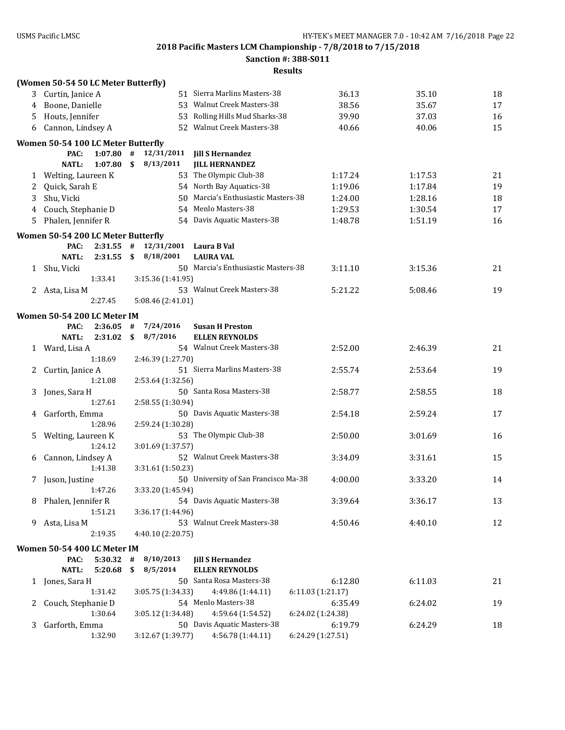## 2018 Pacific Masters LCM Championship - 7/8/2018 to 7/15/2018

**Sanction #: 388-S011**

**Results**

### (Women 50-54 50 LC Meter Butterfly)

| | Name | Age | Team | Seed Time | Finals Time | Points |
|---|---|---|---|---|---|---|
| 3 | Curtin, Janice A | 51 | Sierra Marlins Masters-38 | 36.13 | 35.10 | 18 |
| 4 | Boone, Danielle | 53 | Walnut Creek Masters-38 | 38.56 | 35.67 | 17 |
| 5 | Houts, Jennifer | 53 | Rolling Hills Mud Sharks-38 | 39.90 | 37.03 | 16 |
| 6 | Cannon, Lindsey A | 52 | Walnut Creek Masters-38 | 40.66 | 40.06 | 15 |

### Women 50-54 100 LC Meter Butterfly

PAC: 1:07.80 # 12/31/2011 **Jill S Hernandez**
NATL: 1:07.80 $ 8/13/2011 **JILL HERNANDEZ**

| | Name | Age | Team | Seed Time | Finals Time | Points |
|---|---|---|---|---|---|---|
| 1 | Welting, Laureen K | 53 | The Olympic Club-38 | 1:17.24 | 1:17.53 | 21 |
| 2 | Quick, Sarah E | 54 | North Bay Aquatics-38 | 1:19.06 | 1:17.84 | 19 |
| 3 | Shu, Vicki | 50 | Marcia's Enthusiastic Masters-38 | 1:24.00 | 1:28.16 | 18 |
| 4 | Couch, Stephanie D | 54 | Menlo Masters-38 | 1:29.53 | 1:30.54 | 17 |
| 5 | Phalen, Jennifer R | 54 | Davis Aquatic Masters-38 | 1:48.78 | 1:51.19 | 16 |

### Women 50-54 200 LC Meter Butterfly

PAC: 2:31.55 # 12/31/2001 **Laura B Val**
NATL: 2:31.55 $ 8/18/2001 **LAURA VAL**

| | Name | Age | Team | Seed Time | Finals Time | Points |
|---|---|---|---|---|---|---|
| 1 | Shu, Vicki | 50 | Marcia's Enthusiastic Masters-38 | 3:11.10 | 3:15.36 | 21 |
| | 1:33.41 | 3:15.36 (1:41.95) | | | | |
| 2 | Asta, Lisa M | 53 | Walnut Creek Masters-38 | 5:21.22 | 5:08.46 | 19 |
| | 2:27.45 | 5:08.46 (2:41.01) | | | | |

### Women 50-54 200 LC Meter IM

PAC: 2:36.05 # 7/24/2016 **Susan H Preston**
NATL: 2:31.02 $ 8/7/2016 **ELLEN REYNOLDS**

| | Name | Age | Team | Seed Time | Finals Time | Points |
|---|---|---|---|---|---|---|
| 1 | Ward, Lisa A | 54 | Walnut Creek Masters-38 | 2:52.00 | 2:46.39 | 21 |
| | 1:18.69 | 2:46.39 (1:27.70) | | | | |
| 2 | Curtin, Janice A | 51 | Sierra Marlins Masters-38 | 2:55.74 | 2:53.64 | 19 |
| | 1:21.08 | 2:53.64 (1:32.56) | | | | |
| 3 | Jones, Sara H | 50 | Santa Rosa Masters-38 | 2:58.77 | 2:58.55 | 18 |
| | 1:27.61 | 2:58.55 (1:30.94) | | | | |
| 4 | Garforth, Emma | 50 | Davis Aquatic Masters-38 | 2:54.18 | 2:59.24 | 17 |
| | 1:28.96 | 2:59.24 (1:30.28) | | | | |
| 5 | Welting, Laureen K | 53 | The Olympic Club-38 | 2:50.00 | 3:01.69 | 16 |
| | 1:24.12 | 3:01.69 (1:37.57) | | | | |
| 6 | Cannon, Lindsey A | 52 | Walnut Creek Masters-38 | 3:34.09 | 3:31.61 | 15 |
| | 1:41.38 | 3:31.61 (1:50.23) | | | | |
| 7 | Juson, Justine | 50 | University of San Francisco Ma-38 | 4:00.00 | 3:33.20 | 14 |
| | 1:47.26 | 3:33.20 (1:45.94) | | | | |
| 8 | Phalen, Jennifer R | 54 | Davis Aquatic Masters-38 | 3:39.64 | 3:36.17 | 13 |
| | 1:51.21 | 3:36.17 (1:44.96) | | | | |
| 9 | Asta, Lisa M | 53 | Walnut Creek Masters-38 | 4:50.46 | 4:40.10 | 12 |
| | 2:19.35 | 4:40.10 (2:20.75) | | | | |

### Women 50-54 400 LC Meter IM

PAC: 5:30.32 # 8/10/2013 **Jill S Hernandez**
NATL: 5:20.68 $ 8/5/2014 **ELLEN REYNOLDS**

| | Name | Age | Team | Seed Time | Finals Time | Points |
|---|---|---|---|---|---|---|
| 1 | Jones, Sara H | 50 | Santa Rosa Masters-38 | 6:12.80 | 6:11.03 | 21 |
| | 1:31.42 | 3:05.75 (1:34.33) | 4:49.86 (1:44.11) | 6:11.03 (1:21.17) | | |
| 2 | Couch, Stephanie D | 54 | Menlo Masters-38 | 6:35.49 | 6:24.02 | 19 |
| | 1:30.64 | 3:05.12 (1:34.48) | 4:59.64 (1:54.52) | 6:24.02 (1:24.38) | | |
| 3 | Garforth, Emma | 50 | Davis Aquatic Masters-38 | 6:19.79 | 6:24.29 | 18 |
| | 1:32.90 | 3:12.67 (1:39.77) | 4:56.78 (1:44.11) | 6:24.29 (1:27.51) | | |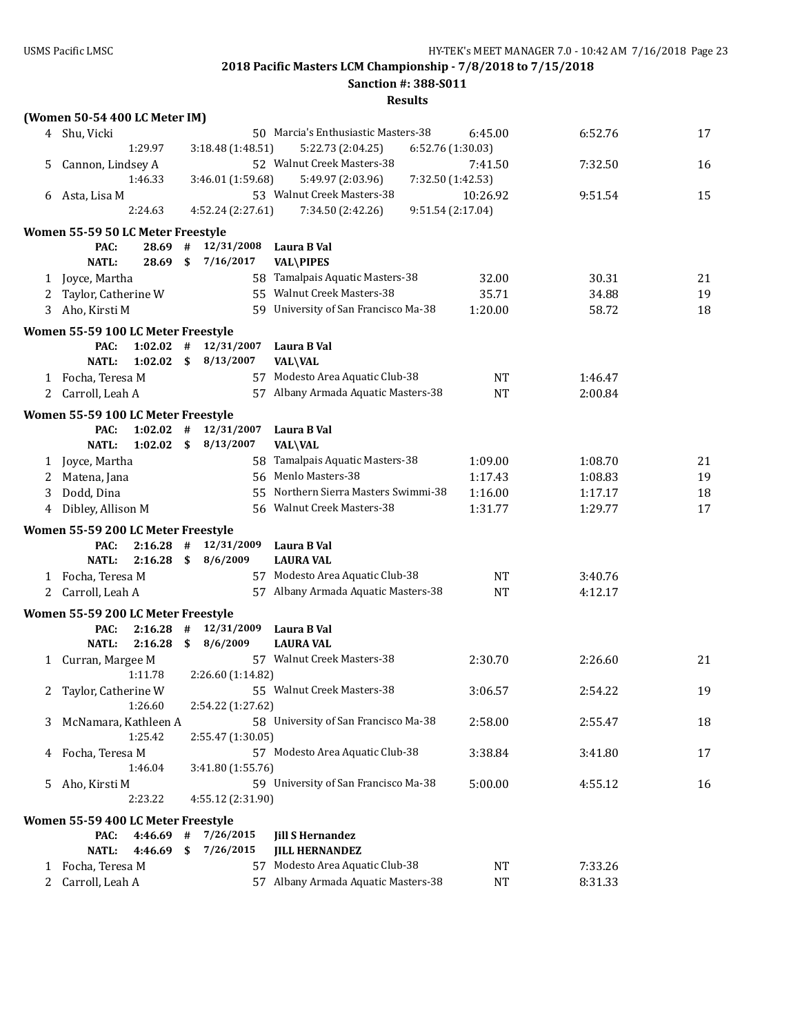## 2018 Pacific Masters LCM Championship - 7/8/2018 to 7/15/2018

**Sanction #: 388-S011**

**Results**

### (Women 50-54 400 LC Meter IM)

| Place | Name | Age | Team | Seed Time | Finals Time | Points |
|---|---|---|---|---|---|---|
| 4 | Shu, Vicki | 50 | Marcia's Enthusiastic Masters-38 | 6:45.00 | 6:52.76 | 17 |
| | 1:29.97 | 3:18.48 (1:48.51) | 5:22.73 (2:04.25) | 6:52.76 (1:30.03) | | |
| 5 | Cannon, Lindsey A | 52 | Walnut Creek Masters-38 | 7:41.50 | 7:32.50 | 16 |
| | 1:46.33 | 3:46.01 (1:59.68) | 5:49.97 (2:03.96) | 7:32.50 (1:42.53) | | |
| 6 | Asta, Lisa M | 53 | Walnut Creek Masters-38 | 10:26.92 | 9:51.54 | 15 |
| | 2:24.63 | 4:52.24 (2:27.61) | 7:34.50 (2:42.26) | 9:51.54 (2:17.04) | | |

### Women 55-59 50 LC Meter Freestyle

PAC: 28.69 # 12/31/2008 **Laura B Val**
NATL: 28.69 $ 7/16/2017 **VAL\PIPES**

| Place | Name | Age | Team | Seed Time | Finals Time | Points |
|---|---|---|---|---|---|---|
| 1 | Joyce, Martha | 58 | Tamalpais Aquatic Masters-38 | 32.00 | 30.31 | 21 |
| 2 | Taylor, Catherine W | 55 | Walnut Creek Masters-38 | 35.71 | 34.88 | 19 |
| 3 | Aho, Kirsti M | 59 | University of San Francisco Ma-38 | 1:20.00 | 58.72 | 18 |

### Women 55-59 100 LC Meter Freestyle

PAC: 1:02.02 # 12/31/2007 **Laura B Val**
NATL: 1:02.02 $ 8/13/2007 **VAL\VAL**

| Place | Name | Age | Team | Seed Time | Finals Time | Points |
|---|---|---|---|---|---|---|
| 1 | Focha, Teresa M | 57 | Modesto Area Aquatic Club-38 | NT | 1:46.47 | |
| 2 | Carroll, Leah A | 57 | Albany Armada Aquatic Masters-38 | NT | 2:00.84 | |

### Women 55-59 100 LC Meter Freestyle

PAC: 1:02.02 # 12/31/2007 **Laura B Val**
NATL: 1:02.02 $ 8/13/2007 **VAL\VAL**

| Place | Name | Age | Team | Seed Time | Finals Time | Points |
|---|---|---|---|---|---|---|
| 1 | Joyce, Martha | 58 | Tamalpais Aquatic Masters-38 | 1:09.00 | 1:08.70 | 21 |
| 2 | Matena, Jana | 56 | Menlo Masters-38 | 1:17.43 | 1:08.83 | 19 |
| 3 | Dodd, Dina | 55 | Northern Sierra Masters Swimmi-38 | 1:16.00 | 1:17.17 | 18 |
| 4 | Dibley, Allison M | 56 | Walnut Creek Masters-38 | 1:31.77 | 1:29.77 | 17 |

### Women 55-59 200 LC Meter Freestyle

PAC: 2:16.28 # 12/31/2009 **Laura B Val**
NATL: 2:16.28 $ 8/6/2009 **LAURA VAL**

| Place | Name | Age | Team | Seed Time | Finals Time | Points |
|---|---|---|---|---|---|---|
| 1 | Focha, Teresa M | 57 | Modesto Area Aquatic Club-38 | NT | 3:40.76 | |
| 2 | Carroll, Leah A | 57 | Albany Armada Aquatic Masters-38 | NT | 4:12.17 | |

### Women 55-59 200 LC Meter Freestyle

PAC: 2:16.28 # 12/31/2009 **Laura B Val**
NATL: 2:16.28 $ 8/6/2009 **LAURA VAL**

| Place | Name | Age | Team | Seed Time | Finals Time | Points |
|---|---|---|---|---|---|---|
| 1 | Curran, Margee M | 57 | Walnut Creek Masters-38 | 2:30.70 | 2:26.60 | 21 |
| | 1:11.78 | 2:26.60 (1:14.82) | | | | |
| 2 | Taylor, Catherine W | 55 | Walnut Creek Masters-38 | 3:06.57 | 2:54.22 | 19 |
| | 1:26.60 | 2:54.22 (1:27.62) | | | | |
| 3 | McNamara, Kathleen A | 58 | University of San Francisco Ma-38 | 2:58.00 | 2:55.47 | 18 |
| | 1:25.42 | 2:55.47 (1:30.05) | | | | |
| 4 | Focha, Teresa M | 57 | Modesto Area Aquatic Club-38 | 3:38.84 | 3:41.80 | 17 |
| | 1:46.04 | 3:41.80 (1:55.76) | | | | |
| 5 | Aho, Kirsti M | 59 | University of San Francisco Ma-38 | 5:00.00 | 4:55.12 | 16 |
| | 2:23.22 | 4:55.12 (2:31.90) | | | | |

### Women 55-59 400 LC Meter Freestyle

PAC: 4:46.69 # 7/26/2015 **Jill S Hernandez**
NATL: 4:46.69 $ 7/26/2015 **JILL HERNANDEZ**

| Place | Name | Age | Team | Seed Time | Finals Time | Points |
|---|---|---|---|---|---|---|
| 1 | Focha, Teresa M | 57 | Modesto Area Aquatic Club-38 | NT | 7:33.26 | |
| 2 | Carroll, Leah A | 57 | Albany Armada Aquatic Masters-38 | NT | 8:31.33 | |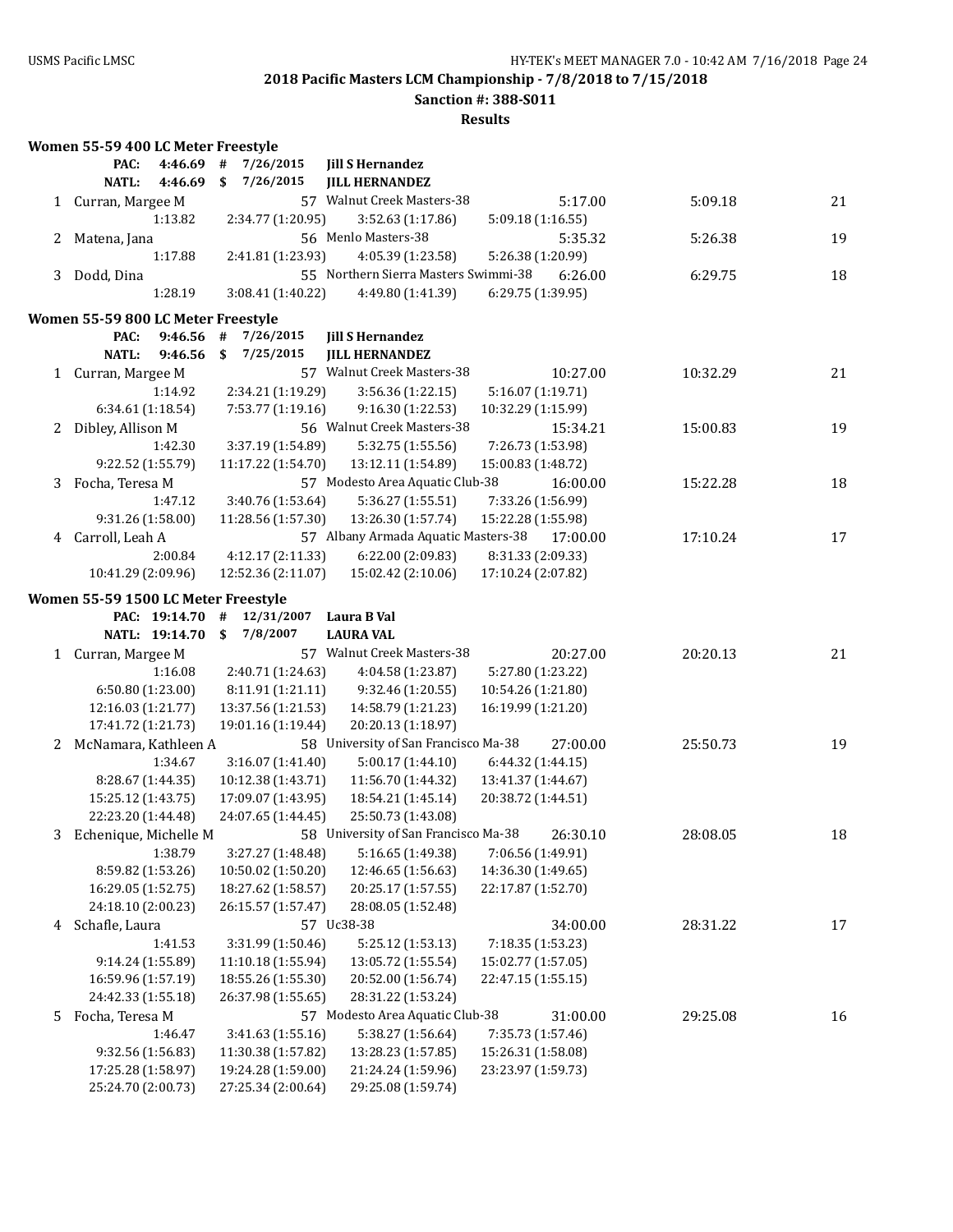## 2018 Pacific Masters LCM Championship - 7/8/2018 to 7/15/2018

**Sanction #: 388-S011**

**Results**

### Women 55-59 400 LC Meter Freestyle

| | | | | |
|---|---|---|---|---|
| PAC: | 4:46.69 | # | 7/26/2015 | Jill S Hernandez |
| NATL: | 4:46.69 | $ | 7/26/2015 | JILL HERNANDEZ |

| Place | Name | Age | Team | Seed Time | Finals Time | Points |
|---|---|---|---|---|---|---|
| 1 | Curran, Margee M | 57 | Walnut Creek Masters-38 | 5:17.00 | 5:09.18 | 21 |
| | 1:13.82 | 2:34.77 (1:20.95) | 3:52.63 (1:17.86) | 5:09.18 (1:16.55) | | |
| 2 | Matena, Jana | 56 | Menlo Masters-38 | 5:35.32 | 5:26.38 | 19 |
| | 1:17.88 | 2:41.81 (1:23.93) | 4:05.39 (1:23.58) | 5:26.38 (1:20.99) | | |
| 3 | Dodd, Dina | 55 | Northern Sierra Masters Swimmi-38 | 6:26.00 | 6:29.75 | 18 |
| | 1:28.19 | 3:08.41 (1:40.22) | 4:49.80 (1:41.39) | 6:29.75 (1:39.95) | | |

### Women 55-59 800 LC Meter Freestyle

| | | | | |
|---|---|---|---|---|
| PAC: | 9:46.56 | # | 7/26/2015 | Jill S Hernandez |
| NATL: | 9:46.56 | $ | 7/25/2015 | JILL HERNANDEZ |

| Place | Name | Age | Team | Seed Time | Finals Time | Points |
|---|---|---|---|---|---|---|
| 1 | Curran, Margee M | 57 | Walnut Creek Masters-38 | 10:27.00 | 10:32.29 | 21 |
| | 1:14.92 | 2:34.21 (1:19.29) | 3:56.36 (1:22.15) | 5:16.07 (1:19.71) | | |
| | 6:34.61 (1:18.54) | 7:53.77 (1:19.16) | 9:16.30 (1:22.53) | 10:32.29 (1:15.99) | | |
| 2 | Dibley, Allison M | 56 | Walnut Creek Masters-38 | 15:34.21 | 15:00.83 | 19 |
| | 1:42.30 | 3:37.19 (1:54.89) | 5:32.75 (1:55.56) | 7:26.73 (1:53.98) | | |
| | 9:22.52 (1:55.79) | 11:17.22 (1:54.70) | 13:12.11 (1:54.89) | 15:00.83 (1:48.72) | | |
| 3 | Focha, Teresa M | 57 | Modesto Area Aquatic Club-38 | 16:00.00 | 15:22.28 | 18 |
| | 1:47.12 | 3:40.76 (1:53.64) | 5:36.27 (1:55.51) | 7:33.26 (1:56.99) | | |
| | 9:31.26 (1:58.00) | 11:28.56 (1:57.30) | 13:26.30 (1:57.74) | 15:22.28 (1:55.98) | | |
| 4 | Carroll, Leah A | 57 | Albany Armada Aquatic Masters-38 | 17:00.00 | 17:10.24 | 17 |
| | 2:00.84 | 4:12.17 (2:11.33) | 6:22.00 (2:09.83) | 8:31.33 (2:09.33) | | |
| | 10:41.29 (2:09.96) | 12:52.36 (2:11.07) | 15:02.42 (2:10.06) | 17:10.24 (2:07.82) | | |

### Women 55-59 1500 LC Meter Freestyle

| | | | | |
|---|---|---|---|---|
| PAC: | 19:14.70 | # | 12/31/2007 | Laura B Val |
| NATL: | 19:14.70 | $ | 7/8/2007 | LAURA VAL |

| Place | Name | Age | Team | Seed Time | Finals Time | Points |
|---|---|---|---|---|---|---|
| 1 | Curran, Margee M | 57 | Walnut Creek Masters-38 | 20:27.00 | 20:20.13 | 21 |
| | 1:16.08 | 2:40.71 (1:24.63) | 4:04.58 (1:23.87) | 5:27.80 (1:23.22) | | |
| | 6:50.80 (1:23.00) | 8:11.91 (1:21.11) | 9:32.46 (1:20.55) | 10:54.26 (1:21.80) | | |
| | 12:16.03 (1:21.77) | 13:37.56 (1:21.53) | 14:58.79 (1:21.23) | 16:19.99 (1:21.20) | | |
| | 17:41.72 (1:21.73) | 19:01.16 (1:19.44) | 20:20.13 (1:18.97) | | | |
| 2 | McNamara, Kathleen A | 58 | University of San Francisco Ma-38 | 27:00.00 | 25:50.73 | 19 |
| | 1:34.67 | 3:16.07 (1:41.40) | 5:00.17 (1:44.10) | 6:44.32 (1:44.15) | | |
| | 8:28.67 (1:44.35) | 10:12.38 (1:43.71) | 11:56.70 (1:44.32) | 13:41.37 (1:44.67) | | |
| | 15:25.12 (1:43.75) | 17:09.07 (1:43.95) | 18:54.21 (1:45.14) | 20:38.72 (1:44.51) | | |
| | 22:23.20 (1:44.48) | 24:07.65 (1:44.45) | 25:50.73 (1:43.08) | | | |
| 3 | Echenique, Michelle M | 58 | University of San Francisco Ma-38 | 26:30.10 | 28:08.05 | 18 |
| | 1:38.79 | 3:27.27 (1:48.48) | 5:16.65 (1:49.38) | 7:06.56 (1:49.91) | | |
| | 8:59.82 (1:53.26) | 10:50.02 (1:50.20) | 12:46.65 (1:56.63) | 14:36.30 (1:49.65) | | |
| | 16:29.05 (1:52.75) | 18:27.62 (1:58.57) | 20:25.17 (1:57.55) | 22:17.87 (1:52.70) | | |
| | 24:18.10 (2:00.23) | 26:15.57 (1:57.47) | 28:08.05 (1:52.48) | | | |
| 4 | Schafle, Laura | 57 | Uc38-38 | 34:00.00 | 28:31.22 | 17 |
| | 1:41.53 | 3:31.99 (1:50.46) | 5:25.12 (1:53.13) | 7:18.35 (1:53.23) | | |
| | 9:14.24 (1:55.89) | 11:10.18 (1:55.94) | 13:05.72 (1:55.54) | 15:02.77 (1:57.05) | | |
| | 16:59.96 (1:57.19) | 18:55.26 (1:55.30) | 20:52.00 (1:56.74) | 22:47.15 (1:55.15) | | |
| | 24:42.33 (1:55.18) | 26:37.98 (1:55.65) | 28:31.22 (1:53.24) | | | |
| 5 | Focha, Teresa M | 57 | Modesto Area Aquatic Club-38 | 31:00.00 | 29:25.08 | 16 |
| | 1:46.47 | 3:41.63 (1:55.16) | 5:38.27 (1:56.64) | 7:35.73 (1:57.46) | | |
| | 9:32.56 (1:56.83) | 11:30.38 (1:57.82) | 13:28.23 (1:57.85) | 15:26.31 (1:58.08) | | |
| | 17:25.28 (1:58.97) | 19:24.28 (1:59.00) | 21:24.24 (1:59.96) | 23:23.97 (1:59.73) | | |
| | 25:24.70 (2:00.73) | 27:25.34 (2:00.64) | 29:25.08 (1:59.74) | | | |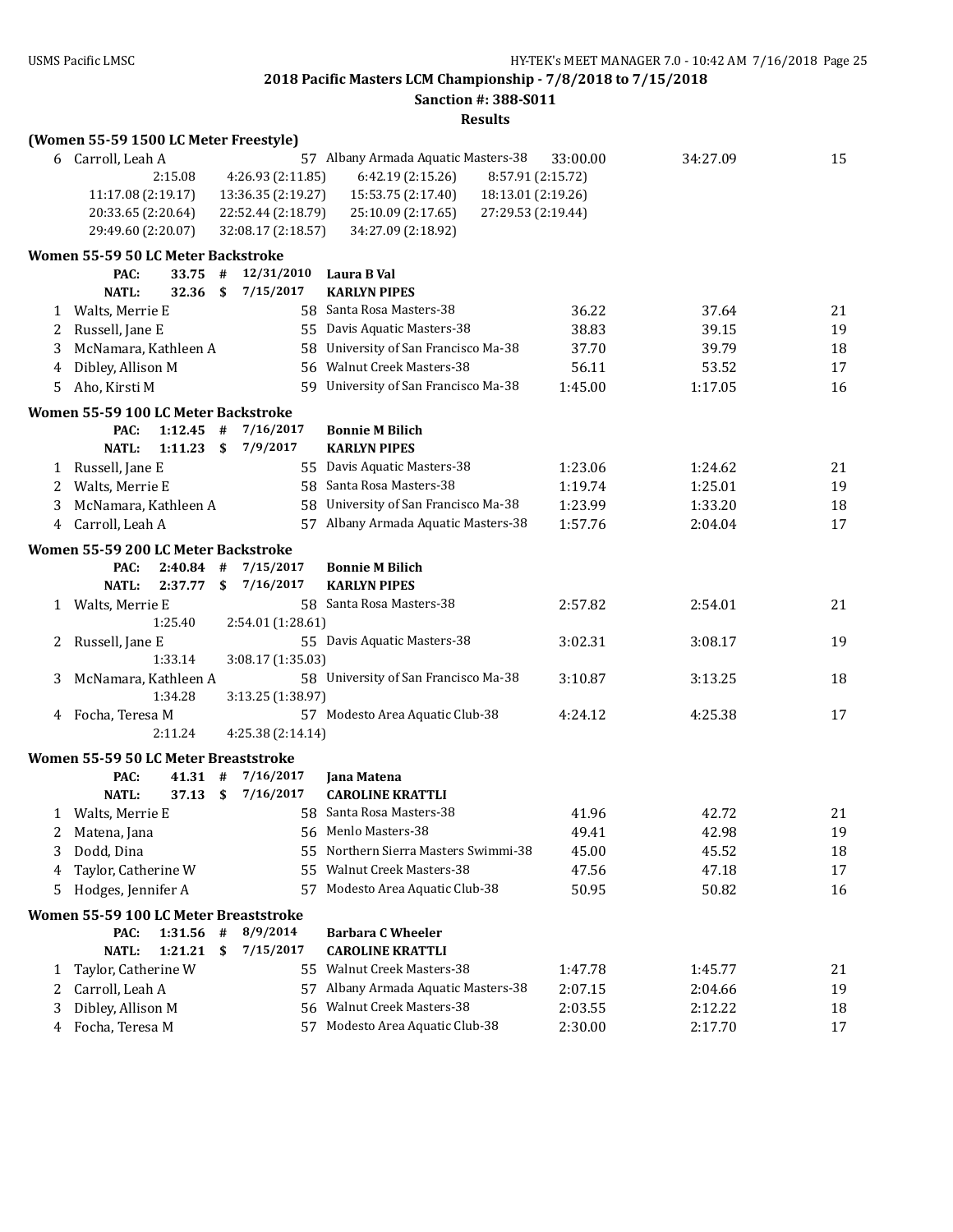## 2018 Pacific Masters LCM Championship - 7/8/2018 to 7/15/2018

**Sanction #: 388-S011**

**Results**

### (Women 55-59 1500 LC Meter Freestyle)

| Place | Name | Age | Team | Seed Time | Finals Time | Points |
|---|---|---|---|---|---|---|
| 6 | Carroll, Leah A | 57 | Albany Armada Aquatic Masters-38 | 33:00.00 | 34:27.09 | 15 |

2:15.08 | 4:26.93 (2:11.85) | 6:42.19 (2:15.26) | 8:57.91 (2:15.72)
11:17.08 (2:19.17) | 13:36.35 (2:19.27) | 15:53.75 (2:17.40) | 18:13.01 (2:19.26)
20:33.65 (2:20.64) | 22:52.44 (2:18.79) | 25:10.09 (2:17.65) | 27:29.53 (2:19.44)
29:49.60 (2:20.07) | 32:08.17 (2:18.57) | 34:27.09 (2:18.92)

### Women 55-59 50 LC Meter Backstroke

PAC: 33.75 # 12/31/2010 **Laura B Val**
NATL: 32.36 $ 7/15/2017 **KARLYN PIPES**

| Place | Name | Age | Team | Seed Time | Finals Time | Points |
|---|---|---|---|---|---|---|
| 1 | Walts, Merrie E | 58 | Santa Rosa Masters-38 | 36.22 | 37.64 | 21 |
| 2 | Russell, Jane E | 55 | Davis Aquatic Masters-38 | 38.83 | 39.15 | 19 |
| 3 | McNamara, Kathleen A | 58 | University of San Francisco Ma-38 | 37.70 | 39.79 | 18 |
| 4 | Dibley, Allison M | 56 | Walnut Creek Masters-38 | 56.11 | 53.52 | 17 |
| 5 | Aho, Kirsti M | 59 | University of San Francisco Ma-38 | 1:45.00 | 1:17.05 | 16 |

### Women 55-59 100 LC Meter Backstroke

PAC: 1:12.45 # 7/16/2017 **Bonnie M Bilich**
NATL: 1:11.23 $ 7/9/2017 **KARLYN PIPES**

| Place | Name | Age | Team | Seed Time | Finals Time | Points |
|---|---|---|---|---|---|---|
| 1 | Russell, Jane E | 55 | Davis Aquatic Masters-38 | 1:23.06 | 1:24.62 | 21 |
| 2 | Walts, Merrie E | 58 | Santa Rosa Masters-38 | 1:19.74 | 1:25.01 | 19 |
| 3 | McNamara, Kathleen A | 58 | University of San Francisco Ma-38 | 1:23.99 | 1:33.20 | 18 |
| 4 | Carroll, Leah A | 57 | Albany Armada Aquatic Masters-38 | 1:57.76 | 2:04.04 | 17 |

### Women 55-59 200 LC Meter Backstroke

PAC: 2:40.84 # 7/15/2017 **Bonnie M Bilich**
NATL: 2:37.77 $ 7/16/2017 **KARLYN PIPES**

| Place | Name | Age | Team | Seed Time | Finals Time | Points |
|---|---|---|---|---|---|---|
| 1 | Walts, Merrie E | 58 | Santa Rosa Masters-38 | 2:57.82 | 2:54.01 | 21 |
| | 1:25.40 | | 2:54.01 (1:28.61) | | | |
| 2 | Russell, Jane E | 55 | Davis Aquatic Masters-38 | 3:02.31 | 3:08.17 | 19 |
| | 1:33.14 | | 3:08.17 (1:35.03) | | | |
| 3 | McNamara, Kathleen A | 58 | University of San Francisco Ma-38 | 3:10.87 | 3:13.25 | 18 |
| | 1:34.28 | | 3:13.25 (1:38.97) | | | |
| 4 | Focha, Teresa M | 57 | Modesto Area Aquatic Club-38 | 4:24.12 | 4:25.38 | 17 |
| | 2:11.24 | | 4:25.38 (2:14.14) | | | |

### Women 55-59 50 LC Meter Breaststroke

PAC: 41.31 # 7/16/2017 **Jana Matena**
NATL: 37.13 $ 7/16/2017 **CAROLINE KRATTLI**

| Place | Name | Age | Team | Seed Time | Finals Time | Points |
|---|---|---|---|---|---|---|
| 1 | Walts, Merrie E | 58 | Santa Rosa Masters-38 | 41.96 | 42.72 | 21 |
| 2 | Matena, Jana | 56 | Menlo Masters-38 | 49.41 | 42.98 | 19 |
| 3 | Dodd, Dina | 55 | Northern Sierra Masters Swimmi-38 | 45.00 | 45.52 | 18 |
| 4 | Taylor, Catherine W | 55 | Walnut Creek Masters-38 | 47.56 | 47.18 | 17 |
| 5 | Hodges, Jennifer A | 57 | Modesto Area Aquatic Club-38 | 50.95 | 50.82 | 16 |

### Women 55-59 100 LC Meter Breaststroke

PAC: 1:31.56 # 8/9/2014 **Barbara C Wheeler**
NATL: 1:21.21 $ 7/15/2017 **CAROLINE KRATTLI**

| Place | Name | Age | Team | Seed Time | Finals Time | Points |
|---|---|---|---|---|---|---|
| 1 | Taylor, Catherine W | 55 | Walnut Creek Masters-38 | 1:47.78 | 1:45.77 | 21 |
| 2 | Carroll, Leah A | 57 | Albany Armada Aquatic Masters-38 | 2:07.15 | 2:04.66 | 19 |
| 3 | Dibley, Allison M | 56 | Walnut Creek Masters-38 | 2:03.55 | 2:12.22 | 18 |
| 4 | Focha, Teresa M | 57 | Modesto Area Aquatic Club-38 | 2:30.00 | 2:17.70 | 17 |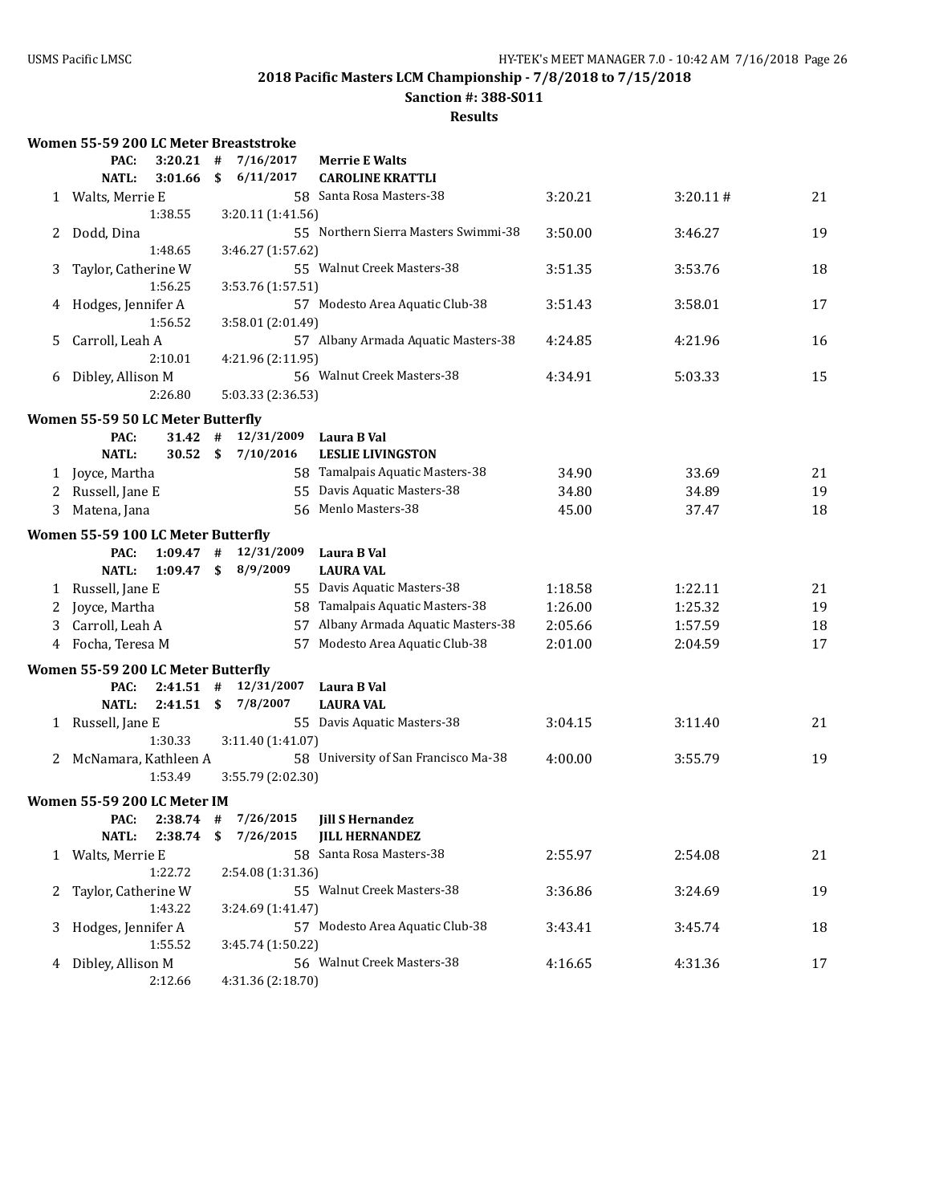**2018 Pacific Masters LCM Championship - 7/8/2018 to 7/15/2018**

**Sanction #: 388-S011**

**Results**

### Women 55-59 200 LC Meter Breaststroke

| | | | | | | | |
|---|---|---|---|---|---|---|---|
| | **PAC:** | **3:20.21 #** | **7/16/2017** | **Merrie E Walts** | | | |
| | **NATL:** | **3:01.66 $** | **6/11/2017** | **CAROLINE KRATTLI** | | | |
| 1 | Walts, Merrie E | | 58 | Santa Rosa Masters-38 | 3:20.21 | 3:20.11 # | 21 |
| | 1:38.55 | 3:20.11 (1:41.56) | | | | | |
| 2 | Dodd, Dina | | 55 | Northern Sierra Masters Swimmi-38 | 3:50.00 | 3:46.27 | 19 |
| | 1:48.65 | 3:46.27 (1:57.62) | | | | | |
| 3 | Taylor, Catherine W | | 55 | Walnut Creek Masters-38 | 3:51.35 | 3:53.76 | 18 |
| | 1:56.25 | 3:53.76 (1:57.51) | | | | | |
| 4 | Hodges, Jennifer A | | 57 | Modesto Area Aquatic Club-38 | 3:51.43 | 3:58.01 | 17 |
| | 1:56.52 | 3:58.01 (2:01.49) | | | | | |
| 5 | Carroll, Leah A | | 57 | Albany Armada Aquatic Masters-38 | 4:24.85 | 4:21.96 | 16 |
| | 2:10.01 | 4:21.96 (2:11.95) | | | | | |
| 6 | Dibley, Allison M | | 56 | Walnut Creek Masters-38 | 4:34.91 | 5:03.33 | 15 |
| | 2:26.80 | 5:03.33 (2:36.53) | | | | | |

### Women 55-59 50 LC Meter Butterfly

| | | | | | | | |
|---|---|---|---|---|---|---|---|
| | **PAC:** | **31.42 #** | **12/31/2009** | **Laura B Val** | | | |
| | **NATL:** | **30.52 $** | **7/10/2016** | **LESLIE LIVINGSTON** | | | |
| 1 | Joyce, Martha | | 58 | Tamalpais Aquatic Masters-38 | 34.90 | 33.69 | 21 |
| 2 | Russell, Jane E | | 55 | Davis Aquatic Masters-38 | 34.80 | 34.89 | 19 |
| 3 | Matena, Jana | | 56 | Menlo Masters-38 | 45.00 | 37.47 | 18 |

### Women 55-59 100 LC Meter Butterfly

| | | | | | | | |
|---|---|---|---|---|---|---|---|
| | **PAC:** | **1:09.47 #** | **12/31/2009** | **Laura B Val** | | | |
| | **NATL:** | **1:09.47 $** | **8/9/2009** | **LAURA VAL** | | | |
| 1 | Russell, Jane E | | 55 | Davis Aquatic Masters-38 | 1:18.58 | 1:22.11 | 21 |
| 2 | Joyce, Martha | | 58 | Tamalpais Aquatic Masters-38 | 1:26.00 | 1:25.32 | 19 |
| 3 | Carroll, Leah A | | 57 | Albany Armada Aquatic Masters-38 | 2:05.66 | 1:57.59 | 18 |
| 4 | Focha, Teresa M | | 57 | Modesto Area Aquatic Club-38 | 2:01.00 | 2:04.59 | 17 |

### Women 55-59 200 LC Meter Butterfly

| | | | | | | | |
|---|---|---|---|---|---|---|---|
| | **PAC:** | **2:41.51 #** | **12/31/2007** | **Laura B Val** | | | |
| | **NATL:** | **2:41.51 $** | **7/8/2007** | **LAURA VAL** | | | |
| 1 | Russell, Jane E | | 55 | Davis Aquatic Masters-38 | 3:04.15 | 3:11.40 | 21 |
| | 1:30.33 | 3:11.40 (1:41.07) | | | | | |
| 2 | McNamara, Kathleen A | | 58 | University of San Francisco Ma-38 | 4:00.00 | 3:55.79 | 19 |
| | 1:53.49 | 3:55.79 (2:02.30) | | | | | |

### Women 55-59 200 LC Meter IM

| | | | | | | | |
|---|---|---|---|---|---|---|---|
| | **PAC:** | **2:38.74 #** | **7/26/2015** | **Jill S Hernandez** | | | |
| | **NATL:** | **2:38.74 $** | **7/26/2015** | **JILL HERNANDEZ** | | | |
| 1 | Walts, Merrie E | | 58 | Santa Rosa Masters-38 | 2:55.97 | 2:54.08 | 21 |
| | 1:22.72 | 2:54.08 (1:31.36) | | | | | |
| 2 | Taylor, Catherine W | | 55 | Walnut Creek Masters-38 | 3:36.86 | 3:24.69 | 19 |
| | 1:43.22 | 3:24.69 (1:41.47) | | | | | |
| 3 | Hodges, Jennifer A | | 57 | Modesto Area Aquatic Club-38 | 3:43.41 | 3:45.74 | 18 |
| | 1:55.52 | 3:45.74 (1:50.22) | | | | | |
| 4 | Dibley, Allison M | | 56 | Walnut Creek Masters-38 | 4:16.65 | 4:31.36 | 17 |
| | 2:12.66 | 4:31.36 (2:18.70) | | | | | |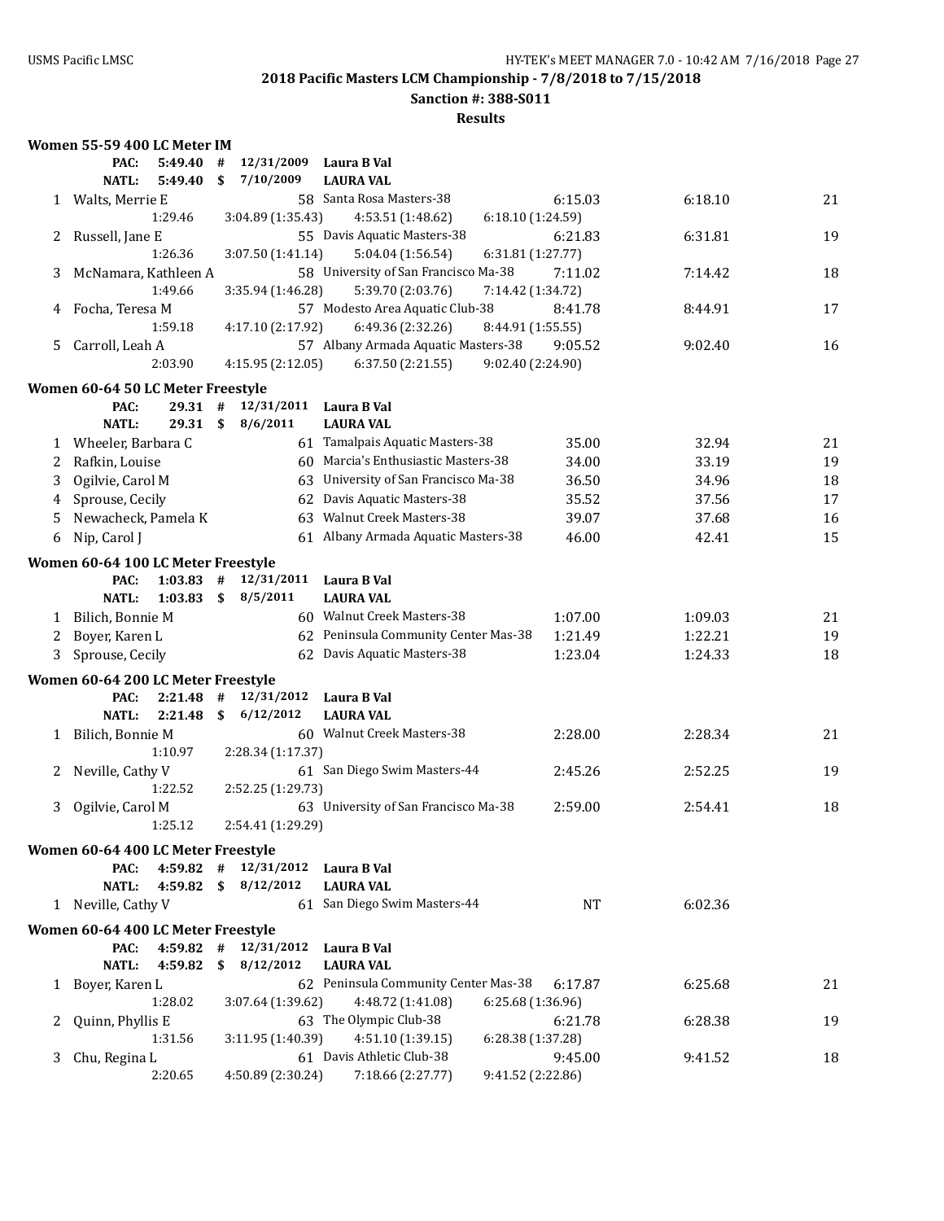**2018 Pacific Masters LCM Championship - 7/8/2018 to 7/15/2018**

**Sanction #: 388-S011**

**Results**

### Women 55-59 400 LC Meter IM

PAC: 5:49.40 # 12/31/2009 Laura B Val
NATL: 5:49.40 $ 7/10/2009 LAURA VAL

| Place | Name | Age | Team | Seed Time | Finals Time | Points |
|---|---|---|---|---|---|---|
| 1 | Walts, Merrie E | 58 | Santa Rosa Masters-38 | 6:15.03 | 6:18.10 | 21 |
| | 1:29.46 | | 3:04.89 (1:35.43) | 4:53.51 (1:48.62) | 6:18.10 (1:24.59) | |
| 2 | Russell, Jane E | 55 | Davis Aquatic Masters-38 | 6:21.83 | 6:31.81 | 19 |
| | 1:26.36 | | 3:07.50 (1:41.14) | 5:04.04 (1:56.54) | 6:31.81 (1:27.77) | |
| 3 | McNamara, Kathleen A | 58 | University of San Francisco Ma-38 | 7:11.02 | 7:14.42 | 18 |
| | 1:49.66 | | 3:35.94 (1:46.28) | 5:39.70 (2:03.76) | 7:14.42 (1:34.72) | |
| 4 | Focha, Teresa M | 57 | Modesto Area Aquatic Club-38 | 8:41.78 | 8:44.91 | 17 |
| | 1:59.18 | | 4:17.10 (2:17.92) | 6:49.36 (2:32.26) | 8:44.91 (1:55.55) | |
| 5 | Carroll, Leah A | 57 | Albany Armada Aquatic Masters-38 | 9:05.52 | 9:02.40 | 16 |
| | 2:03.90 | | 4:15.95 (2:12.05) | 6:37.50 (2:21.55) | 9:02.40 (2:24.90) | |

### Women 60-64 50 LC Meter Freestyle

PAC: 29.31 # 12/31/2011 Laura B Val
NATL: 29.31 $ 8/6/2011 LAURA VAL

| Place | Name | Age | Team | Seed Time | Finals Time | Points |
|---|---|---|---|---|---|---|
| 1 | Wheeler, Barbara C | 61 | Tamalpais Aquatic Masters-38 | 35.00 | 32.94 | 21 |
| 2 | Rafkin, Louise | 60 | Marcia's Enthusiastic Masters-38 | 34.00 | 33.19 | 19 |
| 3 | Ogilvie, Carol M | 63 | University of San Francisco Ma-38 | 36.50 | 34.96 | 18 |
| 4 | Sprouse, Cecily | 62 | Davis Aquatic Masters-38 | 35.52 | 37.56 | 17 |
| 5 | Newacheck, Pamela K | 63 | Walnut Creek Masters-38 | 39.07 | 37.68 | 16 |
| 6 | Nip, Carol J | 61 | Albany Armada Aquatic Masters-38 | 46.00 | 42.41 | 15 |

### Women 60-64 100 LC Meter Freestyle

PAC: 1:03.83 # 12/31/2011 Laura B Val
NATL: 1:03.83 $ 8/5/2011 LAURA VAL

| Place | Name | Age | Team | Seed Time | Finals Time | Points |
|---|---|---|---|---|---|---|
| 1 | Bilich, Bonnie M | 60 | Walnut Creek Masters-38 | 1:07.00 | 1:09.03 | 21 |
| 2 | Boyer, Karen L | 62 | Peninsula Community Center Mas-38 | 1:21.49 | 1:22.21 | 19 |
| 3 | Sprouse, Cecily | 62 | Davis Aquatic Masters-38 | 1:23.04 | 1:24.33 | 18 |

### Women 60-64 200 LC Meter Freestyle

PAC: 2:21.48 # 12/31/2012 Laura B Val
NATL: 2:21.48 $ 6/12/2012 LAURA VAL

| Place | Name | Age | Team | Seed Time | Finals Time | Points |
|---|---|---|---|---|---|---|
| 1 | Bilich, Bonnie M | 60 | Walnut Creek Masters-38 | 2:28.00 | 2:28.34 | 21 |
| | 1:10.97 | | 2:28.34 (1:17.37) | | | |
| 2 | Neville, Cathy V | 61 | San Diego Swim Masters-44 | 2:45.26 | 2:52.25 | 19 |
| | 1:22.52 | | 2:52.25 (1:29.73) | | | |
| 3 | Ogilvie, Carol M | 63 | University of San Francisco Ma-38 | 2:59.00 | 2:54.41 | 18 |
| | 1:25.12 | | 2:54.41 (1:29.29) | | | |

### Women 60-64 400 LC Meter Freestyle

PAC: 4:59.82 # 12/31/2012 Laura B Val
NATL: 4:59.82 $ 8/12/2012 LAURA VAL

| Place | Name | Age | Team | Seed Time | Finals Time | Points |
|---|---|---|---|---|---|---|
| 1 | Neville, Cathy V | 61 | San Diego Swim Masters-44 | NT | 6:02.36 | |

### Women 60-64 400 LC Meter Freestyle

PAC: 4:59.82 # 12/31/2012 Laura B Val
NATL: 4:59.82 $ 8/12/2012 LAURA VAL

| Place | Name | Age | Team | Seed Time | Finals Time | Points |
|---|---|---|---|---|---|---|
| 1 | Boyer, Karen L | 62 | Peninsula Community Center Mas-38 | 6:17.87 | 6:25.68 | 21 |
| | 1:28.02 | | 3:07.64 (1:39.62) | 4:48.72 (1:41.08) | 6:25.68 (1:36.96) | |
| 2 | Quinn, Phyllis E | 63 | The Olympic Club-38 | 6:21.78 | 6:28.38 | 19 |
| | 1:31.56 | | 3:11.95 (1:40.39) | 4:51.10 (1:39.15) | 6:28.38 (1:37.28) | |
| 3 | Chu, Regina L | 61 | Davis Athletic Club-38 | 9:45.00 | 9:41.52 | 18 |
| | 2:20.65 | | 4:50.89 (2:30.24) | 7:18.66 (2:27.77) | 9:41.52 (2:22.86) | |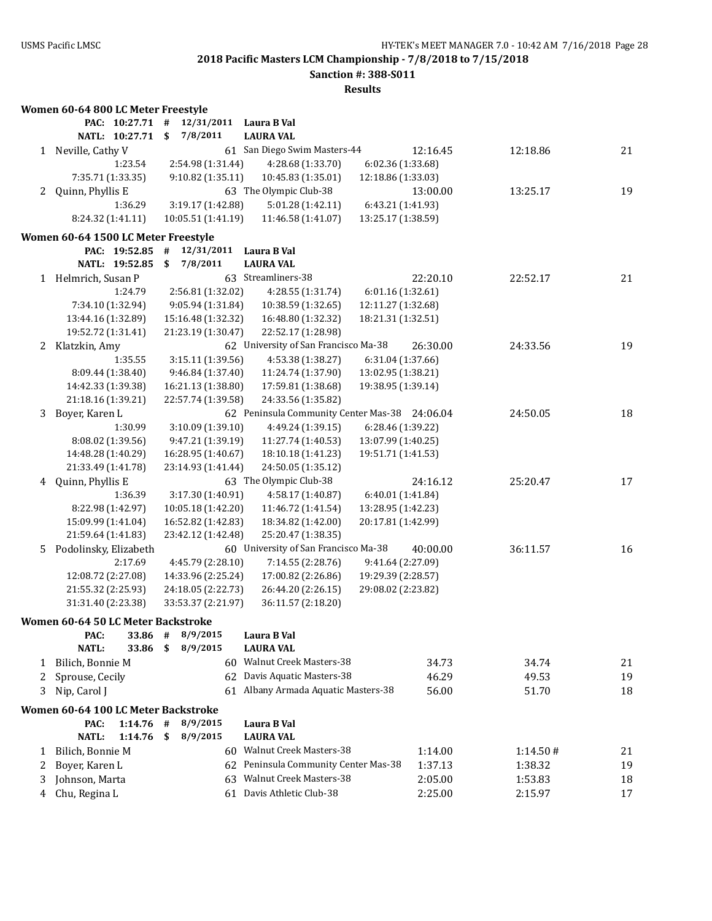**2018 Pacific Masters LCM Championship - 7/8/2018 to 7/15/2018**

**Sanction #: 388-S011**

**Results**

### Women 60-64 800 LC Meter Freestyle

PAC: 10:27.71 # 12/31/2011 Laura B Val
NATL: 10:27.71 $ 7/8/2011 LAURA VAL

| | Name | Age | Team | Seed Time | Finals Time | Points |
|---|---|---|---|---|---|---|
| 1 | Neville, Cathy V | 61 | San Diego Swim Masters-44 | 12:16.45 | 12:18.86 | 21 |
| | 1:23.54 | 2:54.98 (1:31.44) | 4:28.68 (1:33.70) | 6:02.36 (1:33.68) | | |
| | 7:35.71 (1:33.35) | 9:10.82 (1:35.11) | 10:45.83 (1:35.01) | 12:18.86 (1:33.03) | | |
| 2 | Quinn, Phyllis E | 63 | The Olympic Club-38 | 13:00.00 | 13:25.17 | 19 |
| | 1:36.29 | 3:19.17 (1:42.88) | 5:01.28 (1:42.11) | 6:43.21 (1:41.93) | | |
| | 8:24.32 (1:41.11) | 10:05.51 (1:41.19) | 11:46.58 (1:41.07) | 13:25.17 (1:38.59) | | |

### Women 60-64 1500 LC Meter Freestyle

PAC: 19:52.85 # 12/31/2011 Laura B Val
NATL: 19:52.85 $ 7/8/2011 LAURA VAL

| | Name | Age | Team | Seed Time | Finals Time | Points |
|---|---|---|---|---|---|---|
| 1 | Helmrich, Susan P | 63 | Streamliners-38 | 22:20.10 | 22:52.17 | 21 |
| | 1:24.79 | 2:56.81 (1:32.02) | 4:28.55 (1:31.74) | 6:01.16 (1:32.61) | | |
| | 7:34.10 (1:32.94) | 9:05.94 (1:31.84) | 10:38.59 (1:32.65) | 12:11.27 (1:32.68) | | |
| | 13:44.16 (1:32.89) | 15:16.48 (1:32.32) | 16:48.80 (1:32.32) | 18:21.31 (1:32.51) | | |
| | 19:52.72 (1:31.41) | 21:23.19 (1:30.47) | 22:52.17 (1:28.98) | | | |
| 2 | Klatzkin, Amy | 62 | University of San Francisco Ma-38 | 26:30.00 | 24:33.56 | 19 |
| | 1:35.55 | 3:15.11 (1:39.56) | 4:53.38 (1:38.27) | 6:31.04 (1:37.66) | | |
| | 8:09.44 (1:38.40) | 9:46.84 (1:37.40) | 11:24.74 (1:37.90) | 13:02.95 (1:38.21) | | |
| | 14:42.33 (1:39.38) | 16:21.13 (1:38.80) | 17:59.81 (1:38.68) | 19:38.95 (1:39.14) | | |
| | 21:18.16 (1:39.21) | 22:57.74 (1:39.58) | 24:33.56 (1:35.82) | | | |
| 3 | Boyer, Karen L | 62 | Peninsula Community Center Mas-38 | 24:06.04 | 24:50.05 | 18 |
| | 1:30.99 | 3:10.09 (1:39.10) | 4:49.24 (1:39.15) | 6:28.46 (1:39.22) | | |
| | 8:08.02 (1:39.56) | 9:47.21 (1:39.19) | 11:27.74 (1:40.53) | 13:07.99 (1:40.25) | | |
| | 14:48.28 (1:40.29) | 16:28.95 (1:40.67) | 18:10.18 (1:41.23) | 19:51.71 (1:41.53) | | |
| | 21:33.49 (1:41.78) | 23:14.93 (1:41.44) | 24:50.05 (1:35.12) | | | |
| 4 | Quinn, Phyllis E | 63 | The Olympic Club-38 | 24:16.12 | 25:20.47 | 17 |
| | 1:36.39 | 3:17.30 (1:40.91) | 4:58.17 (1:40.87) | 6:40.01 (1:41.84) | | |
| | 8:22.98 (1:42.97) | 10:05.18 (1:42.20) | 11:46.72 (1:41.54) | 13:28.95 (1:42.23) | | |
| | 15:09.99 (1:41.04) | 16:52.82 (1:42.83) | 18:34.82 (1:42.00) | 20:17.81 (1:42.99) | | |
| | 21:59.64 (1:41.83) | 23:42.12 (1:42.48) | 25:20.47 (1:38.35) | | | |
| 5 | Podolinsky, Elizabeth | 60 | University of San Francisco Ma-38 | 40:00.00 | 36:11.57 | 16 |
| | 2:17.69 | 4:45.79 (2:28.10) | 7:14.55 (2:28.76) | 9:41.64 (2:27.09) | | |
| | 12:08.72 (2:27.08) | 14:33.96 (2:25.24) | 17:00.82 (2:26.86) | 19:29.39 (2:28.57) | | |
| | 21:55.32 (2:25.93) | 24:18.05 (2:22.73) | 26:44.20 (2:26.15) | 29:08.02 (2:23.82) | | |
| | 31:31.40 (2:23.38) | 33:53.37 (2:21.97) | 36:11.57 (2:18.20) | | | |

### Women 60-64 50 LC Meter Backstroke

PAC: 33.86 # 8/9/2015 Laura B Val
NATL: 33.86 $ 8/9/2015 LAURA VAL

| | Name | Age | Team | Seed Time | Finals Time | Points |
|---|---|---|---|---|---|---|
| 1 | Bilich, Bonnie M | 60 | Walnut Creek Masters-38 | 34.73 | 34.74 | 21 |
| 2 | Sprouse, Cecily | 62 | Davis Aquatic Masters-38 | 46.29 | 49.53 | 19 |
| 3 | Nip, Carol J | 61 | Albany Armada Aquatic Masters-38 | 56.00 | 51.70 | 18 |

### Women 60-64 100 LC Meter Backstroke

PAC: 1:14.76 # 8/9/2015 Laura B Val
NATL: 1:14.76 $ 8/9/2015 LAURA VAL

| | Name | Age | Team | Seed Time | Finals Time | Points |
|---|---|---|---|---|---|---|
| 1 | Bilich, Bonnie M | 60 | Walnut Creek Masters-38 | 1:14.00 | 1:14.50 # | 21 |
| 2 | Boyer, Karen L | 62 | Peninsula Community Center Mas-38 | 1:37.13 | 1:38.32 | 19 |
| 3 | Johnson, Marta | 63 | Walnut Creek Masters-38 | 2:05.00 | 1:53.83 | 18 |
| 4 | Chu, Regina L | 61 | Davis Athletic Club-38 | 2:25.00 | 2:15.97 | 17 |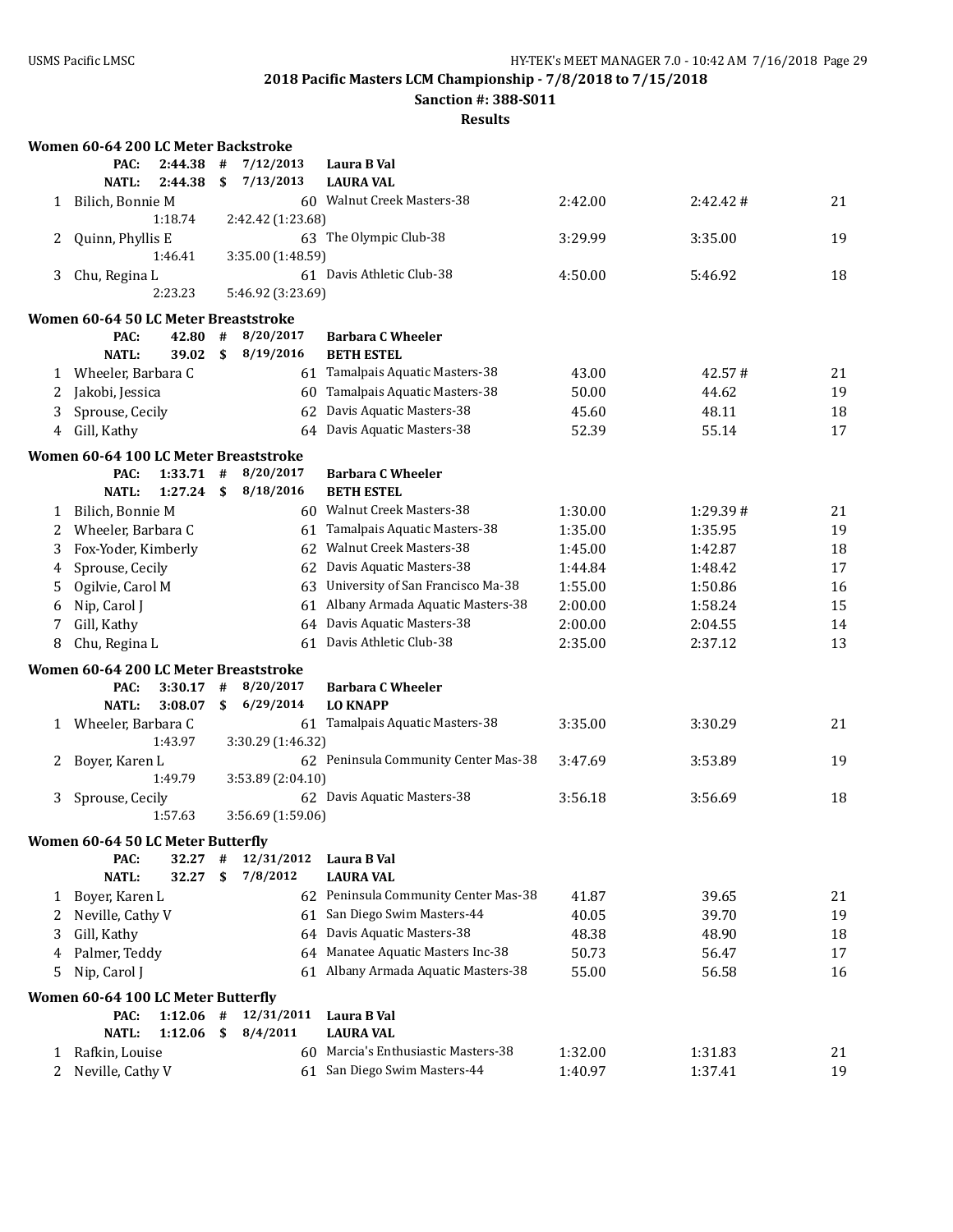**2018 Pacific Masters LCM Championship - 7/8/2018 to 7/15/2018**

**Sanction #: 388-S011**

**Results**

### Women 60-64 200 LC Meter Backstroke

| | | | | |
|---|---|---|---|---|
| PAC: | 2:44.38 | # | 7/12/2013 | Laura B Val |
| NATL: | 2:44.38 | $ | 7/13/2013 | LAURA VAL |

| Place | Name | Age | Team | Seed Time | Finals Time | Points |
|---|---|---|---|---|---|---|
| 1 | Bilich, Bonnie M | 60 | Walnut Creek Masters-38 | 2:42.00 | 2:42.42 # | 21 |
| | 1:18.74 | 2:42.42 (1:23.68) | | | | |
| 2 | Quinn, Phyllis E | 63 | The Olympic Club-38 | 3:29.99 | 3:35.00 | 19 |
| | 1:46.41 | 3:35.00 (1:48.59) | | | | |
| 3 | Chu, Regina L | 61 | Davis Athletic Club-38 | 4:50.00 | 5:46.92 | 18 |
| | 2:23.23 | 5:46.92 (3:23.69) | | | | |

### Women 60-64 50 LC Meter Breaststroke

| | | | | |
|---|---|---|---|---|
| PAC: | 42.80 | # | 8/20/2017 | Barbara C Wheeler |
| NATL: | 39.02 | $ | 8/19/2016 | BETH ESTEL |

| Place | Name | Age | Team | Seed Time | Finals Time | Points |
|---|---|---|---|---|---|---|
| 1 | Wheeler, Barbara C | 61 | Tamalpais Aquatic Masters-38 | 43.00 | 42.57 # | 21 |
| 2 | Jakobi, Jessica | 60 | Tamalpais Aquatic Masters-38 | 50.00 | 44.62 | 19 |
| 3 | Sprouse, Cecily | 62 | Davis Aquatic Masters-38 | 45.60 | 48.11 | 18 |
| 4 | Gill, Kathy | 64 | Davis Aquatic Masters-38 | 52.39 | 55.14 | 17 |

### Women 60-64 100 LC Meter Breaststroke

| | | | | |
|---|---|---|---|---|
| PAC: | 1:33.71 | # | 8/20/2017 | Barbara C Wheeler |
| NATL: | 1:27.24 | $ | 8/18/2016 | BETH ESTEL |

| Place | Name | Age | Team | Seed Time | Finals Time | Points |
|---|---|---|---|---|---|---|
| 1 | Bilich, Bonnie M | 60 | Walnut Creek Masters-38 | 1:30.00 | 1:29.39 # | 21 |
| 2 | Wheeler, Barbara C | 61 | Tamalpais Aquatic Masters-38 | 1:35.00 | 1:35.95 | 19 |
| 3 | Fox-Yoder, Kimberly | 62 | Walnut Creek Masters-38 | 1:45.00 | 1:42.87 | 18 |
| 4 | Sprouse, Cecily | 62 | Davis Aquatic Masters-38 | 1:44.84 | 1:48.42 | 17 |
| 5 | Ogilvie, Carol M | 63 | University of San Francisco Ma-38 | 1:55.00 | 1:50.86 | 16 |
| 6 | Nip, Carol J | 61 | Albany Armada Aquatic Masters-38 | 2:00.00 | 1:58.24 | 15 |
| 7 | Gill, Kathy | 64 | Davis Aquatic Masters-38 | 2:00.00 | 2:04.55 | 14 |
| 8 | Chu, Regina L | 61 | Davis Athletic Club-38 | 2:35.00 | 2:37.12 | 13 |

### Women 60-64 200 LC Meter Breaststroke

| | | | | |
|---|---|---|---|---|
| PAC: | 3:30.17 | # | 8/20/2017 | Barbara C Wheeler |
| NATL: | 3:08.07 | $ | 6/29/2014 | LO KNAPP |

| Place | Name | Age | Team | Seed Time | Finals Time | Points |
|---|---|---|---|---|---|---|
| 1 | Wheeler, Barbara C | 61 | Tamalpais Aquatic Masters-38 | 3:35.00 | 3:30.29 | 21 |
| | 1:43.97 | 3:30.29 (1:46.32) | | | | |
| 2 | Boyer, Karen L | 62 | Peninsula Community Center Mas-38 | 3:47.69 | 3:53.89 | 19 |
| | 1:49.79 | 3:53.89 (2:04.10) | | | | |
| 3 | Sprouse, Cecily | 62 | Davis Aquatic Masters-38 | 3:56.18 | 3:56.69 | 18 |
| | 1:57.63 | 3:56.69 (1:59.06) | | | | |

### Women 60-64 50 LC Meter Butterfly

| | | | | |
|---|---|---|---|---|
| PAC: | 32.27 | # | 12/31/2012 | Laura B Val |
| NATL: | 32.27 | $ | 7/8/2012 | LAURA VAL |

| Place | Name | Age | Team | Seed Time | Finals Time | Points |
|---|---|---|---|---|---|---|
| 1 | Boyer, Karen L | 62 | Peninsula Community Center Mas-38 | 41.87 | 39.65 | 21 |
| 2 | Neville, Cathy V | 61 | San Diego Swim Masters-44 | 40.05 | 39.70 | 19 |
| 3 | Gill, Kathy | 64 | Davis Aquatic Masters-38 | 48.38 | 48.90 | 18 |
| 4 | Palmer, Teddy | 64 | Manatee Aquatic Masters Inc-38 | 50.73 | 56.47 | 17 |
| 5 | Nip, Carol J | 61 | Albany Armada Aquatic Masters-38 | 55.00 | 56.58 | 16 |

### Women 60-64 100 LC Meter Butterfly

| | | | | |
|---|---|---|---|---|
| PAC: | 1:12.06 | # | 12/31/2011 | Laura B Val |
| NATL: | 1:12.06 | $ | 8/4/2011 | LAURA VAL |

| Place | Name | Age | Team | Seed Time | Finals Time | Points |
|---|---|---|---|---|---|---|
| 1 | Rafkin, Louise | 60 | Marcia's Enthusiastic Masters-38 | 1:32.00 | 1:31.83 | 21 |
| 2 | Neville, Cathy V | 61 | San Diego Swim Masters-44 | 1:40.97 | 1:37.41 | 19 |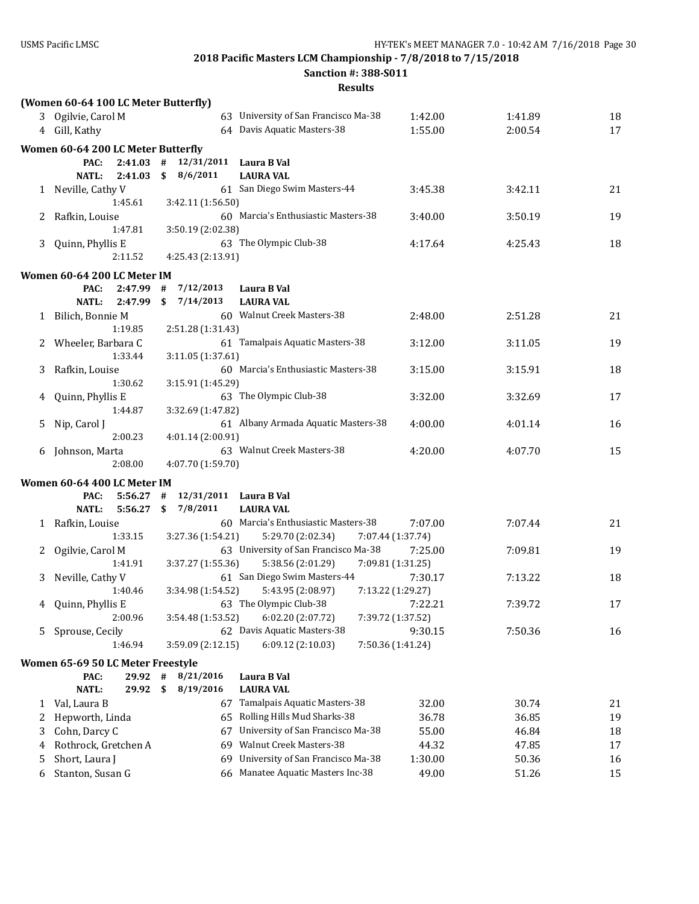**2018 Pacific Masters LCM Championship - 7/8/2018 to 7/15/2018**

**Sanction #: 388-S011**

**Results**

### (Women 60-64 100 LC Meter Butterfly)

| Place | Name | Age | Team | Seed Time | Finals Time | Points |
|---|---|---|---|---|---|---|
| 3 | Ogilvie, Carol M | 63 | University of San Francisco Ma-38 | 1:42.00 | 1:41.89 | 18 |
| 4 | Gill, Kathy | 64 | Davis Aquatic Masters-38 | 1:55.00 | 2:00.54 | 17 |

### Women 60-64 200 LC Meter Butterfly

PAC: 2:41.03 # 12/31/2011 Laura B Val
NATL: 2:41.03 $ 8/6/2011 LAURA VAL

| Place | Name | Age | Team | Seed Time | Finals Time | Points |
|---|---|---|---|---|---|---|
| 1 | Neville, Cathy V | 61 | San Diego Swim Masters-44 | 3:45.38 | 3:42.11 | 21 |
| | 1:45.61 | 3:42.11 (1:56.50) | | | | |
| 2 | Rafkin, Louise | 60 | Marcia's Enthusiastic Masters-38 | 3:40.00 | 3:50.19 | 19 |
| | 1:47.81 | 3:50.19 (2:02.38) | | | | |
| 3 | Quinn, Phyllis E | 63 | The Olympic Club-38 | 4:17.64 | 4:25.43 | 18 |
| | 2:11.52 | 4:25.43 (2:13.91) | | | | |

### Women 60-64 200 LC Meter IM

PAC: 2:47.99 # 7/12/2013 Laura B Val
NATL: 2:47.99 $ 7/14/2013 LAURA VAL

| Place | Name | Age | Team | Seed Time | Finals Time | Points |
|---|---|---|---|---|---|---|
| 1 | Bilich, Bonnie M | 60 | Walnut Creek Masters-38 | 2:48.00 | 2:51.28 | 21 |
| | 1:19.85 | 2:51.28 (1:31.43) | | | | |
| 2 | Wheeler, Barbara C | 61 | Tamalpais Aquatic Masters-38 | 3:12.00 | 3:11.05 | 19 |
| | 1:33.44 | 3:11.05 (1:37.61) | | | | |
| 3 | Rafkin, Louise | 60 | Marcia's Enthusiastic Masters-38 | 3:15.00 | 3:15.91 | 18 |
| | 1:30.62 | 3:15.91 (1:45.29) | | | | |
| 4 | Quinn, Phyllis E | 63 | The Olympic Club-38 | 3:32.00 | 3:32.69 | 17 |
| | 1:44.87 | 3:32.69 (1:47.82) | | | | |
| 5 | Nip, Carol J | 61 | Albany Armada Aquatic Masters-38 | 4:00.00 | 4:01.14 | 16 |
| | 2:00.23 | 4:01.14 (2:00.91) | | | | |
| 6 | Johnson, Marta | 63 | Walnut Creek Masters-38 | 4:20.00 | 4:07.70 | 15 |
| | 2:08.00 | 4:07.70 (1:59.70) | | | | |

### Women 60-64 400 LC Meter IM

PAC: 5:56.27 # 12/31/2011 Laura B Val
NATL: 5:56.27 $ 7/8/2011 LAURA VAL

| Place | Name | Age | Team | Seed Time | Finals Time | Points |
|---|---|---|---|---|---|---|
| 1 | Rafkin, Louise | 60 | Marcia's Enthusiastic Masters-38 | 7:07.00 | 7:07.44 | 21 |
| | 1:33.15 | 3:27.36 (1:54.21) | 5:29.70 (2:02.34) | 7:07.44 (1:37.74) | | |
| 2 | Ogilvie, Carol M | 63 | University of San Francisco Ma-38 | 7:25.00 | 7:09.81 | 19 |
| | 1:41.91 | 3:37.27 (1:55.36) | 5:38.56 (2:01.29) | 7:09.81 (1:31.25) | | |
| 3 | Neville, Cathy V | 61 | San Diego Swim Masters-44 | 7:30.17 | 7:13.22 | 18 |
| | 1:40.46 | 3:34.98 (1:54.52) | 5:43.95 (2:08.97) | 7:13.22 (1:29.27) | | |
| 4 | Quinn, Phyllis E | 63 | The Olympic Club-38 | 7:22.21 | 7:39.72 | 17 |
| | 2:00.96 | 3:54.48 (1:53.52) | 6:02.20 (2:07.72) | 7:39.72 (1:37.52) | | |
| 5 | Sprouse, Cecily | 62 | Davis Aquatic Masters-38 | 9:30.15 | 7:50.36 | 16 |
| | 1:46.94 | 3:59.09 (2:12.15) | 6:09.12 (2:10.03) | 7:50.36 (1:41.24) | | |

### Women 65-69 50 LC Meter Freestyle

PAC: 29.92 # 8/21/2016 Laura B Val
NATL: 29.92 $ 8/19/2016 LAURA VAL

| Place | Name | Age | Team | Seed Time | Finals Time | Points |
|---|---|---|---|---|---|---|
| 1 | Val, Laura B | 67 | Tamalpais Aquatic Masters-38 | 32.00 | 30.74 | 21 |
| 2 | Hepworth, Linda | 65 | Rolling Hills Mud Sharks-38 | 36.78 | 36.85 | 19 |
| 3 | Cohn, Darcy C | 67 | University of San Francisco Ma-38 | 55.00 | 46.84 | 18 |
| 4 | Rothrock, Gretchen A | 69 | Walnut Creek Masters-38 | 44.32 | 47.85 | 17 |
| 5 | Short, Laura J | 69 | University of San Francisco Ma-38 | 1:30.00 | 50.36 | 16 |
| 6 | Stanton, Susan G | 66 | Manatee Aquatic Masters Inc-38 | 49.00 | 51.26 | 15 |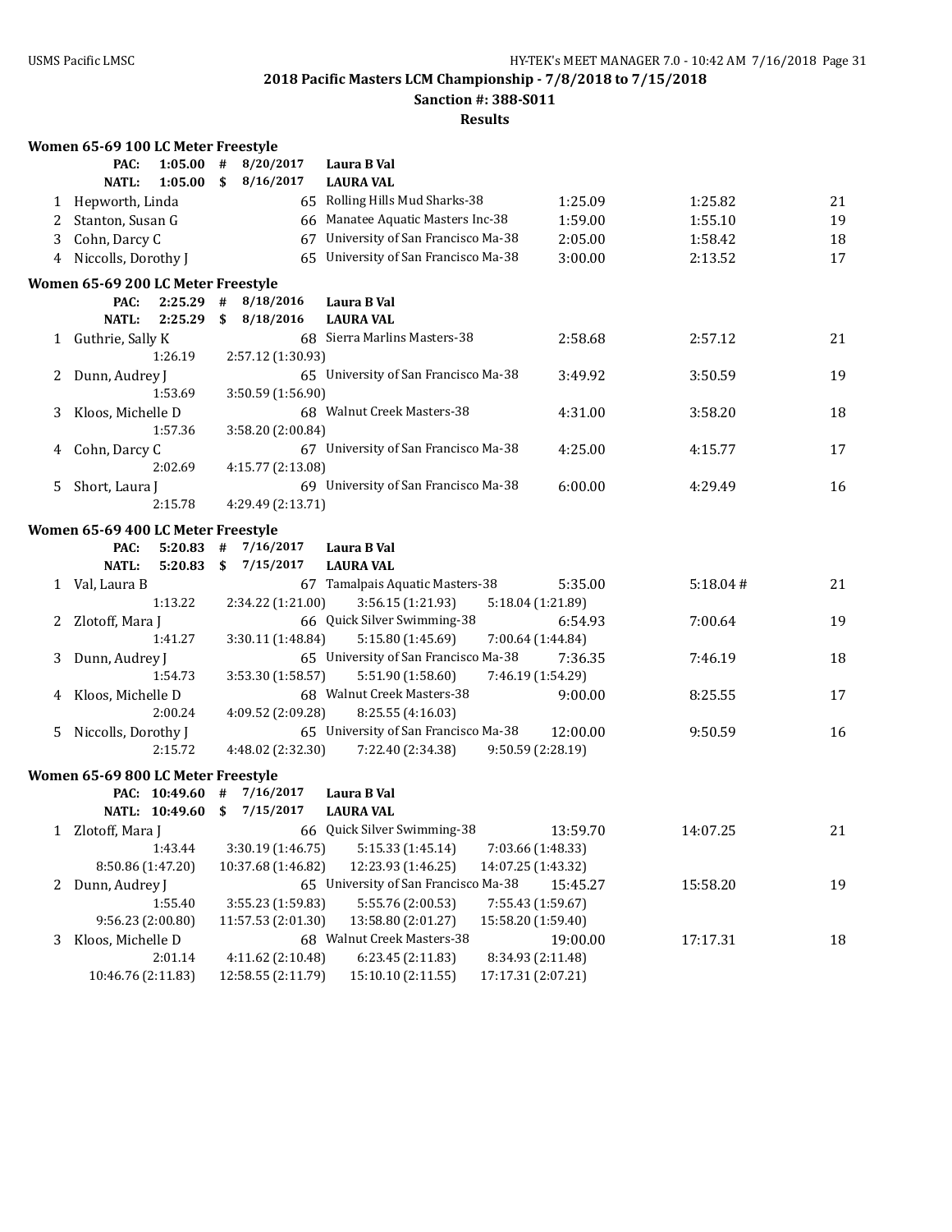**2018 Pacific Masters LCM Championship - 7/8/2018 to 7/15/2018**

**Sanction #: 388-S011**

**Results**

### Women 65-69 100 LC Meter Freestyle

PAC: 1:05.00 # 8/20/2017 Laura B Val
NATL: 1:05.00 $ 8/16/2017 LAURA VAL

| Place | Name | Age | Team | Seed Time | Finals Time | Points |
|---|---|---|---|---|---|---|
| 1 | Hepworth, Linda | 65 | Rolling Hills Mud Sharks-38 | 1:25.09 | 1:25.82 | 21 |
| 2 | Stanton, Susan G | 66 | Manatee Aquatic Masters Inc-38 | 1:59.00 | 1:55.10 | 19 |
| 3 | Cohn, Darcy C | 67 | University of San Francisco Ma-38 | 2:05.00 | 1:58.42 | 18 |
| 4 | Niccolls, Dorothy J | 65 | University of San Francisco Ma-38 | 3:00.00 | 2:13.52 | 17 |

### Women 65-69 200 LC Meter Freestyle

PAC: 2:25.29 # 8/18/2016 Laura B Val
NATL: 2:25.29 $ 8/18/2016 LAURA VAL

| Place | Name | Age | Team | Seed Time | Finals Time | Points |
|---|---|---|---|---|---|---|
| 1 | Guthrie, Sally K | 68 | Sierra Marlins Masters-38 | 2:58.68 | 2:57.12 | 21 |
| | 1:26.19 | 2:57.12 (1:30.93) | | | | |
| 2 | Dunn, Audrey J | 65 | University of San Francisco Ma-38 | 3:49.92 | 3:50.59 | 19 |
| | 1:53.69 | 3:50.59 (1:56.90) | | | | |
| 3 | Kloos, Michelle D | 68 | Walnut Creek Masters-38 | 4:31.00 | 3:58.20 | 18 |
| | 1:57.36 | 3:58.20 (2:00.84) | | | | |
| 4 | Cohn, Darcy C | 67 | University of San Francisco Ma-38 | 4:25.00 | 4:15.77 | 17 |
| | 2:02.69 | 4:15.77 (2:13.08) | | | | |
| 5 | Short, Laura J | 69 | University of San Francisco Ma-38 | 6:00.00 | 4:29.49 | 16 |
| | 2:15.78 | 4:29.49 (2:13.71) | | | | |

### Women 65-69 400 LC Meter Freestyle

PAC: 5:20.83 # 7/16/2017 Laura B Val
NATL: 5:20.83 $ 7/15/2017 LAURA VAL

| Place | Name | Age | Team | Seed Time | Finals Time | Points |
|---|---|---|---|---|---|---|
| 1 | Val, Laura B | 67 | Tamalpais Aquatic Masters-38 | 5:35.00 | 5:18.04 # | 21 |
| | 1:13.22 | 2:34.22 (1:21.00) | 3:56.15 (1:21.93) | 5:18.04 (1:21.89) | | |
| 2 | Zlotoff, Mara J | 66 | Quick Silver Swimming-38 | 6:54.93 | 7:00.64 | 19 |
| | 1:41.27 | 3:30.11 (1:48.84) | 5:15.80 (1:45.69) | 7:00.64 (1:44.84) | | |
| 3 | Dunn, Audrey J | 65 | University of San Francisco Ma-38 | 7:36.35 | 7:46.19 | 18 |
| | 1:54.73 | 3:53.30 (1:58.57) | 5:51.90 (1:58.60) | 7:46.19 (1:54.29) | | |
| 4 | Kloos, Michelle D | 68 | Walnut Creek Masters-38 | 9:00.00 | 8:25.55 | 17 |
| | 2:00.24 | 4:09.52 (2:09.28) | 8:25.55 (4:16.03) | | | |
| 5 | Niccolls, Dorothy J | 65 | University of San Francisco Ma-38 | 12:00.00 | 9:50.59 | 16 |
| | 2:15.72 | 4:48.02 (2:32.30) | 7:22.40 (2:34.38) | 9:50.59 (2:28.19) | | |

### Women 65-69 800 LC Meter Freestyle

PAC: 10:49.60 # 7/16/2017 Laura B Val
NATL: 10:49.60 $ 7/15/2017 LAURA VAL

| Place | Name | Age | Team | Seed Time | Finals Time | Points |
|---|---|---|---|---|---|---|
| 1 | Zlotoff, Mara J | 66 | Quick Silver Swimming-38 | 13:59.70 | 14:07.25 | 21 |
| | 1:43.44 | 3:30.19 (1:46.75) | 5:15.33 (1:45.14) | 7:03.66 (1:48.33) | | |
| | 8:50.86 (1:47.20) | 10:37.68 (1:46.82) | 12:23.93 (1:46.25) | 14:07.25 (1:43.32) | | |
| 2 | Dunn, Audrey J | 65 | University of San Francisco Ma-38 | 15:45.27 | 15:58.20 | 19 |
| | 1:55.40 | 3:55.23 (1:59.83) | 5:55.76 (2:00.53) | 7:55.43 (1:59.67) | | |
| | 9:56.23 (2:00.80) | 11:57.53 (2:01.30) | 13:58.80 (2:01.27) | 15:58.20 (1:59.40) | | |
| 3 | Kloos, Michelle D | 68 | Walnut Creek Masters-38 | 19:00.00 | 17:17.31 | 18 |
| | 2:01.14 | 4:11.62 (2:10.48) | 6:23.45 (2:11.83) | 8:34.93 (2:11.48) | | |
| | 10:46.76 (2:11.83) | 12:58.55 (2:11.79) | 15:10.10 (2:11.55) | 17:17.31 (2:07.21) | | |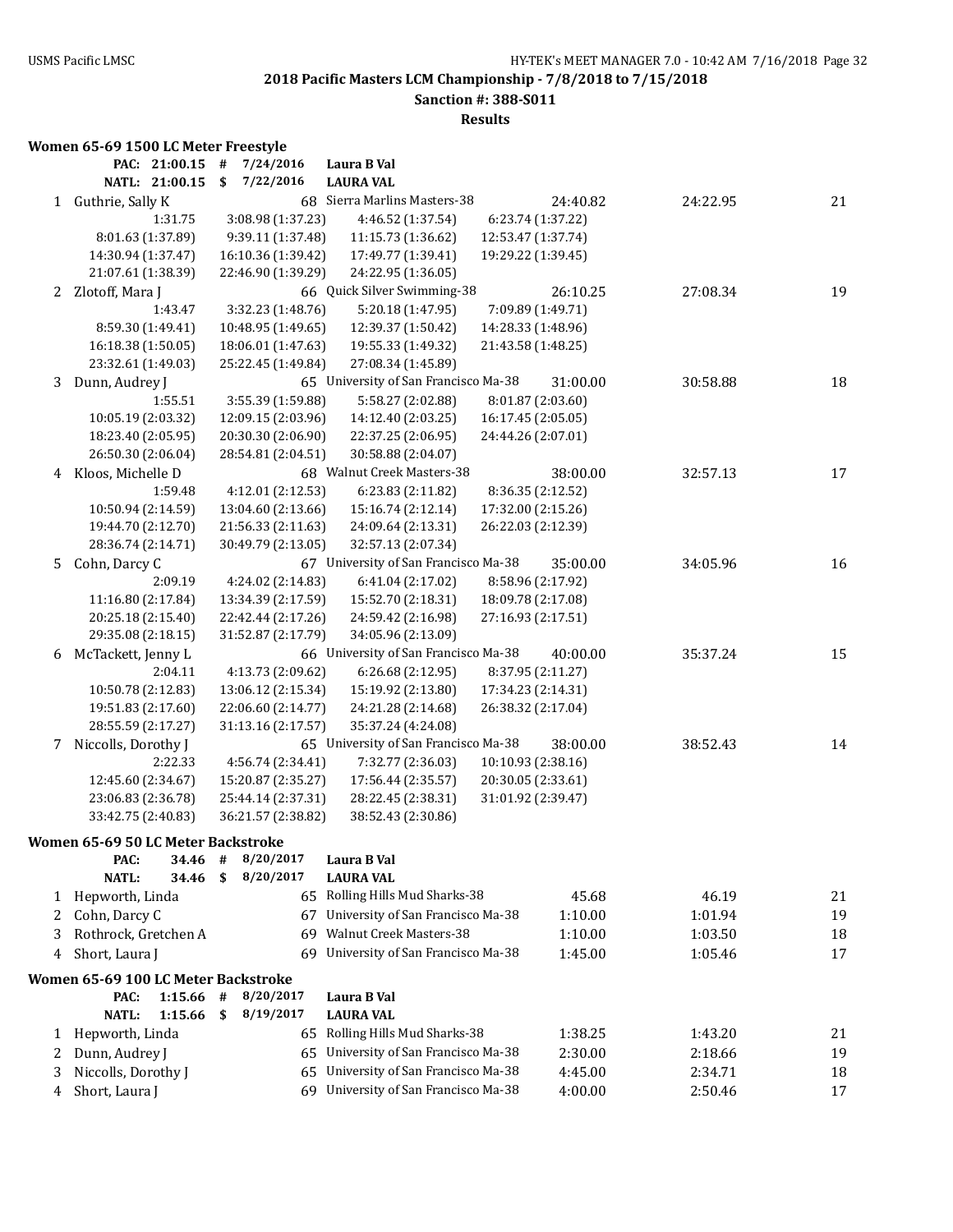**2018 Pacific Masters LCM Championship - 7/8/2018 to 7/15/2018**

**Sanction #: 388-S011**

**Results**

### Women 65-69 1500 LC Meter Freestyle

| | | | | | | |
|---|---|---|---|---|---|---|
| PAC: 21:00.15 | # | 7/24/2016 | Laura B Val | | | |
| NATL: 21:00.15 | $ | 7/22/2016 | LAURA VAL | | | |

| Place | Name | Age | Team | Seed Time | Finals Time | Points |
|---|---|---|---|---|---|---|
| 1 | Guthrie, Sally K | 68 | Sierra Marlins Masters-38 | 24:40.82 | 24:22.95 | 21 |
| | 1:31.75 | 3:08.98 (1:37.23) | 4:46.52 (1:37.54) | 6:23.74 (1:37.22) | | |
| | 8:01.63 (1:37.89) | 9:39.11 (1:37.48) | 11:15.73 (1:36.62) | 12:53.47 (1:37.74) | | |
| | 14:30.94 (1:37.47) | 16:10.36 (1:39.42) | 17:49.77 (1:39.41) | 19:29.22 (1:39.45) | | |
| | 21:07.61 (1:38.39) | 22:46.90 (1:39.29) | 24:22.95 (1:36.05) | | | |
| 2 | Zlotoff, Mara J | 66 | Quick Silver Swimming-38 | 26:10.25 | 27:08.34 | 19 |
| | 1:43.47 | 3:32.23 (1:48.76) | 5:20.18 (1:47.95) | 7:09.89 (1:49.71) | | |
| | 8:59.30 (1:49.41) | 10:48.95 (1:49.65) | 12:39.37 (1:50.42) | 14:28.33 (1:48.96) | | |
| | 16:18.38 (1:50.05) | 18:06.01 (1:47.63) | 19:55.33 (1:49.32) | 21:43.58 (1:48.25) | | |
| | 23:32.61 (1:49.03) | 25:22.45 (1:49.84) | 27:08.34 (1:45.89) | | | |
| 3 | Dunn, Audrey J | 65 | University of San Francisco Ma-38 | 31:00.00 | 30:58.88 | 18 |
| | 1:55.51 | 3:55.39 (1:59.88) | 5:58.27 (2:02.88) | 8:01.87 (2:03.60) | | |
| | 10:05.19 (2:03.32) | 12:09.15 (2:03.96) | 14:12.40 (2:03.25) | 16:17.45 (2:05.05) | | |
| | 18:23.40 (2:05.95) | 20:30.30 (2:06.90) | 22:37.25 (2:06.95) | 24:44.26 (2:07.01) | | |
| | 26:50.30 (2:06.04) | 28:54.81 (2:04.51) | 30:58.88 (2:04.07) | | | |
| 4 | Kloos, Michelle D | 68 | Walnut Creek Masters-38 | 38:00.00 | 32:57.13 | 17 |
| | 1:59.48 | 4:12.01 (2:12.53) | 6:23.83 (2:11.82) | 8:36.35 (2:12.52) | | |
| | 10:50.94 (2:14.59) | 13:04.60 (2:13.66) | 15:16.74 (2:12.14) | 17:32.00 (2:15.26) | | |
| | 19:44.70 (2:12.70) | 21:56.33 (2:11.63) | 24:09.64 (2:13.31) | 26:22.03 (2:12.39) | | |
| | 28:36.74 (2:14.71) | 30:49.79 (2:13.05) | 32:57.13 (2:07.34) | | | |
| 5 | Cohn, Darcy C | 67 | University of San Francisco Ma-38 | 35:00.00 | 34:05.96 | 16 |
| | 2:09.19 | 4:24.02 (2:14.83) | 6:41.04 (2:17.02) | 8:58.96 (2:17.92) | | |
| | 11:16.80 (2:17.84) | 13:34.39 (2:17.59) | 15:52.70 (2:18.31) | 18:09.78 (2:17.08) | | |
| | 20:25.18 (2:15.40) | 22:42.44 (2:17.26) | 24:59.42 (2:16.98) | 27:16.93 (2:17.51) | | |
| | 29:35.08 (2:18.15) | 31:52.87 (2:17.79) | 34:05.96 (2:13.09) | | | |
| 6 | McTackett, Jenny L | 66 | University of San Francisco Ma-38 | 40:00.00 | 35:37.24 | 15 |
| | 2:04.11 | 4:13.73 (2:09.62) | 6:26.68 (2:12.95) | 8:37.95 (2:11.27) | | |
| | 10:50.78 (2:12.83) | 13:06.12 (2:15.34) | 15:19.92 (2:13.80) | 17:34.23 (2:14.31) | | |
| | 19:51.83 (2:17.60) | 22:06.60 (2:14.77) | 24:21.28 (2:14.68) | 26:38.32 (2:17.04) | | |
| | 28:55.59 (2:17.27) | 31:13.16 (2:17.57) | 35:37.24 (4:24.08) | | | |
| 7 | Niccolls, Dorothy J | 65 | University of San Francisco Ma-38 | 38:00.00 | 38:52.43 | 14 |
| | 2:22.33 | 4:56.74 (2:34.41) | 7:32.77 (2:36.03) | 10:10.93 (2:38.16) | | |
| | 12:45.60 (2:34.67) | 15:20.87 (2:35.27) | 17:56.44 (2:35.57) | 20:30.05 (2:33.61) | | |
| | 23:06.83 (2:36.78) | 25:44.14 (2:37.31) | 28:22.45 (2:38.31) | 31:01.92 (2:39.47) | | |
| | 33:42.75 (2:40.83) | 36:21.57 (2:38.82) | 38:52.43 (2:30.86) | | | |

### Women 65-69 50 LC Meter Backstroke

| | | | | |
|---|---|---|---|---|
| PAC: | 34.46 | # | 8/20/2017 | Laura B Val |
| NATL: | 34.46 | $ | 8/20/2017 | LAURA VAL |

| Place | Name | Age | Team | Seed Time | Finals Time | Points |
|---|---|---|---|---|---|---|
| 1 | Hepworth, Linda | 65 | Rolling Hills Mud Sharks-38 | 45.68 | 46.19 | 21 |
| 2 | Cohn, Darcy C | 67 | University of San Francisco Ma-38 | 1:10.00 | 1:01.94 | 19 |
| 3 | Rothrock, Gretchen A | 69 | Walnut Creek Masters-38 | 1:10.00 | 1:03.50 | 18 |
| 4 | Short, Laura J | 69 | University of San Francisco Ma-38 | 1:45.00 | 1:05.46 | 17 |

### Women 65-69 100 LC Meter Backstroke

| | | | | |
|---|---|---|---|---|
| PAC: | 1:15.66 | # | 8/20/2017 | Laura B Val |
| NATL: | 1:15.66 | $ | 8/19/2017 | LAURA VAL |

| Place | Name | Age | Team | Seed Time | Finals Time | Points |
|---|---|---|---|---|---|---|
| 1 | Hepworth, Linda | 65 | Rolling Hills Mud Sharks-38 | 1:38.25 | 1:43.20 | 21 |
| 2 | Dunn, Audrey J | 65 | University of San Francisco Ma-38 | 2:30.00 | 2:18.66 | 19 |
| 3 | Niccolls, Dorothy J | 65 | University of San Francisco Ma-38 | 4:45.00 | 2:34.71 | 18 |
| 4 | Short, Laura J | 69 | University of San Francisco Ma-38 | 4:00.00 | 2:50.46 | 17 |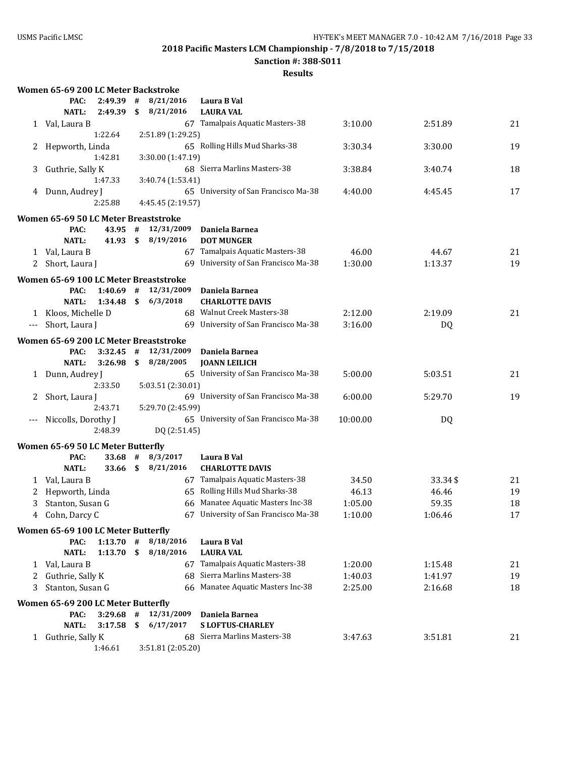**2018 Pacific Masters LCM Championship - 7/8/2018 to 7/15/2018**

**Sanction #: 388-S011**

**Results**

### Women 65-69 200 LC Meter Backstroke

| | | | | | | | | |
|---|---|---|---|---|---|---|---|---|
| | PAC: | 2:49.39 | # | 8/21/2016 | Laura B Val | | | |
| | NATL: | 2:49.39 | $ | 8/21/2016 | LAURA VAL | | | |
| 1 | Val, Laura B | | | 67 | Tamalpais Aquatic Masters-38 | 3:10.00 | 2:51.89 | 21 |
| | | 1:22.64 | | 2:51.89 (1:29.25) | | | | |
| 2 | Hepworth, Linda | | | 65 | Rolling Hills Mud Sharks-38 | 3:30.34 | 3:30.00 | 19 |
| | | 1:42.81 | | 3:30.00 (1:47.19) | | | | |
| 3 | Guthrie, Sally K | | | 68 | Sierra Marlins Masters-38 | 3:38.84 | 3:40.74 | 18 |
| | | 1:47.33 | | 3:40.74 (1:53.41) | | | | |
| 4 | Dunn, Audrey J | | | 65 | University of San Francisco Ma-38 | 4:40.00 | 4:45.45 | 17 |
| | | 2:25.88 | | 4:45.45 (2:19.57) | | | | |

### Women 65-69 50 LC Meter Breaststroke

| | | | | | | | | |
|---|---|---|---|---|---|---|---|---|
| | PAC: | 43.95 | # | 12/31/2009 | Daniela Barnea | | | |
| | NATL: | 41.93 | $ | 8/19/2016 | DOT MUNGER | | | |
| 1 | Val, Laura B | | | 67 | Tamalpais Aquatic Masters-38 | 46.00 | 44.67 | 21 |
| 2 | Short, Laura J | | | 69 | University of San Francisco Ma-38 | 1:30.00 | 1:13.37 | 19 |

### Women 65-69 100 LC Meter Breaststroke

| | | | | | | | | |
|---|---|---|---|---|---|---|---|---|
| | PAC: | 1:40.69 | # | 12/31/2009 | Daniela Barnea | | | |
| | NATL: | 1:34.48 | $ | 6/3/2018 | CHARLOTTE DAVIS | | | |
| 1 | Kloos, Michelle D | | | 68 | Walnut Creek Masters-38 | 2:12.00 | 2:19.09 | 21 |
| --- | Short, Laura J | | | 69 | University of San Francisco Ma-38 | 3:16.00 | DQ | |

### Women 65-69 200 LC Meter Breaststroke

| | | | | | | | | |
|---|---|---|---|---|---|---|---|---|
| | PAC: | 3:32.45 | # | 12/31/2009 | Daniela Barnea | | | |
| | NATL: | 3:26.98 | $ | 8/28/2005 | JOANN LEILICH | | | |
| 1 | Dunn, Audrey J | | | 65 | University of San Francisco Ma-38 | 5:00.00 | 5:03.51 | 21 |
| | | 2:33.50 | | 5:03.51 (2:30.01) | | | | |
| 2 | Short, Laura J | | | 69 | University of San Francisco Ma-38 | 6:00.00 | 5:29.70 | 19 |
| | | 2:43.71 | | 5:29.70 (2:45.99) | | | | |
| --- | Niccolls, Dorothy J | | | 65 | University of San Francisco Ma-38 | 10:00.00 | DQ | |
| | | 2:48.39 | | DQ (2:51.45) | | | | |

### Women 65-69 50 LC Meter Butterfly

| | | | | | | | | |
|---|---|---|---|---|---|---|---|---|
| | PAC: | 33.68 | # | 8/3/2017 | Laura B Val | | | |
| | NATL: | 33.66 | $ | 8/21/2016 | CHARLOTTE DAVIS | | | |
| 1 | Val, Laura B | | | 67 | Tamalpais Aquatic Masters-38 | 34.50 | 33.34 $ | 21 |
| 2 | Hepworth, Linda | | | 65 | Rolling Hills Mud Sharks-38 | 46.13 | 46.46 | 19 |
| 3 | Stanton, Susan G | | | 66 | Manatee Aquatic Masters Inc-38 | 1:05.00 | 59.35 | 18 |
| 4 | Cohn, Darcy C | | | 67 | University of San Francisco Ma-38 | 1:10.00 | 1:06.46 | 17 |

### Women 65-69 100 LC Meter Butterfly

| | | | | | | | | |
|---|---|---|---|---|---|---|---|---|
| | PAC: | 1:13.70 | # | 8/18/2016 | Laura B Val | | | |
| | NATL: | 1:13.70 | $ | 8/18/2016 | LAURA VAL | | | |
| 1 | Val, Laura B | | | 67 | Tamalpais Aquatic Masters-38 | 1:20.00 | 1:15.48 | 21 |
| 2 | Guthrie, Sally K | | | 68 | Sierra Marlins Masters-38 | 1:40.03 | 1:41.97 | 19 |
| 3 | Stanton, Susan G | | | 66 | Manatee Aquatic Masters Inc-38 | 2:25.00 | 2:16.68 | 18 |

### Women 65-69 200 LC Meter Butterfly

| | | | | | | | | |
|---|---|---|---|---|---|---|---|---|
| | PAC: | 3:29.68 | # | 12/31/2009 | Daniela Barnea | | | |
| | NATL: | 3:17.58 | $ | 6/17/2017 | S LOFTUS-CHARLEY | | | |
| 1 | Guthrie, Sally K | | | 68 | Sierra Marlins Masters-38 | 3:47.63 | 3:51.81 | 21 |
| | | 1:46.61 | | 3:51.81 (2:05.20) | | | | |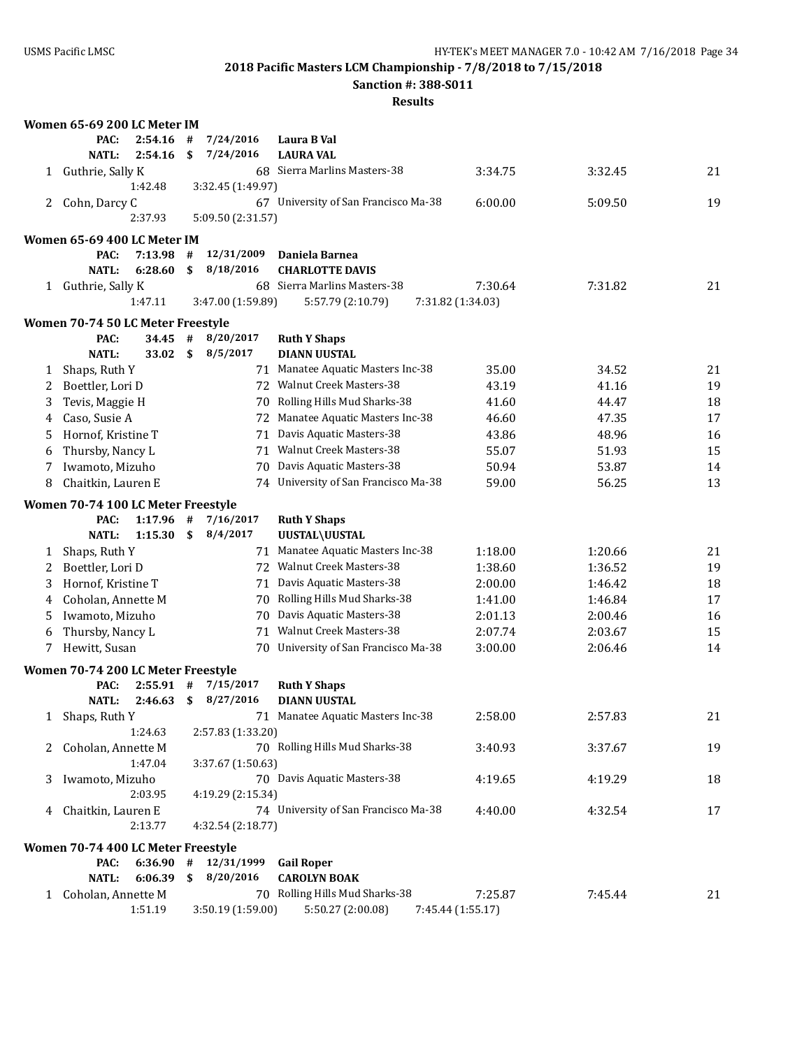## 2018 Pacific Masters LCM Championship - 7/8/2018 to 7/15/2018

**Sanction #: 388-S011**

**Results**

### Women 65-69 200 LC Meter IM

PAC: 2:54.16 # 7/24/2016 **Laura B Val**
NATL: 2:54.16 $ 7/24/2016 **LAURA VAL**

| Place | Name | Age | Team | Seed Time | Finals Time | Points |
|---|---|---|---|---|---|---|
| 1 | Guthrie, Sally K | 68 | Sierra Marlins Masters-38 | 3:34.75 | 3:32.45 | 21 |
| | 1:42.48 | 3:32.45 (1:49.97) | | | | |
| 2 | Cohn, Darcy C | 67 | University of San Francisco Ma-38 | 6:00.00 | 5:09.50 | 19 |
| | 2:37.93 | 5:09.50 (2:31.57) | | | | |

### Women 65-69 400 LC Meter IM

PAC: 7:13.98 # 12/31/2009 **Daniela Barnea**
NATL: 6:28.60 $ 8/18/2016 **CHARLOTTE DAVIS**

| Place | Name | Age | Team | Seed Time | Finals Time | Points |
|---|---|---|---|---|---|---|
| 1 | Guthrie, Sally K | 68 | Sierra Marlins Masters-38 | 7:30.64 | 7:31.82 | 21 |
| | 1:47.11 | 3:47.00 (1:59.89) | 5:57.79 (2:10.79) | 7:31.82 (1:34.03) | | |

### Women 70-74 50 LC Meter Freestyle

PAC: 34.45 # 8/20/2017 **Ruth Y Shaps**
NATL: 33.02 $ 8/5/2017 **DIANN UUSTAL**

| Place | Name | Age | Team | Seed Time | Finals Time | Points |
|---|---|---|---|---|---|---|
| 1 | Shaps, Ruth Y | 71 | Manatee Aquatic Masters Inc-38 | 35.00 | 34.52 | 21 |
| 2 | Boettler, Lori D | 72 | Walnut Creek Masters-38 | 43.19 | 41.16 | 19 |
| 3 | Tevis, Maggie H | 70 | Rolling Hills Mud Sharks-38 | 41.60 | 44.47 | 18 |
| 4 | Caso, Susie A | 72 | Manatee Aquatic Masters Inc-38 | 46.60 | 47.35 | 17 |
| 5 | Hornof, Kristine T | 71 | Davis Aquatic Masters-38 | 43.86 | 48.96 | 16 |
| 6 | Thursby, Nancy L | 71 | Walnut Creek Masters-38 | 55.07 | 51.93 | 15 |
| 7 | Iwamoto, Mizuho | 70 | Davis Aquatic Masters-38 | 50.94 | 53.87 | 14 |
| 8 | Chaitkin, Lauren E | 74 | University of San Francisco Ma-38 | 59.00 | 56.25 | 13 |

### Women 70-74 100 LC Meter Freestyle

PAC: 1:17.96 # 7/16/2017 **Ruth Y Shaps**
NATL: 1:15.30 $ 8/4/2017 **UUSTAL\UUSTAL**

| Place | Name | Age | Team | Seed Time | Finals Time | Points |
|---|---|---|---|---|---|---|
| 1 | Shaps, Ruth Y | 71 | Manatee Aquatic Masters Inc-38 | 1:18.00 | 1:20.66 | 21 |
| 2 | Boettler, Lori D | 72 | Walnut Creek Masters-38 | 1:38.60 | 1:36.52 | 19 |
| 3 | Hornof, Kristine T | 71 | Davis Aquatic Masters-38 | 2:00.00 | 1:46.42 | 18 |
| 4 | Coholan, Annette M | 70 | Rolling Hills Mud Sharks-38 | 1:41.00 | 1:46.84 | 17 |
| 5 | Iwamoto, Mizuho | 70 | Davis Aquatic Masters-38 | 2:01.13 | 2:00.46 | 16 |
| 6 | Thursby, Nancy L | 71 | Walnut Creek Masters-38 | 2:07.74 | 2:03.67 | 15 |
| 7 | Hewitt, Susan | 70 | University of San Francisco Ma-38 | 3:00.00 | 2:06.46 | 14 |

### Women 70-74 200 LC Meter Freestyle

PAC: 2:55.91 # 7/15/2017 **Ruth Y Shaps**
NATL: 2:46.63 $ 8/27/2016 **DIANN UUSTAL**

| Place | Name | Age | Team | Seed Time | Finals Time | Points |
|---|---|---|---|---|---|---|
| 1 | Shaps, Ruth Y | 71 | Manatee Aquatic Masters Inc-38 | 2:58.00 | 2:57.83 | 21 |
| | 1:24.63 | 2:57.83 (1:33.20) | | | | |
| 2 | Coholan, Annette M | 70 | Rolling Hills Mud Sharks-38 | 3:40.93 | 3:37.67 | 19 |
| | 1:47.04 | 3:37.67 (1:50.63) | | | | |
| 3 | Iwamoto, Mizuho | 70 | Davis Aquatic Masters-38 | 4:19.65 | 4:19.29 | 18 |
| | 2:03.95 | 4:19.29 (2:15.34) | | | | |
| 4 | Chaitkin, Lauren E | 74 | University of San Francisco Ma-38 | 4:40.00 | 4:32.54 | 17 |
| | 2:13.77 | 4:32.54 (2:18.77) | | | | |

### Women 70-74 400 LC Meter Freestyle

PAC: 6:36.90 # 12/31/1999 **Gail Roper**
NATL: 6:06.39 $ 8/20/2016 **CAROLYN BOAK**

| Place | Name | Age | Team | Seed Time | Finals Time | Points |
|---|---|---|---|---|---|---|
| 1 | Coholan, Annette M | 70 | Rolling Hills Mud Sharks-38 | 7:25.87 | 7:45.44 | 21 |
| | 1:51.19 | 3:50.19 (1:59.00) | 5:50.27 (2:00.08) | 7:45.44 (1:55.17) | | |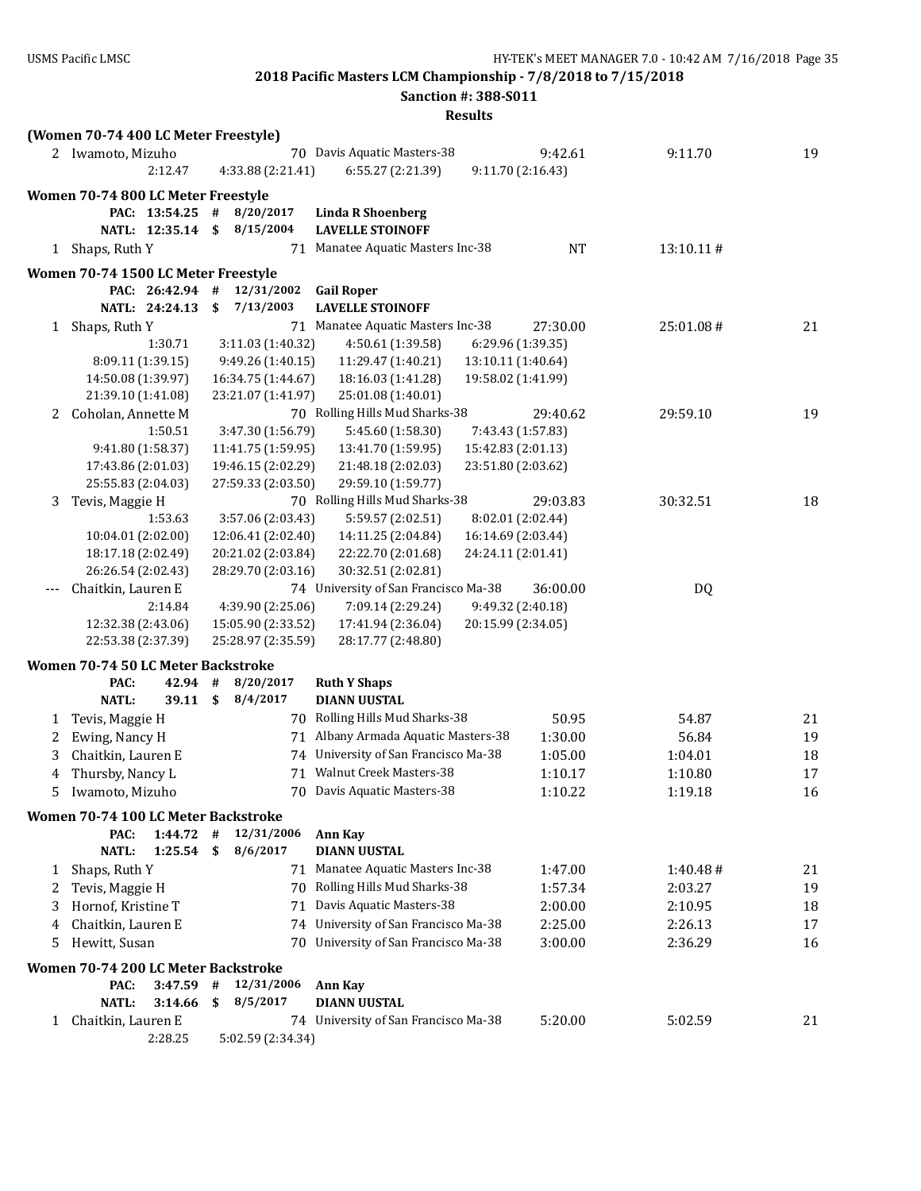**2018 Pacific Masters LCM Championship - 7/8/2018 to 7/15/2018**

**Sanction #: 388-S011**

**Results**

**(Women 70-74 400 LC Meter Freestyle)**

| | Name | Age | Team | Seed Time | Finals Time | Points |
|---|---|---|---|---|---|---|
| 2 | Iwamoto, Mizuho | 70 | Davis Aquatic Masters-38 | 9:42.61 | 9:11.70 | 19 |
| | 2:12.47 | 4:33.88 (2:21.41) | 6:55.27 (2:21.39) | 9:11.70 (2:16.43) | | |

### Women 70-74 800 LC Meter Freestyle

PAC: 13:54.25 # 8/20/2017 **Linda R Shoenberg**

NATL: 12:35.14 $ 8/15/2004 **LAVELLE STOINOFF**

| | Name | Age | Team | Seed Time | Finals Time | Points |
|---|---|---|---|---|---|---|
| 1 | Shaps, Ruth Y | 71 | Manatee Aquatic Masters Inc-38 | NT | 13:10.11 # | |

### Women 70-74 1500 LC Meter Freestyle

PAC: 26:42.94 # 12/31/2002 **Gail Roper**

NATL: 24:24.13 $ 7/13/2003 **LAVELLE STOINOFF**

| | Name | Age | Team | Seed Time | Finals Time | Points |
|---|---|---|---|---|---|---|
| 1 | Shaps, Ruth Y | 71 | Manatee Aquatic Masters Inc-38 | 27:30.00 | 25:01.08 # | 21 |
| | 1:30.71 | 3:11.03 (1:40.32) | 4:50.61 (1:39.58) | 6:29.96 (1:39.35) | | |
| | 8:09.11 (1:39.15) | 9:49.26 (1:40.15) | 11:29.47 (1:40.21) | 13:10.11 (1:40.64) | | |
| | 14:50.08 (1:39.97) | 16:34.75 (1:44.67) | 18:16.03 (1:41.28) | 19:58.02 (1:41.99) | | |
| | 21:39.10 (1:41.08) | 23:21.07 (1:41.97) | 25:01.08 (1:40.01) | | | |
| 2 | Coholan, Annette M | 70 | Rolling Hills Mud Sharks-38 | 29:40.62 | 29:59.10 | 19 |
| | 1:50.51 | 3:47.30 (1:56.79) | 5:45.60 (1:58.30) | 7:43.43 (1:57.83) | | |
| | 9:41.80 (1:58.37) | 11:41.75 (1:59.95) | 13:41.70 (1:59.95) | 15:42.83 (2:01.13) | | |
| | 17:43.86 (2:01.03) | 19:46.15 (2:02.29) | 21:48.18 (2:02.03) | 23:51.80 (2:03.62) | | |
| | 25:55.83 (2:04.03) | 27:59.33 (2:03.50) | 29:59.10 (1:59.77) | | | |
| 3 | Tevis, Maggie H | 70 | Rolling Hills Mud Sharks-38 | 29:03.83 | 30:32.51 | 18 |
| | 1:53.63 | 3:57.06 (2:03.43) | 5:59.57 (2:02.51) | 8:02.01 (2:02.44) | | |
| | 10:04.01 (2:02.00) | 12:06.41 (2:02.40) | 14:11.25 (2:04.84) | 16:14.69 (2:03.44) | | |
| | 18:17.18 (2:02.49) | 20:21.02 (2:03.84) | 22:22.70 (2:01.68) | 24:24.11 (2:01.41) | | |
| | 26:26.54 (2:02.43) | 28:29.70 (2:03.16) | 30:32.51 (2:02.81) | | | |
| --- | Chaitkin, Lauren E | 74 | University of San Francisco Ma-38 | 36:00.00 | DQ | |
| | 2:14.84 | 4:39.90 (2:25.06) | 7:09.14 (2:29.24) | 9:49.32 (2:40.18) | | |
| | 12:32.38 (2:43.06) | 15:05.90 (2:33.52) | 17:41.94 (2:36.04) | 20:15.99 (2:34.05) | | |
| | 22:53.38 (2:37.39) | 25:28.97 (2:35.59) | 28:17.77 (2:48.80) | | | |

### Women 70-74 50 LC Meter Backstroke

PAC: 42.94 # 8/20/2017 **Ruth Y Shaps**

NATL: 39.11 $ 8/4/2017 **DIANN UUSTAL**

| | Name | Age | Team | Seed Time | Finals Time | Points |
|---|---|---|---|---|---|---|
| 1 | Tevis, Maggie H | 70 | Rolling Hills Mud Sharks-38 | 50.95 | 54.87 | 21 |
| 2 | Ewing, Nancy H | 71 | Albany Armada Aquatic Masters-38 | 1:30.00 | 56.84 | 19 |
| 3 | Chaitkin, Lauren E | 74 | University of San Francisco Ma-38 | 1:05.00 | 1:04.01 | 18 |
| 4 | Thursby, Nancy L | 71 | Walnut Creek Masters-38 | 1:10.17 | 1:10.80 | 17 |
| 5 | Iwamoto, Mizuho | 70 | Davis Aquatic Masters-38 | 1:10.22 | 1:19.18 | 16 |

### Women 70-74 100 LC Meter Backstroke

PAC: 1:44.72 # 12/31/2006 **Ann Kay**

NATL: 1:25.54 $ 8/6/2017 **DIANN UUSTAL**

| | Name | Age | Team | Seed Time | Finals Time | Points |
|---|---|---|---|---|---|---|
| 1 | Shaps, Ruth Y | 71 | Manatee Aquatic Masters Inc-38 | 1:47.00 | 1:40.48 # | 21 |
| 2 | Tevis, Maggie H | 70 | Rolling Hills Mud Sharks-38 | 1:57.34 | 2:03.27 | 19 |
| 3 | Hornof, Kristine T | 71 | Davis Aquatic Masters-38 | 2:00.00 | 2:10.95 | 18 |
| 4 | Chaitkin, Lauren E | 74 | University of San Francisco Ma-38 | 2:25.00 | 2:26.13 | 17 |
| 5 | Hewitt, Susan | 70 | University of San Francisco Ma-38 | 3:00.00 | 2:36.29 | 16 |

### Women 70-74 200 LC Meter Backstroke

PAC: 3:47.59 # 12/31/2006 **Ann Kay**

NATL: 3:14.66 $ 8/5/2017 **DIANN UUSTAL**

| | Name | Age | Team | Seed Time | Finals Time | Points |
|---|---|---|---|---|---|---|
| 1 | Chaitkin, Lauren E | 74 | University of San Francisco Ma-38 | 5:20.00 | 5:02.59 | 21 |
| | 2:28.25 | 5:02.59 (2:34.34) | | | | |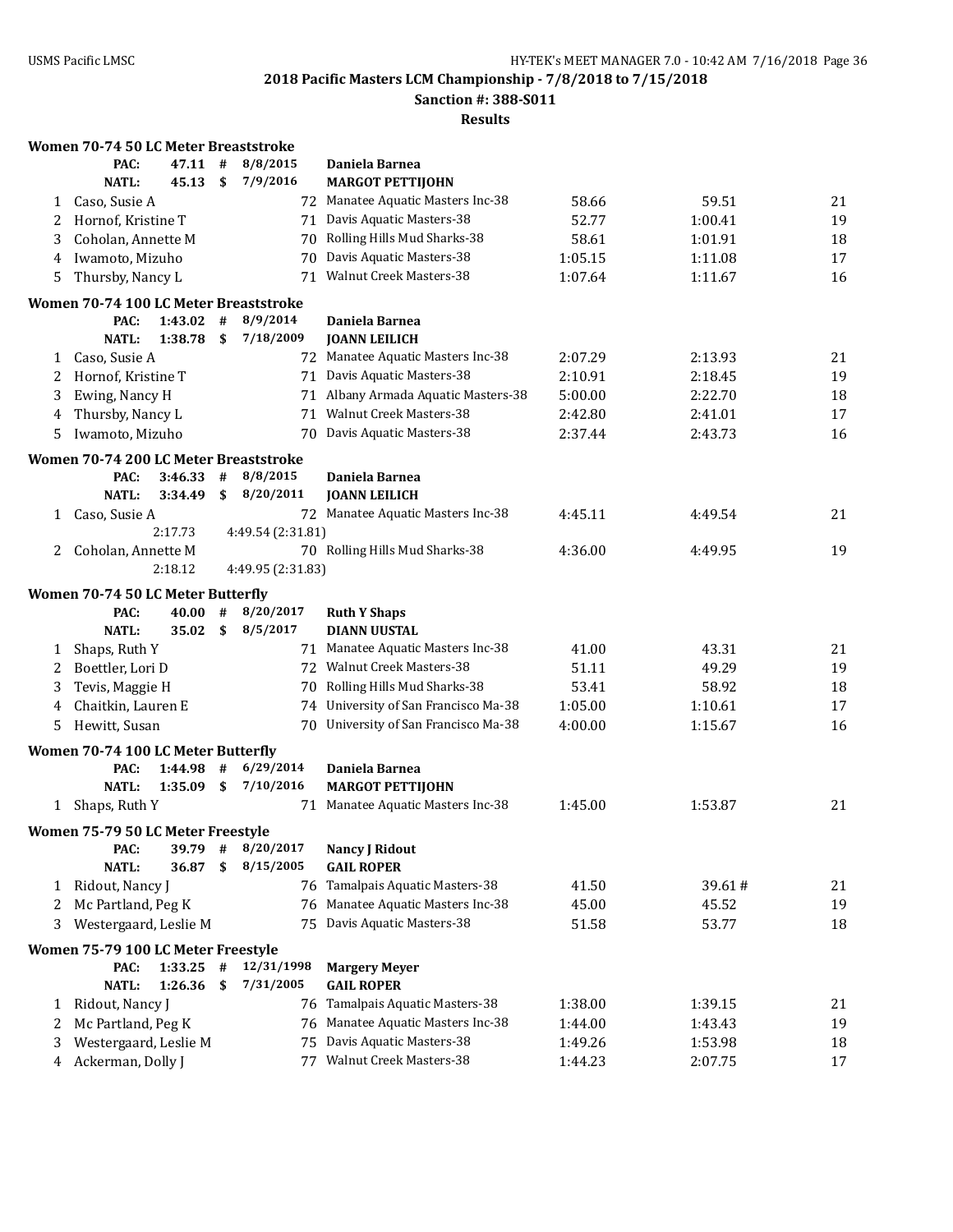2018 Pacific Masters LCM Championship - 7/8/2018 to 7/15/2018

Sanction #: 388-S011

Results

### Women 70-74 50 LC Meter Breaststroke

| | | | | | |
|---|---|---|---|---|---|
| PAC: | 47.11 | # | 8/8/2015 | Daniela Barnea | |
| NATL: | 45.13 | $ | 7/9/2016 | MARGOT PETTIJOHN | |

| Place | Name | Age | Team | Seed Time | Finals Time | Points |
|---|---|---|---|---|---|---|
| 1 | Caso, Susie A | 72 | Manatee Aquatic Masters Inc-38 | 58.66 | 59.51 | 21 |
| 2 | Hornof, Kristine T | 71 | Davis Aquatic Masters-38 | 52.77 | 1:00.41 | 19 |
| 3 | Coholan, Annette M | 70 | Rolling Hills Mud Sharks-38 | 58.61 | 1:01.91 | 18 |
| 4 | Iwamoto, Mizuho | 70 | Davis Aquatic Masters-38 | 1:05.15 | 1:11.08 | 17 |
| 5 | Thursby, Nancy L | 71 | Walnut Creek Masters-38 | 1:07.64 | 1:11.67 | 16 |

### Women 70-74 100 LC Meter Breaststroke

| | | | | | |
|---|---|---|---|---|---|
| PAC: | 1:43.02 | # | 8/9/2014 | Daniela Barnea | |
| NATL: | 1:38.78 | $ | 7/18/2009 | JOANN LEILICH | |

| Place | Name | Age | Team | Seed Time | Finals Time | Points |
|---|---|---|---|---|---|---|
| 1 | Caso, Susie A | 72 | Manatee Aquatic Masters Inc-38 | 2:07.29 | 2:13.93 | 21 |
| 2 | Hornof, Kristine T | 71 | Davis Aquatic Masters-38 | 2:10.91 | 2:18.45 | 19 |
| 3 | Ewing, Nancy H | 71 | Albany Armada Aquatic Masters-38 | 5:00.00 | 2:22.70 | 18 |
| 4 | Thursby, Nancy L | 71 | Walnut Creek Masters-38 | 2:42.80 | 2:41.01 | 17 |
| 5 | Iwamoto, Mizuho | 70 | Davis Aquatic Masters-38 | 2:37.44 | 2:43.73 | 16 |

### Women 70-74 200 LC Meter Breaststroke

| | | | | | |
|---|---|---|---|---|---|
| PAC: | 3:46.33 | # | 8/8/2015 | Daniela Barnea | |
| NATL: | 3:34.49 | $ | 8/20/2011 | JOANN LEILICH | |

| Place | Name | Age | Team | Seed Time | Finals Time | Points |
|---|---|---|---|---|---|---|
| 1 | Caso, Susie A | 72 | Manatee Aquatic Masters Inc-38 | 4:45.11 | 4:49.54 | 21 |
| | 2:17.73 | 4:49.54 (2:31.81) | | | | |
| 2 | Coholan, Annette M | 70 | Rolling Hills Mud Sharks-38 | 4:36.00 | 4:49.95 | 19 |
| | 2:18.12 | 4:49.95 (2:31.83) | | | | |

### Women 70-74 50 LC Meter Butterfly

| | | | | | |
|---|---|---|---|---|---|
| PAC: | 40.00 | # | 8/20/2017 | Ruth Y Shaps | |
| NATL: | 35.02 | $ | 8/5/2017 | DIANN UUSTAL | |

| Place | Name | Age | Team | Seed Time | Finals Time | Points |
|---|---|---|---|---|---|---|
| 1 | Shaps, Ruth Y | 71 | Manatee Aquatic Masters Inc-38 | 41.00 | 43.31 | 21 |
| 2 | Boettler, Lori D | 72 | Walnut Creek Masters-38 | 51.11 | 49.29 | 19 |
| 3 | Tevis, Maggie H | 70 | Rolling Hills Mud Sharks-38 | 53.41 | 58.92 | 18 |
| 4 | Chaitkin, Lauren E | 74 | University of San Francisco Ma-38 | 1:05.00 | 1:10.61 | 17 |
| 5 | Hewitt, Susan | 70 | University of San Francisco Ma-38 | 4:00.00 | 1:15.67 | 16 |

### Women 70-74 100 LC Meter Butterfly

| | | | | | |
|---|---|---|---|---|---|
| PAC: | 1:44.98 | # | 6/29/2014 | Daniela Barnea | |
| NATL: | 1:35.09 | $ | 7/10/2016 | MARGOT PETTIJOHN | |

| Place | Name | Age | Team | Seed Time | Finals Time | Points |
|---|---|---|---|---|---|---|
| 1 | Shaps, Ruth Y | 71 | Manatee Aquatic Masters Inc-38 | 1:45.00 | 1:53.87 | 21 |

### Women 75-79 50 LC Meter Freestyle

| | | | | | |
|---|---|---|---|---|---|
| PAC: | 39.79 | # | 8/20/2017 | Nancy J Ridout | |
| NATL: | 36.87 | $ | 8/15/2005 | GAIL ROPER | |

| Place | Name | Age | Team | Seed Time | Finals Time | Points |
|---|---|---|---|---|---|---|
| 1 | Ridout, Nancy J | 76 | Tamalpais Aquatic Masters-38 | 41.50 | 39.61 # | 21 |
| 2 | Mc Partland, Peg K | 76 | Manatee Aquatic Masters Inc-38 | 45.00 | 45.52 | 19 |
| 3 | Westergaard, Leslie M | 75 | Davis Aquatic Masters-38 | 51.58 | 53.77 | 18 |

### Women 75-79 100 LC Meter Freestyle

| | | | | | |
|---|---|---|---|---|---|
| PAC: | 1:33.25 | # | 12/31/1998 | Margery Meyer | |
| NATL: | 1:26.36 | $ | 7/31/2005 | GAIL ROPER | |

| Place | Name | Age | Team | Seed Time | Finals Time | Points |
|---|---|---|---|---|---|---|
| 1 | Ridout, Nancy J | 76 | Tamalpais Aquatic Masters-38 | 1:38.00 | 1:39.15 | 21 |
| 2 | Mc Partland, Peg K | 76 | Manatee Aquatic Masters Inc-38 | 1:44.00 | 1:43.43 | 19 |
| 3 | Westergaard, Leslie M | 75 | Davis Aquatic Masters-38 | 1:49.26 | 1:53.98 | 18 |
| 4 | Ackerman, Dolly J | 77 | Walnut Creek Masters-38 | 1:44.23 | 2:07.75 | 17 |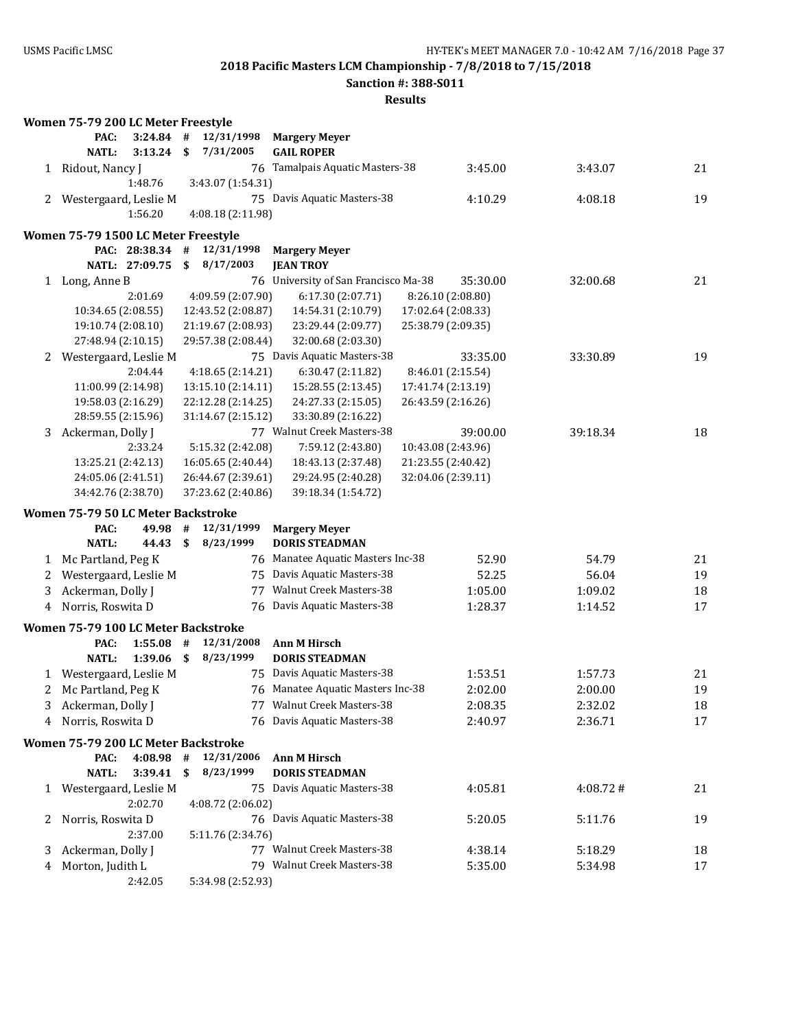2018 Pacific Masters LCM Championship - 7/8/2018 to 7/15/2018

Sanction #: 388-S011

Results

### Women 75-79 200 LC Meter Freestyle

PAC: 3:24.84 # 12/31/1998 Margery Meyer
NATL: 3:13.24 $ 7/31/2005 GAIL ROPER

| Place | Name | Age | Team | Seed Time | Finals Time | Points |
|---|---|---|---|---|---|---|
| 1 | Ridout, Nancy J | 76 | Tamalpais Aquatic Masters-38 | 3:45.00 | 3:43.07 | 21 |
| | 1:48.76 | 3:43.07 (1:54.31) | | | | |
| 2 | Westergaard, Leslie M | 75 | Davis Aquatic Masters-38 | 4:10.29 | 4:08.18 | 19 |
| | 1:56.20 | 4:08.18 (2:11.98) | | | | |

### Women 75-79 1500 LC Meter Freestyle

PAC: 28:38.34 # 12/31/1998 Margery Meyer
NATL: 27:09.75 $ 8/17/2003 JEAN TROY

| Place | Name | Age | Team | Seed Time | Finals Time | Points |
|---|---|---|---|---|---|---|
| 1 | Long, Anne B | 76 | University of San Francisco Ma-38 | 35:30.00 | 32:00.68 | 21 |
| | 2:01.69 | 4:09.59 (2:07.90) | 6:17.30 (2:07.71) | 8:26.10 (2:08.80) | | |
| | 10:34.65 (2:08.55) | 12:43.52 (2:08.87) | 14:54.31 (2:10.79) | 17:02.64 (2:08.33) | | |
| | 19:10.74 (2:08.10) | 21:19.67 (2:08.93) | 23:29.44 (2:09.77) | 25:38.79 (2:09.35) | | |
| | 27:48.94 (2:10.15) | 29:57.38 (2:08.44) | 32:00.68 (2:03.30) | | | |
| 2 | Westergaard, Leslie M | 75 | Davis Aquatic Masters-38 | 33:35.00 | 33:30.89 | 19 |
| | 2:04.44 | 4:18.65 (2:14.21) | 6:30.47 (2:11.82) | 8:46.01 (2:15.54) | | |
| | 11:00.99 (2:14.98) | 13:15.10 (2:14.11) | 15:28.55 (2:13.45) | 17:41.74 (2:13.19) | | |
| | 19:58.03 (2:16.29) | 22:12.28 (2:14.25) | 24:27.33 (2:15.05) | 26:43.59 (2:16.26) | | |
| | 28:59.55 (2:15.96) | 31:14.67 (2:15.12) | 33:30.89 (2:16.22) | | | |
| 3 | Ackerman, Dolly J | 77 | Walnut Creek Masters-38 | 39:00.00 | 39:18.34 | 18 |
| | 2:33.24 | 5:15.32 (2:42.08) | 7:59.12 (2:43.80) | 10:43.08 (2:43.96) | | |
| | 13:25.21 (2:42.13) | 16:05.65 (2:40.44) | 18:43.13 (2:37.48) | 21:23.55 (2:40.42) | | |
| | 24:05.06 (2:41.51) | 26:44.67 (2:39.61) | 29:24.95 (2:40.28) | 32:04.06 (2:39.11) | | |
| | 34:42.76 (2:38.70) | 37:23.62 (2:40.86) | 39:18.34 (1:54.72) | | | |

### Women 75-79 50 LC Meter Backstroke

PAC: 49.98 # 12/31/1999 Margery Meyer
NATL: 44.43 $ 8/23/1999 DORIS STEADMAN

| Place | Name | Age | Team | Seed Time | Finals Time | Points |
|---|---|---|---|---|---|---|
| 1 | Mc Partland, Peg K | 76 | Manatee Aquatic Masters Inc-38 | 52.90 | 54.79 | 21 |
| 2 | Westergaard, Leslie M | 75 | Davis Aquatic Masters-38 | 52.25 | 56.04 | 19 |
| 3 | Ackerman, Dolly J | 77 | Walnut Creek Masters-38 | 1:05.00 | 1:09.02 | 18 |
| 4 | Norris, Roswita D | 76 | Davis Aquatic Masters-38 | 1:28.37 | 1:14.52 | 17 |

### Women 75-79 100 LC Meter Backstroke

PAC: 1:55.08 # 12/31/2008 Ann M Hirsch
NATL: 1:39.06 $ 8/23/1999 DORIS STEADMAN

| Place | Name | Age | Team | Seed Time | Finals Time | Points |
|---|---|---|---|---|---|---|
| 1 | Westergaard, Leslie M | 75 | Davis Aquatic Masters-38 | 1:53.51 | 1:57.73 | 21 |
| 2 | Mc Partland, Peg K | 76 | Manatee Aquatic Masters Inc-38 | 2:02.00 | 2:00.00 | 19 |
| 3 | Ackerman, Dolly J | 77 | Walnut Creek Masters-38 | 2:08.35 | 2:32.02 | 18 |
| 4 | Norris, Roswita D | 76 | Davis Aquatic Masters-38 | 2:40.97 | 2:36.71 | 17 |

### Women 75-79 200 LC Meter Backstroke

PAC: 4:08.98 # 12/31/2006 Ann M Hirsch
NATL: 3:39.41 $ 8/23/1999 DORIS STEADMAN

| Place | Name | Age | Team | Seed Time | Finals Time | Points |
|---|---|---|---|---|---|---|
| 1 | Westergaard, Leslie M | 75 | Davis Aquatic Masters-38 | 4:05.81 | 4:08.72 # | 21 |
| | 2:02.70 | 4:08.72 (2:06.02) | | | | |
| 2 | Norris, Roswita D | 76 | Davis Aquatic Masters-38 | 5:20.05 | 5:11.76 | 19 |
| | 2:37.00 | 5:11.76 (2:34.76) | | | | |
| 3 | Ackerman, Dolly J | 77 | Walnut Creek Masters-38 | 4:38.14 | 5:18.29 | 18 |
| 4 | Morton, Judith L | 79 | Walnut Creek Masters-38 | 5:35.00 | 5:34.98 | 17 |
| | 2:42.05 | 5:34.98 (2:52.93) | | | | |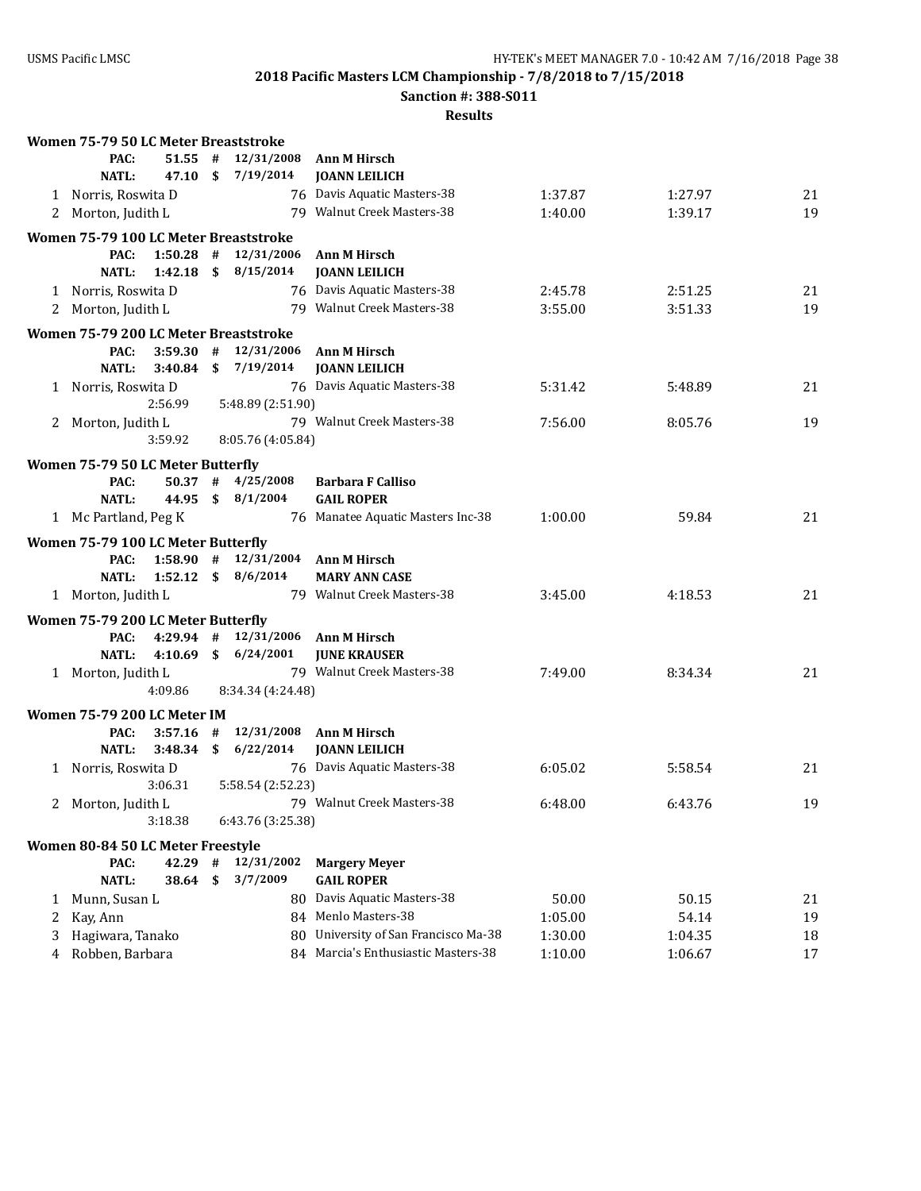**2018 Pacific Masters LCM Championship - 7/8/2018 to 7/15/2018**

**Sanction #: 388-S011**

**Results**

### Women 75-79 50 LC Meter Breaststroke

| | | | | | | |
|---|---|---|---|---|---|---|
| **PAC:** | **51.55 #** | **12/31/2008** | **Ann M Hirsch** | | | |
| **NATL:** | **47.10 $** | **7/19/2014** | **JOANN LEILICH** | | | |
| 1 | Norris, Roswita D | 76 | Davis Aquatic Masters-38 | 1:37.87 | 1:27.97 | 21 |
| 2 | Morton, Judith L | 79 | Walnut Creek Masters-38 | 1:40.00 | 1:39.17 | 19 |

### Women 75-79 100 LC Meter Breaststroke

| | | | | | | |
|---|---|---|---|---|---|---|
| **PAC:** | **1:50.28 #** | **12/31/2006** | **Ann M Hirsch** | | | |
| **NATL:** | **1:42.18 $** | **8/15/2014** | **JOANN LEILICH** | | | |
| 1 | Norris, Roswita D | 76 | Davis Aquatic Masters-38 | 2:45.78 | 2:51.25 | 21 |
| 2 | Morton, Judith L | 79 | Walnut Creek Masters-38 | 3:55.00 | 3:51.33 | 19 |

### Women 75-79 200 LC Meter Breaststroke

| | | | | | | |
|---|---|---|---|---|---|---|
| **PAC:** | **3:59.30 #** | **12/31/2006** | **Ann M Hirsch** | | | |
| **NATL:** | **3:40.84 $** | **7/19/2014** | **JOANN LEILICH** | | | |
| 1 | Norris, Roswita D | 76 | Davis Aquatic Masters-38 | 5:31.42 | 5:48.89 | 21 |
| | 2:56.99 | 5:48.89 (2:51.90) | | | | |
| 2 | Morton, Judith L | 79 | Walnut Creek Masters-38 | 7:56.00 | 8:05.76 | 19 |
| | 3:59.92 | 8:05.76 (4:05.84) | | | | |

### Women 75-79 50 LC Meter Butterfly

| | | | | | | |
|---|---|---|---|---|---|---|
| **PAC:** | **50.37 #** | **4/25/2008** | **Barbara F Calliso** | | | |
| **NATL:** | **44.95 $** | **8/1/2004** | **GAIL ROPER** | | | |
| 1 | Mc Partland, Peg K | 76 | Manatee Aquatic Masters Inc-38 | 1:00.00 | 59.84 | 21 |

### Women 75-79 100 LC Meter Butterfly

| | | | | | | |
|---|---|---|---|---|---|---|
| **PAC:** | **1:58.90 #** | **12/31/2004** | **Ann M Hirsch** | | | |
| **NATL:** | **1:52.12 $** | **8/6/2014** | **MARY ANN CASE** | | | |
| 1 | Morton, Judith L | 79 | Walnut Creek Masters-38 | 3:45.00 | 4:18.53 | 21 |

### Women 75-79 200 LC Meter Butterfly

| | | | | | | |
|---|---|---|---|---|---|---|
| **PAC:** | **4:29.94 #** | **12/31/2006** | **Ann M Hirsch** | | | |
| **NATL:** | **4:10.69 $** | **6/24/2001** | **JUNE KRAUSER** | | | |
| 1 | Morton, Judith L | 79 | Walnut Creek Masters-38 | 7:49.00 | 8:34.34 | 21 |
| | 4:09.86 | 8:34.34 (4:24.48) | | | | |

### Women 75-79 200 LC Meter IM

| | | | | | | |
|---|---|---|---|---|---|---|
| **PAC:** | **3:57.16 #** | **12/31/2008** | **Ann M Hirsch** | | | |
| **NATL:** | **3:48.34 $** | **6/22/2014** | **JOANN LEILICH** | | | |
| 1 | Norris, Roswita D | 76 | Davis Aquatic Masters-38 | 6:05.02 | 5:58.54 | 21 |
| | 3:06.31 | 5:58.54 (2:52.23) | | | | |
| 2 | Morton, Judith L | 79 | Walnut Creek Masters-38 | 6:48.00 | 6:43.76 | 19 |
| | 3:18.38 | 6:43.76 (3:25.38) | | | | |

### Women 80-84 50 LC Meter Freestyle

| | | | | | | |
|---|---|---|---|---|---|---|
| **PAC:** | **42.29 #** | **12/31/2002** | **Margery Meyer** | | | |
| **NATL:** | **38.64 $** | **3/7/2009** | **GAIL ROPER** | | | |
| 1 | Munn, Susan L | 80 | Davis Aquatic Masters-38 | 50.00 | 50.15 | 21 |
| 2 | Kay, Ann | 84 | Menlo Masters-38 | 1:05.00 | 54.14 | 19 |
| 3 | Hagiwara, Tanako | 80 | University of San Francisco Ma-38 | 1:30.00 | 1:04.35 | 18 |
| 4 | Robben, Barbara | 84 | Marcia's Enthusiastic Masters-38 | 1:10.00 | 1:06.67 | 17 |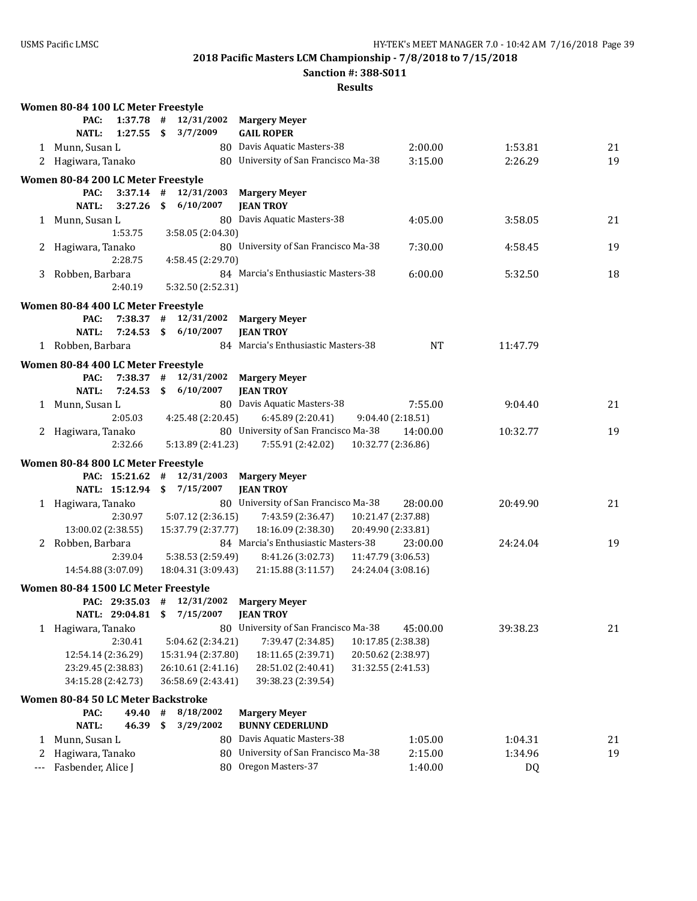**2018 Pacific Masters LCM Championship - 7/8/2018 to 7/15/2018**

**Sanction #: 388-S011**

**Results**

### Women 80-84 100 LC Meter Freestyle

PAC: 1:37.78 # 12/31/2002 **Margery Meyer**
NATL: 1:27.55 $ 3/7/2009 **GAIL ROPER**

| Place | Name | Age | Team | Seed Time | Finals Time | Points |
|---|---|---|---|---|---|---|
| 1 | Munn, Susan L | 80 | Davis Aquatic Masters-38 | 2:00.00 | 1:53.81 | 21 |
| 2 | Hagiwara, Tanako | 80 | University of San Francisco Ma-38 | 3:15.00 | 2:26.29 | 19 |

### Women 80-84 200 LC Meter Freestyle

PAC: 3:37.14 # 12/31/2003 **Margery Meyer**
NATL: 3:27.26 $ 6/10/2007 **JEAN TROY**

| Place | Name | Age | Team | Seed Time | Finals Time | Points |
|---|---|---|---|---|---|---|
| 1 | Munn, Susan L | 80 | Davis Aquatic Masters-38 | 4:05.00 | 3:58.05 | 21 |
| | 1:53.75 | 3:58.05 (2:04.30) | | | | |
| 2 | Hagiwara, Tanako | 80 | University of San Francisco Ma-38 | 7:30.00 | 4:58.45 | 19 |
| | 2:28.75 | 4:58.45 (2:29.70) | | | | |
| 3 | Robben, Barbara | 84 | Marcia's Enthusiastic Masters-38 | 6:00.00 | 5:32.50 | 18 |
| | 2:40.19 | 5:32.50 (2:52.31) | | | | |

### Women 80-84 400 LC Meter Freestyle

PAC: 7:38.37 # 12/31/2002 **Margery Meyer**
NATL: 7:24.53 $ 6/10/2007 **JEAN TROY**

| Place | Name | Age | Team | Seed Time | Finals Time | Points |
|---|---|---|---|---|---|---|
| 1 | Robben, Barbara | 84 | Marcia's Enthusiastic Masters-38 | NT | 11:47.79 | |

### Women 80-84 400 LC Meter Freestyle

PAC: 7:38.37 # 12/31/2002 **Margery Meyer**
NATL: 7:24.53 $ 6/10/2007 **JEAN TROY**

| Place | Name | Age | Team | Seed Time | Finals Time | Points |
|---|---|---|---|---|---|---|
| 1 | Munn, Susan L | 80 | Davis Aquatic Masters-38 | 7:55.00 | 9:04.40 | 21 |
| | 2:05.03 | 4:25.48 (2:20.45) | 6:45.89 (2:20.41) | 9:04.40 (2:18.51) | | |
| 2 | Hagiwara, Tanako | 80 | University of San Francisco Ma-38 | 14:00.00 | 10:32.77 | 19 |
| | 2:32.66 | 5:13.89 (2:41.23) | 7:55.91 (2:42.02) | 10:32.77 (2:36.86) | | |

### Women 80-84 800 LC Meter Freestyle

PAC: 15:21.62 # 12/31/2003 **Margery Meyer**
NATL: 15:12.94 $ 7/15/2007 **JEAN TROY**

| Place | Name | Age | Team | Seed Time | Finals Time | Points |
|---|---|---|---|---|---|---|
| 1 | Hagiwara, Tanako | 80 | University of San Francisco Ma-38 | 28:00.00 | 20:49.90 | 21 |
| | 2:30.97 | 5:07.12 (2:36.15) | 7:43.59 (2:36.47) | 10:21.47 (2:37.88) | | |
| | 13:00.02 (2:38.55) | 15:37.79 (2:37.77) | 18:16.09 (2:38.30) | 20:49.90 (2:33.81) | | |
| 2 | Robben, Barbara | 84 | Marcia's Enthusiastic Masters-38 | 23:00.00 | 24:24.04 | 19 |
| | 2:39.04 | 5:38.53 (2:59.49) | 8:41.26 (3:02.73) | 11:47.79 (3:06.53) | | |
| | 14:54.88 (3:07.09) | 18:04.31 (3:09.43) | 21:15.88 (3:11.57) | 24:24.04 (3:08.16) | | |

### Women 80-84 1500 LC Meter Freestyle

PAC: 29:35.03 # 12/31/2002 **Margery Meyer**
NATL: 29:04.81 $ 7/15/2007 **JEAN TROY**

| Place | Name | Age | Team | Seed Time | Finals Time | Points |
|---|---|---|---|---|---|---|
| 1 | Hagiwara, Tanako | 80 | University of San Francisco Ma-38 | 45:00.00 | 39:38.23 | 21 |
| | 2:30.41 | 5:04.62 (2:34.21) | 7:39.47 (2:34.85) | 10:17.85 (2:38.38) | | |
| | 12:54.14 (2:36.29) | 15:31.94 (2:37.80) | 18:11.65 (2:39.71) | 20:50.62 (2:38.97) | | |
| | 23:29.45 (2:38.83) | 26:10.61 (2:41.16) | 28:51.02 (2:40.41) | 31:32.55 (2:41.53) | | |
| | 34:15.28 (2:42.73) | 36:58.69 (2:43.41) | 39:38.23 (2:39.54) | | | |

### Women 80-84 50 LC Meter Backstroke

PAC: 49.40 # 8/18/2002 **Margery Meyer**
NATL: 46.39 $ 3/29/2002 **BUNNY CEDERLUND**

| Place | Name | Age | Team | Seed Time | Finals Time | Points |
|---|---|---|---|---|---|---|
| 1 | Munn, Susan L | 80 | Davis Aquatic Masters-38 | 1:05.00 | 1:04.31 | 21 |
| 2 | Hagiwara, Tanako | 80 | University of San Francisco Ma-38 | 2:15.00 | 1:34.96 | 19 |
| --- | Fasbender, Alice J | 80 | Oregon Masters-37 | 1:40.00 | DQ | |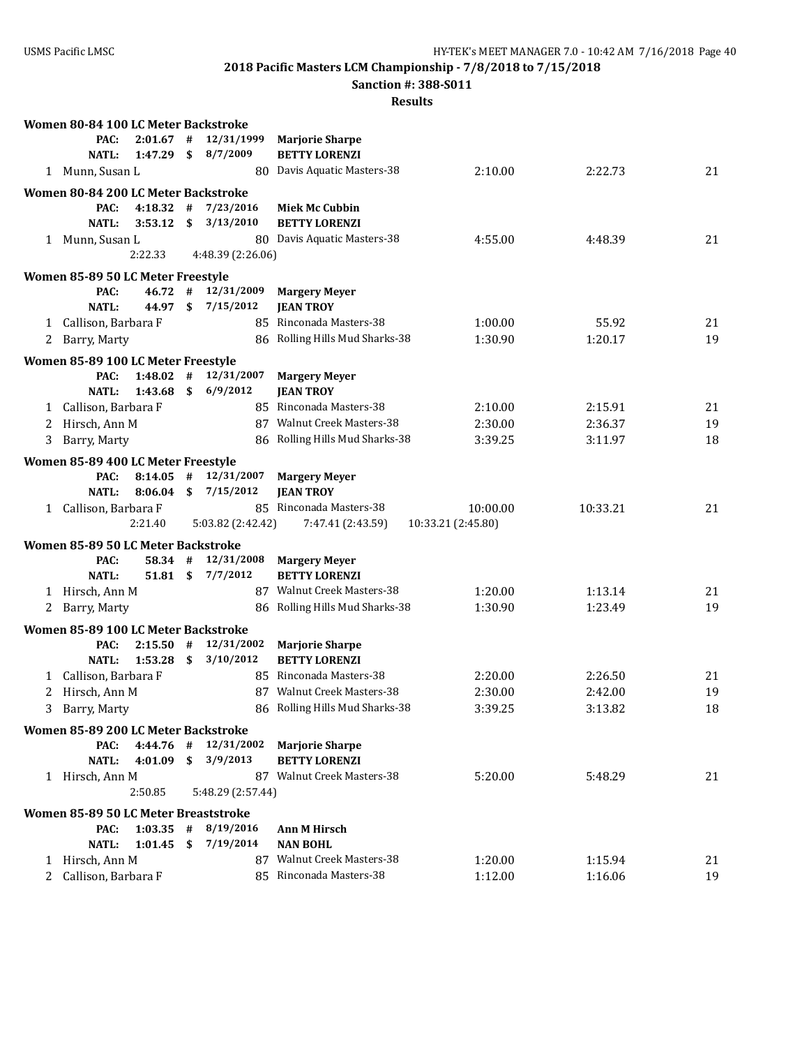**2018 Pacific Masters LCM Championship - 7/8/2018 to 7/15/2018**

**Sanction #: 388-S011**

**Results**

### Women 80-84 100 LC Meter Backstroke

| | | | | | | |
|---|---|---|---|---|---|---|
| **PAC:** | **2:01.67 #** | **12/31/1999** | **Marjorie Sharpe** | | | |
| **NATL:** | **1:47.29 $** | **8/7/2009** | **BETTY LORENZI** | | | |
| 1 | Munn, Susan L | 80 | Davis Aquatic Masters-38 | 2:10.00 | 2:22.73 | 21 |

### Women 80-84 200 LC Meter Backstroke

| | | | | | | |
|---|---|---|---|---|---|---|
| **PAC:** | **4:18.32 #** | **7/23/2016** | **Miek Mc Cubbin** | | | |
| **NATL:** | **3:53.12 $** | **3/13/2010** | **BETTY LORENZI** | | | |
| 1 | Munn, Susan L | 80 | Davis Aquatic Masters-38 | 4:55.00 | 4:48.39 | 21 |
| | 2:22.33 | 4:48.39 (2:26.06) | | | | |

### Women 85-89 50 LC Meter Freestyle

| | | | | | | |
|---|---|---|---|---|---|---|
| **PAC:** | **46.72 #** | **12/31/2009** | **Margery Meyer** | | | |
| **NATL:** | **44.97 $** | **7/15/2012** | **JEAN TROY** | | | |
| 1 | Callison, Barbara F | 85 | Rinconada Masters-38 | 1:00.00 | 55.92 | 21 |
| 2 | Barry, Marty | 86 | Rolling Hills Mud Sharks-38 | 1:30.90 | 1:20.17 | 19 |

### Women 85-89 100 LC Meter Freestyle

| | | | | | | |
|---|---|---|---|---|---|---|
| **PAC:** | **1:48.02 #** | **12/31/2007** | **Margery Meyer** | | | |
| **NATL:** | **1:43.68 $** | **6/9/2012** | **JEAN TROY** | | | |
| 1 | Callison, Barbara F | 85 | Rinconada Masters-38 | 2:10.00 | 2:15.91 | 21 |
| 2 | Hirsch, Ann M | 87 | Walnut Creek Masters-38 | 2:30.00 | 2:36.37 | 19 |
| 3 | Barry, Marty | 86 | Rolling Hills Mud Sharks-38 | 3:39.25 | 3:11.97 | 18 |

### Women 85-89 400 LC Meter Freestyle

| | | | | | | |
|---|---|---|---|---|---|---|
| **PAC:** | **8:14.05 #** | **12/31/2007** | **Margery Meyer** | | | |
| **NATL:** | **8:06.04 $** | **7/15/2012** | **JEAN TROY** | | | |
| 1 | Callison, Barbara F | 85 | Rinconada Masters-38 | 10:00.00 | 10:33.21 | 21 |
| | 2:21.40 | 5:03.82 (2:42.42) | 7:47.41 (2:43.59) | 10:33.21 (2:45.80) | | |

### Women 85-89 50 LC Meter Backstroke

| | | | | | | |
|---|---|---|---|---|---|---|
| **PAC:** | **58.34 #** | **12/31/2008** | **Margery Meyer** | | | |
| **NATL:** | **51.81 $** | **7/7/2012** | **BETTY LORENZI** | | | |
| 1 | Hirsch, Ann M | 87 | Walnut Creek Masters-38 | 1:20.00 | 1:13.14 | 21 |
| 2 | Barry, Marty | 86 | Rolling Hills Mud Sharks-38 | 1:30.90 | 1:23.49 | 19 |

### Women 85-89 100 LC Meter Backstroke

| | | | | | | |
|---|---|---|---|---|---|---|
| **PAC:** | **2:15.50 #** | **12/31/2002** | **Marjorie Sharpe** | | | |
| **NATL:** | **1:53.28 $** | **3/10/2012** | **BETTY LORENZI** | | | |
| 1 | Callison, Barbara F | 85 | Rinconada Masters-38 | 2:20.00 | 2:26.50 | 21 |
| 2 | Hirsch, Ann M | 87 | Walnut Creek Masters-38 | 2:30.00 | 2:42.00 | 19 |
| 3 | Barry, Marty | 86 | Rolling Hills Mud Sharks-38 | 3:39.25 | 3:13.82 | 18 |

### Women 85-89 200 LC Meter Backstroke

| | | | | | | |
|---|---|---|---|---|---|---|
| **PAC:** | **4:44.76 #** | **12/31/2002** | **Marjorie Sharpe** | | | |
| **NATL:** | **4:01.09 $** | **3/9/2013** | **BETTY LORENZI** | | | |
| 1 | Hirsch, Ann M | 87 | Walnut Creek Masters-38 | 5:20.00 | 5:48.29 | 21 |
| | 2:50.85 | 5:48.29 (2:57.44) | | | | |

### Women 85-89 50 LC Meter Breaststroke

| | | | | | | |
|---|---|---|---|---|---|---|
| **PAC:** | **1:03.35 #** | **8/19/2016** | **Ann M Hirsch** | | | |
| **NATL:** | **1:01.45 $** | **7/19/2014** | **NAN BOHL** | | | |
| 1 | Hirsch, Ann M | 87 | Walnut Creek Masters-38 | 1:20.00 | 1:15.94 | 21 |
| 2 | Callison, Barbara F | 85 | Rinconada Masters-38 | 1:12.00 | 1:16.06 | 19 |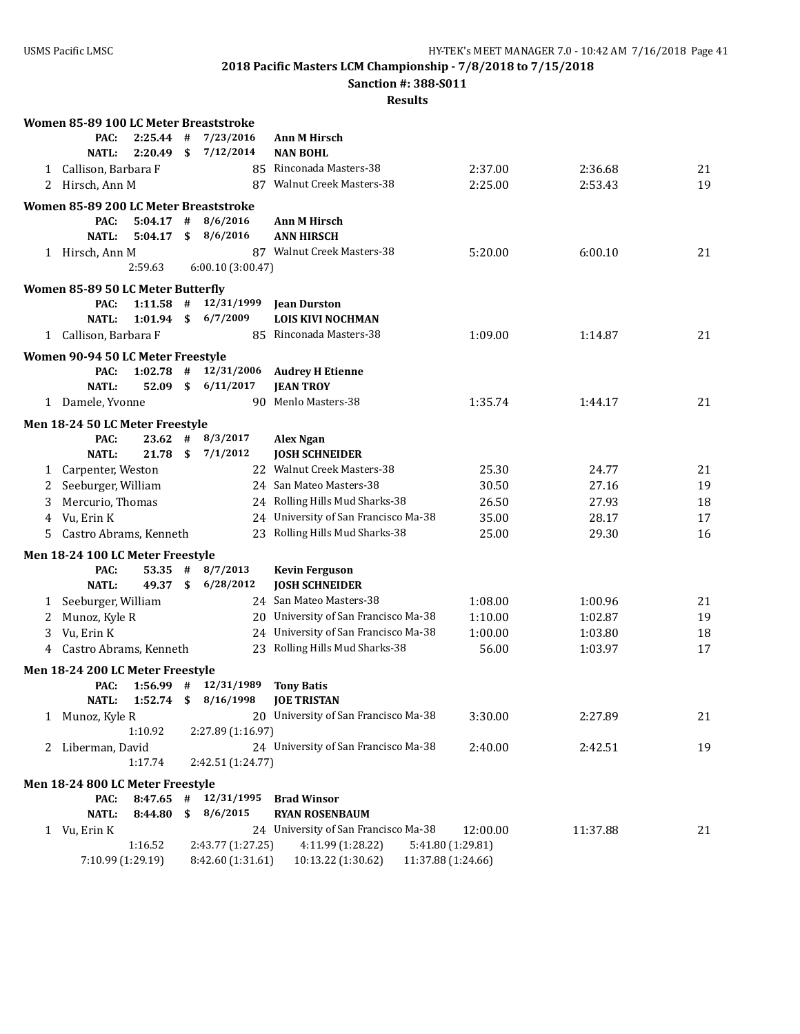**2018 Pacific Masters LCM Championship - 7/8/2018 to 7/15/2018**

**Sanction #: 388-S011**

**Results**

### Women 85-89 100 LC Meter Breaststroke

| | | | | | |
|---|---|---|---|---|---|
| **PAC:** | **2:25.44** | **#** | **7/23/2016** | **Ann M Hirsch** | |
| **NATL:** | **2:20.49** | **$** | **7/12/2014** | **NAN BOHL** | |

| Place | Name | Age | Team | Seed Time | Finals Time | Points |
|---|---|---|---|---|---|---|
| 1 | Callison, Barbara F | 85 | Rinconada Masters-38 | 2:37.00 | 2:36.68 | 21 |
| 2 | Hirsch, Ann M | 87 | Walnut Creek Masters-38 | 2:25.00 | 2:53.43 | 19 |

### Women 85-89 200 LC Meter Breaststroke

| | | | | | |
|---|---|---|---|---|---|
| **PAC:** | **5:04.17** | **#** | **8/6/2016** | **Ann M Hirsch** | |
| **NATL:** | **5:04.17** | **$** | **8/6/2016** | **ANN HIRSCH** | |

| Place | Name | Age | Team | Seed Time | Finals Time | Points |
|---|---|---|---|---|---|---|
| 1 | Hirsch, Ann M | 87 | Walnut Creek Masters-38 | 5:20.00 | 6:00.10 | 21 |
| | 2:59.63 | | 6:00.10 (3:00.47) | | | |

### Women 85-89 50 LC Meter Butterfly

| | | | | | |
|---|---|---|---|---|---|
| **PAC:** | **1:11.58** | **#** | **12/31/1999** | **Jean Durston** | |
| **NATL:** | **1:01.94** | **$** | **6/7/2009** | **LOIS KIVI NOCHMAN** | |

| Place | Name | Age | Team | Seed Time | Finals Time | Points |
|---|---|---|---|---|---|---|
| 1 | Callison, Barbara F | 85 | Rinconada Masters-38 | 1:09.00 | 1:14.87 | 21 |

### Women 90-94 50 LC Meter Freestyle

| | | | | | |
|---|---|---|---|---|---|
| **PAC:** | **1:02.78** | **#** | **12/31/2006** | **Audrey H Etienne** | |
| **NATL:** | **52.09** | **$** | **6/11/2017** | **JEAN TROY** | |

| Place | Name | Age | Team | Seed Time | Finals Time | Points |
|---|---|---|---|---|---|---|
| 1 | Damele, Yvonne | 90 | Menlo Masters-38 | 1:35.74 | 1:44.17 | 21 |

### Men 18-24 50 LC Meter Freestyle

| | | | | | |
|---|---|---|---|---|---|
| **PAC:** | **23.62** | **#** | **8/3/2017** | **Alex Ngan** | |
| **NATL:** | **21.78** | **$** | **7/1/2012** | **JOSH SCHNEIDER** | |

| Place | Name | Age | Team | Seed Time | Finals Time | Points |
|---|---|---|---|---|---|---|
| 1 | Carpenter, Weston | 22 | Walnut Creek Masters-38 | 25.30 | 24.77 | 21 |
| 2 | Seeburger, William | 24 | San Mateo Masters-38 | 30.50 | 27.16 | 19 |
| 3 | Mercurio, Thomas | 24 | Rolling Hills Mud Sharks-38 | 26.50 | 27.93 | 18 |
| 4 | Vu, Erin K | 24 | University of San Francisco Ma-38 | 35.00 | 28.17 | 17 |
| 5 | Castro Abrams, Kenneth | 23 | Rolling Hills Mud Sharks-38 | 25.00 | 29.30 | 16 |

### Men 18-24 100 LC Meter Freestyle

| | | | | | |
|---|---|---|---|---|---|
| **PAC:** | **53.35** | **#** | **8/7/2013** | **Kevin Ferguson** | |
| **NATL:** | **49.37** | **$** | **6/28/2012** | **JOSH SCHNEIDER** | |

| Place | Name | Age | Team | Seed Time | Finals Time | Points |
|---|---|---|---|---|---|---|
| 1 | Seeburger, William | 24 | San Mateo Masters-38 | 1:08.00 | 1:00.96 | 21 |
| 2 | Munoz, Kyle R | 20 | University of San Francisco Ma-38 | 1:10.00 | 1:02.87 | 19 |
| 3 | Vu, Erin K | 24 | University of San Francisco Ma-38 | 1:00.00 | 1:03.80 | 18 |
| 4 | Castro Abrams, Kenneth | 23 | Rolling Hills Mud Sharks-38 | 56.00 | 1:03.97 | 17 |

### Men 18-24 200 LC Meter Freestyle

| | | | | | |
|---|---|---|---|---|---|
| **PAC:** | **1:56.99** | **#** | **12/31/1989** | **Tony Batis** | |
| **NATL:** | **1:52.74** | **$** | **8/16/1998** | **JOE TRISTAN** | |

| Place | Name | Age | Team | Seed Time | Finals Time | Points |
|---|---|---|---|---|---|---|
| 1 | Munoz, Kyle R | 20 | University of San Francisco Ma-38 | 3:30.00 | 2:27.89 | 21 |
| | 1:10.92 | | 2:27.89 (1:16.97) | | | |
| 2 | Liberman, David | 24 | University of San Francisco Ma-38 | 2:40.00 | 2:42.51 | 19 |
| | 1:17.74 | | 2:42.51 (1:24.77) | | | |

### Men 18-24 800 LC Meter Freestyle

| | | | | | |
|---|---|---|---|---|---|
| **PAC:** | **8:47.65** | **#** | **12/31/1995** | **Brad Winsor** | |
| **NATL:** | **8:44.80** | **$** | **8/6/2015** | **RYAN ROSENBAUM** | |

| Place | Name | Age | Team | Seed Time | Finals Time | Points |
|---|---|---|---|---|---|---|
| 1 | Vu, Erin K | 24 | University of San Francisco Ma-38 | 12:00.00 | 11:37.88 | 21 |
| | 1:16.52 | 2:43.77 (1:27.25) | 4:11.99 (1:28.22) | 5:41.80 (1:29.81) | | |
| | 7:10.99 (1:29.19) | 8:42.60 (1:31.61) | 10:13.22 (1:30.62) | 11:37.88 (1:24.66) | | |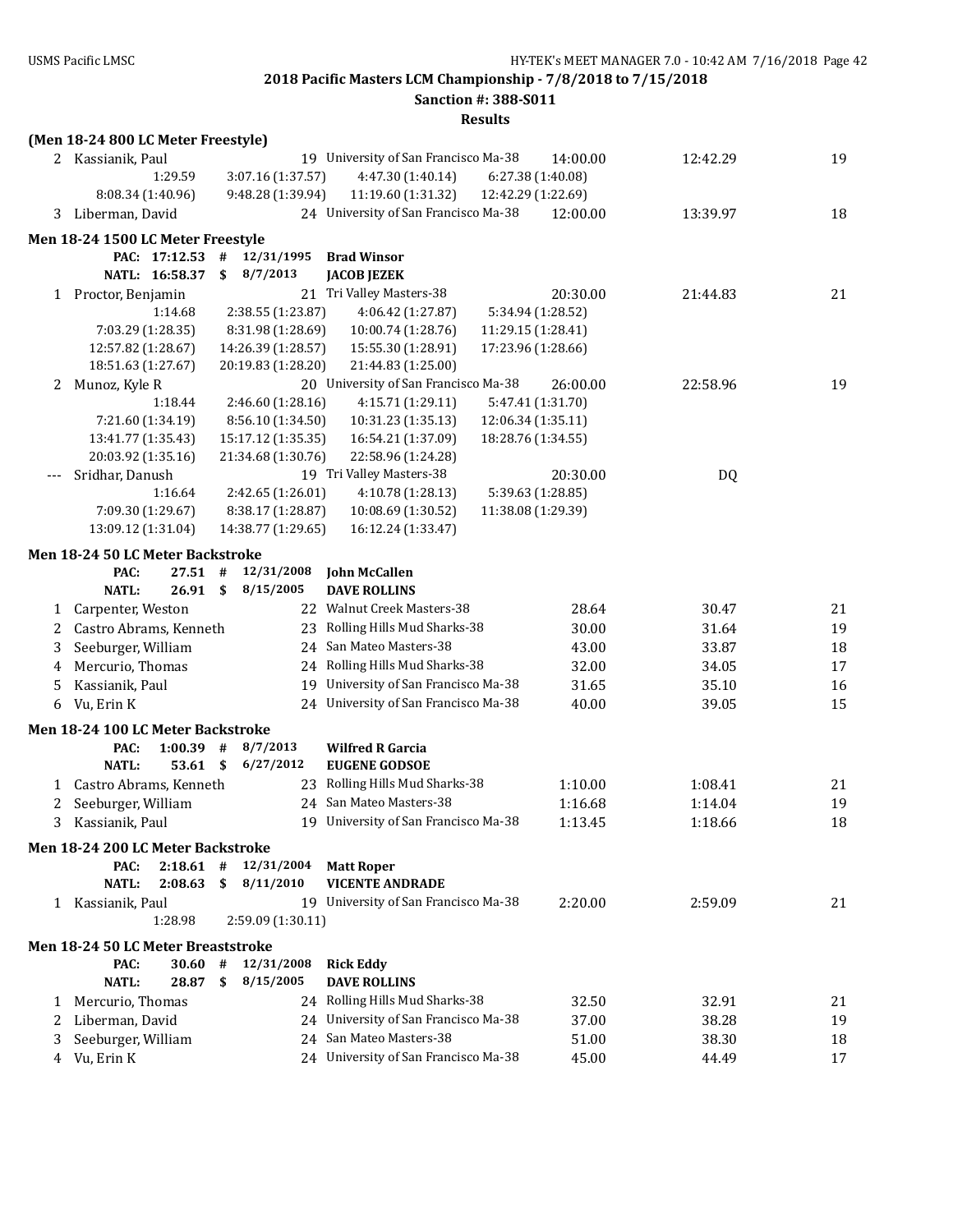**2018 Pacific Masters LCM Championship - 7/8/2018 to 7/15/2018**

**Sanction #: 388-S011**

**Results**

### (Men 18-24 800 LC Meter Freestyle)

| Place | Name | Age | Team | Seed Time | Finals Time | Points |
|---|---|---|---|---|---|---|
| 2 | Kassianik, Paul | 19 | University of San Francisco Ma-38 | 14:00.00 | 12:42.29 | 19 |
| | 1:29.59 | 3:07.16 (1:37.57) | 4:47.30 (1:40.14) | 6:27.38 (1:40.08) | | |
| | 8:08.34 (1:40.96) | 9:48.28 (1:39.94) | 11:19.60 (1:31.32) | 12:42.29 (1:22.69) | | |
| 3 | Liberman, David | 24 | University of San Francisco Ma-38 | 12:00.00 | 13:39.97 | 18 |

### Men 18-24 1500 LC Meter Freestyle

PAC: 17:12.53 # 12/31/1995 **Brad Winsor**
NATL: 16:58.37 $ 8/7/2013 **JACOB JEZEK**

| Place | Name | Age | Team | Seed Time | Finals Time | Points |
|---|---|---|---|---|---|---|
| 1 | Proctor, Benjamin | 21 | Tri Valley Masters-38 | 20:30.00 | 21:44.83 | 21 |
| | 1:14.68 | 2:38.55 (1:23.87) | 4:06.42 (1:27.87) | 5:34.94 (1:28.52) | | |
| | 7:03.29 (1:28.35) | 8:31.98 (1:28.69) | 10:00.74 (1:28.76) | 11:29.15 (1:28.41) | | |
| | 12:57.82 (1:28.67) | 14:26.39 (1:28.57) | 15:55.30 (1:28.91) | 17:23.96 (1:28.66) | | |
| | 18:51.63 (1:27.67) | 20:19.83 (1:28.20) | 21:44.83 (1:25.00) | | | |
| 2 | Munoz, Kyle R | 20 | University of San Francisco Ma-38 | 26:00.00 | 22:58.96 | 19 |
| | 1:18.44 | 2:46.60 (1:28.16) | 4:15.71 (1:29.11) | 5:47.41 (1:31.70) | | |
| | 7:21.60 (1:34.19) | 8:56.10 (1:34.50) | 10:31.23 (1:35.13) | 12:06.34 (1:35.11) | | |
| | 13:41.77 (1:35.43) | 15:17.12 (1:35.35) | 16:54.21 (1:37.09) | 18:28.76 (1:34.55) | | |
| | 20:03.92 (1:35.16) | 21:34.68 (1:30.76) | 22:58.96 (1:24.28) | | | |
| --- | Sridhar, Danush | 19 | Tri Valley Masters-38 | 20:30.00 | DQ | |
| | 1:16.64 | 2:42.65 (1:26.01) | 4:10.78 (1:28.13) | 5:39.63 (1:28.85) | | |
| | 7:09.30 (1:29.67) | 8:38.17 (1:28.87) | 10:08.69 (1:30.52) | 11:38.08 (1:29.39) | | |
| | 13:09.12 (1:31.04) | 14:38.77 (1:29.65) | 16:12.24 (1:33.47) | | | |

### Men 18-24 50 LC Meter Backstroke

PAC: 27.51 # 12/31/2008 **John McCallen**
NATL: 26.91 $ 8/15/2005 **DAVE ROLLINS**

| Place | Name | Age | Team | Seed Time | Finals Time | Points |
|---|---|---|---|---|---|---|
| 1 | Carpenter, Weston | 22 | Walnut Creek Masters-38 | 28.64 | 30.47 | 21 |
| 2 | Castro Abrams, Kenneth | 23 | Rolling Hills Mud Sharks-38 | 30.00 | 31.64 | 19 |
| 3 | Seeburger, William | 24 | San Mateo Masters-38 | 43.00 | 33.87 | 18 |
| 4 | Mercurio, Thomas | 24 | Rolling Hills Mud Sharks-38 | 32.00 | 34.05 | 17 |
| 5 | Kassianik, Paul | 19 | University of San Francisco Ma-38 | 31.65 | 35.10 | 16 |
| 6 | Vu, Erin K | 24 | University of San Francisco Ma-38 | 40.00 | 39.05 | 15 |

### Men 18-24 100 LC Meter Backstroke

PAC: 1:00.39 # 8/7/2013 **Wilfred R Garcia**
NATL: 53.61 $ 6/27/2012 **EUGENE GODSOE**

| Place | Name | Age | Team | Seed Time | Finals Time | Points |
|---|---|---|---|---|---|---|
| 1 | Castro Abrams, Kenneth | 23 | Rolling Hills Mud Sharks-38 | 1:10.00 | 1:08.41 | 21 |
| 2 | Seeburger, William | 24 | San Mateo Masters-38 | 1:16.68 | 1:14.04 | 19 |
| 3 | Kassianik, Paul | 19 | University of San Francisco Ma-38 | 1:13.45 | 1:18.66 | 18 |

### Men 18-24 200 LC Meter Backstroke

PAC: 2:18.61 # 12/31/2004 **Matt Roper**
NATL: 2:08.63 $ 8/11/2010 **VICENTE ANDRADE**

| Place | Name | Age | Team | Seed Time | Finals Time | Points |
|---|---|---|---|---|---|---|
| 1 | Kassianik, Paul | 19 | University of San Francisco Ma-38 | 2:20.00 | 2:59.09 | 21 |
| | 1:28.98 | 2:59.09 (1:30.11) | | | | |

### Men 18-24 50 LC Meter Breaststroke

PAC: 30.60 # 12/31/2008 **Rick Eddy**
NATL: 28.87 $ 8/15/2005 **DAVE ROLLINS**

| Place | Name | Age | Team | Seed Time | Finals Time | Points |
|---|---|---|---|---|---|---|
| 1 | Mercurio, Thomas | 24 | Rolling Hills Mud Sharks-38 | 32.50 | 32.91 | 21 |
| 2 | Liberman, David | 24 | University of San Francisco Ma-38 | 37.00 | 38.28 | 19 |
| 3 | Seeburger, William | 24 | San Mateo Masters-38 | 51.00 | 38.30 | 18 |
| 4 | Vu, Erin K | 24 | University of San Francisco Ma-38 | 45.00 | 44.49 | 17 |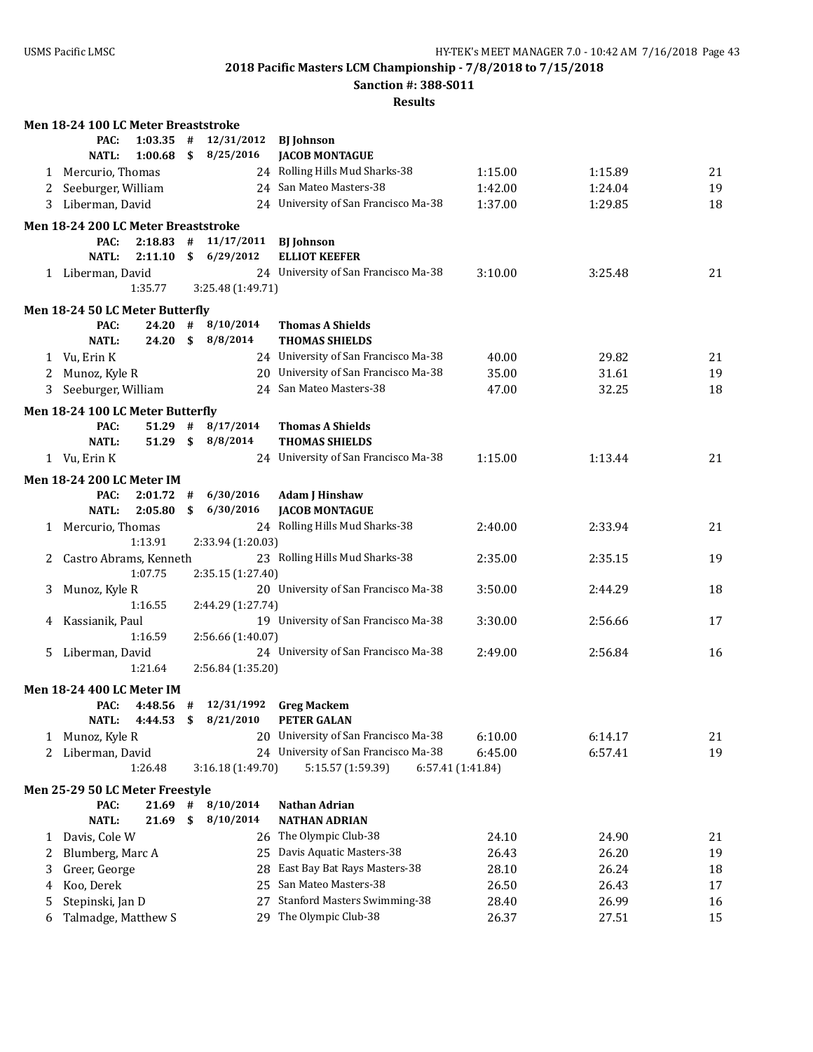## 2018 Pacific Masters LCM Championship - 7/8/2018 to 7/15/2018

**Sanction #: 388-S011**

**Results**

### Men 18-24 100 LC Meter Breaststroke

| | | | | | | |
|---|---|---|---|---|---|---|
| **PAC:** | **1:03.35 #** | **12/31/2012** | **BJ Johnson** | | | |
| **NATL:** | **1:00.68 $** | **8/25/2016** | **JACOB MONTAGUE** | | | |
| 1 | Mercurio, Thomas | 24 | Rolling Hills Mud Sharks-38 | 1:15.00 | 1:15.89 | 21 |
| 2 | Seeburger, William | 24 | San Mateo Masters-38 | 1:42.00 | 1:24.04 | 19 |
| 3 | Liberman, David | 24 | University of San Francisco Ma-38 | 1:37.00 | 1:29.85 | 18 |

### Men 18-24 200 LC Meter Breaststroke

| | | | | | | |
|---|---|---|---|---|---|---|
| **PAC:** | **2:18.83 #** | **11/17/2011** | **BJ Johnson** | | | |
| **NATL:** | **2:11.10 $** | **6/29/2012** | **ELLIOT KEEFER** | | | |
| 1 | Liberman, David | 24 | University of San Francisco Ma-38 | 3:10.00 | 3:25.48 | 21 |
| | 1:35.77 | 3:25.48 (1:49.71) | | | | |

### Men 18-24 50 LC Meter Butterfly

| | | | | | | |
|---|---|---|---|---|---|---|
| **PAC:** | **24.20 #** | **8/10/2014** | **Thomas A Shields** | | | |
| **NATL:** | **24.20 $** | **8/8/2014** | **THOMAS SHIELDS** | | | |
| 1 | Vu, Erin K | 24 | University of San Francisco Ma-38 | 40.00 | 29.82 | 21 |
| 2 | Munoz, Kyle R | 20 | University of San Francisco Ma-38 | 35.00 | 31.61 | 19 |
| 3 | Seeburger, William | 24 | San Mateo Masters-38 | 47.00 | 32.25 | 18 |

### Men 18-24 100 LC Meter Butterfly

| | | | | | | |
|---|---|---|---|---|---|---|
| **PAC:** | **51.29 #** | **8/17/2014** | **Thomas A Shields** | | | |
| **NATL:** | **51.29 $** | **8/8/2014** | **THOMAS SHIELDS** | | | |
| 1 | Vu, Erin K | 24 | University of San Francisco Ma-38 | 1:15.00 | 1:13.44 | 21 |

### Men 18-24 200 LC Meter IM

| | | | | | | |
|---|---|---|---|---|---|---|
| **PAC:** | **2:01.72 #** | **6/30/2016** | **Adam J Hinshaw** | | | |
| **NATL:** | **2:05.80 $** | **6/30/2016** | **JACOB MONTAGUE** | | | |
| 1 | Mercurio, Thomas | 24 | Rolling Hills Mud Sharks-38 | 2:40.00 | 2:33.94 | 21 |
| | 1:13.91 | 2:33.94 (1:20.03) | | | | |
| 2 | Castro Abrams, Kenneth | 23 | Rolling Hills Mud Sharks-38 | 2:35.00 | 2:35.15 | 19 |
| | 1:07.75 | 2:35.15 (1:27.40) | | | | |
| 3 | Munoz, Kyle R | 20 | University of San Francisco Ma-38 | 3:50.00 | 2:44.29 | 18 |
| | 1:16.55 | 2:44.29 (1:27.74) | | | | |
| 4 | Kassianik, Paul | 19 | University of San Francisco Ma-38 | 3:30.00 | 2:56.66 | 17 |
| | 1:16.59 | 2:56.66 (1:40.07) | | | | |
| 5 | Liberman, David | 24 | University of San Francisco Ma-38 | 2:49.00 | 2:56.84 | 16 |
| | 1:21.64 | 2:56.84 (1:35.20) | | | | |

### Men 18-24 400 LC Meter IM

| | | | | | | |
|---|---|---|---|---|---|---|
| **PAC:** | **4:48.56 #** | **12/31/1992** | **Greg Mackem** | | | |
| **NATL:** | **4:44.53 $** | **8/21/2010** | **PETER GALAN** | | | |
| 1 | Munoz, Kyle R | 20 | University of San Francisco Ma-38 | 6:10.00 | 6:14.17 | 21 |
| 2 | Liberman, David | 24 | University of San Francisco Ma-38 | 6:45.00 | 6:57.41 | 19 |
| | 1:26.48 | 3:16.18 (1:49.70) | 5:15.57 (1:59.39) | 6:57.41 (1:41.84) | | |

### Men 25-29 50 LC Meter Freestyle

| | | | | | | |
|---|---|---|---|---|---|---|
| **PAC:** | **21.69 #** | **8/10/2014** | **Nathan Adrian** | | | |
| **NATL:** | **21.69 $** | **8/10/2014** | **NATHAN ADRIAN** | | | |
| 1 | Davis, Cole W | 26 | The Olympic Club-38 | 24.10 | 24.90 | 21 |
| 2 | Blumberg, Marc A | 25 | Davis Aquatic Masters-38 | 26.43 | 26.20 | 19 |
| 3 | Greer, George | 28 | East Bay Bat Rays Masters-38 | 28.10 | 26.24 | 18 |
| 4 | Koo, Derek | 25 | San Mateo Masters-38 | 26.50 | 26.43 | 17 |
| 5 | Stepinski, Jan D | 27 | Stanford Masters Swimming-38 | 28.40 | 26.99 | 16 |
| 6 | Talmadge, Matthew S | 29 | The Olympic Club-38 | 26.37 | 27.51 | 15 |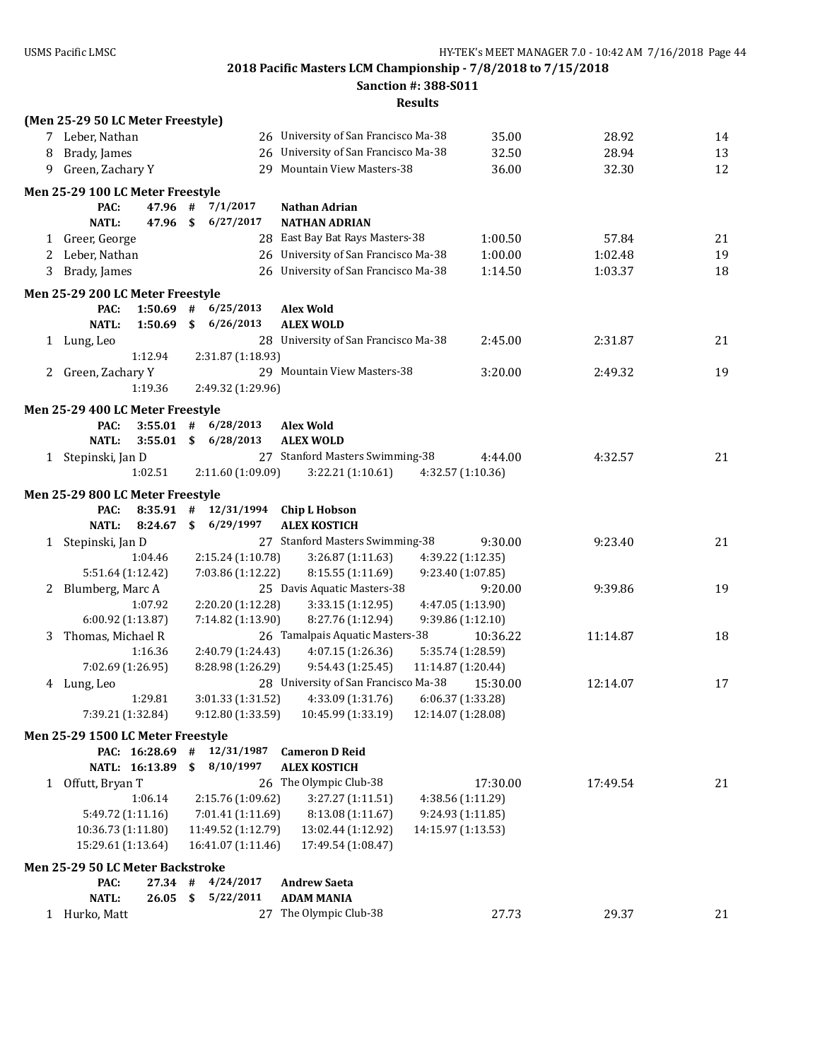**2018 Pacific Masters LCM Championship - 7/8/2018 to 7/15/2018**

**Sanction #: 388-S011**

**Results**

**(Men 25-29 50 LC Meter Freestyle)**

| | Name | Age | Team | Seed Time | Finals Time | Points |
|---|---|---|---|---|---|---|
| 7 | Leber, Nathan | 26 | University of San Francisco Ma-38 | 35.00 | 28.92 | 14 |
| 8 | Brady, James | 26 | University of San Francisco Ma-38 | 32.50 | 28.94 | 13 |
| 9 | Green, Zachary Y | 29 | Mountain View Masters-38 | 36.00 | 32.30 | 12 |

**Men 25-29 100 LC Meter Freestyle**

PAC: 47.96 # 7/1/2017 Nathan Adrian
NATL: 47.96 $ 6/27/2017 NATHAN ADRIAN

| | Name | Age | Team | Seed Time | Finals Time | Points |
|---|---|---|---|---|---|---|
| 1 | Greer, George | 28 | East Bay Bat Rays Masters-38 | 1:00.50 | 57.84 | 21 |
| 2 | Leber, Nathan | 26 | University of San Francisco Ma-38 | 1:00.00 | 1:02.48 | 19 |
| 3 | Brady, James | 26 | University of San Francisco Ma-38 | 1:14.50 | 1:03.37 | 18 |

**Men 25-29 200 LC Meter Freestyle**

PAC: 1:50.69 # 6/25/2013 Alex Wold
NATL: 1:50.69 $ 6/26/2013 ALEX WOLD

| | Name | Age | Team | Seed Time | Finals Time | Points |
|---|---|---|---|---|---|---|
| 1 | Lung, Leo | 28 | University of San Francisco Ma-38 | 2:45.00 | 2:31.87 | 21 |
| | 1:12.94 | 2:31.87 (1:18.93) | | | | |
| 2 | Green, Zachary Y | 29 | Mountain View Masters-38 | 3:20.00 | 2:49.32 | 19 |
| | 1:19.36 | 2:49.32 (1:29.96) | | | | |

**Men 25-29 400 LC Meter Freestyle**

PAC: 3:55.01 # 6/28/2013 Alex Wold
NATL: 3:55.01 $ 6/28/2013 ALEX WOLD

| | Name | Age | Team | Seed Time | Finals Time | Points |
|---|---|---|---|---|---|---|
| 1 | Stepinski, Jan D | 27 | Stanford Masters Swimming-38 | 4:44.00 | 4:32.57 | 21 |
| | 1:02.51 | 2:11.60 (1:09.09) | 3:22.21 (1:10.61) | 4:32.57 (1:10.36) | | |

**Men 25-29 800 LC Meter Freestyle**

PAC: 8:35.91 # 12/31/1994 Chip L Hobson
NATL: 8:24.67 $ 6/29/1997 ALEX KOSTICH

| | Name | Age | Team | Seed Time | Finals Time | Points |
|---|---|---|---|---|---|---|
| 1 | Stepinski, Jan D | 27 | Stanford Masters Swimming-38 | 9:30.00 | 9:23.40 | 21 |
| | 1:04.46 | 2:15.24 (1:10.78) | 3:26.87 (1:11.63) | 4:39.22 (1:12.35) | | |
| | 5:51.64 (1:12.42) | 7:03.86 (1:12.22) | 8:15.55 (1:11.69) | 9:23.40 (1:07.85) | | |
| 2 | Blumberg, Marc A | 25 | Davis Aquatic Masters-38 | 9:20.00 | 9:39.86 | 19 |
| | 1:07.92 | 2:20.20 (1:12.28) | 3:33.15 (1:12.95) | 4:47.05 (1:13.90) | | |
| | 6:00.92 (1:13.87) | 7:14.82 (1:13.90) | 8:27.76 (1:12.94) | 9:39.86 (1:12.10) | | |
| 3 | Thomas, Michael R | 26 | Tamalpais Aquatic Masters-38 | 10:36.22 | 11:14.87 | 18 |
| | 1:16.36 | 2:40.79 (1:24.43) | 4:07.15 (1:26.36) | 5:35.74 (1:28.59) | | |
| | 7:02.69 (1:26.95) | 8:28.98 (1:26.29) | 9:54.43 (1:25.45) | 11:14.87 (1:20.44) | | |
| 4 | Lung, Leo | 28 | University of San Francisco Ma-38 | 15:30.00 | 12:14.07 | 17 |
| | 1:29.81 | 3:01.33 (1:31.52) | 4:33.09 (1:31.76) | 6:06.37 (1:33.28) | | |
| | 7:39.21 (1:32.84) | 9:12.80 (1:33.59) | 10:45.99 (1:33.19) | 12:14.07 (1:28.08) | | |

**Men 25-29 1500 LC Meter Freestyle**

PAC: 16:28.69 # 12/31/1987 Cameron D Reid
NATL: 16:13.89 $ 8/10/1997 ALEX KOSTICH

| | Name | Age | Team | Seed Time | Finals Time | Points |
|---|---|---|---|---|---|---|
| 1 | Offutt, Bryan T | 26 | The Olympic Club-38 | 17:30.00 | 17:49.54 | 21 |
| | 1:06.14 | 2:15.76 (1:09.62) | 3:27.27 (1:11.51) | 4:38.56 (1:11.29) | | |
| | 5:49.72 (1:11.16) | 7:01.41 (1:11.69) | 8:13.08 (1:11.67) | 9:24.93 (1:11.85) | | |
| | 10:36.73 (1:11.80) | 11:49.52 (1:12.79) | 13:02.44 (1:12.92) | 14:15.97 (1:13.53) | | |
| | 15:29.61 (1:13.64) | 16:41.07 (1:11.46) | 17:49.54 (1:08.47) | | | |

**Men 25-29 50 LC Meter Backstroke**

PAC: 27.34 # 4/24/2017 Andrew Saeta
NATL: 26.05 $ 5/22/2011 ADAM MANIA

| | Name | Age | Team | Seed Time | Finals Time | Points |
|---|---|---|---|---|---|---|
| 1 | Hurko, Matt | 27 | The Olympic Club-38 | 27.73 | 29.37 | 21 |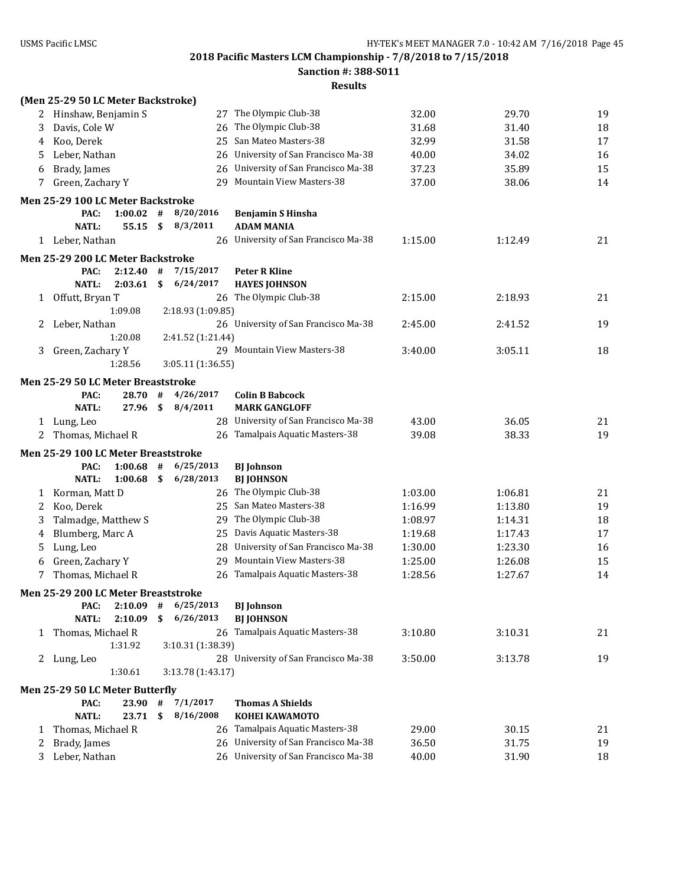**2018 Pacific Masters LCM Championship - 7/8/2018 to 7/15/2018**

**Sanction #: 388-S011**

**Results**

**(Men 25-29 50 LC Meter Backstroke)**

| | Name | Age | Team | Seed Time | Finals Time | Points |
|---|---|---|---|---|---|---|
| 2 | Hinshaw, Benjamin S | 27 | The Olympic Club-38 | 32.00 | 29.70 | 19 |
| 3 | Davis, Cole W | 26 | The Olympic Club-38 | 31.68 | 31.40 | 18 |
| 4 | Koo, Derek | 25 | San Mateo Masters-38 | 32.99 | 31.58 | 17 |
| 5 | Leber, Nathan | 26 | University of San Francisco Ma-38 | 40.00 | 34.02 | 16 |
| 6 | Brady, James | 26 | University of San Francisco Ma-38 | 37.23 | 35.89 | 15 |
| 7 | Green, Zachary Y | 29 | Mountain View Masters-38 | 37.00 | 38.06 | 14 |

**Men 25-29 100 LC Meter Backstroke**

PAC: 1:00.02 # 8/20/2016 **Benjamin S Hinsha**
NATL: 55.15 $ 8/3/2011 **ADAM MANIA**

| | Name | Age | Team | Seed Time | Finals Time | Points |
|---|---|---|---|---|---|---|
| 1 | Leber, Nathan | 26 | University of San Francisco Ma-38 | 1:15.00 | 1:12.49 | 21 |

**Men 25-29 200 LC Meter Backstroke**

PAC: 2:12.40 # 7/15/2017 **Peter R Kline**
NATL: 2:03.61 $ 6/24/2017 **HAYES JOHNSON**

| | Name | Age | Team | Seed Time | Finals Time | Points |
|---|---|---|---|---|---|---|
| 1 | Offutt, Bryan T | 26 | The Olympic Club-38 | 2:15.00 | 2:18.93 | 21 |
| | 1:09.08 | 2:18.93 (1:09.85) | | | | |
| 2 | Leber, Nathan | 26 | University of San Francisco Ma-38 | 2:45.00 | 2:41.52 | 19 |
| | 1:20.08 | 2:41.52 (1:21.44) | | | | |
| 3 | Green, Zachary Y | 29 | Mountain View Masters-38 | 3:40.00 | 3:05.11 | 18 |
| | 1:28.56 | 3:05.11 (1:36.55) | | | | |

**Men 25-29 50 LC Meter Breaststroke**

PAC: 28.70 # 4/26/2017 **Colin B Babcock**
NATL: 27.96 $ 8/4/2011 **MARK GANGLOFF**

| | Name | Age | Team | Seed Time | Finals Time | Points |
|---|---|---|---|---|---|---|
| 1 | Lung, Leo | 28 | University of San Francisco Ma-38 | 43.00 | 36.05 | 21 |
| 2 | Thomas, Michael R | 26 | Tamalpais Aquatic Masters-38 | 39.08 | 38.33 | 19 |

**Men 25-29 100 LC Meter Breaststroke**

PAC: 1:00.68 # 6/25/2013 **BJ Johnson**
NATL: 1:00.68 $ 6/28/2013 **BJ JOHNSON**

| | Name | Age | Team | Seed Time | Finals Time | Points |
|---|---|---|---|---|---|---|
| 1 | Korman, Matt D | 26 | The Olympic Club-38 | 1:03.00 | 1:06.81 | 21 |
| 2 | Koo, Derek | 25 | San Mateo Masters-38 | 1:16.99 | 1:13.80 | 19 |
| 3 | Talmadge, Matthew S | 29 | The Olympic Club-38 | 1:08.97 | 1:14.31 | 18 |
| 4 | Blumberg, Marc A | 25 | Davis Aquatic Masters-38 | 1:19.68 | 1:17.43 | 17 |
| 5 | Lung, Leo | 28 | University of San Francisco Ma-38 | 1:30.00 | 1:23.30 | 16 |
| 6 | Green, Zachary Y | 29 | Mountain View Masters-38 | 1:25.00 | 1:26.08 | 15 |
| 7 | Thomas, Michael R | 26 | Tamalpais Aquatic Masters-38 | 1:28.56 | 1:27.67 | 14 |

**Men 25-29 200 LC Meter Breaststroke**

PAC: 2:10.09 # 6/25/2013 **BJ Johnson**
NATL: 2:10.09 $ 6/26/2013 **BJ JOHNSON**

| | Name | Age | Team | Seed Time | Finals Time | Points |
|---|---|---|---|---|---|---|
| 1 | Thomas, Michael R | 26 | Tamalpais Aquatic Masters-38 | 3:10.80 | 3:10.31 | 21 |
| | 1:31.92 | 3:10.31 (1:38.39) | | | | |
| 2 | Lung, Leo | 28 | University of San Francisco Ma-38 | 3:50.00 | 3:13.78 | 19 |
| | 1:30.61 | 3:13.78 (1:43.17) | | | | |

**Men 25-29 50 LC Meter Butterfly**

PAC: 23.90 # 7/1/2017 **Thomas A Shields**
NATL: 23.71 $ 8/16/2008 **KOHEI KAWAMOTO**

| | Name | Age | Team | Seed Time | Finals Time | Points |
|---|---|---|---|---|---|---|
| 1 | Thomas, Michael R | 26 | Tamalpais Aquatic Masters-38 | 29.00 | 30.15 | 21 |
| 2 | Brady, James | 26 | University of San Francisco Ma-38 | 36.50 | 31.75 | 19 |
| 3 | Leber, Nathan | 26 | University of San Francisco Ma-38 | 40.00 | 31.90 | 18 |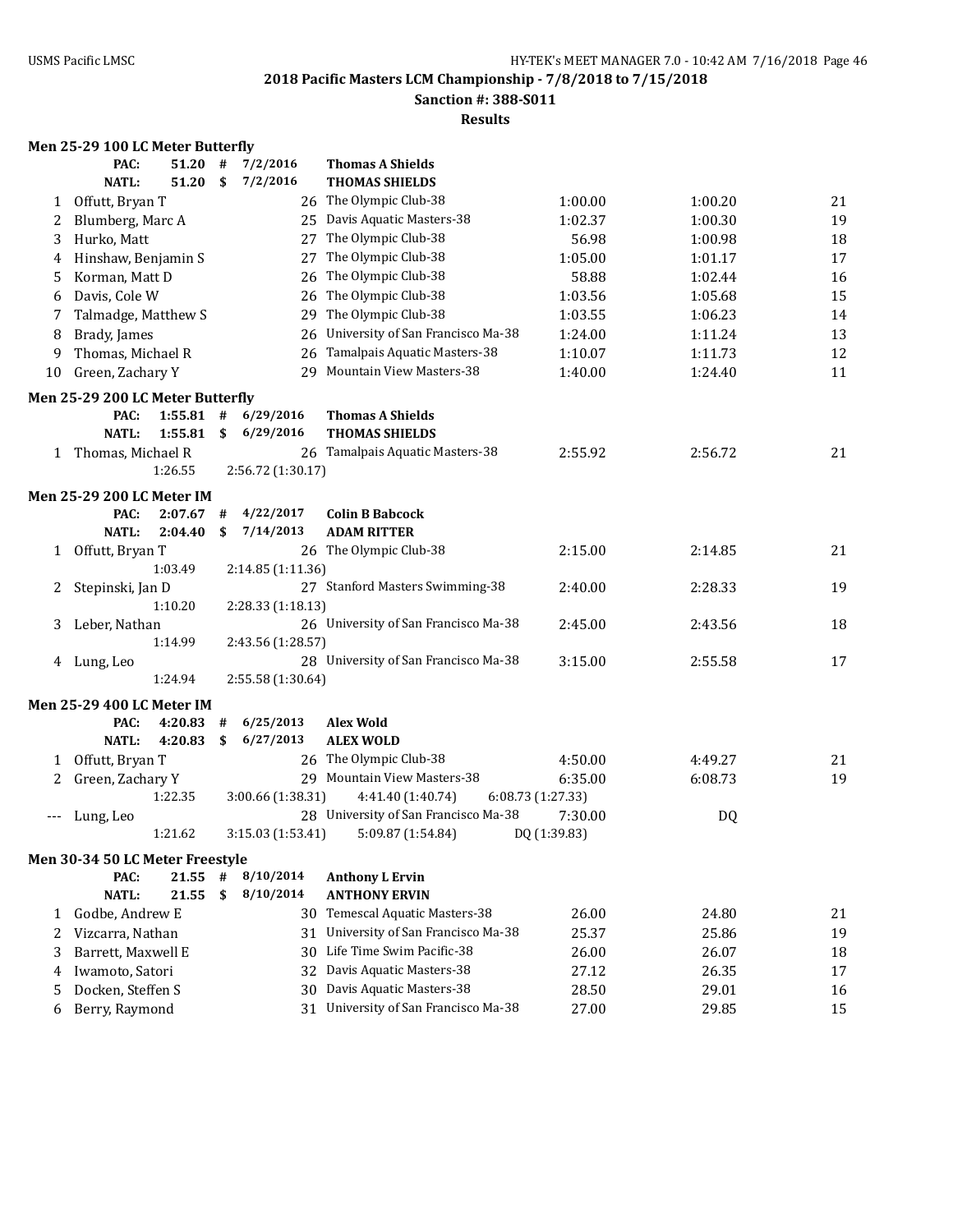**2018 Pacific Masters LCM Championship - 7/8/2018 to 7/15/2018**

**Sanction #: 388-S011**

**Results**

### Men 25-29 100 LC Meter Butterfly

| | | | | | | |
|---|---|---|---|---|---|---|
| | PAC: 51.20 # 7/2/2016 | | Thomas A Shields | | | |
| | NATL: 51.20 $ 7/2/2016 | | THOMAS SHIELDS | | | |
| 1 | Offutt, Bryan T | 26 | The Olympic Club-38 | 1:00.00 | 1:00.20 | 21 |
| 2 | Blumberg, Marc A | 25 | Davis Aquatic Masters-38 | 1:02.37 | 1:00.30 | 19 |
| 3 | Hurko, Matt | 27 | The Olympic Club-38 | 56.98 | 1:00.98 | 18 |
| 4 | Hinshaw, Benjamin S | 27 | The Olympic Club-38 | 1:05.00 | 1:01.17 | 17 |
| 5 | Korman, Matt D | 26 | The Olympic Club-38 | 58.88 | 1:02.44 | 16 |
| 6 | Davis, Cole W | 26 | The Olympic Club-38 | 1:03.56 | 1:05.68 | 15 |
| 7 | Talmadge, Matthew S | 29 | The Olympic Club-38 | 1:03.55 | 1:06.23 | 14 |
| 8 | Brady, James | 26 | University of San Francisco Ma-38 | 1:24.00 | 1:11.24 | 13 |
| 9 | Thomas, Michael R | 26 | Tamalpais Aquatic Masters-38 | 1:10.07 | 1:11.73 | 12 |
| 10 | Green, Zachary Y | 29 | Mountain View Masters-38 | 1:40.00 | 1:24.40 | 11 |

### Men 25-29 200 LC Meter Butterfly

| | | | | | | |
|---|---|---|---|---|---|---|
| | PAC: 1:55.81 # 6/29/2016 | | Thomas A Shields | | | |
| | NATL: 1:55.81 $ 6/29/2016 | | THOMAS SHIELDS | | | |
| 1 | Thomas, Michael R | 26 | Tamalpais Aquatic Masters-38 | 2:55.92 | 2:56.72 | 21 |
| | 1:26.55 | 2:56.72 (1:30.17) | | | | |

### Men 25-29 200 LC Meter IM

| | | | | | | |
|---|---|---|---|---|---|---|
| | PAC: 2:07.67 # 4/22/2017 | | Colin B Babcock | | | |
| | NATL: 2:04.40 $ 7/14/2013 | | ADAM RITTER | | | |
| 1 | Offutt, Bryan T | 26 | The Olympic Club-38 | 2:15.00 | 2:14.85 | 21 |
| | 1:03.49 | 2:14.85 (1:11.36) | | | | |
| 2 | Stepinski, Jan D | 27 | Stanford Masters Swimming-38 | 2:40.00 | 2:28.33 | 19 |
| | 1:10.20 | 2:28.33 (1:18.13) | | | | |
| 3 | Leber, Nathan | 26 | University of San Francisco Ma-38 | 2:45.00 | 2:43.56 | 18 |
| | 1:14.99 | 2:43.56 (1:28.57) | | | | |
| 4 | Lung, Leo | 28 | University of San Francisco Ma-38 | 3:15.00 | 2:55.58 | 17 |
| | 1:24.94 | 2:55.58 (1:30.64) | | | | |

### Men 25-29 400 LC Meter IM

| | | | | | | |
|---|---|---|---|---|---|---|
| | PAC: 4:20.83 # 6/25/2013 | | Alex Wold | | | |
| | NATL: 4:20.83 $ 6/27/2013 | | ALEX WOLD | | | |
| 1 | Offutt, Bryan T | 26 | The Olympic Club-38 | 4:50.00 | 4:49.27 | 21 |
| 2 | Green, Zachary Y | 29 | Mountain View Masters-38 | 6:35.00 | 6:08.73 | 19 |
| | 1:22.35 | 3:00.66 (1:38.31) | 4:41.40 (1:40.74) | 6:08.73 (1:27.33) | | |
| --- | Lung, Leo | 28 | University of San Francisco Ma-38 | 7:30.00 | DQ | |
| | 1:21.62 | 3:15.03 (1:53.41) | 5:09.87 (1:54.84) | DQ (1:39.83) | | |

### Men 30-34 50 LC Meter Freestyle

| | | | | | | |
|---|---|---|---|---|---|---|
| | PAC: 21.55 # 8/10/2014 | | Anthony L Ervin | | | |
| | NATL: 21.55 $ 8/10/2014 | | ANTHONY ERVIN | | | |
| 1 | Godbe, Andrew E | 30 | Temescal Aquatic Masters-38 | 26.00 | 24.80 | 21 |
| 2 | Vizcarra, Nathan | 31 | University of San Francisco Ma-38 | 25.37 | 25.86 | 19 |
| 3 | Barrett, Maxwell E | 30 | Life Time Swim Pacific-38 | 26.00 | 26.07 | 18 |
| 4 | Iwamoto, Satori | 32 | Davis Aquatic Masters-38 | 27.12 | 26.35 | 17 |
| 5 | Docken, Steffen S | 30 | Davis Aquatic Masters-38 | 28.50 | 29.01 | 16 |
| 6 | Berry, Raymond | 31 | University of San Francisco Ma-38 | 27.00 | 29.85 | 15 |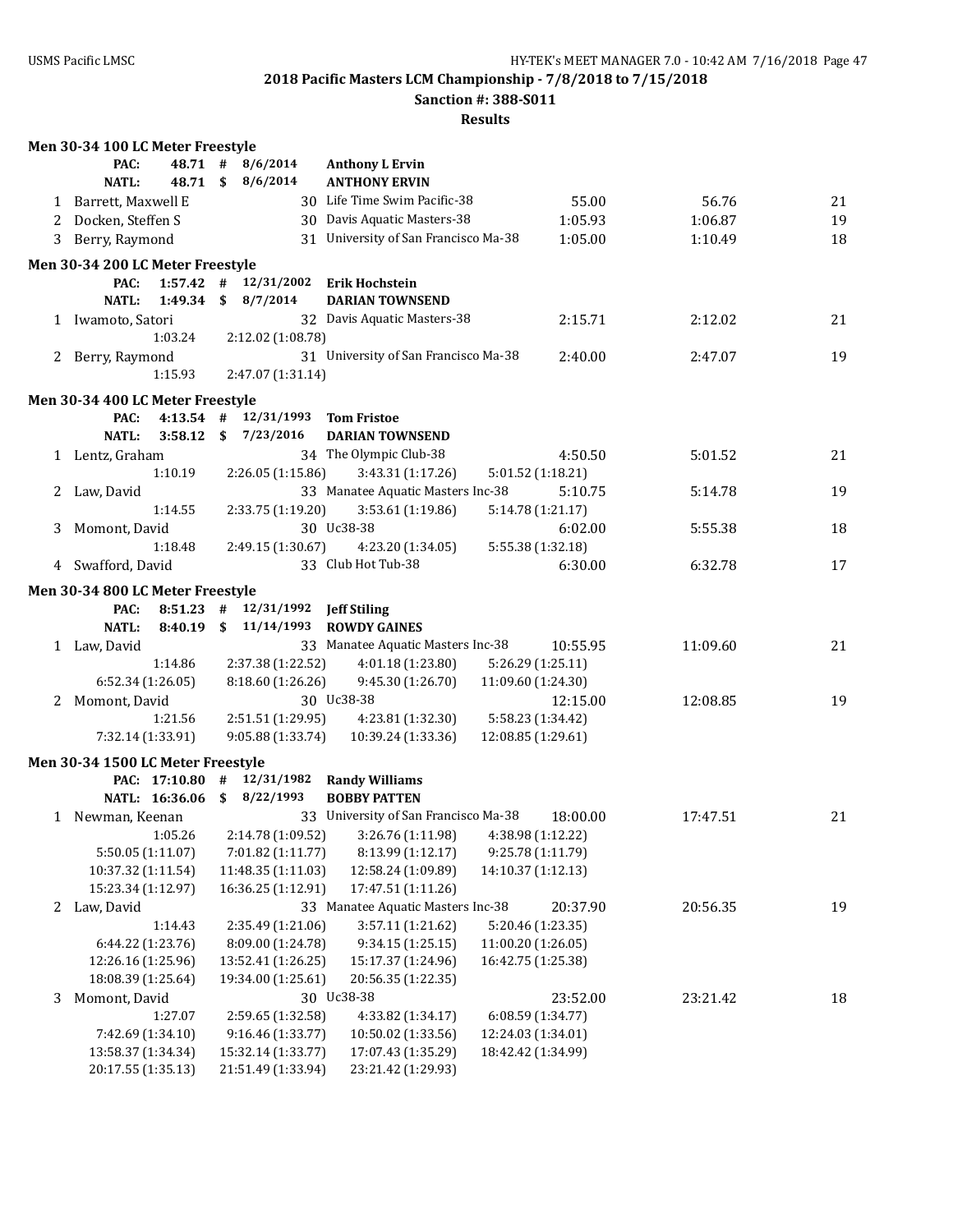**2018 Pacific Masters LCM Championship - 7/8/2018 to 7/15/2018**

**Sanction #: 388-S011**

**Results**

### Men 30-34 100 LC Meter Freestyle

| | | | | | | |
|---|---|---|---|---|---|---|
| **PAC:** 48.71 # | 8/6/2014 | **Anthony L Ervin** | | | | |
| **NATL:** 48.71 $ | 8/6/2014 | **ANTHONY ERVIN** | | | | |
| 1 | Barrett, Maxwell E | 30 | Life Time Swim Pacific-38 | 55.00 | 56.76 | 21 |
| 2 | Docken, Steffen S | 30 | Davis Aquatic Masters-38 | 1:05.93 | 1:06.87 | 19 |
| 3 | Berry, Raymond | 31 | University of San Francisco Ma-38 | 1:05.00 | 1:10.49 | 18 |

### Men 30-34 200 LC Meter Freestyle

| | | | | | | |
|---|---|---|---|---|---|---|
| **PAC:** 1:57.42 # | 12/31/2002 | **Erik Hochstein** | | | | |
| **NATL:** 1:49.34 $ | 8/7/2014 | **DARIAN TOWNSEND** | | | | |
| 1 | Iwamoto, Satori | 32 | Davis Aquatic Masters-38 | 2:15.71 | 2:12.02 | 21 |
| | 1:03.24 | 2:12.02 (1:08.78) | | | | |
| 2 | Berry, Raymond | 31 | University of San Francisco Ma-38 | 2:40.00 | 2:47.07 | 19 |
| | 1:15.93 | 2:47.07 (1:31.14) | | | | |

### Men 30-34 400 LC Meter Freestyle

| | | | | | | |
|---|---|---|---|---|---|---|
| **PAC:** 4:13.54 # | 12/31/1993 | **Tom Fristoe** | | | | |
| **NATL:** 3:58.12 $ | 7/23/2016 | **DARIAN TOWNSEND** | | | | |
| 1 | Lentz, Graham | 34 | The Olympic Club-38 | 4:50.50 | 5:01.52 | 21 |
| | 1:10.19 | 2:26.05 (1:15.86) | 3:43.31 (1:17.26) | 5:01.52 (1:18.21) | | |
| 2 | Law, David | 33 | Manatee Aquatic Masters Inc-38 | 5:10.75 | 5:14.78 | 19 |
| | 1:14.55 | 2:33.75 (1:19.20) | 3:53.61 (1:19.86) | 5:14.78 (1:21.17) | | |
| 3 | Momont, David | 30 | Uc38-38 | 6:02.00 | 5:55.38 | 18 |
| | 1:18.48 | 2:49.15 (1:30.67) | 4:23.20 (1:34.05) | 5:55.38 (1:32.18) | | |
| 4 | Swafford, David | 33 | Club Hot Tub-38 | 6:30.00 | 6:32.78 | 17 |

### Men 30-34 800 LC Meter Freestyle

| | | | | | | |
|---|---|---|---|---|---|---|
| **PAC:** 8:51.23 # | 12/31/1992 | **Jeff Stiling** | | | | |
| **NATL:** 8:40.19 $ | 11/14/1993 | **ROWDY GAINES** | | | | |
| 1 | Law, David | 33 | Manatee Aquatic Masters Inc-38 | 10:55.95 | 11:09.60 | 21 |
| | 1:14.86 | 2:37.38 (1:22.52) | 4:01.18 (1:23.80) | 5:26.29 (1:25.11) | | |
| | 6:52.34 (1:26.05) | 8:18.60 (1:26.26) | 9:45.30 (1:26.70) | 11:09.60 (1:24.30) | | |
| 2 | Momont, David | 30 | Uc38-38 | 12:15.00 | 12:08.85 | 19 |
| | 1:21.56 | 2:51.51 (1:29.95) | 4:23.81 (1:32.30) | 5:58.23 (1:34.42) | | |
| | 7:32.14 (1:33.91) | 9:05.88 (1:33.74) | 10:39.24 (1:33.36) | 12:08.85 (1:29.61) | | |

### Men 30-34 1500 LC Meter Freestyle

| | | | | | | |
|---|---|---|---|---|---|---|
| **PAC:** 17:10.80 # | 12/31/1982 | **Randy Williams** | | | | |
| **NATL:** 16:36.06 $ | 8/22/1993 | **BOBBY PATTEN** | | | | |
| 1 | Newman, Keenan | 33 | University of San Francisco Ma-38 | 18:00.00 | 17:47.51 | 21 |
| | 1:05.26 | 2:14.78 (1:09.52) | 3:26.76 (1:11.98) | 4:38.98 (1:12.22) | | |
| | 5:50.05 (1:11.07) | 7:01.82 (1:11.77) | 8:13.99 (1:12.17) | 9:25.78 (1:11.79) | | |
| | 10:37.32 (1:11.54) | 11:48.35 (1:11.03) | 12:58.24 (1:09.89) | 14:10.37 (1:12.13) | | |
| | 15:23.34 (1:12.97) | 16:36.25 (1:12.91) | 17:47.51 (1:11.26) | | | |
| 2 | Law, David | 33 | Manatee Aquatic Masters Inc-38 | 20:37.90 | 20:56.35 | 19 |
| | 1:14.43 | 2:35.49 (1:21.06) | 3:57.11 (1:21.62) | 5:20.46 (1:23.35) | | |
| | 6:44.22 (1:23.76) | 8:09.00 (1:24.78) | 9:34.15 (1:25.15) | 11:00.20 (1:26.05) | | |
| | 12:26.16 (1:25.96) | 13:52.41 (1:26.25) | 15:17.37 (1:24.96) | 16:42.75 (1:25.38) | | |
| | 18:08.39 (1:25.64) | 19:34.00 (1:25.61) | 20:56.35 (1:22.35) | | | |
| 3 | Momont, David | 30 | Uc38-38 | 23:52.00 | 23:21.42 | 18 |
| | 1:27.07 | 2:59.65 (1:32.58) | 4:33.82 (1:34.17) | 6:08.59 (1:34.77) | | |
| | 7:42.69 (1:34.10) | 9:16.46 (1:33.77) | 10:50.02 (1:33.56) | 12:24.03 (1:34.01) | | |
| | 13:58.37 (1:34.34) | 15:32.14 (1:33.77) | 17:07.43 (1:35.29) | 18:42.42 (1:34.99) | | |
| | 20:17.55 (1:35.13) | 21:51.49 (1:33.94) | 23:21.42 (1:29.93) | | | |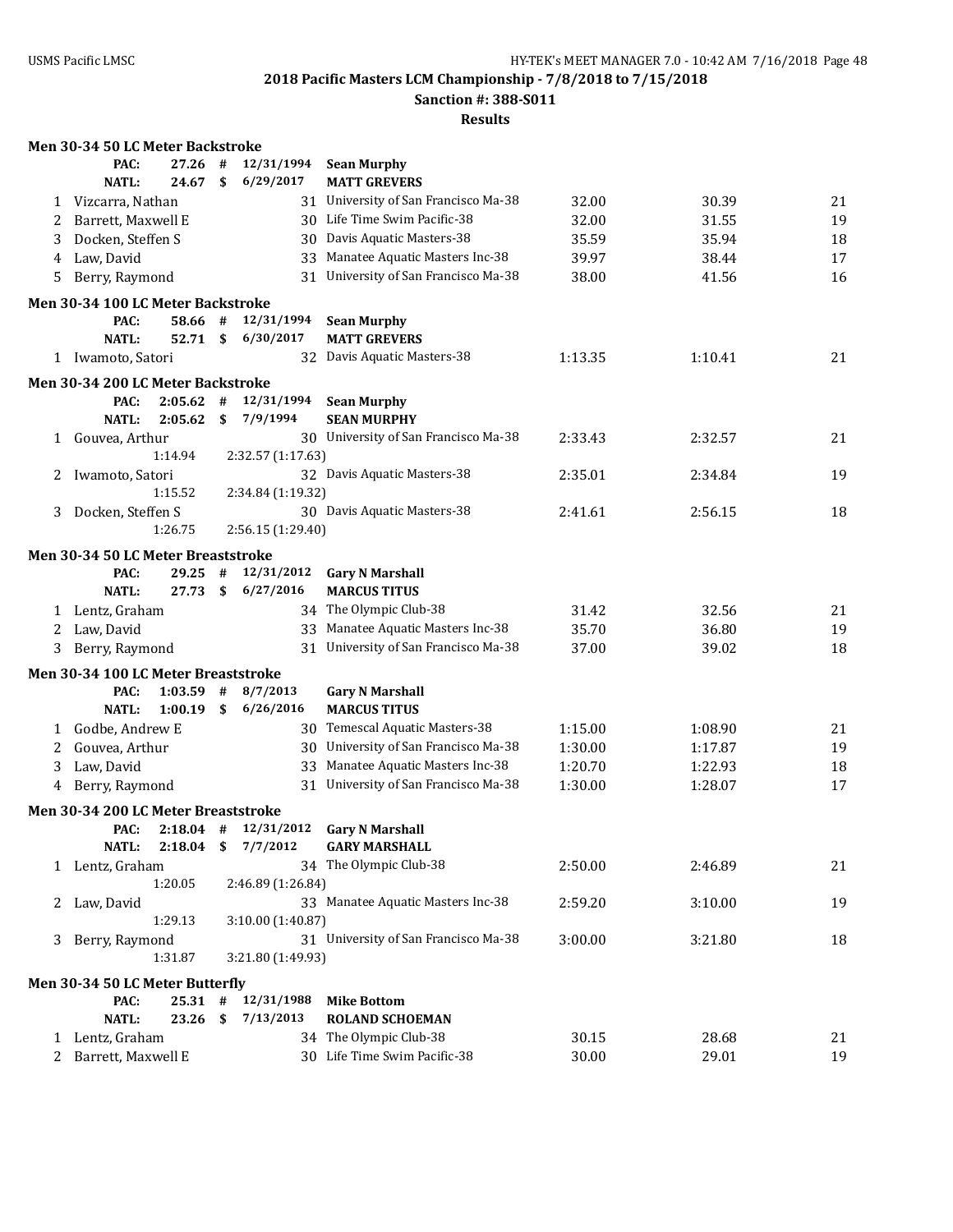**2018 Pacific Masters LCM Championship - 7/8/2018 to 7/15/2018**

**Sanction #: 388-S011**

**Results**

### Men 30-34 50 LC Meter Backstroke

| | | | | | | | |
|---|---|---|---|---|---|---|---|
| | **PAC:** | **27.26 #** | **12/31/1994** | **Sean Murphy** | | | |
| | **NATL:** | **24.67 $** | **6/29/2017** | **MATT GREVERS** | | | |
| 1 | Vizcarra, Nathan | | 31 | University of San Francisco Ma-38 | 32.00 | 30.39 | 21 |
| 2 | Barrett, Maxwell E | | 30 | Life Time Swim Pacific-38 | 32.00 | 31.55 | 19 |
| 3 | Docken, Steffen S | | 30 | Davis Aquatic Masters-38 | 35.59 | 35.94 | 18 |
| 4 | Law, David | | 33 | Manatee Aquatic Masters Inc-38 | 39.97 | 38.44 | 17 |
| 5 | Berry, Raymond | | 31 | University of San Francisco Ma-38 | 38.00 | 41.56 | 16 |

### Men 30-34 100 LC Meter Backstroke

| | | | | | | | |
|---|---|---|---|---|---|---|---|
| | **PAC:** | **58.66 #** | **12/31/1994** | **Sean Murphy** | | | |
| | **NATL:** | **52.71 $** | **6/30/2017** | **MATT GREVERS** | | | |
| 1 | Iwamoto, Satori | | 32 | Davis Aquatic Masters-38 | 1:13.35 | 1:10.41 | 21 |

### Men 30-34 200 LC Meter Backstroke

| | | | | | | | |
|---|---|---|---|---|---|---|---|
| | **PAC:** | **2:05.62 #** | **12/31/1994** | **Sean Murphy** | | | |
| | **NATL:** | **2:05.62 $** | **7/9/1994** | **SEAN MURPHY** | | | |
| 1 | Gouvea, Arthur | | 30 | University of San Francisco Ma-38 | 2:33.43 | 2:32.57 | 21 |
| | | 1:14.94 | 2:32.57 (1:17.63) | | | | |
| 2 | Iwamoto, Satori | | 32 | Davis Aquatic Masters-38 | 2:35.01 | 2:34.84 | 19 |
| | | 1:15.52 | 2:34.84 (1:19.32) | | | | |
| 3 | Docken, Steffen S | | 30 | Davis Aquatic Masters-38 | 2:41.61 | 2:56.15 | 18 |
| | | 1:26.75 | 2:56.15 (1:29.40) | | | | |

### Men 30-34 50 LC Meter Breaststroke

| | | | | | | | |
|---|---|---|---|---|---|---|---|
| | **PAC:** | **29.25 #** | **12/31/2012** | **Gary N Marshall** | | | |
| | **NATL:** | **27.73 $** | **6/27/2016** | **MARCUS TITUS** | | | |
| 1 | Lentz, Graham | | 34 | The Olympic Club-38 | 31.42 | 32.56 | 21 |
| 2 | Law, David | | 33 | Manatee Aquatic Masters Inc-38 | 35.70 | 36.80 | 19 |
| 3 | Berry, Raymond | | 31 | University of San Francisco Ma-38 | 37.00 | 39.02 | 18 |

### Men 30-34 100 LC Meter Breaststroke

| | | | | | | | |
|---|---|---|---|---|---|---|---|
| | **PAC:** | **1:03.59 #** | **8/7/2013** | **Gary N Marshall** | | | |
| | **NATL:** | **1:00.19 $** | **6/26/2016** | **MARCUS TITUS** | | | |
| 1 | Godbe, Andrew E | | 30 | Temescal Aquatic Masters-38 | 1:15.00 | 1:08.90 | 21 |
| 2 | Gouvea, Arthur | | 30 | University of San Francisco Ma-38 | 1:30.00 | 1:17.87 | 19 |
| 3 | Law, David | | 33 | Manatee Aquatic Masters Inc-38 | 1:20.70 | 1:22.93 | 18 |
| 4 | Berry, Raymond | | 31 | University of San Francisco Ma-38 | 1:30.00 | 1:28.07 | 17 |

### Men 30-34 200 LC Meter Breaststroke

| | | | | | | | |
|---|---|---|---|---|---|---|---|
| | **PAC:** | **2:18.04 #** | **12/31/2012** | **Gary N Marshall** | | | |
| | **NATL:** | **2:18.04 $** | **7/7/2012** | **GARY MARSHALL** | | | |
| 1 | Lentz, Graham | | 34 | The Olympic Club-38 | 2:50.00 | 2:46.89 | 21 |
| | | 1:20.05 | 2:46.89 (1:26.84) | | | | |
| 2 | Law, David | | 33 | Manatee Aquatic Masters Inc-38 | 2:59.20 | 3:10.00 | 19 |
| | | 1:29.13 | 3:10.00 (1:40.87) | | | | |
| 3 | Berry, Raymond | | 31 | University of San Francisco Ma-38 | 3:00.00 | 3:21.80 | 18 |
| | | 1:31.87 | 3:21.80 (1:49.93) | | | | |

### Men 30-34 50 LC Meter Butterfly

| | | | | | | | |
|---|---|---|---|---|---|---|---|
| | **PAC:** | **25.31 #** | **12/31/1988** | **Mike Bottom** | | | |
| | **NATL:** | **23.26 $** | **7/13/2013** | **ROLAND SCHOEMAN** | | | |
| 1 | Lentz, Graham | | 34 | The Olympic Club-38 | 30.15 | 28.68 | 21 |
| 2 | Barrett, Maxwell E | | 30 | Life Time Swim Pacific-38 | 30.00 | 29.01 | 19 |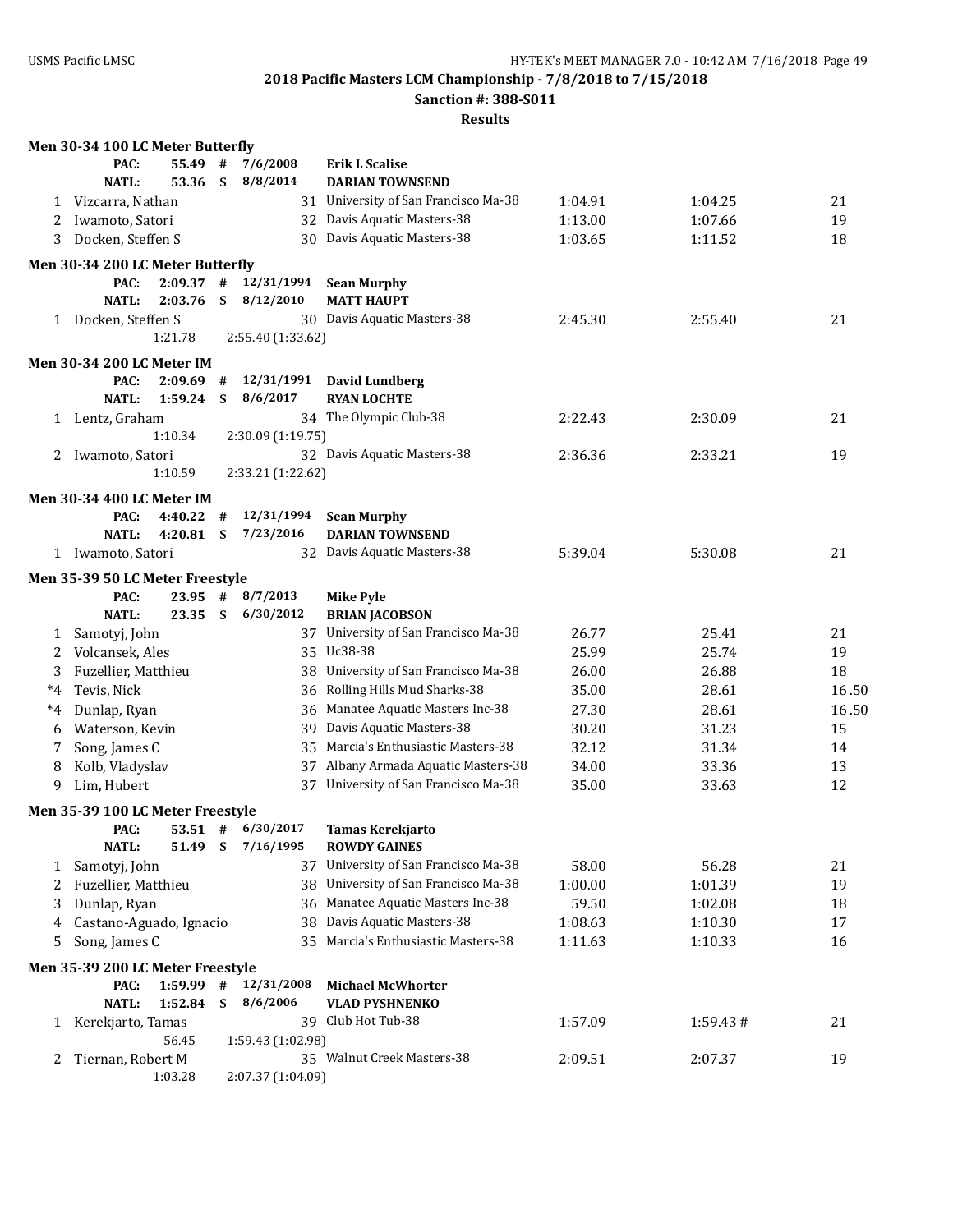## 2018 Pacific Masters LCM Championship - 7/8/2018 to 7/15/2018

**Sanction #: 388-S011**

**Results**

### Men 30-34 100 LC Meter Butterfly

| | | | | | |
|---|---|---|---|---|---|
| PAC: | 55.49 # | 7/6/2008 | **Erik L Scalise** | | |
| NATL: | 53.36 $ | 8/8/2014 | **DARIAN TOWNSEND** | | |

| Place | Name | Age | Team | Seed Time | Finals Time | Points |
|---|---|---|---|---|---|---|
| 1 | Vizcarra, Nathan | 31 | University of San Francisco Ma-38 | 1:04.91 | 1:04.25 | 21 |
| 2 | Iwamoto, Satori | 32 | Davis Aquatic Masters-38 | 1:13.00 | 1:07.66 | 19 |
| 3 | Docken, Steffen S | 30 | Davis Aquatic Masters-38 | 1:03.65 | 1:11.52 | 18 |

### Men 30-34 200 LC Meter Butterfly

| | | | | | |
|---|---|---|---|---|---|
| PAC: | 2:09.37 # | 12/31/1994 | **Sean Murphy** | | |
| NATL: | 2:03.76 $ | 8/12/2010 | **MATT HAUPT** | | |

| Place | Name | Age | Team | Seed Time | Finals Time | Points |
|---|---|---|---|---|---|---|
| 1 | Docken, Steffen S | 30 | Davis Aquatic Masters-38 | 2:45.30 | 2:55.40 | 21 |
| | 1:21.78 | 2:55.40 (1:33.62) | | | | |

### Men 30-34 200 LC Meter IM

| | | | | | |
|---|---|---|---|---|---|
| PAC: | 2:09.69 # | 12/31/1991 | **David Lundberg** | | |
| NATL: | 1:59.24 $ | 8/6/2017 | **RYAN LOCHTE** | | |

| Place | Name | Age | Team | Seed Time | Finals Time | Points |
|---|---|---|---|---|---|---|
| 1 | Lentz, Graham | 34 | The Olympic Club-38 | 2:22.43 | 2:30.09 | 21 |
| | 1:10.34 | 2:30.09 (1:19.75) | | | | |
| 2 | Iwamoto, Satori | 32 | Davis Aquatic Masters-38 | 2:36.36 | 2:33.21 | 19 |
| | 1:10.59 | 2:33.21 (1:22.62) | | | | |

### Men 30-34 400 LC Meter IM

| | | | | | |
|---|---|---|---|---|---|
| PAC: | 4:40.22 # | 12/31/1994 | **Sean Murphy** | | |
| NATL: | 4:20.81 $ | 7/23/2016 | **DARIAN TOWNSEND** | | |

| Place | Name | Age | Team | Seed Time | Finals Time | Points |
|---|---|---|---|---|---|---|
| 1 | Iwamoto, Satori | 32 | Davis Aquatic Masters-38 | 5:39.04 | 5:30.08 | 21 |

### Men 35-39 50 LC Meter Freestyle

| | | | | | |
|---|---|---|---|---|---|
| PAC: | 23.95 # | 8/7/2013 | **Mike Pyle** | | |
| NATL: | 23.35 $ | 6/30/2012 | **BRIAN JACOBSON** | | |

| Place | Name | Age | Team | Seed Time | Finals Time | Points |
|---|---|---|---|---|---|---|
| 1 | Samotyj, John | 37 | University of San Francisco Ma-38 | 26.77 | 25.41 | 21 |
| 2 | Volcansek, Ales | 35 | Uc38-38 | 25.99 | 25.74 | 19 |
| 3 | Fuzellier, Matthieu | 38 | University of San Francisco Ma-38 | 26.00 | 26.88 | 18 |
| *4 | Tevis, Nick | 36 | Rolling Hills Mud Sharks-38 | 35.00 | 28.61 | 16.50 |
| *4 | Dunlap, Ryan | 36 | Manatee Aquatic Masters Inc-38 | 27.30 | 28.61 | 16.50 |
| 6 | Waterson, Kevin | 39 | Davis Aquatic Masters-38 | 30.20 | 31.23 | 15 |
| 7 | Song, James C | 35 | Marcia's Enthusiastic Masters-38 | 32.12 | 31.34 | 14 |
| 8 | Kolb, Vladyslav | 37 | Albany Armada Aquatic Masters-38 | 34.00 | 33.36 | 13 |
| 9 | Lim, Hubert | 37 | University of San Francisco Ma-38 | 35.00 | 33.63 | 12 |

### Men 35-39 100 LC Meter Freestyle

| | | | | | |
|---|---|---|---|---|---|
| PAC: | 53.51 # | 6/30/2017 | **Tamas Kerekjarto** | | |
| NATL: | 51.49 $ | 7/16/1995 | **ROWDY GAINES** | | |

| Place | Name | Age | Team | Seed Time | Finals Time | Points |
|---|---|---|---|---|---|---|
| 1 | Samotyj, John | 37 | University of San Francisco Ma-38 | 58.00 | 56.28 | 21 |
| 2 | Fuzellier, Matthieu | 38 | University of San Francisco Ma-38 | 1:00.00 | 1:01.39 | 19 |
| 3 | Dunlap, Ryan | 36 | Manatee Aquatic Masters Inc-38 | 59.50 | 1:02.08 | 18 |
| 4 | Castano-Aguado, Ignacio | 38 | Davis Aquatic Masters-38 | 1:08.63 | 1:10.30 | 17 |
| 5 | Song, James C | 35 | Marcia's Enthusiastic Masters-38 | 1:11.63 | 1:10.33 | 16 |

### Men 35-39 200 LC Meter Freestyle

| | | | | | |
|---|---|---|---|---|---|
| PAC: | 1:59.99 # | 12/31/2008 | **Michael McWhorter** | | |
| NATL: | 1:52.84 $ | 8/6/2006 | **VLAD PYSHNENKO** | | |

| Place | Name | Age | Team | Seed Time | Finals Time | Points |
|---|---|---|---|---|---|---|
| 1 | Kerekjarto, Tamas | 39 | Club Hot Tub-38 | 1:57.09 | 1:59.43 # | 21 |
| | 56.45 | 1:59.43 (1:02.98) | | | | |
| 2 | Tiernan, Robert M | 35 | Walnut Creek Masters-38 | 2:09.51 | 2:07.37 | 19 |
| | 1:03.28 | 2:07.37 (1:04.09) | | | | |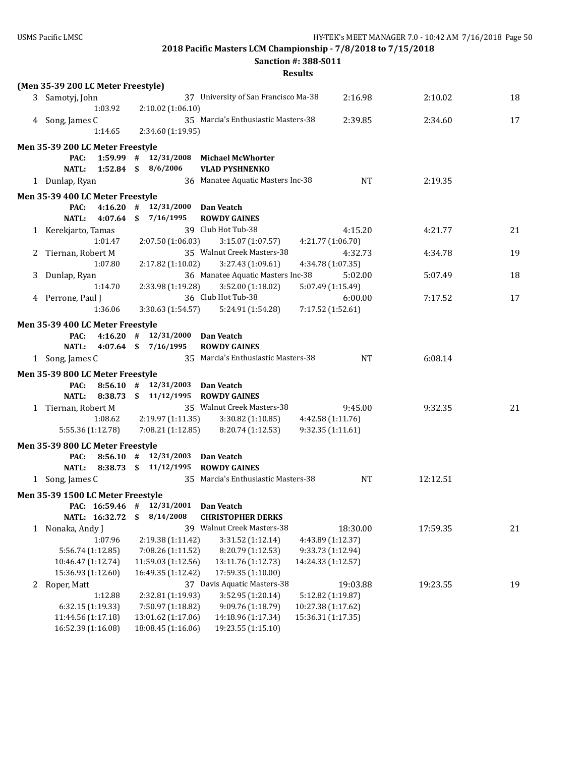**2018 Pacific Masters LCM Championship - 7/8/2018 to 7/15/2018**

**Sanction #: 388-S011**

**Results**

**(Men 35-39 200 LC Meter Freestyle)**

| | Name | Age | Team | Seed Time | Finals Time | Points |
|---|---|---|---|---|---|---|
| 3 | Samotyj, John | 37 | University of San Francisco Ma-38 | 2:16.98 | 2:10.02 | 18 |
| | 1:03.92 | 2:10.02 (1:06.10) | | | | |
| 4 | Song, James C | 35 | Marcia's Enthusiastic Masters-38 | 2:39.85 | 2:34.60 | 17 |
| | 1:14.65 | 2:34.60 (1:19.95) | | | | |

**Men 35-39 200 LC Meter Freestyle**

PAC: 1:59.99 # 12/31/2008 **Michael McWhorter**
NATL: 1:52.84 $ 8/6/2006 **VLAD PYSHNENKO**

| | Name | Age | Team | Seed Time | Finals Time | Points |
|---|---|---|---|---|---|---|
| 1 | Dunlap, Ryan | 36 | Manatee Aquatic Masters Inc-38 | NT | 2:19.35 | |

**Men 35-39 400 LC Meter Freestyle**

PAC: 4:16.20 # 12/31/2000 **Dan Veatch**
NATL: 4:07.64 $ 7/16/1995 **ROWDY GAINES**

| | Name | Age | Team | Seed Time | Finals Time | Points |
|---|---|---|---|---|---|---|
| 1 | Kerekjarto, Tamas | 39 | Club Hot Tub-38 | 4:15.20 | 4:21.77 | 21 |
| | 1:01.47 | 2:07.50 (1:06.03) | 3:15.07 (1:07.57) | 4:21.77 (1:06.70) | | |
| 2 | Tiernan, Robert M | 35 | Walnut Creek Masters-38 | 4:32.73 | 4:34.78 | 19 |
| | 1:07.80 | 2:17.82 (1:10.02) | 3:27.43 (1:09.61) | 4:34.78 (1:07.35) | | |
| 3 | Dunlap, Ryan | 36 | Manatee Aquatic Masters Inc-38 | 5:02.00 | 5:07.49 | 18 |
| | 1:14.70 | 2:33.98 (1:19.28) | 3:52.00 (1:18.02) | 5:07.49 (1:15.49) | | |
| 4 | Perrone, Paul J | 36 | Club Hot Tub-38 | 6:00.00 | 7:17.52 | 17 |
| | 1:36.06 | 3:30.63 (1:54.57) | 5:24.91 (1:54.28) | 7:17.52 (1:52.61) | | |

**Men 35-39 400 LC Meter Freestyle**

PAC: 4:16.20 # 12/31/2000 **Dan Veatch**
NATL: 4:07.64 $ 7/16/1995 **ROWDY GAINES**

| | Name | Age | Team | Seed Time | Finals Time | Points |
|---|---|---|---|---|---|---|
| 1 | Song, James C | 35 | Marcia's Enthusiastic Masters-38 | NT | 6:08.14 | |

**Men 35-39 800 LC Meter Freestyle**

PAC: 8:56.10 # 12/31/2003 **Dan Veatch**
NATL: 8:38.73 $ 11/12/1995 **ROWDY GAINES**

| | Name | Age | Team | Seed Time | Finals Time | Points |
|---|---|---|---|---|---|---|
| 1 | Tiernan, Robert M | 35 | Walnut Creek Masters-38 | 9:45.00 | 9:32.35 | 21 |
| | 1:08.62 | 2:19.97 (1:11.35) | 3:30.82 (1:10.85) | 4:42.58 (1:11.76) | | |
| | 5:55.36 (1:12.78) | 7:08.21 (1:12.85) | 8:20.74 (1:12.53) | 9:32.35 (1:11.61) | | |

**Men 35-39 800 LC Meter Freestyle**

PAC: 8:56.10 # 12/31/2003 **Dan Veatch**
NATL: 8:38.73 $ 11/12/1995 **ROWDY GAINES**

| | Name | Age | Team | Seed Time | Finals Time | Points |
|---|---|---|---|---|---|---|
| 1 | Song, James C | 35 | Marcia's Enthusiastic Masters-38 | NT | 12:12.51 | |

**Men 35-39 1500 LC Meter Freestyle**

PAC: 16:59.46 # 12/31/2001 **Dan Veatch**
NATL: 16:32.72 $ 8/14/2008 **CHRISTOPHER DERKS**

| | Name | Age | Team | Seed Time | Finals Time | Points |
|---|---|---|---|---|---|---|
| 1 | Nonaka, Andy J | 39 | Walnut Creek Masters-38 | 18:30.00 | 17:59.35 | 21 |
| | 1:07.96 | 2:19.38 (1:11.42) | 3:31.52 (1:12.14) | 4:43.89 (1:12.37) | | |
| | 5:56.74 (1:12.85) | 7:08.26 (1:11.52) | 8:20.79 (1:12.53) | 9:33.73 (1:12.94) | | |
| | 10:46.47 (1:12.74) | 11:59.03 (1:12.56) | 13:11.76 (1:12.73) | 14:24.33 (1:12.57) | | |
| | 15:36.93 (1:12.60) | 16:49.35 (1:12.42) | 17:59.35 (1:10.00) | | | |
| 2 | Roper, Matt | 37 | Davis Aquatic Masters-38 | 19:03.88 | 19:23.55 | 19 |
| | 1:12.88 | 2:32.81 (1:19.93) | 3:52.95 (1:20.14) | 5:12.82 (1:19.87) | | |
| | 6:32.15 (1:19.33) | 7:50.97 (1:18.82) | 9:09.76 (1:18.79) | 10:27.38 (1:17.62) | | |
| | 11:44.56 (1:17.18) | 13:01.62 (1:17.06) | 14:18.96 (1:17.34) | 15:36.31 (1:17.35) | | |
| | 16:52.39 (1:16.08) | 18:08.45 (1:16.06) | 19:23.55 (1:15.10) | | | |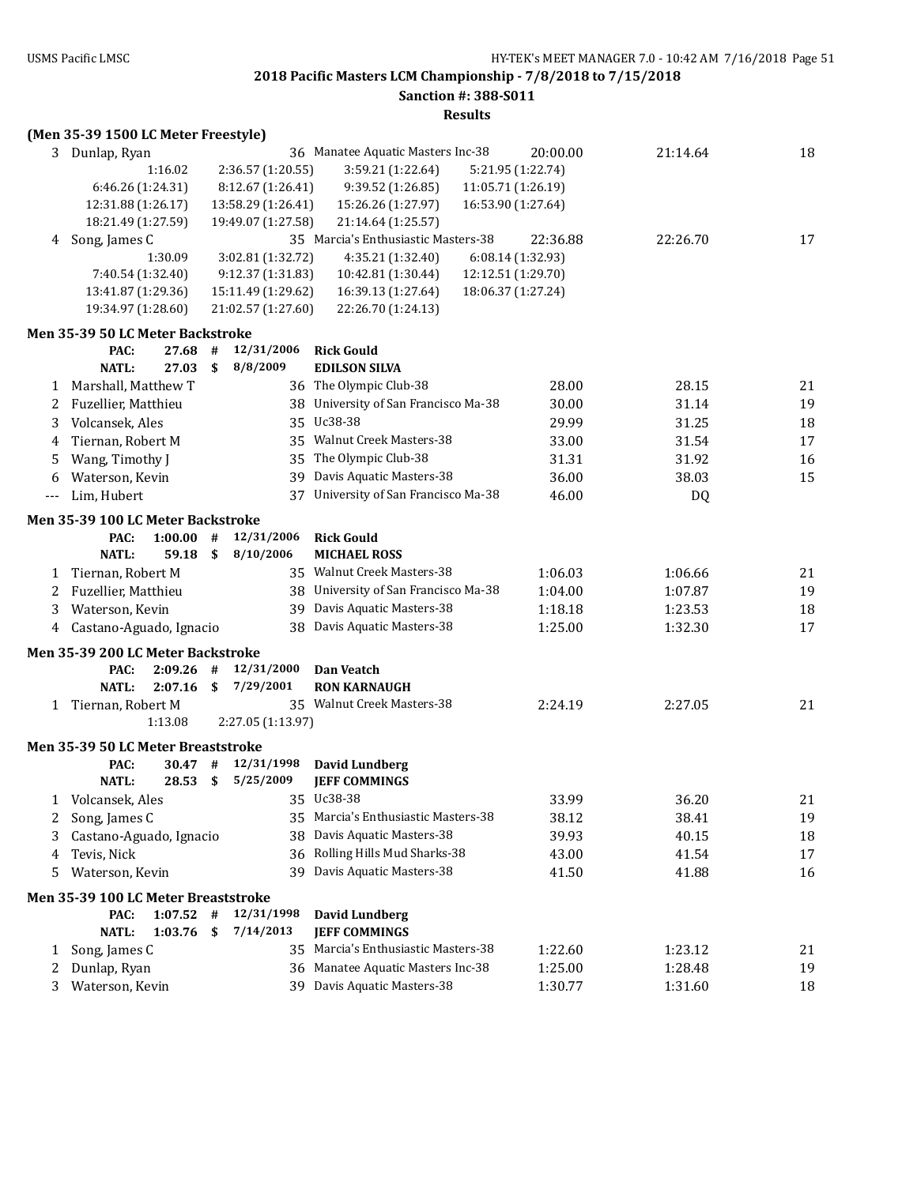**2018 Pacific Masters LCM Championship - 7/8/2018 to 7/15/2018**

**Sanction #: 388-S011**

**Results**

### (Men 35-39 1500 LC Meter Freestyle)

| Place | Name | Age | Team | Seed Time | Finals Time | Points |
|---|---|---|---|---|---|---|
| 3 | Dunlap, Ryan | 36 | Manatee Aquatic Masters Inc-38 | 20:00.00 | 21:14.64 | 18 |
| | 1:16.02 | 2:36.57 (1:20.55) | 3:59.21 (1:22.64) | 5:21.95 (1:22.74) | | |
| | 6:46.26 (1:24.31) | 8:12.67 (1:26.41) | 9:39.52 (1:26.85) | 11:05.71 (1:26.19) | | |
| | 12:31.88 (1:26.17) | 13:58.29 (1:26.41) | 15:26.26 (1:27.97) | 16:53.90 (1:27.64) | | |
| | 18:21.49 (1:27.59) | 19:49.07 (1:27.58) | 21:14.64 (1:25.57) | | | |
| 4 | Song, James C | 35 | Marcia's Enthusiastic Masters-38 | 22:36.88 | 22:26.70 | 17 |
| | 1:30.09 | 3:02.81 (1:32.72) | 4:35.21 (1:32.40) | 6:08.14 (1:32.93) | | |
| | 7:40.54 (1:32.40) | 9:12.37 (1:31.83) | 10:42.81 (1:30.44) | 12:12.51 (1:29.70) | | |
| | 13:41.87 (1:29.36) | 15:11.49 (1:29.62) | 16:39.13 (1:27.64) | 18:06.37 (1:27.24) | | |
| | 19:34.97 (1:28.60) | 21:02.57 (1:27.60) | 22:26.70 (1:24.13) | | | |

### Men 35-39 50 LC Meter Backstroke

| | | | | |
|---|---|---|---|---|
| PAC: | 27.68 | # | 12/31/2006 | Rick Gould |
| NATL: | 27.03 | $ | 8/8/2009 | EDILSON SILVA |

| Place | Name | Age | Team | Seed Time | Finals Time | Points |
|---|---|---|---|---|---|---|
| 1 | Marshall, Matthew T | 36 | The Olympic Club-38 | 28.00 | 28.15 | 21 |
| 2 | Fuzellier, Matthieu | 38 | University of San Francisco Ma-38 | 30.00 | 31.14 | 19 |
| 3 | Volcansek, Ales | 35 | Uc38-38 | 29.99 | 31.25 | 18 |
| 4 | Tiernan, Robert M | 35 | Walnut Creek Masters-38 | 33.00 | 31.54 | 17 |
| 5 | Wang, Timothy J | 35 | The Olympic Club-38 | 31.31 | 31.92 | 16 |
| 6 | Waterson, Kevin | 39 | Davis Aquatic Masters-38 | 36.00 | 38.03 | 15 |
| --- | Lim, Hubert | 37 | University of San Francisco Ma-38 | 46.00 | DQ | |

### Men 35-39 100 LC Meter Backstroke

| | | | | |
|---|---|---|---|---|
| PAC: | 1:00.00 | # | 12/31/2006 | Rick Gould |
| NATL: | 59.18 | $ | 8/10/2006 | MICHAEL ROSS |

| Place | Name | Age | Team | Seed Time | Finals Time | Points |
|---|---|---|---|---|---|---|
| 1 | Tiernan, Robert M | 35 | Walnut Creek Masters-38 | 1:06.03 | 1:06.66 | 21 |
| 2 | Fuzellier, Matthieu | 38 | University of San Francisco Ma-38 | 1:04.00 | 1:07.87 | 19 |
| 3 | Waterson, Kevin | 39 | Davis Aquatic Masters-38 | 1:18.18 | 1:23.53 | 18 |
| 4 | Castano-Aguado, Ignacio | 38 | Davis Aquatic Masters-38 | 1:25.00 | 1:32.30 | 17 |

### Men 35-39 200 LC Meter Backstroke

| | | | | |
|---|---|---|---|---|
| PAC: | 2:09.26 | # | 12/31/2000 | Dan Veatch |
| NATL: | 2:07.16 | $ | 7/29/2001 | RON KARNAUGH |

| Place | Name | Age | Team | Seed Time | Finals Time | Points |
|---|---|---|---|---|---|---|
| 1 | Tiernan, Robert M | 35 | Walnut Creek Masters-38 | 2:24.19 | 2:27.05 | 21 |
| | 1:13.08 | 2:27.05 (1:13.97) | | | | |

### Men 35-39 50 LC Meter Breaststroke

| | | | | |
|---|---|---|---|---|
| PAC: | 30.47 | # | 12/31/1998 | David Lundberg |
| NATL: | 28.53 | $ | 5/25/2009 | JEFF COMMINGS |

| Place | Name | Age | Team | Seed Time | Finals Time | Points |
|---|---|---|---|---|---|---|
| 1 | Volcansek, Ales | 35 | Uc38-38 | 33.99 | 36.20 | 21 |
| 2 | Song, James C | 35 | Marcia's Enthusiastic Masters-38 | 38.12 | 38.41 | 19 |
| 3 | Castano-Aguado, Ignacio | 38 | Davis Aquatic Masters-38 | 39.93 | 40.15 | 18 |
| 4 | Tevis, Nick | 36 | Rolling Hills Mud Sharks-38 | 43.00 | 41.54 | 17 |
| 5 | Waterson, Kevin | 39 | Davis Aquatic Masters-38 | 41.50 | 41.88 | 16 |

### Men 35-39 100 LC Meter Breaststroke

| | | | | |
|---|---|---|---|---|
| PAC: | 1:07.52 | # | 12/31/1998 | David Lundberg |
| NATL: | 1:03.76 | $ | 7/14/2013 | JEFF COMMINGS |

| Place | Name | Age | Team | Seed Time | Finals Time | Points |
|---|---|---|---|---|---|---|
| 1 | Song, James C | 35 | Marcia's Enthusiastic Masters-38 | 1:22.60 | 1:23.12 | 21 |
| 2 | Dunlap, Ryan | 36 | Manatee Aquatic Masters Inc-38 | 1:25.00 | 1:28.48 | 19 |
| 3 | Waterson, Kevin | 39 | Davis Aquatic Masters-38 | 1:30.77 | 1:31.60 | 18 |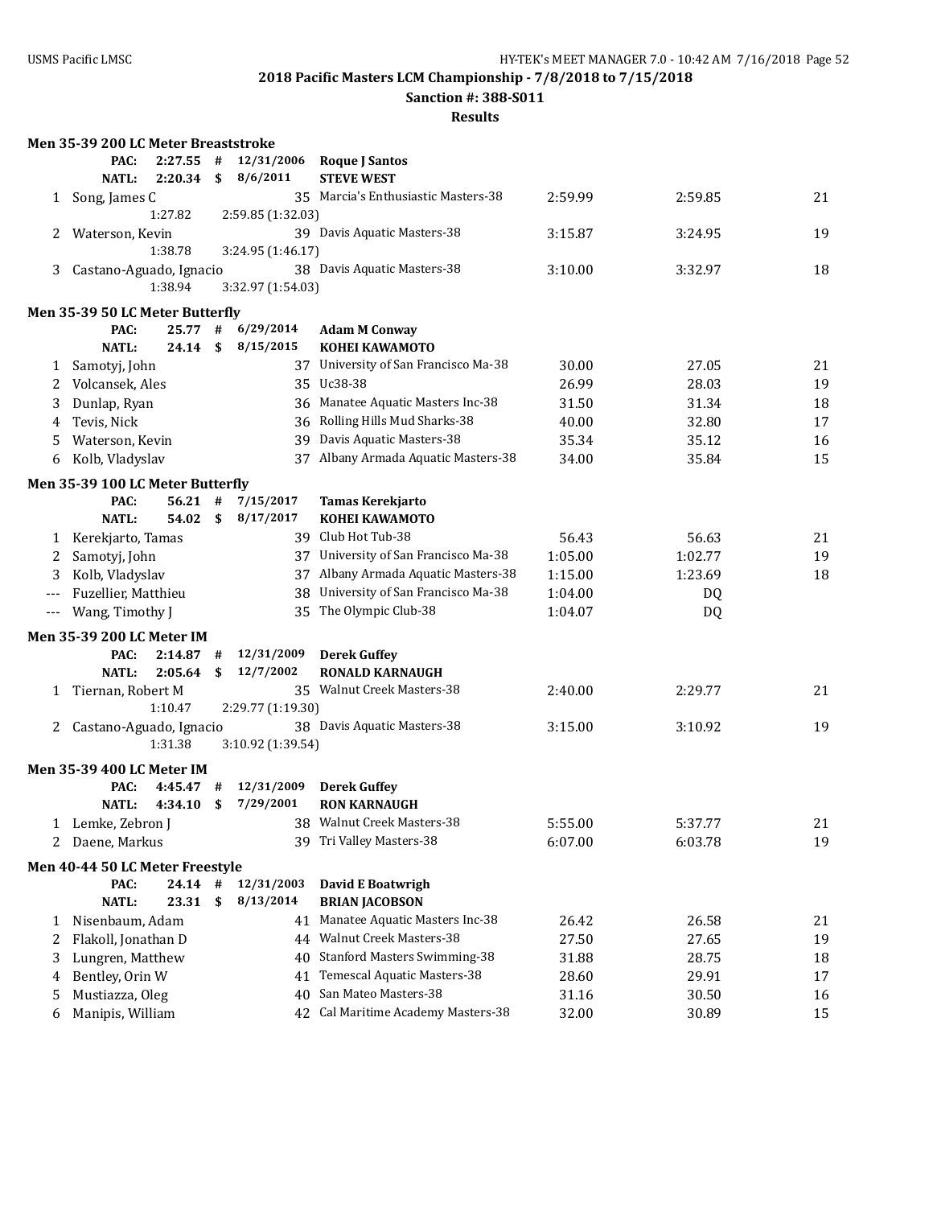**2018 Pacific Masters LCM Championship - 7/8/2018 to 7/15/2018**

**Sanction #: 388-S011**

**Results**

### Men 35-39 200 LC Meter Breaststroke

PAC: 2:27.55 # 12/31/2006 **Roque J Santos**
NATL: 2:20.34 $ 8/6/2011 **STEVE WEST**

| | Name | Age | Team | Seed Time | Finals Time | Points |
|---|---|---|---|---|---|---|
| 1 | Song, James C | 35 | Marcia's Enthusiastic Masters-38 | 2:59.99 | 2:59.85 | 21 |
| | 1:27.82 | | 2:59.85 (1:32.03) | | | |
| 2 | Waterson, Kevin | 39 | Davis Aquatic Masters-38 | 3:15.87 | 3:24.95 | 19 |
| | 1:38.78 | | 3:24.95 (1:46.17) | | | |
| 3 | Castano-Aguado, Ignacio | 38 | Davis Aquatic Masters-38 | 3:10.00 | 3:32.97 | 18 |
| | 1:38.94 | | 3:32.97 (1:54.03) | | | |

### Men 35-39 50 LC Meter Butterfly

PAC: 25.77 # 6/29/2014 **Adam M Conway**
NATL: 24.14 $ 8/15/2015 **KOHEI KAWAMOTO**

| | Name | Age | Team | Seed Time | Finals Time | Points |
|---|---|---|---|---|---|---|
| 1 | Samotyj, John | 37 | University of San Francisco Ma-38 | 30.00 | 27.05 | 21 |
| 2 | Volcansek, Ales | 35 | Uc38-38 | 26.99 | 28.03 | 19 |
| 3 | Dunlap, Ryan | 36 | Manatee Aquatic Masters Inc-38 | 31.50 | 31.34 | 18 |
| 4 | Tevis, Nick | 36 | Rolling Hills Mud Sharks-38 | 40.00 | 32.80 | 17 |
| 5 | Waterson, Kevin | 39 | Davis Aquatic Masters-38 | 35.34 | 35.12 | 16 |
| 6 | Kolb, Vladyslav | 37 | Albany Armada Aquatic Masters-38 | 34.00 | 35.84 | 15 |

### Men 35-39 100 LC Meter Butterfly

PAC: 56.21 # 7/15/2017 **Tamas Kerekjarto**
NATL: 54.02 $ 8/17/2017 **KOHEI KAWAMOTO**

| | Name | Age | Team | Seed Time | Finals Time | Points |
|---|---|---|---|---|---|---|
| 1 | Kerekjarto, Tamas | 39 | Club Hot Tub-38 | 56.43 | 56.63 | 21 |
| 2 | Samotyj, John | 37 | University of San Francisco Ma-38 | 1:05.00 | 1:02.77 | 19 |
| 3 | Kolb, Vladyslav | 37 | Albany Armada Aquatic Masters-38 | 1:15.00 | 1:23.69 | 18 |
| --- | Fuzellier, Matthieu | 38 | University of San Francisco Ma-38 | 1:04.00 | DQ | |
| --- | Wang, Timothy J | 35 | The Olympic Club-38 | 1:04.07 | DQ | |

### Men 35-39 200 LC Meter IM

PAC: 2:14.87 # 12/31/2009 **Derek Guffey**
NATL: 2:05.64 $ 12/7/2002 **RONALD KARNAUGH**

| | Name | Age | Team | Seed Time | Finals Time | Points |
|---|---|---|---|---|---|---|
| 1 | Tiernan, Robert M | 35 | Walnut Creek Masters-38 | 2:40.00 | 2:29.77 | 21 |
| | 1:10.47 | | 2:29.77 (1:19.30) | | | |
| 2 | Castano-Aguado, Ignacio | 38 | Davis Aquatic Masters-38 | 3:15.00 | 3:10.92 | 19 |
| | 1:31.38 | | 3:10.92 (1:39.54) | | | |

### Men 35-39 400 LC Meter IM

PAC: 4:45.47 # 12/31/2009 **Derek Guffey**
NATL: 4:34.10 $ 7/29/2001 **RON KARNAUGH**

| | Name | Age | Team | Seed Time | Finals Time | Points |
|---|---|---|---|---|---|---|
| 1 | Lemke, Zebron J | 38 | Walnut Creek Masters-38 | 5:55.00 | 5:37.77 | 21 |
| 2 | Daene, Markus | 39 | Tri Valley Masters-38 | 6:07.00 | 6:03.78 | 19 |

### Men 40-44 50 LC Meter Freestyle

PAC: 24.14 # 12/31/2003 **David E Boatwrigh**
NATL: 23.31 $ 8/13/2014 **BRIAN JACOBSON**

| | Name | Age | Team | Seed Time | Finals Time | Points |
|---|---|---|---|---|---|---|
| 1 | Nisenbaum, Adam | 41 | Manatee Aquatic Masters Inc-38 | 26.42 | 26.58 | 21 |
| 2 | Flakoll, Jonathan D | 44 | Walnut Creek Masters-38 | 27.50 | 27.65 | 19 |
| 3 | Lungren, Matthew | 40 | Stanford Masters Swimming-38 | 31.88 | 28.75 | 18 |
| 4 | Bentley, Orin W | 41 | Temescal Aquatic Masters-38 | 28.60 | 29.91 | 17 |
| 5 | Mustiazza, Oleg | 40 | San Mateo Masters-38 | 31.16 | 30.50 | 16 |
| 6 | Manipis, William | 42 | Cal Maritime Academy Masters-38 | 32.00 | 30.89 | 15 |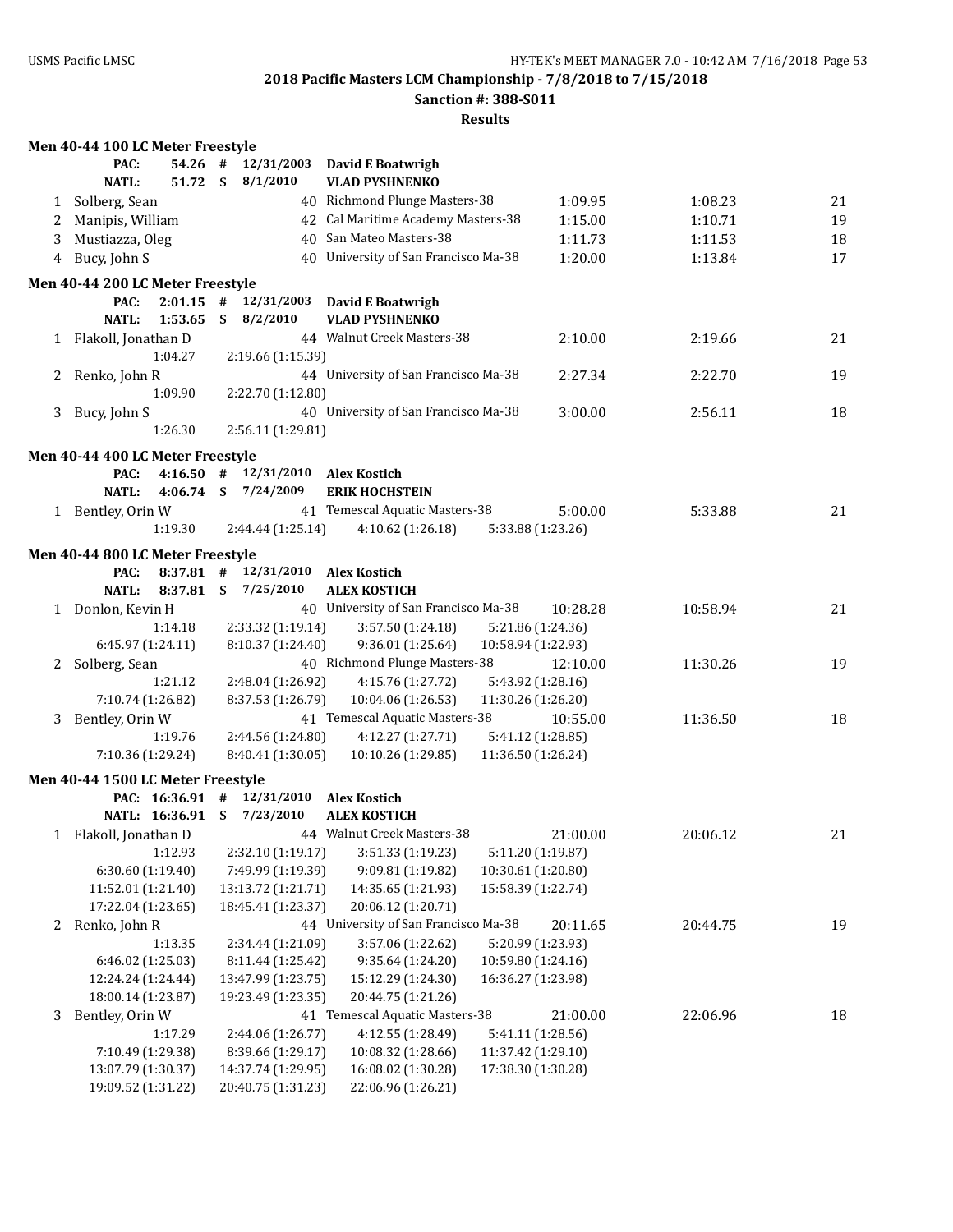**2018 Pacific Masters LCM Championship - 7/8/2018 to 7/15/2018**

**Sanction #: 388-S011**

**Results**

### Men 40-44 100 LC Meter Freestyle

PAC: 54.26 # 12/31/2003 David E Boatwrigh
NATL: 51.72 $ 8/1/2010 VLAD PYSHNENKO

| | Name | Age | Team | Seed Time | Finals Time | Points |
|---|---|---|---|---|---|---|
| 1 | Solberg, Sean | 40 | Richmond Plunge Masters-38 | 1:09.95 | 1:08.23 | 21 |
| 2 | Manipis, William | 42 | Cal Maritime Academy Masters-38 | 1:15.00 | 1:10.71 | 19 |
| 3 | Mustiazza, Oleg | 40 | San Mateo Masters-38 | 1:11.73 | 1:11.53 | 18 |
| 4 | Bucy, John S | 40 | University of San Francisco Ma-38 | 1:20.00 | 1:13.84 | 17 |

### Men 40-44 200 LC Meter Freestyle

PAC: 2:01.15 # 12/31/2003 David E Boatwrigh
NATL: 1:53.65 $ 8/2/2010 VLAD PYSHNENKO

| | Name | Age | Team | Seed Time | Finals Time | Points |
|---|---|---|---|---|---|---|
| 1 | Flakoll, Jonathan D | 44 | Walnut Creek Masters-38 | 2:10.00 | 2:19.66 | 21 |
| | 1:04.27 | 2:19.66 (1:15.39) | | | | |
| 2 | Renko, John R | 44 | University of San Francisco Ma-38 | 2:27.34 | 2:22.70 | 19 |
| | 1:09.90 | 2:22.70 (1:12.80) | | | | |
| 3 | Bucy, John S | 40 | University of San Francisco Ma-38 | 3:00.00 | 2:56.11 | 18 |
| | 1:26.30 | 2:56.11 (1:29.81) | | | | |

### Men 40-44 400 LC Meter Freestyle

PAC: 4:16.50 # 12/31/2010 Alex Kostich
NATL: 4:06.74 $ 7/24/2009 ERIK HOCHSTEIN

| | Name | Age | Team | Seed Time | Finals Time | Points |
|---|---|---|---|---|---|---|
| 1 | Bentley, Orin W | 41 | Temescal Aquatic Masters-38 | 5:00.00 | 5:33.88 | 21 |
| | 1:19.30 | 2:44.44 (1:25.14) | 4:10.62 (1:26.18) | 5:33.88 (1:23.26) | | |

### Men 40-44 800 LC Meter Freestyle

PAC: 8:37.81 # 12/31/2010 Alex Kostich
NATL: 8:37.81 $ 7/25/2010 ALEX KOSTICH

| | Name | Age | Team | Seed Time | Finals Time | Points |
|---|---|---|---|---|---|---|
| 1 | Donlon, Kevin H | 40 | University of San Francisco Ma-38 | 10:28.28 | 10:58.94 | 21 |
| | 1:14.18 | 2:33.32 (1:19.14) | 3:57.50 (1:24.18) | 5:21.86 (1:24.36) | | |
| | 6:45.97 (1:24.11) | 8:10.37 (1:24.40) | 9:36.01 (1:25.64) | 10:58.94 (1:22.93) | | |
| 2 | Solberg, Sean | 40 | Richmond Plunge Masters-38 | 12:10.00 | 11:30.26 | 19 |
| | 1:21.12 | 2:48.04 (1:26.92) | 4:15.76 (1:27.72) | 5:43.92 (1:28.16) | | |
| | 7:10.74 (1:26.82) | 8:37.53 (1:26.79) | 10:04.06 (1:26.53) | 11:30.26 (1:26.20) | | |
| 3 | Bentley, Orin W | 41 | Temescal Aquatic Masters-38 | 10:55.00 | 11:36.50 | 18 |
| | 1:19.76 | 2:44.56 (1:24.80) | 4:12.27 (1:27.71) | 5:41.12 (1:28.85) | | |
| | 7:10.36 (1:29.24) | 8:40.41 (1:30.05) | 10:10.26 (1:29.85) | 11:36.50 (1:26.24) | | |

### Men 40-44 1500 LC Meter Freestyle

PAC: 16:36.91 # 12/31/2010 Alex Kostich
NATL: 16:36.91 $ 7/23/2010 ALEX KOSTICH

| | Name | Age | Team | Seed Time | Finals Time | Points |
|---|---|---|---|---|---|---|
| 1 | Flakoll, Jonathan D | 44 | Walnut Creek Masters-38 | 21:00.00 | 20:06.12 | 21 |
| | 1:12.93 | 2:32.10 (1:19.17) | 3:51.33 (1:19.23) | 5:11.20 (1:19.87) | | |
| | 6:30.60 (1:19.40) | 7:49.99 (1:19.39) | 9:09.81 (1:19.82) | 10:30.61 (1:20.80) | | |
| | 11:52.01 (1:21.40) | 13:13.72 (1:21.71) | 14:35.65 (1:21.93) | 15:58.39 (1:22.74) | | |
| | 17:22.04 (1:23.65) | 18:45.41 (1:23.37) | 20:06.12 (1:20.71) | | | |
| 2 | Renko, John R | 44 | University of San Francisco Ma-38 | 20:11.65 | 20:44.75 | 19 |
| | 1:13.35 | 2:34.44 (1:21.09) | 3:57.06 (1:22.62) | 5:20.99 (1:23.93) | | |
| | 6:46.02 (1:25.03) | 8:11.44 (1:25.42) | 9:35.64 (1:24.20) | 10:59.80 (1:24.16) | | |
| | 12:24.24 (1:24.44) | 13:47.99 (1:23.75) | 15:12.29 (1:24.30) | 16:36.27 (1:23.98) | | |
| | 18:00.14 (1:23.87) | 19:23.49 (1:23.35) | 20:44.75 (1:21.26) | | | |
| 3 | Bentley, Orin W | 41 | Temescal Aquatic Masters-38 | 21:00.00 | 22:06.96 | 18 |
| | 1:17.29 | 2:44.06 (1:26.77) | 4:12.55 (1:28.49) | 5:41.11 (1:28.56) | | |
| | 7:10.49 (1:29.38) | 8:39.66 (1:29.17) | 10:08.32 (1:28.66) | 11:37.42 (1:29.10) | | |
| | 13:07.79 (1:30.37) | 14:37.74 (1:29.95) | 16:08.02 (1:30.28) | 17:38.30 (1:30.28) | | |
| | 19:09.52 (1:31.22) | 20:40.75 (1:31.23) | 22:06.96 (1:26.21) | | | |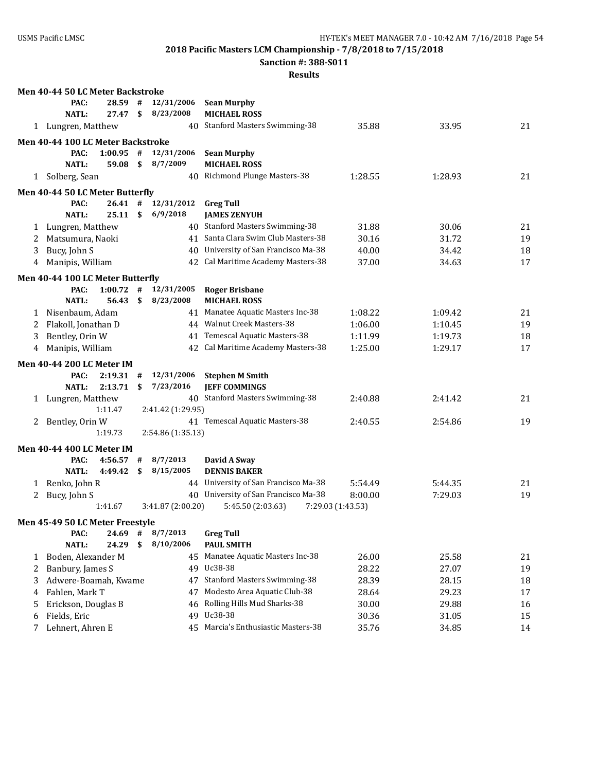2018 Pacific Masters LCM Championship - 7/8/2018 to 7/15/2018

Sanction #: 388-S011

Results

### Men 40-44 50 LC Meter Backstroke

PAC: 28.59 # 12/31/2006 Sean Murphy
NATL: 27.47 $ 8/23/2008 MICHAEL ROSS

| Place | Name | Age | Team | Seed Time | Finals Time | Points |
|---|---|---|---|---|---|---|
| 1 | Lungren, Matthew | 40 | Stanford Masters Swimming-38 | 35.88 | 33.95 | 21 |

### Men 40-44 100 LC Meter Backstroke

PAC: 1:00.95 # 12/31/2006 Sean Murphy
NATL: 59.08 $ 8/7/2009 MICHAEL ROSS

| Place | Name | Age | Team | Seed Time | Finals Time | Points |
|---|---|---|---|---|---|---|
| 1 | Solberg, Sean | 40 | Richmond Plunge Masters-38 | 1:28.55 | 1:28.93 | 21 |

### Men 40-44 50 LC Meter Butterfly

PAC: 26.41 # 12/31/2012 Greg Tull
NATL: 25.11 $ 6/9/2018 JAMES ZENYUH

| Place | Name | Age | Team | Seed Time | Finals Time | Points |
|---|---|---|---|---|---|---|
| 1 | Lungren, Matthew | 40 | Stanford Masters Swimming-38 | 31.88 | 30.06 | 21 |
| 2 | Matsumura, Naoki | 41 | Santa Clara Swim Club Masters-38 | 30.16 | 31.72 | 19 |
| 3 | Bucy, John S | 40 | University of San Francisco Ma-38 | 40.00 | 34.42 | 18 |
| 4 | Manipis, William | 42 | Cal Maritime Academy Masters-38 | 37.00 | 34.63 | 17 |

### Men 40-44 100 LC Meter Butterfly

PAC: 1:00.72 # 12/31/2005 Roger Brisbane
NATL: 56.43 $ 8/23/2008 MICHAEL ROSS

| Place | Name | Age | Team | Seed Time | Finals Time | Points |
|---|---|---|---|---|---|---|
| 1 | Nisenbaum, Adam | 41 | Manatee Aquatic Masters Inc-38 | 1:08.22 | 1:09.42 | 21 |
| 2 | Flakoll, Jonathan D | 44 | Walnut Creek Masters-38 | 1:06.00 | 1:10.45 | 19 |
| 3 | Bentley, Orin W | 41 | Temescal Aquatic Masters-38 | 1:11.99 | 1:19.73 | 18 |
| 4 | Manipis, William | 42 | Cal Maritime Academy Masters-38 | 1:25.00 | 1:29.17 | 17 |

### Men 40-44 200 LC Meter IM

PAC: 2:19.31 # 12/31/2006 Stephen M Smith
NATL: 2:13.71 $ 7/23/2016 JEFF COMMINGS

| Place | Name | Age | Team | Seed Time | Finals Time | Points |
|---|---|---|---|---|---|---|
| 1 | Lungren, Matthew | 40 | Stanford Masters Swimming-38 | 2:40.88 | 2:41.42 | 21 |
| | 1:11.47 | | 2:41.42 (1:29.95) | | | |
| 2 | Bentley, Orin W | 41 | Temescal Aquatic Masters-38 | 2:40.55 | 2:54.86 | 19 |
| | 1:19.73 | | 2:54.86 (1:35.13) | | | |

### Men 40-44 400 LC Meter IM

PAC: 4:56.57 # 8/7/2013 David A Sway
NATL: 4:49.42 $ 8/15/2005 DENNIS BAKER

| Place | Name | Age | Team | Seed Time | Finals Time | Points |
|---|---|---|---|---|---|---|
| 1 | Renko, John R | 44 | University of San Francisco Ma-38 | 5:54.49 | 5:44.35 | 21 |
| 2 | Bucy, John S | 40 | University of San Francisco Ma-38 | 8:00.00 | 7:29.03 | 19 |
| | 1:41.67 | | 3:41.87 (2:00.20) 5:45.50 (2:03.63) 7:29.03 (1:43.53) | | | |

### Men 45-49 50 LC Meter Freestyle

PAC: 24.69 # 8/7/2013 Greg Tull
NATL: 24.29 $ 8/10/2006 PAUL SMITH

| Place | Name | Age | Team | Seed Time | Finals Time | Points |
|---|---|---|---|---|---|---|
| 1 | Boden, Alexander M | 45 | Manatee Aquatic Masters Inc-38 | 26.00 | 25.58 | 21 |
| 2 | Banbury, James S | 49 | Uc38-38 | 28.22 | 27.07 | 19 |
| 3 | Adwere-Boamah, Kwame | 47 | Stanford Masters Swimming-38 | 28.39 | 28.15 | 18 |
| 4 | Fahlen, Mark T | 47 | Modesto Area Aquatic Club-38 | 28.64 | 29.23 | 17 |
| 5 | Erickson, Douglas B | 46 | Rolling Hills Mud Sharks-38 | 30.00 | 29.88 | 16 |
| 6 | Fields, Eric | 49 | Uc38-38 | 30.36 | 31.05 | 15 |
| 7 | Lehnert, Ahren E | 45 | Marcia's Enthusiastic Masters-38 | 35.76 | 34.85 | 14 |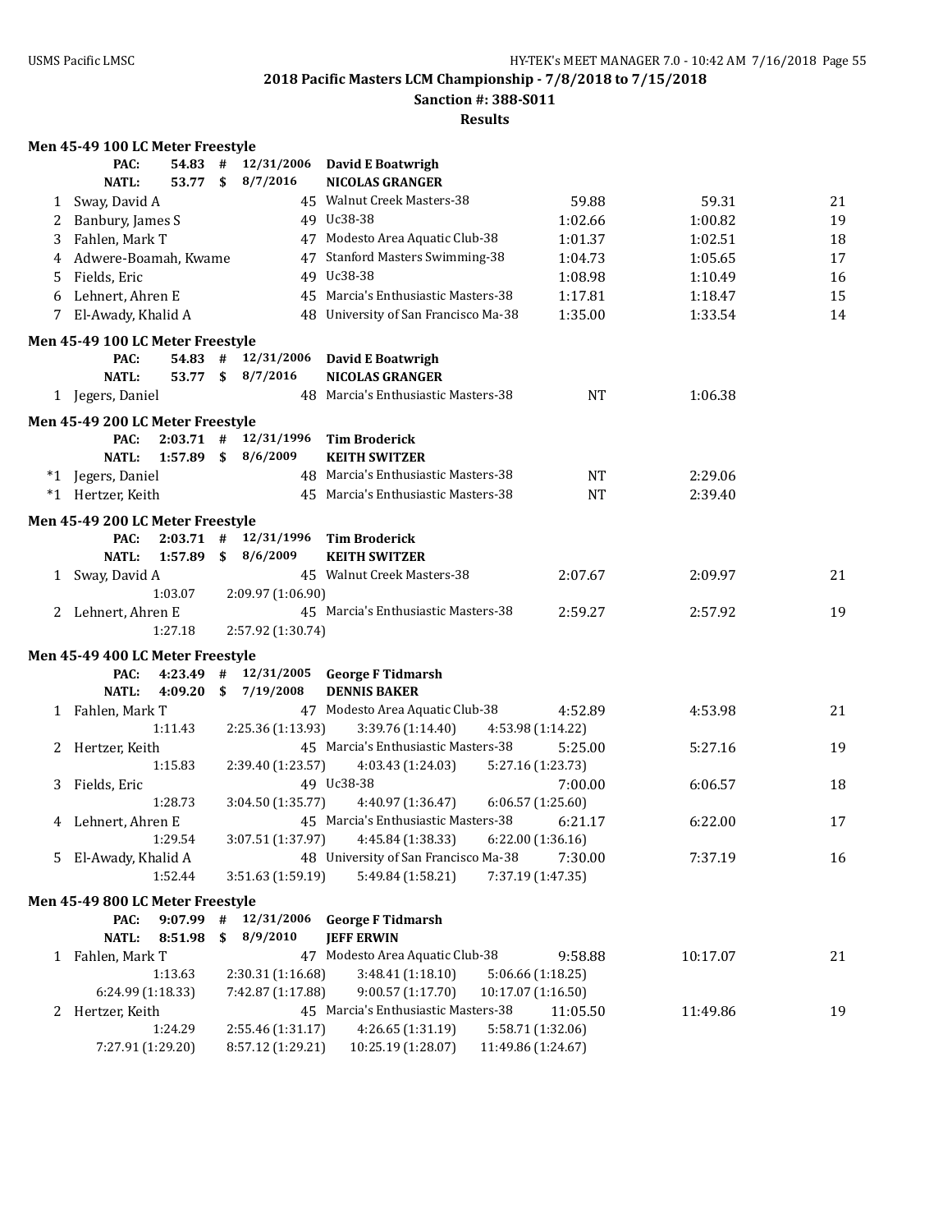**2018 Pacific Masters LCM Championship - 7/8/2018 to 7/15/2018**

**Sanction #: 388-S011**

**Results**

### Men 45-49 100 LC Meter Freestyle

| | | | | | |
|---|---|---|---|---|---|
| **PAC:** | **54.83** | **#** | **12/31/2006** | **David E Boatwrigh** | |
| **NATL:** | **53.77** | **$** | **8/7/2016** | **NICOLAS GRANGER** | |

| Place | Name | Age | Team | Seed Time | Finals Time | Points |
|---|---|---|---|---|---|---|
| 1 | Sway, David A | 45 | Walnut Creek Masters-38 | 59.88 | 59.31 | 21 |
| 2 | Banbury, James S | 49 | Uc38-38 | 1:02.66 | 1:00.82 | 19 |
| 3 | Fahlen, Mark T | 47 | Modesto Area Aquatic Club-38 | 1:01.37 | 1:02.51 | 18 |
| 4 | Adwere-Boamah, Kwame | 47 | Stanford Masters Swimming-38 | 1:04.73 | 1:05.65 | 17 |
| 5 | Fields, Eric | 49 | Uc38-38 | 1:08.98 | 1:10.49 | 16 |
| 6 | Lehnert, Ahren E | 45 | Marcia's Enthusiastic Masters-38 | 1:17.81 | 1:18.47 | 15 |
| 7 | El-Awady, Khalid A | 48 | University of San Francisco Ma-38 | 1:35.00 | 1:33.54 | 14 |

### Men 45-49 100 LC Meter Freestyle

| | | | | | |
|---|---|---|---|---|---|
| **PAC:** | **54.83** | **#** | **12/31/2006** | **David E Boatwrigh** | |
| **NATL:** | **53.77** | **$** | **8/7/2016** | **NICOLAS GRANGER** | |

| Place | Name | Age | Team | Seed Time | Finals Time | Points |
|---|---|---|---|---|---|---|
| 1 | Jegers, Daniel | 48 | Marcia's Enthusiastic Masters-38 | NT | 1:06.38 | |

### Men 45-49 200 LC Meter Freestyle

| | | | | | |
|---|---|---|---|---|---|
| **PAC:** | **2:03.71** | **#** | **12/31/1996** | **Tim Broderick** | |
| **NATL:** | **1:57.89** | **$** | **8/6/2009** | **KEITH SWITZER** | |

| Place | Name | Age | Team | Seed Time | Finals Time | Points |
|---|---|---|---|---|---|---|
| *1 | Jegers, Daniel | 48 | Marcia's Enthusiastic Masters-38 | NT | 2:29.06 | |
| *1 | Hertzer, Keith | 45 | Marcia's Enthusiastic Masters-38 | NT | 2:39.40 | |

### Men 45-49 200 LC Meter Freestyle

| | | | | | |
|---|---|---|---|---|---|
| **PAC:** | **2:03.71** | **#** | **12/31/1996** | **Tim Broderick** | |
| **NATL:** | **1:57.89** | **$** | **8/6/2009** | **KEITH SWITZER** | |

| Place | Name | Age | Team | Seed Time | Finals Time | Points |
|---|---|---|---|---|---|---|
| 1 | Sway, David A | 45 | Walnut Creek Masters-38 | 2:07.67 | 2:09.97 | 21 |
| | 1:03.07 | | 2:09.97 (1:06.90) | | | |
| 2 | Lehnert, Ahren E | 45 | Marcia's Enthusiastic Masters-38 | 2:59.27 | 2:57.92 | 19 |
| | 1:27.18 | | 2:57.92 (1:30.74) | | | |

### Men 45-49 400 LC Meter Freestyle

| | | | | | |
|---|---|---|---|---|---|
| **PAC:** | **4:23.49** | **#** | **12/31/2005** | **George F Tidmarsh** | |
| **NATL:** | **4:09.20** | **$** | **7/19/2008** | **DENNIS BAKER** | |

| Place | Name | Age | Team | Seed Time | Finals Time | Points |
|---|---|---|---|---|---|---|
| 1 | Fahlen, Mark T | 47 | Modesto Area Aquatic Club-38 | 4:52.89 | 4:53.98 | 21 |
| | 1:11.43 | 2:25.36 (1:13.93) | 3:39.76 (1:14.40) | 4:53.98 (1:14.22) | | |
| 2 | Hertzer, Keith | 45 | Marcia's Enthusiastic Masters-38 | 5:25.00 | 5:27.16 | 19 |
| | 1:15.83 | 2:39.40 (1:23.57) | 4:03.43 (1:24.03) | 5:27.16 (1:23.73) | | |
| 3 | Fields, Eric | 49 | Uc38-38 | 7:00.00 | 6:06.57 | 18 |
| | 1:28.73 | 3:04.50 (1:35.77) | 4:40.97 (1:36.47) | 6:06.57 (1:25.60) | | |
| 4 | Lehnert, Ahren E | 45 | Marcia's Enthusiastic Masters-38 | 6:21.17 | 6:22.00 | 17 |
| | 1:29.54 | 3:07.51 (1:37.97) | 4:45.84 (1:38.33) | 6:22.00 (1:36.16) | | |
| 5 | El-Awady, Khalid A | 48 | University of San Francisco Ma-38 | 7:30.00 | 7:37.19 | 16 |
| | 1:52.44 | 3:51.63 (1:59.19) | 5:49.84 (1:58.21) | 7:37.19 (1:47.35) | | |

### Men 45-49 800 LC Meter Freestyle

| | | | | | |
|---|---|---|---|---|---|
| **PAC:** | **9:07.99** | **#** | **12/31/2006** | **George F Tidmarsh** | |
| **NATL:** | **8:51.98** | **$** | **8/9/2010** | **JEFF ERWIN** | |

| Place | Name | Age | Team | Seed Time | Finals Time | Points |
|---|---|---|---|---|---|---|
| 1 | Fahlen, Mark T | 47 | Modesto Area Aquatic Club-38 | 9:58.88 | 10:17.07 | 21 |
| | 1:13.63 | 2:30.31 (1:16.68) | 3:48.41 (1:18.10) | 5:06.66 (1:18.25) | | |
| | 6:24.99 (1:18.33) | 7:42.87 (1:17.88) | 9:00.57 (1:17.70) | 10:17.07 (1:16.50) | | |
| 2 | Hertzer, Keith | 45 | Marcia's Enthusiastic Masters-38 | 11:05.50 | 11:49.86 | 19 |
| | 1:24.29 | 2:55.46 (1:31.17) | 4:26.65 (1:31.19) | 5:58.71 (1:32.06) | | |
| | 7:27.91 (1:29.20) | 8:57.12 (1:29.21) | 10:25.19 (1:28.07) | 11:49.86 (1:24.67) | | |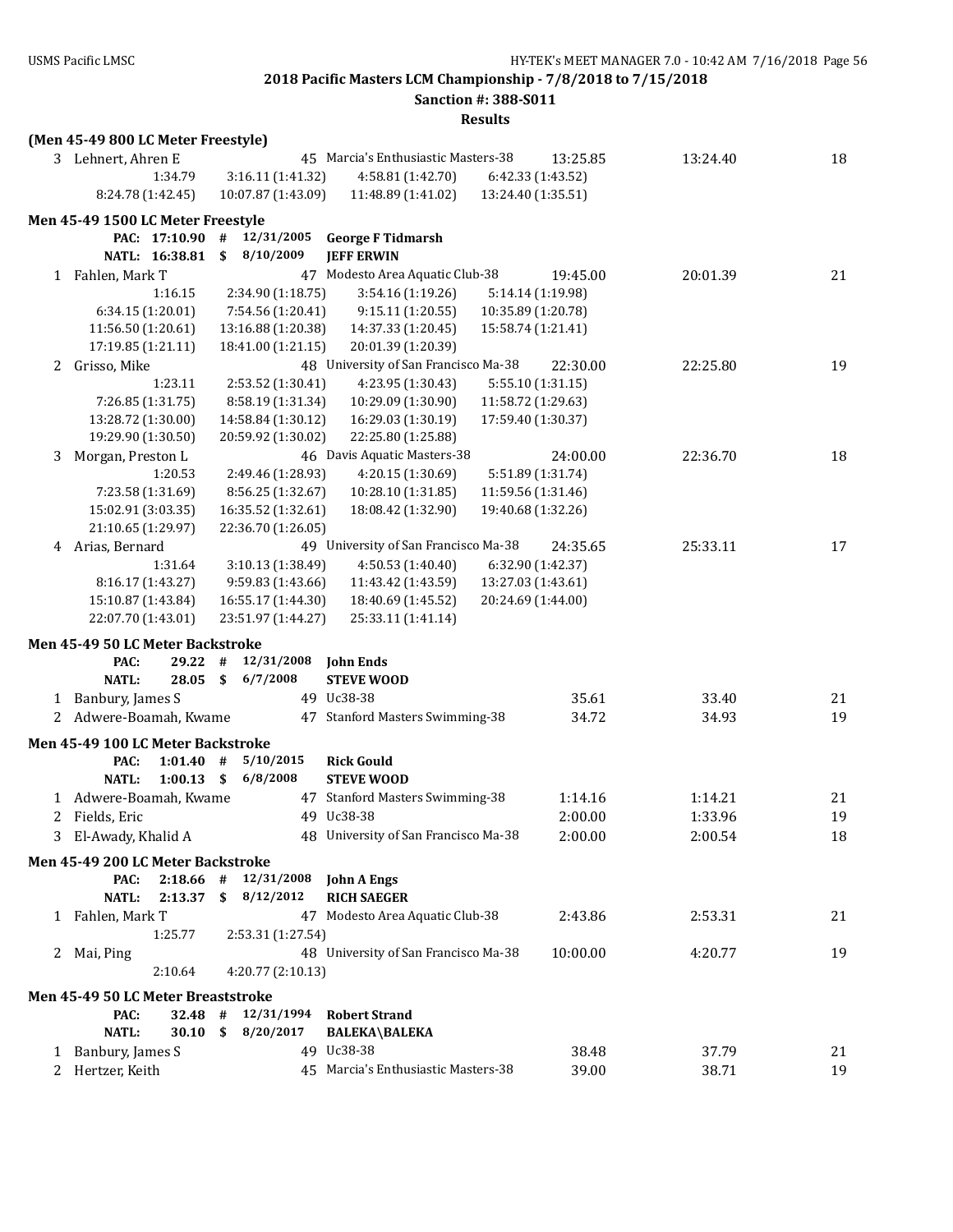**2018 Pacific Masters LCM Championship - 7/8/2018 to 7/15/2018**

**Sanction #: 388-S011**

**Results**

**(Men 45-49 800 LC Meter Freestyle)**

3 Lehnert, Ahren E — 45 Marcia's Enthusiastic Masters-38 — 13:25.85 — 13:24.40 — 18

1:34.79 | 3:16.11 (1:41.32) | 4:58.81 (1:42.70) | 6:42.33 (1:43.52)
8:24.78 (1:42.45) | 10:07.87 (1:43.09) | 11:48.89 (1:41.02) | 13:24.40 (1:35.51)

**Men 45-49 1500 LC Meter Freestyle**

PAC: 17:10.90 # 12/31/2005 **George F Tidmarsh**
NATL: 16:38.81 $ 8/10/2009 **JEFF ERWIN**

1 Fahlen, Mark T — 47 Modesto Area Aquatic Club-38 — 19:45.00 — 20:01.39 — 21

1:16.15 | 2:34.90 (1:18.75) | 3:54.16 (1:19.26) | 5:14.14 (1:19.98)
6:34.15 (1:20.01) | 7:54.56 (1:20.41) | 9:15.11 (1:20.55) | 10:35.89 (1:20.78)
11:56.50 (1:20.61) | 13:16.88 (1:20.38) | 14:37.33 (1:20.45) | 15:58.74 (1:21.41)
17:19.85 (1:21.11) | 18:41.00 (1:21.15) | 20:01.39 (1:20.39)

2 Grisso, Mike — 48 University of San Francisco Ma-38 — 22:30.00 — 22:25.80 — 19

1:23.11 | 2:53.52 (1:30.41) | 4:23.95 (1:30.43) | 5:55.10 (1:31.15)
7:26.85 (1:31.75) | 8:58.19 (1:31.34) | 10:29.09 (1:30.90) | 11:58.72 (1:29.63)
13:28.72 (1:30.00) | 14:58.84 (1:30.12) | 16:29.03 (1:30.19) | 17:59.40 (1:30.37)
19:29.90 (1:30.50) | 20:59.92 (1:30.02) | 22:25.80 (1:25.88)

3 Morgan, Preston L — 46 Davis Aquatic Masters-38 — 24:00.00 — 22:36.70 — 18

1:20.53 | 2:49.46 (1:28.93) | 4:20.15 (1:30.69) | 5:51.89 (1:31.74)
7:23.58 (1:31.69) | 8:56.25 (1:32.67) | 10:28.10 (1:31.85) | 11:59.56 (1:31.46)
15:02.91 (3:03.35) | 16:35.52 (1:32.61) | 18:08.42 (1:32.90) | 19:40.68 (1:32.26)
21:10.65 (1:29.97) | 22:36.70 (1:26.05)

4 Arias, Bernard — 49 University of San Francisco Ma-38 — 24:35.65 — 25:33.11 — 17

1:31.64 | 3:10.13 (1:38.49) | 4:50.53 (1:40.40) | 6:32.90 (1:42.37)
8:16.17 (1:43.27) | 9:59.83 (1:43.66) | 11:43.42 (1:43.59) | 13:27.03 (1:43.61)
15:10.87 (1:43.84) | 16:55.17 (1:44.30) | 18:40.69 (1:45.52) | 20:24.69 (1:44.00)
22:07.70 (1:43.01) | 23:51.97 (1:44.27) | 25:33.11 (1:41.14)

**Men 45-49 50 LC Meter Backstroke**

PAC: 29.22 # 12/31/2008 **John Ends**
NATL: 28.05 $ 6/7/2008 **STEVE WOOD**

| Place | Name | Age | Team | Seed Time | Finals Time | Points |
|---|---|---|---|---|---|---|
| 1 | Banbury, James S | 49 | Uc38-38 | 35.61 | 33.40 | 21 |
| 2 | Adwere-Boamah, Kwame | 47 | Stanford Masters Swimming-38 | 34.72 | 34.93 | 19 |

**Men 45-49 100 LC Meter Backstroke**

PAC: 1:01.40 # 5/10/2015 **Rick Gould**
NATL: 1:00.13 $ 6/8/2008 **STEVE WOOD**

| Place | Name | Age | Team | Seed Time | Finals Time | Points |
|---|---|---|---|---|---|---|
| 1 | Adwere-Boamah, Kwame | 47 | Stanford Masters Swimming-38 | 1:14.16 | 1:14.21 | 21 |
| 2 | Fields, Eric | 49 | Uc38-38 | 2:00.00 | 1:33.96 | 19 |
| 3 | El-Awady, Khalid A | 48 | University of San Francisco Ma-38 | 2:00.00 | 2:00.54 | 18 |

**Men 45-49 200 LC Meter Backstroke**

PAC: 2:18.66 # 12/31/2008 **John A Engs**
NATL: 2:13.37 $ 8/12/2012 **RICH SAEGER**

1 Fahlen, Mark T — 47 Modesto Area Aquatic Club-38 — 2:43.86 — 2:53.31 — 21

1:25.77 | 2:53.31 (1:27.54)

2 Mai, Ping — 48 University of San Francisco Ma-38 — 10:00.00 — 4:20.77 — 19

2:10.64 | 4:20.77 (2:10.13)

**Men 45-49 50 LC Meter Breaststroke**

PAC: 32.48 # 12/31/1994 **Robert Strand**
NATL: 30.10 $ 8/20/2017 **BALEKA\BALEKA**

| Place | Name | Age | Team | Seed Time | Finals Time | Points |
|---|---|---|---|---|---|---|
| 1 | Banbury, James S | 49 | Uc38-38 | 38.48 | 37.79 | 21 |
| 2 | Hertzer, Keith | 45 | Marcia's Enthusiastic Masters-38 | 39.00 | 38.71 | 19 |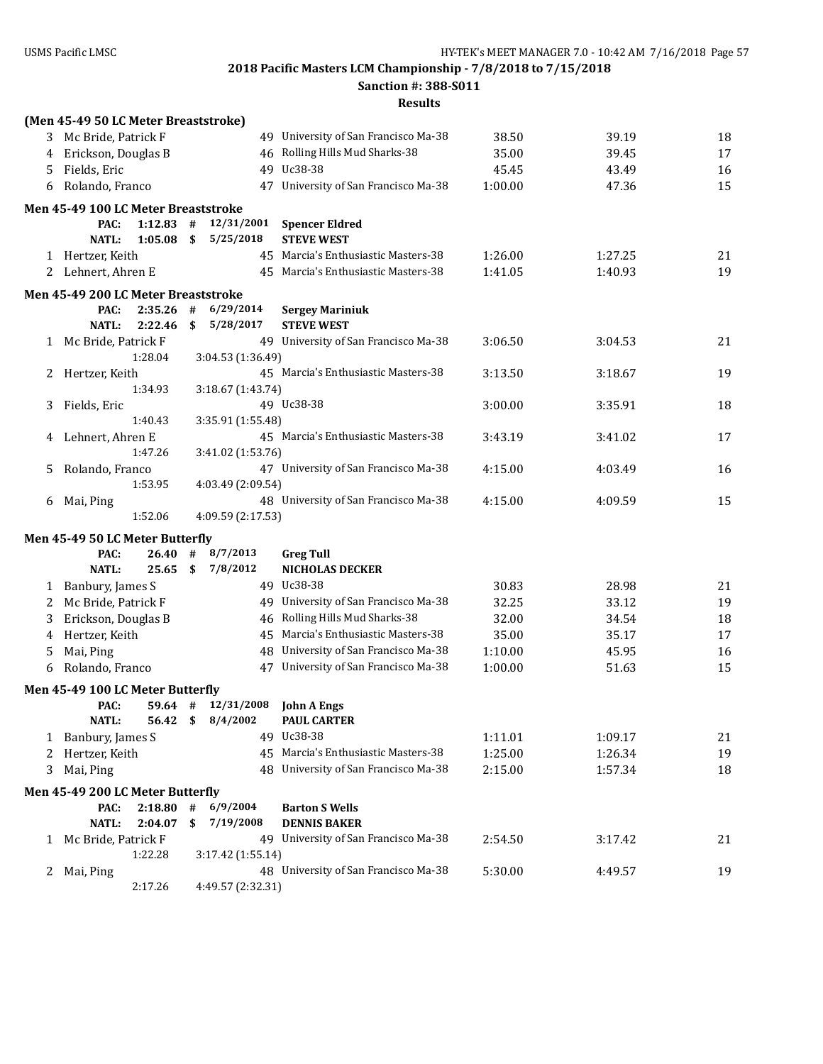## 2018 Pacific Masters LCM Championship - 7/8/2018 to 7/15/2018

**Sanction #: 388-S011**

**Results**

### (Men 45-49 50 LC Meter Breaststroke)

| Place | Name | Age | Team | Seed Time | Finals Time | Points |
|---|---|---|---|---|---|---|
| 3 | Mc Bride, Patrick F | 49 | University of San Francisco Ma-38 | 38.50 | 39.19 | 18 |
| 4 | Erickson, Douglas B | 46 | Rolling Hills Mud Sharks-38 | 35.00 | 39.45 | 17 |
| 5 | Fields, Eric | 49 | Uc38-38 | 45.45 | 43.49 | 16 |
| 6 | Rolando, Franco | 47 | University of San Francisco Ma-38 | 1:00.00 | 47.36 | 15 |

### Men 45-49 100 LC Meter Breaststroke

PAC: 1:12.83 # 12/31/2001 **Spencer Eldred**
NATL: 1:05.08 $ 5/25/2018 **STEVE WEST**

| Place | Name | Age | Team | Seed Time | Finals Time | Points |
|---|---|---|---|---|---|---|
| 1 | Hertzer, Keith | 45 | Marcia's Enthusiastic Masters-38 | 1:26.00 | 1:27.25 | 21 |
| 2 | Lehnert, Ahren E | 45 | Marcia's Enthusiastic Masters-38 | 1:41.05 | 1:40.93 | 19 |

### Men 45-49 200 LC Meter Breaststroke

PAC: 2:35.26 # 6/29/2014 **Sergey Mariniuk**
NATL: 2:22.46 $ 5/28/2017 **STEVE WEST**

| Place | Name | Age | Team | Seed Time | Finals Time | Points |
|---|---|---|---|---|---|---|
| 1 | Mc Bride, Patrick F | 49 | University of San Francisco Ma-38 | 3:06.50 | 3:04.53 | 21 |
| | 1:28.04 | 3:04.53 (1:36.49) | | | | |
| 2 | Hertzer, Keith | 45 | Marcia's Enthusiastic Masters-38 | 3:13.50 | 3:18.67 | 19 |
| | 1:34.93 | 3:18.67 (1:43.74) | | | | |
| 3 | Fields, Eric | 49 | Uc38-38 | 3:00.00 | 3:35.91 | 18 |
| | 1:40.43 | 3:35.91 (1:55.48) | | | | |
| 4 | Lehnert, Ahren E | 45 | Marcia's Enthusiastic Masters-38 | 3:43.19 | 3:41.02 | 17 |
| | 1:47.26 | 3:41.02 (1:53.76) | | | | |
| 5 | Rolando, Franco | 47 | University of San Francisco Ma-38 | 4:15.00 | 4:03.49 | 16 |
| | 1:53.95 | 4:03.49 (2:09.54) | | | | |
| 6 | Mai, Ping | 48 | University of San Francisco Ma-38 | 4:15.00 | 4:09.59 | 15 |
| | 1:52.06 | 4:09.59 (2:17.53) | | | | |

### Men 45-49 50 LC Meter Butterfly

PAC: 26.40 # 8/7/2013 **Greg Tull**
NATL: 25.65 $ 7/8/2012 **NICHOLAS DECKER**

| Place | Name | Age | Team | Seed Time | Finals Time | Points |
|---|---|---|---|---|---|---|
| 1 | Banbury, James S | 49 | Uc38-38 | 30.83 | 28.98 | 21 |
| 2 | Mc Bride, Patrick F | 49 | University of San Francisco Ma-38 | 32.25 | 33.12 | 19 |
| 3 | Erickson, Douglas B | 46 | Rolling Hills Mud Sharks-38 | 32.00 | 34.54 | 18 |
| 4 | Hertzer, Keith | 45 | Marcia's Enthusiastic Masters-38 | 35.00 | 35.17 | 17 |
| 5 | Mai, Ping | 48 | University of San Francisco Ma-38 | 1:10.00 | 45.95 | 16 |
| 6 | Rolando, Franco | 47 | University of San Francisco Ma-38 | 1:00.00 | 51.63 | 15 |

### Men 45-49 100 LC Meter Butterfly

PAC: 59.64 # 12/31/2008 **John A Engs**
NATL: 56.42 $ 8/4/2002 **PAUL CARTER**

| Place | Name | Age | Team | Seed Time | Finals Time | Points |
|---|---|---|---|---|---|---|
| 1 | Banbury, James S | 49 | Uc38-38 | 1:11.01 | 1:09.17 | 21 |
| 2 | Hertzer, Keith | 45 | Marcia's Enthusiastic Masters-38 | 1:25.00 | 1:26.34 | 19 |
| 3 | Mai, Ping | 48 | University of San Francisco Ma-38 | 2:15.00 | 1:57.34 | 18 |

### Men 45-49 200 LC Meter Butterfly

PAC: 2:18.80 # 6/9/2004 **Barton S Wells**
NATL: 2:04.07 $ 7/19/2008 **DENNIS BAKER**

| Place | Name | Age | Team | Seed Time | Finals Time | Points |
|---|---|---|---|---|---|---|
| 1 | Mc Bride, Patrick F | 49 | University of San Francisco Ma-38 | 2:54.50 | 3:17.42 | 21 |
| | 1:22.28 | 3:17.42 (1:55.14) | | | | |
| 2 | Mai, Ping | 48 | University of San Francisco Ma-38 | 5:30.00 | 4:49.57 | 19 |
| | 2:17.26 | 4:49.57 (2:32.31) | | | | |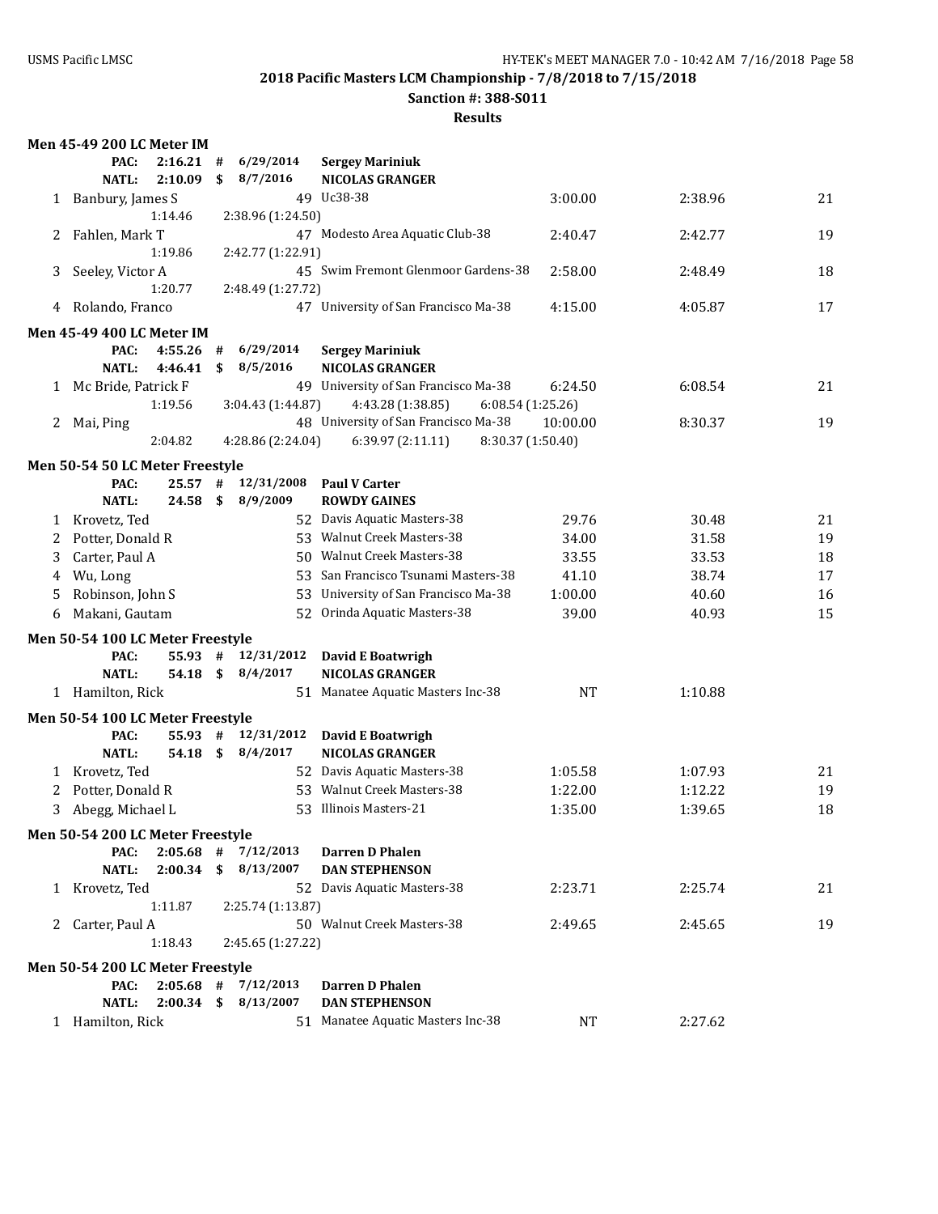## 2018 Pacific Masters LCM Championship - 7/8/2018 to 7/15/2018

**Sanction #: 388-S011**

**Results**

### Men 45-49 200 LC Meter IM

| | | | | | | | |
|---|---|---|---|---|---|---|---|
| | **PAC:** 2:16.21 # 6/29/2014 | | **Sergey Mariniuk** | | | | |
| | **NATL:** 2:10.09 $ 8/7/2016 | | **NICOLAS GRANGER** | | | | |
| 1 | Banbury, James S | 49 | Uc38-38 | 3:00.00 | 2:38.96 | 21 |
| | 1:14.46 | 2:38.96 (1:24.50) | | | | |
| 2 | Fahlen, Mark T | 47 | Modesto Area Aquatic Club-38 | 2:40.47 | 2:42.77 | 19 |
| | 1:19.86 | 2:42.77 (1:22.91) | | | | |
| 3 | Seeley, Victor A | 45 | Swim Fremont Glenmoor Gardens-38 | 2:58.00 | 2:48.49 | 18 |
| | 1:20.77 | 2:48.49 (1:27.72) | | | | |
| 4 | Rolando, Franco | 47 | University of San Francisco Ma-38 | 4:15.00 | 4:05.87 | 17 |

### Men 45-49 400 LC Meter IM

| | | | | | | |
|---|---|---|---|---|---|---|
| | **PAC:** 4:55.26 # 6/29/2014 | | **Sergey Mariniuk** | | | |
| | **NATL:** 4:46.41 $ 8/5/2016 | | **NICOLAS GRANGER** | | | |
| 1 | Mc Bride, Patrick F | 49 | University of San Francisco Ma-38 | 6:24.50 | 6:08.54 | 21 |
| | 1:19.56 | 3:04.43 (1:44.87) | 4:43.28 (1:38.85) | 6:08.54 (1:25.26) | | |
| 2 | Mai, Ping | 48 | University of San Francisco Ma-38 | 10:00.00 | 8:30.37 | 19 |
| | 2:04.82 | 4:28.86 (2:24.04) | 6:39.97 (2:11.11) | 8:30.37 (1:50.40) | | |

### Men 50-54 50 LC Meter Freestyle

| | | | | | | |
|---|---|---|---|---|---|---|
| | **PAC:** 25.57 # 12/31/2008 | | **Paul V Carter** | | | |
| | **NATL:** 24.58 $ 8/9/2009 | | **ROWDY GAINES** | | | |
| 1 | Krovetz, Ted | 52 | Davis Aquatic Masters-38 | 29.76 | 30.48 | 21 |
| 2 | Potter, Donald R | 53 | Walnut Creek Masters-38 | 34.00 | 31.58 | 19 |
| 3 | Carter, Paul A | 50 | Walnut Creek Masters-38 | 33.55 | 33.53 | 18 |
| 4 | Wu, Long | 53 | San Francisco Tsunami Masters-38 | 41.10 | 38.74 | 17 |
| 5 | Robinson, John S | 53 | University of San Francisco Ma-38 | 1:00.00 | 40.60 | 16 |
| 6 | Makani, Gautam | 52 | Orinda Aquatic Masters-38 | 39.00 | 40.93 | 15 |

### Men 50-54 100 LC Meter Freestyle

| | | | | | | |
|---|---|---|---|---|---|---|
| | **PAC:** 55.93 # 12/31/2012 | | **David E Boatwrigh** | | | |
| | **NATL:** 54.18 $ 8/4/2017 | | **NICOLAS GRANGER** | | | |
| 1 | Hamilton, Rick | 51 | Manatee Aquatic Masters Inc-38 | NT | 1:10.88 | |

### Men 50-54 100 LC Meter Freestyle

| | | | | | | |
|---|---|---|---|---|---|---|
| | **PAC:** 55.93 # 12/31/2012 | | **David E Boatwrigh** | | | |
| | **NATL:** 54.18 $ 8/4/2017 | | **NICOLAS GRANGER** | | | |
| 1 | Krovetz, Ted | 52 | Davis Aquatic Masters-38 | 1:05.58 | 1:07.93 | 21 |
| 2 | Potter, Donald R | 53 | Walnut Creek Masters-38 | 1:22.00 | 1:12.22 | 19 |
| 3 | Abegg, Michael L | 53 | Illinois Masters-21 | 1:35.00 | 1:39.65 | 18 |

### Men 50-54 200 LC Meter Freestyle

| | | | | | | |
|---|---|---|---|---|---|---|
| | **PAC:** 2:05.68 # 7/12/2013 | | **Darren D Phalen** | | | |
| | **NATL:** 2:00.34 $ 8/13/2007 | | **DAN STEPHENSON** | | | |
| 1 | Krovetz, Ted | 52 | Davis Aquatic Masters-38 | 2:23.71 | 2:25.74 | 21 |
| | 1:11.87 | 2:25.74 (1:13.87) | | | | |
| 2 | Carter, Paul A | 50 | Walnut Creek Masters-38 | 2:49.65 | 2:45.65 | 19 |
| | 1:18.43 | 2:45.65 (1:27.22) | | | | |

### Men 50-54 200 LC Meter Freestyle

| | | | | | | |
|---|---|---|---|---|---|---|
| | **PAC:** 2:05.68 # 7/12/2013 | | **Darren D Phalen** | | | |
| | **NATL:** 2:00.34 $ 8/13/2007 | | **DAN STEPHENSON** | | | |
| 1 | Hamilton, Rick | 51 | Manatee Aquatic Masters Inc-38 | NT | 2:27.62 | |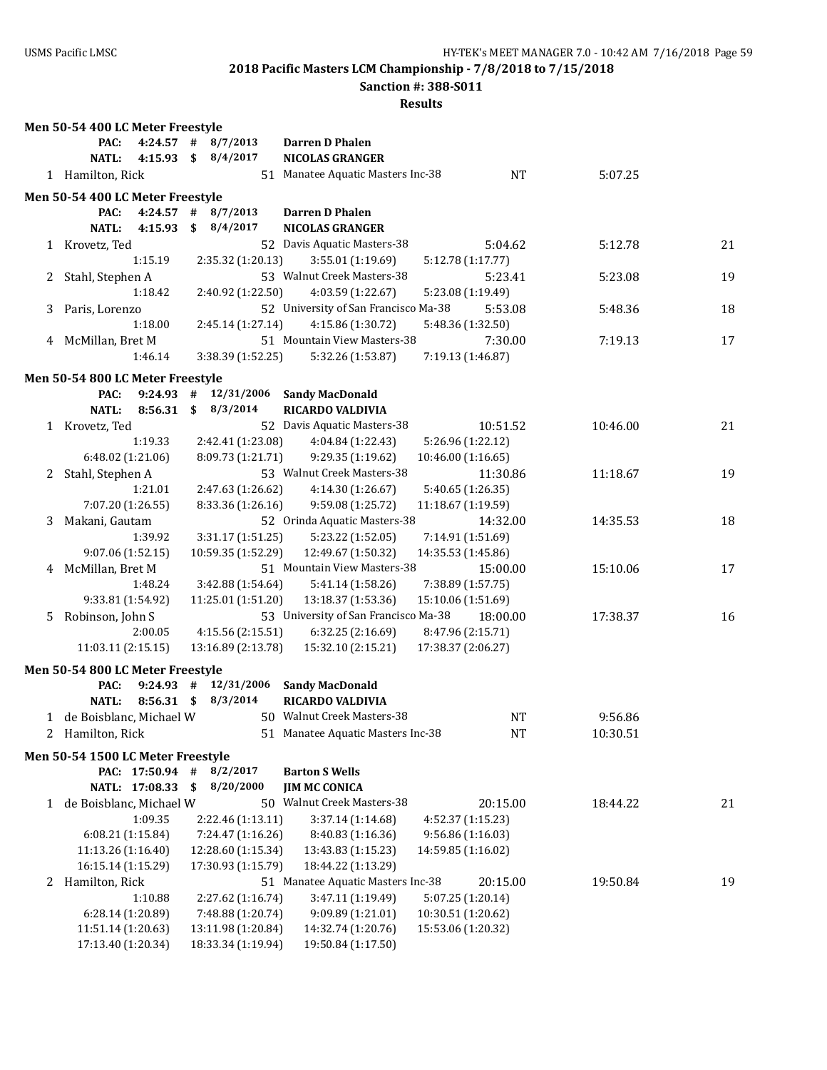2018 Pacific Masters LCM Championship - 7/8/2018 to 7/15/2018

Sanction #: 388-S011

Results

### Men 50-54 400 LC Meter Freestyle

PAC: 4:24.57 # 8/7/2013 Darren D Phalen
NATL: 4:15.93 $ 8/4/2017 NICOLAS GRANGER

| Place | Name | Age | Team | Seed | Finals | Points |
|---|---|---|---|---|---|---|
| 1 | Hamilton, Rick | 51 | Manatee Aquatic Masters Inc-38 | NT | 5:07.25 | |

### Men 50-54 400 LC Meter Freestyle

PAC: 4:24.57 # 8/7/2013 Darren D Phalen
NATL: 4:15.93 $ 8/4/2017 NICOLAS GRANGER

| Place | Name | Age | Team | Seed | Finals | Points |
|---|---|---|---|---|---|---|
| 1 | Krovetz, Ted | 52 | Davis Aquatic Masters-38 | 5:04.62 | 5:12.78 | 21 |
| | 1:15.19 | 2:35.32 (1:20.13) | 3:55.01 (1:19.69) | 5:12.78 (1:17.77) | | |
| 2 | Stahl, Stephen A | 53 | Walnut Creek Masters-38 | 5:23.41 | 5:23.08 | 19 |
| | 1:18.42 | 2:40.92 (1:22.50) | 4:03.59 (1:22.67) | 5:23.08 (1:19.49) | | |
| 3 | Paris, Lorenzo | 52 | University of San Francisco Ma-38 | 5:53.08 | 5:48.36 | 18 |
| | 1:18.00 | 2:45.14 (1:27.14) | 4:15.86 (1:30.72) | 5:48.36 (1:32.50) | | |
| 4 | McMillan, Bret M | 51 | Mountain View Masters-38 | 7:30.00 | 7:19.13 | 17 |
| | 1:46.14 | 3:38.39 (1:52.25) | 5:32.26 (1:53.87) | 7:19.13 (1:46.87) | | |

### Men 50-54 800 LC Meter Freestyle

PAC: 9:24.93 # 12/31/2006 Sandy MacDonald
NATL: 8:56.31 $ 8/3/2014 RICARDO VALDIVIA

| Place | Name | Age | Team | Seed | Finals | Points |
|---|---|---|---|---|---|---|
| 1 | Krovetz, Ted | 52 | Davis Aquatic Masters-38 | 10:51.52 | 10:46.00 | 21 |
| | 1:19.33 | 2:42.41 (1:23.08) | 4:04.84 (1:22.43) | 5:26.96 (1:22.12) | | |
| | 6:48.02 (1:21.06) | 8:09.73 (1:21.71) | 9:29.35 (1:19.62) | 10:46.00 (1:16.65) | | |
| 2 | Stahl, Stephen A | 53 | Walnut Creek Masters-38 | 11:30.86 | 11:18.67 | 19 |
| | 1:21.01 | 2:47.63 (1:26.62) | 4:14.30 (1:26.67) | 5:40.65 (1:26.35) | | |
| | 7:07.20 (1:26.55) | 8:33.36 (1:26.16) | 9:59.08 (1:25.72) | 11:18.67 (1:19.59) | | |
| 3 | Makani, Gautam | 52 | Orinda Aquatic Masters-38 | 14:32.00 | 14:35.53 | 18 |
| | 1:39.92 | 3:31.17 (1:51.25) | 5:23.22 (1:52.05) | 7:14.91 (1:51.69) | | |
| | 9:07.06 (1:52.15) | 10:59.35 (1:52.29) | 12:49.67 (1:50.32) | 14:35.53 (1:45.86) | | |
| 4 | McMillan, Bret M | 51 | Mountain View Masters-38 | 15:00.00 | 15:10.06 | 17 |
| | 1:48.24 | 3:42.88 (1:54.64) | 5:41.14 (1:58.26) | 7:38.89 (1:57.75) | | |
| | 9:33.81 (1:54.92) | 11:25.01 (1:51.20) | 13:18.37 (1:53.36) | 15:10.06 (1:51.69) | | |
| 5 | Robinson, John S | 53 | University of San Francisco Ma-38 | 18:00.00 | 17:38.37 | 16 |
| | 2:00.05 | 4:15.56 (2:15.51) | 6:32.25 (2:16.69) | 8:47.96 (2:15.71) | | |
| | 11:03.11 (2:15.15) | 13:16.89 (2:13.78) | 15:32.10 (2:15.21) | 17:38.37 (2:06.27) | | |

### Men 50-54 800 LC Meter Freestyle

PAC: 9:24.93 # 12/31/2006 Sandy MacDonald
NATL: 8:56.31 $ 8/3/2014 RICARDO VALDIVIA

| Place | Name | Age | Team | Seed | Finals | Points |
|---|---|---|---|---|---|---|
| 1 | de Boisblanc, Michael W | 50 | Walnut Creek Masters-38 | NT | 9:56.86 | |
| 2 | Hamilton, Rick | 51 | Manatee Aquatic Masters Inc-38 | NT | 10:30.51 | |

### Men 50-54 1500 LC Meter Freestyle

PAC: 17:50.94 # 8/2/2017 Barton S Wells
NATL: 17:08.33 $ 8/20/2000 JIM MC CONICA

| Place | Name | Age | Team | Seed | Finals | Points |
|---|---|---|---|---|---|---|
| 1 | de Boisblanc, Michael W | 50 | Walnut Creek Masters-38 | 20:15.00 | 18:44.22 | 21 |
| | 1:09.35 | 2:22.46 (1:13.11) | 3:37.14 (1:14.68) | 4:52.37 (1:15.23) | | |
| | 6:08.21 (1:15.84) | 7:24.47 (1:16.26) | 8:40.83 (1:16.36) | 9:56.86 (1:16.03) | | |
| | 11:13.26 (1:16.40) | 12:28.60 (1:15.34) | 13:43.83 (1:15.23) | 14:59.85 (1:16.02) | | |
| | 16:15.14 (1:15.29) | 17:30.93 (1:15.79) | 18:44.22 (1:13.29) | | | |
| 2 | Hamilton, Rick | 51 | Manatee Aquatic Masters Inc-38 | 20:15.00 | 19:50.84 | 19 |
| | 1:10.88 | 2:27.62 (1:16.74) | 3:47.11 (1:19.49) | 5:07.25 (1:20.14) | | |
| | 6:28.14 (1:20.89) | 7:48.88 (1:20.74) | 9:09.89 (1:21.01) | 10:30.51 (1:20.62) | | |
| | 11:51.14 (1:20.63) | 13:11.98 (1:20.84) | 14:32.74 (1:20.76) | 15:53.06 (1:20.32) | | |
| | 17:13.40 (1:20.34) | 18:33.34 (1:19.94) | 19:50.84 (1:17.50) | | | |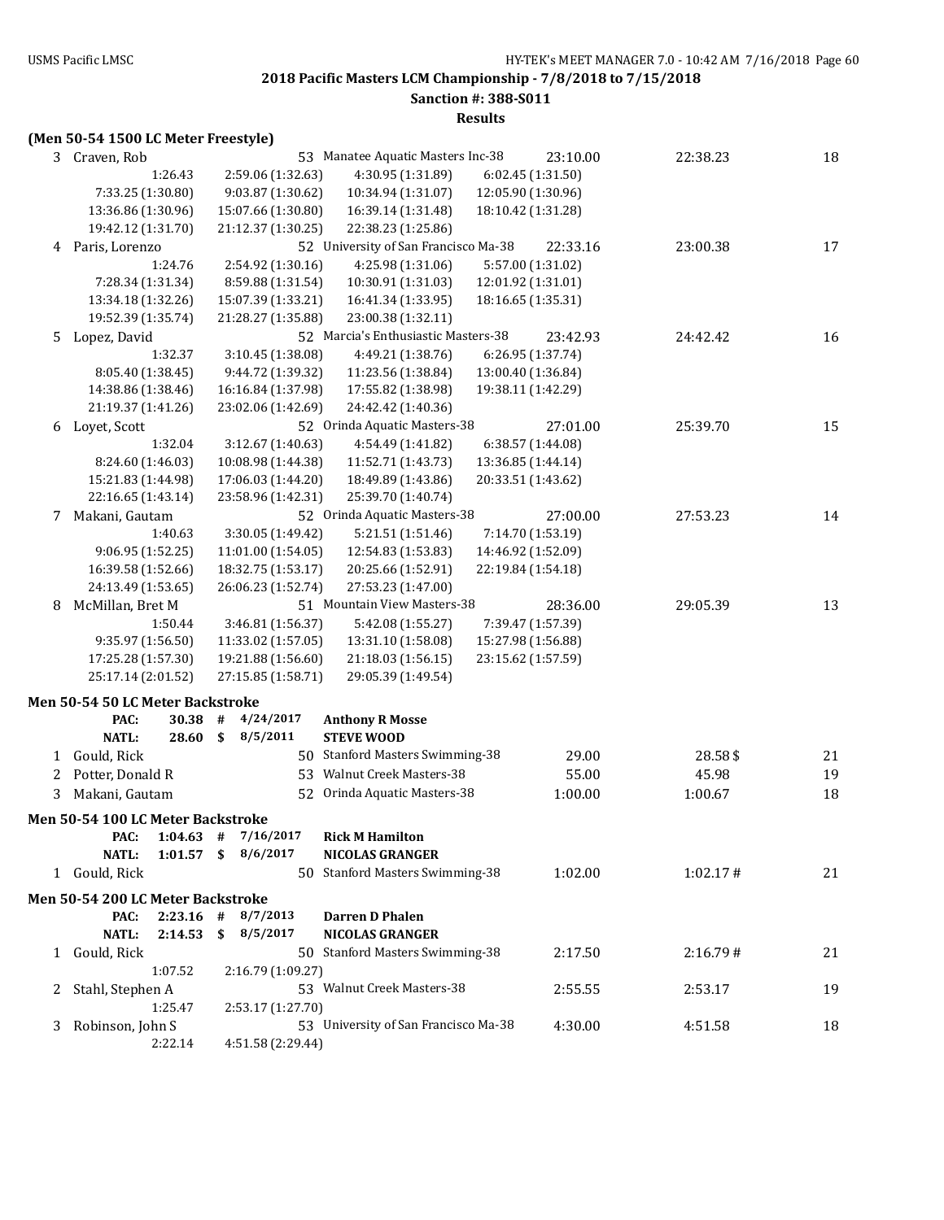**2018 Pacific Masters LCM Championship - 7/8/2018 to 7/15/2018**

**Sanction #: 388-S011**

**Results**

**(Men 50-54 1500 LC Meter Freestyle)**

| | Name | Age | Team | Seed Time | Finals Time | Points |
|---|---|---|---|---|---|---|
| 3 | Craven, Rob | 53 | Manatee Aquatic Masters Inc-38 | 23:10.00 | 22:38.23 | 18 |
| | 1:26.43 | 2:59.06 (1:32.63) | 4:30.95 (1:31.89) | 6:02.45 (1:31.50) | | |
| | 7:33.25 (1:30.80) | 9:03.87 (1:30.62) | 10:34.94 (1:31.07) | 12:05.90 (1:30.96) | | |
| | 13:36.86 (1:30.96) | 15:07.66 (1:30.80) | 16:39.14 (1:31.48) | 18:10.42 (1:31.28) | | |
| | 19:42.12 (1:31.70) | 21:12.37 (1:30.25) | 22:38.23 (1:25.86) | | | |
| 4 | Paris, Lorenzo | 52 | University of San Francisco Ma-38 | 22:33.16 | 23:00.38 | 17 |
| | 1:24.76 | 2:54.92 (1:30.16) | 4:25.98 (1:31.06) | 5:57.00 (1:31.02) | | |
| | 7:28.34 (1:31.34) | 8:59.88 (1:31.54) | 10:30.91 (1:31.03) | 12:01.92 (1:31.01) | | |
| | 13:34.18 (1:32.26) | 15:07.39 (1:33.21) | 16:41.34 (1:33.95) | 18:16.65 (1:35.31) | | |
| | 19:52.39 (1:35.74) | 21:28.27 (1:35.88) | 23:00.38 (1:32.11) | | | |
| 5 | Lopez, David | 52 | Marcia's Enthusiastic Masters-38 | 23:42.93 | 24:42.42 | 16 |
| | 1:32.37 | 3:10.45 (1:38.08) | 4:49.21 (1:38.76) | 6:26.95 (1:37.74) | | |
| | 8:05.40 (1:38.45) | 9:44.72 (1:39.32) | 11:23.56 (1:38.84) | 13:00.40 (1:36.84) | | |
| | 14:38.86 (1:38.46) | 16:16.84 (1:37.98) | 17:55.82 (1:38.98) | 19:38.11 (1:42.29) | | |
| | 21:19.37 (1:41.26) | 23:02.06 (1:42.69) | 24:42.42 (1:40.36) | | | |
| 6 | Loyet, Scott | 52 | Orinda Aquatic Masters-38 | 27:01.00 | 25:39.70 | 15 |
| | 1:32.04 | 3:12.67 (1:40.63) | 4:54.49 (1:41.82) | 6:38.57 (1:44.08) | | |
| | 8:24.60 (1:46.03) | 10:08.98 (1:44.38) | 11:52.71 (1:43.73) | 13:36.85 (1:44.14) | | |
| | 15:21.83 (1:44.98) | 17:06.03 (1:44.20) | 18:49.89 (1:43.86) | 20:33.51 (1:43.62) | | |
| | 22:16.65 (1:43.14) | 23:58.96 (1:42.31) | 25:39.70 (1:40.74) | | | |
| 7 | Makani, Gautam | 52 | Orinda Aquatic Masters-38 | 27:00.00 | 27:53.23 | 14 |
| | 1:40.63 | 3:30.05 (1:49.42) | 5:21.51 (1:51.46) | 7:14.70 (1:53.19) | | |
| | 9:06.95 (1:52.25) | 11:01.00 (1:54.05) | 12:54.83 (1:53.83) | 14:46.92 (1:52.09) | | |
| | 16:39.58 (1:52.66) | 18:32.75 (1:53.17) | 20:25.66 (1:52.91) | 22:19.84 (1:54.18) | | |
| | 24:13.49 (1:53.65) | 26:06.23 (1:52.74) | 27:53.23 (1:47.00) | | | |
| 8 | McMillan, Bret M | 51 | Mountain View Masters-38 | 28:36.00 | 29:05.39 | 13 |
| | 1:50.44 | 3:46.81 (1:56.37) | 5:42.08 (1:55.27) | 7:39.47 (1:57.39) | | |
| | 9:35.97 (1:56.50) | 11:33.02 (1:57.05) | 13:31.10 (1:58.08) | 15:27.98 (1:56.88) | | |
| | 17:25.28 (1:57.30) | 19:21.88 (1:56.60) | 21:18.03 (1:56.15) | 23:15.62 (1:57.59) | | |
| | 25:17.14 (2:01.52) | 27:15.85 (1:58.71) | 29:05.39 (1:49.54) | | | |

**Men 50-54 50 LC Meter Backstroke**

| | | | | |
|---|---|---|---|---|
| PAC: | 30.38 | # | 4/24/2017 | **Anthony R Mosse** |
| NATL: | 28.60 | $ | 8/5/2011 | **STEVE WOOD** |

| | Name | Age | Team | Seed Time | Finals Time | Points |
|---|---|---|---|---|---|---|
| 1 | Gould, Rick | 50 | Stanford Masters Swimming-38 | 29.00 | 28.58$ | 21 |
| 2 | Potter, Donald R | 53 | Walnut Creek Masters-38 | 55.00 | 45.98 | 19 |
| 3 | Makani, Gautam | 52 | Orinda Aquatic Masters-38 | 1:00.00 | 1:00.67 | 18 |

**Men 50-54 100 LC Meter Backstroke**

| | | | | |
|---|---|---|---|---|
| PAC: | 1:04.63 | # | 7/16/2017 | **Rick M Hamilton** |
| NATL: | 1:01.57 | $ | 8/6/2017 | **NICOLAS GRANGER** |

| | Name | Age | Team | Seed Time | Finals Time | Points |
|---|---|---|---|---|---|---|
| 1 | Gould, Rick | 50 | Stanford Masters Swimming-38 | 1:02.00 | 1:02.17# | 21 |

**Men 50-54 200 LC Meter Backstroke**

| | | | | |
|---|---|---|---|---|
| PAC: | 2:23.16 | # | 8/7/2013 | **Darren D Phalen** |
| NATL: | 2:14.53 | $ | 8/5/2017 | **NICOLAS GRANGER** |

| | Name | Age | Team | Seed Time | Finals Time | Points |
|---|---|---|---|---|---|---|
| 1 | Gould, Rick | 50 | Stanford Masters Swimming-38 | 2:17.50 | 2:16.79# | 21 |
| | 1:07.52 | 2:16.79 (1:09.27) | | | | |
| 2 | Stahl, Stephen A | 53 | Walnut Creek Masters-38 | 2:55.55 | 2:53.17 | 19 |
| | 1:25.47 | 2:53.17 (1:27.70) | | | | |
| 3 | Robinson, John S | 53 | University of San Francisco Ma-38 | 4:30.00 | 4:51.58 | 18 |
| | 2:22.14 | 4:51.58 (2:29.44) | | | | |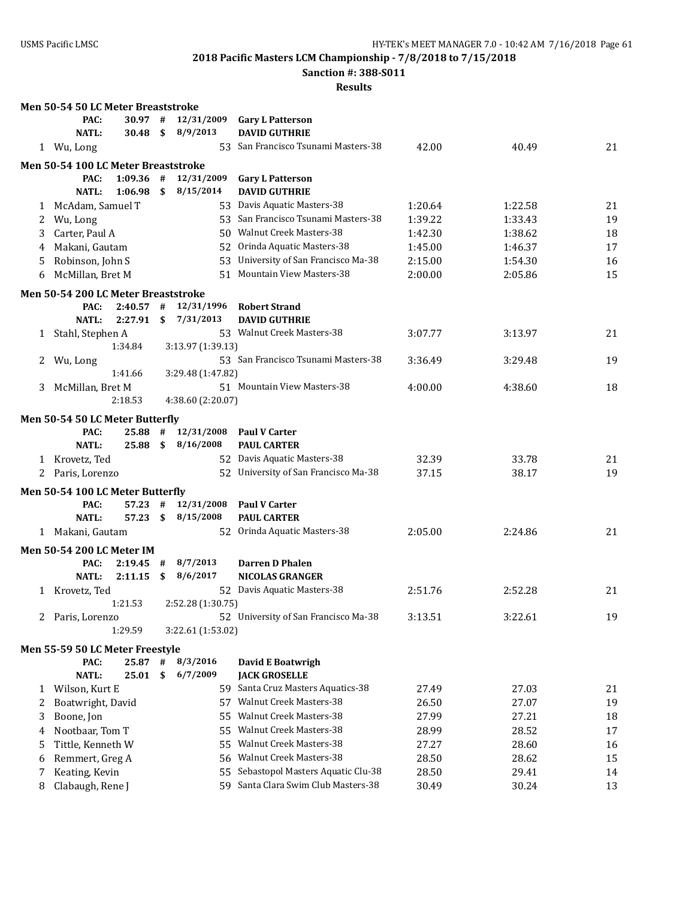**2018 Pacific Masters LCM Championship - 7/8/2018 to 7/15/2018**

**Sanction #: 388-S011**

**Results**

### Men 50-54 50 LC Meter Breaststroke

| | | | | | | |
|---|---|---|---|---|---|---|
| PAC: | 30.97 | # | 12/31/2009 | Gary L Patterson | | |
| NATL: | 30.48 | $ | 8/9/2013 | DAVID GUTHRIE | | |

| Place | Name | Age | Team | Seed Time | Finals Time | Points |
|---|---|---|---|---|---|---|
| 1 | Wu, Long | 53 | San Francisco Tsunami Masters-38 | 42.00 | 40.49 | 21 |

### Men 50-54 100 LC Meter Breaststroke

| | | | | | | |
|---|---|---|---|---|---|---|
| PAC: | 1:09.36 | # | 12/31/2009 | Gary L Patterson | | |
| NATL: | 1:06.98 | $ | 8/15/2014 | DAVID GUTHRIE | | |

| Place | Name | Age | Team | Seed Time | Finals Time | Points |
|---|---|---|---|---|---|---|
| 1 | McAdam, Samuel T | 53 | Davis Aquatic Masters-38 | 1:20.64 | 1:22.58 | 21 |
| 2 | Wu, Long | 53 | San Francisco Tsunami Masters-38 | 1:39.22 | 1:33.43 | 19 |
| 3 | Carter, Paul A | 50 | Walnut Creek Masters-38 | 1:42.30 | 1:38.62 | 18 |
| 4 | Makani, Gautam | 52 | Orinda Aquatic Masters-38 | 1:45.00 | 1:46.37 | 17 |
| 5 | Robinson, John S | 53 | University of San Francisco Ma-38 | 2:15.00 | 1:54.30 | 16 |
| 6 | McMillan, Bret M | 51 | Mountain View Masters-38 | 2:00.00 | 2:05.86 | 15 |

### Men 50-54 200 LC Meter Breaststroke

| | | | | | | |
|---|---|---|---|---|---|---|
| PAC: | 2:40.57 | # | 12/31/1996 | Robert Strand | | |
| NATL: | 2:27.91 | $ | 7/31/2013 | DAVID GUTHRIE | | |

| Place | Name | Age | Team | Seed Time | Finals Time | Points |
|---|---|---|---|---|---|---|
| 1 | Stahl, Stephen A | 53 | Walnut Creek Masters-38 | 3:07.77 | 3:13.97 | 21 |
| | 1:34.84 | | 3:13.97 (1:39.13) | | | |
| 2 | Wu, Long | 53 | San Francisco Tsunami Masters-38 | 3:36.49 | 3:29.48 | 19 |
| | 1:41.66 | | 3:29.48 (1:47.82) | | | |
| 3 | McMillan, Bret M | 51 | Mountain View Masters-38 | 4:00.00 | 4:38.60 | 18 |
| | 2:18.53 | | 4:38.60 (2:20.07) | | | |

### Men 50-54 50 LC Meter Butterfly

| | | | | | | |
|---|---|---|---|---|---|---|
| PAC: | 25.88 | # | 12/31/2008 | Paul V Carter | | |
| NATL: | 25.88 | $ | 8/16/2008 | PAUL CARTER | | |

| Place | Name | Age | Team | Seed Time | Finals Time | Points |
|---|---|---|---|---|---|---|
| 1 | Krovetz, Ted | 52 | Davis Aquatic Masters-38 | 32.39 | 33.78 | 21 |
| 2 | Paris, Lorenzo | 52 | University of San Francisco Ma-38 | 37.15 | 38.17 | 19 |

### Men 50-54 100 LC Meter Butterfly

| | | | | | | |
|---|---|---|---|---|---|---|
| PAC: | 57.23 | # | 12/31/2008 | Paul V Carter | | |
| NATL: | 57.23 | $ | 8/15/2008 | PAUL CARTER | | |

| Place | Name | Age | Team | Seed Time | Finals Time | Points |
|---|---|---|---|---|---|---|
| 1 | Makani, Gautam | 52 | Orinda Aquatic Masters-38 | 2:05.00 | 2:24.86 | 21 |

### Men 50-54 200 LC Meter IM

| | | | | | | |
|---|---|---|---|---|---|---|
| PAC: | 2:19.45 | # | 8/7/2013 | Darren D Phalen | | |
| NATL: | 2:11.15 | $ | 8/6/2017 | NICOLAS GRANGER | | |

| Place | Name | Age | Team | Seed Time | Finals Time | Points |
|---|---|---|---|---|---|---|
| 1 | Krovetz, Ted | 52 | Davis Aquatic Masters-38 | 2:51.76 | 2:52.28 | 21 |
| | 1:21.53 | | 2:52.28 (1:30.75) | | | |
| 2 | Paris, Lorenzo | 52 | University of San Francisco Ma-38 | 3:13.51 | 3:22.61 | 19 |
| | 1:29.59 | | 3:22.61 (1:53.02) | | | |

### Men 55-59 50 LC Meter Freestyle

| | | | | | | |
|---|---|---|---|---|---|---|
| PAC: | 25.87 | # | 8/3/2016 | David E Boatwrigh | | |
| NATL: | 25.01 | $ | 6/7/2009 | JACK GROSELLE | | |

| Place | Name | Age | Team | Seed Time | Finals Time | Points |
|---|---|---|---|---|---|---|
| 1 | Wilson, Kurt E | 59 | Santa Cruz Masters Aquatics-38 | 27.49 | 27.03 | 21 |
| 2 | Boatwright, David | 57 | Walnut Creek Masters-38 | 26.50 | 27.07 | 19 |
| 3 | Boone, Jon | 55 | Walnut Creek Masters-38 | 27.99 | 27.21 | 18 |
| 4 | Nootbaar, Tom T | 55 | Walnut Creek Masters-38 | 28.99 | 28.52 | 17 |
| 5 | Tittle, Kenneth W | 55 | Walnut Creek Masters-38 | 27.27 | 28.60 | 16 |
| 6 | Remmert, Greg A | 56 | Walnut Creek Masters-38 | 28.50 | 28.62 | 15 |
| 7 | Keating, Kevin | 55 | Sebastopol Masters Aquatic Clu-38 | 28.50 | 29.41 | 14 |
| 8 | Clabaugh, Rene J | 59 | Santa Clara Swim Club Masters-38 | 30.49 | 30.24 | 13 |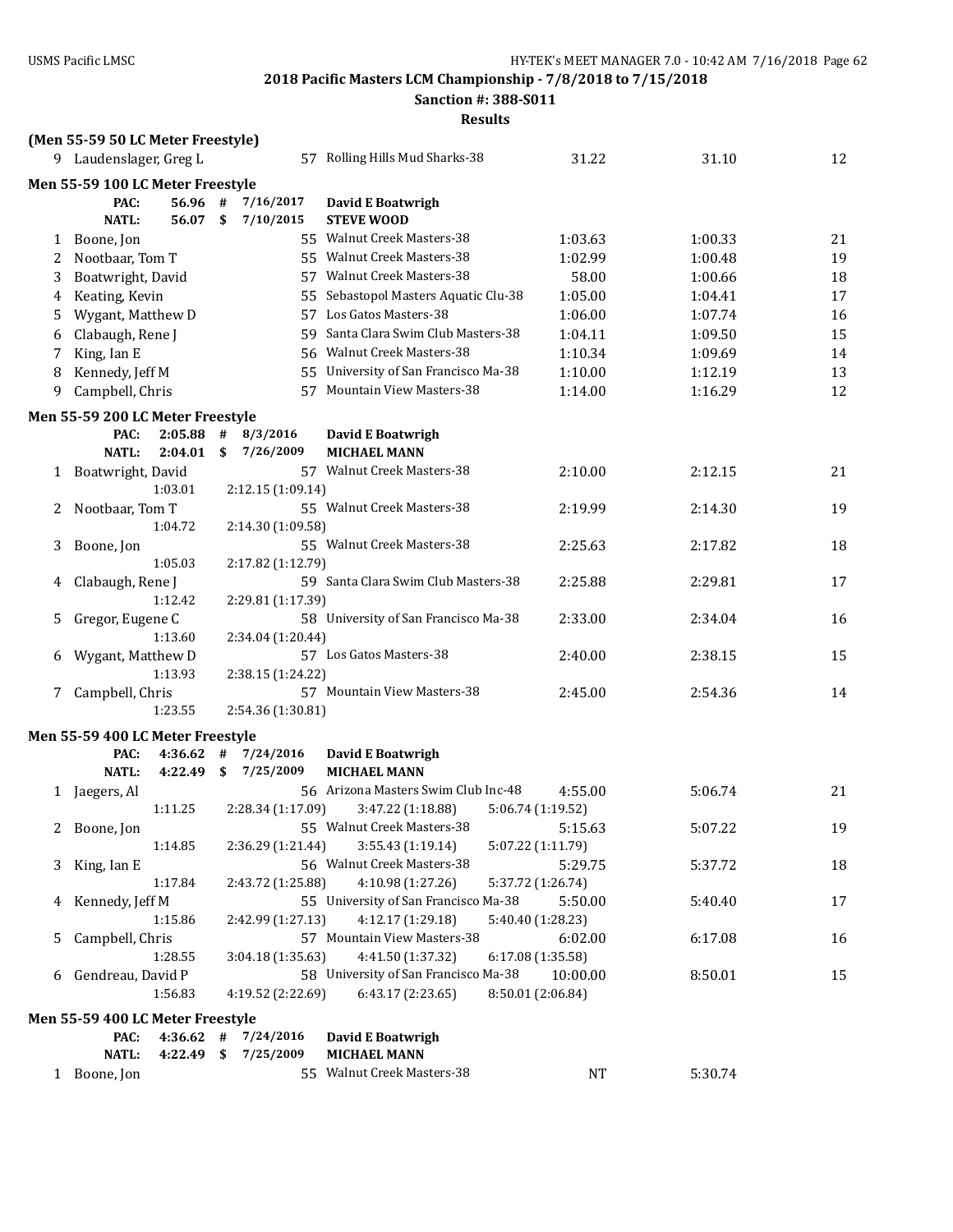**2018 Pacific Masters LCM Championship - 7/8/2018 to 7/15/2018**

**Sanction #: 388-S011**

**Results**

**(Men 55-59 50 LC Meter Freestyle)**

| | Name | Age | Team | Seed Time | Finals Time | Points |
|---|---|---|---|---|---|---|
| 9 | Laudenslager, Greg L | 57 | Rolling Hills Mud Sharks-38 | 31.22 | 31.10 | 12 |

**Men 55-59 100 LC Meter Freestyle**

PAC: 56.96 # 7/16/2017 **David E Boatwrigh**
NATL: 56.07 $ 7/10/2015 **STEVE WOOD**

| | Name | Age | Team | Seed Time | Finals Time | Points |
|---|---|---|---|---|---|---|
| 1 | Boone, Jon | 55 | Walnut Creek Masters-38 | 1:03.63 | 1:00.33 | 21 |
| 2 | Nootbaar, Tom T | 55 | Walnut Creek Masters-38 | 1:02.99 | 1:00.48 | 19 |
| 3 | Boatwright, David | 57 | Walnut Creek Masters-38 | 58.00 | 1:00.66 | 18 |
| 4 | Keating, Kevin | 55 | Sebastopol Masters Aquatic Clu-38 | 1:05.00 | 1:04.41 | 17 |
| 5 | Wygant, Matthew D | 57 | Los Gatos Masters-38 | 1:06.00 | 1:07.74 | 16 |
| 6 | Clabaugh, Rene J | 59 | Santa Clara Swim Club Masters-38 | 1:04.11 | 1:09.50 | 15 |
| 7 | King, Ian E | 56 | Walnut Creek Masters-38 | 1:10.34 | 1:09.69 | 14 |
| 8 | Kennedy, Jeff M | 55 | University of San Francisco Ma-38 | 1:10.00 | 1:12.19 | 13 |
| 9 | Campbell, Chris | 57 | Mountain View Masters-38 | 1:14.00 | 1:16.29 | 12 |

**Men 55-59 200 LC Meter Freestyle**

PAC: 2:05.88 # 8/3/2016 **David E Boatwrigh**
NATL: 2:04.01 $ 7/26/2009 **MICHAEL MANN**

| | Name | Age | Team | Seed Time | Finals Time | Points |
|---|---|---|---|---|---|---|
| 1 | Boatwright, David | 57 | Walnut Creek Masters-38 | 2:10.00 | 2:12.15 | 21 |
| | 1:03.01 | 2:12.15 (1:09.14) | | | | |
| 2 | Nootbaar, Tom T | 55 | Walnut Creek Masters-38 | 2:19.99 | 2:14.30 | 19 |
| | 1:04.72 | 2:14.30 (1:09.58) | | | | |
| 3 | Boone, Jon | 55 | Walnut Creek Masters-38 | 2:25.63 | 2:17.82 | 18 |
| | 1:05.03 | 2:17.82 (1:12.79) | | | | |
| 4 | Clabaugh, Rene J | 59 | Santa Clara Swim Club Masters-38 | 2:25.88 | 2:29.81 | 17 |
| | 1:12.42 | 2:29.81 (1:17.39) | | | | |
| 5 | Gregor, Eugene C | 58 | University of San Francisco Ma-38 | 2:33.00 | 2:34.04 | 16 |
| | 1:13.60 | 2:34.04 (1:20.44) | | | | |
| 6 | Wygant, Matthew D | 57 | Los Gatos Masters-38 | 2:40.00 | 2:38.15 | 15 |
| | 1:13.93 | 2:38.15 (1:24.22) | | | | |
| 7 | Campbell, Chris | 57 | Mountain View Masters-38 | 2:45.00 | 2:54.36 | 14 |
| | 1:23.55 | 2:54.36 (1:30.81) | | | | |

**Men 55-59 400 LC Meter Freestyle**

PAC: 4:36.62 # 7/24/2016 **David E Boatwrigh**
NATL: 4:22.49 $ 7/25/2009 **MICHAEL MANN**

| | Name | Age | Team | Seed Time | Finals Time | Points |
|---|---|---|---|---|---|---|
| 1 | Jaegers, Al | 56 | Arizona Masters Swim Club Inc-48 | 4:55.00 | 5:06.74 | 21 |
| | 1:11.25 | 2:28.34 (1:17.09) | 3:47.22 (1:18.88) | 5:06.74 (1:19.52) | | |
| 2 | Boone, Jon | 55 | Walnut Creek Masters-38 | 5:15.63 | 5:07.22 | 19 |
| | 1:14.85 | 2:36.29 (1:21.44) | 3:55.43 (1:19.14) | 5:07.22 (1:11.79) | | |
| 3 | King, Ian E | 56 | Walnut Creek Masters-38 | 5:29.75 | 5:37.72 | 18 |
| | 1:17.84 | 2:43.72 (1:25.88) | 4:10.98 (1:27.26) | 5:37.72 (1:26.74) | | |
| 4 | Kennedy, Jeff M | 55 | University of San Francisco Ma-38 | 5:50.00 | 5:40.40 | 17 |
| | 1:15.86 | 2:42.99 (1:27.13) | 4:12.17 (1:29.18) | 5:40.40 (1:28.23) | | |
| 5 | Campbell, Chris | 57 | Mountain View Masters-38 | 6:02.00 | 6:17.08 | 16 |
| | 1:28.55 | 3:04.18 (1:35.63) | 4:41.50 (1:37.32) | 6:17.08 (1:35.58) | | |
| 6 | Gendreau, David P | 58 | University of San Francisco Ma-38 | 10:00.00 | 8:50.01 | 15 |
| | 1:56.83 | 4:19.52 (2:22.69) | 6:43.17 (2:23.65) | 8:50.01 (2:06.84) | | |

**Men 55-59 400 LC Meter Freestyle**

PAC: 4:36.62 # 7/24/2016 **David E Boatwrigh**
NATL: 4:22.49 $ 7/25/2009 **MICHAEL MANN**

| | Name | Age | Team | Seed Time | Finals Time | Points |
|---|---|---|---|---|---|---|
| 1 | Boone, Jon | 55 | Walnut Creek Masters-38 | NT | 5:30.74 | |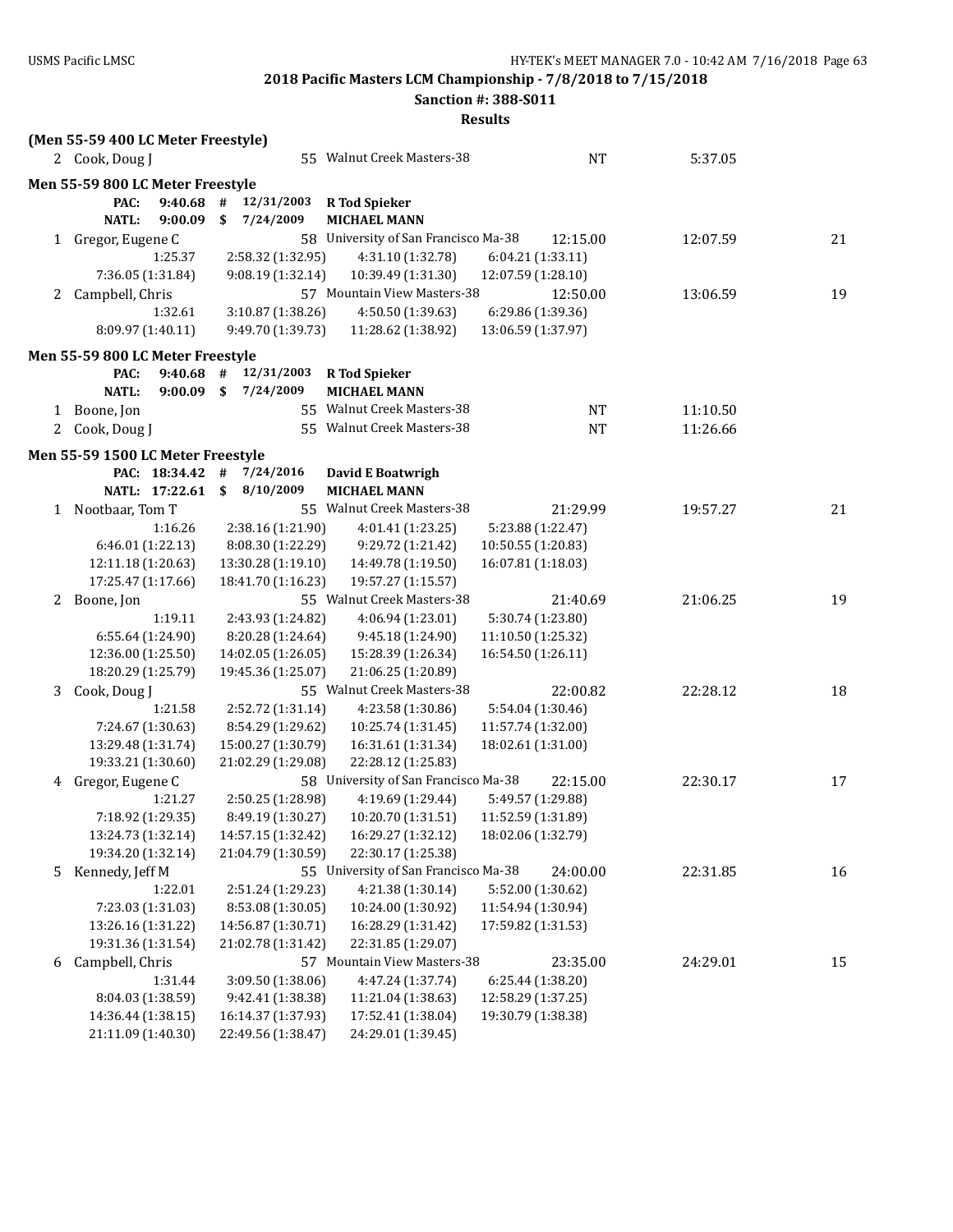2018 Pacific Masters LCM Championship - 7/8/2018 to 7/15/2018

Sanction #: 388-S011

Results

**(Men 55-59 400 LC Meter Freestyle)**

| | Name | Age | Team | Seed Time | Finals Time | Points |
|---|---|---|---|---|---|---|
| 2 | Cook, Doug J | 55 | Walnut Creek Masters-38 | NT | 5:37.05 | |

**Men 55-59 800 LC Meter Freestyle**

PAC: 9:40.68 # 12/31/2003 **R Tod Spieker**
NATL: 9:00.09 $ 7/24/2009 **MICHAEL MANN**

| | Name | Age | Team | Seed Time | Finals Time | Points |
|---|---|---|---|---|---|---|
| 1 | Gregor, Eugene C | 58 | University of San Francisco Ma-38 | 12:15.00 | 12:07.59 | 21 |
| | 1:25.37 | 2:58.32 (1:32.95) | 4:31.10 (1:32.78) | 6:04.21 (1:33.11) | | |
| | 7:36.05 (1:31.84) | 9:08.19 (1:32.14) | 10:39.49 (1:31.30) | 12:07.59 (1:28.10) | | |
| 2 | Campbell, Chris | 57 | Mountain View Masters-38 | 12:50.00 | 13:06.59 | 19 |
| | 1:32.61 | 3:10.87 (1:38.26) | 4:50.50 (1:39.63) | 6:29.86 (1:39.36) | | |
| | 8:09.97 (1:40.11) | 9:49.70 (1:39.73) | 11:28.62 (1:38.92) | 13:06.59 (1:37.97) | | |

**Men 55-59 800 LC Meter Freestyle**

PAC: 9:40.68 # 12/31/2003 **R Tod Spieker**
NATL: 9:00.09 $ 7/24/2009 **MICHAEL MANN**

| | Name | Age | Team | Seed Time | Finals Time | Points |
|---|---|---|---|---|---|---|
| 1 | Boone, Jon | 55 | Walnut Creek Masters-38 | NT | 11:10.50 | |
| 2 | Cook, Doug J | 55 | Walnut Creek Masters-38 | NT | 11:26.66 | |

**Men 55-59 1500 LC Meter Freestyle**

PAC: 18:34.42 # 7/24/2016 **David E Boatwrigh**
NATL: 17:22.61 $ 8/10/2009 **MICHAEL MANN**

| | Name | Age | Team | Seed Time | Finals Time | Points |
|---|---|---|---|---|---|---|
| 1 | Nootbaar, Tom T | 55 | Walnut Creek Masters-38 | 21:29.99 | 19:57.27 | 21 |
| | 1:16.26 | 2:38.16 (1:21.90) | 4:01.41 (1:23.25) | 5:23.88 (1:22.47) | | |
| | 6:46.01 (1:22.13) | 8:08.30 (1:22.29) | 9:29.72 (1:21.42) | 10:50.55 (1:20.83) | | |
| | 12:11.18 (1:20.63) | 13:30.28 (1:19.10) | 14:49.78 (1:19.50) | 16:07.81 (1:18.03) | | |
| | 17:25.47 (1:17.66) | 18:41.70 (1:16.23) | 19:57.27 (1:15.57) | | | |
| 2 | Boone, Jon | 55 | Walnut Creek Masters-38 | 21:40.69 | 21:06.25 | 19 |
| | 1:19.11 | 2:43.93 (1:24.82) | 4:06.94 (1:23.01) | 5:30.74 (1:23.80) | | |
| | 6:55.64 (1:24.90) | 8:20.28 (1:24.64) | 9:45.18 (1:24.90) | 11:10.50 (1:25.32) | | |
| | 12:36.00 (1:25.50) | 14:02.05 (1:26.05) | 15:28.39 (1:26.34) | 16:54.50 (1:26.11) | | |
| | 18:20.29 (1:25.79) | 19:45.36 (1:25.07) | 21:06.25 (1:20.89) | | | |
| 3 | Cook, Doug J | 55 | Walnut Creek Masters-38 | 22:00.82 | 22:28.12 | 18 |
| | 1:21.58 | 2:52.72 (1:31.14) | 4:23.58 (1:30.86) | 5:54.04 (1:30.46) | | |
| | 7:24.67 (1:30.63) | 8:54.29 (1:29.62) | 10:25.74 (1:31.45) | 11:57.74 (1:32.00) | | |
| | 13:29.48 (1:31.74) | 15:00.27 (1:30.79) | 16:31.61 (1:31.34) | 18:02.61 (1:31.00) | | |
| | 19:33.21 (1:30.60) | 21:02.29 (1:29.08) | 22:28.12 (1:25.83) | | | |
| 4 | Gregor, Eugene C | 58 | University of San Francisco Ma-38 | 22:15.00 | 22:30.17 | 17 |
| | 1:21.27 | 2:50.25 (1:28.98) | 4:19.69 (1:29.44) | 5:49.57 (1:29.88) | | |
| | 7:18.92 (1:29.35) | 8:49.19 (1:30.27) | 10:20.70 (1:31.51) | 11:52.59 (1:31.89) | | |
| | 13:24.73 (1:32.14) | 14:57.15 (1:32.42) | 16:29.27 (1:32.12) | 18:02.06 (1:32.79) | | |
| | 19:34.20 (1:32.14) | 21:04.79 (1:30.59) | 22:30.17 (1:25.38) | | | |
| 5 | Kennedy, Jeff M | 55 | University of San Francisco Ma-38 | 24:00.00 | 22:31.85 | 16 |
| | 1:22.01 | 2:51.24 (1:29.23) | 4:21.38 (1:30.14) | 5:52.00 (1:30.62) | | |
| | 7:23.03 (1:31.03) | 8:53.08 (1:30.05) | 10:24.00 (1:30.92) | 11:54.94 (1:30.94) | | |
| | 13:26.16 (1:31.22) | 14:56.87 (1:30.71) | 16:28.29 (1:31.42) | 17:59.82 (1:31.53) | | |
| | 19:31.36 (1:31.54) | 21:02.78 (1:31.42) | 22:31.85 (1:29.07) | | | |
| 6 | Campbell, Chris | 57 | Mountain View Masters-38 | 23:35.00 | 24:29.01 | 15 |
| | 1:31.44 | 3:09.50 (1:38.06) | 4:47.24 (1:37.74) | 6:25.44 (1:38.20) | | |
| | 8:04.03 (1:38.59) | 9:42.41 (1:38.38) | 11:21.04 (1:38.63) | 12:58.29 (1:37.25) | | |
| | 14:36.44 (1:38.15) | 16:14.37 (1:37.93) | 17:52.41 (1:38.04) | 19:30.79 (1:38.38) | | |
| | 21:11.09 (1:40.30) | 22:49.56 (1:38.47) | 24:29.01 (1:39.45) | | | |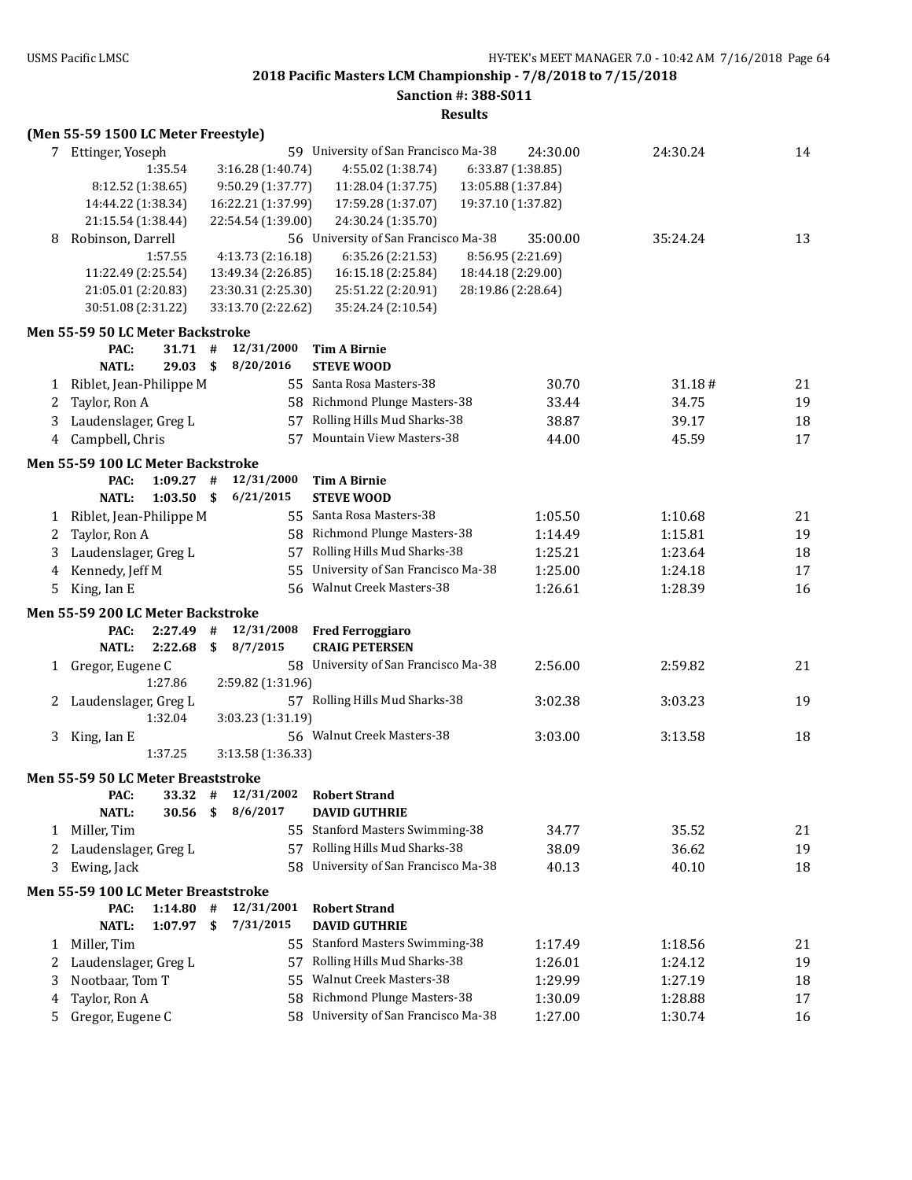2018 Pacific Masters LCM Championship - 7/8/2018 to 7/15/2018

Sanction #: 388-S011

Results

**(Men 55-59 1500 LC Meter Freestyle)**

| Place | Name | Age | Team | Seed Time | Finals Time | Points |
|---|---|---|---|---|---|---|
| 7 | Ettinger, Yoseph | 59 | University of San Francisco Ma-38 | 24:30.00 | 24:30.24 | 14 |
| | 1:35.54 | 3:16.28 (1:40.74) | 4:55.02 (1:38.74) | 6:33.87 (1:38.85) | | |
| | 8:12.52 (1:38.65) | 9:50.29 (1:37.77) | 11:28.04 (1:37.75) | 13:05.88 (1:37.84) | | |
| | 14:44.22 (1:38.34) | 16:22.21 (1:37.99) | 17:59.28 (1:37.07) | 19:37.10 (1:37.82) | | |
| | 21:15.54 (1:38.44) | 22:54.54 (1:39.00) | 24:30.24 (1:35.70) | | | |
| 8 | Robinson, Darrell | 56 | University of San Francisco Ma-38 | 35:00.00 | 35:24.24 | 13 |
| | 1:57.55 | 4:13.73 (2:16.18) | 6:35.26 (2:21.53) | 8:56.95 (2:21.69) | | |
| | 11:22.49 (2:25.54) | 13:49.34 (2:26.85) | 16:15.18 (2:25.84) | 18:44.18 (2:29.00) | | |
| | 21:05.01 (2:20.83) | 23:30.31 (2:25.30) | 25:51.22 (2:20.91) | 28:19.86 (2:28.64) | | |
| | 30:51.08 (2:31.22) | 33:13.70 (2:22.62) | 35:24.24 (2:10.54) | | | |

**Men 55-59 50 LC Meter Backstroke**

PAC: 31.71 # 12/31/2000 **Tim A Birnie**
NATL: 29.03 $ 8/20/2016 **STEVE WOOD**

| Place | Name | Age | Team | Seed Time | Finals Time | Points |
|---|---|---|---|---|---|---|
| 1 | Riblet, Jean-Philippe M | 55 | Santa Rosa Masters-38 | 30.70 | 31.18# | 21 |
| 2 | Taylor, Ron A | 58 | Richmond Plunge Masters-38 | 33.44 | 34.75 | 19 |
| 3 | Laudenslager, Greg L | 57 | Rolling Hills Mud Sharks-38 | 38.87 | 39.17 | 18 |
| 4 | Campbell, Chris | 57 | Mountain View Masters-38 | 44.00 | 45.59 | 17 |

**Men 55-59 100 LC Meter Backstroke**

PAC: 1:09.27 # 12/31/2000 **Tim A Birnie**
NATL: 1:03.50 $ 6/21/2015 **STEVE WOOD**

| Place | Name | Age | Team | Seed Time | Finals Time | Points |
|---|---|---|---|---|---|---|
| 1 | Riblet, Jean-Philippe M | 55 | Santa Rosa Masters-38 | 1:05.50 | 1:10.68 | 21 |
| 2 | Taylor, Ron A | 58 | Richmond Plunge Masters-38 | 1:14.49 | 1:15.81 | 19 |
| 3 | Laudenslager, Greg L | 57 | Rolling Hills Mud Sharks-38 | 1:25.21 | 1:23.64 | 18 |
| 4 | Kennedy, Jeff M | 55 | University of San Francisco Ma-38 | 1:25.00 | 1:24.18 | 17 |
| 5 | King, Ian E | 56 | Walnut Creek Masters-38 | 1:26.61 | 1:28.39 | 16 |

**Men 55-59 200 LC Meter Backstroke**

PAC: 2:27.49 # 12/31/2008 **Fred Ferroggiaro**
NATL: 2:22.68 $ 8/7/2015 **CRAIG PETERSEN**

| Place | Name | Age | Team | Seed Time | Finals Time | Points |
|---|---|---|---|---|---|---|
| 1 | Gregor, Eugene C | 58 | University of San Francisco Ma-38 | 2:56.00 | 2:59.82 | 21 |
| | 1:27.86 | 2:59.82 (1:31.96) | | | | |
| 2 | Laudenslager, Greg L | 57 | Rolling Hills Mud Sharks-38 | 3:02.38 | 3:03.23 | 19 |
| | 1:32.04 | 3:03.23 (1:31.19) | | | | |
| 3 | King, Ian E | 56 | Walnut Creek Masters-38 | 3:03.00 | 3:13.58 | 18 |
| | 1:37.25 | 3:13.58 (1:36.33) | | | | |

**Men 55-59 50 LC Meter Breaststroke**

PAC: 33.32 # 12/31/2002 **Robert Strand**
NATL: 30.56 $ 8/6/2017 **DAVID GUTHRIE**

| Place | Name | Age | Team | Seed Time | Finals Time | Points |
|---|---|---|---|---|---|---|
| 1 | Miller, Tim | 55 | Stanford Masters Swimming-38 | 34.77 | 35.52 | 21 |
| 2 | Laudenslager, Greg L | 57 | Rolling Hills Mud Sharks-38 | 38.09 | 36.62 | 19 |
| 3 | Ewing, Jack | 58 | University of San Francisco Ma-38 | 40.13 | 40.10 | 18 |

**Men 55-59 100 LC Meter Breaststroke**

PAC: 1:14.80 # 12/31/2001 **Robert Strand**
NATL: 1:07.97 $ 7/31/2015 **DAVID GUTHRIE**

| Place | Name | Age | Team | Seed Time | Finals Time | Points |
|---|---|---|---|---|---|---|
| 1 | Miller, Tim | 55 | Stanford Masters Swimming-38 | 1:17.49 | 1:18.56 | 21 |
| 2 | Laudenslager, Greg L | 57 | Rolling Hills Mud Sharks-38 | 1:26.01 | 1:24.12 | 19 |
| 3 | Nootbaar, Tom T | 55 | Walnut Creek Masters-38 | 1:29.99 | 1:27.19 | 18 |
| 4 | Taylor, Ron A | 58 | Richmond Plunge Masters-38 | 1:30.09 | 1:28.88 | 17 |
| 5 | Gregor, Eugene C | 58 | University of San Francisco Ma-38 | 1:27.00 | 1:30.74 | 16 |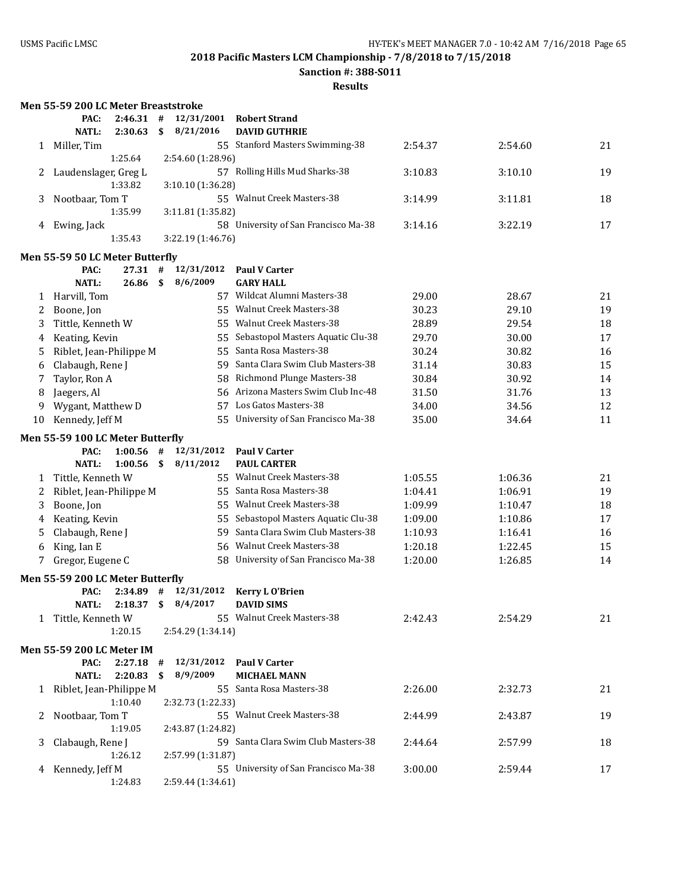**2018 Pacific Masters LCM Championship - 7/8/2018 to 7/15/2018**

**Sanction #: 388-S011**

**Results**

### Men 55-59 200 LC Meter Breaststroke

| | | | | | | |
|---|---|---|---|---|---|---|
| | **PAC:** | **2:46.31 #** | **12/31/2001** | **Robert Strand** | | |
| | **NATL:** | **2:30.63 $** | **8/21/2016** | **DAVID GUTHRIE** | | |
| 1 | Miller, Tim | | 55 | Stanford Masters Swimming-38 | 2:54.37 | 2:54.60 | 21 |
| | | 1:25.64 | 2:54.60 (1:28.96) | | | |
| 2 | Laudenslager, Greg L | | 57 | Rolling Hills Mud Sharks-38 | 3:10.83 | 3:10.10 | 19 |
| | | 1:33.82 | 3:10.10 (1:36.28) | | | |
| 3 | Nootbaar, Tom T | | 55 | Walnut Creek Masters-38 | 3:14.99 | 3:11.81 | 18 |
| | | 1:35.99 | 3:11.81 (1:35.82) | | | |
| 4 | Ewing, Jack | | 58 | University of San Francisco Ma-38 | 3:14.16 | 3:22.19 | 17 |
| | | 1:35.43 | 3:22.19 (1:46.76) | | | |

### Men 55-59 50 LC Meter Butterfly

| | | | | | | |
|---|---|---|---|---|---|---|
| | **PAC:** 27.31 # | 12/31/2012 | **Paul V Carter** | | | |
| | **NATL:** 26.86 $ | 8/6/2009 | **GARY HALL** | | | |
| 1 | Harvill, Tom | 57 | Wildcat Alumni Masters-38 | 29.00 | 28.67 | 21 |
| 2 | Boone, Jon | 55 | Walnut Creek Masters-38 | 30.23 | 29.10 | 19 |
| 3 | Tittle, Kenneth W | 55 | Walnut Creek Masters-38 | 28.89 | 29.54 | 18 |
| 4 | Keating, Kevin | 55 | Sebastopol Masters Aquatic Clu-38 | 29.70 | 30.00 | 17 |
| 5 | Riblet, Jean-Philippe M | 55 | Santa Rosa Masters-38 | 30.24 | 30.82 | 16 |
| 6 | Clabaugh, Rene J | 59 | Santa Clara Swim Club Masters-38 | 31.14 | 30.83 | 15 |
| 7 | Taylor, Ron A | 58 | Richmond Plunge Masters-38 | 30.84 | 30.92 | 14 |
| 8 | Jaegers, Al | 56 | Arizona Masters Swim Club Inc-48 | 31.50 | 31.76 | 13 |
| 9 | Wygant, Matthew D | 57 | Los Gatos Masters-38 | 34.00 | 34.56 | 12 |
| 10 | Kennedy, Jeff M | 55 | University of San Francisco Ma-38 | 35.00 | 34.64 | 11 |

### Men 55-59 100 LC Meter Butterfly

| | | | | | | |
|---|---|---|---|---|---|---|
| | **PAC:** 1:00.56 # | 12/31/2012 | **Paul V Carter** | | | |
| | **NATL:** 1:00.56 $ | 8/11/2012 | **PAUL CARTER** | | | |
| 1 | Tittle, Kenneth W | 55 | Walnut Creek Masters-38 | 1:05.55 | 1:06.36 | 21 |
| 2 | Riblet, Jean-Philippe M | 55 | Santa Rosa Masters-38 | 1:04.41 | 1:06.91 | 19 |
| 3 | Boone, Jon | 55 | Walnut Creek Masters-38 | 1:09.99 | 1:10.47 | 18 |
| 4 | Keating, Kevin | 55 | Sebastopol Masters Aquatic Clu-38 | 1:09.00 | 1:10.86 | 17 |
| 5 | Clabaugh, Rene J | 59 | Santa Clara Swim Club Masters-38 | 1:10.93 | 1:16.41 | 16 |
| 6 | King, Ian E | 56 | Walnut Creek Masters-38 | 1:20.18 | 1:22.45 | 15 |
| 7 | Gregor, Eugene C | 58 | University of San Francisco Ma-38 | 1:20.00 | 1:26.85 | 14 |

### Men 55-59 200 LC Meter Butterfly

| | | | | | | | |
|---|---|---|---|---|---|---|---|
| | **PAC:** | **2:34.89 #** | **12/31/2012** | **Kerry L O'Brien** | | | |
| | **NATL:** | **2:18.37 $** | **8/4/2017** | **DAVID SIMS** | | | |
| 1 | Tittle, Kenneth W | | 55 | Walnut Creek Masters-38 | 2:42.43 | 2:54.29 | 21 |
| | | 1:20.15 | 2:54.29 (1:34.14) | | | | |

### Men 55-59 200 LC Meter IM

| | | | | | | | |
|---|---|---|---|---|---|---|---|
| | **PAC:** | **2:27.18 #** | **12/31/2012** | **Paul V Carter** | | | |
| | **NATL:** | **2:20.83 $** | **8/9/2009** | **MICHAEL MANN** | | | |
| 1 | Riblet, Jean-Philippe M | | 55 | Santa Rosa Masters-38 | 2:26.00 | 2:32.73 | 21 |
| | | 1:10.40 | 2:32.73 (1:22.33) | | | | |
| 2 | Nootbaar, Tom T | | 55 | Walnut Creek Masters-38 | 2:44.99 | 2:43.87 | 19 |
| | | 1:19.05 | 2:43.87 (1:24.82) | | | | |
| 3 | Clabaugh, Rene J | | 59 | Santa Clara Swim Club Masters-38 | 2:44.64 | 2:57.99 | 18 |
| | | 1:26.12 | 2:57.99 (1:31.87) | | | | |
| 4 | Kennedy, Jeff M | | 55 | University of San Francisco Ma-38 | 3:00.00 | 2:59.44 | 17 |
| | | 1:24.83 | 2:59.44 (1:34.61) | | | | |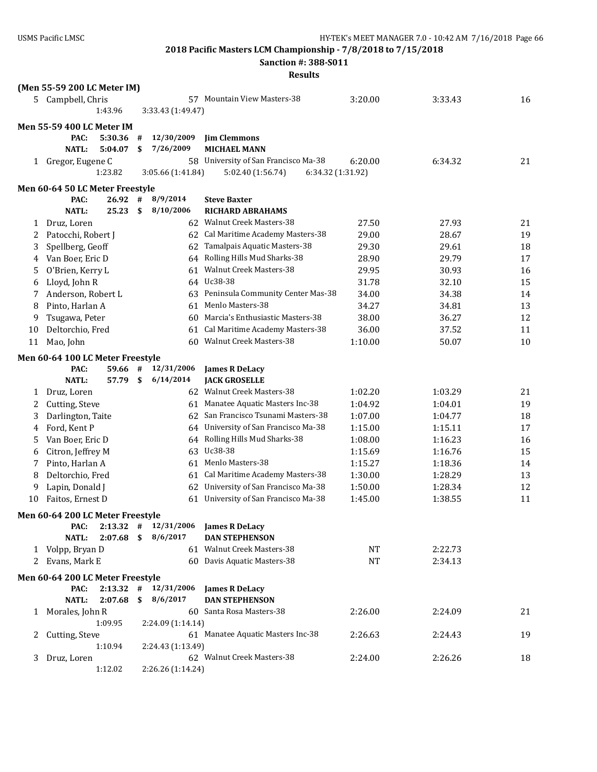**2018 Pacific Masters LCM Championship - 7/8/2018 to 7/15/2018**

**Sanction #: 388-S011**

**Results**

### (Men 55-59 200 LC Meter IM)

| Place | Name | Age | Team | Seed Time | Finals Time | Points |
|---|---|---|---|---|---|---|
| 5 | Campbell, Chris | 57 | Mountain View Masters-38 | 3:20.00 | 3:33.43 | 16 |
| | 1:43.96 | 3:33.43 (1:49.47) | | | | |

### Men 55-59 400 LC Meter IM

PAC: 5:30.36 # 12/30/2009 **Jim Clemmons**

NATL: 5:04.07 $ 7/26/2009 **MICHAEL MANN**

| Place | Name | Age | Team | Seed Time | Finals Time | Points |
|---|---|---|---|---|---|---|
| 1 | Gregor, Eugene C | 58 | University of San Francisco Ma-38 | 6:20.00 | 6:34.32 | 21 |
| | 1:23.82 | 3:05.66 (1:41.84) | 5:02.40 (1:56.74) | 6:34.32 (1:31.92) | | |

### Men 60-64 50 LC Meter Freestyle

PAC: 26.92 # 8/9/2014 **Steve Baxter**

NATL: 25.23 $ 8/10/2006 **RICHARD ABRAHAMS**

| Place | Name | Age | Team | Seed Time | Finals Time | Points |
|---|---|---|---|---|---|---|
| 1 | Druz, Loren | 62 | Walnut Creek Masters-38 | 27.50 | 27.93 | 21 |
| 2 | Patocchi, Robert J | 62 | Cal Maritime Academy Masters-38 | 29.00 | 28.67 | 19 |
| 3 | Spellberg, Geoff | 62 | Tamalpais Aquatic Masters-38 | 29.30 | 29.61 | 18 |
| 4 | Van Boer, Eric D | 64 | Rolling Hills Mud Sharks-38 | 28.90 | 29.79 | 17 |
| 5 | O'Brien, Kerry L | 61 | Walnut Creek Masters-38 | 29.95 | 30.93 | 16 |
| 6 | Lloyd, John R | 64 | Uc38-38 | 31.78 | 32.10 | 15 |
| 7 | Anderson, Robert L | 63 | Peninsula Community Center Mas-38 | 34.00 | 34.38 | 14 |
| 8 | Pinto, Harlan A | 61 | Menlo Masters-38 | 34.27 | 34.81 | 13 |
| 9 | Tsugawa, Peter | 60 | Marcia's Enthusiastic Masters-38 | 38.00 | 36.27 | 12 |
| 10 | Deltorchio, Fred | 61 | Cal Maritime Academy Masters-38 | 36.00 | 37.52 | 11 |
| 11 | Mao, John | 60 | Walnut Creek Masters-38 | 1:10.00 | 50.07 | 10 |

### Men 60-64 100 LC Meter Freestyle

PAC: 59.66 # 12/31/2006 **James R DeLacy**

NATL: 57.79 $ 6/14/2014 **JACK GROSELLE**

| Place | Name | Age | Team | Seed Time | Finals Time | Points |
|---|---|---|---|---|---|---|
| 1 | Druz, Loren | 62 | Walnut Creek Masters-38 | 1:02.20 | 1:03.29 | 21 |
| 2 | Cutting, Steve | 61 | Manatee Aquatic Masters Inc-38 | 1:04.92 | 1:04.01 | 19 |
| 3 | Darlington, Taite | 62 | San Francisco Tsunami Masters-38 | 1:07.00 | 1:04.77 | 18 |
| 4 | Ford, Kent P | 64 | University of San Francisco Ma-38 | 1:15.00 | 1:15.11 | 17 |
| 5 | Van Boer, Eric D | 64 | Rolling Hills Mud Sharks-38 | 1:08.00 | 1:16.23 | 16 |
| 6 | Citron, Jeffrey M | 63 | Uc38-38 | 1:15.69 | 1:16.76 | 15 |
| 7 | Pinto, Harlan A | 61 | Menlo Masters-38 | 1:15.27 | 1:18.36 | 14 |
| 8 | Deltorchio, Fred | 61 | Cal Maritime Academy Masters-38 | 1:30.00 | 1:28.29 | 13 |
| 9 | Lapin, Donald J | 62 | University of San Francisco Ma-38 | 1:50.00 | 1:28.34 | 12 |
| 10 | Faitos, Ernest D | 61 | University of San Francisco Ma-38 | 1:45.00 | 1:38.55 | 11 |

### Men 60-64 200 LC Meter Freestyle

PAC: 2:13.32 # 12/31/2006 **James R DeLacy**

NATL: 2:07.68 $ 8/6/2017 **DAN STEPHENSON**

| Place | Name | Age | Team | Seed Time | Finals Time | Points |
|---|---|---|---|---|---|---|
| 1 | Volpp, Bryan D | 61 | Walnut Creek Masters-38 | NT | 2:22.73 | |
| 2 | Evans, Mark E | 60 | Davis Aquatic Masters-38 | NT | 2:34.13 | |

### Men 60-64 200 LC Meter Freestyle

PAC: 2:13.32 # 12/31/2006 **James R DeLacy**

NATL: 2:07.68 $ 8/6/2017 **DAN STEPHENSON**

| Place | Name | Age | Team | Seed Time | Finals Time | Points |
|---|---|---|---|---|---|---|
| 1 | Morales, John R | 60 | Santa Rosa Masters-38 | 2:26.00 | 2:24.09 | 21 |
| | 1:09.95 | 2:24.09 (1:14.14) | | | | |
| 2 | Cutting, Steve | 61 | Manatee Aquatic Masters Inc-38 | 2:26.63 | 2:24.43 | 19 |
| | 1:10.94 | 2:24.43 (1:13.49) | | | | |
| 3 | Druz, Loren | 62 | Walnut Creek Masters-38 | 2:24.00 | 2:26.26 | 18 |
| | 1:12.02 | 2:26.26 (1:14.24) | | | | |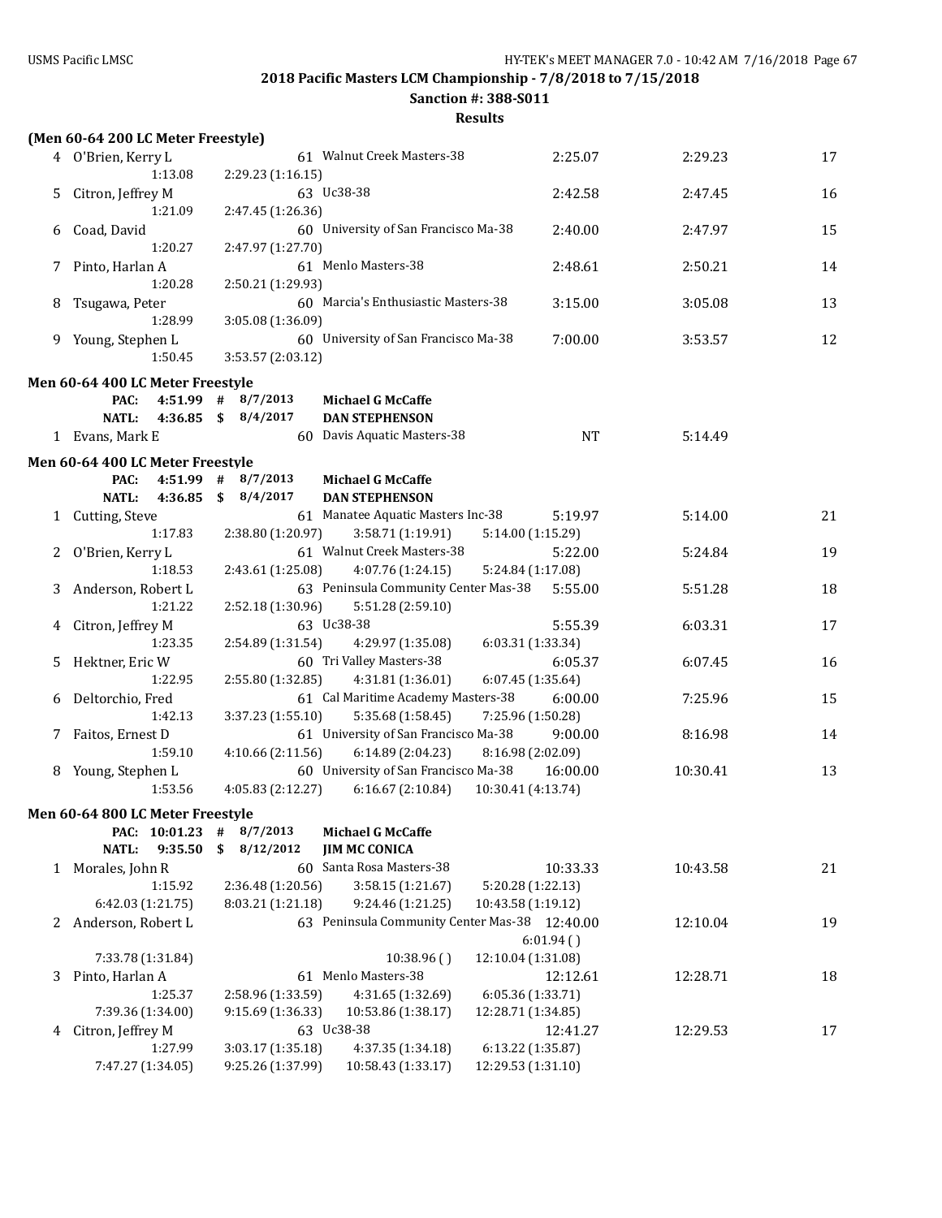**2018 Pacific Masters LCM Championship - 7/8/2018 to 7/15/2018**

**Sanction #: 388-S011**

**Results**

**(Men 60-64 200 LC Meter Freestyle)**

| Place | Name | Age | Team | Seed Time | Finals Time | Points |
|---|---|---|---|---|---|---|
| 4 | O'Brien, Kerry L | 61 | Walnut Creek Masters-38 | 2:25.07 | 2:29.23 | 17 |
| | 1:13.08 | 2:29.23 (1:16.15) | | | | |
| 5 | Citron, Jeffrey M | 63 | Uc38-38 | 2:42.58 | 2:47.45 | 16 |
| | 1:21.09 | 2:47.45 (1:26.36) | | | | |
| 6 | Coad, David | 60 | University of San Francisco Ma-38 | 2:40.00 | 2:47.97 | 15 |
| | 1:20.27 | 2:47.97 (1:27.70) | | | | |
| 7 | Pinto, Harlan A | 61 | Menlo Masters-38 | 2:48.61 | 2:50.21 | 14 |
| | 1:20.28 | 2:50.21 (1:29.93) | | | | |
| 8 | Tsugawa, Peter | 60 | Marcia's Enthusiastic Masters-38 | 3:15.00 | 3:05.08 | 13 |
| | 1:28.99 | 3:05.08 (1:36.09) | | | | |
| 9 | Young, Stephen L | 60 | University of San Francisco Ma-38 | 7:00.00 | 3:53.57 | 12 |
| | 1:50.45 | 3:53.57 (2:03.12) | | | | |

**Men 60-64 400 LC Meter Freestyle**

PAC: 4:51.99 # 8/7/2013 **Michael G McCaffe**
NATL: 4:36.85 $ 8/4/2017 **DAN STEPHENSON**

| Place | Name | Age | Team | Seed Time | Finals Time | Points |
|---|---|---|---|---|---|---|
| 1 | Evans, Mark E | 60 | Davis Aquatic Masters-38 | NT | 5:14.49 | |

**Men 60-64 400 LC Meter Freestyle**

PAC: 4:51.99 # 8/7/2013 **Michael G McCaffe**
NATL: 4:36.85 $ 8/4/2017 **DAN STEPHENSON**

| Place | Name | Age | Team | Seed Time | Finals Time | Points |
|---|---|---|---|---|---|---|
| 1 | Cutting, Steve | 61 | Manatee Aquatic Masters Inc-38 | 5:19.97 | 5:14.00 | 21 |
| | 1:17.83 | 2:38.80 (1:20.97) | 3:58.71 (1:19.91) | 5:14.00 (1:15.29) | | |
| 2 | O'Brien, Kerry L | 61 | Walnut Creek Masters-38 | 5:22.00 | 5:24.84 | 19 |
| | 1:18.53 | 2:43.61 (1:25.08) | 4:07.76 (1:24.15) | 5:24.84 (1:17.08) | | |
| 3 | Anderson, Robert L | 63 | Peninsula Community Center Mas-38 | 5:55.00 | 5:51.28 | 18 |
| | 1:21.22 | 2:52.18 (1:30.96) | 5:51.28 (2:59.10) | | | |
| 4 | Citron, Jeffrey M | 63 | Uc38-38 | 5:55.39 | 6:03.31 | 17 |
| | 1:23.35 | 2:54.89 (1:31.54) | 4:29.97 (1:35.08) | 6:03.31 (1:33.34) | | |
| 5 | Hektner, Eric W | 60 | Tri Valley Masters-38 | 6:05.37 | 6:07.45 | 16 |
| | 1:22.95 | 2:55.80 (1:32.85) | 4:31.81 (1:36.01) | 6:07.45 (1:35.64) | | |
| 6 | Deltorchio, Fred | 61 | Cal Maritime Academy Masters-38 | 6:00.00 | 7:25.96 | 15 |
| | 1:42.13 | 3:37.23 (1:55.10) | 5:35.68 (1:58.45) | 7:25.96 (1:50.28) | | |
| 7 | Faitos, Ernest D | 61 | University of San Francisco Ma-38 | 9:00.00 | 8:16.98 | 14 |
| | 1:59.10 | 4:10.66 (2:11.56) | 6:14.89 (2:04.23) | 8:16.98 (2:02.09) | | |
| 8 | Young, Stephen L | 60 | University of San Francisco Ma-38 | 16:00.00 | 10:30.41 | 13 |
| | 1:53.56 | 4:05.83 (2:12.27) | 6:16.67 (2:10.84) | 10:30.41 (4:13.74) | | |

**Men 60-64 800 LC Meter Freestyle**

PAC: 10:01.23 # 8/7/2013 **Michael G McCaffe**
NATL: 9:35.50 $ 8/12/2012 **JIM MC CONICA**

| Place | Name | Age | Team | Seed Time | Finals Time | Points |
|---|---|---|---|---|---|---|
| 1 | Morales, John R | 60 | Santa Rosa Masters-38 | 10:33.33 | 10:43.58 | 21 |
| | 1:15.92 | 2:36.48 (1:20.56) | 3:58.15 (1:21.67) | 5:20.28 (1:22.13) | | |
| | 6:42.03 (1:21.75) | 8:03.21 (1:21.18) | 9:24.46 (1:21.25) | 10:43.58 (1:19.12) | | |
| 2 | Anderson, Robert L | 63 | Peninsula Community Center Mas-38 | 12:40.00 | 12:10.04 | 19 |
| | | | | 6:01.94 ( ) | | |
| | 7:33.78 (1:31.84) | | 10:38.96 ( ) | 12:10.04 (1:31.08) | | |
| 3 | Pinto, Harlan A | 61 | Menlo Masters-38 | 12:12.61 | 12:28.71 | 18 |
| | 1:25.37 | 2:58.96 (1:33.59) | 4:31.65 (1:32.69) | 6:05.36 (1:33.71) | | |
| | 7:39.36 (1:34.00) | 9:15.69 (1:36.33) | 10:53.86 (1:38.17) | 12:28.71 (1:34.85) | | |
| 4 | Citron, Jeffrey M | 63 | Uc38-38 | 12:41.27 | 12:29.53 | 17 |
| | 1:27.99 | 3:03.17 (1:35.18) | 4:37.35 (1:34.18) | 6:13.22 (1:35.87) | | |
| | 7:47.27 (1:34.05) | 9:25.26 (1:37.99) | 10:58.43 (1:33.17) | 12:29.53 (1:31.10) | | |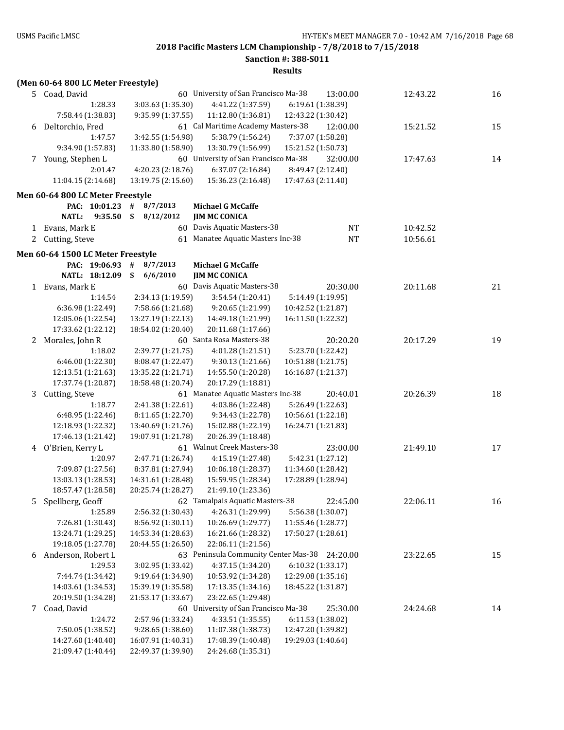**2018 Pacific Masters LCM Championship - 7/8/2018 to 7/15/2018**

**Sanction #: 388-S011**

**Results**

**(Men 60-64 800 LC Meter Freestyle)**

| | Name | Age | Team | Seed Time | Finals Time | Points |
|---|---|---|---|---|---|---|
| 5 | Coad, David | 60 | University of San Francisco Ma-38 | 13:00.00 | 12:43.22 | 16 |
| | 1:28.33 | 3:03.63 (1:35.30) | 4:41.22 (1:37.59) | 6:19.61 (1:38.39) | | |
| | 7:58.44 (1:38.83) | 9:35.99 (1:37.55) | 11:12.80 (1:36.81) | 12:43.22 (1:30.42) | | |
| 6 | Deltorchio, Fred | 61 | Cal Maritime Academy Masters-38 | 12:00.00 | 15:21.52 | 15 |
| | 1:47.57 | 3:42.55 (1:54.98) | 5:38.79 (1:56.24) | 7:37.07 (1:58.28) | | |
| | 9:34.90 (1:57.83) | 11:33.80 (1:58.90) | 13:30.79 (1:56.99) | 15:21.52 (1:50.73) | | |
| 7 | Young, Stephen L | 60 | University of San Francisco Ma-38 | 32:00.00 | 17:47.63 | 14 |
| | 2:01.47 | 4:20.23 (2:18.76) | 6:37.07 (2:16.84) | 8:49.47 (2:12.40) | | |
| | 11:04.15 (2:14.68) | 13:19.75 (2:15.60) | 15:36.23 (2:16.48) | 17:47.63 (2:11.40) | | |

**Men 60-64 800 LC Meter Freestyle**

PAC: 10:01.23 # 8/7/2013 **Michael G McCaffe**

NATL: 9:35.50 $ 8/12/2012 **JIM MC CONICA**

| | Name | Age | Team | Seed Time | Finals Time |
|---|---|---|---|---|---|
| 1 | Evans, Mark E | 60 | Davis Aquatic Masters-38 | NT | 10:42.52 |
| 2 | Cutting, Steve | 61 | Manatee Aquatic Masters Inc-38 | NT | 10:56.61 |

**Men 60-64 1500 LC Meter Freestyle**

PAC: 19:06.93 # 8/7/2013 **Michael G McCaffe**

NATL: 18:12.09 $ 6/6/2010 **JIM MC CONICA**

| | Name | Age | Team | Seed Time | Finals Time | Points |
|---|---|---|---|---|---|---|
| 1 | Evans, Mark E | 60 | Davis Aquatic Masters-38 | 20:30.00 | 20:11.68 | 21 |
| | 1:14.54 | 2:34.13 (1:19.59) | 3:54.54 (1:20.41) | 5:14.49 (1:19.95) | | |
| | 6:36.98 (1:22.49) | 7:58.66 (1:21.68) | 9:20.65 (1:21.99) | 10:42.52 (1:21.87) | | |
| | 12:05.06 (1:22.54) | 13:27.19 (1:22.13) | 14:49.18 (1:21.99) | 16:11.50 (1:22.32) | | |
| | 17:33.62 (1:22.12) | 18:54.02 (1:20.40) | 20:11.68 (1:17.66) | | | |
| 2 | Morales, John R | 60 | Santa Rosa Masters-38 | 20:20.20 | 20:17.29 | 19 |
| | 1:18.02 | 2:39.77 (1:21.75) | 4:01.28 (1:21.51) | 5:23.70 (1:22.42) | | |
| | 6:46.00 (1:22.30) | 8:08.47 (1:22.47) | 9:30.13 (1:21.66) | 10:51.88 (1:21.75) | | |
| | 12:13.51 (1:21.63) | 13:35.22 (1:21.71) | 14:55.50 (1:20.28) | 16:16.87 (1:21.37) | | |
| | 17:37.74 (1:20.87) | 18:58.48 (1:20.74) | 20:17.29 (1:18.81) | | | |
| 3 | Cutting, Steve | 61 | Manatee Aquatic Masters Inc-38 | 20:40.01 | 20:26.39 | 18 |
| | 1:18.77 | 2:41.38 (1:22.61) | 4:03.86 (1:22.48) | 5:26.49 (1:22.63) | | |
| | 6:48.95 (1:22.46) | 8:11.65 (1:22.70) | 9:34.43 (1:22.78) | 10:56.61 (1:22.18) | | |
| | 12:18.93 (1:22.32) | 13:40.69 (1:21.76) | 15:02.88 (1:22.19) | 16:24.71 (1:21.83) | | |
| | 17:46.13 (1:21.42) | 19:07.91 (1:21.78) | 20:26.39 (1:18.48) | | | |
| 4 | O'Brien, Kerry L | 61 | Walnut Creek Masters-38 | 23:00.00 | 21:49.10 | 17 |
| | 1:20.97 | 2:47.71 (1:26.74) | 4:15.19 (1:27.48) | 5:42.31 (1:27.12) | | |
| | 7:09.87 (1:27.56) | 8:37.81 (1:27.94) | 10:06.18 (1:28.37) | 11:34.60 (1:28.42) | | |
| | 13:03.13 (1:28.53) | 14:31.61 (1:28.48) | 15:59.95 (1:28.34) | 17:28.89 (1:28.94) | | |
| | 18:57.47 (1:28.58) | 20:25.74 (1:28.27) | 21:49.10 (1:23.36) | | | |
| 5 | Spellberg, Geoff | 62 | Tamalpais Aquatic Masters-38 | 22:45.00 | 22:06.11 | 16 |
| | 1:25.89 | 2:56.32 (1:30.43) | 4:26.31 (1:29.99) | 5:56.38 (1:30.07) | | |
| | 7:26.81 (1:30.43) | 8:56.92 (1:30.11) | 10:26.69 (1:29.77) | 11:55.46 (1:28.77) | | |
| | 13:24.71 (1:29.25) | 14:53.34 (1:28.63) | 16:21.66 (1:28.32) | 17:50.27 (1:28.61) | | |
| | 19:18.05 (1:27.78) | 20:44.55 (1:26.50) | 22:06.11 (1:21.56) | | | |
| 6 | Anderson, Robert L | 63 | Peninsula Community Center Mas-38 | 24:20.00 | 23:22.65 | 15 |
| | 1:29.53 | 3:02.95 (1:33.42) | 4:37.15 (1:34.20) | 6:10.32 (1:33.17) | | |
| | 7:44.74 (1:34.42) | 9:19.64 (1:34.90) | 10:53.92 (1:34.28) | 12:29.08 (1:35.16) | | |
| | 14:03.61 (1:34.53) | 15:39.19 (1:35.58) | 17:13.35 (1:34.16) | 18:45.22 (1:31.87) | | |
| | 20:19.50 (1:34.28) | 21:53.17 (1:33.67) | 23:22.65 (1:29.48) | | | |
| 7 | Coad, David | 60 | University of San Francisco Ma-38 | 25:30.00 | 24:24.68 | 14 |
| | 1:24.72 | 2:57.96 (1:33.24) | 4:33.51 (1:35.55) | 6:11.53 (1:38.02) | | |
| | 7:50.05 (1:38.52) | 9:28.65 (1:38.60) | 11:07.38 (1:38.73) | 12:47.20 (1:39.82) | | |
| | 14:27.60 (1:40.40) | 16:07.91 (1:40.31) | 17:48.39 (1:40.48) | 19:29.03 (1:40.64) | | |
| | 21:09.47 (1:40.44) | 22:49.37 (1:39.90) | 24:24.68 (1:35.31) | | | |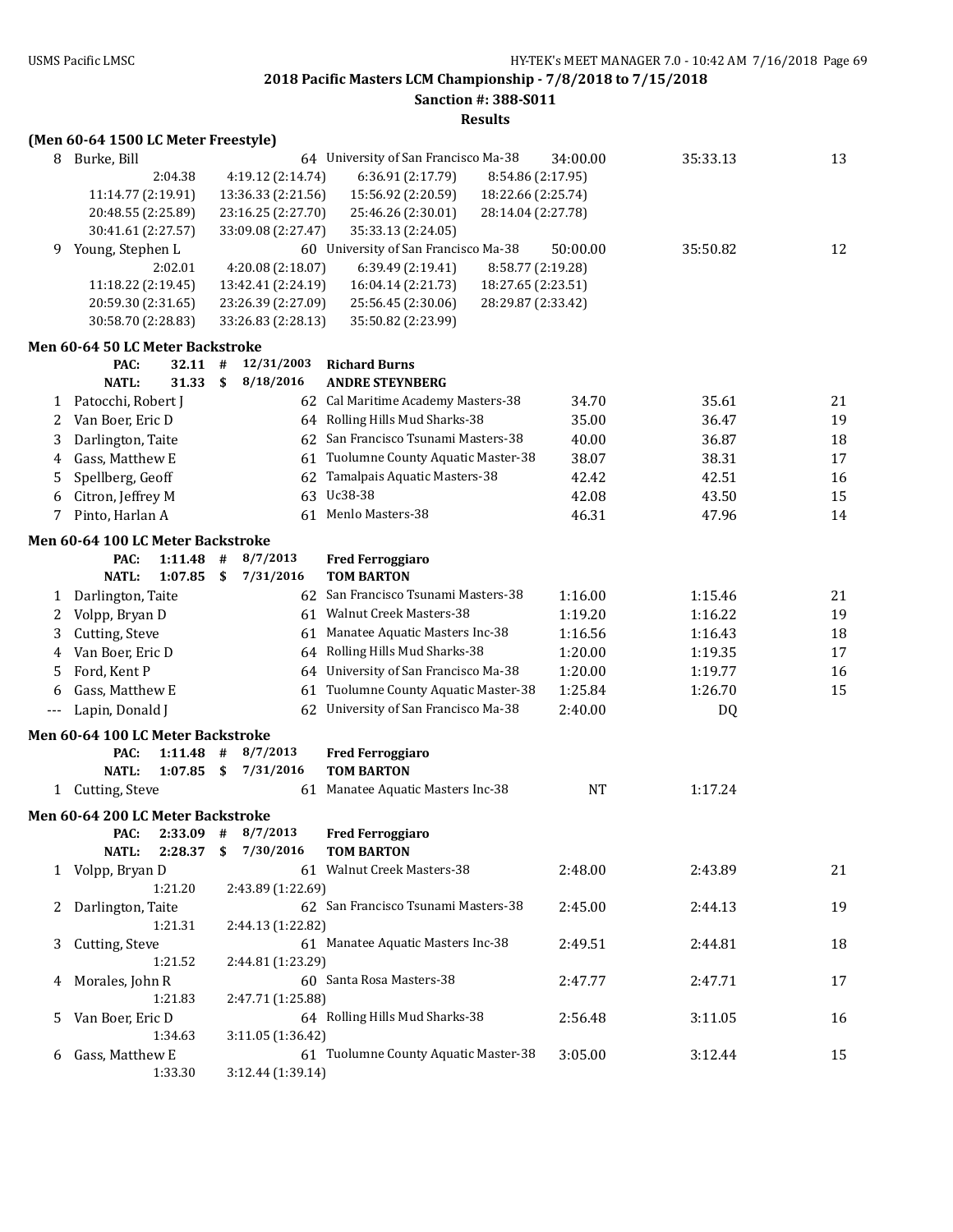**2018 Pacific Masters LCM Championship - 7/8/2018 to 7/15/2018**

**Sanction #: 388-S011**

**Results**

### (Men 60-64 1500 LC Meter Freestyle)

| Place | Name | Age | Team | Seed Time | Finals Time | Points |
|---|---|---|---|---|---|---|
| 8 | Burke, Bill | 64 | University of San Francisco Ma-38 | 34:00.00 | 35:33.13 | 13 |
| | 2:04.38, 4:19.12 (2:14.74), 6:36.91 (2:17.79), 8:54.86 (2:17.95), 11:14.77 (2:19.91), 13:36.33 (2:21.56), 15:56.92 (2:20.59), 18:22.66 (2:25.74), 20:48.55 (2:25.89), 23:16.25 (2:27.70), 25:46.26 (2:30.01), 28:14.04 (2:27.78), 30:41.61 (2:27.57), 33:09.08 (2:27.47), 35:33.13 (2:24.05) | | | | | |
| 9 | Young, Stephen L | 60 | University of San Francisco Ma-38 | 50:00.00 | 35:50.82 | 12 |
| | 2:02.01, 4:20.08 (2:18.07), 6:39.49 (2:19.41), 8:58.77 (2:19.28), 11:18.22 (2:19.45), 13:42.41 (2:24.19), 16:04.14 (2:21.73), 18:27.65 (2:23.51), 20:59.30 (2:31.65), 23:26.39 (2:27.09), 25:56.45 (2:30.06), 28:29.87 (2:33.42), 30:58.70 (2:28.83), 33:26.83 (2:28.13), 35:50.82 (2:23.99) | | | | | |

### Men 60-64 50 LC Meter Backstroke

PAC: 32.11 # 12/31/2003 **Richard Burns**
NATL: 31.33 $ 8/18/2016 **ANDRE STEYNBERG**

| Place | Name | Age | Team | Seed Time | Finals Time | Points |
|---|---|---|---|---|---|---|
| 1 | Patocchi, Robert J | 62 | Cal Maritime Academy Masters-38 | 34.70 | 35.61 | 21 |
| 2 | Van Boer, Eric D | 64 | Rolling Hills Mud Sharks-38 | 35.00 | 36.47 | 19 |
| 3 | Darlington, Taite | 62 | San Francisco Tsunami Masters-38 | 40.00 | 36.87 | 18 |
| 4 | Gass, Matthew E | 61 | Tuolumne County Aquatic Master-38 | 38.07 | 38.31 | 17 |
| 5 | Spellberg, Geoff | 62 | Tamalpais Aquatic Masters-38 | 42.42 | 42.51 | 16 |
| 6 | Citron, Jeffrey M | 63 | Uc38-38 | 42.08 | 43.50 | 15 |
| 7 | Pinto, Harlan A | 61 | Menlo Masters-38 | 46.31 | 47.96 | 14 |

### Men 60-64 100 LC Meter Backstroke

PAC: 1:11.48 # 8/7/2013 **Fred Ferroggiaro**
NATL: 1:07.85 $ 7/31/2016 **TOM BARTON**

| Place | Name | Age | Team | Seed Time | Finals Time | Points |
|---|---|---|---|---|---|---|
| 1 | Darlington, Taite | 62 | San Francisco Tsunami Masters-38 | 1:16.00 | 1:15.46 | 21 |
| 2 | Volpp, Bryan D | 61 | Walnut Creek Masters-38 | 1:19.20 | 1:16.22 | 19 |
| 3 | Cutting, Steve | 61 | Manatee Aquatic Masters Inc-38 | 1:16.56 | 1:16.43 | 18 |
| 4 | Van Boer, Eric D | 64 | Rolling Hills Mud Sharks-38 | 1:20.00 | 1:19.35 | 17 |
| 5 | Ford, Kent P | 64 | University of San Francisco Ma-38 | 1:20.00 | 1:19.77 | 16 |
| 6 | Gass, Matthew E | 61 | Tuolumne County Aquatic Master-38 | 1:25.84 | 1:26.70 | 15 |
| --- | Lapin, Donald J | 62 | University of San Francisco Ma-38 | 2:40.00 | DQ | |

### Men 60-64 100 LC Meter Backstroke

PAC: 1:11.48 # 8/7/2013 **Fred Ferroggiaro**
NATL: 1:07.85 $ 7/31/2016 **TOM BARTON**

| Place | Name | Age | Team | Seed Time | Finals Time | Points |
|---|---|---|---|---|---|---|
| 1 | Cutting, Steve | 61 | Manatee Aquatic Masters Inc-38 | NT | 1:17.24 | |

### Men 60-64 200 LC Meter Backstroke

PAC: 2:33.09 # 8/7/2013 **Fred Ferroggiaro**
NATL: 2:28.37 $ 7/30/2016 **TOM BARTON**

| Place | Name | Age | Team | Seed Time | Finals Time | Points |
|---|---|---|---|---|---|---|
| 1 | Volpp, Bryan D | 61 | Walnut Creek Masters-38 | 2:48.00 | 2:43.89 | 21 |
| | 1:21.20, 2:43.89 (1:22.69) | | | | | |
| 2 | Darlington, Taite | 62 | San Francisco Tsunami Masters-38 | 2:45.00 | 2:44.13 | 19 |
| | 1:21.31, 2:44.13 (1:22.82) | | | | | |
| 3 | Cutting, Steve | 61 | Manatee Aquatic Masters Inc-38 | 2:49.51 | 2:44.81 | 18 |
| | 1:21.52, 2:44.81 (1:23.29) | | | | | |
| 4 | Morales, John R | 60 | Santa Rosa Masters-38 | 2:47.77 | 2:47.71 | 17 |
| | 1:21.83, 2:47.71 (1:25.88) | | | | | |
| 5 | Van Boer, Eric D | 64 | Rolling Hills Mud Sharks-38 | 2:56.48 | 3:11.05 | 16 |
| | 1:34.63, 3:11.05 (1:36.42) | | | | | |
| 6 | Gass, Matthew E | 61 | Tuolumne County Aquatic Master-38 | 3:05.00 | 3:12.44 | 15 |
| | 1:33.30, 3:12.44 (1:39.14) | | | | | |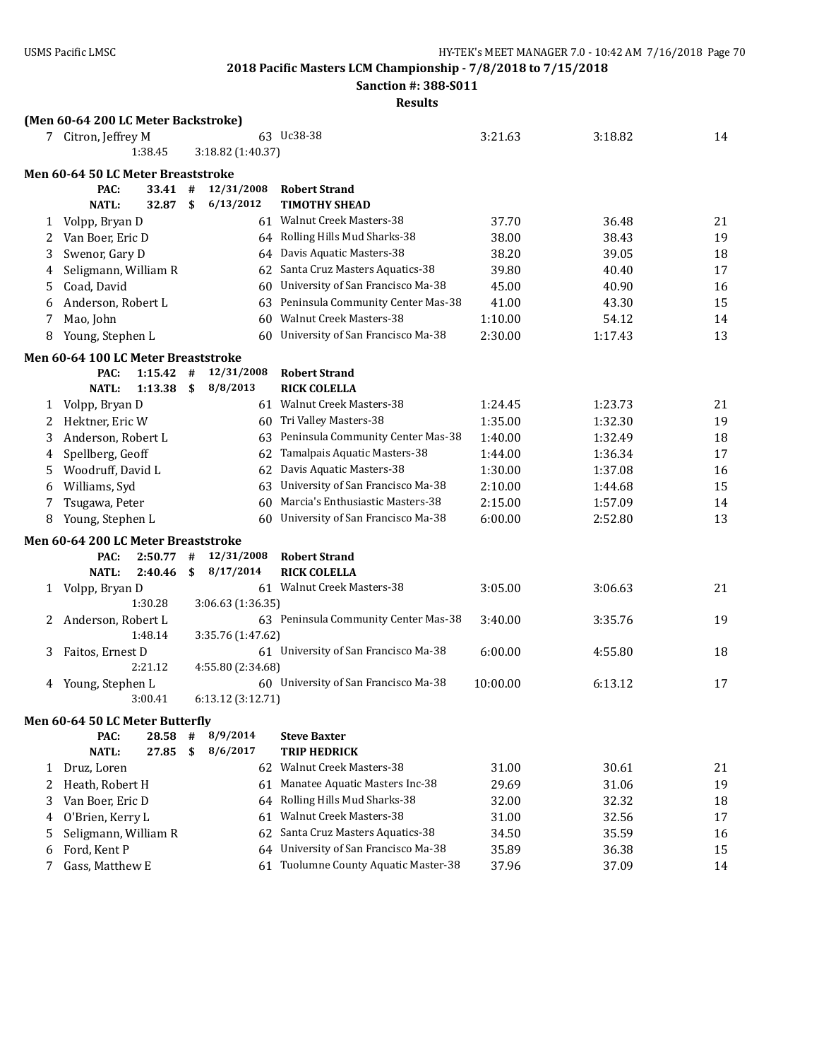2018 Pacific Masters LCM Championship - 7/8/2018 to 7/15/2018

Sanction #: 388-S011

Results

**(Men 60-64 200 LC Meter Backstroke)**

| Place | Name | Age | Team | Seed Time | Finals Time | Points |
|---|---|---|---|---|---|---|
| 7 | Citron, Jeffrey M | 63 | Uc38-38 | 3:21.63 | 3:18.82 | 14 |
| | 1:38.45 | 3:18.82 (1:40.37) | | | | |

**Men 60-64 50 LC Meter Breaststroke**

PAC: 33.41 # 12/31/2008 Robert Strand
NATL: 32.87 $ 6/13/2012 TIMOTHY SHEAD

| Place | Name | Age | Team | Seed Time | Finals Time | Points |
|---|---|---|---|---|---|---|
| 1 | Volpp, Bryan D | 61 | Walnut Creek Masters-38 | 37.70 | 36.48 | 21 |
| 2 | Van Boer, Eric D | 64 | Rolling Hills Mud Sharks-38 | 38.00 | 38.43 | 19 |
| 3 | Swenor, Gary D | 64 | Davis Aquatic Masters-38 | 38.20 | 39.05 | 18 |
| 4 | Seligmann, William R | 62 | Santa Cruz Masters Aquatics-38 | 39.80 | 40.40 | 17 |
| 5 | Coad, David | 60 | University of San Francisco Ma-38 | 45.00 | 40.90 | 16 |
| 6 | Anderson, Robert L | 63 | Peninsula Community Center Mas-38 | 41.00 | 43.30 | 15 |
| 7 | Mao, John | 60 | Walnut Creek Masters-38 | 1:10.00 | 54.12 | 14 |
| 8 | Young, Stephen L | 60 | University of San Francisco Ma-38 | 2:30.00 | 1:17.43 | 13 |

**Men 60-64 100 LC Meter Breaststroke**

PAC: 1:15.42 # 12/31/2008 Robert Strand
NATL: 1:13.38 $ 8/8/2013 RICK COLELLA

| Place | Name | Age | Team | Seed Time | Finals Time | Points |
|---|---|---|---|---|---|---|
| 1 | Volpp, Bryan D | 61 | Walnut Creek Masters-38 | 1:24.45 | 1:23.73 | 21 |
| 2 | Hektner, Eric W | 60 | Tri Valley Masters-38 | 1:35.00 | 1:32.30 | 19 |
| 3 | Anderson, Robert L | 63 | Peninsula Community Center Mas-38 | 1:40.00 | 1:32.49 | 18 |
| 4 | Spellberg, Geoff | 62 | Tamalpais Aquatic Masters-38 | 1:44.00 | 1:36.34 | 17 |
| 5 | Woodruff, David L | 62 | Davis Aquatic Masters-38 | 1:30.00 | 1:37.08 | 16 |
| 6 | Williams, Syd | 63 | University of San Francisco Ma-38 | 2:10.00 | 1:44.68 | 15 |
| 7 | Tsugawa, Peter | 60 | Marcia's Enthusiastic Masters-38 | 2:15.00 | 1:57.09 | 14 |
| 8 | Young, Stephen L | 60 | University of San Francisco Ma-38 | 6:00.00 | 2:52.80 | 13 |

**Men 60-64 200 LC Meter Breaststroke**

PAC: 2:50.77 # 12/31/2008 Robert Strand
NATL: 2:40.46 $ 8/17/2014 RICK COLELLA

| Place | Name | Age | Team | Seed Time | Finals Time | Points |
|---|---|---|---|---|---|---|
| 1 | Volpp, Bryan D | 61 | Walnut Creek Masters-38 | 3:05.00 | 3:06.63 | 21 |
| | 1:30.28 | 3:06.63 (1:36.35) | | | | |
| 2 | Anderson, Robert L | 63 | Peninsula Community Center Mas-38 | 3:40.00 | 3:35.76 | 19 |
| | 1:48.14 | 3:35.76 (1:47.62) | | | | |
| 3 | Faitos, Ernest D | 61 | University of San Francisco Ma-38 | 6:00.00 | 4:55.80 | 18 |
| | 2:21.12 | 4:55.80 (2:34.68) | | | | |
| 4 | Young, Stephen L | 60 | University of San Francisco Ma-38 | 10:00.00 | 6:13.12 | 17 |
| | 3:00.41 | 6:13.12 (3:12.71) | | | | |

**Men 60-64 50 LC Meter Butterfly**

PAC: 28.58 # 8/9/2014 Steve Baxter
NATL: 27.85 $ 8/6/2017 TRIP HEDRICK

| Place | Name | Age | Team | Seed Time | Finals Time | Points |
|---|---|---|---|---|---|---|
| 1 | Druz, Loren | 62 | Walnut Creek Masters-38 | 31.00 | 30.61 | 21 |
| 2 | Heath, Robert H | 61 | Manatee Aquatic Masters Inc-38 | 29.69 | 31.06 | 19 |
| 3 | Van Boer, Eric D | 64 | Rolling Hills Mud Sharks-38 | 32.00 | 32.32 | 18 |
| 4 | O'Brien, Kerry L | 61 | Walnut Creek Masters-38 | 31.00 | 32.56 | 17 |
| 5 | Seligmann, William R | 62 | Santa Cruz Masters Aquatics-38 | 34.50 | 35.59 | 16 |
| 6 | Ford, Kent P | 64 | University of San Francisco Ma-38 | 35.89 | 36.38 | 15 |
| 7 | Gass, Matthew E | 61 | Tuolumne County Aquatic Master-38 | 37.96 | 37.09 | 14 |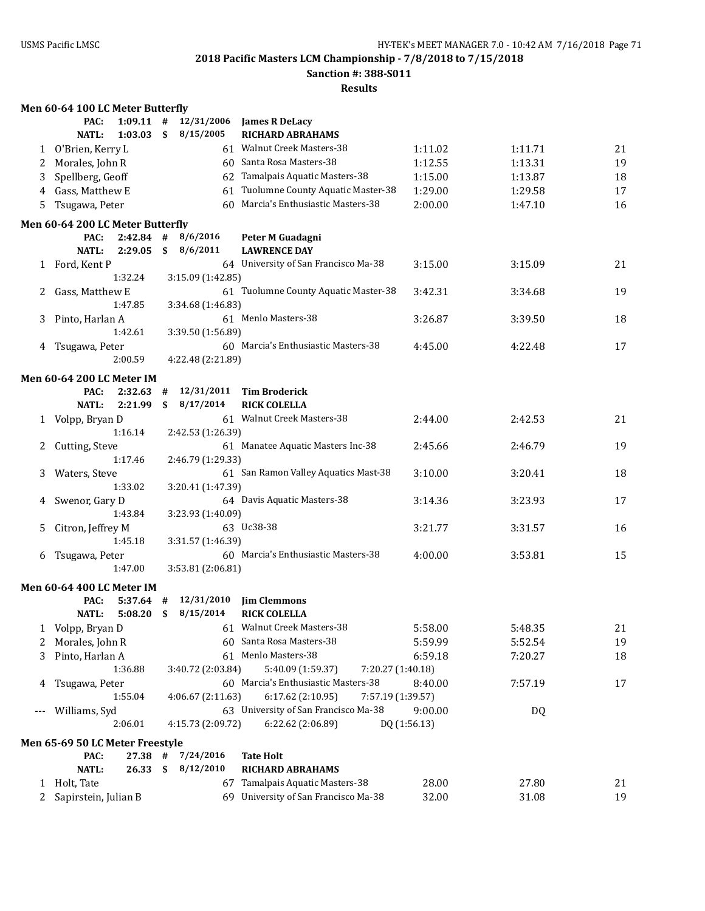## 2018 Pacific Masters LCM Championship - 7/8/2018 to 7/15/2018

**Sanction #: 388-S011**

**Results**

### Men 60-64 100 LC Meter Butterfly

| | | | | | | | |
|---|---|---|---|---|---|---|---|
| PAC: | 1:09.11 # | 12/31/2006 | James R DeLacy | | | | |
| NATL: | 1:03.03 $ | 8/15/2005 | RICHARD ABRAHAMS | | | | |
| 1 | O'Brien, Kerry L | 61 | Walnut Creek Masters-38 | 1:11.02 | 1:11.71 | 21 |
| 2 | Morales, John R | 60 | Santa Rosa Masters-38 | 1:12.55 | 1:13.31 | 19 |
| 3 | Spellberg, Geoff | 62 | Tamalpais Aquatic Masters-38 | 1:15.00 | 1:13.87 | 18 |
| 4 | Gass, Matthew E | 61 | Tuolumne County Aquatic Master-38 | 1:29.00 | 1:29.58 | 17 |
| 5 | Tsugawa, Peter | 60 | Marcia's Enthusiastic Masters-38 | 2:00.00 | 1:47.10 | 16 |

### Men 60-64 200 LC Meter Butterfly

| | | | | | | |
|---|---|---|---|---|---|---|
| PAC: | 2:42.84 # | 8/6/2016 | Peter M Guadagni | | | |
| NATL: | 2:29.05 $ | 8/6/2011 | LAWRENCE DAY | | | |
| 1 | Ford, Kent P | 64 | University of San Francisco Ma-38 | 3:15.00 | 3:15.09 | 21 |
| | 1:32.24 | 3:15.09 (1:42.85) | | | | |
| 2 | Gass, Matthew E | 61 | Tuolumne County Aquatic Master-38 | 3:42.31 | 3:34.68 | 19 |
| | 1:47.85 | 3:34.68 (1:46.83) | | | | |
| 3 | Pinto, Harlan A | 61 | Menlo Masters-38 | 3:26.87 | 3:39.50 | 18 |
| | 1:42.61 | 3:39.50 (1:56.89) | | | | |
| 4 | Tsugawa, Peter | 60 | Marcia's Enthusiastic Masters-38 | 4:45.00 | 4:22.48 | 17 |
| | 2:00.59 | 4:22.48 (2:21.89) | | | | |

### Men 60-64 200 LC Meter IM

| | | | | | | |
|---|---|---|---|---|---|---|
| PAC: | 2:32.63 # | 12/31/2011 | Tim Broderick | | | |
| NATL: | 2:21.99 $ | 8/17/2014 | RICK COLELLA | | | |
| 1 | Volpp, Bryan D | 61 | Walnut Creek Masters-38 | 2:44.00 | 2:42.53 | 21 |
| | 1:16.14 | 2:42.53 (1:26.39) | | | | |
| 2 | Cutting, Steve | 61 | Manatee Aquatic Masters Inc-38 | 2:45.66 | 2:46.79 | 19 |
| | 1:17.46 | 2:46.79 (1:29.33) | | | | |
| 3 | Waters, Steve | 61 | San Ramon Valley Aquatics Mast-38 | 3:10.00 | 3:20.41 | 18 |
| | 1:33.02 | 3:20.41 (1:47.39) | | | | |
| 4 | Swenor, Gary D | 64 | Davis Aquatic Masters-38 | 3:14.36 | 3:23.93 | 17 |
| | 1:43.84 | 3:23.93 (1:40.09) | | | | |
| 5 | Citron, Jeffrey M | 63 | Uc38-38 | 3:21.77 | 3:31.57 | 16 |
| | 1:45.18 | 3:31.57 (1:46.39) | | | | |
| 6 | Tsugawa, Peter | 60 | Marcia's Enthusiastic Masters-38 | 4:00.00 | 3:53.81 | 15 |
| | 1:47.00 | 3:53.81 (2:06.81) | | | | |

### Men 60-64 400 LC Meter IM

| | | | | | | | |
|---|---|---|---|---|---|---|---|
| PAC: | 5:37.64 # | 12/31/2010 | Jim Clemmons | | | | |
| NATL: | 5:08.20 $ | 8/15/2014 | RICK COLELLA | | | | |
| 1 | Volpp, Bryan D | 61 | Walnut Creek Masters-38 | | 5:58.00 | 5:48.35 | 21 |
| 2 | Morales, John R | 60 | Santa Rosa Masters-38 | | 5:59.99 | 5:52.54 | 19 |
| 3 | Pinto, Harlan A | 61 | Menlo Masters-38 | | 6:59.18 | 7:20.27 | 18 |
| | 1:36.88 | 3:40.72 (2:03.84) | 5:40.09 (1:59.37) | 7:20.27 (1:40.18) | | | |
| 4 | Tsugawa, Peter | 60 | Marcia's Enthusiastic Masters-38 | | 8:40.00 | 7:57.19 | 17 |
| | 1:55.04 | 4:06.67 (2:11.63) | 6:17.62 (2:10.95) | 7:57.19 (1:39.57) | | | |
| --- | Williams, Syd | 63 | University of San Francisco Ma-38 | | 9:00.00 | DQ | |
| | 2:06.01 | 4:15.73 (2:09.72) | 6:22.62 (2:06.89) | DQ (1:56.13) | | | |

### Men 65-69 50 LC Meter Freestyle

| | | | | | | |
|---|---|---|---|---|---|---|
| PAC: | 27.38 # | 7/24/2016 | Tate Holt | | | |
| NATL: | 26.33 $ | 8/12/2010 | RICHARD ABRAHAMS | | | |
| 1 | Holt, Tate | 67 | Tamalpais Aquatic Masters-38 | 28.00 | 27.80 | 21 |
| 2 | Sapirstein, Julian B | 69 | University of San Francisco Ma-38 | 32.00 | 31.08 | 19 |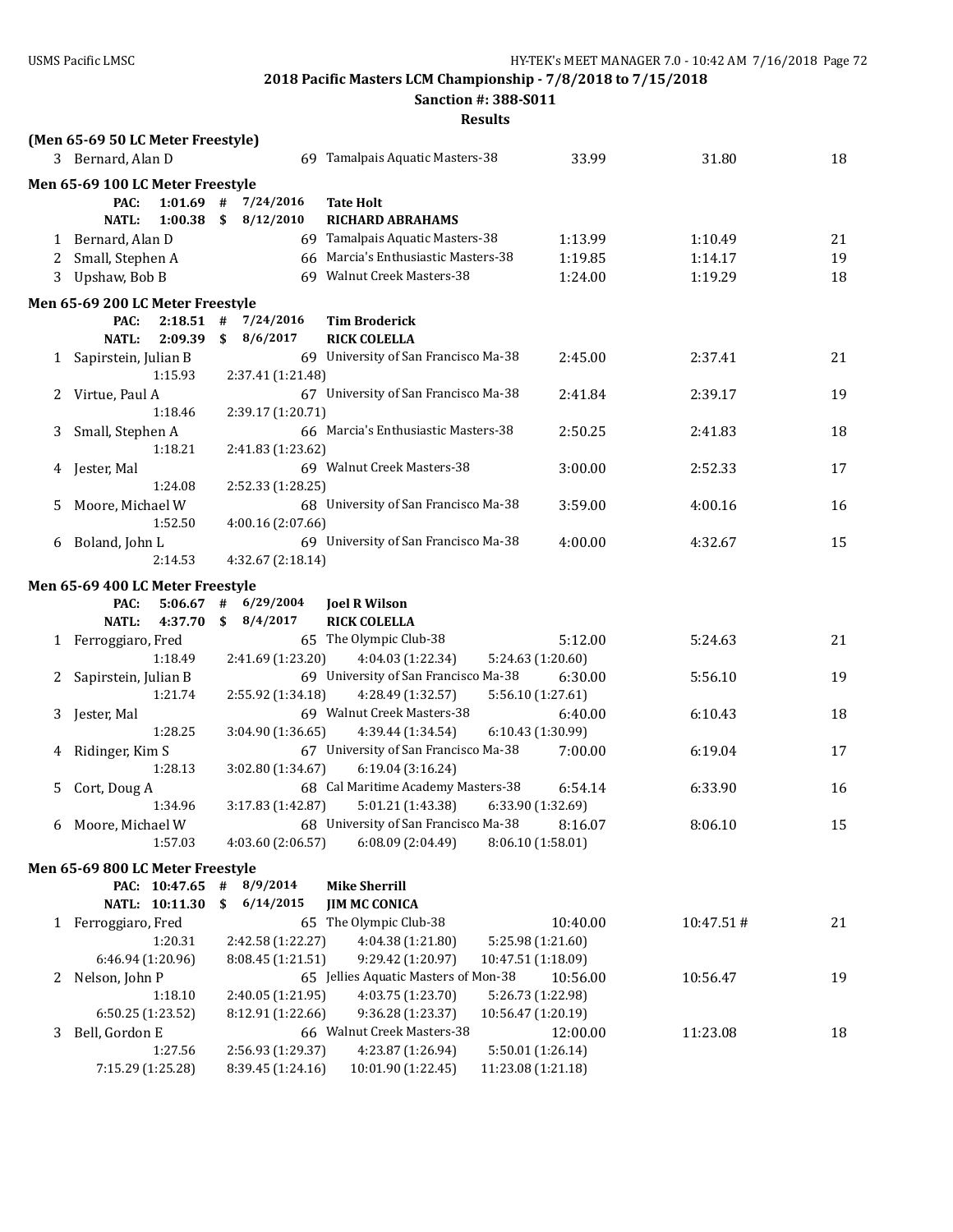2018 Pacific Masters LCM Championship - 7/8/2018 to 7/15/2018

Sanction #: 388-S011

Results

**(Men 65-69 50 LC Meter Freestyle)**

| | Name | Age | Team | Seed Time | Finals Time | Points |
|---|---|---|---|---|---|---|
| 3 | Bernard, Alan D | 69 | Tamalpais Aquatic Masters-38 | 33.99 | 31.80 | 18 |

**Men 65-69 100 LC Meter Freestyle**

PAC: 1:01.69 # 7/24/2016 Tate Holt
NATL: 1:00.38 $ 8/12/2010 RICHARD ABRAHAMS

| | Name | Age | Team | Seed Time | Finals Time | Points |
|---|---|---|---|---|---|---|
| 1 | Bernard, Alan D | 69 | Tamalpais Aquatic Masters-38 | 1:13.99 | 1:10.49 | 21 |
| 2 | Small, Stephen A | 66 | Marcia's Enthusiastic Masters-38 | 1:19.85 | 1:14.17 | 19 |
| 3 | Upshaw, Bob B | 69 | Walnut Creek Masters-38 | 1:24.00 | 1:19.29 | 18 |

**Men 65-69 200 LC Meter Freestyle**

PAC: 2:18.51 # 7/24/2016 Tim Broderick
NATL: 2:09.39 $ 8/6/2017 RICK COLELLA

| | Name | Age | Team | Seed Time | Finals Time | Points |
|---|---|---|---|---|---|---|
| 1 | Sapirstein, Julian B | 69 | University of San Francisco Ma-38 | 2:45.00 | 2:37.41 | 21 |
| | 1:15.93 | | 2:37.41 (1:21.48) | | | |
| 2 | Virtue, Paul A | 67 | University of San Francisco Ma-38 | 2:41.84 | 2:39.17 | 19 |
| | 1:18.46 | | 2:39.17 (1:20.71) | | | |
| 3 | Small, Stephen A | 66 | Marcia's Enthusiastic Masters-38 | 2:50.25 | 2:41.83 | 18 |
| | 1:18.21 | | 2:41.83 (1:23.62) | | | |
| 4 | Jester, Mal | 69 | Walnut Creek Masters-38 | 3:00.00 | 2:52.33 | 17 |
| | 1:24.08 | | 2:52.33 (1:28.25) | | | |
| 5 | Moore, Michael W | 68 | University of San Francisco Ma-38 | 3:59.00 | 4:00.16 | 16 |
| | 1:52.50 | | 4:00.16 (2:07.66) | | | |
| 6 | Boland, John L | 69 | University of San Francisco Ma-38 | 4:00.00 | 4:32.67 | 15 |
| | 2:14.53 | | 4:32.67 (2:18.14) | | | |

**Men 65-69 400 LC Meter Freestyle**

PAC: 5:06.67 # 6/29/2004 Joel R Wilson
NATL: 4:37.70 $ 8/4/2017 RICK COLELLA

| | Name | Age | Team | Seed Time | Finals Time | Points |
|---|---|---|---|---|---|---|
| 1 | Ferroggiaro, Fred | 65 | The Olympic Club-38 | 5:12.00 | 5:24.63 | 21 |
| | 1:18.49 | 2:41.69 (1:23.20) | 4:04.03 (1:22.34) | 5:24.63 (1:20.60) | | |
| 2 | Sapirstein, Julian B | 69 | University of San Francisco Ma-38 | 6:30.00 | 5:56.10 | 19 |
| | 1:21.74 | 2:55.92 (1:34.18) | 4:28.49 (1:32.57) | 5:56.10 (1:27.61) | | |
| 3 | Jester, Mal | 69 | Walnut Creek Masters-38 | 6:40.00 | 6:10.43 | 18 |
| | 1:28.25 | 3:04.90 (1:36.65) | 4:39.44 (1:34.54) | 6:10.43 (1:30.99) | | |
| 4 | Ridinger, Kim S | 67 | University of San Francisco Ma-38 | 7:00.00 | 6:19.04 | 17 |
| | 1:28.13 | 3:02.80 (1:34.67) | 6:19.04 (3:16.24) | | | |
| 5 | Cort, Doug A | 68 | Cal Maritime Academy Masters-38 | 6:54.14 | 6:33.90 | 16 |
| | 1:34.96 | 3:17.83 (1:42.87) | 5:01.21 (1:43.38) | 6:33.90 (1:32.69) | | |
| 6 | Moore, Michael W | 68 | University of San Francisco Ma-38 | 8:16.07 | 8:06.10 | 15 |
| | 1:57.03 | 4:03.60 (2:06.57) | 6:08.09 (2:04.49) | 8:06.10 (1:58.01) | | |

**Men 65-69 800 LC Meter Freestyle**

PAC: 10:47.65 # 8/9/2014 Mike Sherrill
NATL: 10:11.30 $ 6/14/2015 JIM MC CONICA

| | Name | Age | Team | Seed Time | Finals Time | Points |
|---|---|---|---|---|---|---|
| 1 | Ferroggiaro, Fred | 65 | The Olympic Club-38 | 10:40.00 | 10:47.51 # | 21 |
| | 1:20.31 | 2:42.58 (1:22.27) | 4:04.38 (1:21.80) | 5:25.98 (1:21.60) | | |
| | 6:46.94 (1:20.96) | 8:08.45 (1:21.51) | 9:29.42 (1:20.97) | 10:47.51 (1:18.09) | | |
| 2 | Nelson, John P | 65 | Jellies Aquatic Masters of Mon-38 | 10:56.00 | 10:56.47 | 19 |
| | 1:18.10 | 2:40.05 (1:21.95) | 4:03.75 (1:23.70) | 5:26.73 (1:22.98) | | |
| | 6:50.25 (1:23.52) | 8:12.91 (1:22.66) | 9:36.28 (1:23.37) | 10:56.47 (1:20.19) | | |
| 3 | Bell, Gordon E | 66 | Walnut Creek Masters-38 | 12:00.00 | 11:23.08 | 18 |
| | 1:27.56 | 2:56.93 (1:29.37) | 4:23.87 (1:26.94) | 5:50.01 (1:26.14) | | |
| | 7:15.29 (1:25.28) | 8:39.45 (1:24.16) | 10:01.90 (1:22.45) | 11:23.08 (1:21.18) | | |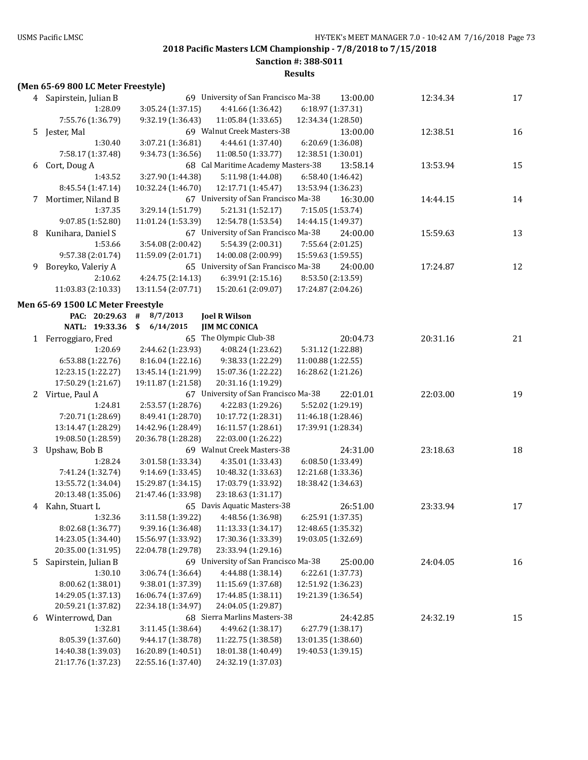## 2018 Pacific Masters LCM Championship - 7/8/2018 to 7/15/2018

**Sanction #: 388-S011**

**Results**

**(Men 65-69 800 LC Meter Freestyle)**

| Place | Name | Age | Team | Seed Time | Finals Time | Points |
|---|---|---|---|---|---|---|
| 4 | Sapirstein, Julian B | 69 | University of San Francisco Ma-38 | 13:00.00 | 12:34.34 | 17 |
| | 1:28.09 | 3:05.24 (1:37.15) | 4:41.66 (1:36.42) | 6:18.97 (1:37.31) | | |
| | 7:55.76 (1:36.79) | 9:32.19 (1:36.43) | 11:05.84 (1:33.65) | 12:34.34 (1:28.50) | | |
| 5 | Jester, Mal | 69 | Walnut Creek Masters-38 | 13:00.00 | 12:38.51 | 16 |
| | 1:30.40 | 3:07.21 (1:36.81) | 4:44.61 (1:37.40) | 6:20.69 (1:36.08) | | |
| | 7:58.17 (1:37.48) | 9:34.73 (1:36.56) | 11:08.50 (1:33.77) | 12:38.51 (1:30.01) | | |
| 6 | Cort, Doug A | 68 | Cal Maritime Academy Masters-38 | 13:58.14 | 13:53.94 | 15 |
| | 1:43.52 | 3:27.90 (1:44.38) | 5:11.98 (1:44.08) | 6:58.40 (1:46.42) | | |
| | 8:45.54 (1:47.14) | 10:32.24 (1:46.70) | 12:17.71 (1:45.47) | 13:53.94 (1:36.23) | | |
| 7 | Mortimer, Niland B | 67 | University of San Francisco Ma-38 | 16:30.00 | 14:44.15 | 14 |
| | 1:37.35 | 3:29.14 (1:51.79) | 5:21.31 (1:52.17) | 7:15.05 (1:53.74) | | |
| | 9:07.85 (1:52.80) | 11:01.24 (1:53.39) | 12:54.78 (1:53.54) | 14:44.15 (1:49.37) | | |
| 8 | Kunihara, Daniel S | 67 | University of San Francisco Ma-38 | 24:00.00 | 15:59.63 | 13 |
| | 1:53.66 | 3:54.08 (2:00.42) | 5:54.39 (2:00.31) | 7:55.64 (2:01.25) | | |
| | 9:57.38 (2:01.74) | 11:59.09 (2:01.71) | 14:00.08 (2:00.99) | 15:59.63 (1:59.55) | | |
| 9 | Boreyko, Valeriy A | 65 | University of San Francisco Ma-38 | 24:00.00 | 17:24.87 | 12 |
| | 2:10.62 | 4:24.75 (2:14.13) | 6:39.91 (2:15.16) | 8:53.50 (2:13.59) | | |
| | 11:03.83 (2:10.33) | 13:11.54 (2:07.71) | 15:20.61 (2:09.07) | 17:24.87 (2:04.26) | | |

**Men 65-69 1500 LC Meter Freestyle**

**PAC: 20:29.63 # 8/7/2013 Joel R Wilson**
**NATL: 19:33.36 $ 6/14/2015 JIM MC CONICA**

| Place | Name | Age | Team | Seed Time | Finals Time | Points |
|---|---|---|---|---|---|---|
| 1 | Ferroggiaro, Fred | 65 | The Olympic Club-38 | 20:04.73 | 20:31.16 | 21 |
| | 1:20.69 | 2:44.62 (1:23.93) | 4:08.24 (1:23.62) | 5:31.12 (1:22.88) | | |
| | 6:53.88 (1:22.76) | 8:16.04 (1:22.16) | 9:38.33 (1:22.29) | 11:00.88 (1:22.55) | | |
| | 12:23.15 (1:22.27) | 13:45.14 (1:21.99) | 15:07.36 (1:22.22) | 16:28.62 (1:21.26) | | |
| | 17:50.29 (1:21.67) | 19:11.87 (1:21.58) | 20:31.16 (1:19.29) | | | |
| 2 | Virtue, Paul A | 67 | University of San Francisco Ma-38 | 22:01.01 | 22:03.00 | 19 |
| | 1:24.81 | 2:53.57 (1:28.76) | 4:22.83 (1:29.26) | 5:52.02 (1:29.19) | | |
| | 7:20.71 (1:28.69) | 8:49.41 (1:28.70) | 10:17.72 (1:28.31) | 11:46.18 (1:28.46) | | |
| | 13:14.47 (1:28.29) | 14:42.96 (1:28.49) | 16:11.57 (1:28.61) | 17:39.91 (1:28.34) | | |
| | 19:08.50 (1:28.59) | 20:36.78 (1:28.28) | 22:03.00 (1:26.22) | | | |
| 3 | Upshaw, Bob B | 69 | Walnut Creek Masters-38 | 24:31.00 | 23:18.63 | 18 |
| | 1:28.24 | 3:01.58 (1:33.34) | 4:35.01 (1:33.43) | 6:08.50 (1:33.49) | | |
| | 7:41.24 (1:32.74) | 9:14.69 (1:33.45) | 10:48.32 (1:33.63) | 12:21.68 (1:33.36) | | |
| | 13:55.72 (1:34.04) | 15:29.87 (1:34.15) | 17:03.79 (1:33.92) | 18:38.42 (1:34.63) | | |
| | 20:13.48 (1:35.06) | 21:47.46 (1:33.98) | 23:18.63 (1:31.17) | | | |
| 4 | Kahn, Stuart L | 65 | Davis Aquatic Masters-38 | 26:51.00 | 23:33.94 | 17 |
| | 1:32.36 | 3:11.58 (1:39.22) | 4:48.56 (1:36.98) | 6:25.91 (1:37.35) | | |
| | 8:02.68 (1:36.77) | 9:39.16 (1:36.48) | 11:13.33 (1:34.17) | 12:48.65 (1:35.32) | | |
| | 14:23.05 (1:34.40) | 15:56.97 (1:33.92) | 17:30.36 (1:33.39) | 19:03.05 (1:32.69) | | |
| | 20:35.00 (1:31.95) | 22:04.78 (1:29.78) | 23:33.94 (1:29.16) | | | |
| 5 | Sapirstein, Julian B | 69 | University of San Francisco Ma-38 | 25:00.00 | 24:04.05 | 16 |
| | 1:30.10 | 3:06.74 (1:36.64) | 4:44.88 (1:38.14) | 6:22.61 (1:37.73) | | |
| | 8:00.62 (1:38.01) | 9:38.01 (1:37.39) | 11:15.69 (1:37.68) | 12:51.92 (1:36.23) | | |
| | 14:29.05 (1:37.13) | 16:06.74 (1:37.69) | 17:44.85 (1:38.11) | 19:21.39 (1:36.54) | | |
| | 20:59.21 (1:37.82) | 22:34.18 (1:34.97) | 24:04.05 (1:29.87) | | | |
| 6 | Winterrowd, Dan | 68 | Sierra Marlins Masters-38 | 24:42.85 | 24:32.19 | 15 |
| | 1:32.81 | 3:11.45 (1:38.64) | 4:49.62 (1:38.17) | 6:27.79 (1:38.17) | | |
| | 8:05.39 (1:37.60) | 9:44.17 (1:38.78) | 11:22.75 (1:38.58) | 13:01.35 (1:38.60) | | |
| | 14:40.38 (1:39.03) | 16:20.89 (1:40.51) | 18:01.38 (1:40.49) | 19:40.53 (1:39.15) | | |
| | 21:17.76 (1:37.23) | 22:55.16 (1:37.40) | 24:32.19 (1:37.03) | | | |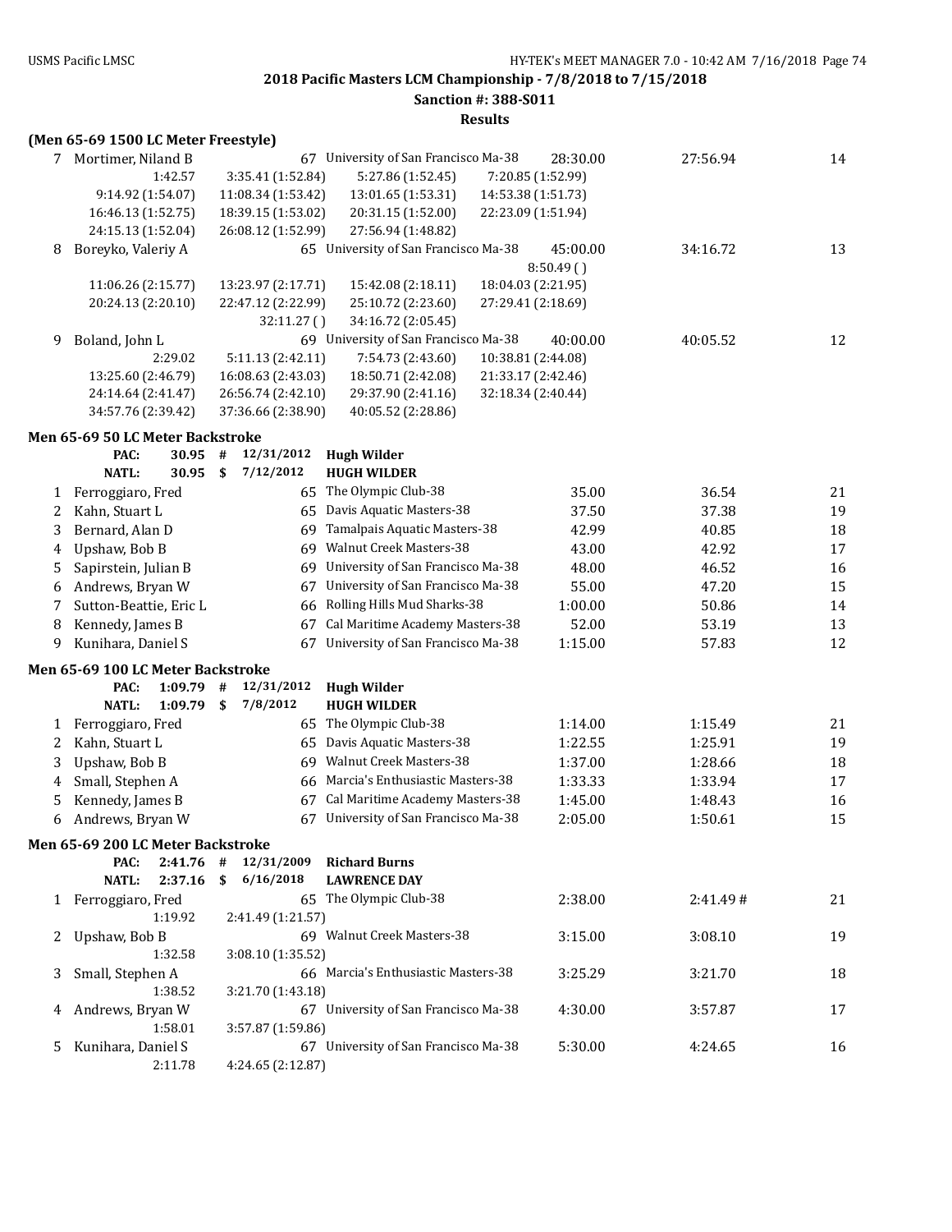**2018 Pacific Masters LCM Championship - 7/8/2018 to 7/15/2018**

**Sanction #: 388-S011**

**Results**

**(Men 65-69 1500 LC Meter Freestyle)**

| | Name | Age | Team | Seed Time | Finals Time | Points |
|---|---|---|---|---|---|---|
| 7 | Mortimer, Niland B | 67 | University of San Francisco Ma-38 | 28:30.00 | 27:56.94 | 14 |
| | 1:42.57 | 3:35.41 (1:52.84) | 5:27.86 (1:52.45) | 7:20.85 (1:52.99) | | |
| | 9:14.92 (1:54.07) | 11:08.34 (1:53.42) | 13:01.65 (1:53.31) | 14:53.38 (1:51.73) | | |
| | 16:46.13 (1:52.75) | 18:39.15 (1:53.02) | 20:31.15 (1:52.00) | 22:23.09 (1:51.94) | | |
| | 24:15.13 (1:52.04) | 26:08.12 (1:52.99) | 27:56.94 (1:48.82) | | | |
| 8 | Boreyko, Valeriy A | 65 | University of San Francisco Ma-38 | 45:00.00 | 34:16.72 | 13 |
| | | | | 8:50.49 ( ) | | |
| | 11:06.26 (2:15.77) | 13:23.97 (2:17.71) | 15:42.08 (2:18.11) | 18:04.03 (2:21.95) | | |
| | 20:24.13 (2:20.10) | 22:47.12 (2:22.99) | 25:10.72 (2:23.60) | 27:29.41 (2:18.69) | | |
| | | 32:11.27 ( ) | 34:16.72 (2:05.45) | | | |
| 9 | Boland, John L | 69 | University of San Francisco Ma-38 | 40:00.00 | 40:05.52 | 12 |
| | 2:29.02 | 5:11.13 (2:42.11) | 7:54.73 (2:43.60) | 10:38.81 (2:44.08) | | |
| | 13:25.60 (2:46.79) | 16:08.63 (2:43.03) | 18:50.71 (2:42.08) | 21:33.17 (2:42.46) | | |
| | 24:14.64 (2:41.47) | 26:56.74 (2:42.10) | 29:37.90 (2:41.16) | 32:18.34 (2:40.44) | | |
| | 34:57.76 (2:39.42) | 37:36.66 (2:38.90) | 40:05.52 (2:28.86) | | | |

**Men 65-69 50 LC Meter Backstroke**

| | | | | |
|---|---|---|---|---|
| **PAC:** | **30.95** | **#** | **12/31/2012** | **Hugh Wilder** |
| **NATL:** | **30.95** | **$** | **7/12/2012** | **HUGH WILDER** |

| | Name | Age | Team | Seed Time | Finals Time | Points |
|---|---|---|---|---|---|---|
| 1 | Ferroggiaro, Fred | 65 | The Olympic Club-38 | 35.00 | 36.54 | 21 |
| 2 | Kahn, Stuart L | 65 | Davis Aquatic Masters-38 | 37.50 | 37.38 | 19 |
| 3 | Bernard, Alan D | 69 | Tamalpais Aquatic Masters-38 | 42.99 | 40.85 | 18 |
| 4 | Upshaw, Bob B | 69 | Walnut Creek Masters-38 | 43.00 | 42.92 | 17 |
| 5 | Sapirstein, Julian B | 69 | University of San Francisco Ma-38 | 48.00 | 46.52 | 16 |
| 6 | Andrews, Bryan W | 67 | University of San Francisco Ma-38 | 55.00 | 47.20 | 15 |
| 7 | Sutton-Beattie, Eric L | 66 | Rolling Hills Mud Sharks-38 | 1:00.00 | 50.86 | 14 |
| 8 | Kennedy, James B | 67 | Cal Maritime Academy Masters-38 | 52.00 | 53.19 | 13 |
| 9 | Kunihara, Daniel S | 67 | University of San Francisco Ma-38 | 1:15.00 | 57.83 | 12 |

**Men 65-69 100 LC Meter Backstroke**

| | | | | |
|---|---|---|---|---|
| **PAC:** | **1:09.79** | **#** | **12/31/2012** | **Hugh Wilder** |
| **NATL:** | **1:09.79** | **$** | **7/8/2012** | **HUGH WILDER** |

| | Name | Age | Team | Seed Time | Finals Time | Points |
|---|---|---|---|---|---|---|
| 1 | Ferroggiaro, Fred | 65 | The Olympic Club-38 | 1:14.00 | 1:15.49 | 21 |
| 2 | Kahn, Stuart L | 65 | Davis Aquatic Masters-38 | 1:22.55 | 1:25.91 | 19 |
| 3 | Upshaw, Bob B | 69 | Walnut Creek Masters-38 | 1:37.00 | 1:28.66 | 18 |
| 4 | Small, Stephen A | 66 | Marcia's Enthusiastic Masters-38 | 1:33.33 | 1:33.94 | 17 |
| 5 | Kennedy, James B | 67 | Cal Maritime Academy Masters-38 | 1:45.00 | 1:48.43 | 16 |
| 6 | Andrews, Bryan W | 67 | University of San Francisco Ma-38 | 2:05.00 | 1:50.61 | 15 |

**Men 65-69 200 LC Meter Backstroke**

| | | | | |
|---|---|---|---|---|
| **PAC:** | **2:41.76** | **#** | **12/31/2009** | **Richard Burns** |
| **NATL:** | **2:37.16** | **$** | **6/16/2018** | **LAWRENCE DAY** |

| | Name | Age | Team | Seed Time | Finals Time | Points |
|---|---|---|---|---|---|---|
| 1 | Ferroggiaro, Fred | 65 | The Olympic Club-38 | 2:38.00 | 2:41.49 # | 21 |
| | 1:19.92 | 2:41.49 (1:21.57) | | | | |
| 2 | Upshaw, Bob B | 69 | Walnut Creek Masters-38 | 3:15.00 | 3:08.10 | 19 |
| | 1:32.58 | 3:08.10 (1:35.52) | | | | |
| 3 | Small, Stephen A | 66 | Marcia's Enthusiastic Masters-38 | 3:25.29 | 3:21.70 | 18 |
| | 1:38.52 | 3:21.70 (1:43.18) | | | | |
| 4 | Andrews, Bryan W | 67 | University of San Francisco Ma-38 | 4:30.00 | 3:57.87 | 17 |
| | 1:58.01 | 3:57.87 (1:59.86) | | | | |
| 5 | Kunihara, Daniel S | 67 | University of San Francisco Ma-38 | 5:30.00 | 4:24.65 | 16 |
| | 2:11.78 | 4:24.65 (2:12.87) | | | | |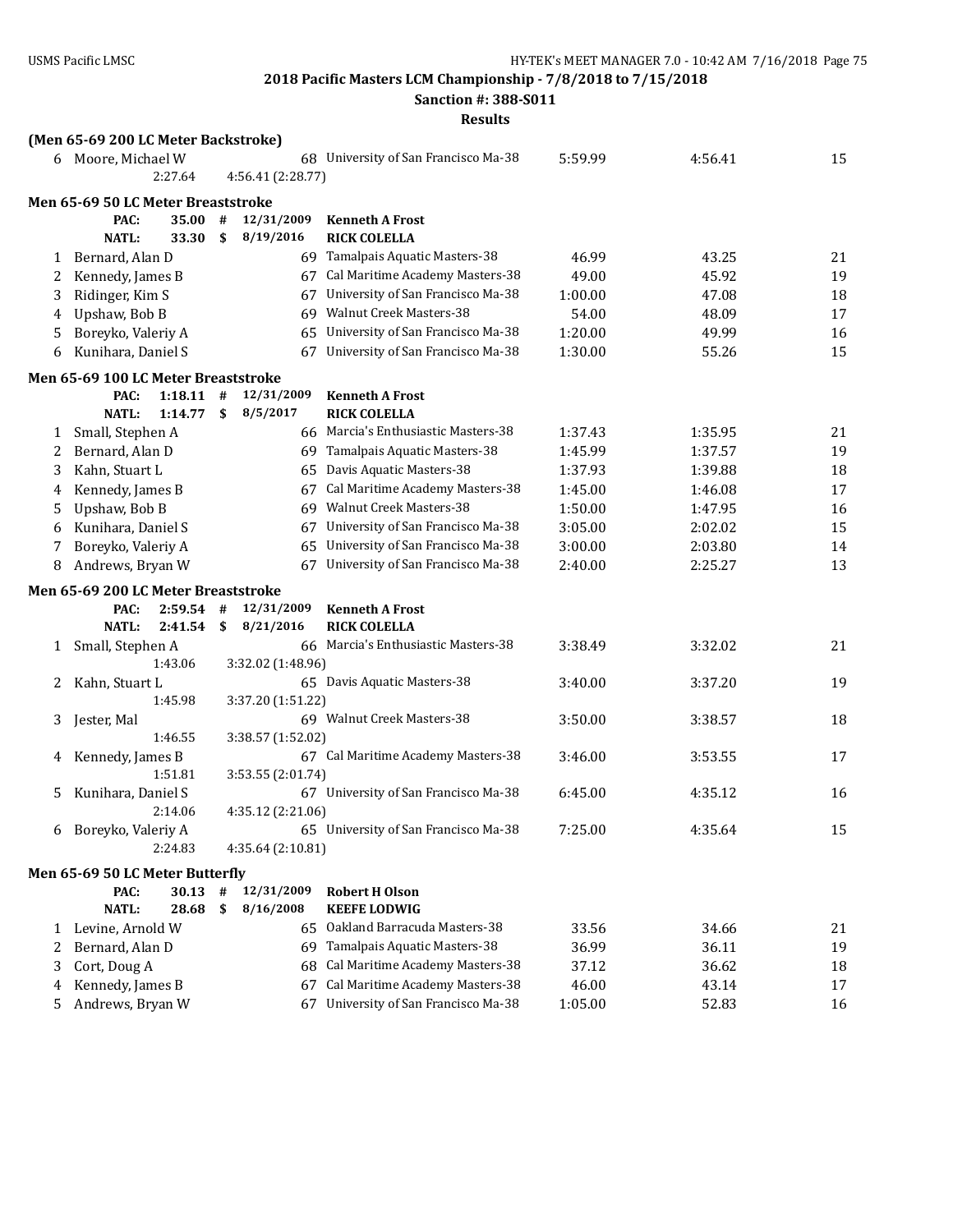**2018 Pacific Masters LCM Championship - 7/8/2018 to 7/15/2018**

**Sanction #: 388-S011**

**Results**

### (Men 65-69 200 LC Meter Backstroke)

| Place | Name | Age | Team | Seed Time | Finals Time | Points |
|---|---|---|---|---|---|---|
| 6 | Moore, Michael W | 68 | University of San Francisco Ma-38 | 5:59.99 | 4:56.41 | 15 |
| | 2:27.64 | 4:56.41 (2:28.77) | | | | |

### Men 65-69 50 LC Meter Breaststroke

| | | | | |
|---|---|---|---|---|
| PAC: | 35.00 | # | 12/31/2009 | **Kenneth A Frost** |
| NATL: | 33.30 | $ | 8/19/2016 | **RICK COLELLA** |

| Place | Name | Age | Team | Seed Time | Finals Time | Points |
|---|---|---|---|---|---|---|
| 1 | Bernard, Alan D | 69 | Tamalpais Aquatic Masters-38 | 46.99 | 43.25 | 21 |
| 2 | Kennedy, James B | 67 | Cal Maritime Academy Masters-38 | 49.00 | 45.92 | 19 |
| 3 | Ridinger, Kim S | 67 | University of San Francisco Ma-38 | 1:00.00 | 47.08 | 18 |
| 4 | Upshaw, Bob B | 69 | Walnut Creek Masters-38 | 54.00 | 48.09 | 17 |
| 5 | Boreyko, Valeriy A | 65 | University of San Francisco Ma-38 | 1:20.00 | 49.99 | 16 |
| 6 | Kunihara, Daniel S | 67 | University of San Francisco Ma-38 | 1:30.00 | 55.26 | 15 |

### Men 65-69 100 LC Meter Breaststroke

| | | | | |
|---|---|---|---|---|
| PAC: | 1:18.11 | # | 12/31/2009 | **Kenneth A Frost** |
| NATL: | 1:14.77 | $ | 8/5/2017 | **RICK COLELLA** |

| Place | Name | Age | Team | Seed Time | Finals Time | Points |
|---|---|---|---|---|---|---|
| 1 | Small, Stephen A | 66 | Marcia's Enthusiastic Masters-38 | 1:37.43 | 1:35.95 | 21 |
| 2 | Bernard, Alan D | 69 | Tamalpais Aquatic Masters-38 | 1:45.99 | 1:37.57 | 19 |
| 3 | Kahn, Stuart L | 65 | Davis Aquatic Masters-38 | 1:37.93 | 1:39.88 | 18 |
| 4 | Kennedy, James B | 67 | Cal Maritime Academy Masters-38 | 1:45.00 | 1:46.08 | 17 |
| 5 | Upshaw, Bob B | 69 | Walnut Creek Masters-38 | 1:50.00 | 1:47.95 | 16 |
| 6 | Kunihara, Daniel S | 67 | University of San Francisco Ma-38 | 3:05.00 | 2:02.02 | 15 |
| 7 | Boreyko, Valeriy A | 65 | University of San Francisco Ma-38 | 3:00.00 | 2:03.80 | 14 |
| 8 | Andrews, Bryan W | 67 | University of San Francisco Ma-38 | 2:40.00 | 2:25.27 | 13 |

### Men 65-69 200 LC Meter Breaststroke

| | | | | |
|---|---|---|---|---|
| PAC: | 2:59.54 | # | 12/31/2009 | **Kenneth A Frost** |
| NATL: | 2:41.54 | $ | 8/21/2016 | **RICK COLELLA** |

| Place | Name | Age | Team | Seed Time | Finals Time | Points |
|---|---|---|---|---|---|---|
| 1 | Small, Stephen A | 66 | Marcia's Enthusiastic Masters-38 | 3:38.49 | 3:32.02 | 21 |
| | 1:43.06 | 3:32.02 (1:48.96) | | | | |
| 2 | Kahn, Stuart L | 65 | Davis Aquatic Masters-38 | 3:40.00 | 3:37.20 | 19 |
| | 1:45.98 | 3:37.20 (1:51.22) | | | | |
| 3 | Jester, Mal | 69 | Walnut Creek Masters-38 | 3:50.00 | 3:38.57 | 18 |
| | 1:46.55 | 3:38.57 (1:52.02) | | | | |
| 4 | Kennedy, James B | 67 | Cal Maritime Academy Masters-38 | 3:46.00 | 3:53.55 | 17 |
| | 1:51.81 | 3:53.55 (2:01.74) | | | | |
| 5 | Kunihara, Daniel S | 67 | University of San Francisco Ma-38 | 6:45.00 | 4:35.12 | 16 |
| | 2:14.06 | 4:35.12 (2:21.06) | | | | |
| 6 | Boreyko, Valeriy A | 65 | University of San Francisco Ma-38 | 7:25.00 | 4:35.64 | 15 |
| | 2:24.83 | 4:35.64 (2:10.81) | | | | |

### Men 65-69 50 LC Meter Butterfly

| | | | | |
|---|---|---|---|---|
| PAC: | 30.13 | # | 12/31/2009 | **Robert H Olson** |
| NATL: | 28.68 | $ | 8/16/2008 | **KEEFE LODWIG** |

| Place | Name | Age | Team | Seed Time | Finals Time | Points |
|---|---|---|---|---|---|---|
| 1 | Levine, Arnold W | 65 | Oakland Barracuda Masters-38 | 33.56 | 34.66 | 21 |
| 2 | Bernard, Alan D | 69 | Tamalpais Aquatic Masters-38 | 36.99 | 36.11 | 19 |
| 3 | Cort, Doug A | 68 | Cal Maritime Academy Masters-38 | 37.12 | 36.62 | 18 |
| 4 | Kennedy, James B | 67 | Cal Maritime Academy Masters-38 | 46.00 | 43.14 | 17 |
| 5 | Andrews, Bryan W | 67 | University of San Francisco Ma-38 | 1:05.00 | 52.83 | 16 |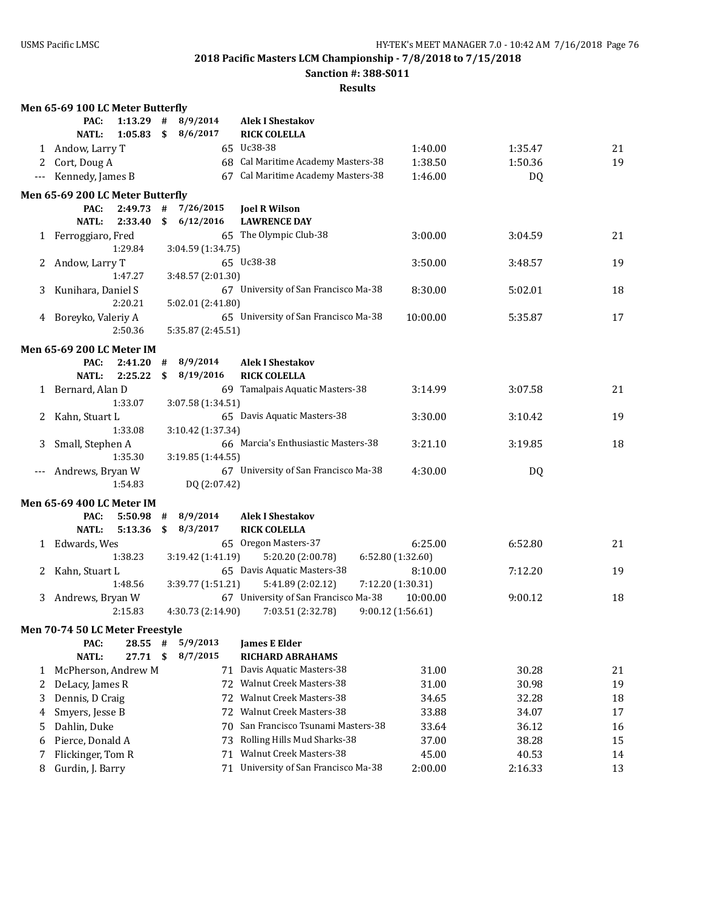**2018 Pacific Masters LCM Championship - 7/8/2018 to 7/15/2018**

**Sanction #: 388-S011**

**Results**

### Men 65-69 100 LC Meter Butterfly

| | | | | | | |
|---|---|---|---|---|---|---|
| **PAC:** | **1:13.29 #** | **8/9/2014** | **Alek I Shestakov** | | | |
| **NATL:** | **1:05.83 $** | **8/6/2017** | **RICK COLELLA** | | | |
| 1 | Andow, Larry T | 65 | Uc38-38 | 1:40.00 | 1:35.47 | 21 |
| 2 | Cort, Doug A | 68 | Cal Maritime Academy Masters-38 | 1:38.50 | 1:50.36 | 19 |
| --- | Kennedy, James B | 67 | Cal Maritime Academy Masters-38 | 1:46.00 | DQ | |

### Men 65-69 200 LC Meter Butterfly

| | | | | | | |
|---|---|---|---|---|---|---|
| **PAC:** | **2:49.73 #** | **7/26/2015** | **Joel R Wilson** | | | |
| **NATL:** | **2:33.40 $** | **6/12/2016** | **LAWRENCE DAY** | | | |
| 1 | Ferroggiaro, Fred | 65 | The Olympic Club-38 | 3:00.00 | 3:04.59 | 21 |
| | 1:29.84 | 3:04.59 (1:34.75) | | | | |
| 2 | Andow, Larry T | 65 | Uc38-38 | 3:50.00 | 3:48.57 | 19 |
| | 1:47.27 | 3:48.57 (2:01.30) | | | | |
| 3 | Kunihara, Daniel S | 67 | University of San Francisco Ma-38 | 8:30.00 | 5:02.01 | 18 |
| | 2:20.21 | 5:02.01 (2:41.80) | | | | |
| 4 | Boreyko, Valeriy A | 65 | University of San Francisco Ma-38 | 10:00.00 | 5:35.87 | 17 |
| | 2:50.36 | 5:35.87 (2:45.51) | | | | |

### Men 65-69 200 LC Meter IM

| | | | | | | |
|---|---|---|---|---|---|---|
| **PAC:** | **2:41.20 #** | **8/9/2014** | **Alek I Shestakov** | | | |
| **NATL:** | **2:25.22 $** | **8/19/2016** | **RICK COLELLA** | | | |
| 1 | Bernard, Alan D | 69 | Tamalpais Aquatic Masters-38 | 3:14.99 | 3:07.58 | 21 |
| | 1:33.07 | 3:07.58 (1:34.51) | | | | |
| 2 | Kahn, Stuart L | 65 | Davis Aquatic Masters-38 | 3:30.00 | 3:10.42 | 19 |
| | 1:33.08 | 3:10.42 (1:37.34) | | | | |
| 3 | Small, Stephen A | 66 | Marcia's Enthusiastic Masters-38 | 3:21.10 | 3:19.85 | 18 |
| | 1:35.30 | 3:19.85 (1:44.55) | | | | |
| --- | Andrews, Bryan W | 67 | University of San Francisco Ma-38 | 4:30.00 | DQ | |
| | 1:54.83 | DQ (2:07.42) | | | | |

### Men 65-69 400 LC Meter IM

| | | | | | | |
|---|---|---|---|---|---|---|
| **PAC:** | **5:50.98 #** | **8/9/2014** | **Alek I Shestakov** | | | |
| **NATL:** | **5:13.36 $** | **8/3/2017** | **RICK COLELLA** | | | |
| 1 | Edwards, Wes | 65 | Oregon Masters-37 | 6:25.00 | 6:52.80 | 21 |
| | 1:38.23 | 3:19.42 (1:41.19) | 5:20.20 (2:00.78) | 6:52.80 (1:32.60) | | |
| 2 | Kahn, Stuart L | 65 | Davis Aquatic Masters-38 | 8:10.00 | 7:12.20 | 19 |
| | 1:48.56 | 3:39.77 (1:51.21) | 5:41.89 (2:02.12) | 7:12.20 (1:30.31) | | |
| 3 | Andrews, Bryan W | 67 | University of San Francisco Ma-38 | 10:00.00 | 9:00.12 | 18 |
| | 2:15.83 | 4:30.73 (2:14.90) | 7:03.51 (2:32.78) | 9:00.12 (1:56.61) | | |

### Men 70-74 50 LC Meter Freestyle

| | | | | | | |
|---|---|---|---|---|---|---|
| **PAC:** | **28.55 #** | **5/9/2013** | **James E Elder** | | | |
| **NATL:** | **27.71 $** | **8/7/2015** | **RICHARD ABRAHAMS** | | | |
| 1 | McPherson, Andrew M | 71 | Davis Aquatic Masters-38 | 31.00 | 30.28 | 21 |
| 2 | DeLacy, James R | 72 | Walnut Creek Masters-38 | 31.00 | 30.98 | 19 |
| 3 | Dennis, D Craig | 72 | Walnut Creek Masters-38 | 34.65 | 32.28 | 18 |
| 4 | Smyers, Jesse B | 72 | Walnut Creek Masters-38 | 33.88 | 34.07 | 17 |
| 5 | Dahlin, Duke | 70 | San Francisco Tsunami Masters-38 | 33.64 | 36.12 | 16 |
| 6 | Pierce, Donald A | 73 | Rolling Hills Mud Sharks-38 | 37.00 | 38.28 | 15 |
| 7 | Flickinger, Tom R | 71 | Walnut Creek Masters-38 | 45.00 | 40.53 | 14 |
| 8 | Gurdin, J. Barry | 71 | University of San Francisco Ma-38 | 2:00.00 | 2:16.33 | 13 |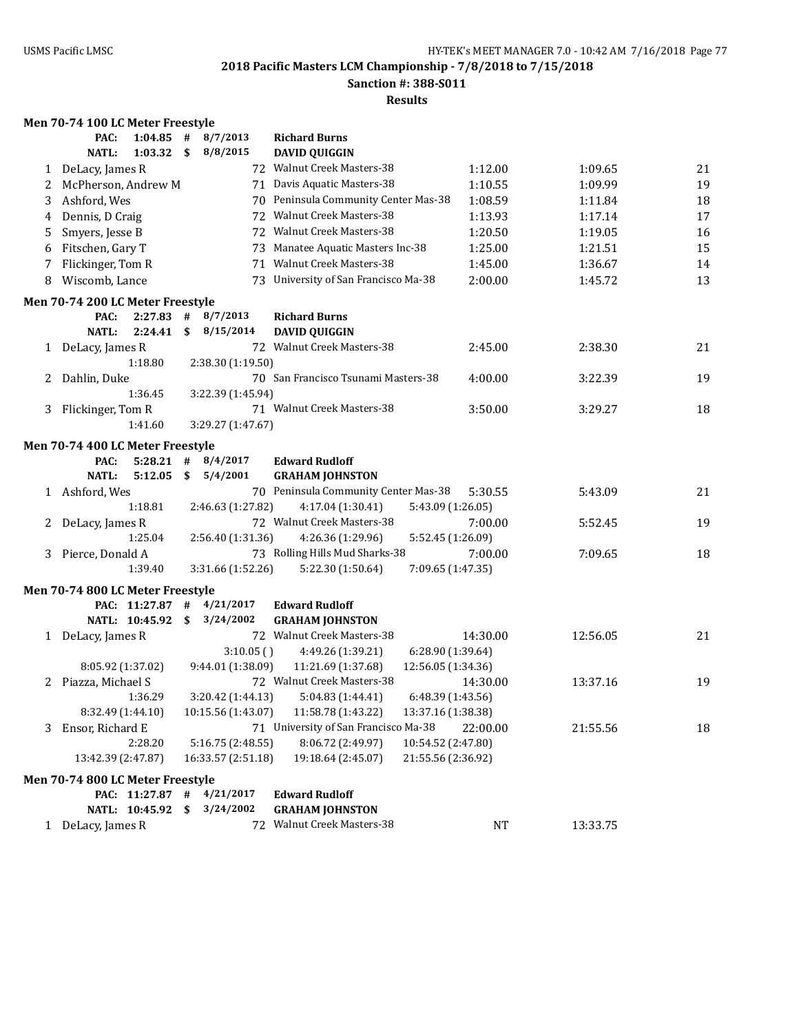**2018 Pacific Masters LCM Championship - 7/8/2018 to 7/15/2018**

**Sanction #: 388-S011**

**Results**

### Men 70-74 100 LC Meter Freestyle

| | | | | | | |
|---|---|---|---|---|---|---|
| **PAC:** | **1:04.85** | **#** | **8/7/2013** | **Richard Burns** | | |
| **NATL:** | **1:03.32** | **$** | **8/8/2015** | **DAVID QUIGGIN** | | |

| Place | Name | Age | Team | Seed Time | Finals Time | Points |
|---|---|---|---|---|---|---|
| 1 | DeLacy, James R | 72 | Walnut Creek Masters-38 | 1:12.00 | 1:09.65 | 21 |
| 2 | McPherson, Andrew M | 71 | Davis Aquatic Masters-38 | 1:10.55 | 1:09.99 | 19 |
| 3 | Ashford, Wes | 70 | Peninsula Community Center Mas-38 | 1:08.59 | 1:11.84 | 18 |
| 4 | Dennis, D Craig | 72 | Walnut Creek Masters-38 | 1:13.93 | 1:17.14 | 17 |
| 5 | Smyers, Jesse B | 72 | Walnut Creek Masters-38 | 1:20.50 | 1:19.05 | 16 |
| 6 | Fitschen, Gary T | 73 | Manatee Aquatic Masters Inc-38 | 1:25.00 | 1:21.51 | 15 |
| 7 | Flickinger, Tom R | 71 | Walnut Creek Masters-38 | 1:45.00 | 1:36.67 | 14 |
| 8 | Wiscomb, Lance | 73 | University of San Francisco Ma-38 | 2:00.00 | 1:45.72 | 13 |

### Men 70-74 200 LC Meter Freestyle

| | | | | | | |
|---|---|---|---|---|---|---|
| **PAC:** | **2:27.83** | **#** | **8/7/2013** | **Richard Burns** | | |
| **NATL:** | **2:24.41** | **$** | **8/15/2014** | **DAVID QUIGGIN** | | |

| Place | Name | Age | Team | Seed Time | Finals Time | Points |
|---|---|---|---|---|---|---|
| 1 | DeLacy, James R | 72 | Walnut Creek Masters-38 | 2:45.00 | 2:38.30 | 21 |
| | 1:18.80 | 2:38.30 (1:19.50) | | | | |
| 2 | Dahlin, Duke | 70 | San Francisco Tsunami Masters-38 | 4:00.00 | 3:22.39 | 19 |
| | 1:36.45 | 3:22.39 (1:45.94) | | | | |
| 3 | Flickinger, Tom R | 71 | Walnut Creek Masters-38 | 3:50.00 | 3:29.27 | 18 |
| | 1:41.60 | 3:29.27 (1:47.67) | | | | |

### Men 70-74 400 LC Meter Freestyle

| | | | | | | |
|---|---|---|---|---|---|---|
| **PAC:** | **5:28.21** | **#** | **8/4/2017** | **Edward Rudloff** | | |
| **NATL:** | **5:12.05** | **$** | **5/4/2001** | **GRAHAM JOHNSTON** | | |

| Place | Name | Age | Team | Seed Time | Finals Time | Points |
|---|---|---|---|---|---|---|
| 1 | Ashford, Wes | 70 | Peninsula Community Center Mas-38 | 5:30.55 | 5:43.09 | 21 |
| | 1:18.81 | 2:46.63 (1:27.82) | 4:17.04 (1:30.41) | 5:43.09 (1:26.05) | | |
| 2 | DeLacy, James R | 72 | Walnut Creek Masters-38 | 7:00.00 | 5:52.45 | 19 |
| | 1:25.04 | 2:56.40 (1:31.36) | 4:26.36 (1:29.96) | 5:52.45 (1:26.09) | | |
| 3 | Pierce, Donald A | 73 | Rolling Hills Mud Sharks-38 | 7:00.00 | 7:09.65 | 18 |
| | 1:39.40 | 3:31.66 (1:52.26) | 5:22.30 (1:50.64) | 7:09.65 (1:47.35) | | |

### Men 70-74 800 LC Meter Freestyle

| | | | | | | |
|---|---|---|---|---|---|---|
| **PAC:** | **11:27.87** | **#** | **4/21/2017** | **Edward Rudloff** | | |
| **NATL:** | **10:45.92** | **$** | **3/24/2002** | **GRAHAM JOHNSTON** | | |

| Place | Name | Age | Team | Seed Time | Finals Time | Points |
|---|---|---|---|---|---|---|
| 1 | DeLacy, James R | 72 | Walnut Creek Masters-38 | 14:30.00 | 12:56.05 | 21 |
| | | 3:10.05 ( ) | 4:49.26 (1:39.21) | 6:28.90 (1:39.64) | | |
| | 8:05.92 (1:37.02) | 9:44.01 (1:38.09) | 11:21.69 (1:37.68) | 12:56.05 (1:34.36) | | |
| 2 | Piazza, Michael S | 72 | Walnut Creek Masters-38 | 14:30.00 | 13:37.16 | 19 |
| | 1:36.29 | 3:20.42 (1:44.13) | 5:04.83 (1:44.41) | 6:48.39 (1:43.56) | | |
| | 8:32.49 (1:44.10) | 10:15.56 (1:43.07) | 11:58.78 (1:43.22) | 13:37.16 (1:38.38) | | |
| 3 | Ensor, Richard E | 71 | University of San Francisco Ma-38 | 22:00.00 | 21:55.56 | 18 |
| | 2:28.20 | 5:16.75 (2:48.55) | 8:06.72 (2:49.97) | 10:54.52 (2:47.80) | | |
| | 13:42.39 (2:47.87) | 16:33.57 (2:51.18) | 19:18.64 (2:45.07) | 21:55.56 (2:36.92) | | |

### Men 70-74 800 LC Meter Freestyle

| | | | | | | |
|---|---|---|---|---|---|---|
| **PAC:** | **11:27.87** | **#** | **4/21/2017** | **Edward Rudloff** | | |
| **NATL:** | **10:45.92** | **$** | **3/24/2002** | **GRAHAM JOHNSTON** | | |

| Place | Name | Age | Team | Seed Time | Finals Time | Points |
|---|---|---|---|---|---|---|
| 1 | DeLacy, James R | 72 | Walnut Creek Masters-38 | NT | 13:33.75 | |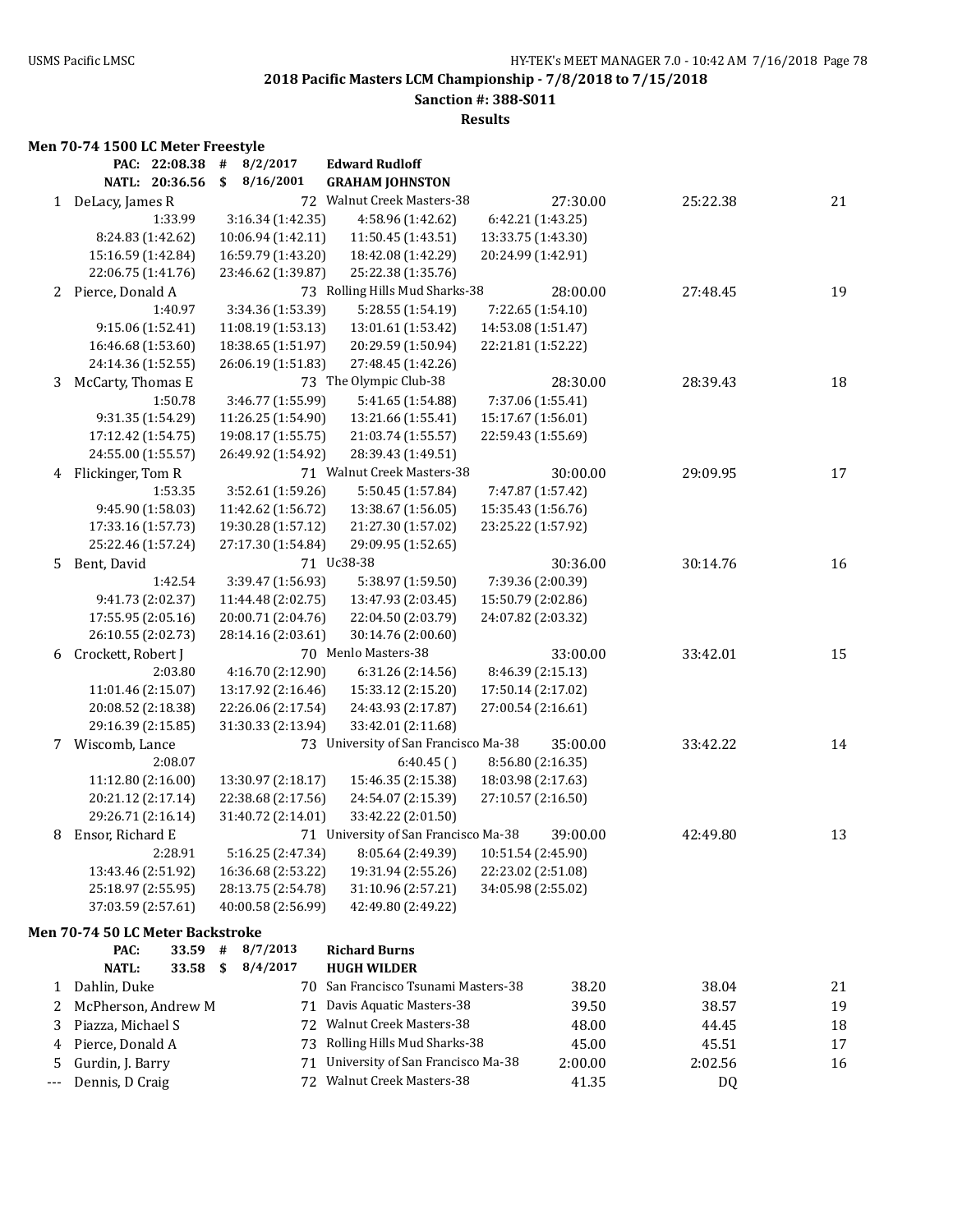**2018 Pacific Masters LCM Championship - 7/8/2018 to 7/15/2018**

**Sanction #: 388-S011**

**Results**

### Men 70-74 1500 LC Meter Freestyle

| | | | |
|---|---|---|---|
| PAC: | 22:08.38 # | 8/2/2017 | Edward Rudloff |
| NATL: | 20:36.56 $ | 8/16/2001 | GRAHAM JOHNSTON |

| Place | Name | Age | Team | Seed Time | Finals Time | Points |
|---|---|---|---|---|---|---|
| 1 | DeLacy, James R | 72 | Walnut Creek Masters-38 | 27:30.00 | 25:22.38 | 21 |
| | 1:33.99 | 3:16.34 (1:42.35) | 4:58.96 (1:42.62) | 6:42.21 (1:43.25) | | |
| | 8:24.83 (1:42.62) | 10:06.94 (1:42.11) | 11:50.45 (1:43.51) | 13:33.75 (1:43.30) | | |
| | 15:16.59 (1:42.84) | 16:59.79 (1:43.20) | 18:42.08 (1:42.29) | 20:24.99 (1:42.91) | | |
| | 22:06.75 (1:41.76) | 23:46.62 (1:39.87) | 25:22.38 (1:35.76) | | | |
| 2 | Pierce, Donald A | 73 | Rolling Hills Mud Sharks-38 | 28:00.00 | 27:48.45 | 19 |
| | 1:40.97 | 3:34.36 (1:53.39) | 5:28.55 (1:54.19) | 7:22.65 (1:54.10) | | |
| | 9:15.06 (1:52.41) | 11:08.19 (1:53.13) | 13:01.61 (1:53.42) | 14:53.08 (1:51.47) | | |
| | 16:46.68 (1:53.60) | 18:38.65 (1:51.97) | 20:29.59 (1:50.94) | 22:21.81 (1:52.22) | | |
| | 24:14.36 (1:52.55) | 26:06.19 (1:51.83) | 27:48.45 (1:42.26) | | | |
| 3 | McCarty, Thomas E | 73 | The Olympic Club-38 | 28:30.00 | 28:39.43 | 18 |
| | 1:50.78 | 3:46.77 (1:55.99) | 5:41.65 (1:54.88) | 7:37.06 (1:55.41) | | |
| | 9:31.35 (1:54.29) | 11:26.25 (1:54.90) | 13:21.66 (1:55.41) | 15:17.67 (1:56.01) | | |
| | 17:12.42 (1:54.75) | 19:08.17 (1:55.75) | 21:03.74 (1:55.57) | 22:59.43 (1:55.69) | | |
| | 24:55.00 (1:55.57) | 26:49.92 (1:54.92) | 28:39.43 (1:49.51) | | | |
| 4 | Flickinger, Tom R | 71 | Walnut Creek Masters-38 | 30:00.00 | 29:09.95 | 17 |
| | 1:53.35 | 3:52.61 (1:59.26) | 5:50.45 (1:57.84) | 7:47.87 (1:57.42) | | |
| | 9:45.90 (1:58.03) | 11:42.62 (1:56.72) | 13:38.67 (1:56.05) | 15:35.43 (1:56.76) | | |
| | 17:33.16 (1:57.73) | 19:30.28 (1:57.12) | 21:27.30 (1:57.02) | 23:25.22 (1:57.92) | | |
| | 25:22.46 (1:57.24) | 27:17.30 (1:54.84) | 29:09.95 (1:52.65) | | | |
| 5 | Bent, David | 71 | Uc38-38 | 30:36.00 | 30:14.76 | 16 |
| | 1:42.54 | 3:39.47 (1:56.93) | 5:38.97 (1:59.50) | 7:39.36 (2:00.39) | | |
| | 9:41.73 (2:02.37) | 11:44.48 (2:02.75) | 13:47.93 (2:03.45) | 15:50.79 (2:02.86) | | |
| | 17:55.95 (2:05.16) | 20:00.71 (2:04.76) | 22:04.50 (2:03.79) | 24:07.82 (2:03.32) | | |
| | 26:10.55 (2:02.73) | 28:14.16 (2:03.61) | 30:14.76 (2:00.60) | | | |
| 6 | Crockett, Robert J | 70 | Menlo Masters-38 | 33:00.00 | 33:42.01 | 15 |
| | 2:03.80 | 4:16.70 (2:12.90) | 6:31.26 (2:14.56) | 8:46.39 (2:15.13) | | |
| | 11:01.46 (2:15.07) | 13:17.92 (2:16.46) | 15:33.12 (2:15.20) | 17:50.14 (2:17.02) | | |
| | 20:08.52 (2:18.38) | 22:26.06 (2:17.54) | 24:43.93 (2:17.87) | 27:00.54 (2:16.61) | | |
| | 29:16.39 (2:15.85) | 31:30.33 (2:13.94) | 33:42.01 (2:11.68) | | | |
| 7 | Wiscomb, Lance | 73 | University of San Francisco Ma-38 | 35:00.00 | 33:42.22 | 14 |
| | 2:08.07 | | 6:40.45 ( ) | 8:56.80 (2:16.35) | | |
| | 11:12.80 (2:16.00) | 13:30.97 (2:18.17) | 15:46.35 (2:15.38) | 18:03.98 (2:17.63) | | |
| | 20:21.12 (2:17.14) | 22:38.68 (2:17.56) | 24:54.07 (2:15.39) | 27:10.57 (2:16.50) | | |
| | 29:26.71 (2:16.14) | 31:40.72 (2:14.01) | 33:42.22 (2:01.50) | | | |
| 8 | Ensor, Richard E | 71 | University of San Francisco Ma-38 | 39:00.00 | 42:49.80 | 13 |
| | 2:28.91 | 5:16.25 (2:47.34) | 8:05.64 (2:49.39) | 10:51.54 (2:45.90) | | |
| | 13:43.46 (2:51.92) | 16:36.68 (2:53.22) | 19:31.94 (2:55.26) | 22:23.02 (2:51.08) | | |
| | 25:18.97 (2:55.95) | 28:13.75 (2:54.78) | 31:10.96 (2:57.21) | 34:05.98 (2:55.02) | | |
| | 37:03.59 (2:57.61) | 40:00.58 (2:56.99) | 42:49.80 (2:49.22) | | | |

### Men 70-74 50 LC Meter Backstroke

| | | | |
|---|---|---|---|
| PAC: | 33.59 # | 8/7/2013 | Richard Burns |
| NATL: | 33.58 $ | 8/4/2017 | HUGH WILDER |

| Place | Name | Age | Team | Seed Time | Finals Time | Points |
|---|---|---|---|---|---|---|
| 1 | Dahlin, Duke | 70 | San Francisco Tsunami Masters-38 | 38.20 | 38.04 | 21 |
| 2 | McPherson, Andrew M | 71 | Davis Aquatic Masters-38 | 39.50 | 38.57 | 19 |
| 3 | Piazza, Michael S | 72 | Walnut Creek Masters-38 | 48.00 | 44.45 | 18 |
| 4 | Pierce, Donald A | 73 | Rolling Hills Mud Sharks-38 | 45.00 | 45.51 | 17 |
| 5 | Gurdin, J. Barry | 71 | University of San Francisco Ma-38 | 2:00.00 | 2:02.56 | 16 |
| --- | Dennis, D Craig | 72 | Walnut Creek Masters-38 | 41.35 | DQ | |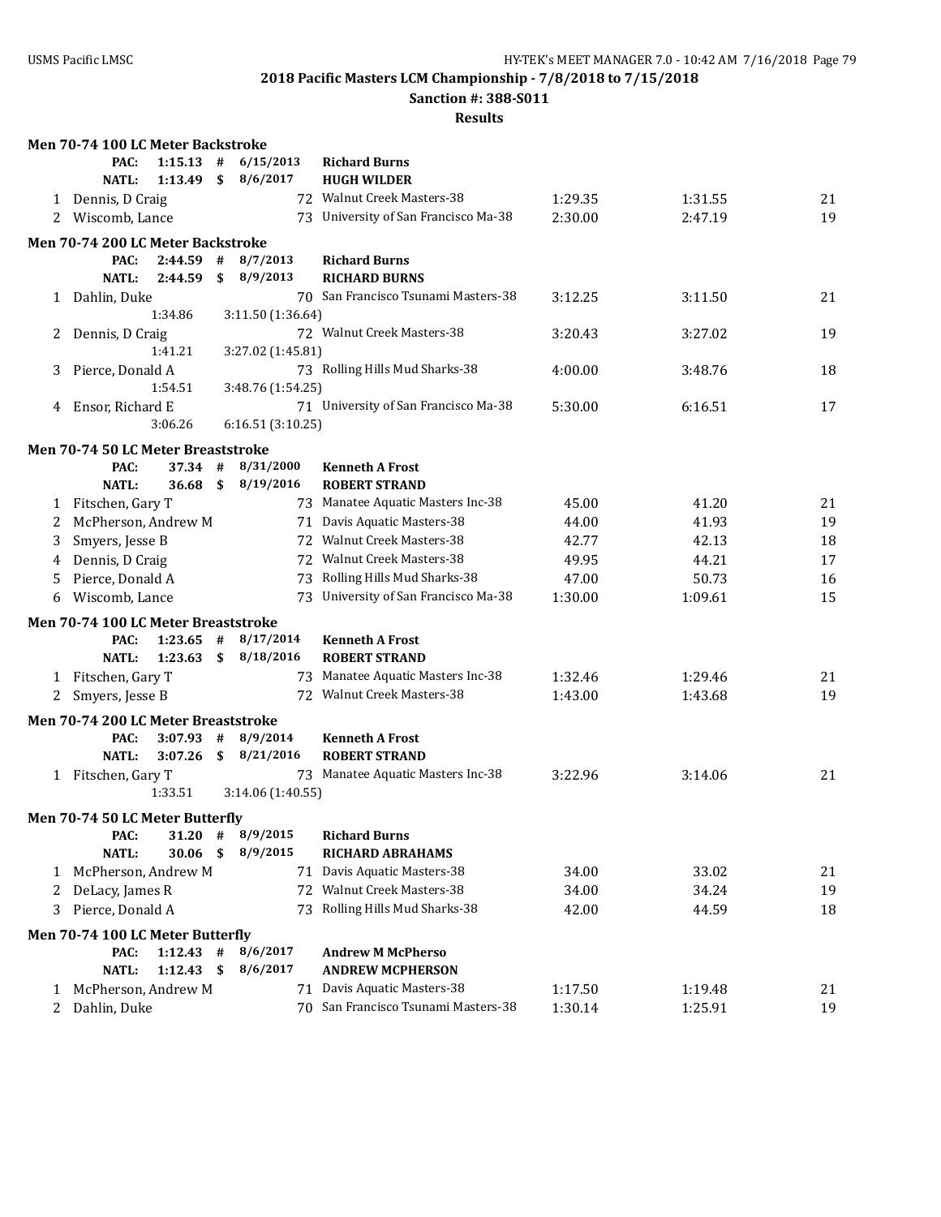**2018 Pacific Masters LCM Championship - 7/8/2018 to 7/15/2018**

**Sanction #: 388-S011**

**Results**

### Men 70-74 100 LC Meter Backstroke

| | | | | | | |
|---|---|---|---|---|---|---|
| **PAC:** | **1:15.13 #** | **6/15/2013** | **Richard Burns** | | | |
| **NATL:** | **1:13.49 $** | **8/6/2017** | **HUGH WILDER** | | | |
| 1 | Dennis, D Craig | 72 | Walnut Creek Masters-38 | 1:29.35 | 1:31.55 | 21 |
| 2 | Wiscomb, Lance | 73 | University of San Francisco Ma-38 | 2:30.00 | 2:47.19 | 19 |

### Men 70-74 200 LC Meter Backstroke

| | | | | | | |
|---|---|---|---|---|---|---|
| **PAC:** | **2:44.59 #** | **8/7/2013** | **Richard Burns** | | | |
| **NATL:** | **2:44.59 $** | **8/9/2013** | **RICHARD BURNS** | | | |
| 1 | Dahlin, Duke | 70 | San Francisco Tsunami Masters-38 | 3:12.25 | 3:11.50 | 21 |
| | 1:34.86 | 3:11.50 (1:36.64) | | | | |
| 2 | Dennis, D Craig | 72 | Walnut Creek Masters-38 | 3:20.43 | 3:27.02 | 19 |
| | 1:41.21 | 3:27.02 (1:45.81) | | | | |
| 3 | Pierce, Donald A | 73 | Rolling Hills Mud Sharks-38 | 4:00.00 | 3:48.76 | 18 |
| | 1:54.51 | 3:48.76 (1:54.25) | | | | |
| 4 | Ensor, Richard E | 71 | University of San Francisco Ma-38 | 5:30.00 | 6:16.51 | 17 |
| | 3:06.26 | 6:16.51 (3:10.25) | | | | |

### Men 70-74 50 LC Meter Breaststroke

| | | | | | | |
|---|---|---|---|---|---|---|
| **PAC:** | **37.34 #** | **8/31/2000** | **Kenneth A Frost** | | | |
| **NATL:** | **36.68 $** | **8/19/2016** | **ROBERT STRAND** | | | |
| 1 | Fitschen, Gary T | 73 | Manatee Aquatic Masters Inc-38 | 45.00 | 41.20 | 21 |
| 2 | McPherson, Andrew M | 71 | Davis Aquatic Masters-38 | 44.00 | 41.93 | 19 |
| 3 | Smyers, Jesse B | 72 | Walnut Creek Masters-38 | 42.77 | 42.13 | 18 |
| 4 | Dennis, D Craig | 72 | Walnut Creek Masters-38 | 49.95 | 44.21 | 17 |
| 5 | Pierce, Donald A | 73 | Rolling Hills Mud Sharks-38 | 47.00 | 50.73 | 16 |
| 6 | Wiscomb, Lance | 73 | University of San Francisco Ma-38 | 1:30.00 | 1:09.61 | 15 |

### Men 70-74 100 LC Meter Breaststroke

| | | | | | | |
|---|---|---|---|---|---|---|
| **PAC:** | **1:23.65 #** | **8/17/2014** | **Kenneth A Frost** | | | |
| **NATL:** | **1:23.63 $** | **8/18/2016** | **ROBERT STRAND** | | | |
| 1 | Fitschen, Gary T | 73 | Manatee Aquatic Masters Inc-38 | 1:32.46 | 1:29.46 | 21 |
| 2 | Smyers, Jesse B | 72 | Walnut Creek Masters-38 | 1:43.00 | 1:43.68 | 19 |

### Men 70-74 200 LC Meter Breaststroke

| | | | | | | |
|---|---|---|---|---|---|---|
| **PAC:** | **3:07.93 #** | **8/9/2014** | **Kenneth A Frost** | | | |
| **NATL:** | **3:07.26 $** | **8/21/2016** | **ROBERT STRAND** | | | |
| 1 | Fitschen, Gary T | 73 | Manatee Aquatic Masters Inc-38 | 3:22.96 | 3:14.06 | 21 |
| | 1:33.51 | 3:14.06 (1:40.55) | | | | |

### Men 70-74 50 LC Meter Butterfly

| | | | | | | |
|---|---|---|---|---|---|---|
| **PAC:** | **31.20 #** | **8/9/2015** | **Richard Burns** | | | |
| **NATL:** | **30.06 $** | **8/9/2015** | **RICHARD ABRAHAMS** | | | |
| 1 | McPherson, Andrew M | 71 | Davis Aquatic Masters-38 | 34.00 | 33.02 | 21 |
| 2 | DeLacy, James R | 72 | Walnut Creek Masters-38 | 34.00 | 34.24 | 19 |
| 3 | Pierce, Donald A | 73 | Rolling Hills Mud Sharks-38 | 42.00 | 44.59 | 18 |

### Men 70-74 100 LC Meter Butterfly

| | | | | | | |
|---|---|---|---|---|---|---|
| **PAC:** | **1:12.43 #** | **8/6/2017** | **Andrew M McPherso** | | | |
| **NATL:** | **1:12.43 $** | **8/6/2017** | **ANDREW MCPHERSON** | | | |
| 1 | McPherson, Andrew M | 71 | Davis Aquatic Masters-38 | 1:17.50 | 1:19.48 | 21 |
| 2 | Dahlin, Duke | 70 | San Francisco Tsunami Masters-38 | 1:30.14 | 1:25.91 | 19 |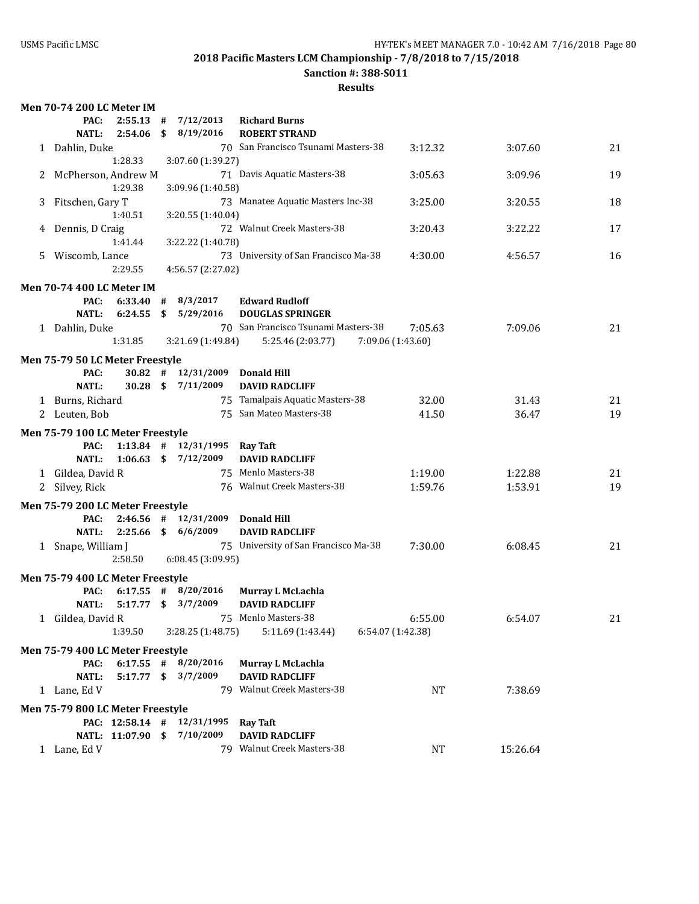**2018 Pacific Masters LCM Championship - 7/8/2018 to 7/15/2018**

**Sanction #: 388-S011**

**Results**

### Men 70-74 200 LC Meter IM

**PAC: 2:55.13 # 7/12/2013 Richard Burns**
**NATL: 2:54.06 $ 8/19/2016 ROBERT STRAND**

| Place | Name | Age | Team | Seed Time | Finals Time | Points |
|---|---|---|---|---|---|---|
| 1 | Dahlin, Duke | 70 | San Francisco Tsunami Masters-38 | 3:12.32 | 3:07.60 | 21 |
| | 1:28.33 | 3:07.60 (1:39.27) | | | | |
| 2 | McPherson, Andrew M | 71 | Davis Aquatic Masters-38 | 3:05.63 | 3:09.96 | 19 |
| | 1:29.38 | 3:09.96 (1:40.58) | | | | |
| 3 | Fitschen, Gary T | 73 | Manatee Aquatic Masters Inc-38 | 3:25.00 | 3:20.55 | 18 |
| | 1:40.51 | 3:20.55 (1:40.04) | | | | |
| 4 | Dennis, D Craig | 72 | Walnut Creek Masters-38 | 3:20.43 | 3:22.22 | 17 |
| | 1:41.44 | 3:22.22 (1:40.78) | | | | |
| 5 | Wiscomb, Lance | 73 | University of San Francisco Ma-38 | 4:30.00 | 4:56.57 | 16 |
| | 2:29.55 | 4:56.57 (2:27.02) | | | | |

### Men 70-74 400 LC Meter IM

**PAC: 6:33.40 # 8/3/2017 Edward Rudloff**
**NATL: 6:24.55 $ 5/29/2016 DOUGLAS SPRINGER**

| Place | Name | Age | Team | Seed Time | Finals Time | Points |
|---|---|---|---|---|---|---|
| 1 | Dahlin, Duke | 70 | San Francisco Tsunami Masters-38 | 7:05.63 | 7:09.06 | 21 |
| | 1:31.85 | 3:21.69 (1:49.84) | 5:25.46 (2:03.77) | 7:09.06 (1:43.60) | | |

### Men 75-79 50 LC Meter Freestyle

**PAC: 30.82 # 12/31/2009 Donald Hill**
**NATL: 30.28 $ 7/11/2009 DAVID RADCLIFF**

| Place | Name | Age | Team | Seed Time | Finals Time | Points |
|---|---|---|---|---|---|---|
| 1 | Burns, Richard | 75 | Tamalpais Aquatic Masters-38 | 32.00 | 31.43 | 21 |
| 2 | Leuten, Bob | 75 | San Mateo Masters-38 | 41.50 | 36.47 | 19 |

### Men 75-79 100 LC Meter Freestyle

**PAC: 1:13.84 # 12/31/1995 Ray Taft**
**NATL: 1:06.63 $ 7/12/2009 DAVID RADCLIFF**

| Place | Name | Age | Team | Seed Time | Finals Time | Points |
|---|---|---|---|---|---|---|
| 1 | Gildea, David R | 75 | Menlo Masters-38 | 1:19.00 | 1:22.88 | 21 |
| 2 | Silvey, Rick | 76 | Walnut Creek Masters-38 | 1:59.76 | 1:53.91 | 19 |

### Men 75-79 200 LC Meter Freestyle

**PAC: 2:46.56 # 12/31/2009 Donald Hill**
**NATL: 2:25.66 $ 6/6/2009 DAVID RADCLIFF**

| Place | Name | Age | Team | Seed Time | Finals Time | Points |
|---|---|---|---|---|---|---|
| 1 | Snape, William J | 75 | University of San Francisco Ma-38 | 7:30.00 | 6:08.45 | 21 |
| | 2:58.50 | 6:08.45 (3:09.95) | | | | |

### Men 75-79 400 LC Meter Freestyle

**PAC: 6:17.55 # 8/20/2016 Murray L McLachla**
**NATL: 5:17.77 $ 3/7/2009 DAVID RADCLIFF**

| Place | Name | Age | Team | Seed Time | Finals Time | Points |
|---|---|---|---|---|---|---|
| 1 | Gildea, David R | 75 | Menlo Masters-38 | 6:55.00 | 6:54.07 | 21 |
| | 1:39.50 | 3:28.25 (1:48.75) | 5:11.69 (1:43.44) | 6:54.07 (1:42.38) | | |

### Men 75-79 400 LC Meter Freestyle

**PAC: 6:17.55 # 8/20/2016 Murray L McLachla**
**NATL: 5:17.77 $ 3/7/2009 DAVID RADCLIFF**

| Place | Name | Age | Team | Seed Time | Finals Time | Points |
|---|---|---|---|---|---|---|
| 1 | Lane, Ed V | 79 | Walnut Creek Masters-38 | NT | 7:38.69 | |

### Men 75-79 800 LC Meter Freestyle

**PAC: 12:58.14 # 12/31/1995 Ray Taft**
**NATL: 11:07.90 $ 7/10/2009 DAVID RADCLIFF**

| Place | Name | Age | Team | Seed Time | Finals Time | Points |
|---|---|---|---|---|---|---|
| 1 | Lane, Ed V | 79 | Walnut Creek Masters-38 | NT | 15:26.64 | |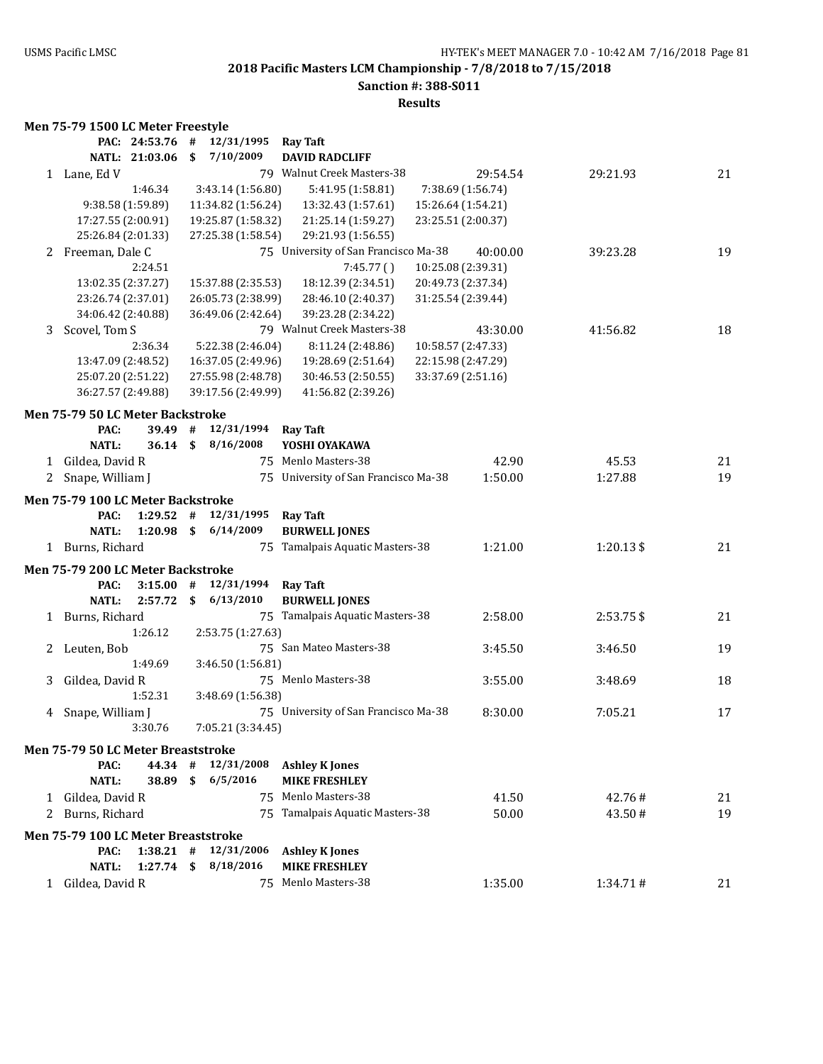**2018 Pacific Masters LCM Championship - 7/8/2018 to 7/15/2018**

**Sanction #: 388-S011**

**Results**

### Men 75-79 1500 LC Meter Freestyle

| | | | | | | |
|---|---|---|---|---|---|---|
| **PAC:** | **24:53.76** | **#** | **12/31/1995** | **Ray Taft** | | |
| **NATL:** | **21:03.06** | **$** | **7/10/2009** | **DAVID RADCLIFF** | | |

| Place | Name | Age | Team | Seed | Finals | Points |
|---|---|---|---|---|---|---|
| 1 | Lane, Ed V | 79 | Walnut Creek Masters-38 | 29:54.54 | 29:21.93 | 21 |
| | 1:46.34 | 3:43.14 (1:56.80) | 5:41.95 (1:58.81) | 7:38.69 (1:56.74) | | |
| | 9:38.58 (1:59.89) | 11:34.82 (1:56.24) | 13:32.43 (1:57.61) | 15:26.64 (1:54.21) | | |
| | 17:27.55 (2:00.91) | 19:25.87 (1:58.32) | 21:25.14 (1:59.27) | 23:25.51 (2:00.37) | | |
| | 25:26.84 (2:01.33) | 27:25.38 (1:58.54) | 29:21.93 (1:56.55) | | | |
| 2 | Freeman, Dale C | 75 | University of San Francisco Ma-38 | 40:00.00 | 39:23.28 | 19 |
| | 2:24.51 | | 7:45.77 ( ) | 10:25.08 (2:39.31) | | |
| | 13:02.35 (2:37.27) | 15:37.88 (2:35.53) | 18:12.39 (2:34.51) | 20:49.73 (2:37.34) | | |
| | 23:26.74 (2:37.01) | 26:05.73 (2:38.99) | 28:46.10 (2:40.37) | 31:25.54 (2:39.44) | | |
| | 34:06.42 (2:40.88) | 36:49.06 (2:42.64) | 39:23.28 (2:34.22) | | | |
| 3 | Scovel, Tom S | 79 | Walnut Creek Masters-38 | 43:30.00 | 41:56.82 | 18 |
| | 2:36.34 | 5:22.38 (2:46.04) | 8:11.24 (2:48.86) | 10:58.57 (2:47.33) | | |
| | 13:47.09 (2:48.52) | 16:37.05 (2:49.96) | 19:28.69 (2:51.64) | 22:15.98 (2:47.29) | | |
| | 25:07.20 (2:51.22) | 27:55.98 (2:48.78) | 30:46.53 (2:50.55) | 33:37.69 (2:51.16) | | |
| | 36:27.57 (2:49.88) | 39:17.56 (2:49.99) | 41:56.82 (2:39.26) | | | |

### Men 75-79 50 LC Meter Backstroke

| | | | | | | |
|---|---|---|---|---|---|---|
| **PAC:** | **39.49** | **#** | **12/31/1994** | **Ray Taft** | | |
| **NATL:** | **36.14** | **$** | **8/16/2008** | **YOSHI OYAKAWA** | | |
| 1 | Gildea, David R | 75 | Menlo Masters-38 | 42.90 | 45.53 | 21 |
| 2 | Snape, William J | 75 | University of San Francisco Ma-38 | 1:50.00 | 1:27.88 | 19 |

### Men 75-79 100 LC Meter Backstroke

| | | | | | | |
|---|---|---|---|---|---|---|
| **PAC:** | **1:29.52** | **#** | **12/31/1995** | **Ray Taft** | | |
| **NATL:** | **1:20.98** | **$** | **6/14/2009** | **BURWELL JONES** | | |
| 1 | Burns, Richard | 75 | Tamalpais Aquatic Masters-38 | 1:21.00 | 1:20.13 $ | 21 |

### Men 75-79 200 LC Meter Backstroke

| | | | | | | |
|---|---|---|---|---|---|---|
| **PAC:** | **3:15.00** | **#** | **12/31/1994** | **Ray Taft** | | |
| **NATL:** | **2:57.72** | **$** | **6/13/2010** | **BURWELL JONES** | | |
| 1 | Burns, Richard | 75 | Tamalpais Aquatic Masters-38 | 2:58.00 | 2:53.75 $ | 21 |
| | 1:26.12 | 2:53.75 (1:27.63) | | | | |
| 2 | Leuten, Bob | 75 | San Mateo Masters-38 | 3:45.50 | 3:46.50 | 19 |
| | 1:49.69 | 3:46.50 (1:56.81) | | | | |
| 3 | Gildea, David R | 75 | Menlo Masters-38 | 3:55.00 | 3:48.69 | 18 |
| | 1:52.31 | 3:48.69 (1:56.38) | | | | |
| 4 | Snape, William J | 75 | University of San Francisco Ma-38 | 8:30.00 | 7:05.21 | 17 |
| | 3:30.76 | 7:05.21 (3:34.45) | | | | |

### Men 75-79 50 LC Meter Breaststroke

| | | | | | | |
|---|---|---|---|---|---|---|
| **PAC:** | **44.34** | **#** | **12/31/2008** | **Ashley K Jones** | | |
| **NATL:** | **38.89** | **$** | **6/5/2016** | **MIKE FRESHLEY** | | |
| 1 | Gildea, David R | 75 | Menlo Masters-38 | 41.50 | 42.76 # | 21 |
| 2 | Burns, Richard | 75 | Tamalpais Aquatic Masters-38 | 50.00 | 43.50 # | 19 |

### Men 75-79 100 LC Meter Breaststroke

| | | | | | | |
|---|---|---|---|---|---|---|
| **PAC:** | **1:38.21** | **#** | **12/31/2006** | **Ashley K Jones** | | |
| **NATL:** | **1:27.74** | **$** | **8/18/2016** | **MIKE FRESHLEY** | | |
| 1 | Gildea, David R | 75 | Menlo Masters-38 | 1:35.00 | 1:34.71 # | 21 |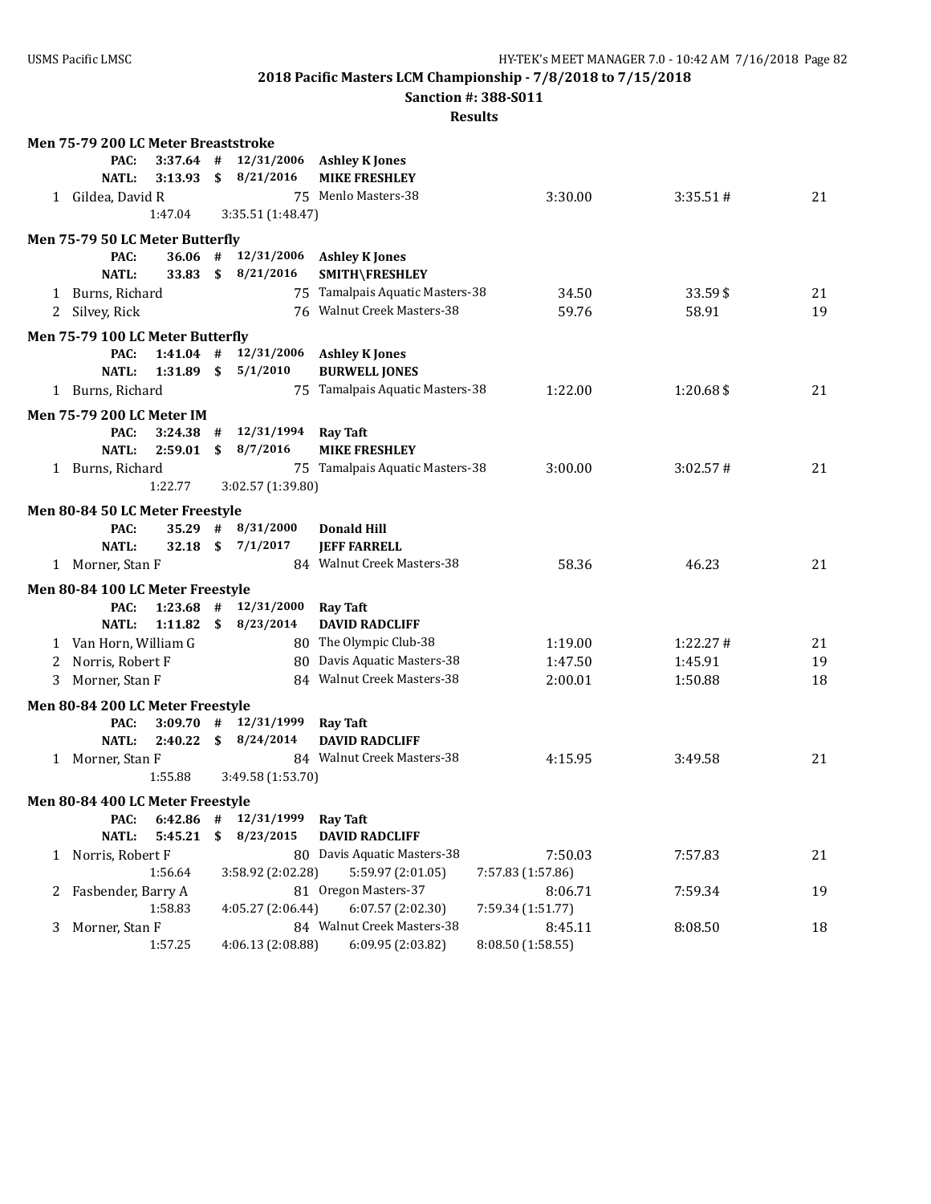**2018 Pacific Masters LCM Championship - 7/8/2018 to 7/15/2018**

**Sanction #: 388-S011**

**Results**

### Men 75-79 200 LC Meter Breaststroke

PAC: 3:37.64 # 12/31/2006 **Ashley K Jones**
NATL: 3:13.93 $ 8/21/2016 **MIKE FRESHLEY**

| Place | Name | Age | Team | Seed Time | Finals Time | Points |
|---|---|---|---|---|---|---|
| 1 | Gildea, David R | 75 | Menlo Masters-38 | 3:30.00 | 3:35.51 # | 21 |
| | 1:47.04 | | 3:35.51 (1:48.47) | | | |

### Men 75-79 50 LC Meter Butterfly

PAC: 36.06 # 12/31/2006 **Ashley K Jones**
NATL: 33.83 $ 8/21/2016 **SMITH\FRESHLEY**

| Place | Name | Age | Team | Seed Time | Finals Time | Points |
|---|---|---|---|---|---|---|
| 1 | Burns, Richard | 75 | Tamalpais Aquatic Masters-38 | 34.50 | 33.59 $ | 21 |
| 2 | Silvey, Rick | 76 | Walnut Creek Masters-38 | 59.76 | 58.91 | 19 |

### Men 75-79 100 LC Meter Butterfly

PAC: 1:41.04 # 12/31/2006 **Ashley K Jones**
NATL: 1:31.89 $ 5/1/2010 **BURWELL JONES**

| Place | Name | Age | Team | Seed Time | Finals Time | Points |
|---|---|---|---|---|---|---|
| 1 | Burns, Richard | 75 | Tamalpais Aquatic Masters-38 | 1:22.00 | 1:20.68 $ | 21 |

### Men 75-79 200 LC Meter IM

PAC: 3:24.38 # 12/31/1994 **Ray Taft**
NATL: 2:59.01 $ 8/7/2016 **MIKE FRESHLEY**

| Place | Name | Age | Team | Seed Time | Finals Time | Points |
|---|---|---|---|---|---|---|
| 1 | Burns, Richard | 75 | Tamalpais Aquatic Masters-38 | 3:00.00 | 3:02.57 # | 21 |
| | 1:22.77 | | 3:02.57 (1:39.80) | | | |

### Men 80-84 50 LC Meter Freestyle

PAC: 35.29 # 8/31/2000 **Donald Hill**
NATL: 32.18 $ 7/1/2017 **JEFF FARRELL**

| Place | Name | Age | Team | Seed Time | Finals Time | Points |
|---|---|---|---|---|---|---|
| 1 | Morner, Stan F | 84 | Walnut Creek Masters-38 | 58.36 | 46.23 | 21 |

### Men 80-84 100 LC Meter Freestyle

PAC: 1:23.68 # 12/31/2000 **Ray Taft**
NATL: 1:11.82 $ 8/23/2014 **DAVID RADCLIFF**

| Place | Name | Age | Team | Seed Time | Finals Time | Points |
|---|---|---|---|---|---|---|
| 1 | Van Horn, William G | 80 | The Olympic Club-38 | 1:19.00 | 1:22.27 # | 21 |
| 2 | Norris, Robert F | 80 | Davis Aquatic Masters-38 | 1:47.50 | 1:45.91 | 19 |
| 3 | Morner, Stan F | 84 | Walnut Creek Masters-38 | 2:00.01 | 1:50.88 | 18 |

### Men 80-84 200 LC Meter Freestyle

PAC: 3:09.70 # 12/31/1999 **Ray Taft**
NATL: 2:40.22 $ 8/24/2014 **DAVID RADCLIFF**

| Place | Name | Age | Team | Seed Time | Finals Time | Points |
|---|---|---|---|---|---|---|
| 1 | Morner, Stan F | 84 | Walnut Creek Masters-38 | 4:15.95 | 3:49.58 | 21 |
| | 1:55.88 | | 3:49.58 (1:53.70) | | | |

### Men 80-84 400 LC Meter Freestyle

PAC: 6:42.86 # 12/31/1999 **Ray Taft**
NATL: 5:45.21 $ 8/23/2015 **DAVID RADCLIFF**

| Place | Name | Age | Team | Seed Time | Finals Time | Points |
|---|---|---|---|---|---|---|
| 1 | Norris, Robert F | 80 | Davis Aquatic Masters-38 | 7:50.03 | 7:57.83 | 21 |
| | 1:56.64 | 3:58.92 (2:02.28) | 5:59.97 (2:01.05) | 7:57.83 (1:57.86) | | |
| 2 | Fasbender, Barry A | 81 | Oregon Masters-37 | 8:06.71 | 7:59.34 | 19 |
| | 1:58.83 | 4:05.27 (2:06.44) | 6:07.57 (2:02.30) | 7:59.34 (1:51.77) | | |
| 3 | Morner, Stan F | 84 | Walnut Creek Masters-38 | 8:45.11 | 8:08.50 | 18 |
| | 1:57.25 | 4:06.13 (2:08.88) | 6:09.95 (2:03.82) | 8:08.50 (1:58.55) | | |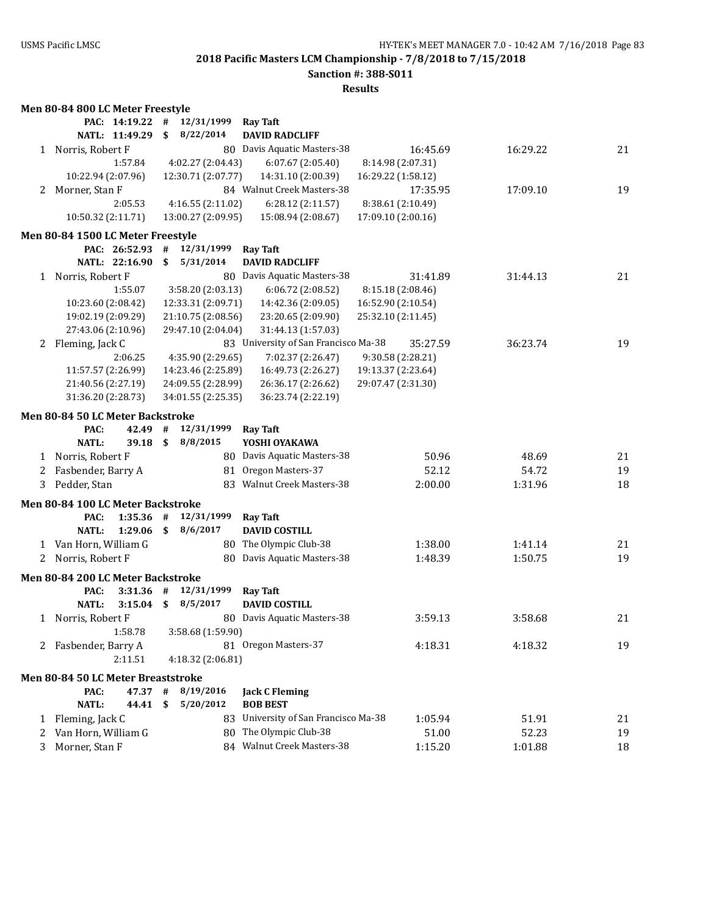**2018 Pacific Masters LCM Championship - 7/8/2018 to 7/15/2018**

**Sanction #: 388-S011**

**Results**

### Men 80-84 800 LC Meter Freestyle

| | | | | | | |
|---|---|---|---|---|---|---|
| PAC: 14:19.22 | # | 12/31/1999 | Ray Taft | | | |
| NATL: 11:49.29 | $ | 8/22/2014 | DAVID RADCLIFF | | | |
| 1 Norris, Robert F | | 80 | Davis Aquatic Masters-38 | 16:45.69 | 16:29.22 | 21 |
| 1:57.84 | 4:02.27 (2:04.43) | 6:07.67 (2:05.40) | 8:14.98 (2:07.31) | | | |
| 10:22.94 (2:07.96) | 12:30.71 (2:07.77) | 14:31.10 (2:00.39) | 16:29.22 (1:58.12) | | | |
| 2 Morner, Stan F | | 84 | Walnut Creek Masters-38 | 17:35.95 | 17:09.10 | 19 |
| 2:05.53 | 4:16.55 (2:11.02) | 6:28.12 (2:11.57) | 8:38.61 (2:10.49) | | | |
| 10:50.32 (2:11.71) | 13:00.27 (2:09.95) | 15:08.94 (2:08.67) | 17:09.10 (2:00.16) | | | |

### Men 80-84 1500 LC Meter Freestyle

| | | | | | | |
|---|---|---|---|---|---|---|
| PAC: 26:52.93 | # | 12/31/1999 | Ray Taft | | | |
| NATL: 22:16.90 | $ | 5/31/2014 | DAVID RADCLIFF | | | |
| 1 Norris, Robert F | | 80 | Davis Aquatic Masters-38 | 31:41.89 | 31:44.13 | 21 |
| 1:55.07 | 3:58.20 (2:03.13) | 6:06.72 (2:08.52) | 8:15.18 (2:08.46) | | | |
| 10:23.60 (2:08.42) | 12:33.31 (2:09.71) | 14:42.36 (2:09.05) | 16:52.90 (2:10.54) | | | |
| 19:02.19 (2:09.29) | 21:10.75 (2:08.56) | 23:20.65 (2:09.90) | 25:32.10 (2:11.45) | | | |
| 27:43.06 (2:10.96) | 29:47.10 (2:04.04) | 31:44.13 (1:57.03) | | | | |
| 2 Fleming, Jack C | | 83 | University of San Francisco Ma-38 | 35:27.59 | 36:23.74 | 19 |
| 2:06.25 | 4:35.90 (2:29.65) | 7:02.37 (2:26.47) | 9:30.58 (2:28.21) | | | |
| 11:57.57 (2:26.99) | 14:23.46 (2:25.89) | 16:49.73 (2:26.27) | 19:13.37 (2:23.64) | | | |
| 21:40.56 (2:27.19) | 24:09.55 (2:28.99) | 26:36.17 (2:26.62) | 29:07.47 (2:31.30) | | | |
| 31:36.20 (2:28.73) | 34:01.55 (2:25.35) | 36:23.74 (2:22.19) | | | | |

### Men 80-84 50 LC Meter Backstroke

| | | | | | | |
|---|---|---|---|---|---|---|
| PAC: 42.49 | # | 12/31/1999 | Ray Taft | | | |
| NATL: 39.18 | $ | 8/8/2015 | YOSHI OYAKAWA | | | |
| 1 Norris, Robert F | | 80 | Davis Aquatic Masters-38 | 50.96 | 48.69 | 21 |
| 2 Fasbender, Barry A | | 81 | Oregon Masters-37 | 52.12 | 54.72 | 19 |
| 3 Pedder, Stan | | 83 | Walnut Creek Masters-38 | 2:00.00 | 1:31.96 | 18 |

### Men 80-84 100 LC Meter Backstroke

| | | | | | | |
|---|---|---|---|---|---|---|
| PAC: 1:35.36 | # | 12/31/1999 | Ray Taft | | | |
| NATL: 1:29.06 | $ | 8/6/2017 | DAVID COSTILL | | | |
| 1 Van Horn, William G | | 80 | The Olympic Club-38 | 1:38.00 | 1:41.14 | 21 |
| 2 Norris, Robert F | | 80 | Davis Aquatic Masters-38 | 1:48.39 | 1:50.75 | 19 |

### Men 80-84 200 LC Meter Backstroke

| | | | | | | |
|---|---|---|---|---|---|---|
| PAC: 3:31.36 | # | 12/31/1999 | Ray Taft | | | |
| NATL: 3:15.04 | $ | 8/5/2017 | DAVID COSTILL | | | |
| 1 Norris, Robert F | | 80 | Davis Aquatic Masters-38 | 3:59.13 | 3:58.68 | 21 |
| 1:58.78 | 3:58.68 (1:59.90) | | | | | |
| 2 Fasbender, Barry A | | 81 | Oregon Masters-37 | 4:18.31 | 4:18.32 | 19 |
| 2:11.51 | 4:18.32 (2:06.81) | | | | | |

### Men 80-84 50 LC Meter Breaststroke

| | | | | | | |
|---|---|---|---|---|---|---|
| PAC: 47.37 | # | 8/19/2016 | Jack C Fleming | | | |
| NATL: 44.41 | $ | 5/20/2012 | BOB BEST | | | |
| 1 Fleming, Jack C | | 83 | University of San Francisco Ma-38 | 1:05.94 | 51.91 | 21 |
| 2 Van Horn, William G | | 80 | The Olympic Club-38 | 51.00 | 52.23 | 19 |
| 3 Morner, Stan F | | 84 | Walnut Creek Masters-38 | 1:15.20 | 1:01.88 | 18 |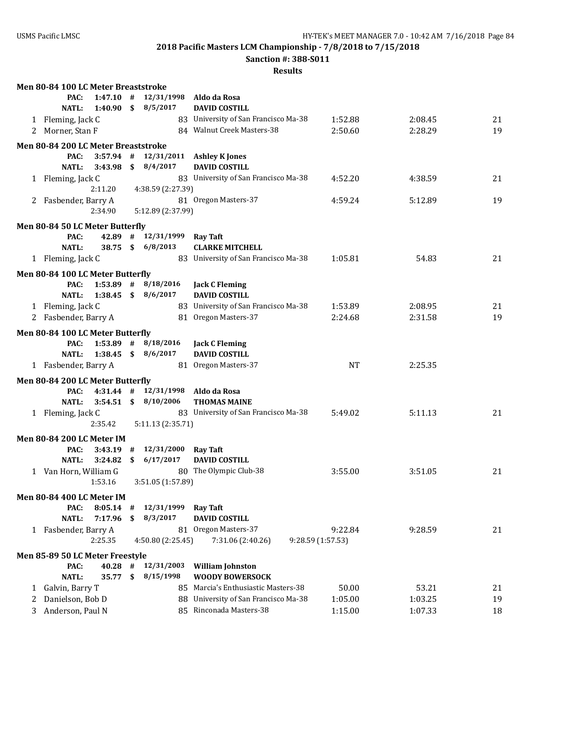**2018 Pacific Masters LCM Championship - 7/8/2018 to 7/15/2018**

**Sanction #: 388-S011**

**Results**

### Men 80-84 100 LC Meter Breaststroke

PAC: 1:47.10 # 12/31/1998 Aldo da Rosa
NATL: 1:40.90 $ 8/5/2017 DAVID COSTILL

| | Name | Age | Team | Seed Time | Finals Time | Points |
|---|---|---|---|---|---|---|
| 1 | Fleming, Jack C | 83 | University of San Francisco Ma-38 | 1:52.88 | 2:08.45 | 21 |
| 2 | Morner, Stan F | 84 | Walnut Creek Masters-38 | 2:50.60 | 2:28.29 | 19 |

### Men 80-84 200 LC Meter Breaststroke

PAC: 3:57.94 # 12/31/2011 Ashley K Jones
NATL: 3:43.98 $ 8/4/2017 DAVID COSTILL

| | Name | Age | Team | Seed Time | Finals Time | Points |
|---|---|---|---|---|---|---|
| 1 | Fleming, Jack C | 83 | University of San Francisco Ma-38 | 4:52.20 | 4:38.59 | 21 |
| | 2:11.20 | | 4:38.59 (2:27.39) | | | |
| 2 | Fasbender, Barry A | 81 | Oregon Masters-37 | 4:59.24 | 5:12.89 | 19 |
| | 2:34.90 | | 5:12.89 (2:37.99) | | | |

### Men 80-84 50 LC Meter Butterfly

PAC: 42.89 # 12/31/1999 Ray Taft
NATL: 38.75 $ 6/8/2013 CLARKE MITCHELL

| | Name | Age | Team | Seed Time | Finals Time | Points |
|---|---|---|---|---|---|---|
| 1 | Fleming, Jack C | 83 | University of San Francisco Ma-38 | 1:05.81 | 54.83 | 21 |

### Men 80-84 100 LC Meter Butterfly

PAC: 1:53.89 # 8/18/2016 Jack C Fleming
NATL: 1:38.45 $ 8/6/2017 DAVID COSTILL

| | Name | Age | Team | Seed Time | Finals Time | Points |
|---|---|---|---|---|---|---|
| 1 | Fleming, Jack C | 83 | University of San Francisco Ma-38 | 1:53.89 | 2:08.95 | 21 |
| 2 | Fasbender, Barry A | 81 | Oregon Masters-37 | 2:24.68 | 2:31.58 | 19 |

### Men 80-84 100 LC Meter Butterfly

PAC: 1:53.89 # 8/18/2016 Jack C Fleming
NATL: 1:38.45 $ 8/6/2017 DAVID COSTILL

| | Name | Age | Team | Seed Time | Finals Time | Points |
|---|---|---|---|---|---|---|
| 1 | Fasbender, Barry A | 81 | Oregon Masters-37 | NT | 2:25.35 | |

### Men 80-84 200 LC Meter Butterfly

PAC: 4:31.44 # 12/31/1998 Aldo da Rosa
NATL: 3:54.51 $ 8/10/2006 THOMAS MAINE

| | Name | Age | Team | Seed Time | Finals Time | Points |
|---|---|---|---|---|---|---|
| 1 | Fleming, Jack C | 83 | University of San Francisco Ma-38 | 5:49.02 | 5:11.13 | 21 |
| | 2:35.42 | | 5:11.13 (2:35.71) | | | |

### Men 80-84 200 LC Meter IM

PAC: 3:43.19 # 12/31/2000 Ray Taft
NATL: 3:24.82 $ 6/17/2017 DAVID COSTILL

| | Name | Age | Team | Seed Time | Finals Time | Points |
|---|---|---|---|---|---|---|
| 1 | Van Horn, William G | 80 | The Olympic Club-38 | 3:55.00 | 3:51.05 | 21 |
| | 1:53.16 | | 3:51.05 (1:57.89) | | | |

### Men 80-84 400 LC Meter IM

PAC: 8:05.14 # 12/31/1999 Ray Taft
NATL: 7:17.96 $ 8/3/2017 DAVID COSTILL

| | Name | Age | Team | Seed Time | Finals Time | Points |
|---|---|---|---|---|---|---|
| 1 | Fasbender, Barry A | 81 | Oregon Masters-37 | 9:22.84 | 9:28.59 | 21 |
| | 2:25.35 | | 4:50.80 (2:25.45) | 7:31.06 (2:40.26) | 9:28.59 (1:57.53) | |

### Men 85-89 50 LC Meter Freestyle

PAC: 40.28 # 12/31/2003 William Johnston
NATL: 35.77 $ 8/15/1998 WOODY BOWERSOCK

| | Name | Age | Team | Seed Time | Finals Time | Points |
|---|---|---|---|---|---|---|
| 1 | Galvin, Barry T | 85 | Marcia's Enthusiastic Masters-38 | 50.00 | 53.21 | 21 |
| 2 | Danielson, Bob D | 88 | University of San Francisco Ma-38 | 1:05.00 | 1:03.25 | 19 |
| 3 | Anderson, Paul N | 85 | Rinconada Masters-38 | 1:15.00 | 1:07.33 | 18 |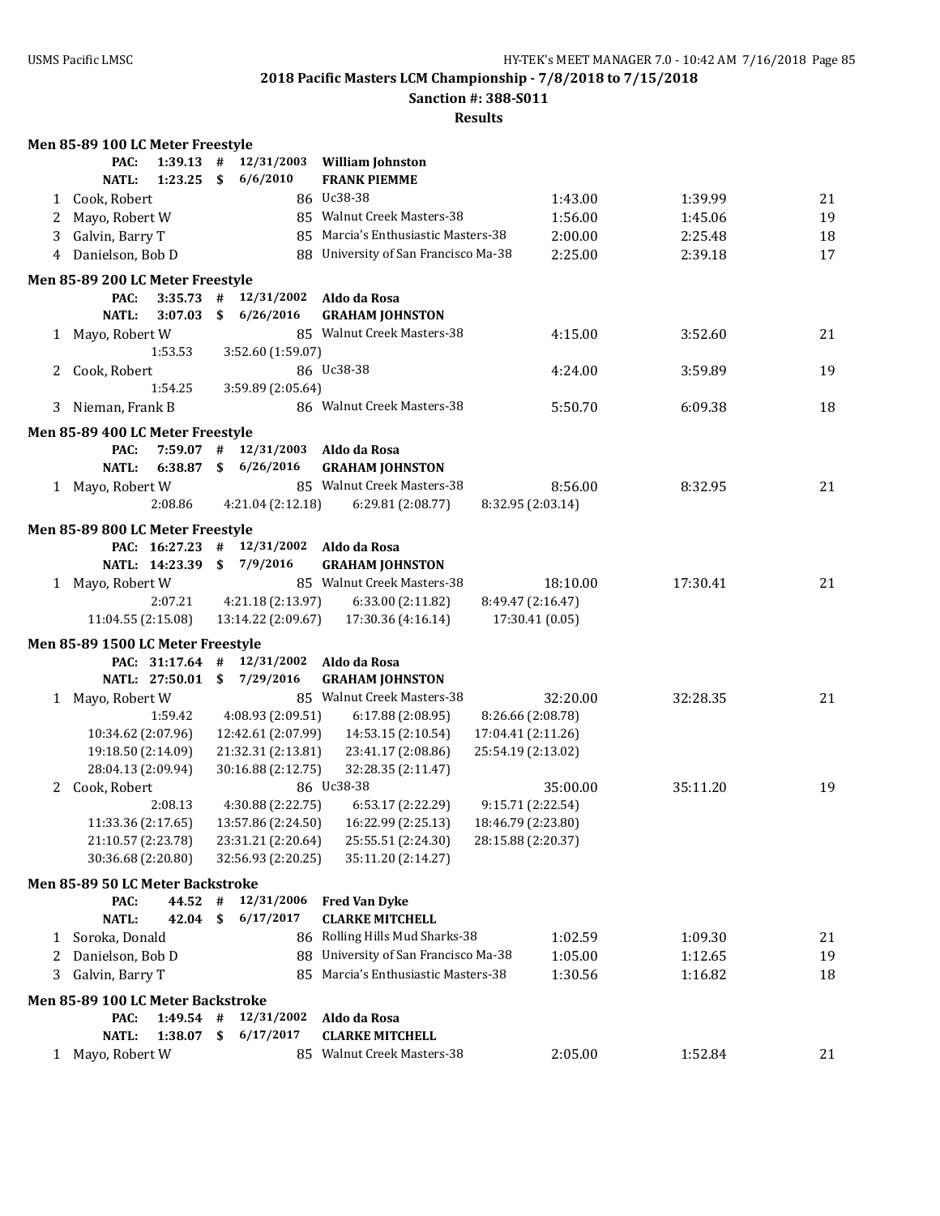**2018 Pacific Masters LCM Championship - 7/8/2018 to 7/15/2018**

**Sanction #: 388-S011**

**Results**

### Men 85-89 100 LC Meter Freestyle

| | | | | | | |
|---|---|---|---|---|---|---|
| PAC: | 1:39.13 # | 12/31/2003 | William Johnston | | | |
| NATL: | 1:23.25 $ | 6/6/2010 | FRANK PIEMME | | | |
| 1 | Cook, Robert | 86 | Uc38-38 | 1:43.00 | 1:39.99 | 21 |
| 2 | Mayo, Robert W | 85 | Walnut Creek Masters-38 | 1:56.00 | 1:45.06 | 19 |
| 3 | Galvin, Barry T | 85 | Marcia's Enthusiastic Masters-38 | 2:00.00 | 2:25.48 | 18 |
| 4 | Danielson, Bob D | 88 | University of San Francisco Ma-38 | 2:25.00 | 2:39.18 | 17 |

### Men 85-89 200 LC Meter Freestyle

| | | | | | | |
|---|---|---|---|---|---|---|
| PAC: | 3:35.73 # | 12/31/2002 | Aldo da Rosa | | | |
| NATL: | 3:07.03 $ | 6/26/2016 | GRAHAM JOHNSTON | | | |
| 1 | Mayo, Robert W | 85 | Walnut Creek Masters-38 | 4:15.00 | 3:52.60 | 21 |
| | 1:53.53 | 3:52.60 (1:59.07) | | | | |
| 2 | Cook, Robert | 86 | Uc38-38 | 4:24.00 | 3:59.89 | 19 |
| | 1:54.25 | 3:59.89 (2:05.64) | | | | |
| 3 | Nieman, Frank B | 86 | Walnut Creek Masters-38 | 5:50.70 | 6:09.38 | 18 |

### Men 85-89 400 LC Meter Freestyle

| | | | | | | |
|---|---|---|---|---|---|---|
| PAC: | 7:59.07 # | 12/31/2003 | Aldo da Rosa | | | |
| NATL: | 6:38.87 $ | 6/26/2016 | GRAHAM JOHNSTON | | | |
| 1 | Mayo, Robert W | 85 | Walnut Creek Masters-38 | 8:56.00 | 8:32.95 | 21 |
| | 2:08.86 | 4:21.04 (2:12.18) | 6:29.81 (2:08.77) | 8:32.95 (2:03.14) | | |

### Men 85-89 800 LC Meter Freestyle

| | | | | | | |
|---|---|---|---|---|---|---|
| PAC: | 16:27.23 # | 12/31/2002 | Aldo da Rosa | | | |
| NATL: | 14:23.39 $ | 7/9/2016 | GRAHAM JOHNSTON | | | |
| 1 | Mayo, Robert W | 85 | Walnut Creek Masters-38 | 18:10.00 | 17:30.41 | 21 |
| | 2:07.21 | 4:21.18 (2:13.97) | 6:33.00 (2:11.82) | 8:49.47 (2:16.47) | | |
| | 11:04.55 (2:15.08) | 13:14.22 (2:09.67) | 17:30.36 (4:16.14) | 17:30.41 (0.05) | | |

### Men 85-89 1500 LC Meter Freestyle

| | | | | | | |
|---|---|---|---|---|---|---|
| PAC: | 31:17.64 # | 12/31/2002 | Aldo da Rosa | | | |
| NATL: | 27:50.01 $ | 7/29/2016 | GRAHAM JOHNSTON | | | |
| 1 | Mayo, Robert W | 85 | Walnut Creek Masters-38 | 32:20.00 | 32:28.35 | 21 |
| | 1:59.42 | 4:08.93 (2:09.51) | 6:17.88 (2:08.95) | 8:26.66 (2:08.78) | | |
| | 10:34.62 (2:07.96) | 12:42.61 (2:07.99) | 14:53.15 (2:10.54) | 17:04.41 (2:11.26) | | |
| | 19:18.50 (2:14.09) | 21:32.31 (2:13.81) | 23:41.17 (2:08.86) | 25:54.19 (2:13.02) | | |
| | 28:04.13 (2:09.94) | 30:16.88 (2:12.75) | 32:28.35 (2:11.47) | | | |
| 2 | Cook, Robert | 86 | Uc38-38 | 35:00.00 | 35:11.20 | 19 |
| | 2:08.13 | 4:30.88 (2:22.75) | 6:53.17 (2:22.29) | 9:15.71 (2:22.54) | | |
| | 11:33.36 (2:17.65) | 13:57.86 (2:24.50) | 16:22.99 (2:25.13) | 18:46.79 (2:23.80) | | |
| | 21:10.57 (2:23.78) | 23:31.21 (2:20.64) | 25:55.51 (2:24.30) | 28:15.88 (2:20.37) | | |
| | 30:36.68 (2:20.80) | 32:56.93 (2:20.25) | 35:11.20 (2:14.27) | | | |

### Men 85-89 50 LC Meter Backstroke

| | | | | | | |
|---|---|---|---|---|---|---|
| PAC: | 44.52 # | 12/31/2006 | Fred Van Dyke | | | |
| NATL: | 42.04 $ | 6/17/2017 | CLARKE MITCHELL | | | |
| 1 | Soroka, Donald | 86 | Rolling Hills Mud Sharks-38 | 1:02.59 | 1:09.30 | 21 |
| 2 | Danielson, Bob D | 88 | University of San Francisco Ma-38 | 1:05.00 | 1:12.65 | 19 |
| 3 | Galvin, Barry T | 85 | Marcia's Enthusiastic Masters-38 | 1:30.56 | 1:16.82 | 18 |

### Men 85-89 100 LC Meter Backstroke

| | | | | | | |
|---|---|---|---|---|---|---|
| PAC: | 1:49.54 # | 12/31/2002 | Aldo da Rosa | | | |
| NATL: | 1:38.07 $ | 6/17/2017 | CLARKE MITCHELL | | | |
| 1 | Mayo, Robert W | 85 | Walnut Creek Masters-38 | 2:05.00 | 1:52.84 | 21 |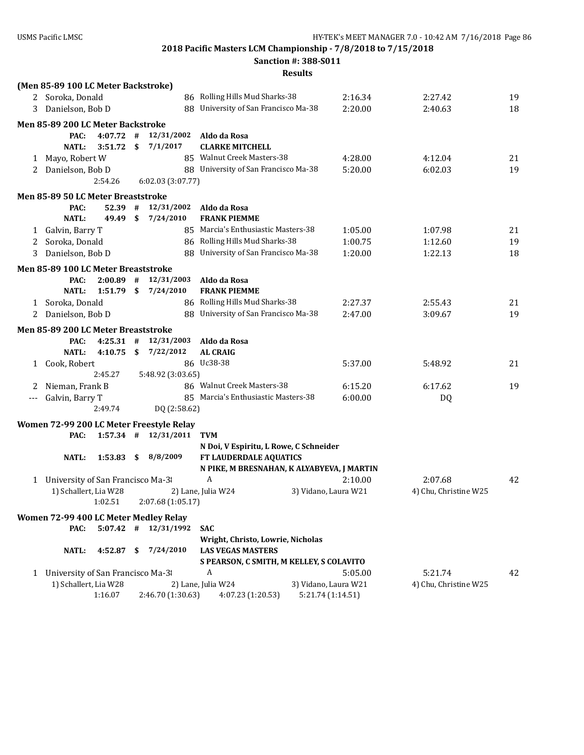**2018 Pacific Masters LCM Championship - 7/8/2018 to 7/15/2018**

**Sanction #: 388-S011**

**Results**

**(Men 85-89 100 LC Meter Backstroke)**

| | Name | Age | Team | Seed Time | Finals Time | Points |
|---|---|---|---|---|---|---|
| 2 | Soroka, Donald | 86 | Rolling Hills Mud Sharks-38 | 2:16.34 | 2:27.42 | 19 |
| 3 | Danielson, Bob D | 88 | University of San Francisco Ma-38 | 2:20.00 | 2:40.63 | 18 |

**Men 85-89 200 LC Meter Backstroke**

PAC: 4:07.72 # 12/31/2002 Aldo da Rosa
NATL: 3:51.72 $ 7/1/2017 CLARKE MITCHELL

| | Name | Age | Team | Seed Time | Finals Time | Points |
|---|---|---|---|---|---|---|
| 1 | Mayo, Robert W | 85 | Walnut Creek Masters-38 | 4:28.00 | 4:12.04 | 21 |
| 2 | Danielson, Bob D | 88 | University of San Francisco Ma-38 | 5:20.00 | 6:02.03 | 19 |
| | 2:54.26 | | 6:02.03 (3:07.77) | | | |

**Men 85-89 50 LC Meter Breaststroke**

PAC: 52.39 # 12/31/2002 Aldo da Rosa
NATL: 49.49 $ 7/24/2010 FRANK PIEMME

| | Name | Age | Team | Seed Time | Finals Time | Points |
|---|---|---|---|---|---|---|
| 1 | Galvin, Barry T | 85 | Marcia's Enthusiastic Masters-38 | 1:05.00 | 1:07.98 | 21 |
| 2 | Soroka, Donald | 86 | Rolling Hills Mud Sharks-38 | 1:00.75 | 1:12.60 | 19 |
| 3 | Danielson, Bob D | 88 | University of San Francisco Ma-38 | 1:20.00 | 1:22.13 | 18 |

**Men 85-89 100 LC Meter Breaststroke**

PAC: 2:00.89 # 12/31/2003 Aldo da Rosa
NATL: 1:51.79 $ 7/24/2010 FRANK PIEMME

| | Name | Age | Team | Seed Time | Finals Time | Points |
|---|---|---|---|---|---|---|
| 1 | Soroka, Donald | 86 | Rolling Hills Mud Sharks-38 | 2:27.37 | 2:55.43 | 21 |
| 2 | Danielson, Bob D | 88 | University of San Francisco Ma-38 | 2:47.00 | 3:09.67 | 19 |

**Men 85-89 200 LC Meter Breaststroke**

PAC: 4:25.31 # 12/31/2003 Aldo da Rosa
NATL: 4:10.75 $ 7/22/2012 AL CRAIG

| | Name | Age | Team | Seed Time | Finals Time | Points |
|---|---|---|---|---|---|---|
| 1 | Cook, Robert | 86 | Uc38-38 | 5:37.00 | 5:48.92 | 21 |
| | 2:45.27 | | 5:48.92 (3:03.65) | | | |
| 2 | Nieman, Frank B | 86 | Walnut Creek Masters-38 | 6:15.20 | 6:17.62 | 19 |
| --- | Galvin, Barry T | 85 | Marcia's Enthusiastic Masters-38 | 6:00.00 | DQ | |
| | 2:49.74 | | DQ (2:58.62) | | | |

**Women 72-99 200 LC Meter Freestyle Relay**

PAC: 1:57.34 # 12/31/2011 TVM
N Doi, V Espiritu, L Rowe, C Schneider
NATL: 1:53.83 $ 8/8/2009 FT LAUDERDALE AQUATICS
N PIKE, M BRESNAHAN, K ALYABYEVA, J MARTIN

| | Team | Relay | Seed Time | Finals Time | Points |
|---|---|---|---|---|---|
| 1 | University of San Francisco Ma-38 | A | 2:10.00 | 2:07.68 | 42 |

1) Schallert, Lia W28 2) Lane, Julia W24 3) Vidano, Laura W21 4) Chu, Christine W25
1:02.51 2:07.68 (1:05.17)

**Women 72-99 400 LC Meter Medley Relay**

PAC: 5:07.42 # 12/31/1992 SAC
Wright, Christo, Lowrie, Nicholas
NATL: 4:52.87 $ 7/24/2010 LAS VEGAS MASTERS
S PEARSON, C SMITH, M KELLEY, S COLAVITO

| | Team | Relay | Seed Time | Finals Time | Points |
|---|---|---|---|---|---|
| 1 | University of San Francisco Ma-38 | A | 5:05.00 | 5:21.74 | 42 |

1) Schallert, Lia W28 2) Lane, Julia W24 3) Vidano, Laura W21 4) Chu, Christine W25
1:16.07 2:46.70 (1:30.63) 4:07.23 (1:20.53) 5:21.74 (1:14.51)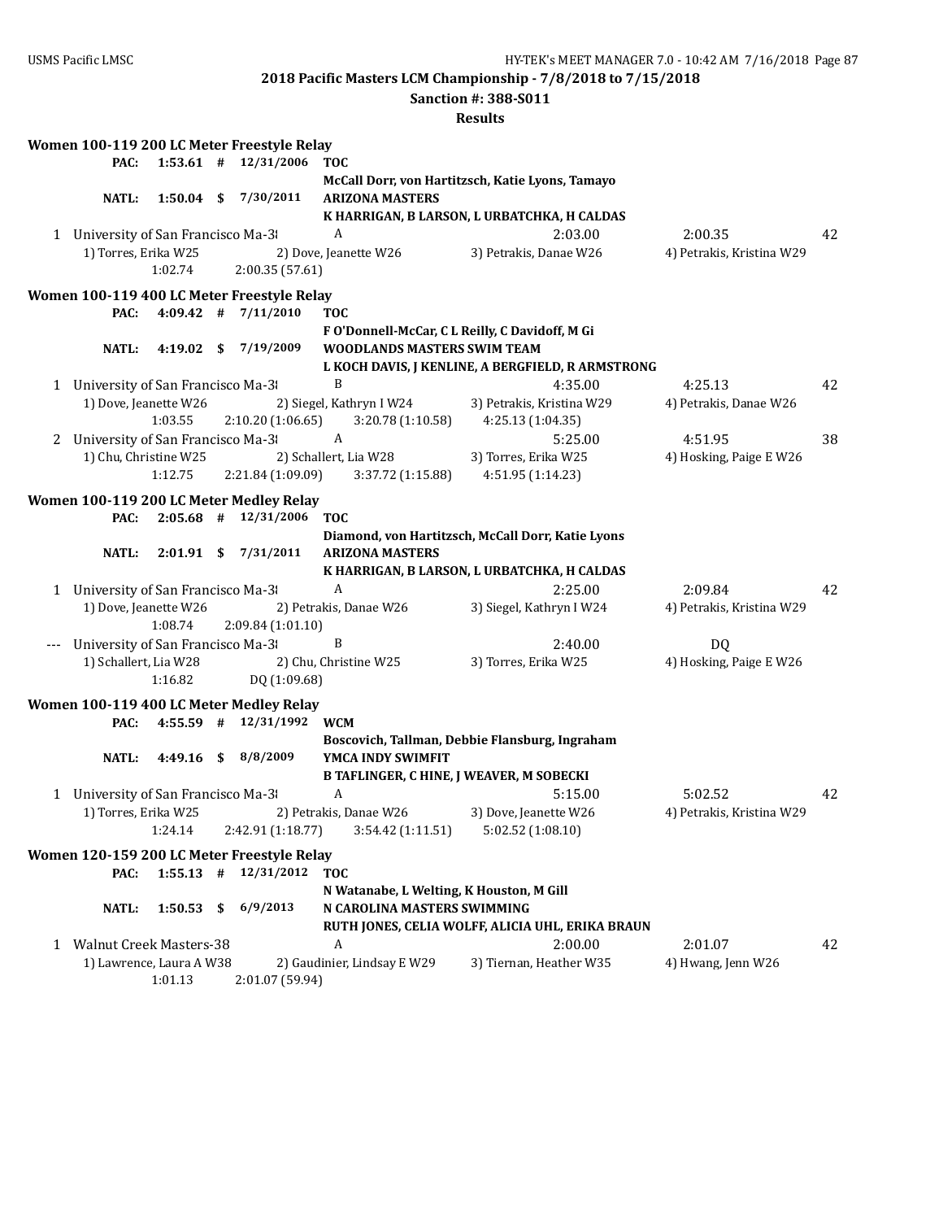## 2018 Pacific Masters LCM Championship - 7/8/2018 to 7/15/2018

**Sanction #: 388-S011**

**Results**

### Women 100-119 200 LC Meter Freestyle Relay

**PAC: 1:53.61 # 12/31/2006 TOC**
McCall Dorr, von Hartitzsch, Katie Lyons, Tamayo

**NATL: 1:50.04 $ 7/30/2011 ARIZONA MASTERS**
K HARRIGAN, B LARSON, L URBATCHKA, H CALDAS

1 University of San Francisco Ma-38 — A — 2:03.00 — 2:00.35 — 42
1) Torres, Erika W25 2) Dove, Jeanette W26 3) Petrakis, Danae W26 4) Petrakis, Kristina W29
1:02.74 2:00.35 (57.61)

### Women 100-119 400 LC Meter Freestyle Relay

**PAC: 4:09.42 # 7/11/2010 TOC**
F O'Donnell-McCar, C L Reilly, C Davidoff, M Gi

**NATL: 4:19.02 $ 7/19/2009 WOODLANDS MASTERS SWIM TEAM**
L KOCH DAVIS, J KENLINE, A BERGFIELD, R ARMSTRONG

1 University of San Francisco Ma-38 — B — 4:35.00 — 4:25.13 — 42
1) Dove, Jeanette W26 2) Siegel, Kathryn I W24 3) Petrakis, Kristina W29 4) Petrakis, Danae W26
1:03.55 2:10.20 (1:06.65) 3:20.78 (1:10.58) 4:25.13 (1:04.35)

2 University of San Francisco Ma-38 — A — 5:25.00 — 4:51.95 — 38
1) Chu, Christine W25 2) Schallert, Lia W28 3) Torres, Erika W25 4) Hosking, Paige E W26
1:12.75 2:21.84 (1:09.09) 3:37.72 (1:15.88) 4:51.95 (1:14.23)

### Women 100-119 200 LC Meter Medley Relay

**PAC: 2:05.68 # 12/31/2006 TOC**
Diamond, von Hartitzsch, McCall Dorr, Katie Lyons

**NATL: 2:01.91 $ 7/31/2011 ARIZONA MASTERS**
K HARRIGAN, B LARSON, L URBATCHKA, H CALDAS

1 University of San Francisco Ma-38 — A — 2:25.00 — 2:09.84 — 42
1) Dove, Jeanette W26 2) Petrakis, Danae W26 3) Siegel, Kathryn I W24 4) Petrakis, Kristina W29
1:08.74 2:09.84 (1:01.10)

--- University of San Francisco Ma-38 — B — 2:40.00 — DQ
1) Schallert, Lia W28 2) Chu, Christine W25 3) Torres, Erika W25 4) Hosking, Paige E W26
1:16.82 DQ (1:09.68)

### Women 100-119 400 LC Meter Medley Relay

**PAC: 4:55.59 # 12/31/1992 WCM**
Boscovich, Tallman, Debbie Flansburg, Ingraham

**NATL: 4:49.16 $ 8/8/2009 YMCA INDY SWIMFIT**
B TAFLINGER, C HINE, J WEAVER, M SOBECKI

1 University of San Francisco Ma-38 — A — 5:15.00 — 5:02.52 — 42
1) Torres, Erika W25 2) Petrakis, Danae W26 3) Dove, Jeanette W26 4) Petrakis, Kristina W29
1:24.14 2:42.91 (1:18.77) 3:54.42 (1:11.51) 5:02.52 (1:08.10)

### Women 120-159 200 LC Meter Freestyle Relay

**PAC: 1:55.13 # 12/31/2012 TOC**
N Watanabe, L Welting, K Houston, M Gill

**NATL: 1:50.53 $ 6/9/2013 N CAROLINA MASTERS SWIMMING**
RUTH JONES, CELIA WOLFF, ALICIA UHL, ERIKA BRAUN

1 Walnut Creek Masters-38 — A — 2:00.00 — 2:01.07 — 42
1) Lawrence, Laura A W38 2) Gaudinier, Lindsay E W29 3) Tiernan, Heather W35 4) Hwang, Jenn W26
1:01.13 2:01.07 (59.94)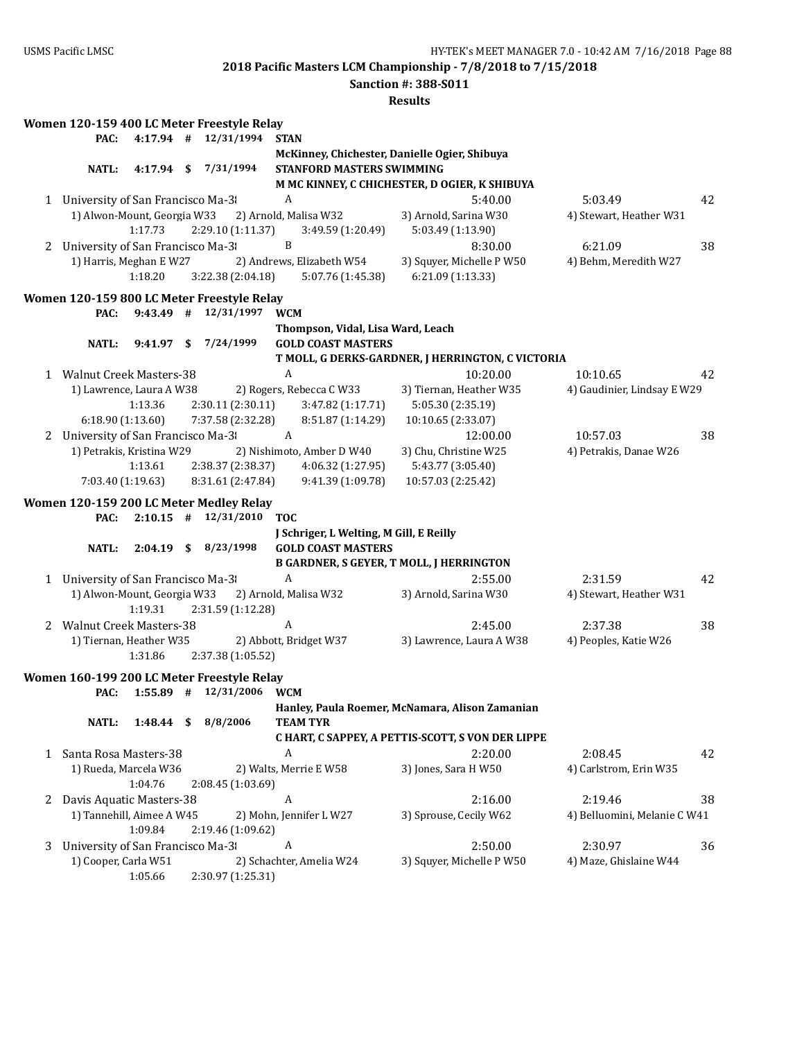**2018 Pacific Masters LCM Championship - 7/8/2018 to 7/15/2018**

**Sanction #: 388-S011**

**Results**

### Women 120-159 400 LC Meter Freestyle Relay

| | | | | | |
|---|---|---|---|---|---|
| PAC: | 4:17.94 # | 12/31/1994 | STAN | McKinney, Chichester, Danielle Ogier, Shibuya | |
| NATL: | 4:17.94 $ | 7/31/1994 | STANFORD MASTERS SWIMMING | M MC KINNEY, C CHICHESTER, D OGIER, K SHIBUYA | |

| Place | Team | Relay | Seed Time | Finals Time | Points |
|---|---|---|---|---|---|
| 1 | University of San Francisco Ma-38 | A | 5:40.00 | 5:03.49 | 42 |
| | 1) Alwon-Mount, Georgia W33 | 2) Arnold, Malisa W32 | 3) Arnold, Sarina W30 | 4) Stewart, Heather W31 | |
| | 1:17.73 | 2:29.10 (1:11.37) | 3:49.59 (1:20.49) | 5:03.49 (1:13.90) | |
| 2 | University of San Francisco Ma-38 | B | 8:30.00 | 6:21.09 | 38 |
| | 1) Harris, Meghan E W27 | 2) Andrews, Elizabeth W54 | 3) Squyer, Michelle P W50 | 4) Behm, Meredith W27 | |
| | 1:18.20 | 3:22.38 (2:04.18) | 5:07.76 (1:45.38) | 6:21.09 (1:13.33) | |

### Women 120-159 800 LC Meter Freestyle Relay

| | | | | | |
|---|---|---|---|---|---|
| PAC: | 9:43.49 # | 12/31/1997 | WCM | Thompson, Vidal, Lisa Ward, Leach | |
| NATL: | 9:41.97 $ | 7/24/1999 | GOLD COAST MASTERS | T MOLL, G DERKS-GARDNER, J HERRINGTON, C VICTORIA | |

| Place | Team | Relay | Seed Time | Finals Time | Points |
|---|---|---|---|---|---|
| 1 | Walnut Creek Masters-38 | A | 10:20.00 | 10:10.65 | 42 |
| | 1) Lawrence, Laura A W38 | 2) Rogers, Rebecca C W33 | 3) Tiernan, Heather W35 | 4) Gaudinier, Lindsay E W29 | |
| | 1:13.36 | 2:30.11 (2:30.11) | 3:47.82 (1:17.71) | 5:05.30 (2:35.19) | |
| | 6:18.90 (1:13.60) | 7:37.58 (2:32.28) | 8:51.87 (1:14.29) | 10:10.65 (2:33.07) | |
| 2 | University of San Francisco Ma-38 | A | 12:00.00 | 10:57.03 | 38 |
| | 1) Petrakis, Kristina W29 | 2) Nishimoto, Amber D W40 | 3) Chu, Christine W25 | 4) Petrakis, Danae W26 | |
| | 1:13.61 | 2:38.37 (2:38.37) | 4:06.32 (1:27.95) | 5:43.77 (3:05.40) | |
| | 7:03.40 (1:19.63) | 8:31.61 (2:47.84) | 9:41.39 (1:09.78) | 10:57.03 (2:25.42) | |

### Women 120-159 200 LC Meter Medley Relay

| | | | | | |
|---|---|---|---|---|---|
| PAC: | 2:10.15 # | 12/31/2010 | TOC | J Schriger, L Welting, M Gill, E Reilly | |
| NATL: | 2:04.19 $ | 8/23/1998 | GOLD COAST MASTERS | B GARDNER, S GEYER, T MOLL, J HERRINGTON | |

| Place | Team | Relay | Seed Time | Finals Time | Points |
|---|---|---|---|---|---|
| 1 | University of San Francisco Ma-38 | A | 2:55.00 | 2:31.59 | 42 |
| | 1) Alwon-Mount, Georgia W33 | 2) Arnold, Malisa W32 | 3) Arnold, Sarina W30 | 4) Stewart, Heather W31 | |
| | 1:19.31 | 2:31.59 (1:12.28) | | | |
| 2 | Walnut Creek Masters-38 | A | 2:45.00 | 2:37.38 | 38 |
| | 1) Tiernan, Heather W35 | 2) Abbott, Bridget W37 | 3) Lawrence, Laura A W38 | 4) Peoples, Katie W26 | |
| | 1:31.86 | 2:37.38 (1:05.52) | | | |

### Women 160-199 200 LC Meter Freestyle Relay

| | | | | | |
|---|---|---|---|---|---|
| PAC: | 1:55.89 # | 12/31/2006 | WCM | Hanley, Paula Roemer, McNamara, Alison Zamanian | |
| NATL: | 1:48.44 $ | 8/8/2006 | TEAM TYR | C HART, C SAPPEY, A PETTIS-SCOTT, S VON DER LIPPE | |

| Place | Team | Relay | Seed Time | Finals Time | Points |
|---|---|---|---|---|---|
| 1 | Santa Rosa Masters-38 | A | 2:20.00 | 2:08.45 | 42 |
| | 1) Rueda, Marcela W36 | 2) Walts, Merrie E W58 | 3) Jones, Sara H W50 | 4) Carlstrom, Erin W35 | |
| | 1:04.76 | 2:08.45 (1:03.69) | | | |
| 2 | Davis Aquatic Masters-38 | A | 2:16.00 | 2:19.46 | 38 |
| | 1) Tannehill, Aimee A W45 | 2) Mohn, Jennifer L W27 | 3) Sprouse, Cecily W62 | 4) Belluomini, Melanie C W41 | |
| | 1:09.84 | 2:19.46 (1:09.62) | | | |
| 3 | University of San Francisco Ma-38 | A | 2:50.00 | 2:30.97 | 36 |
| | 1) Cooper, Carla W51 | 2) Schachter, Amelia W24 | 3) Squyer, Michelle P W50 | 4) Maze, Ghislaine W44 | |
| | 1:05.66 | 2:30.97 (1:25.31) | | | |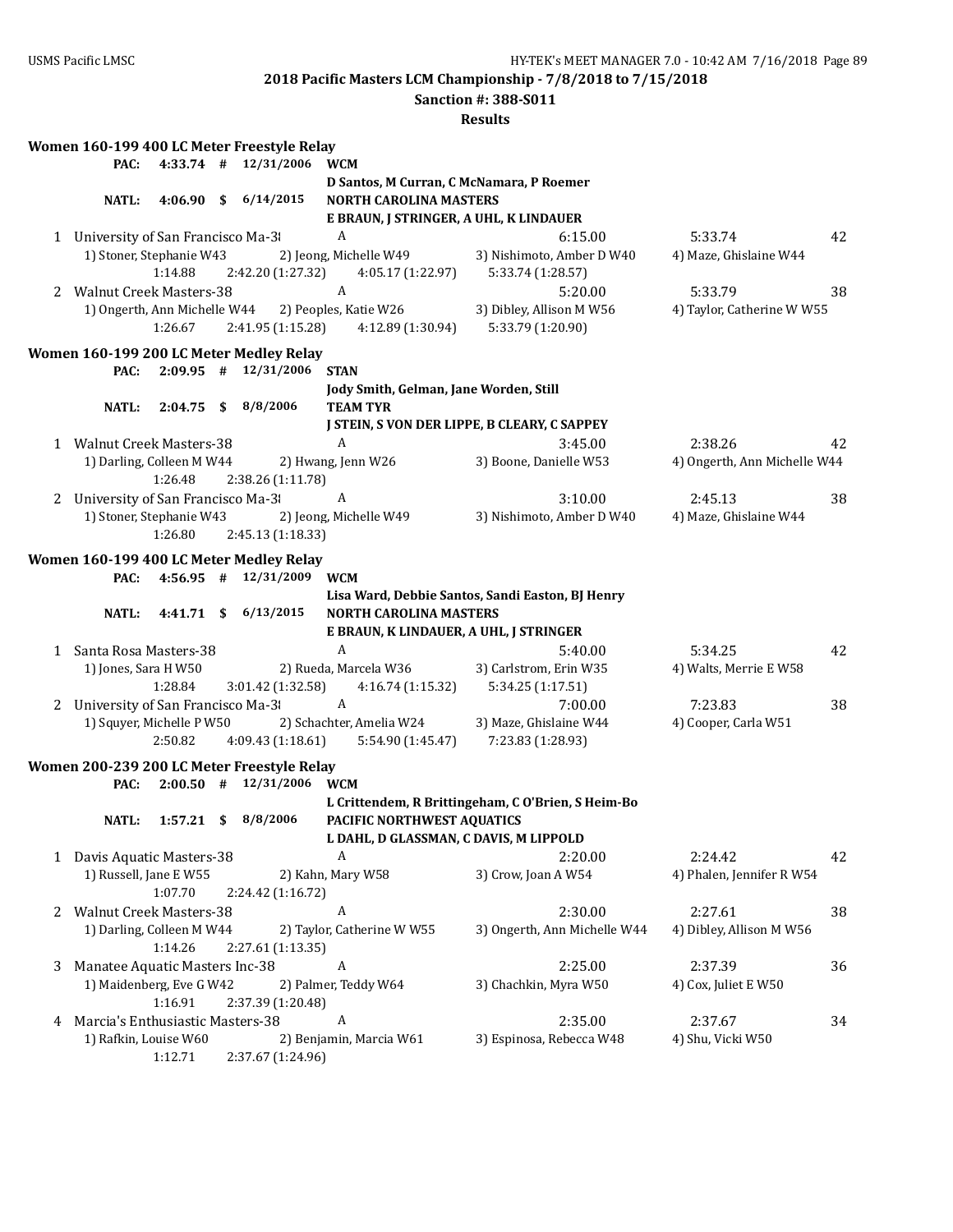**2018 Pacific Masters LCM Championship - 7/8/2018 to 7/15/2018**

**Sanction #: 388-S011**

**Results**

### Women 160-199 400 LC Meter Freestyle Relay

**PAC:** 4:33.74 # 12/31/2006 **WCM**
D Santos, M Curran, C McNamara, P Roemer

**NATL:** 4:06.90 $ 6/14/2015 **NORTH CAROLINA MASTERS**
E BRAUN, J STRINGER, A UHL, K LINDAUER

1 University of San Francisco Ma-38 — A — 6:15.00 — 5:33.74 — 42
1) Stoner, Stephanie W43 2) Jeong, Michelle W49 3) Nishimoto, Amber D W40 4) Maze, Ghislaine W44
1:14.88 2:42.20 (1:27.32) 4:05.17 (1:22.97) 5:33.74 (1:28.57)

2 Walnut Creek Masters-38 — A — 5:20.00 — 5:33.79 — 38
1) Ongerth, Ann Michelle W44 2) Peoples, Katie W26 3) Dibley, Allison M W56 4) Taylor, Catherine W W55
1:26.67 2:41.95 (1:15.28) 4:12.89 (1:30.94) 5:33.79 (1:20.90)

### Women 160-199 200 LC Meter Medley Relay

**PAC:** 2:09.95 # 12/31/2006 **STAN**
Jody Smith, Gelman, Jane Worden, Still

**NATL:** 2:04.75 $ 8/8/2006 **TEAM TYR**
J STEIN, S VON DER LIPPE, B CLEARY, C SAPPEY

1 Walnut Creek Masters-38 — A — 3:45.00 — 2:38.26 — 42
1) Darling, Colleen M W44 2) Hwang, Jenn W26 3) Boone, Danielle W53 4) Ongerth, Ann Michelle W44
1:26.48 2:38.26 (1:11.78)

2 University of San Francisco Ma-38 — A — 3:10.00 — 2:45.13 — 38
1) Stoner, Stephanie W43 2) Jeong, Michelle W49 3) Nishimoto, Amber D W40 4) Maze, Ghislaine W44
1:26.80 2:45.13 (1:18.33)

### Women 160-199 400 LC Meter Medley Relay

**PAC:** 4:56.95 # 12/31/2009 **WCM**
Lisa Ward, Debbie Santos, Sandi Easton, BJ Henry

**NATL:** 4:41.71 $ 6/13/2015 **NORTH CAROLINA MASTERS**
E BRAUN, K LINDAUER, A UHL, J STRINGER

1 Santa Rosa Masters-38 — A — 5:40.00 — 5:34.25 — 42
1) Jones, Sara H W50 2) Rueda, Marcela W36 3) Carlstrom, Erin W35 4) Walts, Merrie E W58
1:28.84 3:01.42 (1:32.58) 4:16.74 (1:15.32) 5:34.25 (1:17.51)

2 University of San Francisco Ma-38 — A — 7:00.00 — 7:23.83 — 38
1) Squyer, Michelle P W50 2) Schachter, Amelia W24 3) Maze, Ghislaine W44 4) Cooper, Carla W51
2:50.82 4:09.43 (1:18.61) 5:54.90 (1:45.47) 7:23.83 (1:28.93)

### Women 200-239 200 LC Meter Freestyle Relay

**PAC:** 2:00.50 # 12/31/2006 **WCM**
L Crittendem, R Brittingeham, C O'Brien, S Heim-Bo

**NATL:** 1:57.21 $ 8/8/2006 **PACIFIC NORTHWEST AQUATICS**
L DAHL, D GLASSMAN, C DAVIS, M LIPPOLD

1 Davis Aquatic Masters-38 — A — 2:20.00 — 2:24.42 — 42
1) Russell, Jane E W55 2) Kahn, Mary W58 3) Crow, Joan A W54 4) Phalen, Jennifer R W54
1:07.70 2:24.42 (1:16.72)

2 Walnut Creek Masters-38 — A — 2:30.00 — 2:27.61 — 38
1) Darling, Colleen M W44 2) Taylor, Catherine W W55 3) Ongerth, Ann Michelle W44 4) Dibley, Allison M W56
1:14.26 2:27.61 (1:13.35)

3 Manatee Aquatic Masters Inc-38 — A — 2:25.00 — 2:37.39 — 36
1) Maidenberg, Eve G W42 2) Palmer, Teddy W64 3) Chachkin, Myra W50 4) Cox, Juliet E W50
1:16.91 2:37.39 (1:20.48)

4 Marcia's Enthusiastic Masters-38 — A — 2:35.00 — 2:37.67 — 34
1) Rafkin, Louise W60 2) Benjamin, Marcia W61 3) Espinosa, Rebecca W48 4) Shu, Vicki W50
1:12.71 2:37.67 (1:24.96)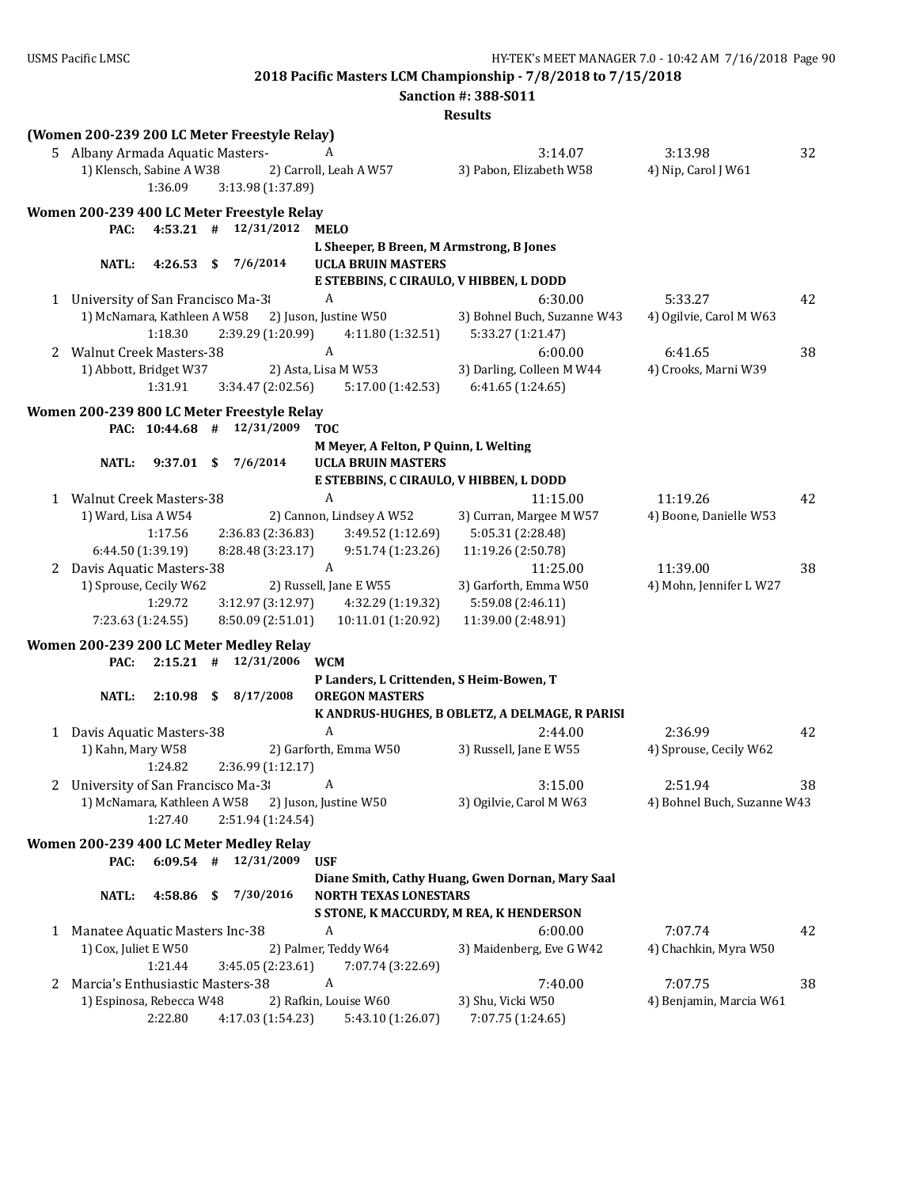**2018 Pacific Masters LCM Championship - 7/8/2018 to 7/15/2018**

**Sanction #: 388-S011**

**Results**

**(Women 200-239 200 LC Meter Freestyle Relay)**

5 Albany Armada Aquatic Masters- A 3:14.07 3:13.98 32
1) Klensch, Sabine A W38 2) Carroll, Leah A W57 3) Pabon, Elizabeth W58 4) Nip, Carol J W61
1:36.09 3:13.98 (1:37.89)

**Women 200-239 400 LC Meter Freestyle Relay**

PAC: 4:53.21 # 12/31/2012 MELO
L Sheeper, B Breen, M Armstrong, B Jones
NATL: 4:26.53 $ 7/6/2014 UCLA BRUIN MASTERS
E STEBBINS, C CIRAULO, V HIBBEN, L DODD

1 University of San Francisco Ma-38 A 6:30.00 5:33.27 42
1) McNamara, Kathleen A W58 2) Juson, Justine W50 3) Bohnel Buch, Suzanne W43 4) Ogilvie, Carol M W63
1:18.30 2:39.29 (1:20.99) 4:11.80 (1:32.51) 5:33.27 (1:21.47)

2 Walnut Creek Masters-38 A 6:00.00 6:41.65 38
1) Abbott, Bridget W37 2) Asta, Lisa M W53 3) Darling, Colleen M W44 4) Crooks, Marni W39
1:31.91 3:34.47 (2:02.56) 5:17.00 (1:42.53) 6:41.65 (1:24.65)

**Women 200-239 800 LC Meter Freestyle Relay**

PAC: 10:44.68 # 12/31/2009 TOC
M Meyer, A Felton, P Quinn, L Welting
NATL: 9:37.01 $ 7/6/2014 UCLA BRUIN MASTERS
E STEBBINS, C CIRAULO, V HIBBEN, L DODD

1 Walnut Creek Masters-38 A 11:15.00 11:19.26 42
1) Ward, Lisa A W54 2) Cannon, Lindsey A W52 3) Curran, Margee M W57 4) Boone, Danielle W53
1:17.56 2:36.83 (2:36.83) 3:49.52 (1:12.69) 5:05.31 (2:28.48)
6:44.50 (1:39.19) 8:28.48 (3:23.17) 9:51.74 (1:23.26) 11:19.26 (2:50.78)

2 Davis Aquatic Masters-38 A 11:25.00 11:39.00 38
1) Sprouse, Cecily W62 2) Russell, Jane E W55 3) Garforth, Emma W50 4) Mohn, Jennifer L W27
1:29.72 3:12.97 (3:12.97) 4:32.29 (1:19.32) 5:59.08 (2:46.11)
7:23.63 (1:24.55) 8:50.09 (2:51.01) 10:11.01 (1:20.92) 11:39.00 (2:48.91)

**Women 200-239 200 LC Meter Medley Relay**

PAC: 2:15.21 # 12/31/2006 WCM
P Landers, L Crittenden, S Heim-Bowen, T
NATL: 2:10.98 $ 8/17/2008 OREGON MASTERS
K ANDRUS-HUGHES, B OBLETZ, A DELMAGE, R PARISI

1 Davis Aquatic Masters-38 A 2:44.00 2:36.99 42
1) Kahn, Mary W58 2) Garforth, Emma W50 3) Russell, Jane E W55 4) Sprouse, Cecily W62
1:24.82 2:36.99 (1:12.17)

2 University of San Francisco Ma-38 A 3:15.00 2:51.94 38
1) McNamara, Kathleen A W58 2) Juson, Justine W50 3) Ogilvie, Carol M W63 4) Bohnel Buch, Suzanne W43
1:27.40 2:51.94 (1:24.54)

**Women 200-239 400 LC Meter Medley Relay**

PAC: 6:09.54 # 12/31/2009 USF
Diane Smith, Cathy Huang, Gwen Dornan, Mary Saal
NATL: 4:58.86 $ 7/30/2016 NORTH TEXAS LONESTARS
S STONE, K MACCURDY, M REA, K HENDERSON

1 Manatee Aquatic Masters Inc-38 A 6:00.00 7:07.74 42
1) Cox, Juliet E W50 2) Palmer, Teddy W64 3) Maidenberg, Eve G W42 4) Chachkin, Myra W50
1:21.44 3:45.05 (2:23.61) 7:07.74 (3:22.69)

2 Marcia's Enthusiastic Masters-38 A 7:40.00 7:07.75 38
1) Espinosa, Rebecca W48 2) Rafkin, Louise W60 3) Shu, Vicki W50 4) Benjamin, Marcia W61
2:22.80 4:17.03 (1:54.23) 5:43.10 (1:26.07) 7:07.75 (1:24.65)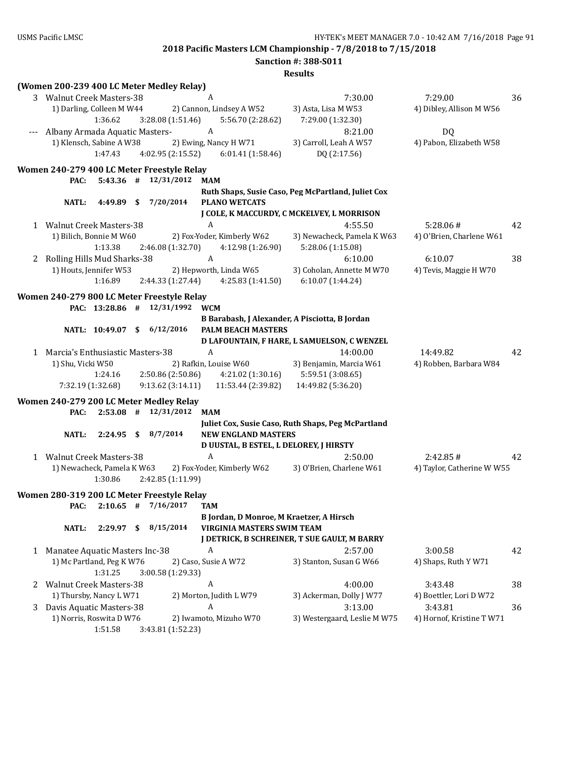**2018 Pacific Masters LCM Championship - 7/8/2018 to 7/15/2018**

**Sanction #: 388-S011**

**Results**

### (Women 200-239 400 LC Meter Medley Relay)

3 Walnut Creek Masters-38 — A — 7:30.00 — 7:29.00 — 36
1) Darling, Colleen M W44 2) Cannon, Lindsey A W52 3) Asta, Lisa M W53 4) Dibley, Allison M W56
1:36.62 3:28.08 (1:51.46) 5:56.70 (2:28.62) 7:29.00 (1:32.30)

--- Albany Armada Aquatic Masters- — A — 8:21.00 — DQ
1) Klensch, Sabine A W38 2) Ewing, Nancy H W71 3) Carroll, Leah A W57 4) Pabon, Elizabeth W58
1:47.43 4:02.95 (2:15.52) 6:01.41 (1:58.46) DQ (2:17.56)

### Women 240-279 400 LC Meter Freestyle Relay

PAC: 5:43.36 # 12/31/2012 **MAM**
Ruth Shaps, Susie Caso, Peg McPartland, Juliet Cox
NATL: 4:49.89 $ 7/20/2014 **PLANO WETCATS**
J COLE, K MACCURDY, C MCKELVEY, L MORRISON

1 Walnut Creek Masters-38 — A — 4:55.50 — 5:28.06 # — 42
1) Bilich, Bonnie M W60 2) Fox-Yoder, Kimberly W62 3) Newacheck, Pamela K W63 4) O'Brien, Charlene W61
1:13.38 2:46.08 (1:32.70) 4:12.98 (1:26.90) 5:28.06 (1:15.08)

2 Rolling Hills Mud Sharks-38 — A — 6:10.00 — 6:10.07 — 38
1) Houts, Jennifer W53 2) Hepworth, Linda W65 3) Coholan, Annette M W70 4) Tevis, Maggie H W70
1:16.89 2:44.33 (1:27.44) 4:25.83 (1:41.50) 6:10.07 (1:44.24)

### Women 240-279 800 LC Meter Freestyle Relay

PAC: 13:28.86 # 12/31/1992 **WCM**
B Barabash, J Alexander, A Pisciotta, B Jordan
NATL: 10:49.07 $ 6/12/2016 **PALM BEACH MASTERS**
D LAFOUNTAIN, F HARE, L SAMUELSON, C WENZEL

1 Marcia's Enthusiastic Masters-38 — A — 14:00.00 — 14:49.82 — 42
1) Shu, Vicki W50 2) Rafkin, Louise W60 3) Benjamin, Marcia W61 4) Robben, Barbara W84
1:24.16 2:50.86 (2:50.86) 4:21.02 (1:30.16) 5:59.51 (3:08.65)
7:32.19 (1:32.68) 9:13.62 (3:14.11) 11:53.44 (2:39.82) 14:49.82 (5:36.20)

### Women 240-279 200 LC Meter Medley Relay

PAC: 2:53.08 # 12/31/2012 **MAM**
Juliet Cox, Susie Caso, Ruth Shaps, Peg McPartland
NATL: 2:24.95 $ 8/7/2014 **NEW ENGLAND MASTERS**
D UUSTAL, B ESTEL, L DELOREY, J HIRSTY

1 Walnut Creek Masters-38 — A — 2:50.00 — 2:42.85 # — 42
1) Newacheck, Pamela K W63 2) Fox-Yoder, Kimberly W62 3) O'Brien, Charlene W61 4) Taylor, Catherine W W55
1:30.86 2:42.85 (1:11.99)

### Women 280-319 200 LC Meter Freestyle Relay

PAC: 2:10.65 # 7/16/2017 **TAM**
B Jordan, D Monroe, M Kraetzer, A Hirsch
NATL: 2:29.97 $ 8/15/2014 **VIRGINIA MASTERS SWIM TEAM**
J DETRICK, B SCHREINER, T SUE GAULT, M BARRY

1 Manatee Aquatic Masters Inc-38 — A — 2:57.00 — 3:00.58 — 42
1) Mc Partland, Peg K W76 2) Caso, Susie A W72 3) Stanton, Susan G W66 4) Shaps, Ruth Y W71
1:31.25 3:00.58 (1:29.33)

2 Walnut Creek Masters-38 — A — 4:00.00 — 3:43.48 — 38
1) Thursby, Nancy L W71 2) Morton, Judith L W79 3) Ackerman, Dolly J W77 4) Boettler, Lori D W72

3 Davis Aquatic Masters-38 — A — 3:13.00 — 3:43.81 — 36
1) Norris, Roswita D W76 2) Iwamoto, Mizuho W70 3) Westergaard, Leslie M W75 4) Hornof, Kristine T W71
1:51.58 3:43.81 (1:52.23)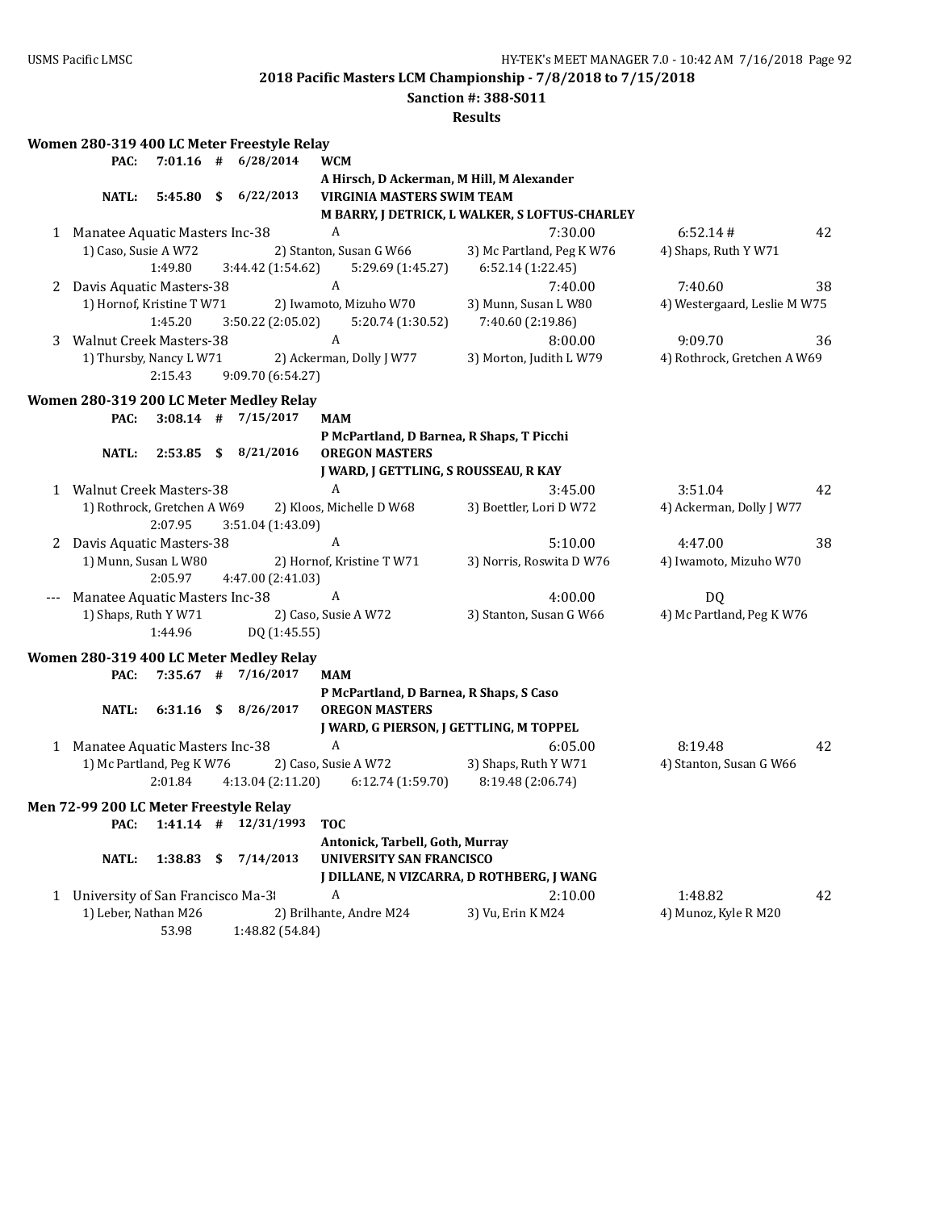**2018 Pacific Masters LCM Championship - 7/8/2018 to 7/15/2018**

**Sanction #: 388-S011**

**Results**

### Women 280-319 400 LC Meter Freestyle Relay

**PAC:** 7:01.16 # 6/28/2014 **WCM**
A Hirsch, D Ackerman, M Hill, M Alexander

**NATL:** 5:45.80 $ 6/22/2013 **VIRGINIA MASTERS SWIM TEAM**
M BARRY, J DETRICK, L WALKER, S LOFTUS-CHARLEY

| Place | Team | Relay | Seed Time | Finals Time | Points |
|---|---|---|---|---|---|
| 1 | Manatee Aquatic Masters Inc-38 | A | 7:30.00 | 6:52.14 # | 42 |
| | 1) Caso, Susie A W72 | 2) Stanton, Susan G W66 | 3) Mc Partland, Peg K W76 | 4) Shaps, Ruth Y W71 | |
| | 1:49.80 | 3:44.42 (1:54.62) | 5:29.69 (1:45.27) | 6:52.14 (1:22.45) | |
| 2 | Davis Aquatic Masters-38 | A | 7:40.00 | 7:40.60 | 38 |
| | 1) Hornof, Kristine T W71 | 2) Iwamoto, Mizuho W70 | 3) Munn, Susan L W80 | 4) Westergaard, Leslie M W75 | |
| | 1:45.20 | 3:50.22 (2:05.02) | 5:20.74 (1:30.52) | 7:40.60 (2:19.86) | |
| 3 | Walnut Creek Masters-38 | A | 8:00.00 | 9:09.70 | 36 |
| | 1) Thursby, Nancy L W71 | 2) Ackerman, Dolly J W77 | 3) Morton, Judith L W79 | 4) Rothrock, Gretchen A W69 | |
| | 2:15.43 | 9:09.70 (6:54.27) | | | |

### Women 280-319 200 LC Meter Medley Relay

**PAC:** 3:08.14 # 7/15/2017 **MAM**
P McPartland, D Barnea, R Shaps, T Picchi

**NATL:** 2:53.85 $ 8/21/2016 **OREGON MASTERS**
J WARD, J GETTLING, S ROUSSEAU, R KAY

| Place | Team | Relay | Seed Time | Finals Time | Points |
|---|---|---|---|---|---|
| 1 | Walnut Creek Masters-38 | A | 3:45.00 | 3:51.04 | 42 |
| | 1) Rothrock, Gretchen A W69 | 2) Kloos, Michelle D W68 | 3) Boettler, Lori D W72 | 4) Ackerman, Dolly J W77 | |
| | 2:07.95 | 3:51.04 (1:43.09) | | | |
| 2 | Davis Aquatic Masters-38 | A | 5:10.00 | 4:47.00 | 38 |
| | 1) Munn, Susan L W80 | 2) Hornof, Kristine T W71 | 3) Norris, Roswita D W76 | 4) Iwamoto, Mizuho W70 | |
| | 2:05.97 | 4:47.00 (2:41.03) | | | |
| --- | Manatee Aquatic Masters Inc-38 | A | 4:00.00 | DQ | |
| | 1) Shaps, Ruth Y W71 | 2) Caso, Susie A W72 | 3) Stanton, Susan G W66 | 4) Mc Partland, Peg K W76 | |
| | 1:44.96 | DQ (1:45.55) | | | |

### Women 280-319 400 LC Meter Medley Relay

**PAC:** 7:35.67 # 7/16/2017 **MAM**
P McPartland, D Barnea, R Shaps, S Caso

**NATL:** 6:31.16 $ 8/26/2017 **OREGON MASTERS**
J WARD, G PIERSON, J GETTLING, M TOPPEL

| Place | Team | Relay | Seed Time | Finals Time | Points |
|---|---|---|---|---|---|
| 1 | Manatee Aquatic Masters Inc-38 | A | 6:05.00 | 8:19.48 | 42 |
| | 1) Mc Partland, Peg K W76 | 2) Caso, Susie A W72 | 3) Shaps, Ruth Y W71 | 4) Stanton, Susan G W66 | |
| | 2:01.84 | 4:13.04 (2:11.20) | 6:12.74 (1:59.70) | 8:19.48 (2:06.74) | |

### Men 72-99 200 LC Meter Freestyle Relay

**PAC:** 1:41.14 # 12/31/1993 **TOC**
Antonick, Tarbell, Goth, Murray

**NATL:** 1:38.83 $ 7/14/2013 **UNIVERSITY SAN FRANCISCO**
J DILLANE, N VIZCARRA, D ROTHBERG, J WANG

| Place | Team | Relay | Seed Time | Finals Time | Points |
|---|---|---|---|---|---|
| 1 | University of San Francisco Ma-38 | A | 2:10.00 | 1:48.82 | 42 |
| | 1) Leber, Nathan M26 | 2) Brilhante, Andre M24 | 3) Vu, Erin K M24 | 4) Munoz, Kyle R M20 | |
| | 53.98 | 1:48.82 (54.84) | | | |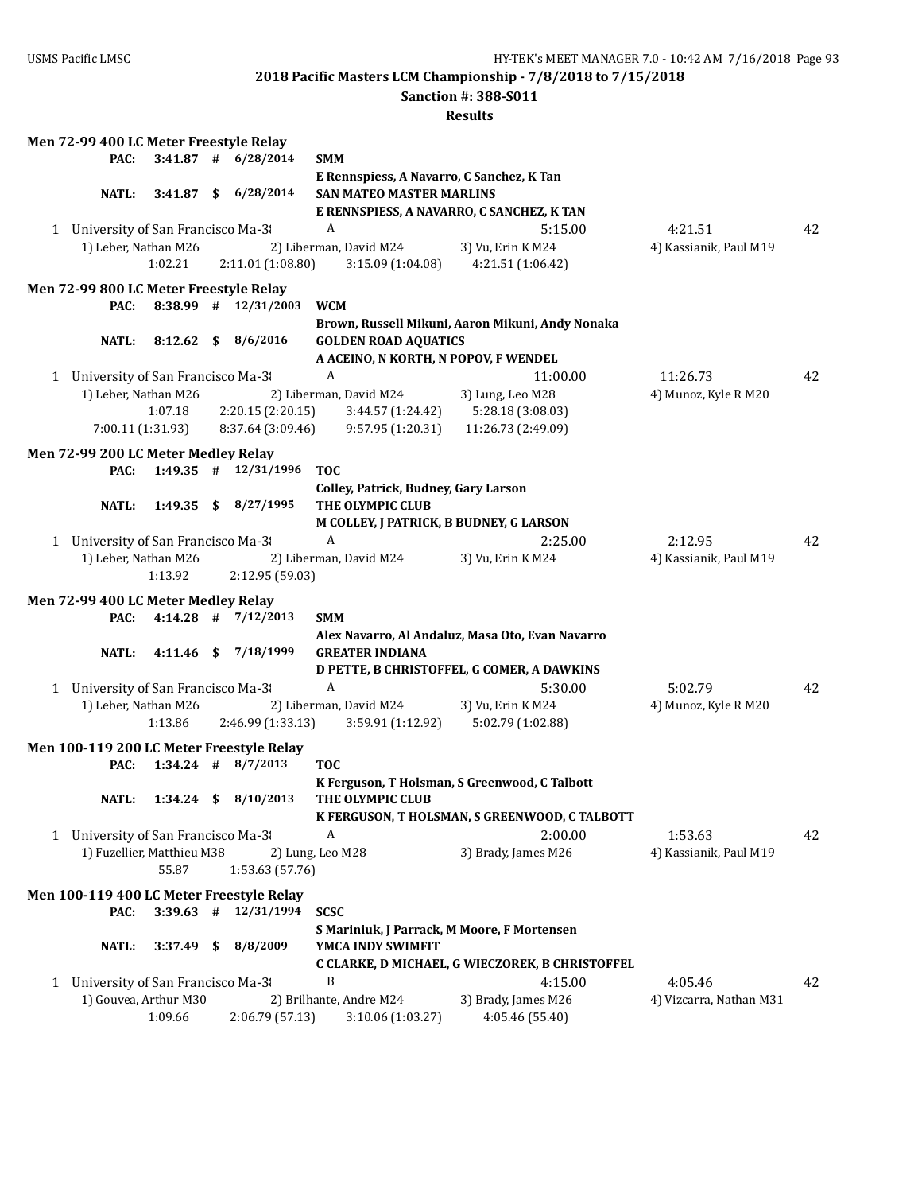**2018 Pacific Masters LCM Championship - 7/8/2018 to 7/15/2018**

**Sanction #: 388-S011**

**Results**

**Men 72-99 400 LC Meter Freestyle Relay**

**PAC:** 3:41.87 # 6/28/2014 **SMM**
E Rennspiess, A Navarro, C Sanchez, K Tan

**NATL:** 3:41.87 $ 6/28/2014 **SAN MATEO MASTER MARLINS**
E RENNSPIESS, A NAVARRO, C SANCHEZ, K TAN

1 University of San Francisco Ma-38 A 5:15.00 4:21.51 42
1) Leber, Nathan M26 2) Liberman, David M24 3) Vu, Erin K M24 4) Kassianik, Paul M19
1:02.21 2:11.01 (1:08.80) 3:15.09 (1:04.08) 4:21.51 (1:06.42)

**Men 72-99 800 LC Meter Freestyle Relay**

**PAC:** 8:38.99 # 12/31/2003 **WCM**
Brown, Russell Mikuni, Aaron Mikuni, Andy Nonaka

**NATL:** 8:12.62 $ 8/6/2016 **GOLDEN ROAD AQUATICS**
A ACEINO, N KORTH, N POPOV, F WENDEL

1 University of San Francisco Ma-38 A 11:00.00 11:26.73 42
1) Leber, Nathan M26 2) Liberman, David M24 3) Lung, Leo M28 4) Munoz, Kyle R M20
1:07.18 2:20.15 (2:20.15) 3:44.57 (1:24.42) 5:28.18 (3:08.03)
7:00.11 (1:31.93) 8:37.64 (3:09.46) 9:57.95 (1:20.31) 11:26.73 (2:49.09)

**Men 72-99 200 LC Meter Medley Relay**

**PAC:** 1:49.35 # 12/31/1996 **TOC**
Colley, Patrick, Budney, Gary Larson

**NATL:** 1:49.35 $ 8/27/1995 **THE OLYMPIC CLUB**
M COLLEY, J PATRICK, B BUDNEY, G LARSON

1 University of San Francisco Ma-38 A 2:25.00 2:12.95 42
1) Leber, Nathan M26 2) Liberman, David M24 3) Vu, Erin K M24 4) Kassianik, Paul M19
1:13.92 2:12.95 (59.03)

**Men 72-99 400 LC Meter Medley Relay**

**PAC:** 4:14.28 # 7/12/2013 **SMM**
Alex Navarro, Al Andaluz, Masa Oto, Evan Navarro

**NATL:** 4:11.46 $ 7/18/1999 **GREATER INDIANA**
D PETTE, B CHRISTOFFEL, G COMER, A DAWKINS

1 University of San Francisco Ma-38 A 5:30.00 5:02.79 42
1) Leber, Nathan M26 2) Liberman, David M24 3) Vu, Erin K M24 4) Munoz, Kyle R M20
1:13.86 2:46.99 (1:33.13) 3:59.91 (1:12.92) 5:02.79 (1:02.88)

**Men 100-119 200 LC Meter Freestyle Relay**

**PAC:** 1:34.24 # 8/7/2013 **TOC**
K Ferguson, T Holsman, S Greenwood, C Talbott

**NATL:** 1:34.24 $ 8/10/2013 **THE OLYMPIC CLUB**
K FERGUSON, T HOLSMAN, S GREENWOOD, C TALBOTT

1 University of San Francisco Ma-38 A 2:00.00 1:53.63 42
1) Fuzellier, Matthieu M38 2) Lung, Leo M28 3) Brady, James M26 4) Kassianik, Paul M19
55.87 1:53.63 (57.76)

**Men 100-119 400 LC Meter Freestyle Relay**

**PAC:** 3:39.63 # 12/31/1994 **SCSC**
S Mariniuk, J Parrack, M Moore, F Mortensen

**NATL:** 3:37.49 $ 8/8/2009 **YMCA INDY SWIMFIT**
C CLARKE, D MICHAEL, G WIECZOREK, B CHRISTOFFEL

1 University of San Francisco Ma-38 B 4:15.00 4:05.46 42
1) Gouvea, Arthur M30 2) Brilhante, Andre M24 3) Brady, James M26 4) Vizcarra, Nathan M31
1:09.66 2:06.79 (57.13) 3:10.06 (1:03.27) 4:05.46 (55.40)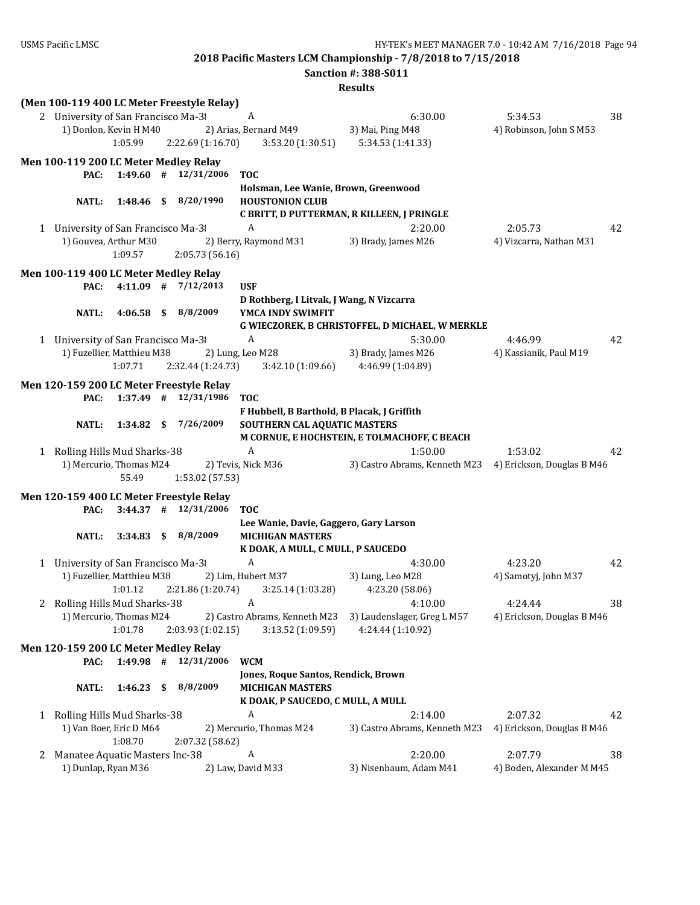**2018 Pacific Masters LCM Championship - 7/8/2018 to 7/15/2018**

**Sanction #: 388-S011**

**Results**

**(Men 100-119 400 LC Meter Freestyle Relay)**

2 University of San Francisco Ma-38 A 6:30.00 5:34.53 38
1) Donlon, Kevin H M40 2) Arias, Bernard M49 3) Mai, Ping M48 4) Robinson, John S M53
1:05.99 2:22.69 (1:16.70) 3:53.20 (1:30.51) 5:34.53 (1:41.33)

**Men 100-119 200 LC Meter Medley Relay**

PAC: 1:49.60 # 12/31/2006 **TOC**
**Holsman, Lee Wanie, Brown, Greenwood**
NATL: 1:48.46 $ 8/20/1990 **HOUSTONION CLUB**
**C BRITT, D PUTTERMAN, R KILLEEN, J PRINGLE**

1 University of San Francisco Ma-38 A 2:20.00 2:05.73 42
1) Gouvea, Arthur M30 2) Berry, Raymond M31 3) Brady, James M26 4) Vizcarra, Nathan M31
1:09.57 2:05.73 (56.16)

**Men 100-119 400 LC Meter Medley Relay**

PAC: 4:11.09 # 7/12/2013 **USF**
**D Rothberg, I Litvak, J Wang, N Vizcarra**
NATL: 4:06.58 $ 8/8/2009 **YMCA INDY SWIMFIT**
**G WIECZOREK, B CHRISTOFFEL, D MICHAEL, W MERKLE**

1 University of San Francisco Ma-38 A 5:30.00 4:46.99 42
1) Fuzellier, Matthieu M38 2) Lung, Leo M28 3) Brady, James M26 4) Kassianik, Paul M19
1:07.71 2:32.44 (1:24.73) 3:42.10 (1:09.66) 4:46.99 (1:04.89)

**Men 120-159 200 LC Meter Freestyle Relay**

PAC: 1:37.49 # 12/31/1986 **TOC**
**F Hubbell, B Barthold, B Placak, J Griffith**
NATL: 1:34.82 $ 7/26/2009 **SOUTHERN CAL AQUATIC MASTERS**
**M CORNUE, E HOCHSTEIN, E TOLMACHOFF, C BEACH**

1 Rolling Hills Mud Sharks-38 A 1:50.00 1:53.02 42
1) Mercurio, Thomas M24 2) Tevis, Nick M36 3) Castro Abrams, Kenneth M23 4) Erickson, Douglas B M46
55.49 1:53.02 (57.53)

**Men 120-159 400 LC Meter Freestyle Relay**

PAC: 3:44.37 # 12/31/2006 **TOC**
**Lee Wanie, Davie, Gaggero, Gary Larson**
NATL: 3:34.83 $ 8/8/2009 **MICHIGAN MASTERS**
**K DOAK, A MULL, C MULL, P SAUCEDO**

1 University of San Francisco Ma-38 A 4:30.00 4:23.20 42
1) Fuzellier, Matthieu M38 2) Lim, Hubert M37 3) Lung, Leo M28 4) Samotyj, John M37
1:01.12 2:21.86 (1:20.74) 3:25.14 (1:03.28) 4:23.20 (58.06)

2 Rolling Hills Mud Sharks-38 A 4:10.00 4:24.44 38
1) Mercurio, Thomas M24 2) Castro Abrams, Kenneth M23 3) Laudenslager, Greg L M57 4) Erickson, Douglas B M46
1:01.78 2:03.93 (1:02.15) 3:13.52 (1:09.59) 4:24.44 (1:10.92)

**Men 120-159 200 LC Meter Medley Relay**

PAC: 1:49.98 # 12/31/2006 **WCM**
**Jones, Roque Santos, Rendick, Brown**
NATL: 1:46.23 $ 8/8/2009 **MICHIGAN MASTERS**
**K DOAK, P SAUCEDO, C MULL, A MULL**

1 Rolling Hills Mud Sharks-38 A 2:14.00 2:07.32 42
1) Van Boer, Eric D M64 2) Mercurio, Thomas M24 3) Castro Abrams, Kenneth M23 4) Erickson, Douglas B M46
1:08.70 2:07.32 (58.62)

2 Manatee Aquatic Masters Inc-38 A 2:20.00 2:07.79 38
1) Dunlap, Ryan M36 2) Law, David M33 3) Nisenbaum, Adam M41 4) Boden, Alexander M M45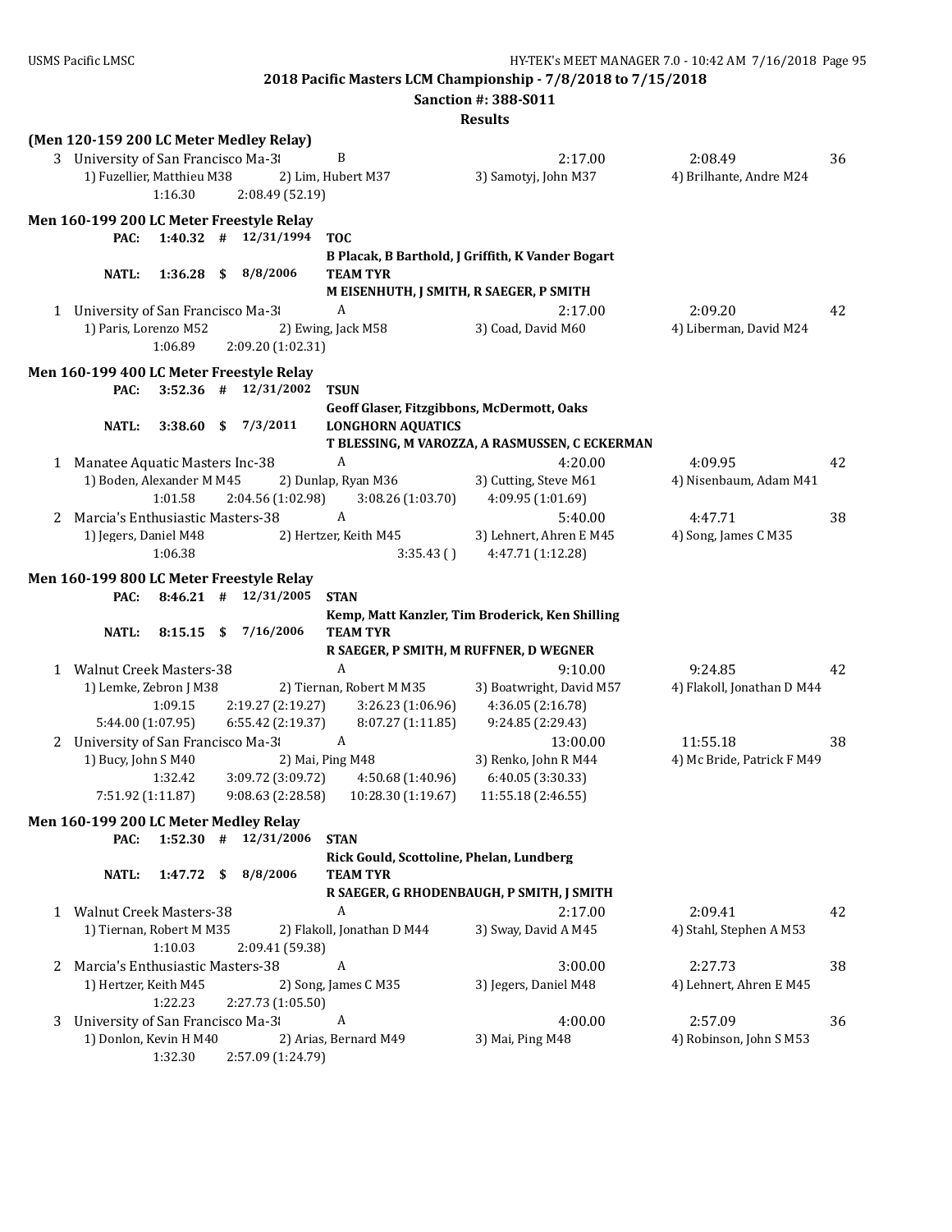**2018 Pacific Masters LCM Championship - 7/8/2018 to 7/15/2018**

**Sanction #: 388-S011**

**Results**

**(Men 120-159 200 LC Meter Medley Relay)**

3 University of San Francisco Ma-38 B 2:17.00 2:08.49 36
1) Fuzellier, Matthieu M38 2) Lim, Hubert M37 3) Samotyj, John M37 4) Brilhante, Andre M24
1:16.30 2:08.49 (52.19)

## Men 160-199 200 LC Meter Freestyle Relay

PAC: 1:40.32 # 12/31/1994 **TOC**
B Placak, B Barthold, J Griffith, K Vander Bogart

NATL: 1:36.28 $ 8/8/2006 **TEAM TYR**
M EISENHUTH, J SMITH, R SAEGER, P SMITH

1 University of San Francisco Ma-38 A 2:17.00 2:09.20 42
1) Paris, Lorenzo M52 2) Ewing, Jack M58 3) Coad, David M60 4) Liberman, David M24
1:06.89 2:09.20 (1:02.31)

## Men 160-199 400 LC Meter Freestyle Relay

PAC: 3:52.36 # 12/31/2002 **TSUN**
Geoff Glaser, Fitzgibbons, McDermott, Oaks

NATL: 3:38.60 $ 7/3/2011 **LONGHORN AQUATICS**
T BLESSING, M VAROZZA, A RASMUSSEN, C ECKERMAN

1 Manatee Aquatic Masters Inc-38 A 4:20.00 4:09.95 42
1) Boden, Alexander M M45 2) Dunlap, Ryan M36 3) Cutting, Steve M61 4) Nisenbaum, Adam M41
1:01.58 2:04.56 (1:02.98) 3:08.26 (1:03.70) 4:09.95 (1:01.69)

2 Marcia's Enthusiastic Masters-38 A 5:40.00 4:47.71 38
1) Jegers, Daniel M48 2) Hertzer, Keith M45 3) Lehnert, Ahren E M45 4) Song, James C M35
1:06.38 3:35.43 ( ) 4:47.71 (1:12.28)

## Men 160-199 800 LC Meter Freestyle Relay

PAC: 8:46.21 # 12/31/2005 **STAN**
Kemp, Matt Kanzler, Tim Broderick, Ken Shilling

NATL: 8:15.15 $ 7/16/2006 **TEAM TYR**
R SAEGER, P SMITH, M RUFFNER, D WEGNER

1 Walnut Creek Masters-38 A 9:10.00 9:24.85 42
1) Lemke, Zebron J M38 2) Tiernan, Robert M M35 3) Boatwright, David M57 4) Flakoll, Jonathan D M44
1:09.15 2:19.27 (2:19.27) 3:26.23 (1:06.96) 4:36.05 (2:16.78)
5:44.00 (1:07.95) 6:55.42 (2:19.37) 8:07.27 (1:11.85) 9:24.85 (2:29.43)

2 University of San Francisco Ma-38 A 13:00.00 11:55.18 38
1) Bucy, John S M40 2) Mai, Ping M48 3) Renko, John R M44 4) Mc Bride, Patrick F M49
1:32.42 3:09.72 (3:09.72) 4:50.68 (1:40.96) 6:40.05 (3:30.33)
7:51.92 (1:11.87) 9:08.63 (2:28.58) 10:28.30 (1:19.67) 11:55.18 (2:46.55)

## Men 160-199 200 LC Meter Medley Relay

PAC: 1:52.30 # 12/31/2006 **STAN**
Rick Gould, Scottoline, Phelan, Lundberg

NATL: 1:47.72 $ 8/8/2006 **TEAM TYR**
R SAEGER, G RHODENBAUGH, P SMITH, J SMITH

1 Walnut Creek Masters-38 A 2:17.00 2:09.41 42
1) Tiernan, Robert M M35 2) Flakoll, Jonathan D M44 3) Sway, David A M45 4) Stahl, Stephen A M53
1:10.03 2:09.41 (59.38)

2 Marcia's Enthusiastic Masters-38 A 3:00.00 2:27.73 38
1) Hertzer, Keith M45 2) Song, James C M35 3) Jegers, Daniel M48 4) Lehnert, Ahren E M45
1:22.23 2:27.73 (1:05.50)

3 University of San Francisco Ma-38 A 4:00.00 2:57.09 36
1) Donlon, Kevin H M40 2) Arias, Bernard M49 3) Mai, Ping M48 4) Robinson, John S M53
1:32.30 2:57.09 (1:24.79)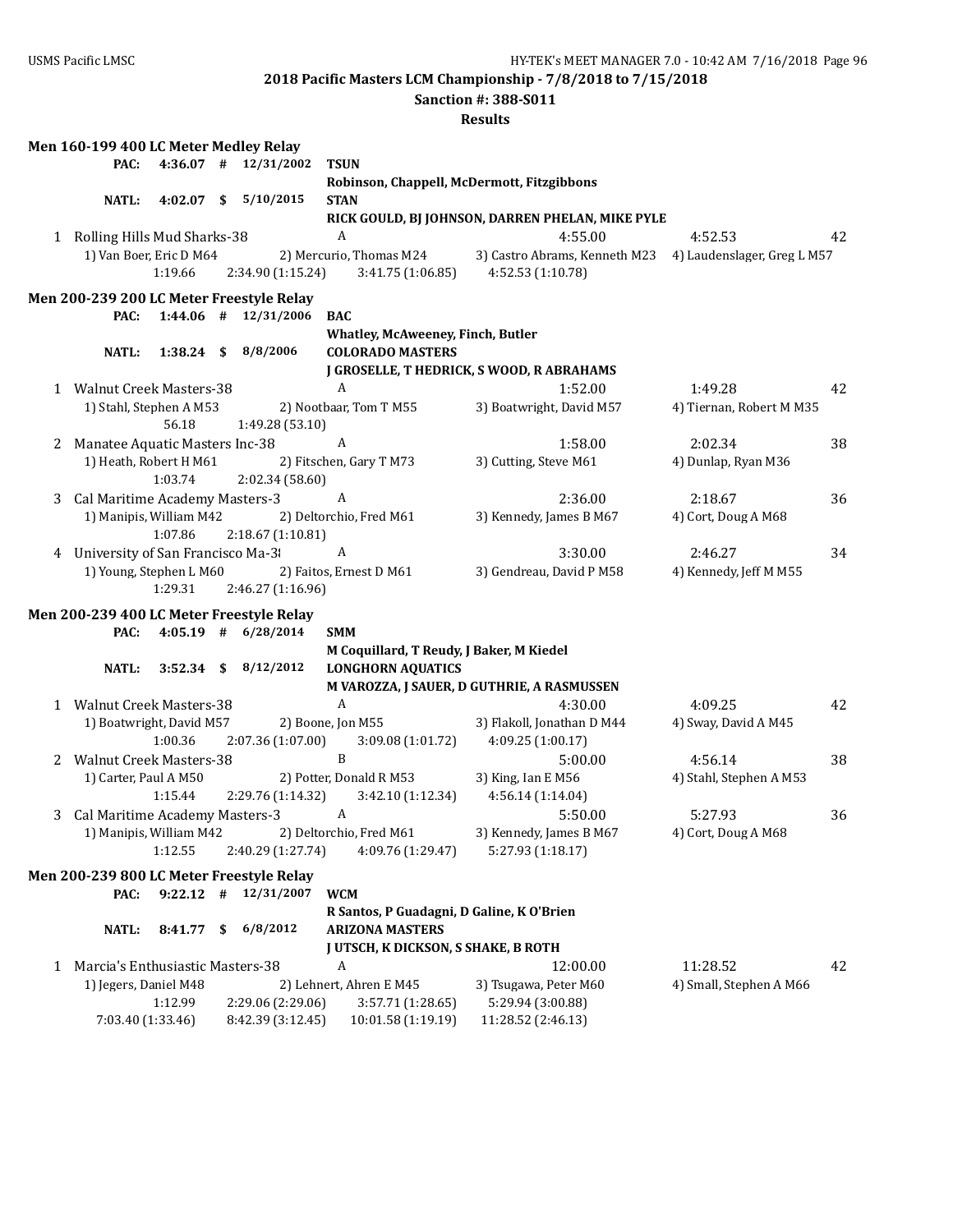**2018 Pacific Masters LCM Championship - 7/8/2018 to 7/15/2018**

**Sanction #: 388-S011**

**Results**

### Men 160-199 400 LC Meter Medley Relay

PAC: 4:36.07 # 12/31/2002 **TSUN** — Robinson, Chappell, McDermott, Fitzgibbons

NATL: 4:02.07 $ 5/10/2015 **STAN** — RICK GOULD, BJ JOHNSON, DARREN PHELAN, MIKE PYLE

1 Rolling Hills Mud Sharks-38 — A — 4:55.00 — 4:52.53 — 42

1) Van Boer, Eric D M64 2) Mercurio, Thomas M24 3) Castro Abrams, Kenneth M23 4) Laudenslager, Greg L M57

1:19.66 2:34.90 (1:15.24) 3:41.75 (1:06.85) 4:52.53 (1:10.78)

### Men 200-239 200 LC Meter Freestyle Relay

PAC: 1:44.06 # 12/31/2006 **BAC** — Whatley, McAweeney, Finch, Butler

NATL: 1:38.24 $ 8/8/2006 **COLORADO MASTERS** — J GROSELLE, T HEDRICK, S WOOD, R ABRAHAMS

1 Walnut Creek Masters-38 — A — 1:52.00 — 1:49.28 — 42

1) Stahl, Stephen A M53 2) Nootbaar, Tom T M55 3) Boatwright, David M57 4) Tiernan, Robert M M35

56.18 1:49.28 (53.10)

2 Manatee Aquatic Masters Inc-38 — A — 1:58.00 — 2:02.34 — 38

1) Heath, Robert H M61 2) Fitschen, Gary T M73 3) Cutting, Steve M61 4) Dunlap, Ryan M36

1:03.74 2:02.34 (58.60)

3 Cal Maritime Academy Masters-3 — A — 2:36.00 — 2:18.67 — 36

1) Manipis, William M42 2) Deltorchio, Fred M61 3) Kennedy, James B M67 4) Cort, Doug A M68

1:07.86 2:18.67 (1:10.81)

4 University of San Francisco Ma-38 — A — 3:30.00 — 2:46.27 — 34

1) Young, Stephen L M60 2) Faitos, Ernest D M61 3) Gendreau, David P M58 4) Kennedy, Jeff M M55

1:29.31 2:46.27 (1:16.96)

### Men 200-239 400 LC Meter Freestyle Relay

PAC: 4:05.19 # 6/28/2014 **SMM** — M Coquillard, T Reudy, J Baker, M Kiedel

NATL: 3:52.34 $ 8/12/2012 **LONGHORN AQUATICS** — M VAROZZA, J SAUER, D GUTHRIE, A RASMUSSEN

1 Walnut Creek Masters-38 — A — 4:30.00 — 4:09.25 — 42

1) Boatwright, David M57 2) Boone, Jon M55 3) Flakoll, Jonathan D M44 4) Sway, David A M45

1:00.36 2:07.36 (1:07.00) 3:09.08 (1:01.72) 4:09.25 (1:00.17)

2 Walnut Creek Masters-38 — B — 5:00.00 — 4:56.14 — 38

1) Carter, Paul A M50 2) Potter, Donald R M53 3) King, Ian E M56 4) Stahl, Stephen A M53

1:15.44 2:29.76 (1:14.32) 3:42.10 (1:12.34) 4:56.14 (1:14.04)

3 Cal Maritime Academy Masters-3 — A — 5:50.00 — 5:27.93 — 36

1) Manipis, William M42 2) Deltorchio, Fred M61 3) Kennedy, James B M67 4) Cort, Doug A M68

1:12.55 2:40.29 (1:27.74) 4:09.76 (1:29.47) 5:27.93 (1:18.17)

### Men 200-239 800 LC Meter Freestyle Relay

PAC: 9:22.12 # 12/31/2007 **WCM** — R Santos, P Guadagni, D Galine, K O'Brien

NATL: 8:41.77 $ 6/8/2012 **ARIZONA MASTERS** — J UTSCH, K DICKSON, S SHAKE, B ROTH

1 Marcia's Enthusiastic Masters-38 — A — 12:00.00 — 11:28.52 — 42

1) Jegers, Daniel M48 2) Lehnert, Ahren E M45 3) Tsugawa, Peter M60 4) Small, Stephen A M66

1:12.99 2:29.06 (2:29.06) 3:57.71 (1:28.65) 5:29.94 (3:00.88)

7:03.40 (1:33.46) 8:42.39 (3:12.45) 10:01.58 (1:19.19) 11:28.52 (2:46.13)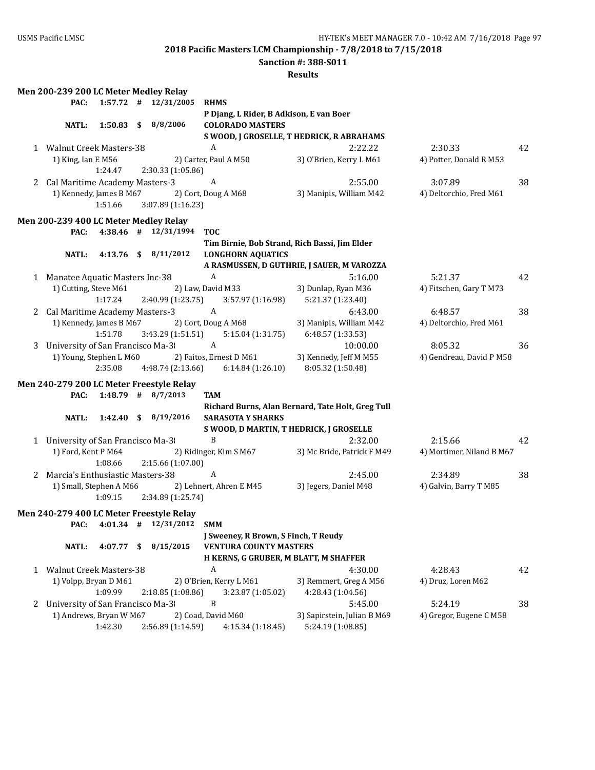**2018 Pacific Masters LCM Championship - 7/8/2018 to 7/15/2018**

**Sanction #: 388-S011**

**Results**

### Men 200-239 200 LC Meter Medley Relay

PAC: 1:57.72 # 12/31/2005 **RHMS**
P Djang, L Rider, B Adkison, E van Boer

NATL: 1:50.83 $ 8/8/2006 **COLORADO MASTERS**
S WOOD, J GROSELLE, T HEDRICK, R ABRAHAMS

| | Team | Relay | Seed Time | Finals Time | Points |
|---|---|---|---|---|---|
| 1 | Walnut Creek Masters-38 | A | 2:22.22 | 2:30.33 | 42 |
| | 1) King, Ian E M56 | 2) Carter, Paul A M50 | 3) O'Brien, Kerry L M61 | 4) Potter, Donald R M53 | |
| | 1:24.47 | 2:30.33 (1:05.86) | | | |
| 2 | Cal Maritime Academy Masters-3 | A | 2:55.00 | 3:07.89 | 38 |
| | 1) Kennedy, James B M67 | 2) Cort, Doug A M68 | 3) Manipis, William M42 | 4) Deltorchio, Fred M61 | |
| | 1:51.66 | 3:07.89 (1:16.23) | | | |

### Men 200-239 400 LC Meter Medley Relay

PAC: 4:38.46 # 12/31/1994 **TOC**
Tim Birnie, Bob Strand, Rich Bassi, Jim Elder

NATL: 4:13.76 $ 8/11/2012 **LONGHORN AQUATICS**
A RASMUSSEN, D GUTHRIE, J SAUER, M VAROZZA

| | Team | Relay | Seed Time | Finals Time | Points |
|---|---|---|---|---|---|
| 1 | Manatee Aquatic Masters Inc-38 | A | 5:16.00 | 5:21.37 | 42 |
| | 1) Cutting, Steve M61 | 2) Law, David M33 | 3) Dunlap, Ryan M36 | 4) Fitschen, Gary T M73 | |
| | 1:17.24 | 2:40.99 (1:23.75) | 3:57.97 (1:16.98) | 5:21.37 (1:23.40) | |
| 2 | Cal Maritime Academy Masters-3 | A | 6:43.00 | 6:48.57 | 38 |
| | 1) Kennedy, James B M67 | 2) Cort, Doug A M68 | 3) Manipis, William M42 | 4) Deltorchio, Fred M61 | |
| | 1:51.78 | 3:43.29 (1:51.51) | 5:15.04 (1:31.75) | 6:48.57 (1:33.53) | |
| 3 | University of San Francisco Ma-38 | A | 10:00.00 | 8:05.32 | 36 |
| | 1) Young, Stephen L M60 | 2) Faitos, Ernest D M61 | 3) Kennedy, Jeff M M55 | 4) Gendreau, David P M58 | |
| | 2:35.08 | 4:48.74 (2:13.66) | 6:14.84 (1:26.10) | 8:05.32 (1:50.48) | |

### Men 240-279 200 LC Meter Freestyle Relay

PAC: 1:48.79 # 8/7/2013 **TAM**
Richard Burns, Alan Bernard, Tate Holt, Greg Tull

NATL: 1:42.40 $ 8/19/2016 **SARASOTA Y SHARKS**
S WOOD, D MARTIN, T HEDRICK, J GROSELLE

| | Team | Relay | Seed Time | Finals Time | Points |
|---|---|---|---|---|---|
| 1 | University of San Francisco Ma-38 | B | 2:32.00 | 2:15.66 | 42 |
| | 1) Ford, Kent P M64 | 2) Ridinger, Kim S M67 | 3) Mc Bride, Patrick F M49 | 4) Mortimer, Niland B M67 | |
| | 1:08.66 | 2:15.66 (1:07.00) | | | |
| 2 | Marcia's Enthusiastic Masters-38 | A | 2:45.00 | 2:34.89 | 38 |
| | 1) Small, Stephen A M66 | 2) Lehnert, Ahren E M45 | 3) Jegers, Daniel M48 | 4) Galvin, Barry T M85 | |
| | 1:09.15 | 2:34.89 (1:25.74) | | | |

### Men 240-279 400 LC Meter Freestyle Relay

PAC: 4:01.34 # 12/31/2012 **SMM**
J Sweeney, R Brown, S Finch, T Reudy

NATL: 4:07.77 $ 8/15/2015 **VENTURA COUNTY MASTERS**
H KERNS, G GRUBER, M BLATT, M SHAFFER

| | Team | Relay | Seed Time | Finals Time | Points |
|---|---|---|---|---|---|
| 1 | Walnut Creek Masters-38 | A | 4:30.00 | 4:28.43 | 42 |
| | 1) Volpp, Bryan D M61 | 2) O'Brien, Kerry L M61 | 3) Remmert, Greg A M56 | 4) Druz, Loren M62 | |
| | 1:09.99 | 2:18.85 (1:08.86) | 3:23.87 (1:05.02) | 4:28.43 (1:04.56) | |
| 2 | University of San Francisco Ma-38 | B | 5:45.00 | 5:24.19 | 38 |
| | 1) Andrews, Bryan W M67 | 2) Coad, David M60 | 3) Sapirstein, Julian B M69 | 4) Gregor, Eugene C M58 | |
| | 1:42.30 | 2:56.89 (1:14.59) | 4:15.34 (1:18.45) | 5:24.19 (1:08.85) | |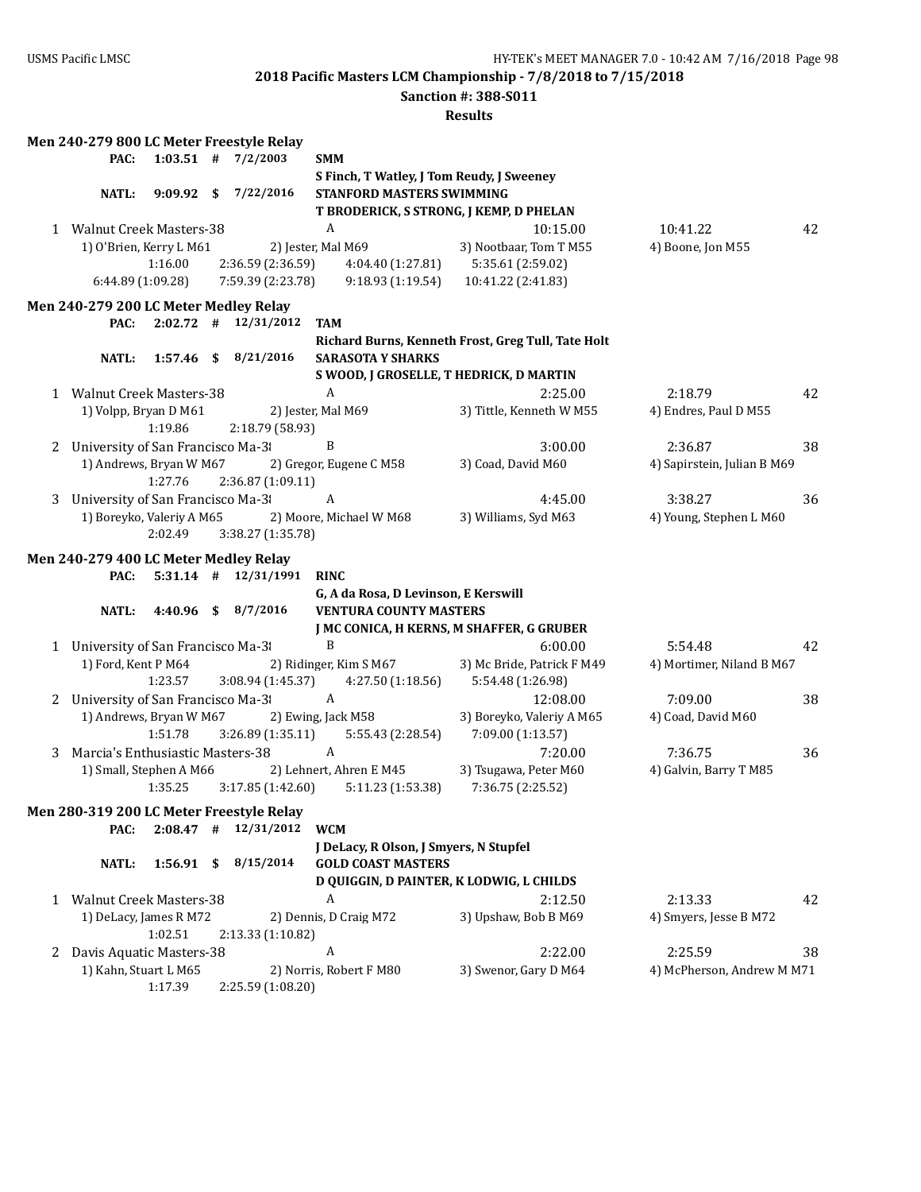**2018 Pacific Masters LCM Championship - 7/8/2018 to 7/15/2018**

**Sanction #: 388-S011**

**Results**

### Men 240-279 800 LC Meter Freestyle Relay

**PAC:** 1:03.51 # 7/2/2003 **SMM**
S Finch, T Watley, J Tom Reudy, J Sweeney

**NATL:** 9:09.92 $ 7/22/2016 **STANFORD MASTERS SWIMMING**
T BRODERICK, S STRONG, J KEMP, D PHELAN

1 Walnut Creek Masters-38 A 10:15.00 10:41.22 42
1) O'Brien, Kerry L M61 2) Jester, Mal M69 3) Nootbaar, Tom T M55 4) Boone, Jon M55
1:16.00 2:36.59 (2:36.59) 4:04.40 (1:27.81) 5:35.61 (2:59.02)
6:44.89 (1:09.28) 7:59.39 (2:23.78) 9:18.93 (1:19.54) 10:41.22 (2:41.83)

### Men 240-279 200 LC Meter Medley Relay

**PAC:** 2:02.72 # 12/31/2012 **TAM**
Richard Burns, Kenneth Frost, Greg Tull, Tate Holt

**NATL:** 1:57.46 $ 8/21/2016 **SARASOTA Y SHARKS**
S WOOD, J GROSELLE, T HEDRICK, D MARTIN

1 Walnut Creek Masters-38 A 2:25.00 2:18.79 42
1) Volpp, Bryan D M61 2) Jester, Mal M69 3) Tittle, Kenneth W M55 4) Endres, Paul D M55
1:19.86 2:18.79 (58.93)

2 University of San Francisco Ma-38 B 3:00.00 2:36.87 38
1) Andrews, Bryan W M67 2) Gregor, Eugene C M58 3) Coad, David M60 4) Sapirstein, Julian B M69
1:27.76 2:36.87 (1:09.11)

3 University of San Francisco Ma-38 A 4:45.00 3:38.27 36
1) Boreyko, Valeriy A M65 2) Moore, Michael W M68 3) Williams, Syd M63 4) Young, Stephen L M60
2:02.49 3:38.27 (1:35.78)

### Men 240-279 400 LC Meter Medley Relay

**PAC:** 5:31.14 # 12/31/1991 **RINC**
G, A da Rosa, D Levinson, E Kerswill

**NATL:** 4:40.96 $ 8/7/2016 **VENTURA COUNTY MASTERS**
J MC CONICA, H KERNS, M SHAFFER, G GRUBER

1 University of San Francisco Ma-38 B 6:00.00 5:54.48 42
1) Ford, Kent P M64 2) Ridinger, Kim S M67 3) Mc Bride, Patrick F M49 4) Mortimer, Niland B M67
1:23.57 3:08.94 (1:45.37) 4:27.50 (1:18.56) 5:54.48 (1:26.98)

2 University of San Francisco Ma-38 A 12:08.00 7:09.00 38
1) Andrews, Bryan W M67 2) Ewing, Jack M58 3) Boreyko, Valeriy A M65 4) Coad, David M60
1:51.78 3:26.89 (1:35.11) 5:55.43 (2:28.54) 7:09.00 (1:13.57)

3 Marcia's Enthusiastic Masters-38 A 7:20.00 7:36.75 36
1) Small, Stephen A M66 2) Lehnert, Ahren E M45 3) Tsugawa, Peter M60 4) Galvin, Barry T M85
1:35.25 3:17.85 (1:42.60) 5:11.23 (1:53.38) 7:36.75 (2:25.52)

### Men 280-319 200 LC Meter Freestyle Relay

**PAC:** 2:08.47 # 12/31/2012 **WCM**
J DeLacy, R Olson, J Smyers, N Stupfel

**NATL:** 1:56.91 $ 8/15/2014 **GOLD COAST MASTERS**
D QUIGGIN, D PAINTER, K LODWIG, L CHILDS

1 Walnut Creek Masters-38 A 2:12.50 2:13.33 42
1) DeLacy, James R M72 2) Dennis, D Craig M72 3) Upshaw, Bob B M69 4) Smyers, Jesse B M72
1:02.51 2:13.33 (1:10.82)

2 Davis Aquatic Masters-38 A 2:22.00 2:25.59 38
1) Kahn, Stuart L M65 2) Norris, Robert F M80 3) Swenor, Gary D M64 4) McPherson, Andrew M M71
1:17.39 2:25.59 (1:08.20)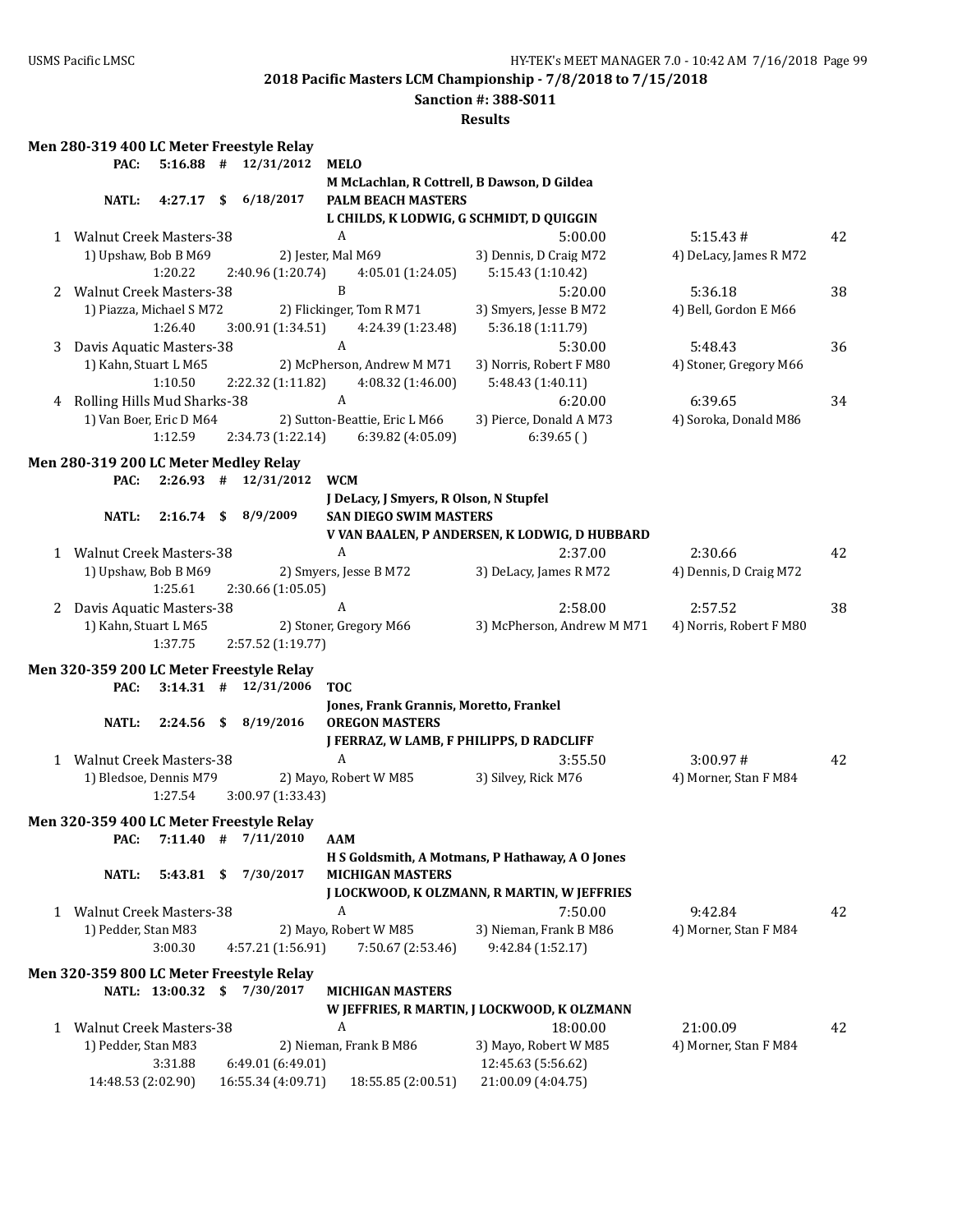**2018 Pacific Masters LCM Championship - 7/8/2018 to 7/15/2018**

**Sanction #: 388-S011**

**Results**

### Men 280-319 400 LC Meter Freestyle Relay

**PAC:** 5:16.88 # 12/31/2012 **MELO**
**M McLachlan, R Cottrell, B Dawson, D Gildea**

**NATL:** 4:27.17 $ 6/18/2017 **PALM BEACH MASTERS**
**L CHILDS, K LODWIG, G SCHMIDT, D QUIGGIN**

1 Walnut Creek Masters-38 — A — 5:00.00 — 5:15.43 # — 42
1) Upshaw, Bob B M69 2) Jester, Mal M69 3) Dennis, D Craig M72 4) DeLacy, James R M72
1:20.22 2:40.96 (1:20.74) 4:05.01 (1:24.05) 5:15.43 (1:10.42)

2 Walnut Creek Masters-38 — B — 5:20.00 — 5:36.18 — 38
1) Piazza, Michael S M72 2) Flickinger, Tom R M71 3) Smyers, Jesse B M72 4) Bell, Gordon E M66
1:26.40 3:00.91 (1:34.51) 4:24.39 (1:23.48) 5:36.18 (1:11.79)

3 Davis Aquatic Masters-38 — A — 5:30.00 — 5:48.43 — 36
1) Kahn, Stuart L M65 2) McPherson, Andrew M M71 3) Norris, Robert F M80 4) Stoner, Gregory M66
1:10.50 2:22.32 (1:11.82) 4:08.32 (1:46.00) 5:48.43 (1:40.11)

4 Rolling Hills Mud Sharks-38 — A — 6:20.00 — 6:39.65 — 34
1) Van Boer, Eric D M64 2) Sutton-Beattie, Eric L M66 3) Pierce, Donald A M73 4) Soroka, Donald M86
1:12.59 2:34.73 (1:22.14) 6:39.82 (4:05.09) 6:39.65 ( )

### Men 280-319 200 LC Meter Medley Relay

**PAC:** 2:26.93 # 12/31/2012 **WCM**
**J DeLacy, J Smyers, R Olson, N Stupfel**

**NATL:** 2:16.74 $ 8/9/2009 **SAN DIEGO SWIM MASTERS**
**V VAN BAALEN, P ANDERSEN, K LODWIG, D HUBBARD**

1 Walnut Creek Masters-38 — A — 2:37.00 — 2:30.66 — 42
1) Upshaw, Bob B M69 2) Smyers, Jesse B M72 3) DeLacy, James R M72 4) Dennis, D Craig M72
1:25.61 2:30.66 (1:05.05)

2 Davis Aquatic Masters-38 — A — 2:58.00 — 2:57.52 — 38
1) Kahn, Stuart L M65 2) Stoner, Gregory M66 3) McPherson, Andrew M M71 4) Norris, Robert F M80
1:37.75 2:57.52 (1:19.77)

### Men 320-359 200 LC Meter Freestyle Relay

**PAC:** 3:14.31 # 12/31/2006 **TOC**
**Jones, Frank Grannis, Moretto, Frankel**

**NATL:** 2:24.56 $ 8/19/2016 **OREGON MASTERS**
**J FERRAZ, W LAMB, F PHILIPPS, D RADCLIFF**

1 Walnut Creek Masters-38 — A — 3:55.50 — 3:00.97 # — 42
1) Bledsoe, Dennis M79 2) Mayo, Robert W M85 3) Silvey, Rick M76 4) Morner, Stan F M84
1:27.54 3:00.97 (1:33.43)

### Men 320-359 400 LC Meter Freestyle Relay

**PAC:** 7:11.40 # 7/11/2010 **AAM**
**H S Goldsmith, A Motmans, P Hathaway, A O Jones**

**NATL:** 5:43.81 $ 7/30/2017 **MICHIGAN MASTERS**
**J LOCKWOOD, K OLZMANN, R MARTIN, W JEFFRIES**

1 Walnut Creek Masters-38 — A — 7:50.00 — 9:42.84 — 42
1) Pedder, Stan M83 2) Mayo, Robert W M85 3) Nieman, Frank B M86 4) Morner, Stan F M84
3:00.30 4:57.21 (1:56.91) 7:50.67 (2:53.46) 9:42.84 (1:52.17)

### Men 320-359 800 LC Meter Freestyle Relay

**NATL:** 13:00.32 $ 7/30/2017 **MICHIGAN MASTERS**
**W JEFFRIES, R MARTIN, J LOCKWOOD, K OLZMANN**

1 Walnut Creek Masters-38 — A — 18:00.00 — 21:00.09 — 42
1) Pedder, Stan M83 2) Nieman, Frank B M86 3) Mayo, Robert W M85 4) Morner, Stan F M84
3:31.88 6:49.01 (6:49.01) 12:45.63 (5:56.62)
14:48.53 (2:02.90) 16:55.34 (4:09.71) 18:55.85 (2:00.51) 21:00.09 (4:04.75)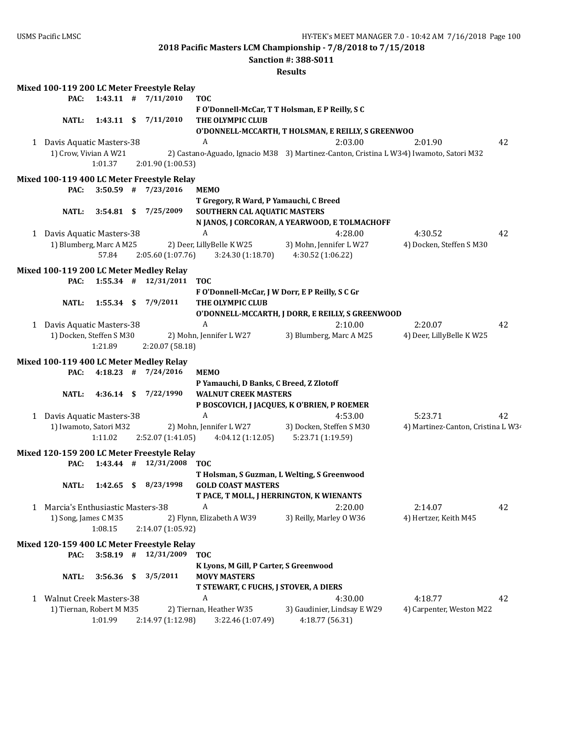2018 Pacific Masters LCM Championship - 7/8/2018 to 7/15/2018

Sanction #: 388-S011

Results

### Mixed 100-119 200 LC Meter Freestyle Relay

PAC: 1:43.11 # 7/11/2010 TOC
F O'Donnell-McCar, T T Holsman, E P Reilly, S C

NATL: 1:43.11 $ 7/11/2010 THE OLYMPIC CLUB
O'DONNELL-MCCARTH, T HOLSMAN, E REILLY, S GREENWOO

1 Davis Aquatic Masters-38 A 2:03.00 2:01.90 42
1) Crow, Vivian A W21 2) Castano-Aguado, Ignacio M38 3) Martinez-Canton, Cristina L W34 4) Iwamoto, Satori M32
1:01.37 2:01.90 (1:00.53)

### Mixed 100-119 400 LC Meter Freestyle Relay

PAC: 3:50.59 # 7/23/2016 MEMO
T Gregory, R Ward, P Yamauchi, C Breed

NATL: 3:54.81 $ 7/25/2009 SOUTHERN CAL AQUATIC MASTERS
N JANOS, J CORCORAN, A YEARWOOD, E TOLMACHOFF

1 Davis Aquatic Masters-38 A 4:28.00 4:30.52 42
1) Blumberg, Marc A M25 2) Deer, LillyBelle K W25 3) Mohn, Jennifer L W27 4) Docken, Steffen S M30
57.84 2:05.60 (1:07.76) 3:24.30 (1:18.70) 4:30.52 (1:06.22)

### Mixed 100-119 200 LC Meter Medley Relay

PAC: 1:55.34 # 12/31/2011 TOC
F O'Donnell-McCar, J W Dorr, E P Reilly, S C Gr

NATL: 1:55.34 $ 7/9/2011 THE OLYMPIC CLUB
O'DONNELL-MCCARTH, J DORR, E REILLY, S GREENWOOD

1 Davis Aquatic Masters-38 A 2:10.00 2:20.07 42
1) Docken, Steffen S M30 2) Mohn, Jennifer L W27 3) Blumberg, Marc A M25 4) Deer, LillyBelle K W25
1:21.89 2:20.07 (58.18)

### Mixed 100-119 400 LC Meter Medley Relay

PAC: 4:18.23 # 7/24/2016 MEMO
P Yamauchi, D Banks, C Breed, Z Zlotoff

NATL: 4:36.14 $ 7/22/1990 WALNUT CREEK MASTERS
P BOSCOVICH, J JACQUES, K O'BRIEN, P ROEMER

1 Davis Aquatic Masters-38 A 4:53.00 5:23.71 42
1) Iwamoto, Satori M32 2) Mohn, Jennifer L W27 3) Docken, Steffen S M30 4) Martinez-Canton, Cristina L W34
1:11.02 2:52.07 (1:41.05) 4:04.12 (1:12.05) 5:23.71 (1:19.59)

### Mixed 120-159 200 LC Meter Freestyle Relay

PAC: 1:43.44 # 12/31/2008 TOC
T Holsman, S Guzman, L Welting, S Greenwood

NATL: 1:42.65 $ 8/23/1998 GOLD COAST MASTERS
T PACE, T MOLL, J HERRINGTON, K WIENANTS

1 Marcia's Enthusiastic Masters-38 A 2:20.00 2:14.07 42
1) Song, James C M35 2) Flynn, Elizabeth A W39 3) Reilly, Marley O W36 4) Hertzer, Keith M45
1:08.15 2:14.07 (1:05.92)

### Mixed 120-159 400 LC Meter Freestyle Relay

PAC: 3:58.19 # 12/31/2009 TOC
K Lyons, M Gill, P Carter, S Greenwood

NATL: 3:56.36 $ 3/5/2011 MOVY MASTERS
T STEWART, C FUCHS, J STOVER, A DIERS

1 Walnut Creek Masters-38 A 4:30.00 4:18.77 42
1) Tiernan, Robert M M35 2) Tiernan, Heather W35 3) Gaudinier, Lindsay E W29 4) Carpenter, Weston M22
1:01.99 2:14.97 (1:12.98) 3:22.46 (1:07.49) 4:18.77 (56.31)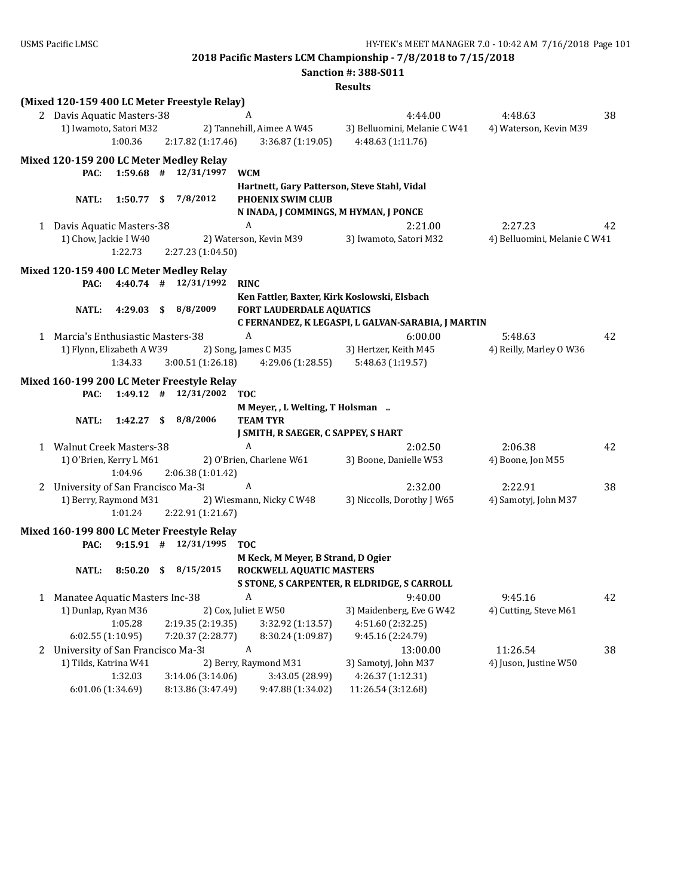**2018 Pacific Masters LCM Championship - 7/8/2018 to 7/15/2018**

**Sanction #: 388-S011**

**Results**

**(Mixed 120-159 400 LC Meter Freestyle Relay)**

| | Team | Relay | Seed Time | Finals Time | Points |
|---|---|---|---|---|---|
| 2 | Davis Aquatic Masters-38 | A | 4:44.00 | 4:48.63 | 38 |

1) Iwamoto, Satori M32 2) Tannehill, Aimee A W45 3) Belluomini, Melanie C W41 4) Waterson, Kevin M39
1:00.36 2:17.82 (1:17.46) 3:36.87 (1:19.05) 4:48.63 (1:11.76)

**Mixed 120-159 200 LC Meter Medley Relay**

**PAC: 1:59.68 # 12/31/1997 WCM**
**Hartnett, Gary Patterson, Steve Stahl, Vidal**
**NATL: 1:50.77 $ 7/8/2012 PHOENIX SWIM CLUB**
**N INADA, J COMMINGS, M HYMAN, J PONCE**

| | Team | Relay | Seed Time | Finals Time | Points |
|---|---|---|---|---|---|
| 1 | Davis Aquatic Masters-38 | A | 2:21.00 | 2:27.23 | 42 |

1) Chow, Jackie I W40 2) Waterson, Kevin M39 3) Iwamoto, Satori M32 4) Belluomini, Melanie C W41
1:22.73 2:27.23 (1:04.50)

**Mixed 120-159 400 LC Meter Medley Relay**

**PAC: 4:40.74 # 12/31/1992 RINC**
**Ken Fattler, Baxter, Kirk Koslowski, Elsbach**
**NATL: 4:29.03 $ 8/8/2009 FORT LAUDERDALE AQUATICS**
**C FERNANDEZ, K LEGASPI, L GALVAN-SARABIA, J MARTIN**

| | Team | Relay | Seed Time | Finals Time | Points |
|---|---|---|---|---|---|
| 1 | Marcia's Enthusiastic Masters-38 | A | 6:00.00 | 5:48.63 | 42 |

1) Flynn, Elizabeth A W39 2) Song, James C M35 3) Hertzer, Keith M45 4) Reilly, Marley O W36
1:34.33 3:00.51 (1:26.18) 4:29.06 (1:28.55) 5:48.63 (1:19.57)

**Mixed 160-199 200 LC Meter Freestyle Relay**

**PAC: 1:49.12 # 12/31/2002 TOC**
**M Meyer, , L Welting, T Holsman ..**
**NATL: 1:42.27 $ 8/8/2006 TEAM TYR**
**J SMITH, R SAEGER, C SAPPEY, S HART**

| | Team | Relay | Seed Time | Finals Time | Points |
|---|---|---|---|---|---|
| 1 | Walnut Creek Masters-38 | A | 2:02.50 | 2:06.38 | 42 |

1) O'Brien, Kerry L M61 2) O'Brien, Charlene W61 3) Boone, Danielle W53 4) Boone, Jon M55
1:04.96 2:06.38 (1:01.42)

| | Team | Relay | Seed Time | Finals Time | Points |
|---|---|---|---|---|---|
| 2 | University of San Francisco Ma-38 | A | 2:32.00 | 2:22.91 | 38 |

1) Berry, Raymond M31 2) Wiesmann, Nicky C W48 3) Niccolls, Dorothy J W65 4) Samotyj, John M37
1:01.24 2:22.91 (1:21.67)

**Mixed 160-199 800 LC Meter Freestyle Relay**

**PAC: 9:15.91 # 12/31/1995 TOC**
**M Keck, M Meyer, B Strand, D Ogier**
**NATL: 8:50.20 $ 8/15/2015 ROCKWELL AQUATIC MASTERS**
**S STONE, S CARPENTER, R ELDRIDGE, S CARROLL**

| | Team | Relay | Seed Time | Finals Time | Points |
|---|---|---|---|---|---|
| 1 | Manatee Aquatic Masters Inc-38 | A | 9:40.00 | 9:45.16 | 42 |

1) Dunlap, Ryan M36 2) Cox, Juliet E W50 3) Maidenberg, Eve G W42 4) Cutting, Steve M61
1:05.28 2:19.35 (2:19.35) 3:32.92 (1:13.57) 4:51.60 (2:32.25)
6:02.55 (1:10.95) 7:20.37 (2:28.77) 8:30.24 (1:09.87) 9:45.16 (2:24.79)

| | Team | Relay | Seed Time | Finals Time | Points |
|---|---|---|---|---|---|
| 2 | University of San Francisco Ma-38 | A | 13:00.00 | 11:26.54 | 38 |

1) Tilds, Katrina W41 2) Berry, Raymond M31 3) Samotyj, John M37 4) Juson, Justine W50
1:32.03 3:14.06 (3:14.06) 3:43.05 (28.99) 4:26.37 (1:12.31)
6:01.06 (1:34.69) 8:13.86 (3:47.49) 9:47.88 (1:34.02) 11:26.54 (3:12.68)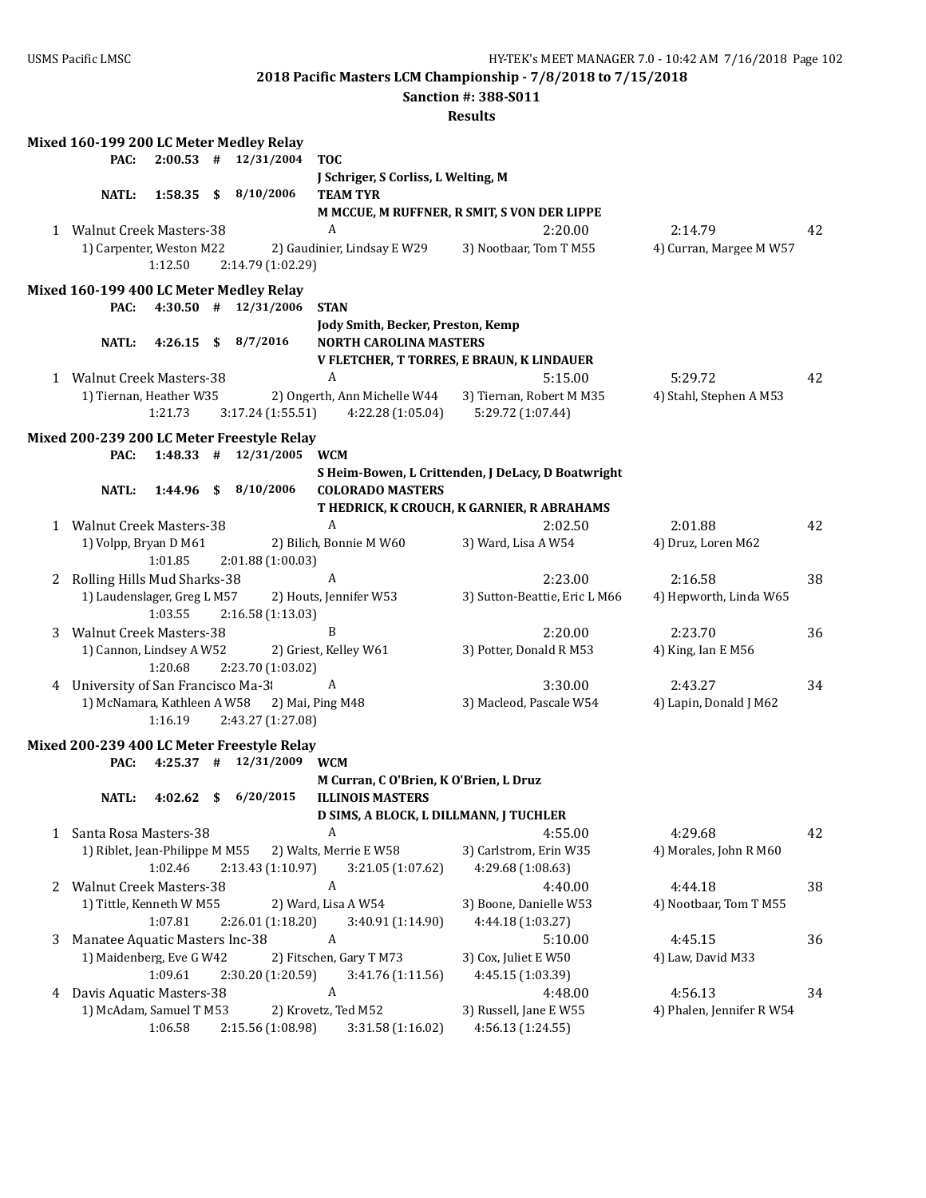**2018 Pacific Masters LCM Championship - 7/8/2018 to 7/15/2018**

**Sanction #: 388-S011**

**Results**

### Mixed 160-199 200 LC Meter Medley Relay

PAC: 2:00.53 # 12/31/2004 TOC
J Schriger, S Corliss, L Welting, M

NATL: 1:58.35 $ 8/10/2006 TEAM TYR
M MCCUE, M RUFFNER, R SMIT, S VON DER LIPPE

1 Walnut Creek Masters-38 — A — 2:20.00 — 2:14.79 — 42
1) Carpenter, Weston M22 2) Gaudinier, Lindsay E W29 3) Nootbaar, Tom T M55 4) Curran, Margee M W57
1:12.50 2:14.79 (1:02.29)

### Mixed 160-199 400 LC Meter Medley Relay

PAC: 4:30.50 # 12/31/2006 STAN
Jody Smith, Becker, Preston, Kemp

NATL: 4:26.15 $ 8/7/2016 NORTH CAROLINA MASTERS
V FLETCHER, T TORRES, E BRAUN, K LINDAUER

1 Walnut Creek Masters-38 — A — 5:15.00 — 5:29.72 — 42
1) Tiernan, Heather W35 2) Ongerth, Ann Michelle W44 3) Tiernan, Robert M M35 4) Stahl, Stephen A M53
1:21.73 3:17.24 (1:55.51) 4:22.28 (1:05.04) 5:29.72 (1:07.44)

### Mixed 200-239 200 LC Meter Freestyle Relay

PAC: 1:48.33 # 12/31/2005 WCM
S Heim-Bowen, L Crittenden, J DeLacy, D Boatwright

NATL: 1:44.96 $ 8/10/2006 COLORADO MASTERS
T HEDRICK, K CROUCH, K GARNIER, R ABRAHAMS

1 Walnut Creek Masters-38 — A — 2:02.50 — 2:01.88 — 42
1) Volpp, Bryan D M61 2) Bilich, Bonnie M W60 3) Ward, Lisa A W54 4) Druz, Loren M62
1:01.85 2:01.88 (1:00.03)

2 Rolling Hills Mud Sharks-38 — A — 2:23.00 — 2:16.58 — 38
1) Laudenslager, Greg L M57 2) Houts, Jennifer W53 3) Sutton-Beattie, Eric L M66 4) Hepworth, Linda W65
1:03.55 2:16.58 (1:13.03)

3 Walnut Creek Masters-38 — B — 2:20.00 — 2:23.70 — 36
1) Cannon, Lindsey A W52 2) Griest, Kelley W61 3) Potter, Donald R M53 4) King, Ian E M56
1:20.68 2:23.70 (1:03.02)

4 University of San Francisco Ma-38 — A — 3:30.00 — 2:43.27 — 34
1) McNamara, Kathleen A W58 2) Mai, Ping M48 3) Macleod, Pascale W54 4) Lapin, Donald J M62
1:16.19 2:43.27 (1:27.08)

### Mixed 200-239 400 LC Meter Freestyle Relay

PAC: 4:25.37 # 12/31/2009 WCM
M Curran, C O'Brien, K O'Brien, L Druz

NATL: 4:02.62 $ 6/20/2015 ILLINOIS MASTERS
D SIMS, A BLOCK, L DILLMANN, J TUCHLER

1 Santa Rosa Masters-38 — A — 4:55.00 — 4:29.68 — 42
1) Riblet, Jean-Philippe M M55 2) Walts, Merrie E W58 3) Carlstrom, Erin W35 4) Morales, John R M60
1:02.46 2:13.43 (1:10.97) 3:21.05 (1:07.62) 4:29.68 (1:08.63)

2 Walnut Creek Masters-38 — A — 4:40.00 — 4:44.18 — 38
1) Tittle, Kenneth W M55 2) Ward, Lisa A W54 3) Boone, Danielle W53 4) Nootbaar, Tom T M55
1:07.81 2:26.01 (1:18.20) 3:40.91 (1:14.90) 4:44.18 (1:03.27)

3 Manatee Aquatic Masters Inc-38 — A — 5:10.00 — 4:45.15 — 36
1) Maidenberg, Eve G W42 2) Fitschen, Gary T M73 3) Cox, Juliet E W50 4) Law, David M33
1:09.61 2:30.20 (1:20.59) 3:41.76 (1:11.56) 4:45.15 (1:03.39)

4 Davis Aquatic Masters-38 — A — 4:48.00 — 4:56.13 — 34
1) McAdam, Samuel T M53 2) Krovetz, Ted M52 3) Russell, Jane E W55 4) Phalen, Jennifer R W54
1:06.58 2:15.56 (1:08.98) 3:31.58 (1:16.02) 4:56.13 (1:24.55)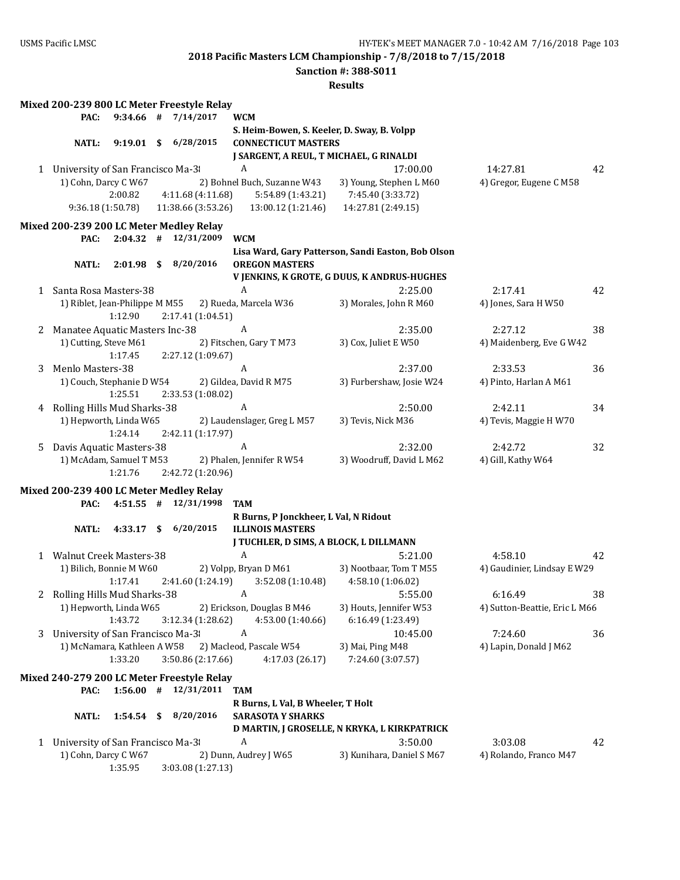2018 Pacific Masters LCM Championship - 7/8/2018 to 7/15/2018

Sanction #: 388-S011

Results

## Mixed 200-239 800 LC Meter Freestyle Relay

PAC: 9:34.66 # 7/14/2017 WCM
S. Heim-Bowen, S. Keeler, D. Sway, B. Volpp

NATL: 9:19.01 $ 6/28/2015 CONNECTICUT MASTERS
J SARGENT, A REUL, T MICHAEL, G RINALDI

1 University of San Francisco Ma-38 — A — 17:00.00 — 14:27.81 — 42
1) Cohn, Darcy C W67 2) Bohnel Buch, Suzanne W43 3) Young, Stephen L M60 4) Gregor, Eugene C M58
2:00.82 4:11.68 (4:11.68) 5:54.89 (1:43.21) 7:45.40 (3:33.72)
9:36.18 (1:50.78) 11:38.66 (3:53.26) 13:00.12 (1:21.46) 14:27.81 (2:49.15)

## Mixed 200-239 200 LC Meter Medley Relay

PAC: 2:04.32 # 12/31/2009 WCM
Lisa Ward, Gary Patterson, Sandi Easton, Bob Olson

NATL: 2:01.98 $ 8/20/2016 OREGON MASTERS
V JENKINS, K GROTE, G DUUS, K ANDRUS-HUGHES

1 Santa Rosa Masters-38 — A — 2:25.00 — 2:17.41 — 42
1) Riblet, Jean-Philippe M M55 2) Rueda, Marcela W36 3) Morales, John R M60 4) Jones, Sara H W50
1:12.90 2:17.41 (1:04.51)

2 Manatee Aquatic Masters Inc-38 — A — 2:35.00 — 2:27.12 — 38
1) Cutting, Steve M61 2) Fitschen, Gary T M73 3) Cox, Juliet E W50 4) Maidenberg, Eve G W42
1:17.45 2:27.12 (1:09.67)

3 Menlo Masters-38 — A — 2:37.00 — 2:33.53 — 36
1) Couch, Stephanie D W54 2) Gildea, David R M75 3) Furbershaw, Josie W24 4) Pinto, Harlan A M61
1:25.51 2:33.53 (1:08.02)

4 Rolling Hills Mud Sharks-38 — A — 2:50.00 — 2:42.11 — 34
1) Hepworth, Linda W65 2) Laudenslager, Greg L M57 3) Tevis, Nick M36 4) Tevis, Maggie H W70
1:24.14 2:42.11 (1:17.97)

5 Davis Aquatic Masters-38 — A — 2:32.00 — 2:42.72 — 32
1) McAdam, Samuel T M53 2) Phalen, Jennifer R W54 3) Woodruff, David L M62 4) Gill, Kathy W64
1:21.76 2:42.72 (1:20.96)

## Mixed 200-239 400 LC Meter Medley Relay

PAC: 4:51.55 # 12/31/1998 TAM
R Burns, P Jonckheer, L Val, N Ridout

NATL: 4:33.17 $ 6/20/2015 ILLINOIS MASTERS
J TUCHLER, D SIMS, A BLOCK, L DILLMANN

1 Walnut Creek Masters-38 — A — 5:21.00 — 4:58.10 — 42
1) Bilich, Bonnie M W60 2) Volpp, Bryan D M61 3) Nootbaar, Tom T M55 4) Gaudinier, Lindsay E W29
1:17.41 2:41.60 (1:24.19) 3:52.08 (1:10.48) 4:58.10 (1:06.02)

2 Rolling Hills Mud Sharks-38 — A — 5:55.00 — 6:16.49 — 38
1) Hepworth, Linda W65 2) Erickson, Douglas B M46 3) Houts, Jennifer W53 4) Sutton-Beattie, Eric L M66
1:43.72 3:12.34 (1:28.62) 4:53.00 (1:40.66) 6:16.49 (1:23.49)

3 University of San Francisco Ma-38 — A — 10:45.00 — 7:24.60 — 36
1) McNamara, Kathleen A W58 2) Macleod, Pascale W54 3) Mai, Ping M48 4) Lapin, Donald J M62
1:33.20 3:50.86 (2:17.66) 4:17.03 (26.17) 7:24.60 (3:07.57)

## Mixed 240-279 200 LC Meter Freestyle Relay

PAC: 1:56.00 # 12/31/2011 TAM
R Burns, L Val, B Wheeler, T Holt

NATL: 1:54.54 $ 8/20/2016 SARASOTA Y SHARKS
D MARTIN, J GROSELLE, N KRYKA, L KIRKPATRICK

1 University of San Francisco Ma-38 — A — 3:50.00 — 3:03.08 — 42
1) Cohn, Darcy C W67 2) Dunn, Audrey J W65 3) Kunihara, Daniel S M67 4) Rolando, Franco M47
1:35.95 3:03.08 (1:27.13)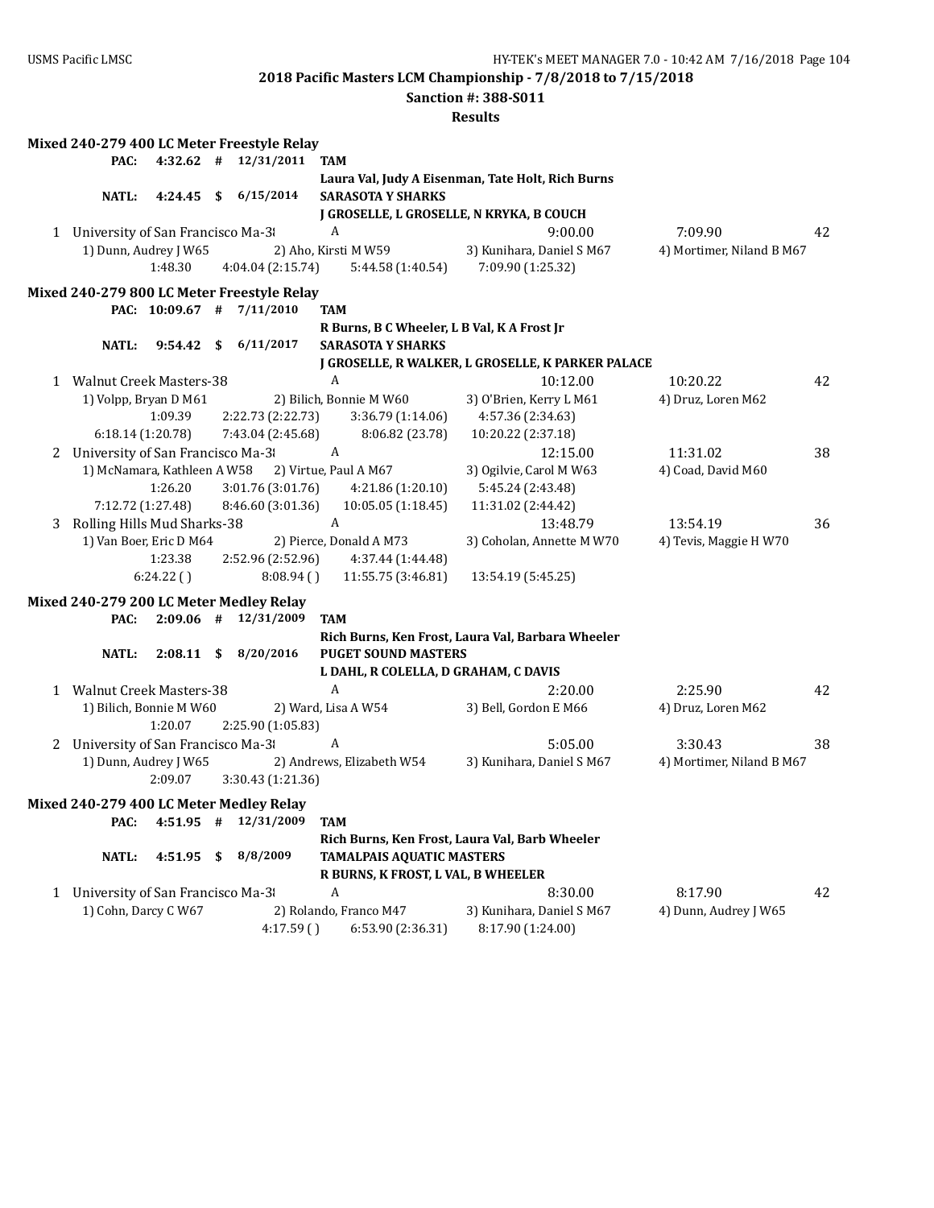2018 Pacific Masters LCM Championship - 7/8/2018 to 7/15/2018

Sanction #: 388-S011

Results

### Mixed 240-279 400 LC Meter Freestyle Relay

PAC: 4:32.62 # 12/31/2011 TAM
Laura Val, Judy A Eisenman, Tate Holt, Rich Burns

NATL: 4:24.45 $ 6/15/2014 SARASOTA Y SHARKS
J GROSELLE, L GROSELLE, N KRYKA, B COUCH

1 University of San Francisco Ma-38 A 9:00.00 7:09.90 42
1) Dunn, Audrey J W65 2) Aho, Kirsti M W59 3) Kunihara, Daniel S M67 4) Mortimer, Niland B M67
1:48.30 4:04.04 (2:15.74) 5:44.58 (1:40.54) 7:09.90 (1:25.32)

### Mixed 240-279 800 LC Meter Freestyle Relay

PAC: 10:09.67 # 7/11/2010 TAM
R Burns, B C Wheeler, L B Val, K A Frost Jr

NATL: 9:54.42 $ 6/11/2017 SARASOTA Y SHARKS
J GROSELLE, R WALKER, L GROSELLE, K PARKER PALACE

1 Walnut Creek Masters-38 A 10:12.00 10:20.22 42
1) Volpp, Bryan D M61 2) Bilich, Bonnie M W60 3) O'Brien, Kerry L M61 4) Druz, Loren M62
1:09.39 2:22.73 (2:22.73) 3:36.79 (1:14.06) 4:57.36 (2:34.63)
6:18.14 (1:20.78) 7:43.04 (2:45.68) 8:06.82 (23.78) 10:20.22 (2:37.18)

2 University of San Francisco Ma-38 A 12:15.00 11:31.02 38
1) McNamara, Kathleen A W58 2) Virtue, Paul A M67 3) Ogilvie, Carol M W63 4) Coad, David M60
1:26.20 3:01.76 (3:01.76) 4:21.86 (1:20.10) 5:45.24 (2:43.48)
7:12.72 (1:27.48) 8:46.60 (3:01.36) 10:05.05 (1:18.45) 11:31.02 (2:44.42)

3 Rolling Hills Mud Sharks-38 A 13:48.79 13:54.19 36
1) Van Boer, Eric D M64 2) Pierce, Donald A M73 3) Coholan, Annette M W70 4) Tevis, Maggie H W70
1:23.38 2:52.96 (2:52.96) 4:37.44 (1:44.48)
6:24.22 ( ) 8:08.94 ( ) 11:55.75 (3:46.81) 13:54.19 (5:45.25)

### Mixed 240-279 200 LC Meter Medley Relay

PAC: 2:09.06 # 12/31/2009 TAM
Rich Burns, Ken Frost, Laura Val, Barbara Wheeler

NATL: 2:08.11 $ 8/20/2016 PUGET SOUND MASTERS
L DAHL, R COLELLA, D GRAHAM, C DAVIS

1 Walnut Creek Masters-38 A 2:20.00 2:25.90 42
1) Bilich, Bonnie M W60 2) Ward, Lisa A W54 3) Bell, Gordon E M66 4) Druz, Loren M62
1:20.07 2:25.90 (1:05.83)

2 University of San Francisco Ma-38 A 5:05.00 3:30.43 38
1) Dunn, Audrey J W65 2) Andrews, Elizabeth W54 3) Kunihara, Daniel S M67 4) Mortimer, Niland B M67
2:09.07 3:30.43 (1:21.36)

### Mixed 240-279 400 LC Meter Medley Relay

PAC: 4:51.95 # 12/31/2009 TAM
Rich Burns, Ken Frost, Laura Val, Barb Wheeler

NATL: 4:51.95 $ 8/8/2009 TAMALPAIS AQUATIC MASTERS
R BURNS, K FROST, L VAL, B WHEELER

1 University of San Francisco Ma-38 A 8:30.00 8:17.90 42
1) Cohn, Darcy C W67 2) Rolando, Franco M47 3) Kunihara, Daniel S M67 4) Dunn, Audrey J W65
4:17.59 ( ) 6:53.90 (2:36.31) 8:17.90 (1:24.00)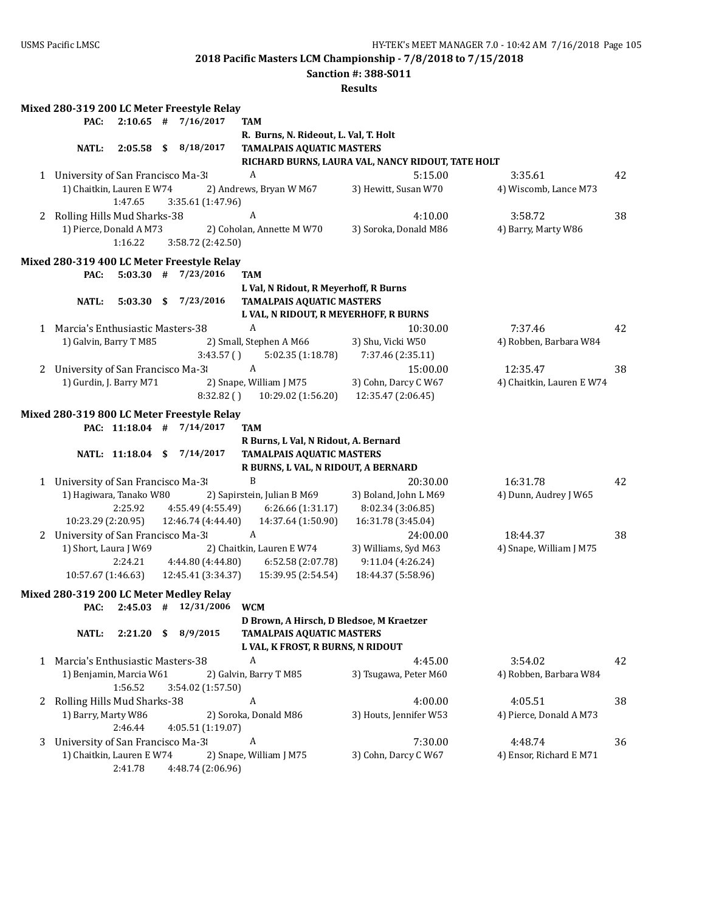**2018 Pacific Masters LCM Championship - 7/8/2018 to 7/15/2018**

**Sanction #: 388-S011**

**Results**

### Mixed 280-319 200 LC Meter Freestyle Relay

**PAC:** 2:10.65 # 7/16/2017 **TAM**
R. Burns, N. Rideout, L. Val, T. Holt

**NATL:** 2:05.58 $ 8/18/2017 **TAMALPAIS AQUATIC MASTERS**
RICHARD BURNS, LAURA VAL, NANCY RIDOUT, TATE HOLT

| | Team | Relay | Seed Time | Finals Time | Points |
|---|---|---|---|---|---|
| 1 | University of San Francisco Ma-38 | A | 5:15.00 | 3:35.61 | 42 |
| | 1) Chaitkin, Lauren E W74 | 2) Andrews, Bryan W M67 | 3) Hewitt, Susan W70 | 4) Wiscomb, Lance M73 | |
| | 1:47.65 | 3:35.61 (1:47.96) | | | |
| 2 | Rolling Hills Mud Sharks-38 | A | 4:10.00 | 3:58.72 | 38 |
| | 1) Pierce, Donald A M73 | 2) Coholan, Annette M W70 | 3) Soroka, Donald M86 | 4) Barry, Marty W86 | |
| | 1:16.22 | 3:58.72 (2:42.50) | | | |

### Mixed 280-319 400 LC Meter Freestyle Relay

**PAC:** 5:03.30 # 7/23/2016 **TAM**
L Val, N Ridout, R Meyerhoff, R Burns

**NATL:** 5:03.30 $ 7/23/2016 **TAMALPAIS AQUATIC MASTERS**
L VAL, N RIDOUT, R MEYERHOFF, R BURNS

| | Team | Relay | Seed Time | Finals Time | Points |
|---|---|---|---|---|---|
| 1 | Marcia's Enthusiastic Masters-38 | A | 10:30.00 | 7:37.46 | 42 |
| | 1) Galvin, Barry T M85 | 2) Small, Stephen A M66 | 3) Shu, Vicki W50 | 4) Robben, Barbara W84 | |
| | | 3:43.57 ( ) | 5:02.35 (1:18.78) | 7:37.46 (2:35.11) | |
| 2 | University of San Francisco Ma-38 | A | 15:00.00 | 12:35.47 | 38 |
| | 1) Gurdin, J. Barry M71 | 2) Snape, William J M75 | 3) Cohn, Darcy C W67 | 4) Chaitkin, Lauren E W74 | |
| | | 8:32.82 ( ) | 10:29.02 (1:56.20) | 12:35.47 (2:06.45) | |

### Mixed 280-319 800 LC Meter Freestyle Relay

**PAC:** 11:18.04 # 7/14/2017 **TAM**
R Burns, L Val, N Ridout, A. Bernard

**NATL:** 11:18.04 $ 7/14/2017 **TAMALPAIS AQUATIC MASTERS**
R BURNS, L VAL, N RIDOUT, A BERNARD

| | Team | Relay | Seed Time | Finals Time | Points |
|---|---|---|---|---|---|
| 1 | University of San Francisco Ma-38 | B | 20:30.00 | 16:31.78 | 42 |
| | 1) Hagiwara, Tanako W80 | 2) Sapirstein, Julian B M69 | 3) Boland, John L M69 | 4) Dunn, Audrey J W65 | |
| | 2:25.92 | 4:55.49 (4:55.49) | 6:26.66 (1:31.17) | 8:02.34 (3:06.85) | |
| | 10:23.29 (2:20.95) | 12:46.74 (4:44.40) | 14:37.64 (1:50.90) | 16:31.78 (3:45.04) | |
| 2 | University of San Francisco Ma-38 | A | 24:00.00 | 18:44.37 | 38 |
| | 1) Short, Laura J W69 | 2) Chaitkin, Lauren E W74 | 3) Williams, Syd M63 | 4) Snape, William J M75 | |
| | 2:24.21 | 4:44.80 (4:44.80) | 6:52.58 (2:07.78) | 9:11.04 (4:26.24) | |
| | 10:57.67 (1:46.63) | 12:45.41 (3:34.37) | 15:39.95 (2:54.54) | 18:44.37 (5:58.96) | |

### Mixed 280-319 200 LC Meter Medley Relay

**PAC:** 2:45.03 # 12/31/2006 **WCM**
D Brown, A Hirsch, D Bledsoe, M Kraetzer

**NATL:** 2:21.20 $ 8/9/2015 **TAMALPAIS AQUATIC MASTERS**
L VAL, K FROST, R BURNS, N RIDOUT

| | Team | Relay | Seed Time | Finals Time | Points |
|---|---|---|---|---|---|
| 1 | Marcia's Enthusiastic Masters-38 | A | 4:45.00 | 3:54.02 | 42 |
| | 1) Benjamin, Marcia W61 | 2) Galvin, Barry T M85 | 3) Tsugawa, Peter M60 | 4) Robben, Barbara W84 | |
| | 1:56.52 | 3:54.02 (1:57.50) | | | |
| 2 | Rolling Hills Mud Sharks-38 | A | 4:00.00 | 4:05.51 | 38 |
| | 1) Barry, Marty W86 | 2) Soroka, Donald M86 | 3) Houts, Jennifer W53 | 4) Pierce, Donald A M73 | |
| | 2:46.44 | 4:05.51 (1:19.07) | | | |
| 3 | University of San Francisco Ma-38 | A | 7:30.00 | 4:48.74 | 36 |
| | 1) Chaitkin, Lauren E W74 | 2) Snape, William J M75 | 3) Cohn, Darcy C W67 | 4) Ensor, Richard E M71 | |
| | 2:41.78 | 4:48.74 (2:06.96) | | | |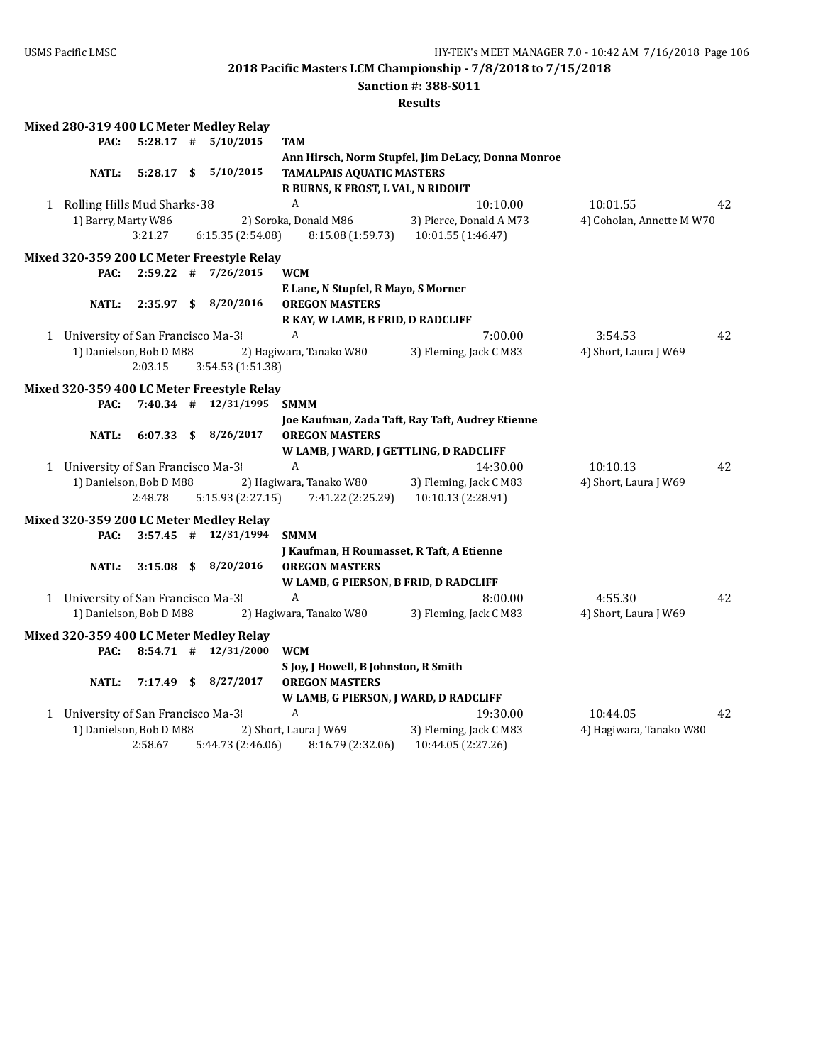**Mixed 280-319 400 LC Meter Medley Relay**

PAC: 5:28.17 # 5/10/2015 **TAM**
**Ann Hirsch, Norm Stupfel, Jim DeLacy, Donna Monroe**

NATL: 5:28.17 $ 5/10/2015 **TAMALPAIS AQUATIC MASTERS**
**R BURNS, K FROST, L VAL, N RIDOUT**

1 Rolling Hills Mud Sharks-38 A 10:10.00 10:01.55 42
1) Barry, Marty W86 2) Soroka, Donald M86 3) Pierce, Donald A M73 4) Coholan, Annette M W70
3:21.27 6:15.35 (2:54.08) 8:15.08 (1:59.73) 10:01.55 (1:46.47)

**Mixed 320-359 200 LC Meter Freestyle Relay**

PAC: 2:59.22 # 7/26/2015 **WCM**
**E Lane, N Stupfel, R Mayo, S Morner**

NATL: 2:35.97 $ 8/20/2016 **OREGON MASTERS**
**R KAY, W LAMB, B FRID, D RADCLIFF**

1 University of San Francisco Ma-38 A 7:00.00 3:54.53 42
1) Danielson, Bob D M88 2) Hagiwara, Tanako W80 3) Fleming, Jack C M83 4) Short, Laura J W69
2:03.15 3:54.53 (1:51.38)

**Mixed 320-359 400 LC Meter Freestyle Relay**

PAC: 7:40.34 # 12/31/1995 **SMMM**
**Joe Kaufman, Zada Taft, Ray Taft, Audrey Etienne**

NATL: 6:07.33 $ 8/26/2017 **OREGON MASTERS**
**W LAMB, J WARD, J GETTLING, D RADCLIFF**

1 University of San Francisco Ma-38 A 14:30.00 10:10.13 42
1) Danielson, Bob D M88 2) Hagiwara, Tanako W80 3) Fleming, Jack C M83 4) Short, Laura J W69
2:48.78 5:15.93 (2:27.15) 7:41.22 (2:25.29) 10:10.13 (2:28.91)

**Mixed 320-359 200 LC Meter Medley Relay**

PAC: 3:57.45 # 12/31/1994 **SMMM**
**J Kaufman, H Roumasset, R Taft, A Etienne**

NATL: 3:15.08 $ 8/20/2016 **OREGON MASTERS**
**W LAMB, G PIERSON, B FRID, D RADCLIFF**

1 University of San Francisco Ma-38 A 8:00.00 4:55.30 42
1) Danielson, Bob D M88 2) Hagiwara, Tanako W80 3) Fleming, Jack C M83 4) Short, Laura J W69

**Mixed 320-359 400 LC Meter Medley Relay**

PAC: 8:54.71 # 12/31/2000 **WCM**
**S Joy, J Howell, B Johnston, R Smith**

NATL: 7:17.49 $ 8/27/2017 **OREGON MASTERS**
**W LAMB, G PIERSON, J WARD, D RADCLIFF**

1 University of San Francisco Ma-38 A 19:30.00 10:44.05 42
1) Danielson, Bob D M88 2) Short, Laura J W69 3) Fleming, Jack C M83 4) Hagiwara, Tanako W80
2:58.67 5:44.73 (2:46.06) 8:16.79 (2:32.06) 10:44.05 (2:27.26)